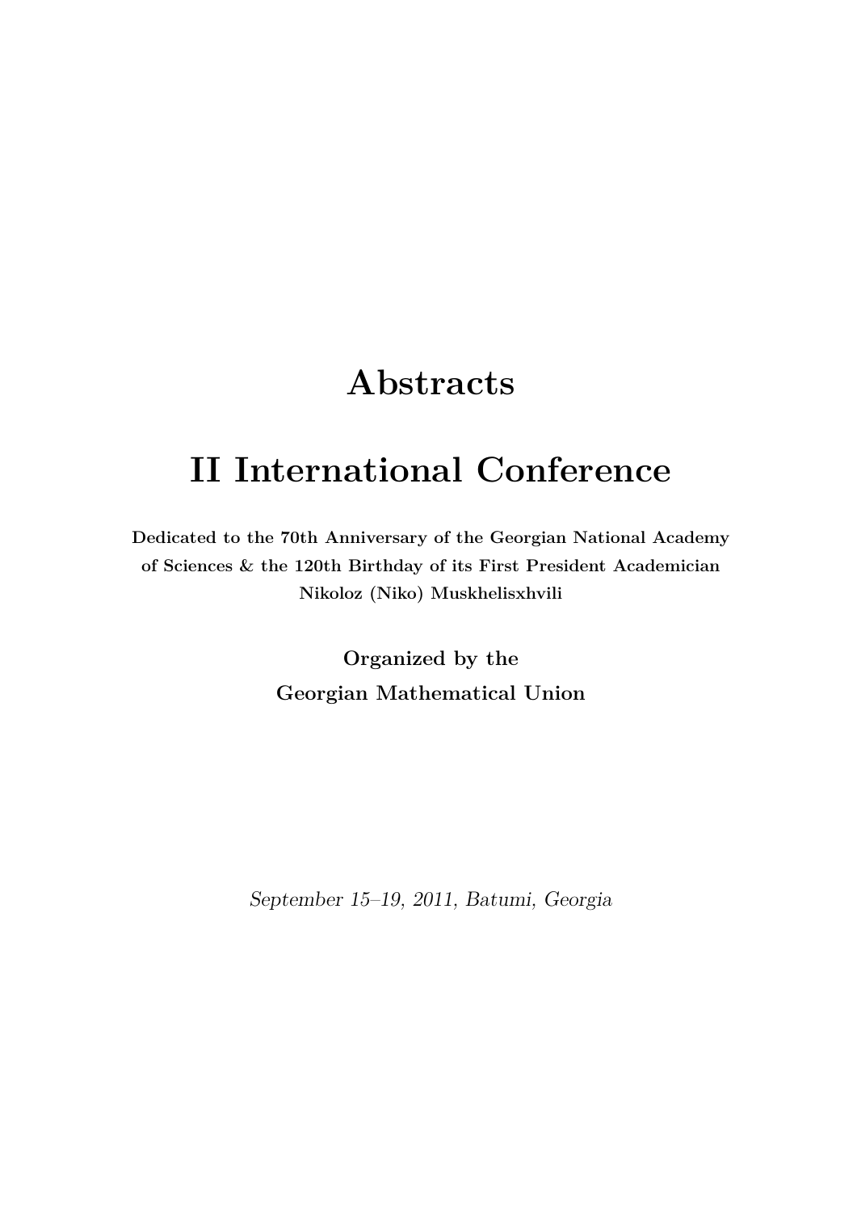# Abstracts

# II International Conference

**Dedicated to the 70th Anniversary of the Georgian National Academy of Sciences & the 120th Birthday of its First President Academician Nikoloz (Niko) Muskhelisxhvili**

**Organized by the**
**Georgian Mathematical Union**

*September 15–19, 2011, Batumi, Georgia*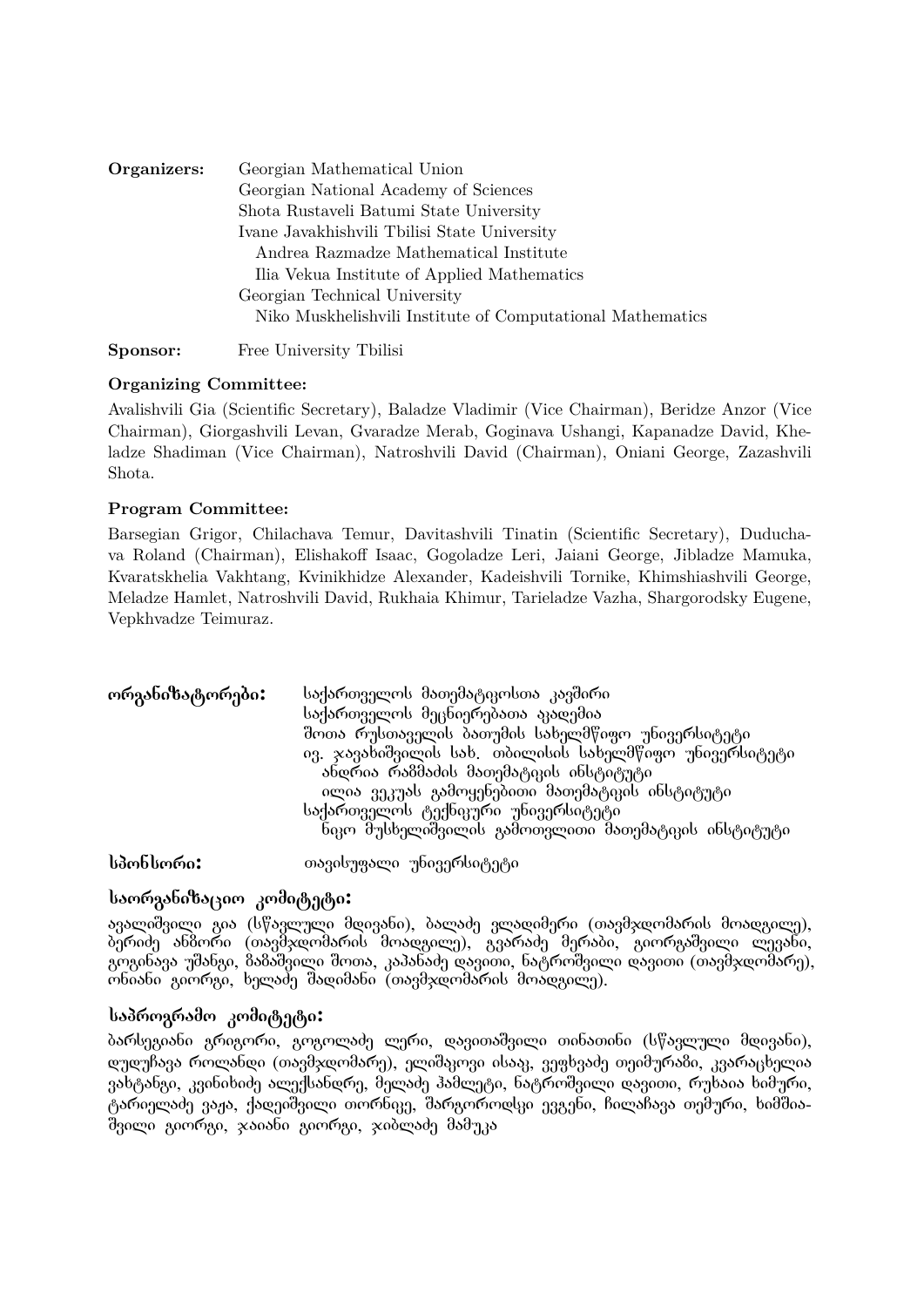**Organizers:** Georgian Mathematical Union
Georgian National Academy of Sciences
Shota Rustaveli Batumi State University
Ivane Javakhishvili Tbilisi State University
Andrea Razmadze Mathematical Institute
Ilia Vekua Institute of Applied Mathematics
Georgian Technical University
Niko Muskhelishvili Institute of Computational Mathematics

**Sponsor:** Free University Tbilisi

**Organizing Committee:**

Avalishvili Gia (Scientific Secretary), Baladze Vladimir (Vice Chairman), Beridze Anzor (Vice Chairman), Giorgashvili Levan, Gvaradze Merab, Goginava Ushangi, Kapanadze David, Kheladze Shadiman (Vice Chairman), Natroshvili David (Chairman), Oniani George, Zazashvili Shota.

**Program Committee:**

Barsegian Grigor, Chilachava Temur, Davitashvili Tinatin (Scientific Secretary), Duduchava Roland (Chairman), Elishakoff Isaac, Gogoladze Leri, Jaiani George, Jibladze Mamuka, Kvaratskhelia Vakhtang, Kvinikhidze Alexander, Kadeishvili Tornike, Khimshiashvili George, Meladze Hamlet, Natroshvili David, Rukhaia Khimur, Tarieladze Vazha, Shargorodsky Eugene, Vepkhvadze Teimuraz.

**ორგანიზატორები:** საქართველოს მათემატიკოსთა კავშირი
საქართველოს მეცნიერებათა აკადემია
შოთა რუსთაველის ბათუმის სახელმწიფო უნივერსიტეტი
ივ. ჯავახიშვილის სახ. თბილისის სახელმწიფო უნივერსიტეტი
ანდრია რაზმაძის მათემატიკის ინსტიტუტი
ილია ვეკუას გამოყენებითი მათემატიკის ინსტიტუტი
საქართველოს ტექნიკური უნივერსიტეტი
ნიკო მუსხელიშვილის გამოთვლითი მათემატიკის ინსტიტუტი

**სპონსორი:** თავისუფალი უნივერსიტეტი

**საორგანიზაციო კომიტეტი:**

ავალიშვილი გია (სწავლული მდივანი), ბალაძე ვლადიმერი (თავმჯდომარის მოადგილე), ბერიძე ანზორი (თავმჯდომარის მოადგილე), გვარაძე მერაბი, გიორგაშვილი ლევანი, გოგინავა უშანგი, ზაზაშვილი შოთა, კაპანაძე დავითი, ნატროშვილი დავითი (თავმჯდომარე), ონიანი გიორგი, ხელაძე შადიმანი (თავმჯდომარის მოადგილე).

**საპროგრამო კომიტეტი:**

ბარსეგიანი გრიგორი, გოგოლაძე ლერი, დავითაშვილი თინათინი (სწავლული მდივანი), დუდუჩავა როლანდი (თავმჯდომარე), ელიშაკოვი ისააკ, ვეფხვაძე თეიმურაზი, კვარაცხელია ვახტანგი, კვინიხიძე ალექსანდრე, მელაძე ჰამლეტი, ნატროშვილი დავითი, რუხაია ხიმური, ტარიელაძე ვაჟა, ქადეიშვილი თორნიკე, შარგოროდსკი ევგენი, ჩილაჩავა თემური, ხიმშიაშვილი გიორგი, ჯაიანი გიორგი, ჯიბლაძე მამუკა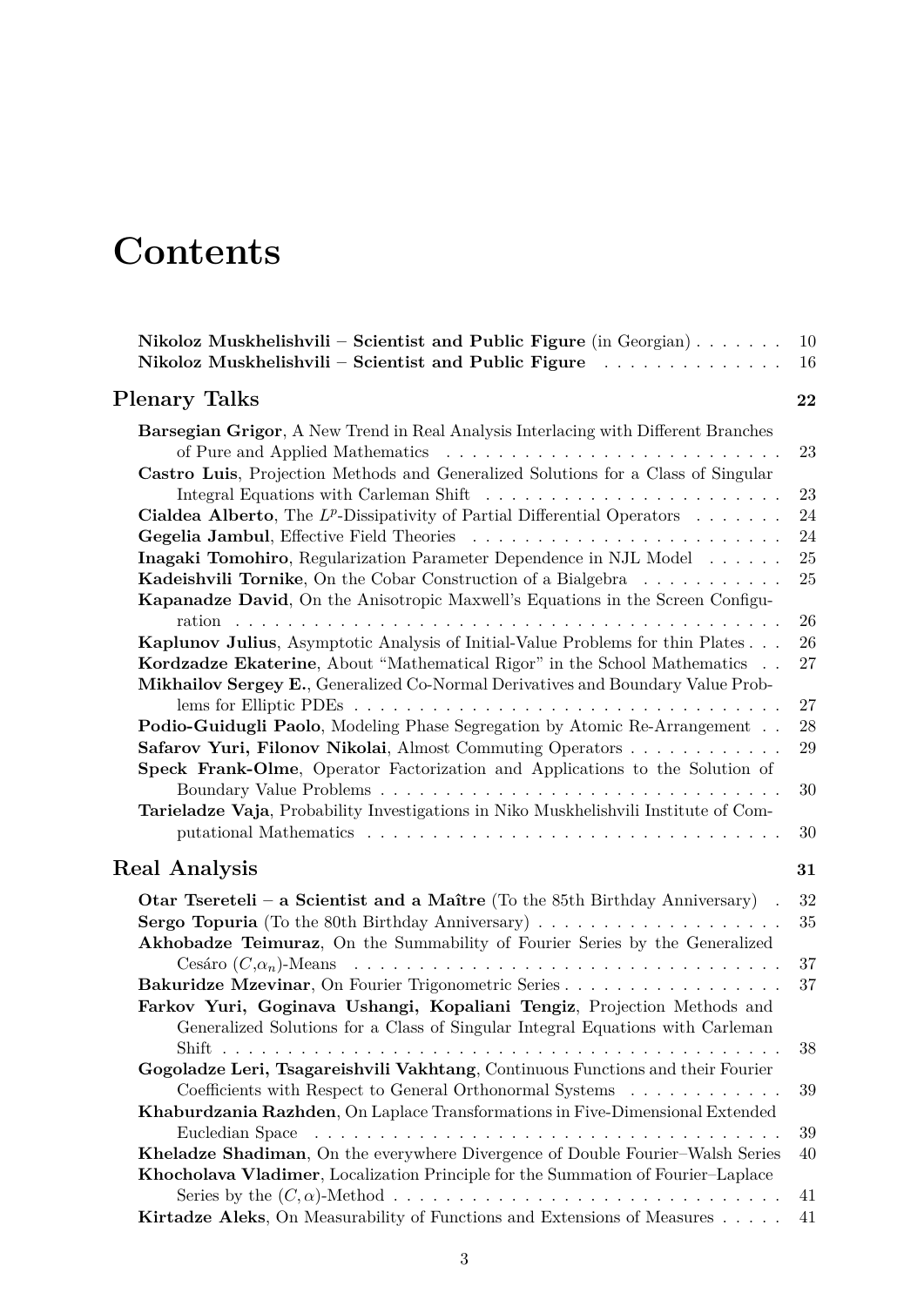# Contents

**Nikoloz Muskhelishvili – Scientist and Public Figure** (in Georgian) . . . . . . . 10
**Nikoloz Muskhelishvili – Scientist and Public Figure** . . . . . . . . . . . . . . 16

## Plenary Talks 22

**Barsegian Grigor**, A New Trend in Real Analysis Interlacing with Different Branches of Pure and Applied Mathematics . . . . . . . . . . . . . . . . . . . . . . . . . 23
**Castro Luis**, Projection Methods and Generalized Solutions for a Class of Singular Integral Equations with Carleman Shift . . . . . . . . . . . . . . . . . . . . . . 23
**Cialdea Alberto**, The $L^p$-Dissipativity of Partial Differential Operators . . . . . . . 24
**Gegelia Jambul**, Effective Field Theories . . . . . . . . . . . . . . . . . . . . . . . 24
**Inagaki Tomohiro**, Regularization Parameter Dependence in NJL Model . . . . . . 25
**Kadeishvili Tornike**, On the Cobar Construction of a Bialgebra . . . . . . . . . . . 25
**Kapanadze David**, On the Anisotropic Maxwell's Equations in the Screen Configuration . . . . . . . . . . . . . . . . . . . . . . . . . . . . . . . . . . . . . . . . . 26
**Kaplunov Julius**, Asymptotic Analysis of Initial-Value Problems for thin Plates . . . 26
**Kordzadze Ekaterine**, About "Mathematical Rigor" in the School Mathematics . . 27
**Mikhailov Sergey E.**, Generalized Co-Normal Derivatives and Boundary Value Problems for Elliptic PDEs . . . . . . . . . . . . . . . . . . . . . . . . . . . . . . . 27
**Podio-Guidugli Paolo**, Modeling Phase Segregation by Atomic Re-Arrangement . . 28
**Safarov Yuri, Filonov Nikolai**, Almost Commuting Operators . . . . . . . . . . . . 29
**Speck Frank-Olme**, Operator Factorization and Applications to the Solution of Boundary Value Problems . . . . . . . . . . . . . . . . . . . . . . . . . . . . . . 30
**Tarieladze Vaja**, Probability Investigations in Niko Muskhelishvili Institute of Computational Mathematics . . . . . . . . . . . . . . . . . . . . . . . . . . . . . . . 30

## Real Analysis 31

**Otar Tsereteli – a Scientist and a Maître** (To the 85th Birthday Anniversary) . 32
**Sergo Topuria** (To the 80th Birthday Anniversary) . . . . . . . . . . . . . . . . . . . 35
**Akhobadze Teimuraz**, On the Summability of Fourier Series by the Generalized Cesáro $(C,\alpha_n)$-Means . . . . . . . . . . . . . . . . . . . . . . . . . . . . . . . . 37
**Bakuridze Mzevinar**, On Fourier Trigonometric Series . . . . . . . . . . . . . . . . . 37
**Farkov Yuri, Goginava Ushangi, Kopaliani Tengiz**, Projection Methods and Generalized Solutions for a Class of Singular Integral Equations with Carleman Shift . . . . . . . . . . . . . . . . . . . . . . . . . . . . . . . . . . . . . . . . . . 38
**Gogoladze Leri, Tsagareishvili Vakhtang**, Continuous Functions and their Fourier Coefficients with Respect to General Orthonormal Systems . . . . . . . . . . . . 39
**Khaburdzania Razhden**, On Laplace Transformations in Five-Dimensional Extended Eucledian Space . . . . . . . . . . . . . . . . . . . . . . . . . . . . . . . . . . . 39
**Kheladze Shadiman**, On the everywhere Divergence of Double Fourier–Walsh Series 40
**Khocholava Vladimer**, Localization Principle for the Summation of Fourier–Laplace Series by the $(C,\alpha)$-Method . . . . . . . . . . . . . . . . . . . . . . . . . . . . . 41
**Kirtadze Aleks**, On Measurability of Functions and Extensions of Measures . . . . . 41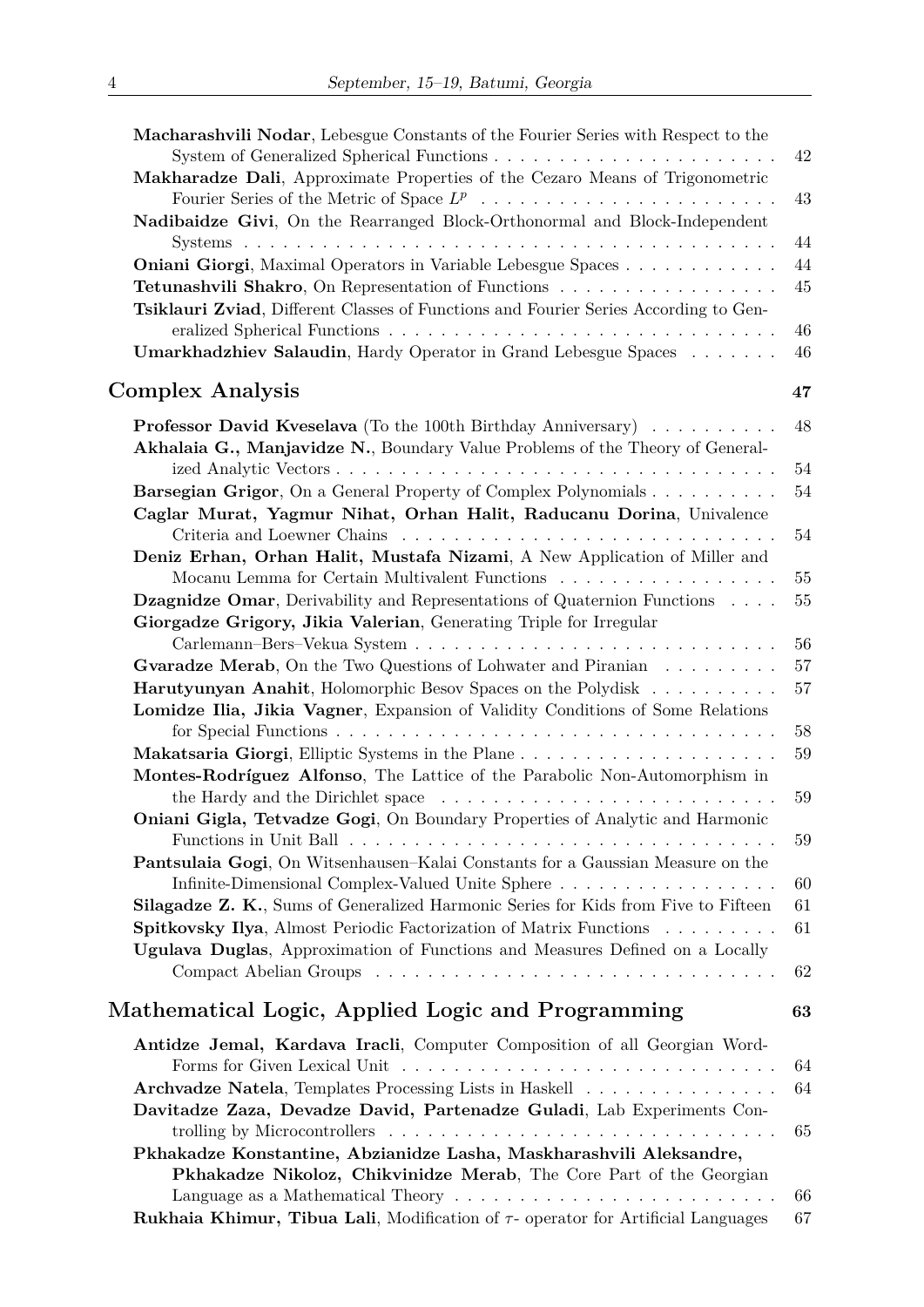**Macharashvili Nodar**, Lebesgue Constants of the Fourier Series with Respect to the System of Generalized Spherical Functions . . . . . . . . . . . . . . . . . . . . . . . 42

**Makharadze Dali**, Approximate Properties of the Cezaro Means of Trigonometric Fourier Series of the Metric of Space $L^p$ . . . . . . . . . . . . . . . . . . . . . . 43

**Nadibaidze Givi**, On the Rearranged Block-Orthonormal and Block-Independent Systems . . . . . . . . . . . . . . . . . . . . . . . . . . . . . . . . . . . . . . . . 44

**Oniani Giorgi**, Maximal Operators in Variable Lebesgue Spaces . . . . . . . . . . . . 44

**Tetunashvili Shakro**, On Representation of Functions . . . . . . . . . . . . . . . . . 45

**Tsiklauri Zviad**, Different Classes of Functions and Fourier Series According to Generalized Spherical Functions . . . . . . . . . . . . . . . . . . . . . . . . . . . . . 46

**Umarkhadzhiev Salaudin**, Hardy Operator in Grand Lebesgue Spaces . . . . . . . 46

## Complex Analysis 47

**Professor David Kveselava** (To the 100th Birthday Anniversary) . . . . . . . . . . 48

**Akhalaia G., Manjavidze N.**, Boundary Value Problems of the Theory of Generalized Analytic Vectors . . . . . . . . . . . . . . . . . . . . . . . . . . . . . . . . . 54

**Barsegian Grigor**, On a General Property of Complex Polynomials . . . . . . . . . . 54

**Caglar Murat, Yagmur Nihat, Orhan Halit, Raducanu Dorina**, Univalence Criteria and Loewner Chains . . . . . . . . . . . . . . . . . . . . . . . . . . . . . 54

**Deniz Erhan, Orhan Halit, Mustafa Nizami**, A New Application of Miller and Mocanu Lemma for Certain Multivalent Functions . . . . . . . . . . . . . . . . . 55

**Dzagnidze Omar**, Derivability and Representations of Quaternion Functions . . . . 55

**Giorgadze Grigory, Jikia Valerian**, Generating Triple for Irregular Carlemann–Bers–Vekua System . . . . . . . . . . . . . . . . . . . . . . . . . . . 56

**Gvaradze Merab**, On the Two Questions of Lohwater and Piranian . . . . . . . . . 57

**Harutyunyan Anahit**, Holomorphic Besov Spaces on the Polydisk . . . . . . . . . . 57

**Lomidze Ilia, Jikia Vagner**, Expansion of Validity Conditions of Some Relations for Special Functions . . . . . . . . . . . . . . . . . . . . . . . . . . . . . . . . . . 58

**Makatsaria Giorgi**, Elliptic Systems in the Plane . . . . . . . . . . . . . . . . . . . . 59

**Montes-Rodríguez Alfonso**, The Lattice of the Parabolic Non-Automorphism in the Hardy and the Dirichlet space . . . . . . . . . . . . . . . . . . . . . . . . . . 59

**Oniani Gigla, Tetvadze Gogi**, On Boundary Properties of Analytic and Harmonic Functions in Unit Ball . . . . . . . . . . . . . . . . . . . . . . . . . . . . . . . . . 59

**Pantsulaia Gogi**, On Witsenhausen–Kalai Constants for a Gaussian Measure on the Infinite-Dimensional Complex-Valued Unite Sphere . . . . . . . . . . . . . . . . . 60

**Silagadze Z. K.**, Sums of Generalized Harmonic Series for Kids from Five to Fifteen 61

**Spitkovsky Ilya**, Almost Periodic Factorization of Matrix Functions . . . . . . . . . 61

**Ugulava Duglas**, Approximation of Functions and Measures Defined on a Locally Compact Abelian Groups . . . . . . . . . . . . . . . . . . . . . . . . . . . . . . . 62

## Mathematical Logic, Applied Logic and Programming 63

**Antidze Jemal, Kardava Iracli**, Computer Composition of all Georgian Word-Forms for Given Lexical Unit . . . . . . . . . . . . . . . . . . . . . . . . . . . . 64

**Archvadze Natela**, Templates Processing Lists in Haskell . . . . . . . . . . . . . . . 64

**Davitadze Zaza, Devadze David, Partenadze Guladi**, Lab Experiments Controlling by Microcontrollers . . . . . . . . . . . . . . . . . . . . . . . . . . . . . . 65

**Pkhakadze Konstantine, Abzianidze Lasha, Maskharashvili Aleksandre, Pkhakadze Nikoloz, Chikvinidze Merab**, The Core Part of the Georgian Language as a Mathematical Theory . . . . . . . . . . . . . . . . . . . . . . . . . . 66

**Rukhaia Khimur, Tibua Lali**, Modification of $\tau$- operator for Artificial Languages 67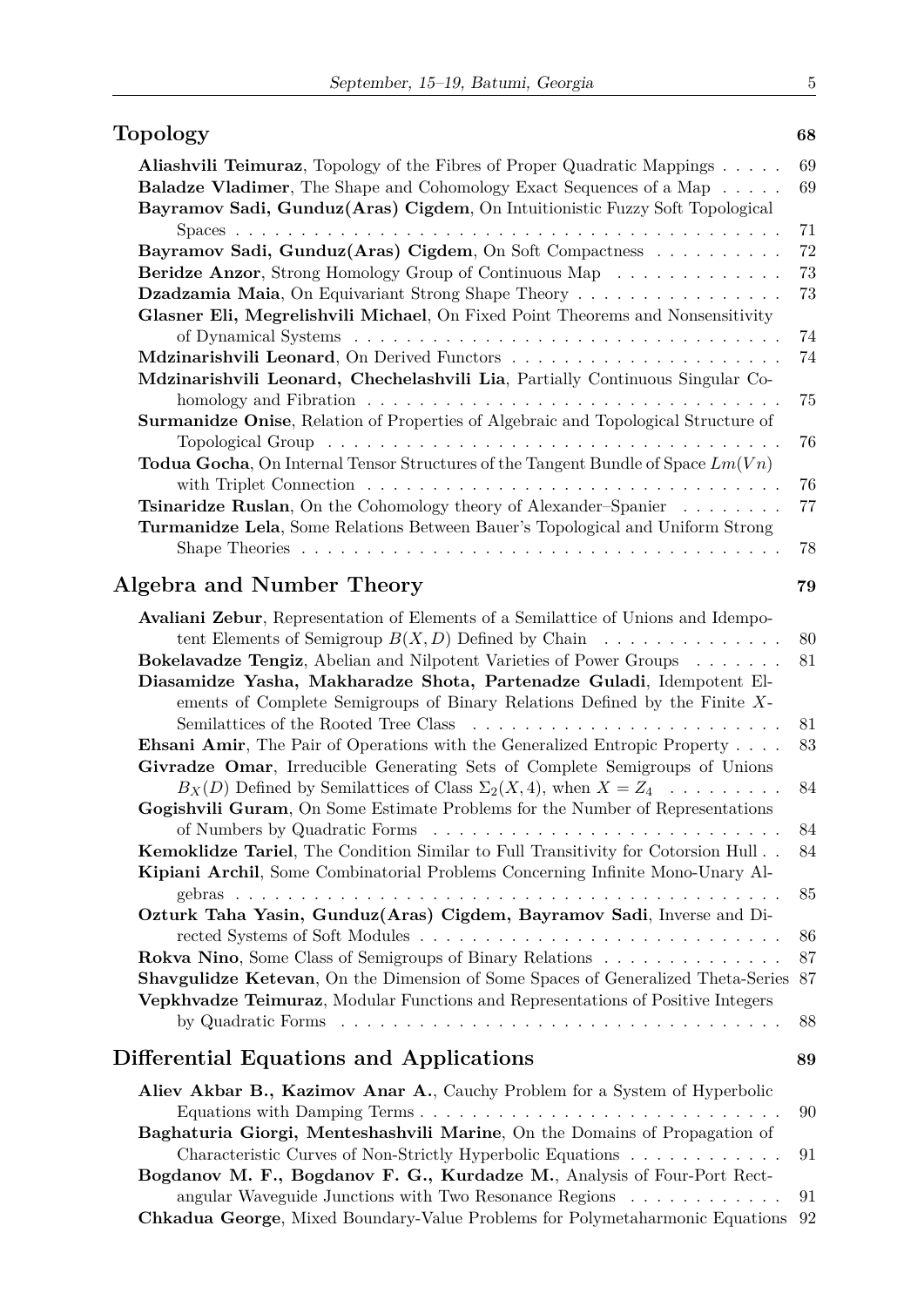## Topology 68

**Aliashvili Teimuraz**, Topology of the Fibres of Proper Quadratic Mappings . . . . . 69

**Baladze Vladimer**, The Shape and Cohomology Exact Sequences of a Map . . . . . 69

**Bayramov Sadi, Gunduz(Aras) Cigdem**, On Intuitionistic Fuzzy Soft Topological Spaces . . . . . 71

**Bayramov Sadi, Gunduz(Aras) Cigdem**, On Soft Compactness . . . . . 72

**Beridze Anzor**, Strong Homology Group of Continuous Map . . . . . 73

**Dzadzamia Maia**, On Equivariant Strong Shape Theory . . . . . 73

**Glasner Eli, Megrelishvili Michael**, On Fixed Point Theorems and Nonsensitivity of Dynamical Systems . . . . . 74

**Mdzinarishvili Leonard**, On Derived Functors . . . . . 74

**Mdzinarishvili Leonard, Chechelashvili Lia**, Partially Continuous Singular Cohomology and Fibration . . . . . 75

**Surmanidze Onise**, Relation of Properties of Algebraic and Topological Structure of Topological Group . . . . . 76

**Todua Gocha**, On Internal Tensor Structures of the Tangent Bundle of Space $Lm(Vn)$ with Triplet Connection . . . . . 76

**Tsinaridze Ruslan**, On the Cohomology theory of Alexander–Spanier . . . . . 77

**Turmanidze Lela**, Some Relations Between Bauer's Topological and Uniform Strong Shape Theories . . . . . 78

## Algebra and Number Theory 79

**Avaliani Zebur**, Representation of Elements of a Semilattice of Unions and Idempotent Elements of Semigroup $B(X, D)$ Defined by Chain . . . . . 80

**Bokelavadze Tengiz**, Abelian and Nilpotent Varieties of Power Groups . . . . . 81

**Diasamidze Yasha, Makharadze Shota, Partenadze Guladi**, Idempotent Elements of Complete Semigroups of Binary Relations Defined by the Finite $X$-Semilattices of the Rooted Tree Class . . . . . 81

**Ehsani Amir**, The Pair of Operations with the Generalized Entropic Property . . . . 83

**Givradze Omar**, Irreducible Generating Sets of Complete Semigroups of Unions $B_X(D)$ Defined by Semilattices of Class $\Sigma_2(X, 4)$, when $X = Z_4$ . . . . . 84

**Gogishvili Guram**, On Some Estimate Problems for the Number of Representations of Numbers by Quadratic Forms . . . . . 84

**Kemoklidze Tariel**, The Condition Similar to Full Transitivity for Cotorsion Hull . . 84

**Kipiani Archil**, Some Combinatorial Problems Concerning Infinite Mono-Unary Algebras . . . . . 85

**Ozturk Taha Yasin, Gunduz(Aras) Cigdem, Bayramov Sadi**, Inverse and Directed Systems of Soft Modules . . . . . 86

**Rokva Nino**, Some Class of Semigroups of Binary Relations . . . . . 87

**Shavgulidze Ketevan**, On the Dimension of Some Spaces of Generalized Theta-Series 87

**Vepkhvadze Teimuraz**, Modular Functions and Representations of Positive Integers by Quadratic Forms . . . . . 88

## Differential Equations and Applications 89

**Aliev Akbar B., Kazimov Anar A.**, Cauchy Problem for a System of Hyperbolic Equations with Damping Terms . . . . . 90

**Baghaturia Giorgi, Menteshashvili Marine**, On the Domains of Propagation of Characteristic Curves of Non-Strictly Hyperbolic Equations . . . . . 91

**Bogdanov M. F., Bogdanov F. G., Kurdadze M.**, Analysis of Four-Port Rectangular Waveguide Junctions with Two Resonance Regions . . . . . 91

**Chkadua George**, Mixed Boundary-Value Problems for Polymetaharmonic Equations 92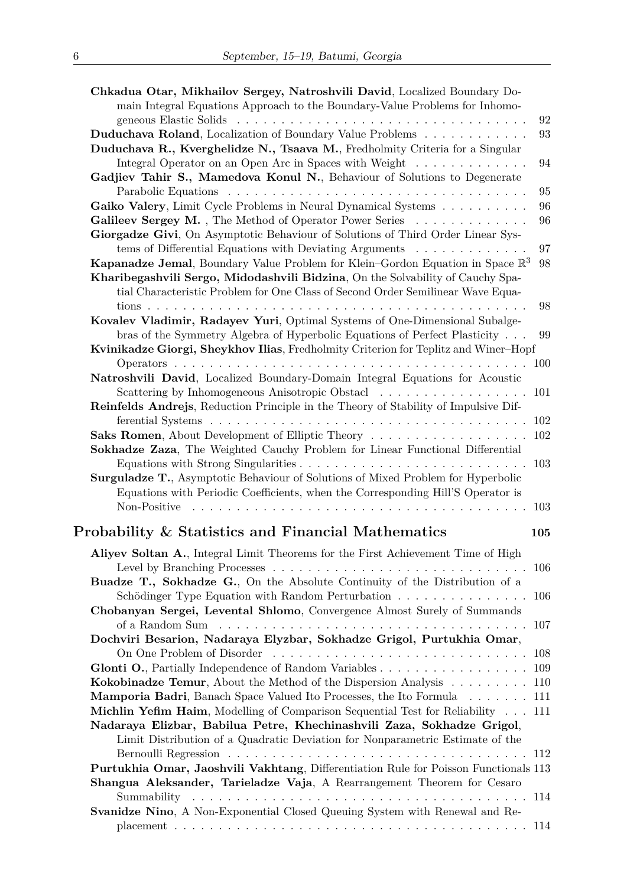**Chkadua Otar, Mikhailov Sergey, Natroshvili David**, Localized Boundary Domain Integral Equations Approach to the Boundary-Value Problems for Inhomogeneous Elastic Solids . . . 92

**Duduchava Roland**, Localization of Boundary Value Problems . . . 93

**Duduchava R., Kverghelidze N., Tsaava M.**, Fredholmity Criteria for a Singular Integral Operator on an Open Arc in Spaces with Weight . . . 94

**Gadjiev Tahir S., Mamedova Konul N.**, Behaviour of Solutions to Degenerate Parabolic Equations . . . 95

**Gaiko Valery**, Limit Cycle Problems in Neural Dynamical Systems . . . 96

**Galileev Sergey M.** , The Method of Operator Power Series . . . 96

**Giorgadze Givi**, On Asymptotic Behaviour of Solutions of Third Order Linear Systems of Differential Equations with Deviating Arguments . . . 97

**Kapanadze Jemal**, Boundary Value Problem for Klein–Gordon Equation in Space $\mathbb{R}^3$ 98

**Kharibegashvili Sergo, Midodashvili Bidzina**, On the Solvability of Cauchy Spatial Characteristic Problem for One Class of Second Order Semilinear Wave Equations . . . 98

**Kovalev Vladimir, Radayev Yuri**, Optimal Systems of One-Dimensional Subalgebras of the Symmetry Algebra of Hyperbolic Equations of Perfect Plasticity . . . 99

**Kvinikadze Giorgi, Sheykhov Ilias**, Fredholmity Criterion for Teplitz and Winer–Hopf Operators . . . 100

**Natroshvili David**, Localized Boundary-Domain Integral Equations for Acoustic Scattering by Inhomogeneous Anisotropic Obstacl . . . 101

**Reinfelds Andrejs**, Reduction Principle in the Theory of Stability of Impulsive Differential Systems . . . 102

**Saks Romen**, About Development of Elliptic Theory . . . 102

**Sokhadze Zaza**, The Weighted Cauchy Problem for Linear Functional Differential Equations with Strong Singularities . . . 103

**Surguladze T.**, Asymptotic Behaviour of Solutions of Mixed Problem for Hyperbolic Equations with Periodic Coefficients, when the Corresponding Hill'S Operator is Non-Positive . . . 103

## Probability & Statistics and Financial Mathematics 105

**Aliyev Soltan A.**, Integral Limit Theorems for the First Achievement Time of High Level by Branching Processes . . . 106

**Buadze T., Sokhadze G.**, On the Absolute Continuity of the Distribution of a Schödinger Type Equation with Random Perturbation . . . 106

**Chobanyan Sergei, Levental Shlomo**, Convergence Almost Surely of Summands of a Random Sum . . . 107

**Dochviri Besarion, Nadaraya Elyzbar, Sokhadze Grigol, Purtukhia Omar**, On One Problem of Disorder . . . 108

**Glonti O.**, Partially Independence of Random Variables . . . 109

**Kokobinadze Temur**, About the Method of the Dispersion Analysis . . . 110

**Mamporia Badri**, Banach Space Valued Ito Processes, the Ito Formula . . . 111

**Michlin Yefim Haim**, Modelling of Comparison Sequential Test for Reliability . . . 111

**Nadaraya Elizbar, Babilua Petre, Khechinashvili Zaza, Sokhadze Grigol**, Limit Distribution of a Quadratic Deviation for Nonparametric Estimate of the Bernoulli Regression . . . 112

**Purtukhia Omar, Jaoshvili Vakhtang**, Differentiation Rule for Poisson Functionals 113

**Shangua Aleksander, Tarieladze Vaja**, A Rearrangement Theorem for Cesaro Summability . . . 114

**Svanidze Nino**, A Non-Exponential Closed Queuing System with Renewal and Replacement . . . 114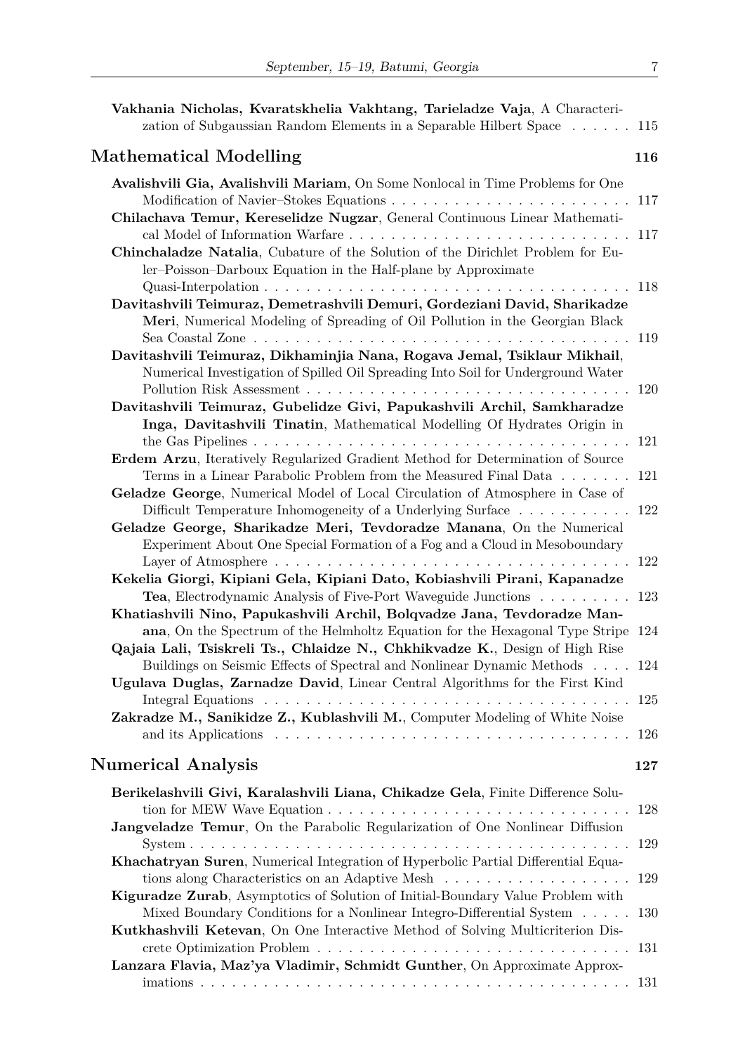**Vakhania Nicholas, Kvaratskhelia Vakhtang, Tarieladze Vaja**, A Characterization of Subgaussian Random Elements in a Separable Hilbert Space . . . . . . 115

## Mathematical Modelling 116

**Avalishvili Gia, Avalishvili Mariam**, On Some Nonlocal in Time Problems for One Modification of Navier–Stokes Equations . . . . . . . . . . . . . . . . . . . . . . 117

**Chilachava Temur, Kereselidze Nugzar**, General Continuous Linear Mathematical Model of Information Warfare . . . . . . . . . . . . . . . . . . . . . . . . . . 117

**Chinchaladze Natalia**, Cubature of the Solution of the Dirichlet Problem for Euler–Poisson–Darboux Equation in the Half-plane by Approximate Quasi-Interpolation . . . . . . . . . . . . . . . . . . . . . . . . . . . . . . . . . . 118

**Davitashvili Teimuraz, Demetrashvili Demuri, Gordeziani David, Sharikadze Meri**, Numerical Modeling of Spreading of Oil Pollution in the Georgian Black Sea Coastal Zone . . . . . . . . . . . . . . . . . . . . . . . . . . . . . . . . . . . 119

**Davitashvili Teimuraz, Dikhaminjia Nana, Rogava Jemal, Tsiklaur Mikhail**, Numerical Investigation of Spilled Oil Spreading Into Soil for Underground Water Pollution Risk Assessment . . . . . . . . . . . . . . . . . . . . . . . . . . . . . 120

**Davitashvili Teimuraz, Gubelidze Givi, Papukashvili Archil, Samkharadze Inga, Davitashvili Tinatin**, Mathematical Modelling Of Hydrates Origin in the Gas Pipelines . . . . . . . . . . . . . . . . . . . . . . . . . . . . . . . . . . . 121

**Erdem Arzu**, Iteratively Regularized Gradient Method for Determination of Source Terms in a Linear Parabolic Problem from the Measured Final Data . . . . . . . 121

**Geladze George**, Numerical Model of Local Circulation of Atmosphere in Case of Difficult Temperature Inhomogeneity of a Underlying Surface . . . . . . . . . . . 122

**Geladze George, Sharikadze Meri, Tevdoradze Manana**, On the Numerical Experiment About One Special Formation of a Fog and a Cloud in Mesoboundary Layer of Atmosphere . . . . . . . . . . . . . . . . . . . . . . . . . . . . . . . . 122

**Kekelia Giorgi, Kipiani Gela, Kipiani Dato, Kobiashvili Pirani, Kapanadze Tea**, Electrodynamic Analysis of Five-Port Waveguide Junctions . . . . . . . . . 123

**Khatiashvili Nino, Papukashvili Archil, Bolqvadze Jana, Tevdoradze Manana**, On the Spectrum of the Helmholtz Equation for the Hexagonal Type Stripe 124

**Qajaia Lali, Tsiskreli Ts., Chlaidze N., Chkhikvadze K.**, Design of High Rise Buildings on Seismic Effects of Spectral and Nonlinear Dynamic Methods . . . . 124

**Ugulava Duglas, Zarnadze David**, Linear Central Algorithms for the First Kind Integral Equations . . . . . . . . . . . . . . . . . . . . . . . . . . . . . . . . . . 125

**Zakradze M., Sanikidze Z., Kublashvili M.**, Computer Modeling of White Noise and its Applications . . . . . . . . . . . . . . . . . . . . . . . . . . . . . . . . 126

## Numerical Analysis 127

**Berikelashvili Givi, Karalashvili Liana, Chikadze Gela**, Finite Difference Solution for MEW Wave Equation . . . . . . . . . . . . . . . . . . . . . . . . . . . . . 128

**Jangveladze Temur**, On the Parabolic Regularization of One Nonlinear Diffusion System . . . . . . . . . . . . . . . . . . . . . . . . . . . . . . . . . . . . . . . 129

**Khachatryan Suren**, Numerical Integration of Hyperbolic Partial Differential Equations along Characteristics on an Adaptive Mesh . . . . . . . . . . . . . . . . . 129

**Kiguradze Zurab**, Asymptotics of Solution of Initial-Boundary Value Problem with Mixed Boundary Conditions for a Nonlinear Integro-Differential System . . . . . 130

**Kutkhashvili Ketevan**, On One Interactive Method of Solving Multicriterion Discrete Optimization Problem . . . . . . . . . . . . . . . . . . . . . . . . . . . . . 131

**Lanzara Flavia, Maz'ya Vladimir, Schmidt Gunther**, On Approximate Approximations . . . . . . . . . . . . . . . . . . . . . . . . . . . . . . . . . . . . . . . 131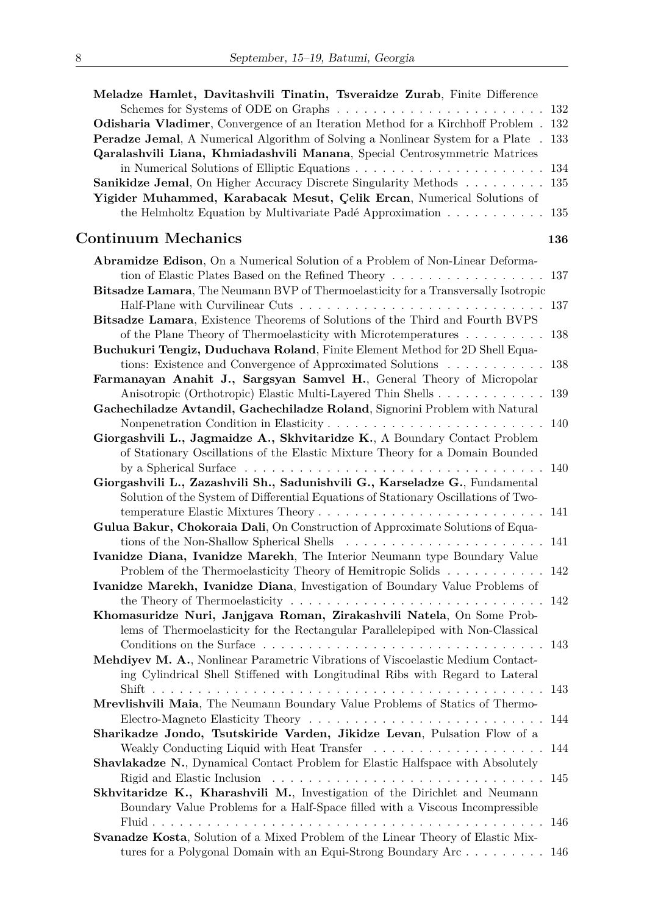**Meladze Hamlet, Davitashvili Tinatin, Tsveraidze Zurab**, Finite Difference Schemes for Systems of ODE on Graphs . . . . . . . . . . . . . . . . . . . . . . . 132

**Odisharia Vladimer**, Convergence of an Iteration Method for a Kirchhoff Problem . 132

**Peradze Jemal**, A Numerical Algorithm of Solving a Nonlinear System for a Plate . 133

**Qaralashvili Liana, Khmiadashvili Manana**, Special Centrosymmetric Matrices in Numerical Solutions of Elliptic Equations . . . . . . . . . . . . . . . . . . . . . 134

**Sanikidze Jemal**, On Higher Accuracy Discrete Singularity Methods . . . . . . . . . 135

**Yigider Muhammed, Karabacak Mesut, Çelik Ercan**, Numerical Solutions of the Helmholtz Equation by Multivariate Padé Approximation . . . . . . . . . . . 135

## Continuum Mechanics 136

**Abramidze Edison**, On a Numerical Solution of a Problem of Non-Linear Deformation of Elastic Plates Based on the Refined Theory . . . . . . . . . . . . . . . . 137

**Bitsadze Lamara**, The Neumann BVP of Thermoelasticity for a Transversally Isotropic Half-Plane with Curvilinear Cuts . . . . . . . . . . . . . . . . . . . . . . . . . . 137

**Bitsadze Lamara**, Existence Theorems of Solutions of the Third and Fourth BVPS of the Plane Theory of Thermoelasticity with Microtemperatures . . . . . . . . . 138

**Buchukuri Tengiz, Duduchava Roland**, Finite Element Method for 2D Shell Equations: Existence and Convergence of Approximated Solutions . . . . . . . . . . . 138

**Farmanayan Anahit J., Sargsyan Samvel H.**, General Theory of Micropolar Anisotropic (Orthotropic) Elastic Multi-Layered Thin Shells . . . . . . . . . . . . 139

**Gachechiladze Avtandil, Gachechiladze Roland**, Signorini Problem with Natural Nonpenetration Condition in Elasticity . . . . . . . . . . . . . . . . . . . . . . . 140

**Giorgashvili L., Jagmaidze A., Skhvitaridze K.**, A Boundary Contact Problem of Stationary Oscillations of the Elastic Mixture Theory for a Domain Bounded by a Spherical Surface . . . . . . . . . . . . . . . . . . . . . . . . . . . . . . . . 140

**Giorgashvili L., Zazashvili Sh., Sadunishvili G., Karseladze G.**, Fundamental Solution of the System of Differential Equations of Stationary Oscillations of Two-temperature Elastic Mixtures Theory . . . . . . . . . . . . . . . . . . . . . . . . 141

**Gulua Bakur, Chokoraia Dali**, On Construction of Approximate Solutions of Equations of the Non-Shallow Spherical Shells . . . . . . . . . . . . . . . . . . . . . . 141

**Ivanidze Diana, Ivanidze Marekh**, The Interior Neumann type Boundary Value Problem of the Thermoelasticity Theory of Hemitropic Solids . . . . . . . . . . . 142

**Ivanidze Marekh, Ivanidze Diana**, Investigation of Boundary Value Problems of the Theory of Thermoelasticity . . . . . . . . . . . . . . . . . . . . . . . . . . . 142

**Khomasuridze Nuri, Janjgava Roman, Zirakashvili Natela**, On Some Problems of Thermoelasticity for the Rectangular Parallelepiped with Non-Classical Conditions on the Surface . . . . . . . . . . . . . . . . . . . . . . . . . . . . . . 143

**Mehdiyev M. A.**, Nonlinear Parametric Vibrations of Viscoelastic Medium Contacting Cylindrical Shell Stiffened with Longitudinal Ribs with Regard to Lateral Shift . . . . . . . . . . . . . . . . . . . . . . . . . . . . . . . . . . . . . . . . . . 143

**Mrevlishvili Maia**, The Neumann Boundary Value Problems of Statics of Thermo-Electro-Magneto Elasticity Theory . . . . . . . . . . . . . . . . . . . . . . . . . 144

**Sharikadze Jondo, Tsutskiride Varden, Jikidze Levan**, Pulsation Flow of a Weakly Conducting Liquid with Heat Transfer . . . . . . . . . . . . . . . . . . . 144

**Shavlakadze N.**, Dynamical Contact Problem for Elastic Halfspace with Absolutely Rigid and Elastic Inclusion . . . . . . . . . . . . . . . . . . . . . . . . . . . . . 145

**Skhvitaridze K., Kharashvili M.**, Investigation of the Dirichlet and Neumann Boundary Value Problems for a Half-Space filled with a Viscous Incompressible Fluid . . . . . . . . . . . . . . . . . . . . . . . . . . . . . . . . . . . . . . . . . 146

**Svanadze Kosta**, Solution of a Mixed Problem of the Linear Theory of Elastic Mixtures for a Polygonal Domain with an Equi-Strong Boundary Arc . . . . . . . . . 146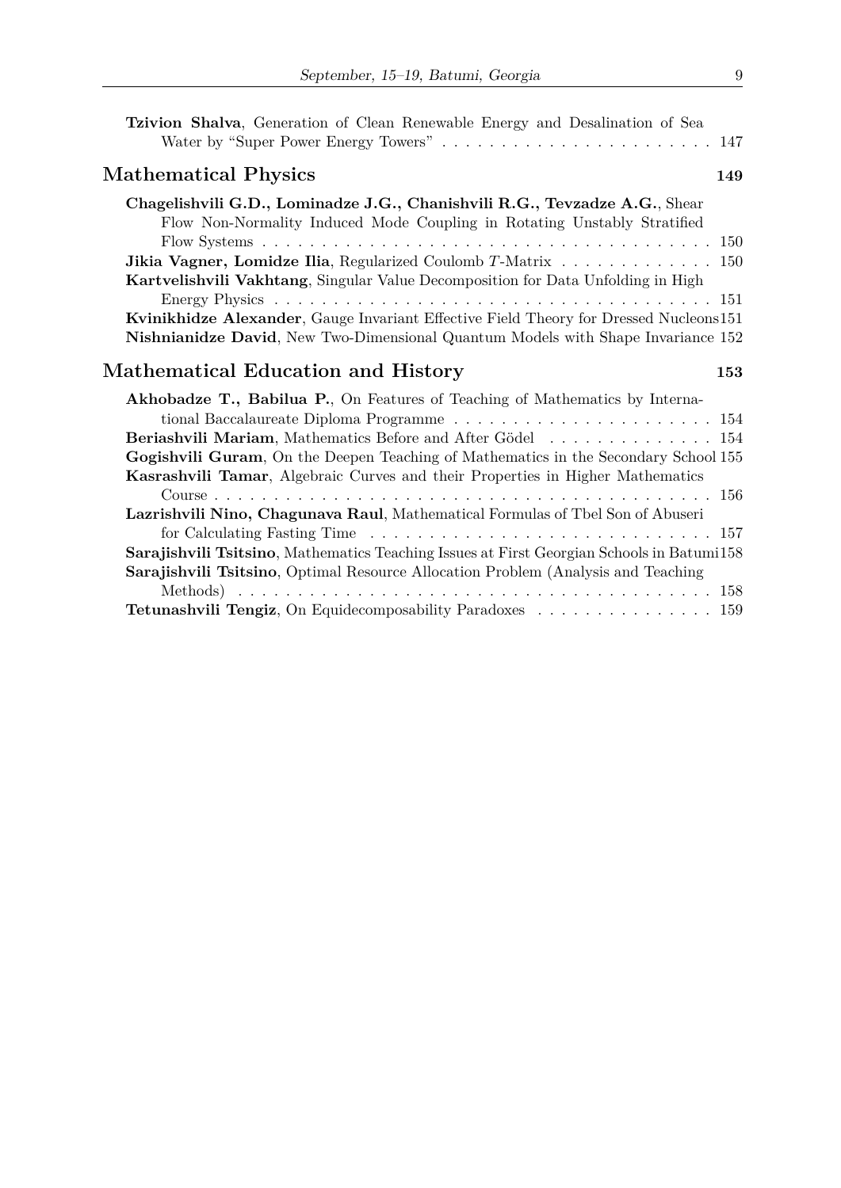**Tzivion Shalva**, Generation of Clean Renewable Energy and Desalination of Sea Water by "Super Power Energy Towers" . . . . . . . . . . . . . . . . . . . . . . . 147

## Mathematical Physics 149

**Chagelishvili G.D., Lominadze J.G., Chanishvili R.G., Tevzadze A.G.**, Shear Flow Non-Normality Induced Mode Coupling in Rotating Unstably Stratified Flow Systems . . . . . . . . . . . . . . . . . . . . . . . . . . . . . . . . . . . . . . 150

**Jikia Vagner, Lomidze Ilia**, Regularized Coulomb $T$-Matrix . . . . . . . . . . . . . 150

**Kartvelishvili Vakhtang**, Singular Value Decomposition for Data Unfolding in High Energy Physics . . . . . . . . . . . . . . . . . . . . . . . . . . . . . . . . . . . . 151

**Kvinikhidze Alexander**, Gauge Invariant Effective Field Theory for Dressed Nucleons 151

**Nishnianidze David**, New Two-Dimensional Quantum Models with Shape Invariance 152

## Mathematical Education and History 153

**Akhobadze T., Babilua P.**, On Features of Teaching of Mathematics by International Baccalaureate Diploma Programme . . . . . . . . . . . . . . . . . . . . . . 154

**Beriashvili Mariam**, Mathematics Before and After Gödel . . . . . . . . . . . . . . 154

**Gogishvili Guram**, On the Deepen Teaching of Mathematics in the Secondary School 155

**Kasrashvili Tamar**, Algebraic Curves and their Properties in Higher Mathematics Course . . . . . . . . . . . . . . . . . . . . . . . . . . . . . . . . . . . . . . . . . 156

**Lazrishvili Nino, Chagunava Raul**, Mathematical Formulas of Tbel Son of Abuseri for Calculating Fasting Time . . . . . . . . . . . . . . . . . . . . . . . . . . . . 157

**Sarajishvili Tsitsino**, Mathematics Teaching Issues at First Georgian Schools in Batumi 158

**Sarajishvili Tsitsino**, Optimal Resource Allocation Problem (Analysis and Teaching Methods) . . . . . . . . . . . . . . . . . . . . . . . . . . . . . . . . . . . . . . . 158

**Tetunashvili Tengiz**, On Equidecomposability Paradoxes . . . . . . . . . . . . . . . 159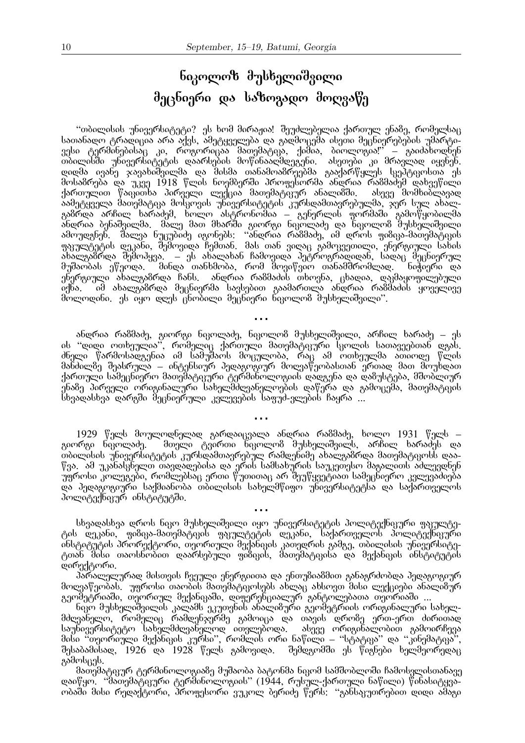# ნიკოლოზ მუსხელიშვილი მეცნიერი და საზოგადო მოღვაწე

"თბილისის უნივერსიტეტი? ეს ხომ მირაჟია! შეუძლებელია ქართულ ენაზე, რომელსაც სათანადო ტრადიცია არა აქვს, ამეტყველება და გადმოცემა ისეთი მეცნიერებების უმარტივესი ტერმინებისაც კი, როგორიცაა მათემატიკა, ქიმია, ბიოლოგია!" – გაიძახოდნენ თბილისში უნივერსიტეტის დაარსების მოწინააღმდეგენი. ასეთები კი მრავლად იყვნენ. დიდმა ივანე ჯავახიშვილმა და მისმა თანამოაზრეებმა გააქარწყლეს სკეპტიკოსთა ეს მოსაზრება და უკვე 1918 წლის ნოემბერში პროფესორმა ანდრია რაზმაძემ დახვეწილი ქართულით წაიკითხა პირველი ლექცია მათემატიკურ ანალიზში. ასევე მომხიბლავად აამეტყველა მათემატიკა მოსკოვის უნივერსიტეტის კურსდამთავრებულმა, ჯერ სულ ახალგაზრდა არჩილ ხარაძემ, ხოლო ასტრონომია – გენერლის ფორმაში გამოწყობილმა ანდრია ბენაშვილმა. მალე მათ მხარში გიორგი ნიკოლაძე და ნიკოლოზ მუსხელიშვილი ამოუდგნენ. შალვა ნუცუბიძე იგონებს: "ანდრია რაზმაძე, იმ დროს ფიზიკა-მათემატიკის ფაკულტეტის დეკანი, შემოვიდა ჩემთან. მას თან ვიღაც გამოკვეთილი, ენერგიული სახის ახალგაზრდა შემოჰყვა. – ეს ახალახან ჩამოვიდა პეტროგრადიდან, სადაც მეცნიერულ მუშაობას ეწეოდა. მალე თანხმობა, რომ მოვიწვიო თანამშრომლად. ნიჭიერი და ენერგიული ახალგაზრდა ჩანს. ანდრია რაზმაძის თხოვნა, ცხადია, დაკმაყოფილებული იქნა. იმ ახალგაზრდა მეცნიერმა სავსებით გაამართლა ანდრია რაზმაძის ყოველივე მოლოდინი. ეს იყო დღეს ცნობილი მეცნიერი ნიკოლოზ მუსხელიშვილი".

…

ანდრია რაზმაძე, გიორგი ნიკოლაძე, ნიკოლოზ მუსხელიშვილი, არჩილ ხარაძე – ეს ის "დიდი ოთხეულია", რომელიც ქართული მათემატიკური სკოლის სათავეებთან დგას. ძნელი წარმოსადგენია იმ საშუშაოს მოცულობა, რაც ამ ოთხეულმა ათიოდე წლის მანძილზე შეასრულა – ინტენსიურ პედაგოგიურ მოღვაწეობასთან ერთად მათ მოუხდათ ქართული სამეცნიერო მათემატიკური ტერმინოლოგიის დადგენა და დაზუსტება, მშობლიურ ენაზე პირველი ორიგინალური სახელმძღვანელოების დაწერა და გამოცემა, მათემატიკის სხვადასხვა დარგში მეცნიერული კვლევების საფუძ-ვლების ჩაყრა ...

…

1929 წელს მოულოდნელად გარდაიცვალა ანდრია რაზმაძე, ხოლო 1931 წელს – გიორგი ნიკოლაძე. მთელი ტვირთი ნიკოლოზ მუსხელიშვილს, არჩილ ხარაძეს და თბილისის უნივერსიტეტის კურსდამთავრებულ რამდენიმე ახალგაზრდა მათემატიკოსს დააწვა. ამ უკანასკნელთ თავდადებისა და ერის სამსახურის საუკეთესო მაგალითს აძლევდნენ უფროსი კოლეგები, რომლებსაც ერთი წუთითაც არ შეუწყვეტიათ სამეცნიერო კვლევაძიება და პედაგოგიური საქმიანობა თბილისის სახელმწიფო უნივერსიტეტსა და საქართველოს პოლიტექნიკურ ინსტიტუტში.

…

სხვადასხვა დროს ნიკო მუსხელიშვილი იყო უნივერსიტეტის პოლიტექნიკური ფაკულტეტის დეკანი, ფიზიკა-მათემატიკის ფაკულტეტის დეკანი, საქართველოს პოლიტექნიკური ინსტიტუტის პრორექტორი, თეორიული მექანიკის კათედრის გამგე, თბილისის უნივერსიტეტთან მისი თაოსნობით დაარსებული ფიზიკის, მათემატიკისა და მექანიკის ინსტიტუტის დირექტორი.

პარალელურად მისთვის ჩვეული ენერგიითა და ენთუზიაზმით განაგრძობდა პედაგოგიურ მოღვაწეობას. უფროსი თაობის მათემატიკოსებს ახლაც ახსოვთ მისი ლექციები ანალიზურ გეომეტრიაში, თეორიულ მექანიკაში, დიფერენციალურ განტოლებათა თეორიაში ...

ნიკო მუსხელიშვილის კალამს ეკუთვნის ანალიზური გეომეტრიის ორიგინალური სახელმძღვანელო, რომელიც რამდენჯერმე გამოიცა და თავის დროზე ერთ-ერთ ძირითად საუნივერსიტეტო სახელმძღვანელოდ ითვლებოდა. ასევე ორიგინალობით გამოირჩევა მისი "თეორიული მექანიკის კურსი", რომლის ორი ნაწილი – "სტატიკა" და "კინემატიკა", შესაბამისად, 1926 და 1928 წელს გამოვიდა. შემდგომში ეს წიგნები ხელმეორედაც გამოსცეს.

მათემატიკურ ტერმინოლოგიაზე მუშაობა ბატონმა ნიკომ სამშობლოში ჩამოსვლისთანავე დაიწყო. "მათემატიკური ტერმინოლოგიის" (1944, რუსულ-ქართული ნაწილი) წინასიტყვაობაში მისი რედაქტორი, პროფესორი ვუკოლ ბერიძე წერს: "განსაკუთრებით დიდი ამაგი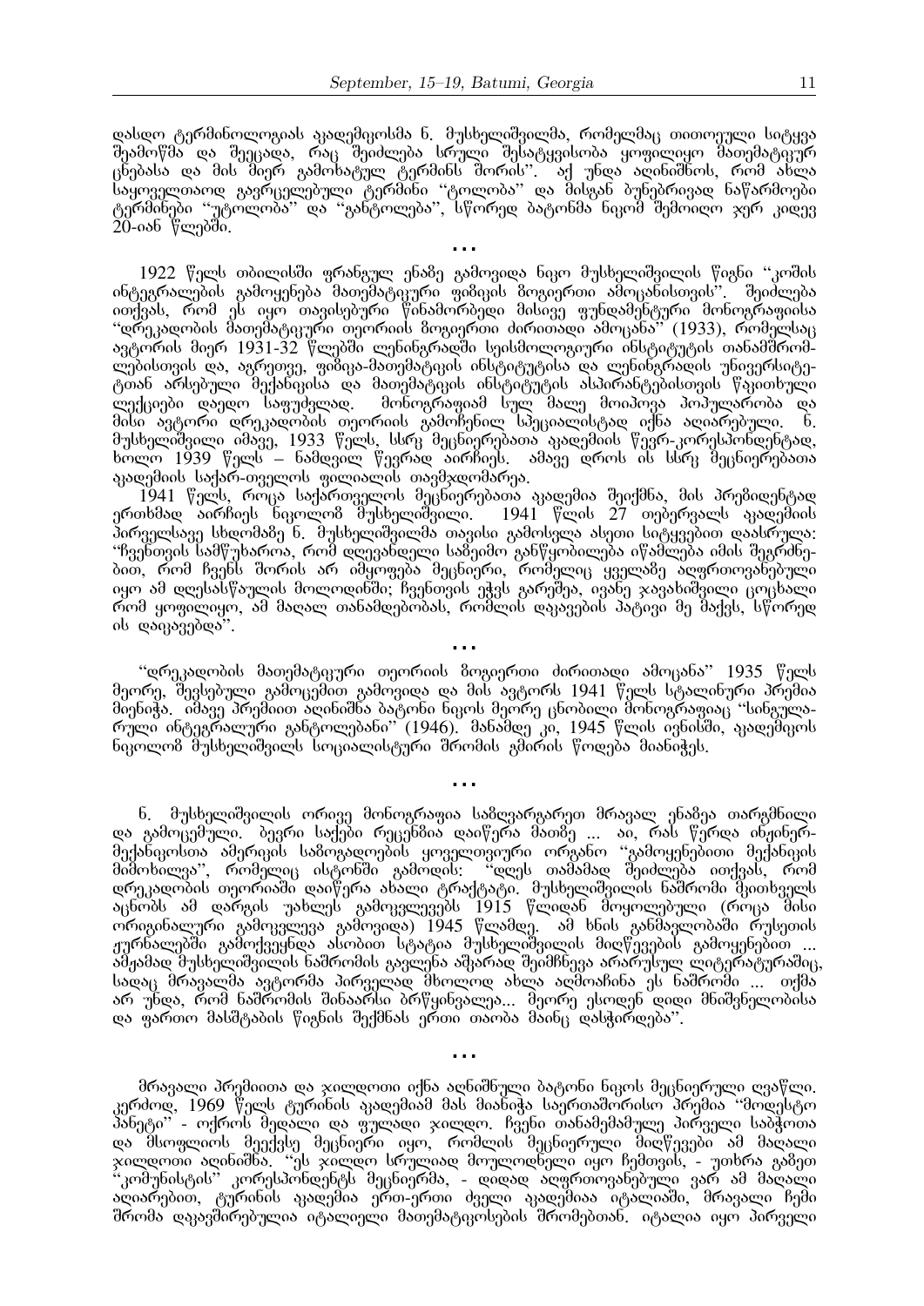დასდო ტერმინოლოგიას აკადემიკოსმა ნ. მუსხელიშვილმა, რომელმაც თითოეული სიტყვა შეამოწმა და შეეცადა, რაც შეიძლება სრული შესატყვისობა ყოფილიყო მათემატიკურ ცნებასა და მის მიერ გამოხატულ ტერმინს შორის". აქ უნდა აღინიშნოს, რომ ახლა საყოველთაოდ გავრცელებული ტერმინი "ტოლობა" და მისგან ბუნებრივად ნაწარმოები ტერმინები "უტოლობა" და "განტოლება", სწორედ ბატონმა ნიკომ შემოიღო ჯერ კიდევ 20-იან წლებში.

**...**

1922 წელს თბილისში ფრანგულ ენაზე გამოვიდა ნიკო მუსხელიშვილის წიგნი "კოშის ინტეგრალების გამოყენება მათემატიკური ფიზიკის ზოგიერთი ამოცანისთვის". შეიძლება ითქვას, რომ ეს იყო თავისებური წინამორბედი მისივე ფუნდამენტური მონოგრაფიისა "დრეკადობის მათემატიკური თეორიის ზოგიერთი ძირითადი ამოცანა" (1933), რომელსაც ავტორის მიერ 1931-32 წლებში ლენინგრადში სეისმოლოგიური ინსტიტუტის თანამშრომლებისთვის და, აგრეთვე, ფიზიკა-მათემატიკის ინსტიტუტისა და ლენინგრადის უნივერსიტეტთან არსებული მექანიკისა და მათემატიკის ინსტიტუტის ასპირანტებისთვის წაკითხული ლექციები დაედო საფუძვლად. მონოგრაფიამ სულ მალე მოიპოვა პოპულარობა და მისი ავტორი დრეკადობის თეორიის გამოჩენილ სპეციალისტად იქნა აღიარებული. ნ. მუსხელიშვილი იმავე, 1933 წელს, სსრკ მეცნიერებათა აკადემიის წევრ-კორესპონდენტად, ხოლო 1939 წელს – ნამდვილ წევრად აირჩიეს. ამავე დროს ის სსრკ მეცნიერებათა აკადემიის საქარ-თველოს ფილიალის თავმჯდომარეა.

1941 წელს, როცა საქართველოს მეცნიერებათა აკადემია შეიქმნა, მის პრეზიდენტად ერთხმად აირჩიეს ნიკოლოზ მუსხელიშვილი. 1941 წლის 27 თებერვალს აკადემიის პირველსავე სხდომაზე ნ. მუსხელიშვილმა თავისი გამოსვლა ასეთი სიტყვებით დაასრულა: "ჩვენთვის სამწუხაროა, რომ დღევანდელი საზეიმო განწყობილება იწამლება იმის შეგრძნებით, რომ ჩვენს შორის არ იმყოფება მეცნიერი, რომელიც ყველაზე აღფრთოვანებული იყო ამ დღესასწაულის მოლოდინში; ჩვენთვის ეჭვს გარეშეა, ივანე ჯავახიშვილი ცოცხალი რომ ყოფილიყო, ამ მაღალ თანამდებობას, რომლის დკავების პატივი მე მაქვს, სწორედ ის დაიკავებდა".

**...**

"დრეკადობის მათემატიკური თეორიის ზოგიერთი ძირითადი ამოცანა" 1935 წელს მეორე, შევსებული გამოცემით გამოვიდა და მის ავტორს 1941 წელს სტალინური პრემია მიენიჭა. იმავე პრემიით აღინიშნა ბატონი ნიკოს მეორე ცნობილი მონოგრაფიაც "სინგულარული ინტეგრალური განტოლებანი" (1946). მანამდე კი, 1945 წლის ივნისში, აკადემიკოს ნიკოლოზ მუსხელიშვილს სოციალისტური შრომის გმირის წოდება მიანიჭეს.

**...**

ნ. მუსხელიშვილის ორივე მონოგრაფია საზღვარგარეთ მრავალ ენაზეა თარგმნილი და გამოცემული. ბევრი საქები რეცენზია დაიწერა მათზე ... აი, რას წერდა ინჟინერ-მექანიკოსთა ამერიკის საზოგადოების ყოველთვიური ორგანო "გამოყენებითი მექანიკის მიმოხილვა", რომელიც ისტონში გამოდის: "დღეს თამამად შეიძლება ითქვას, რომ დრეკადობის თეორიაში დაიწერა ახალი ტრაქტატი. მუსხელიშვილის ნაშრომი მკითხველს აცნობს ამ დარგის უახლეს გამოკვლევებს 1915 წლიდან მოყოლებული (როცა მისი ორიგინალური გამოკვლევა გამოვიდა) 1945 წლამდე. ამ ხნის განმავლობაში რუსეთის ჟურნალებში გამოქვეყნდა ასობით სტატია მუსხელიშვილის მიღწევების გამოყენებით ... ამჟამად მუსხელიშვილის ნაშრომის გავლენა აშკარად შეიმჩნევა არარუსულ ლიტერატურაშიც, სადაც მრავალმა ავტორმა პირველად მხოლოდ ახლა აღმოაჩინა ეს ნაშრომი ... თქმა არ უნდა, რომ ნაშრომის შინაარსი ბრწყინვალეა... მეორე ესოდენ დიდი მნიშვნელობისა და ფართო მასშტაბის წიგნის შექმნას ერთი თაობა მაინც დასჭირდება".

**...**

მრავალი პრემიითა და ჯილდოთი იქნა აღნიშნული ბატონი ნიკოს მეცნიერული ღვაწლი. კერძოდ, 1969 წელს ტურინის აკადემიამ მას მიანიჭა საერთაშორისო პრემია "მოდესტო პანეტი" - ოქროს მედალი და ფულადი ჯილდო. ჩვენი თანამემამულე პირველი საბჭოთა და მსოფლიოს მეექვსე მეცნიერი იყო, რომლის მეცნიერული მიღწევები ამ მაღალი ჯილდოთი აღინიშნა. "ეს ჯილდო სრულიად მოულოდნელი იყო ჩემთვის, - უთხრა გაზეთ "კომუნისტის" კორესპონდენტს მეცნიერმა, - დიდად აღფრთოვანებული ვარ ამ მაღალი აღიარებით, ტურინის აკადემია ერთ-ერთი ძველი აკადემიაა იტალიაში, მრავალი ჩემი შრომა დაკავშირებულია იტალიელი მათემატიკოსების შრომებთან. იტალია იყო პირველი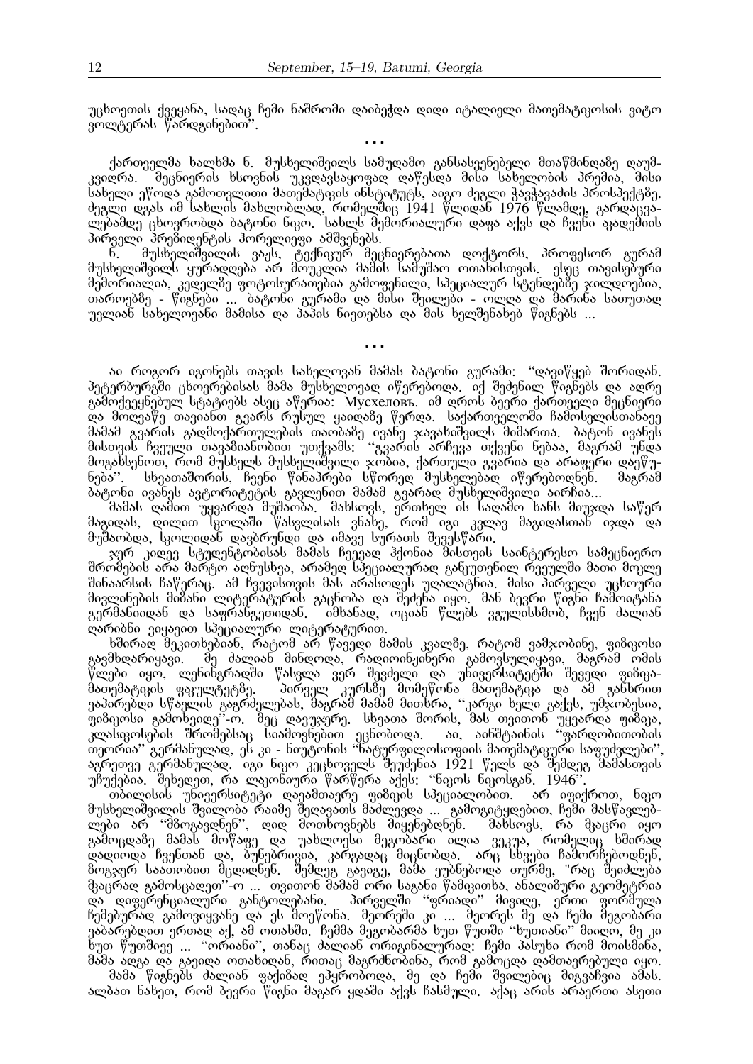უცხოეთის ქვეყანა, სადაც ჩემი ნაშრომი დაიბეჭდა დიდი იტალიელი მათემატიკოსის ვიტო ვოლტერას წარდგინებით".

**...**

ქართველმა ხალხმა ნ. მუსხელიშვილს სამუდამო განსასვენებელი მთაწმინდაზე დაუმკვიდრა. მეცნიერის ხსოვნის უკვდავსაყოფად დაწესდა მისი სახელობის პრემია, მისი სახელი ეწოდა გამოთვლითი მათემატიკის ინსტიტუტს, აიგო ძეგლი ჭავჭავაძის პროსპექტზე. ძეგლი დგას იმ სახლის მახლობლად, რომელშიც 1941 წლიდან 1976 წლამდე, გარდაცვალებამდე ცხოვრობდა ბატონი ნიკო. სახლს მემორიალური დაფა აქვს და ჩვენი აკადემიის პირველი პრეზიდენტის ჰორელიეფი ამშვენებს.

ნ. მუსხელიშვილის ვაჟს, ტექნიკურ მეცნიერებათა დოქტორს, პროფესორ გურამ მუსხელიშვილს ყურადღება არ მოუკლია მამის სამუშაო ოთახისთვის. ესეც თავისებური მემორიალია, კედელზე ფოტოსურათებია გამოფენილი, სპეციალურ სტენდებზე ჯილდოებია, თაროებზე - წიგნები ... ბატონი გურამი და მისი შვილები - ოლღა და მარინა სათუთად უვლიან სახელოვანი მამისა და პაპის ნივთებსა და მის ხელშენახებ წიგნებს ...

**...**

აი როგორ იგონებს თავის სახელოვან მამას ბატონი გურამი: "დავიწყებ შორიდან. პეტერბურგში ცხოვრებისას მამა მუსხელოვად იწერებოდა. იქ შეძენილ წიგნებს და ადრე გამოქვეყნებულ სტატიებს ასეც აწერია: Мусхеловъ. იმ დროს ბევრი ქართველი მეცნიერი და მოღვაწე თავიანთ გვარს რუსულ ყაიდაზე წერდა. საქართველოში ჩამოსვლისთანავე მამამ გვარის გადმოქართულების თაობაზე ივანე ჯავახიშვილს მიმართა. ბატონ ივანეს მისთვის ჩვეული თავაზიანობით უთქვამს: "გვარის არჩევა თქვენი ნებაა, მაგრამ უნდა მოგახსენოთ, რომ მუსხელს მუსხელიშვილი ჯობია, ქართული გვარია და არაფერი დაეწუნება". სხვათაშორის, ჩვენი წინაპრები სწორედ მუსხელებად იწერებოდნენ. მაგრამ ბატონი ივანეს ავტორიტეტის გავლენით მამამ გვარად მუსხელიშვილი აირჩია...

მამას ღამით უყვარდა მუშაობა. მახსოვს, ერთხელ ის საღამო ხანს მიუჯდა საწერ მაგიდას, დილით სკოლაში წასვლისას ვნახე, რომ იგი კვლავ მაგიდასთან იჯდა და მუშაობდა, სკოლიდან დავბრუნდი და იმავე სურათს შევესწარი.

ჯერ კიდევ სტუდენტობისას მამას ჩვევად ჰქონია მისთვის საინტერესო სამეცნიერო შრომების არა მარტო აღნუსხვა, არამედ სპეციალურად განკუთვნილ რვეულში მათი მოკლე შინაარსის ჩაწერაც. ამ ჩვევისთვის მას არასოდეს უღალატნია. მისი პირველი უცხოური მივლინების მიზანი ლიტერატურის გაცნობა და შეძენა იყო. მან ბევრი წიგნი ჩამოიტანა გერმანიიდან და საფრანგეთიდან. იმხანად, ოციან წლებს ვგულისხმობ, ჩვენ ძალიან ღარიბნი ვიყავით სპეციალური ლიტერატურით.

ხშირად მეკითხებიან, რატომ არ წავედი მამის კვალზე, რატომ ვამჯობინე, ფიზიკისა გავმხდარიყავი. მე ძალიან მინდოდა, რადიოინჟინერი გამოვსულიყავი, მაგრამ ომის წლები იყო, ლენინგრადში წასვლა ვერ შევძელი და უნივერსიტეტში შევედი ფიზიკა-მათემატიკის ფაკულტეტზე. პირველ კურსზე მომეწონა მათემატიკა და ამ განხრით ვაპირებდი სწავლის გაგრძელებას, მაგრამ მამამ მითხრა, "კარგი ხელი გაქვს, უმჯობესია, ფიზიკოსი გამოხვიდე"-ო. მეც დავუჯერე. სხვათა შორის, მას თვითონ უყვარდა ფიზიკა, კლასიკოსების შრომებსაც სიამოვნებით ეცნობოდა. აი, აინშტაინის "ფარდობითობის თეორია" გერმანულად, ეს კი - ნიუტონის "ნატურფილოსოფიის მათემატიკური საფუძვლები", აგრეთვე გერმანულად. იგი ნიკო კეცხოველს შეუძენია 1921 წელს და შემდეგ მამასთვის უჩუქებია. შეხედეთ, რა ლაკონური წარწერა აქვს: "ნიკოს ნიკოსგან. 1946".

თბილისის უნივერსიტეტი დავამთავრე ფიზიკის სპეციალობით. არ იფიქროთ, ნიკო მუსხელიშვილის შვილობა რაიმე შეღავათის მაძლევდა ... გამოგიტყდებით, ჩემი მასწავლებლები არ "მზოგავდნენ", ღიდ მოთხოვნებს მიყენებდნენ. მახსოვს, რა მკაცრი იყო გამოცდაზე მამას მოწაფე და უახლოესი მეგობარი ილია ვეკუა, რომელიც ხშირად დადიოდა ჩვენთან და, ბუნებრივია, კარგადაც მიცნობდა. არც სხვები ჩამორჩებოდნენ, ზოგჯერ საათობით მცდიდნენ. შემდეგ გავიგე, მამა ეუბნებოდა თურმე, "რაც შეიძლება მკაცრად გამოსცადეთ"-ო ... თვითონ მამამ ორი საგანი წამიკითხა, ანალიზური გეომეტრია და დიფერენციალური განტოლებანი. პირველში "ფრიადი" მივიღე, ერთი ფორმულა ჩემებურად გამოვიყვანე და ეს მოეწონა. მეორეში კი ... მეორეს მე და ჩემი მეგობარი ვაბარებდით ერთად აქ, ამ ოთახში. ჩემმა მეგობარმა ხუთ წუთში "ხუთიანი" მიიღო, მე კი ხუთ წუთშივე ... "ორიანი", თანაც ძალიან ორიგინალურად: ჩემი პასუხი რომ მოისმინა, მამა ადგა და გავიდა ოთახიდან, რითაც მაგრძნობინა, რომ გამოცდა დამთავრებული იყო.

მამა წიგნებს ძალიან ფაქიზად ეპყრობოდა, მე და ჩემი შვილებიც მიგვაჩვია ამას. ალბათ ნახეთ, რომ ბევრი წიგნი მაგარ ყდაში აქვს ჩასმული. აქაც არის არაერთი ასეთი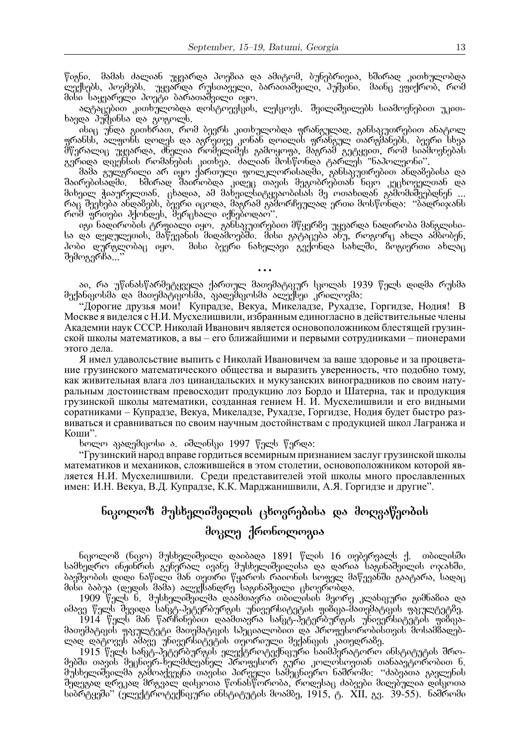წიგნი. მამას ძალიან უყვარდა პოეზია და ამიტომ, ბუნებრივია, ხშირად კითხულობდა ლექსებს, პოემებს. უყვარდა რუსთაველი, ბარათაშვილი, პუშკინი. მაინც ვფიქრობ, რომ მისი საყვარელი პოეტი ბარათაშვილი იყო.

აღტაცებით კითხულობდა დოსტოევსკის, ლესკოვს. შვილიშვილებს სიამოვნებით უკითხავდა პუშკინსა და გოგოლს.

ისიც უნდა გითხრათ, რომ ბევრს კითხულობდა ფრანგულად, განსაკუთრებით ანატოლ ფრანსს, ალფონს დოდეს და აგრეთვე კონან დოილის ფრანგულ თარგმანებს. ბევრი სხვა მწერალიც უყვარდა, ძნელია რომელიმეს გამოყოფა, მაგრამ გეტყვით, რომ სიამოვნებას გვრიდა დიკენსის რომანების კითხვა. ძალიან მოსწონდა ტარლეს "ნაპოლეონი".

მამა გულგრილი არ იყო ქართული ფოლკლორისადმი, განსაკუთრებით ანდაზებისა და შაირებისადმი. ხშირად შაირობდა კიდეც თავის მეგობრებთან ნიკო კეცხოველთან და მიხეილ ჭიაურელთან. ცხადია, ამ მახვილსიტყვაობისას მე ოთახიდან გამომიშვებდნენ ... რაც შეეხება ანდაზებს, ბევრი იცოდა, მაგრამ გამორჩეულად ერთი მოსწონდა: "ბაღრიჯანს რომ ფრთები ჰქონდეს, მერცხალი იქნებოდაო".

იგი ნადირობის ტრფიალი იყო. განსაკუთრებით მწყერზე უყვარდა ნადირობა მანგლისისა და ღელულეთის, მაწევანის მიდამოებში. მისი გატაცება ანუ, როგორც ახლა ამბობენ, ჰობი დურგლობაც იყო. მისი ბევრი ნახელავი გვქონდა სახლში, ზოგიერთი ახლაც შემოგვრჩა..."

**. . .**

აი, რა უწინასწარმეტყველა ქართულ მათემატიკურ სკოლას 1939 წელს დიდმა რუსმა მექანიკოსმა და მათემატიკოსმა, აკადემიკოსმა ალექსეი კრილოვმა:

"Дорогие друзья мои! Купрадзе, Векуа, Микеладзе, Рухадзе, Горгидзе, Нодия! В Москве я виделся с Н.И. Мусхелишвили, избранным единогласно в действительные члены Академии наук СССР. Николай Иванович является основоположником блестящей грузинской школы математиков, а вы – его ближайшими и первыми сотрудниками – пионерами этого дела.

Я имел удавольсствие выпить с Николай Ивановичем за ваше здоровье и за процветание грузинского математического общества и выразить уверенность, что подобно тому, как живительная влага лоз цинандальских и мукузанских виноградников по своим натуральным достоинствам превосходит продукцию лоз Бордо и Шатерна, так и продукция грузинской школы математики, созданная гением Н. И. Мусхелишвили и его видными соратниками – Купрадзе, Векуа, Микеладзе, Рухадзе, Горгидзе, Нодия будет быстро развиваться и сравниваться по своим научным достоинствам с продукцией школ Лагранжа и Коши".

ხოლო აკადემიკოსი ა. იშლინსკი 1997 წელს წერდა:

"Грузинский народ вправе гордиться всемирным признанием заслуг грузинской школы математиков и механиков, сложившейся в этом столетии, основоположником которой является Н.И. Мусхелишвили. Среди представителей этой школы много прославленных имен: И.Н. Векуа, В.Д. Купрадзе, К.К. Марджанишвили, А.Я. Горгидзе и другие".

## ნიკოლოზ მუსხელიშვილის ცხოვრებისა და მოღვაწეობის მოკლე ქრონოლოგია

ნიკოლოზ (ნიკო) მუსხელიშვილი დაიბადა 1891 წლის 16 თებერვალს ქ. თბილისში სამხედრო ინჟინრის გენერალ ივანე მუსხელიშვილისა და დარია საგინაშვილის ოჯახში. ბავშვობის დიდი ნაწილი მან თეთრი წყაროს რაიონის სოფელ მაწევანში გაატარა, სადაც მისი ბაბუა (დედის მამა) ალექსანდრე საგინაშვილი ცხოვრობდა.

1909 წელს ნ. მუსხელიშვილმა დაამთავრა თბილისის მეორე კლასიკური გიმნაზია და იმავე წელს შევიდა სანქტ-პეტერბურგის უნივერსიტეტის ფიზიკა-მათემატიკის ფაკულტეტზე.

1914 წელს მან წარჩინებით დაამთავრა სანქტ-პეტერბურგის უნივერსიტეტის ფიზიკა-მათემატიკის ფაკულტეტი მათემატიკის სპეციალობით და პროფესორობისთვის მოსამზადებლად დატოვეს ამავე უნივერსიტეტის თეორიული მექანიკის კათედრაზე.

1915 წელს სანქტ-პეტერბურგის ელექტროტექნიკური საიმპერატორო ინსტიტუტის შრომებში თავის მეცნიერ-ხელმძღვანელ პროფესორ გური კოლოსოვთან თანაავტორობით ნ. მუსხელიშვილმა გამოაქვეყნა თავისი პირველი სამეცნიერო ნაშრომი: "ძაბვათა გაგლენის შედეგად დრეკად მრგვალ დისკოთა წონასწორობა, როდესაც ძაბვები მიღებულია დისკოთა სიბრტყეში" (ელექტროტექნიკური ინსტიტუტის მოამბე, 1915, ტ. XII, გვ. 39-55). ნაშრომი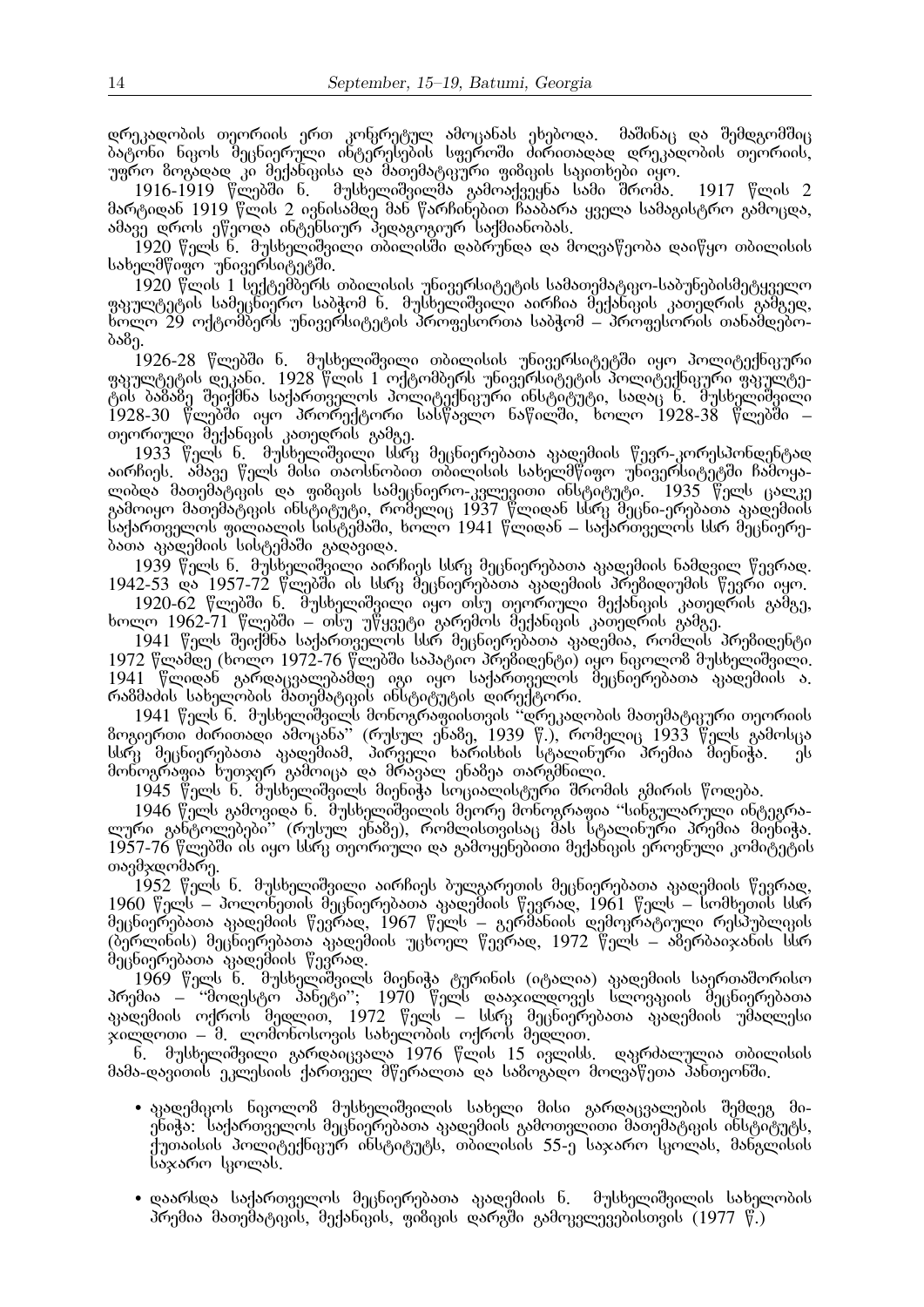დრეკადობის თეორიის ერთ კონკრეტულ ამოცანას ეხებოდა. მაშინაც და შემდგომშიც ბატონი ნიკოს მეცნიერული ინტერესების სფეროში ძირითადად დრეკადობის თეორიის, უფრო ზოგადად კი მექანიკისა და მათემატიკური ფიზიკის საკითხები იყო.

1916-1919 წლებში ნ. მუსხელიშვილმა გამოაქვეყნა სამი შრომა. 1917 წლის 2 მარტიდან 1919 წლის 2 ივნისამდე მან წარჩინებით ჩააბარა ყველა სამაგისტრო გამოცდა, ამავე დროს ეწეოდა ინტენსიურ პედაგოგიურ საქმიანობას.

1920 წელს ნ. მუსხელიშვილი თბილისში დაბრუნდა და მოღვაწეობა დაიწყო თბილისის სახელმწიფო უნივერსიტეტში.

1920 წლის 1 სექტემბერს თბილისის უნივერსიტეტის სამათემატიკო-საბუნებისმეტყველო ფაკულტეტის სამეცნიერო საბჭომ ნ. მუსხელიშვილი აირჩია მექანიკის კათედრის გამგედ, ხოლო 29 ოქტომბერს უნივერსიტეტის პროფესორთა საბჭომ – პროფესორის თანამდებობაზე.

1926-28 წლებში ნ. მუსხელიშვილი თბილისის უნივერსიტეტში იყო პოლიტექნიკური ფაკულტეტის დეკანი. 1928 წლის 1 ოქტომბერს უნივერსიტეტის პოლიტექნიკური ფაკულტეტის ბაზაზე შეიქმნა საქართველოს პოლიტექნიკური ინსტიტუტი, სადაც ნ. მუსხელიშვილი 1928-30 წლებში იყო პრორექტორი სასწავლო ნაწილში, ხოლო 1928-38 წლებში – თეორიული მექანიკის კათედრის გამგე.

1933 წელს ნ. მუსხელიშვილი სსრკ მეცნიერებათა აკადემიის წევრ-კორესპონდენტად აირჩიეს. ამავე წელს მისი თაოსნობით თბილისის სახელმწიფო უნივერსიტეტში ჩამოყალიბდა მათემატიკის და ფიზიკის სამეცნიერო-კვლევითი ინსტიტუტი. 1935 წელს ცალკე გამოიყო მათემატიკის ინსტიტუტი, რომელიც 1937 წლიდან სსრკ მეცნი-ერებათა აკადემიის საქართველოს ფილიალის სისტემაში, ხოლო 1941 წლიდან – საქართველოს სსრ მეცნიერებათა აკადემიის სისტემაში გადავიდა.

1939 წელს ნ. მუსხელიშვილი აირჩიეს სსრკ მეცნიერებათა აკადემიის ნამდვილ წევრად. 1942-53 და 1957-72 წლებში ის სსრკ მეცნიერებათა აკადემიის პრეზიდიუმის წევრი იყო.

1920-62 წლებში ნ. მუსხელიშვილი იყო თსუ თეორიული მექანიკის კათედრის გამგე, ხოლო 1962-71 წლებში – თსუ უწყვეტი გარემოს მექანიკის კათედრის გამგე.

1941 წელს შეიქმნა საქართველოს მეცნიერებათა აკადემია, რომლის პრეზიდენტი 1972 წლამდე (ხოლო 1972-76 წლებში საპატიო პრეზიდენტი) იყო ნიკოლოზ მუსხელიშვილი. 1941 წლიდან გარდაცვალებამდე იგი იყო საქართველოს მეცნიერებათა აკადემიის ა. რაზმაძის სახელობის მათემატიკის ინსტიტუტის დირექტორი.

1941 წელს ნ. მუსხელიშვილს მონოგრაფიისთვის "დრეკადობის მათემატიკური თეორიის ზოგიერთი ძირითადი ამოცანა" (რუსულ ენაზე, 1939 წ.), რომელიც 1933 წელს გამოსცა სსრკ მეცნიერებათა აკადემიამ, პირველი ხარისხის სტალინური პრემია მიენიჭა. ეს მონოგრაფია ხუთჯერ გამოიცა და მრავალ ენაზეა თარგმნილი.

1945 წელს ნ. მუსხელიშვილს მიენიჭა სოციალისტური შრომის გმირის წოდება.

1946 წელს გამოვიდა ნ. მუსხელიშვილის მეორე მონოგრაფია "სინგულარული ინტეგრალური განტოლებები" (რუსულ ენაზე), რომლისთვისაც მას სტალინური პრემია მიენიჭა. 1957-76 წლებში ის იყო სსრკ თეორიული და გამოყენებითი მექანიკის ეროვნული კომიტეტის თავმჯდომარე.

1952 წელს ნ. მუსხელიშვილი აირჩიეს ბულგარეთის მეცნიერებათა აკადემიის წევრად, 1960 წელს – პოლონეთის მეცნიერებათა აკადემიის წევრად, 1961 წელს – სომხეთის სსრ მეცნიერებათა აკადემიის წევრად, 1967 წელს – გერმანიის დემოკრატიული რესპუბლიკის (ბერლინის) მეცნიერებათა აკადემიის უცხოელ წევრად, 1972 წელს – აზერბაიჯანის სსრ მეცნიერებათა აკადემიის წევრად.

1969 წელს ნ. მუსხელიშვილს მიენიჭა ტურინის (იტალია) აკადემიის საერთაშორისო პრემია – "მოდესტო პანეტი"; 1970 წელს დააჯილდოვეს სლოვაკიის მეცნიერებათა აკადემიის ოქროს მედლით, 1972 წელს – სსრკ მეცნიერებათა აკადემიის უმაღლესი ჯილდოთი – მ. ლომონოსოვის სახელობის ოქროს მედლით.

ნ. მუსხელიშვილი გარდაიცვალა 1976 წლის 15 ივლისს. დკრძალულია თბილისის მამა-დავითის ეკლესიის ქართველ მწერალთა და საზოგადო მოღვაწეთა პანთეონში.

- აკადემიკოს ნიკოლოზ მუსხელიშვილის სახელი მისი გარდაცვალების შემდეგ მიენიჭა: საქართველოს მეცნიერებათა აკადემიის გამოთვლითი მათემატიკის ინსტიტუტს, ქუთაისის პოლიტექნიკურ ინსტიტუტს, თბილისის 55-ე საჯარო სკოლას, მანგლისის საჯარო სკოლას.

- დაარსდა საქართველოს მეცნიერებათა აკადემიის ნ. მუსხელიშვილის სახელობის პრემია მათემატიკის, მექანიკის, ფიზიკის დარგში გამოკვლევებისთვის (1977 წ.)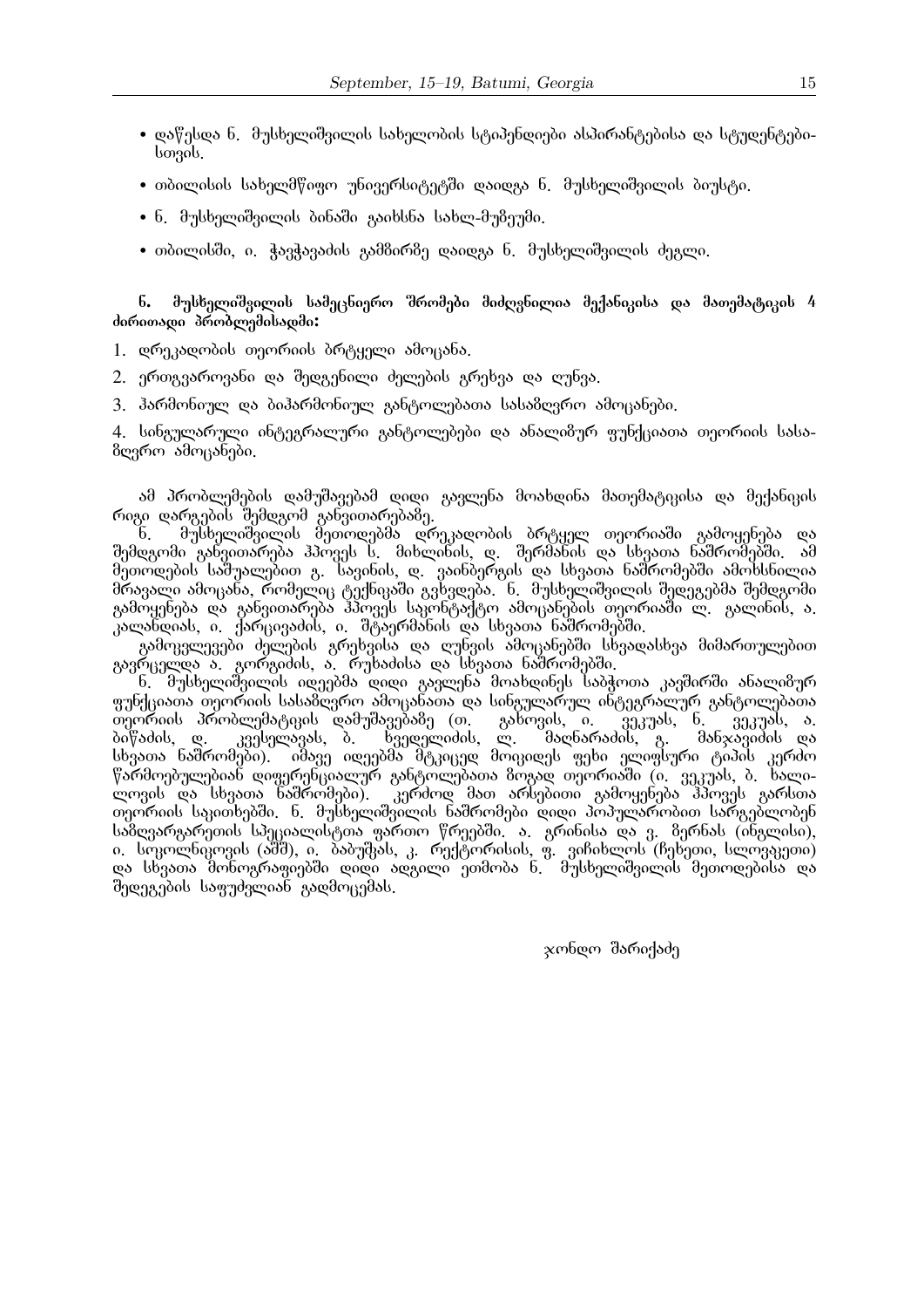- დაწესდა ნ. მუსხელიშვილის სახელობის სტიპენდიები ასპირანტებისა და სტუდენტებისთვის.
- თბილისის სახელმწიფო უნივერსიტეტში დაიდგა ნ. მუსხელიშვილის ბიუსტი.
- ნ. მუსხელიშვილის ბინაში გაიხსნა სახლ-მუზეუმი.
- თბილისში, ი. ჭავჭავაძის გამზირზე დაიდგა ნ. მუსხელიშვილის ძეგლი.

**ნ. მუსხელიშვილის სამეცნიერო შრომები მიძღვნილია მექანიკისა და მათემატიკის 4 ძირითადი პრობლემისადმი:**

1. დრეკადობის თეორიის ბრტყელი ამოცანა.
2. ერთგვაროვანი და შედგენილი ძელების გრეხვა და ღუნვა.
3. ჰარმონიულ და ბიჰარმონიულ განტოლებათა სასაზღვრო ამოცანები.
4. სინგულარული ინტეგრალური განტოლებები და ანალიზურ ფუნქციათა თეორიის სასაზღვრო ამოცანები.

ამ პრობლემების დამუშავებამ დიდი გავლენა მოახდინა მათემატიკისა და მექანიკის რიგი დარგების შემდგომ განვითარებაზე.

ნ. მუსხელიშვილის მეთოდებმა დრეკადობის ბრტყელ თეორიაში გამოყენება და შემდგომი განვითარება ჰპოვეს ს. მიხლინის, დ. შერმანის და სხვათა ნაშრომებში. ამ მეთოდების საშუალებით გ. სავინის, დ. ვაინბერგის და სხვათა ნაშრომებში ამოხსნილია მრავალი ამოცანა, რომელიც ტექნიკაში გვხვდება. ნ. მუსხელიშვილის შედეგებმა შემდგომი გამოყენება და განვითარება ჰპოვეს საკონტაქტო ამოცანების თეორიაში ლ. გალინის, ა. კალანდიას, ი. ქარცივაძის, ი. შტაერმანის და სხვათა ნაშრომებში.

გამოკვლევები ძელების გრეხვისა და ღუნვის ამოცანებში სხვადასხვა მიმართულებით გავრცელდა ა. გორგიძის, ა. რუხაძისა და სხვათა ნაშრომებში.

ნ. მუსხელიშვილის იდეებმა დიდი გავლენა მოახდინეს საბჭოთა კავშირში ანალიზურ ფუნქციათა თეორიის სასაზღვრო ამოცანათა და სინგულარულ ინტეგრალურ განტოლებათა თეორიის პრობლემატიკის დამუშავებაზე (თ. გახოვის, ი. ვეკუას, ნ. ვეკუას, ა. ბიწაძის, დ. კვესელავას, ბ. ხვედელიძის, ლ. მაღნარაძის, გ. მანჯავიძის და სხვათა ნაშრომები). იმავე იდეებმა მტკიცედ მოიკიდეს ფეხი ელიფსური ტიპის კერძო წარმოებულებიან დიფერენციალურ განტოლებათა ზოგად თეორიაში (ი. ვეკუას, ბ. ხალილოვის და სხვათა ნაშრომები). კერძოდ მათ არსებითი გამოყენება ჰპოვეს გარსთა თეორიის საკითხებში. ნ. მუსხელიშვილის ნაშრომები დიდი პოპულარობით სარგებლობენ საზღვარგარეთის სპეციალისტთა ფართო წრეებში. ა. გრინისა და ვ. ზერნას (ინგლისი), ი. სოკოლნიკოვის (აშშ), ი. ბაბუშკას, კ. რექტორისის, ფ. ვიჩიხლის (ჩეხეთი, სლოვაკეთი) და სხვათა მონოგრაფიებში დიდი ადგილი ეთმობა ნ. მუსხელიშვილის მეთოდებისა და შედეგების საფუძვლიან გადმოცემას.

ჯონდო შარიქაძე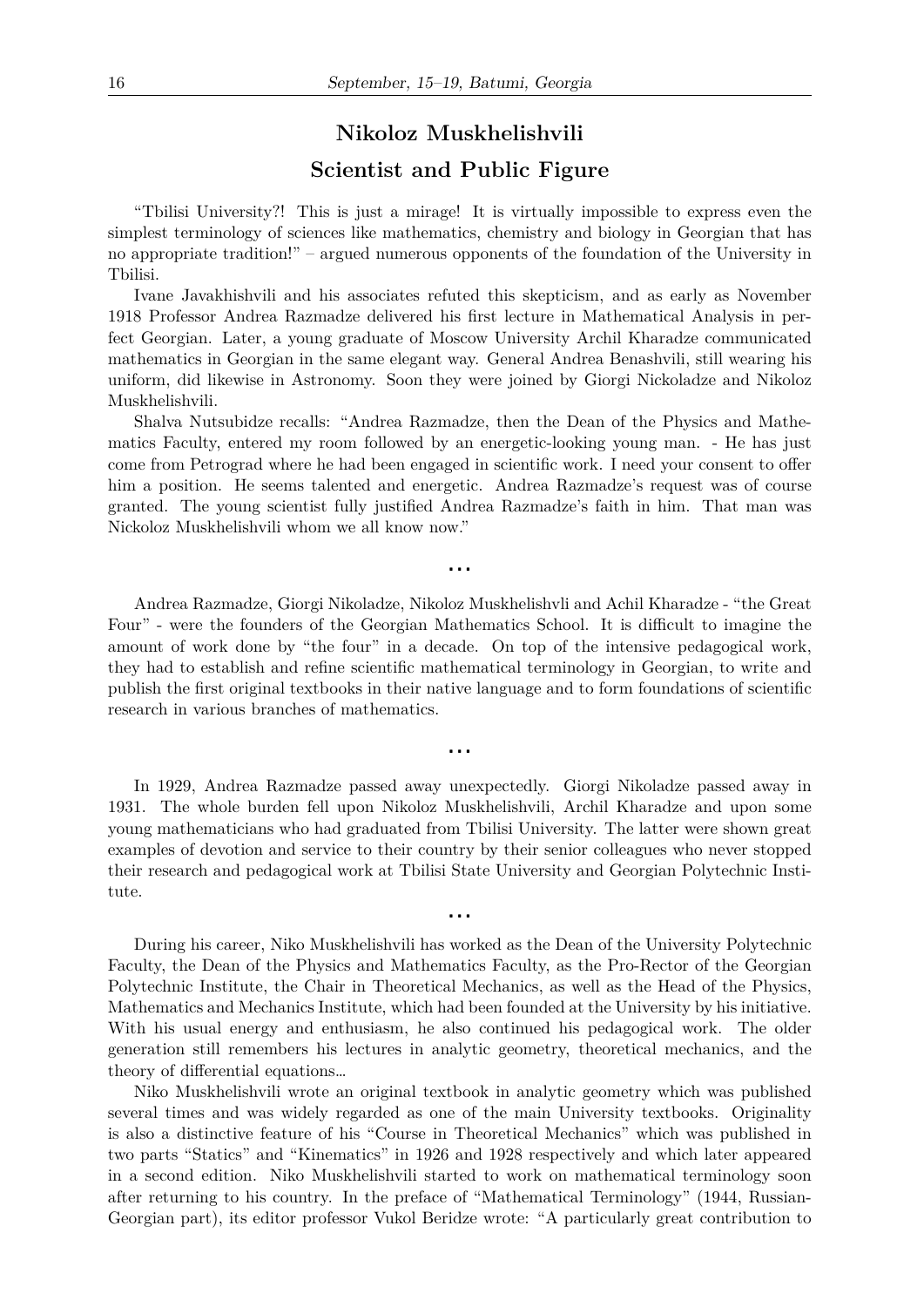# Nikoloz Muskhelishvili

## Scientist and Public Figure

"Tbilisi University?! This is just a mirage! It is virtually impossible to express even the simplest terminology of sciences like mathematics, chemistry and biology in Georgian that has no appropriate tradition!" – argued numerous opponents of the foundation of the University in Tbilisi.

Ivane Javakhishvili and his associates refuted this skepticism, and as early as November 1918 Professor Andrea Razmadze delivered his first lecture in Mathematical Analysis in perfect Georgian. Later, a young graduate of Moscow University Archil Kharadze communicated mathematics in Georgian in the same elegant way. General Andrea Benashvili, still wearing his uniform, did likewise in Astronomy. Soon they were joined by Giorgi Nickoladze and Nikoloz Muskhelishvili.

Shalva Nutsubidze recalls: "Andrea Razmadze, then the Dean of the Physics and Mathematics Faculty, entered my room followed by an energetic-looking young man. - He has just come from Petrograd where he had been engaged in scientific work. I need your consent to offer him a position. He seems talented and energetic. Andrea Razmadze's request was of course granted. The young scientist fully justified Andrea Razmadze's faith in him. That man was Nickoloz Muskhelishvili whom we all know now."

**…**

Andrea Razmadze, Giorgi Nikoladze, Nikoloz Muskhelishvli and Achil Kharadze - "the Great Four" - were the founders of the Georgian Mathematics School. It is difficult to imagine the amount of work done by "the four" in a decade. On top of the intensive pedagogical work, they had to establish and refine scientific mathematical terminology in Georgian, to write and publish the first original textbooks in their native language and to form foundations of scientific research in various branches of mathematics.

**…**

In 1929, Andrea Razmadze passed away unexpectedly. Giorgi Nikoladze passed away in 1931. The whole burden fell upon Nikoloz Muskhelishvili, Archil Kharadze and upon some young mathematicians who had graduated from Tbilisi University. The latter were shown great examples of devotion and service to their country by their senior colleagues who never stopped their research and pedagogical work at Tbilisi State University and Georgian Polytechnic Institute.

**…**

During his career, Niko Muskhelishvili has worked as the Dean of the University Polytechnic Faculty, the Dean of the Physics and Mathematics Faculty, as the Pro-Rector of the Georgian Polytechnic Institute, the Chair in Theoretical Mechanics, as well as the Head of the Physics, Mathematics and Mechanics Institute, which had been founded at the University by his initiative. With his usual energy and enthusiasm, he also continued his pedagogical work. The older generation still remembers his lectures in analytic geometry, theoretical mechanics, and the theory of differential equations…

Niko Muskhelishvili wrote an original textbook in analytic geometry which was published several times and was widely regarded as one of the main University textbooks. Originality is also a distinctive feature of his "Course in Theoretical Mechanics" which was published in two parts "Statics" and "Kinematics" in 1926 and 1928 respectively and which later appeared in a second edition. Niko Muskhelishvili started to work on mathematical terminology soon after returning to his country. In the preface of "Mathematical Terminology" (1944, Russian-Georgian part), its editor professor Vukol Beridze wrote: "A particularly great contribution to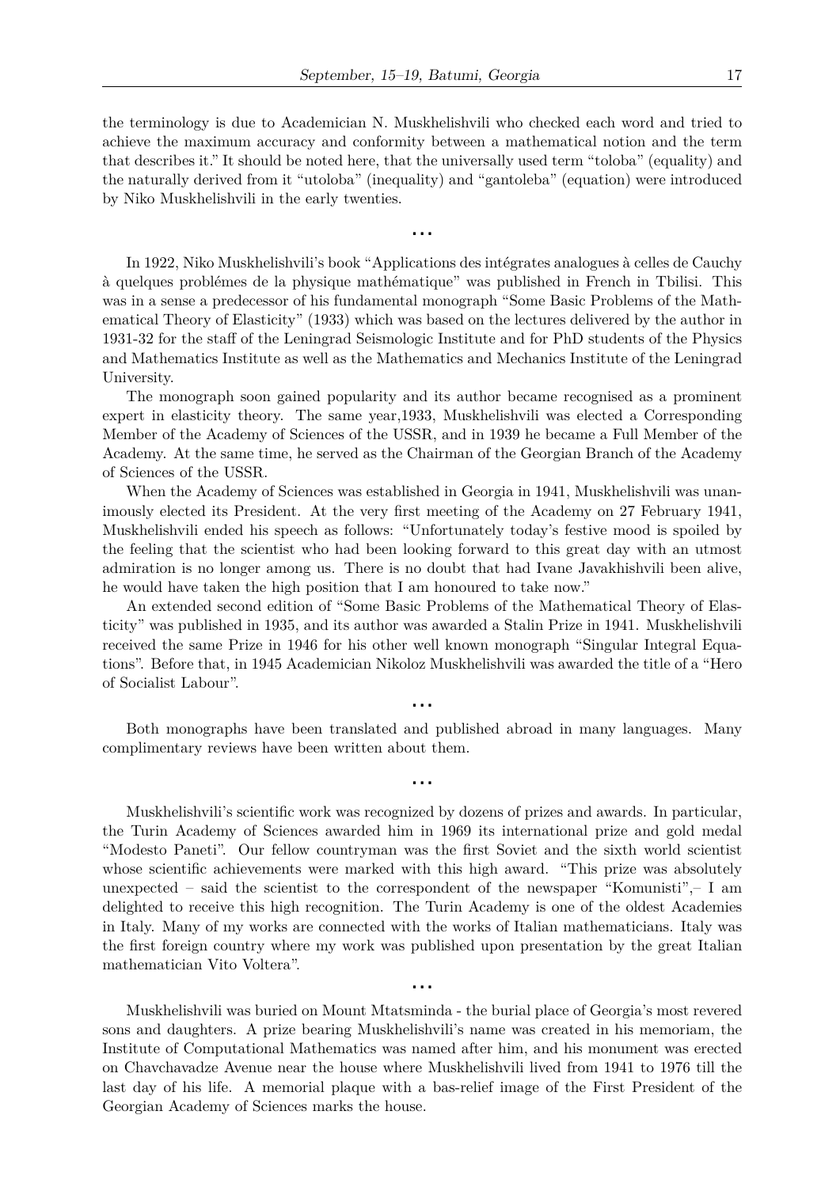the terminology is due to Academician N. Muskhelishvili who checked each word and tried to achieve the maximum accuracy and conformity between a mathematical notion and the term that describes it." It should be noted here, that the universally used term "toloba" (equality) and the naturally derived from it "utoloba" (inequality) and "gantoleba" (equation) were introduced by Niko Muskhelishvili in the early twenties.

**. . .**

In 1922, Niko Muskhelishvili's book "Applications des intégrates analogues à celles de Cauchy à quelques problémes de la physique mathématique" was published in French in Tbilisi. This was in a sense a predecessor of his fundamental monograph "Some Basic Problems of the Mathematical Theory of Elasticity" (1933) which was based on the lectures delivered by the author in 1931-32 for the staff of the Leningrad Seismologic Institute and for PhD students of the Physics and Mathematics Institute as well as the Mathematics and Mechanics Institute of the Leningrad University.

The monograph soon gained popularity and its author became recognised as a prominent expert in elasticity theory. The same year,1933, Muskhelishvili was elected a Corresponding Member of the Academy of Sciences of the USSR, and in 1939 he became a Full Member of the Academy. At the same time, he served as the Chairman of the Georgian Branch of the Academy of Sciences of the USSR.

When the Academy of Sciences was established in Georgia in 1941, Muskhelishvili was unanimously elected its President. At the very first meeting of the Academy on 27 February 1941, Muskhelishvili ended his speech as follows: "Unfortunately today's festive mood is spoiled by the feeling that the scientist who had been looking forward to this great day with an utmost admiration is no longer among us. There is no doubt that had Ivane Javakhishvili been alive, he would have taken the high position that I am honoured to take now."

An extended second edition of "Some Basic Problems of the Mathematical Theory of Elasticity" was published in 1935, and its author was awarded a Stalin Prize in 1941. Muskhelishvili received the same Prize in 1946 for his other well known monograph "Singular Integral Equations". Before that, in 1945 Academician Nikoloz Muskhelishvili was awarded the title of a "Hero of Socialist Labour".

**. . .**

Both monographs have been translated and published abroad in many languages. Many complimentary reviews have been written about them.

**. . .**

Muskhelishvili's scientific work was recognized by dozens of prizes and awards. In particular, the Turin Academy of Sciences awarded him in 1969 its international prize and gold medal "Modesto Paneti". Our fellow countryman was the first Soviet and the sixth world scientist whose scientific achievements were marked with this high award. "This prize was absolutely unexpected – said the scientist to the correspondent of the newspaper "Komunisti",– I am delighted to receive this high recognition. The Turin Academy is one of the oldest Academies in Italy. Many of my works are connected with the works of Italian mathematicians. Italy was the first foreign country where my work was published upon presentation by the great Italian mathematician Vito Voltera".

**. . .**

Muskhelishvili was buried on Mount Mtatsminda - the burial place of Georgia's most revered sons and daughters. A prize bearing Muskhelishvili's name was created in his memoriam, the Institute of Computational Mathematics was named after him, and his monument was erected on Chavchavadze Avenue near the house where Muskhelishvili lived from 1941 to 1976 till the last day of his life. A memorial plaque with a bas-relief image of the First President of the Georgian Academy of Sciences marks the house.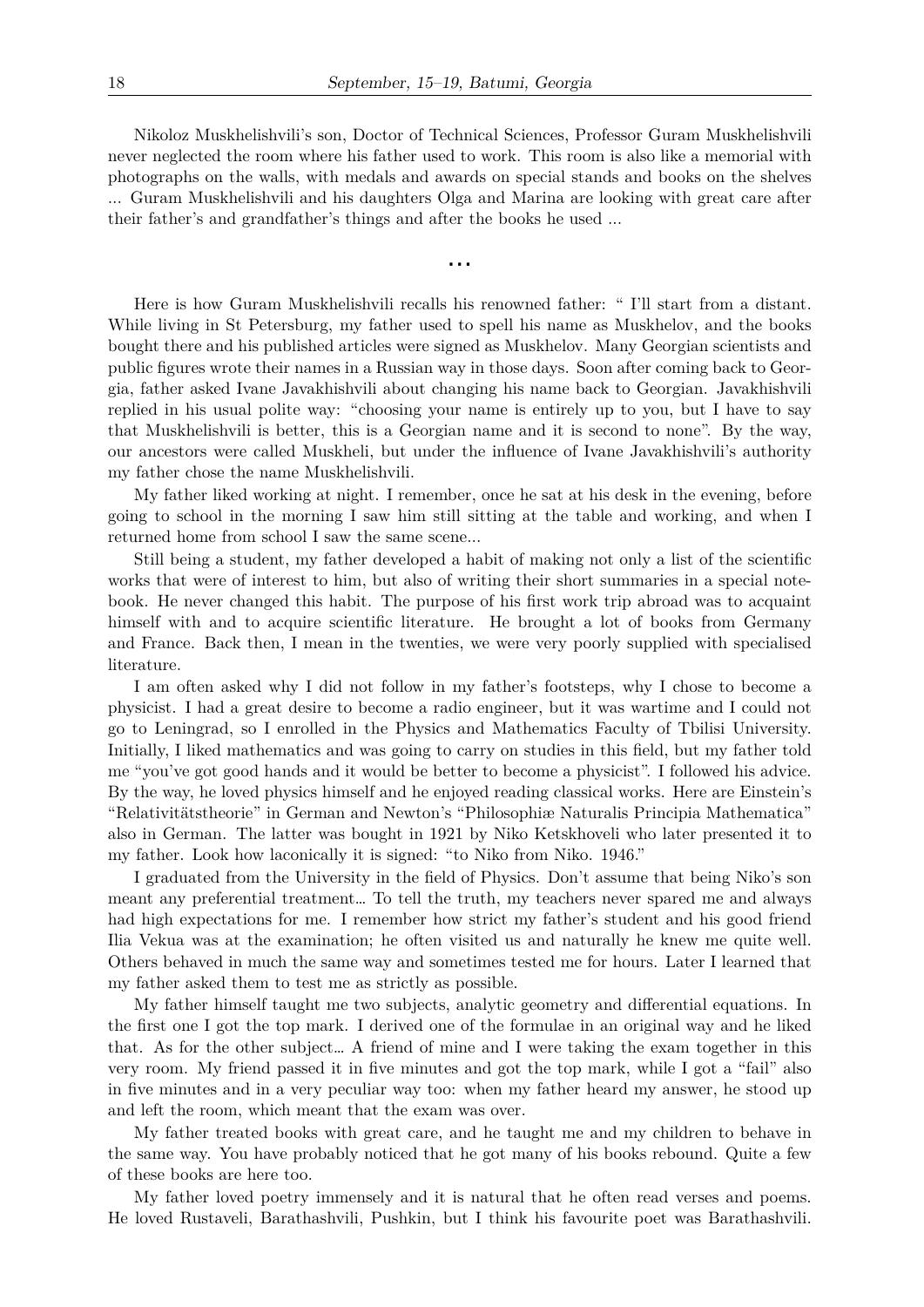Nikoloz Muskhelishvili's son, Doctor of Technical Sciences, Professor Guram Muskhelishvili never neglected the room where his father used to work. This room is also like a memorial with photographs on the walls, with medals and awards on special stands and books on the shelves ... Guram Muskhelishvili and his daughters Olga and Marina are looking with great care after their father's and grandfather's things and after the books he used ...

**. . .**

Here is how Guram Muskhelishvili recalls his renowned father: " I'll start from a distant. While living in St Petersburg, my father used to spell his name as Muskhelov, and the books bought there and his published articles were signed as Muskhelov. Many Georgian scientists and public figures wrote their names in a Russian way in those days. Soon after coming back to Georgia, father asked Ivane Javakhishvili about changing his name back to Georgian. Javakhishvili replied in his usual polite way: "choosing your name is entirely up to you, but I have to say that Muskhelishvili is better, this is a Georgian name and it is second to none". By the way, our ancestors were called Muskheli, but under the influence of Ivane Javakhishvili's authority my father chose the name Muskhelishvili.

My father liked working at night. I remember, once he sat at his desk in the evening, before going to school in the morning I saw him still sitting at the table and working, and when I returned home from school I saw the same scene...

Still being a student, my father developed a habit of making not only a list of the scientific works that were of interest to him, but also of writing their short summaries in a special notebook. He never changed this habit. The purpose of his first work trip abroad was to acquaint himself with and to acquire scientific literature. He brought a lot of books from Germany and France. Back then, I mean in the twenties, we were very poorly supplied with specialised literature.

I am often asked why I did not follow in my father's footsteps, why I chose to become a physicist. I had a great desire to become a radio engineer, but it was wartime and I could not go to Leningrad, so I enrolled in the Physics and Mathematics Faculty of Tbilisi University. Initially, I liked mathematics and was going to carry on studies in this field, but my father told me "you've got good hands and it would be better to become a physicist". I followed his advice. By the way, he loved physics himself and he enjoyed reading classical works. Here are Einstein's "Relativitätstheorie" in German and Newton's "Philosophiæ Naturalis Principia Mathematica" also in German. The latter was bought in 1921 by Niko Ketskhoveli who later presented it to my father. Look how laconically it is signed: "to Niko from Niko. 1946."

I graduated from the University in the field of Physics. Don't assume that being Niko's son meant any preferential treatment… To tell the truth, my teachers never spared me and always had high expectations for me. I remember how strict my father's student and his good friend Ilia Vekua was at the examination; he often visited us and naturally he knew me quite well. Others behaved in much the same way and sometimes tested me for hours. Later I learned that my father asked them to test me as strictly as possible.

My father himself taught me two subjects, analytic geometry and differential equations. In the first one I got the top mark. I derived one of the formulae in an original way and he liked that. As for the other subject… A friend of mine and I were taking the exam together in this very room. My friend passed it in five minutes and got the top mark, while I got a "fail" also in five minutes and in a very peculiar way too: when my father heard my answer, he stood up and left the room, which meant that the exam was over.

My father treated books with great care, and he taught me and my children to behave in the same way. You have probably noticed that he got many of his books rebound. Quite a few of these books are here too.

My father loved poetry immensely and it is natural that he often read verses and poems. He loved Rustaveli, Barathashvili, Pushkin, but I think his favourite poet was Barathashvili.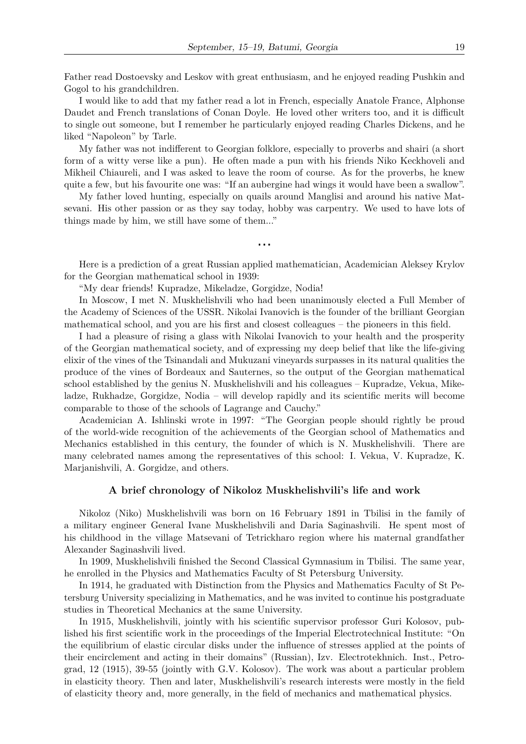Father read Dostoevsky and Leskov with great enthusiasm, and he enjoyed reading Pushkin and Gogol to his grandchildren.

I would like to add that my father read a lot in French, especially Anatole France, Alphonse Daudet and French translations of Conan Doyle. He loved other writers too, and it is difficult to single out someone, but I remember he particularly enjoyed reading Charles Dickens, and he liked "Napoleon" by Tarle.

My father was not indifferent to Georgian folklore, especially to proverbs and shairi (a short form of a witty verse like a pun). He often made a pun with his friends Niko Keckhoveli and Mikheil Chiaureli, and I was asked to leave the room of course. As for the proverbs, he knew quite a few, but his favourite one was: "If an aubergine had wings it would have been a swallow".

My father loved hunting, especially on quails around Manglisi and around his native Matsevani. His other passion or as they say today, hobby was carpentry. We used to have lots of things made by him, we still have some of them..."

**...**

Here is a prediction of a great Russian applied mathematician, Academician Aleksey Krylov for the Georgian mathematical school in 1939:

"My dear friends! Kupradze, Mikeladze, Gorgidze, Nodia!

In Moscow, I met N. Muskhelishvili who had been unanimously elected a Full Member of the Academy of Sciences of the USSR. Nikolai Ivanovich is the founder of the brilliant Georgian mathematical school, and you are his first and closest colleagues – the pioneers in this field.

I had a pleasure of rising a glass with Nikolai Ivanovich to your health and the prosperity of the Georgian mathematical society, and of expressing my deep belief that like the life-giving elixir of the vines of the Tsinandali and Mukuzani vineyards surpasses in its natural qualities the produce of the vines of Bordeaux and Sauternes, so the output of the Georgian mathematical school established by the genius N. Muskhelishvili and his colleagues – Kupradze, Vekua, Mikeladze, Rukhadze, Gorgidze, Nodia – will develop rapidly and its scientific merits will become comparable to those of the schools of Lagrange and Cauchy."

Academician A. Ishlinski wrote in 1997: "The Georgian people should rightly be proud of the world-wide recognition of the achievements of the Georgian school of Mathematics and Mechanics established in this century, the founder of which is N. Muskhelishvili. There are many celebrated names among the representatives of this school: I. Vekua, V. Kupradze, K. Marjanishvili, A. Gorgidze, and others.

### A brief chronology of Nikoloz Muskhelishvili's life and work

Nikoloz (Niko) Muskhelishvili was born on 16 February 1891 in Tbilisi in the family of a military engineer General Ivane Muskhelishvili and Daria Saginashvili. He spent most of his childhood in the village Matsevani of Tetrickharo region where his maternal grandfather Alexander Saginashvili lived.

In 1909, Muskhelishvili finished the Second Classical Gymnasium in Tbilisi. The same year, he enrolled in the Physics and Mathematics Faculty of St Petersburg University.

In 1914, he graduated with Distinction from the Physics and Mathematics Faculty of St Petersburg University specializing in Mathematics, and he was invited to continue his postgraduate studies in Theoretical Mechanics at the same University.

In 1915, Muskhelishvili, jointly with his scientific supervisor professor Guri Kolosov, published his first scientific work in the proceedings of the Imperial Electrotechnical Institute: "On the equilibrium of elastic circular disks under the influence of stresses applied at the points of their encirclement and acting in their domains" (Russian), Izv. Electrotekhnich. Inst., Petrograd, 12 (1915), 39-55 (jointly with G.V. Kolosov). The work was about a particular problem in elasticity theory. Then and later, Muskhelishvili's research interests were mostly in the field of elasticity theory and, more generally, in the field of mechanics and mathematical physics.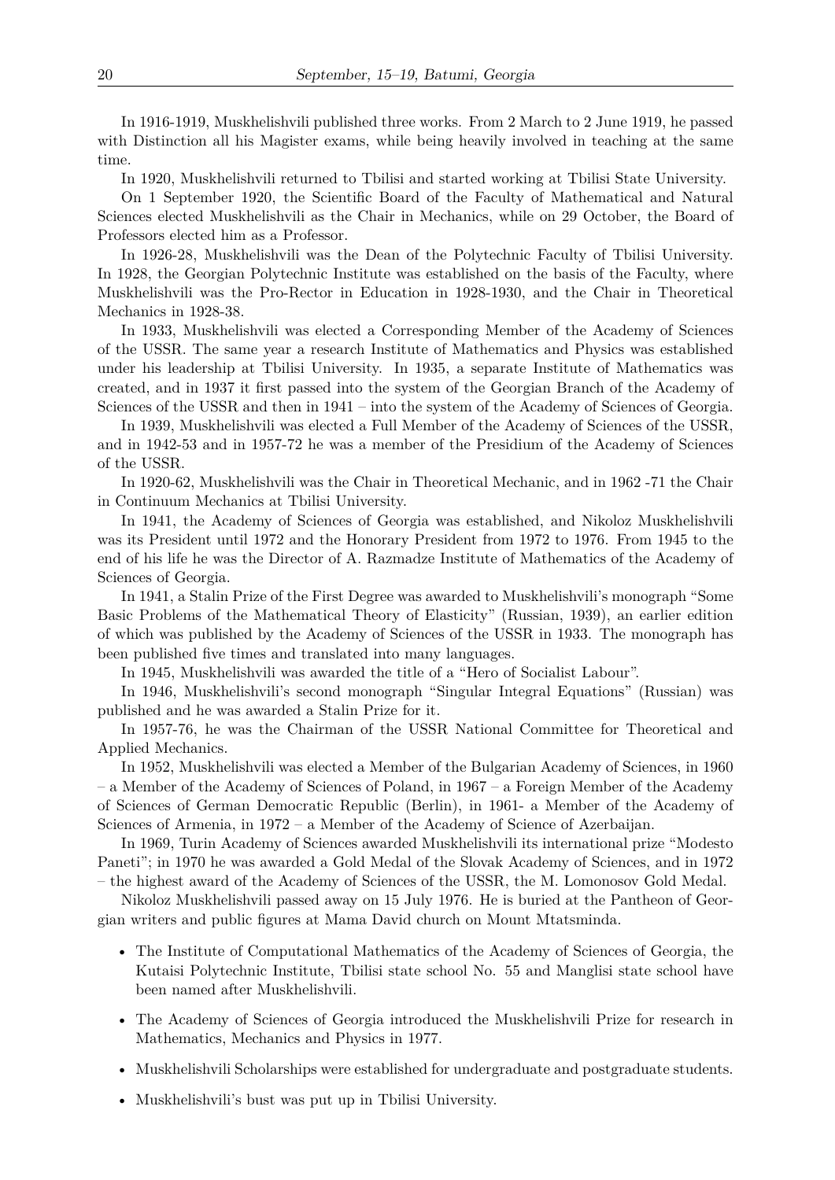In 1916-1919, Muskhelishvili published three works. From 2 March to 2 June 1919, he passed with Distinction all his Magister exams, while being heavily involved in teaching at the same time.

In 1920, Muskhelishvili returned to Tbilisi and started working at Tbilisi State University.

On 1 September 1920, the Scientific Board of the Faculty of Mathematical and Natural Sciences elected Muskhelishvili as the Chair in Mechanics, while on 29 October, the Board of Professors elected him as a Professor.

In 1926-28, Muskhelishvili was the Dean of the Polytechnic Faculty of Tbilisi University. In 1928, the Georgian Polytechnic Institute was established on the basis of the Faculty, where Muskhelishvili was the Pro-Rector in Education in 1928-1930, and the Chair in Theoretical Mechanics in 1928-38.

In 1933, Muskhelishvili was elected a Corresponding Member of the Academy of Sciences of the USSR. The same year a research Institute of Mathematics and Physics was established under his leadership at Tbilisi University. In 1935, a separate Institute of Mathematics was created, and in 1937 it first passed into the system of the Georgian Branch of the Academy of Sciences of the USSR and then in 1941 – into the system of the Academy of Sciences of Georgia.

In 1939, Muskhelishvili was elected a Full Member of the Academy of Sciences of the USSR, and in 1942-53 and in 1957-72 he was a member of the Presidium of the Academy of Sciences of the USSR.

In 1920-62, Muskhelishvili was the Chair in Theoretical Mechanic, and in 1962 -71 the Chair in Continuum Mechanics at Tbilisi University.

In 1941, the Academy of Sciences of Georgia was established, and Nikoloz Muskhelishvili was its President until 1972 and the Honorary President from 1972 to 1976. From 1945 to the end of his life he was the Director of A. Razmadze Institute of Mathematics of the Academy of Sciences of Georgia.

In 1941, a Stalin Prize of the First Degree was awarded to Muskhelishvili's monograph "Some Basic Problems of the Mathematical Theory of Elasticity" (Russian, 1939), an earlier edition of which was published by the Academy of Sciences of the USSR in 1933. The monograph has been published five times and translated into many languages.

In 1945, Muskhelishvili was awarded the title of a "Hero of Socialist Labour".

In 1946, Muskhelishvili's second monograph "Singular Integral Equations" (Russian) was published and he was awarded a Stalin Prize for it.

In 1957-76, he was the Chairman of the USSR National Committee for Theoretical and Applied Mechanics.

In 1952, Muskhelishvili was elected a Member of the Bulgarian Academy of Sciences, in 1960 – a Member of the Academy of Sciences of Poland, in 1967 – a Foreign Member of the Academy of Sciences of German Democratic Republic (Berlin), in 1961- a Member of the Academy of Sciences of Armenia, in 1972 – a Member of the Academy of Science of Azerbaijan.

In 1969, Turin Academy of Sciences awarded Muskhelishvili its international prize "Modesto Paneti"; in 1970 he was awarded a Gold Medal of the Slovak Academy of Sciences, and in 1972 – the highest award of the Academy of Sciences of the USSR, the M. Lomonosov Gold Medal.

Nikoloz Muskhelishvili passed away on 15 July 1976. He is buried at the Pantheon of Georgian writers and public figures at Mama David church on Mount Mtatsminda.

- The Institute of Computational Mathematics of the Academy of Sciences of Georgia, the Kutaisi Polytechnic Institute, Tbilisi state school No. 55 and Manglisi state school have been named after Muskhelishvili.
- The Academy of Sciences of Georgia introduced the Muskhelishvili Prize for research in Mathematics, Mechanics and Physics in 1977.
- Muskhelishvili Scholarships were established for undergraduate and postgraduate students.
- Muskhelishvili's bust was put up in Tbilisi University.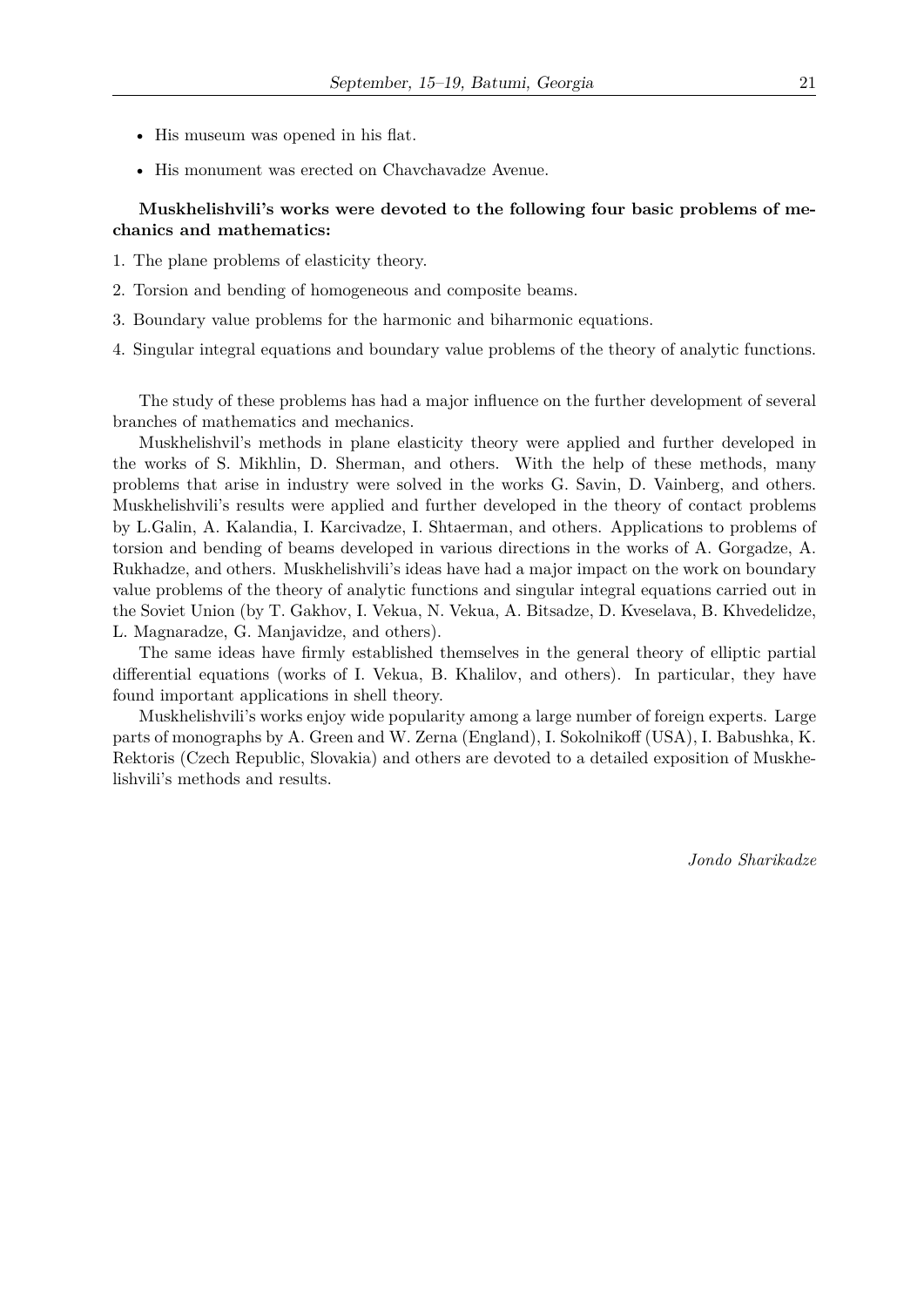- His museum was opened in his flat.
- His monument was erected on Chavchavadze Avenue.

**Muskhelishvili's works were devoted to the following four basic problems of mechanics and mathematics:**

1. The plane problems of elasticity theory.
2. Torsion and bending of homogeneous and composite beams.
3. Boundary value problems for the harmonic and biharmonic equations.
4. Singular integral equations and boundary value problems of the theory of analytic functions.

The study of these problems has had a major influence on the further development of several branches of mathematics and mechanics.

Muskhelishvil's methods in plane elasticity theory were applied and further developed in the works of S. Mikhlin, D. Sherman, and others. With the help of these methods, many problems that arise in industry were solved in the works G. Savin, D. Vainberg, and others. Muskhelishvili's results were applied and further developed in the theory of contact problems by L.Galin, A. Kalandia, I. Karcivadze, I. Shtaerman, and others. Applications to problems of torsion and bending of beams developed in various directions in the works of A. Gorgadze, A. Rukhadze, and others. Muskhelishvili's ideas have had a major impact on the work on boundary value problems of the theory of analytic functions and singular integral equations carried out in the Soviet Union (by T. Gakhov, I. Vekua, N. Vekua, A. Bitsadze, D. Kveselava, B. Khvedelidze, L. Magnaradze, G. Manjavidze, and others).

The same ideas have firmly established themselves in the general theory of elliptic partial differential equations (works of I. Vekua, B. Khalilov, and others). In particular, they have found important applications in shell theory.

Muskhelishvili's works enjoy wide popularity among a large number of foreign experts. Large parts of monographs by A. Green and W. Zerna (England), I. Sokolnikoff (USA), I. Babushka, K. Rektoris (Czech Republic, Slovakia) and others are devoted to a detailed exposition of Muskhelishvili's methods and results.

*Jondo Sharikadze*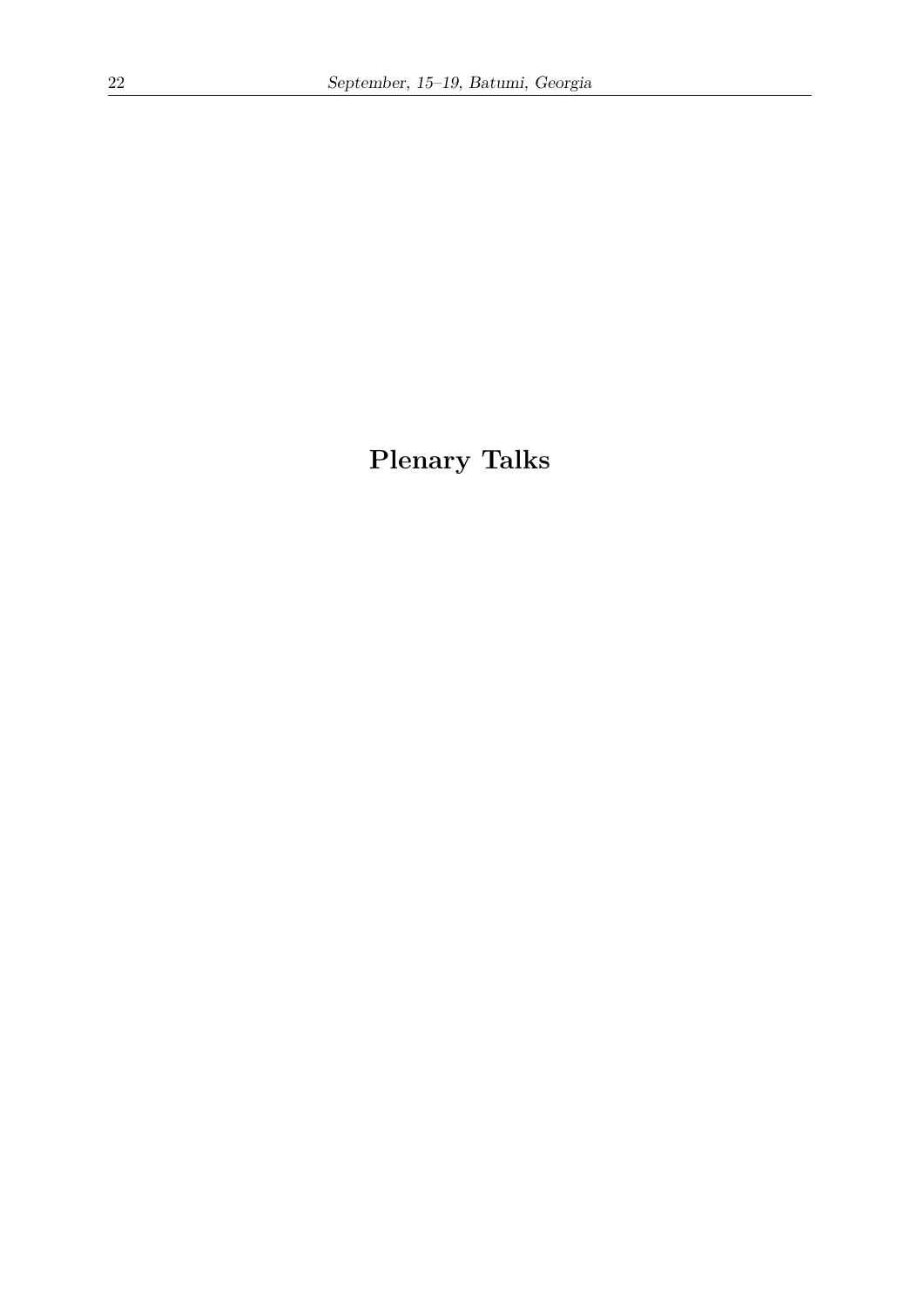# Plenary Talks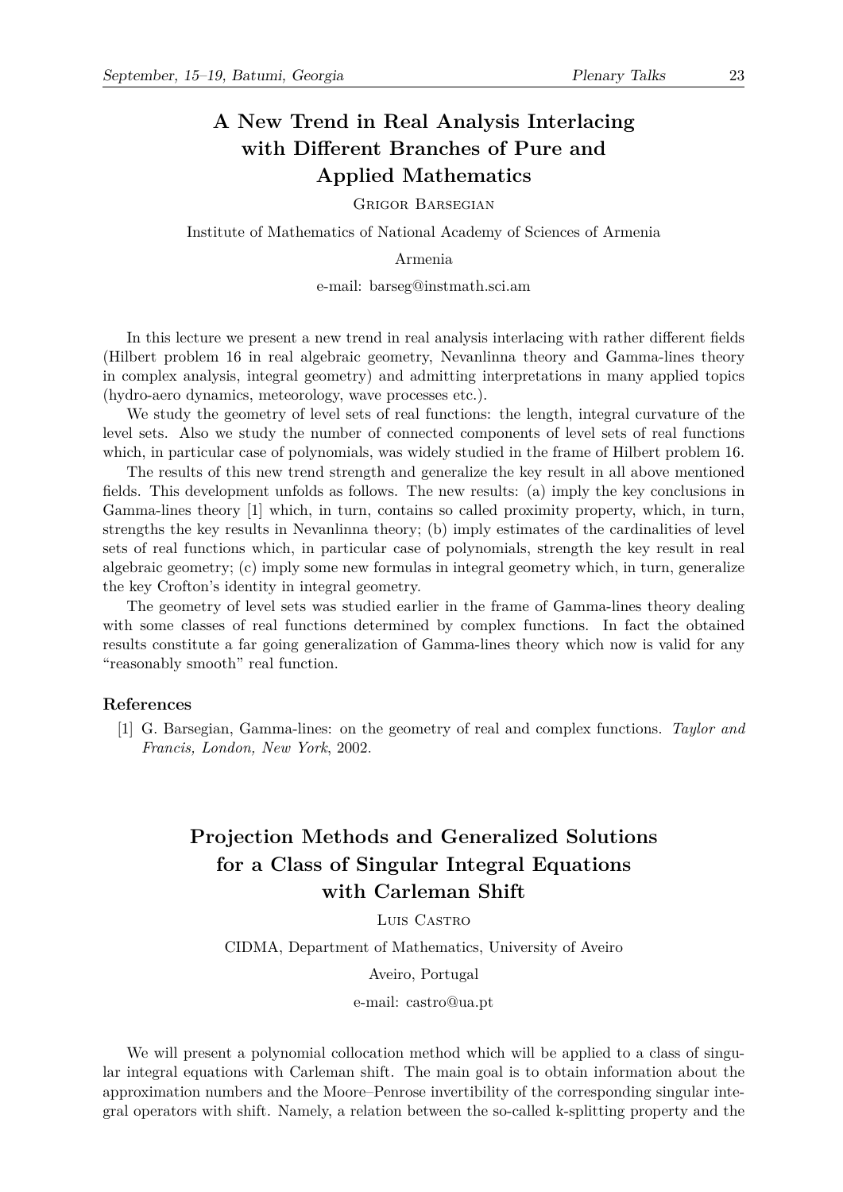## A New Trend in Real Analysis Interlacing with Different Branches of Pure and Applied Mathematics

Grigor Barsegian

Institute of Mathematics of National Academy of Sciences of Armenia

Armenia

e-mail: barseg@instmath.sci.am

In this lecture we present a new trend in real analysis interlacing with rather different fields (Hilbert problem 16 in real algebraic geometry, Nevanlinna theory and Gamma-lines theory in complex analysis, integral geometry) and admitting interpretations in many applied topics (hydro-aero dynamics, meteorology, wave processes etc.).

We study the geometry of level sets of real functions: the length, integral curvature of the level sets. Also we study the number of connected components of level sets of real functions which, in particular case of polynomials, was widely studied in the frame of Hilbert problem 16.

The results of this new trend strength and generalize the key result in all above mentioned fields. This development unfolds as follows. The new results: (a) imply the key conclusions in Gamma-lines theory [1] which, in turn, contains so called proximity property, which, in turn, strengths the key results in Nevanlinna theory; (b) imply estimates of the cardinalities of level sets of real functions which, in particular case of polynomials, strength the key result in real algebraic geometry; (c) imply some new formulas in integral geometry which, in turn, generalize the key Crofton's identity in integral geometry.

The geometry of level sets was studied earlier in the frame of Gamma-lines theory dealing with some classes of real functions determined by complex functions. In fact the obtained results constitute a far going generalization of Gamma-lines theory which now is valid for any "reasonably smooth" real function.

### References

[1] G. Barsegian, Gamma-lines: on the geometry of real and complex functions. *Taylor and Francis, London, New York*, 2002.

## Projection Methods and Generalized Solutions for a Class of Singular Integral Equations with Carleman Shift

Luis Castro

CIDMA, Department of Mathematics, University of Aveiro

Aveiro, Portugal

e-mail: castro@ua.pt

We will present a polynomial collocation method which will be applied to a class of singular integral equations with Carleman shift. The main goal is to obtain information about the approximation numbers and the Moore–Penrose invertibility of the corresponding singular integral operators with shift. Namely, a relation between the so-called k-splitting property and the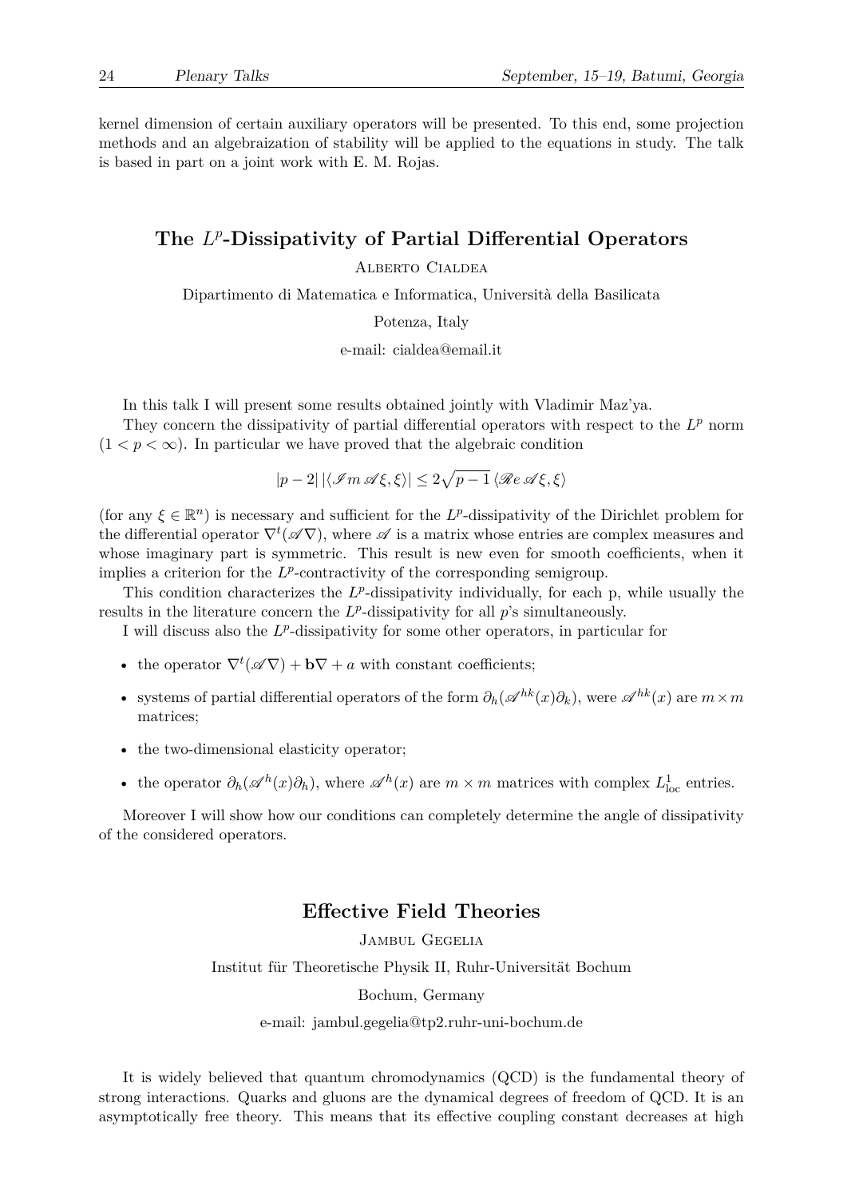kernel dimension of certain auxiliary operators will be presented. To this end, some projection methods and an algebraization of stability will be applied to the equations in study. The talk is based in part on a joint work with E. M. Rojas.

## The $L^p$-Dissipativity of Partial Differential Operators

Alberto Cialdea

Dipartimento di Matematica e Informatica, Università della Basilicata

Potenza, Italy

e-mail: cialdea@email.it

In this talk I will present some results obtained jointly with Vladimir Maz'ya.

They concern the dissipativity of partial differential operators with respect to the $L^p$ norm ($1 < p < \infty$). In particular we have proved that the algebraic condition

$$|p-2|\,|\langle \mathscr{I}m\,\mathscr{A}\xi, \xi\rangle| \leq 2\sqrt{p-1}\,\langle \mathscr{R}e\,\mathscr{A}\xi, \xi\rangle$$

(for any $\xi \in \mathbb{R}^n$) is necessary and sufficient for the $L^p$-dissipativity of the Dirichlet problem for the differential operator $\nabla^t(\mathscr{A}\nabla)$, where $\mathscr{A}$ is a matrix whose entries are complex measures and whose imaginary part is symmetric. This result is new even for smooth coefficients, when it implies a criterion for the $L^p$-contractivity of the corresponding semigroup.

This condition characterizes the $L^p$-dissipativity individually, for each p, while usually the results in the literature concern the $L^p$-dissipativity for all $p$'s simultaneously.

I will discuss also the $L^p$-dissipativity for some other operators, in particular for

- the operator $\nabla^t(\mathscr{A}\nabla) + \mathbf{b}\nabla + a$ with constant coefficients;
- systems of partial differential operators of the form $\partial_h(\mathscr{A}^{hk}(x)\partial_k)$, were $\mathscr{A}^{hk}(x)$ are $m \times m$ matrices;
- the two-dimensional elasticity operator;
- the operator $\partial_h(\mathscr{A}^h(x)\partial_h)$, where $\mathscr{A}^h(x)$ are $m \times m$ matrices with complex $L^1_{\text{loc}}$ entries.

Moreover I will show how our conditions can completely determine the angle of dissipativity of the considered operators.

## Effective Field Theories

Jambul Gegelia

Institut für Theoretische Physik II, Ruhr-Universität Bochum

Bochum, Germany

e-mail: jambul.gegelia@tp2.ruhr-uni-bochum.de

It is widely believed that quantum chromodynamics (QCD) is the fundamental theory of strong interactions. Quarks and gluons are the dynamical degrees of freedom of QCD. It is an asymptotically free theory. This means that its effective coupling constant decreases at high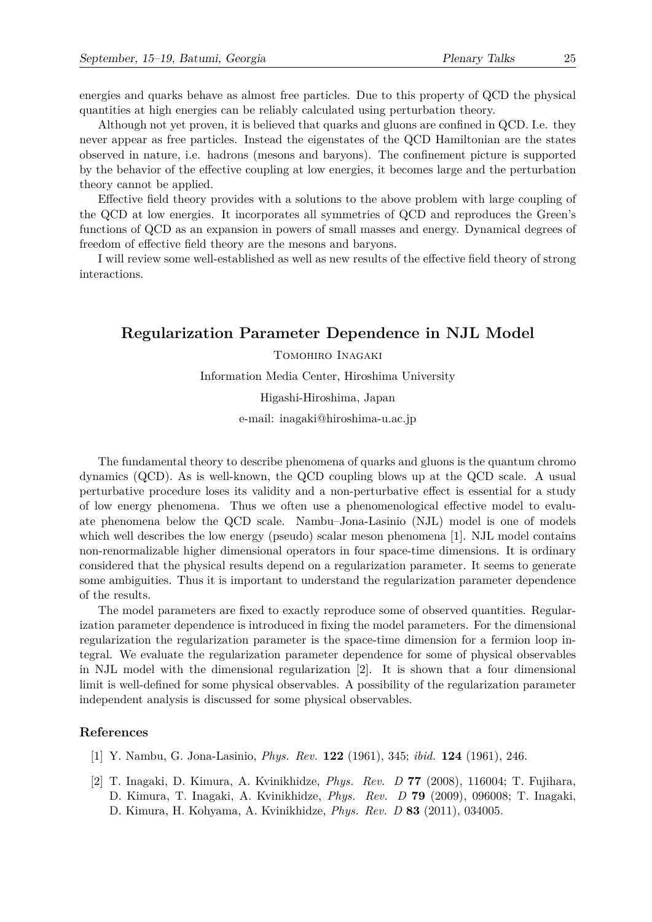energies and quarks behave as almost free particles. Due to this property of QCD the physical quantities at high energies can be reliably calculated using perturbation theory.

Although not yet proven, it is believed that quarks and gluons are confined in QCD. I.e. they never appear as free particles. Instead the eigenstates of the QCD Hamiltonian are the states observed in nature, i.e. hadrons (mesons and baryons). The confinement picture is supported by the behavior of the effective coupling at low energies, it becomes large and the perturbation theory cannot be applied.

Effective field theory provides with a solutions to the above problem with large coupling of the QCD at low energies. It incorporates all symmetries of QCD and reproduces the Green's functions of QCD as an expansion in powers of small masses and energy. Dynamical degrees of freedom of effective field theory are the mesons and baryons.

I will review some well-established as well as new results of the effective field theory of strong interactions.

## Regularization Parameter Dependence in NJL Model

Tomohiro Inagaki

Information Media Center, Hiroshima University

Higashi-Hiroshima, Japan

e-mail: inagaki@hiroshima-u.ac.jp

The fundamental theory to describe phenomena of quarks and gluons is the quantum chromo dynamics (QCD). As is well-known, the QCD coupling blows up at the QCD scale. A usual perturbative procedure loses its validity and a non-perturbative effect is essential for a study of low energy phenomena. Thus we often use a phenomenological effective model to evaluate phenomena below the QCD scale. Nambu–Jona-Lasinio (NJL) model is one of models which well describes the low energy (pseudo) scalar meson phenomena [1]. NJL model contains non-renormalizable higher dimensional operators in four space-time dimensions. It is ordinary considered that the physical results depend on a regularization parameter. It seems to generate some ambiguities. Thus it is important to understand the regularization parameter dependence of the results.

The model parameters are fixed to exactly reproduce some of observed quantities. Regularization parameter dependence is introduced in fixing the model parameters. For the dimensional regularization the regularization parameter is the space-time dimension for a fermion loop integral. We evaluate the regularization parameter dependence for some of physical observables in NJL model with the dimensional regularization [2]. It is shown that a four dimensional limit is well-defined for some physical observables. A possibility of the regularization parameter independent analysis is discussed for some physical observables.

### References

[1] Y. Nambu, G. Jona-Lasinio, *Phys. Rev.* **122** (1961), 345; *ibid.* **124** (1961), 246.

[2] T. Inagaki, D. Kimura, A. Kvinikhidze, *Phys. Rev. D* **77** (2008), 116004; T. Fujihara, D. Kimura, T. Inagaki, A. Kvinikhidze, *Phys. Rev. D* **79** (2009), 096008; T. Inagaki, D. Kimura, H. Kohyama, A. Kvinikhidze, *Phys. Rev. D* **83** (2011), 034005.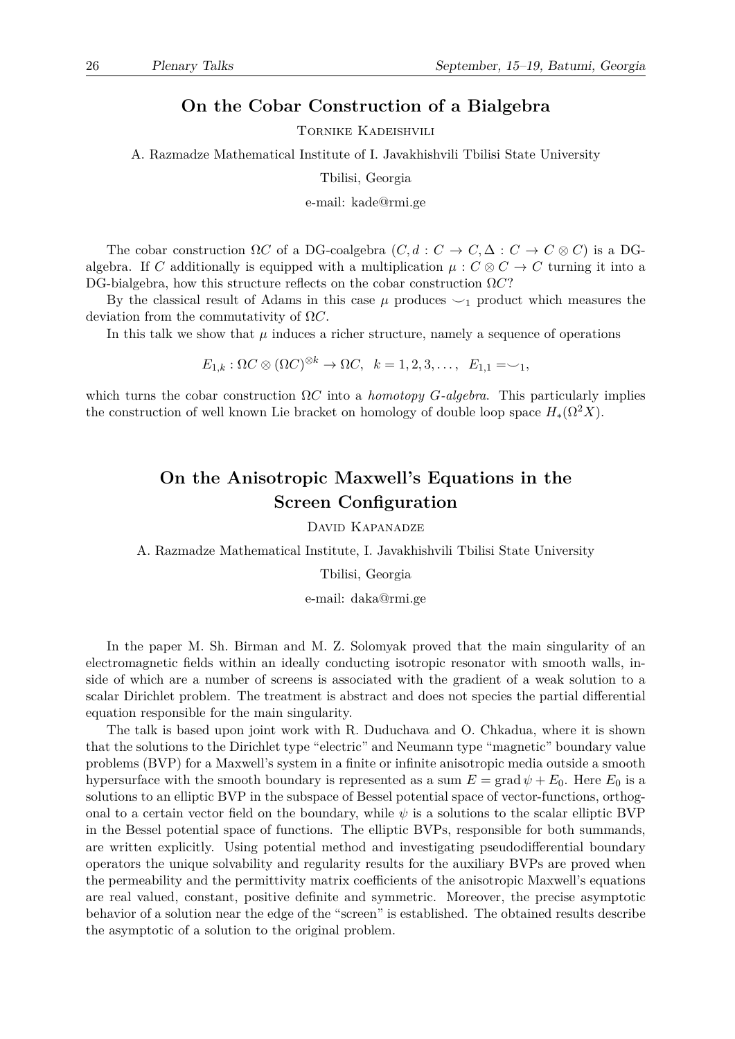## On the Cobar Construction of a Bialgebra

Tornike Kadeishvili

A. Razmadze Mathematical Institute of I. Javakhishvili Tbilisi State University

Tbilisi, Georgia

e-mail: kade@rmi.ge

The cobar construction $\Omega C$ of a DG-coalgebra $(C, d : C \to C, \Delta : C \to C \otimes C)$ is a DG-algebra. If $C$ additionally is equipped with a multiplication $\mu : C \otimes C \to C$ turning it into a DG-bialgebra, how this structure reflects on the cobar construction $\Omega C$?

By the classical result of Adams in this case $\mu$ produces $\smile_1$ product which measures the deviation from the commutativity of $\Omega C$.

In this talk we show that $\mu$ induces a richer structure, namely a sequence of operations

$$E_{1,k} : \Omega C \otimes (\Omega C)^{\otimes k} \to \Omega C, \ \ k = 1, 2, 3, \dots, \ \ E_{1,1} = \smile_1,$$

which turns the cobar construction $\Omega C$ into a *homotopy G-algebra*. This particularly implies the construction of well known Lie bracket on homology of double loop space $H_*(\Omega^2 X)$.

## On the Anisotropic Maxwell's Equations in the Screen Configuration

David Kapanadze

A. Razmadze Mathematical Institute, I. Javakhishvili Tbilisi State University

Tbilisi, Georgia

e-mail: daka@rmi.ge

In the paper M. Sh. Birman and M. Z. Solomyak proved that the main singularity of an electromagnetic fields within an ideally conducting isotropic resonator with smooth walls, inside of which are a number of screens is associated with the gradient of a weak solution to a scalar Dirichlet problem. The treatment is abstract and does not species the partial differential equation responsible for the main singularity.

The talk is based upon joint work with R. Duduchava and O. Chkadua, where it is shown that the solutions to the Dirichlet type "electric" and Neumann type "magnetic" boundary value problems (BVP) for a Maxwell's system in a finite or infinite anisotropic media outside a smooth hypersurface with the smooth boundary is represented as a sum $E = \operatorname{grad} \psi + E_0$. Here $E_0$ is a solutions to an elliptic BVP in the subspace of Bessel potential space of vector-functions, orthogonal to a certain vector field on the boundary, while $\psi$ is a solutions to the scalar elliptic BVP in the Bessel potential space of functions. The elliptic BVPs, responsible for both summands, are written explicitly. Using potential method and investigating pseudodifferential boundary operators the unique solvability and regularity results for the auxiliary BVPs are proved when the permeability and the permittivity matrix coefficients of the anisotropic Maxwell's equations are real valued, constant, positive definite and symmetric. Moreover, the precise asymptotic behavior of a solution near the edge of the "screen" is established. The obtained results describe the asymptotic of a solution to the original problem.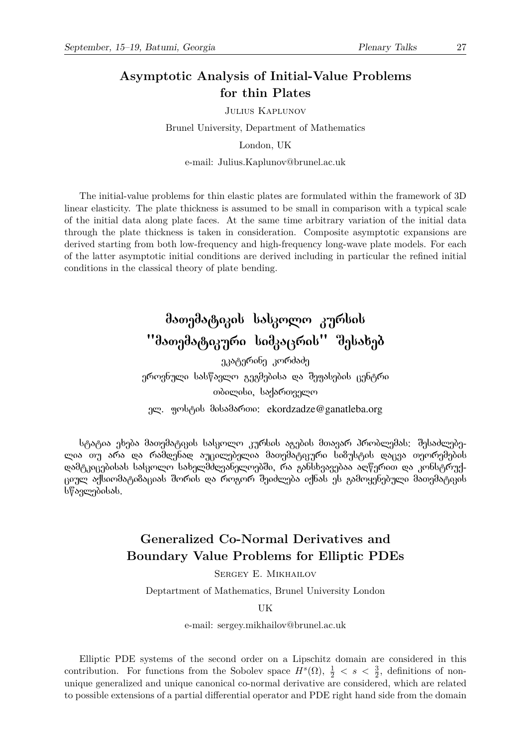## Asymptotic Analysis of Initial-Value Problems for thin Plates

Julius Kaplunov

Brunel University, Department of Mathematics

London, UK

e-mail: Julius.Kaplunov@brunel.ac.uk

The initial-value problems for thin elastic plates are formulated within the framework of 3D linear elasticity. The plate thickness is assumed to be small in comparison with a typical scale of the initial data along plate faces. At the same time arbitrary variation of the initial data through the plate thickness is taken in consideration. Composite asymptotic expansions are derived starting from both low-frequency and high-frequency long-wave plate models. For each of the latter asymptotic initial conditions are derived including in particular the refined initial conditions in the classical theory of plate bending.

## მათემატიკის სასკოლო კურსის "მათემატიკური სიმკაცრის" შესახებ

ეკატერინე კორძაძე

ეროვნული სასწავლო გეგმებისა და შეფასების ცენტრი

თბილისი, საქართველო

ელ. ფოსტის მისამართი: ekordzadze@ganatleba.org

სტატია ეხება მათემატიკის სასკოლო კურსის აგების მთავარ პრობლემას: შესაძლებელია თუ არა და რამდენად აუცილებელია მათემატიკური სიზუსტის დაცვა თეორემების დამტკიცებისას სასკოლო სახელმძღვანელოებში, რა განსხვავებაა აღწერით და კონსტრუქციულ აქსიომატიზაციას შორის და როგორ შეიძლება იქნას ეს გამოყენებული მათემატიკის სწავლებისას.

## Generalized Co-Normal Derivatives and Boundary Value Problems for Elliptic PDEs

Sergey E. Mikhailov

Deptartment of Mathematics, Brunel University London

UK

e-mail: sergey.mikhailov@brunel.ac.uk

Elliptic PDE systems of the second order on a Lipschitz domain are considered in this contribution. For functions from the Sobolev space $H^s(\Omega)$, $\frac{1}{2} < s < \frac{3}{2}$, definitions of non-unique generalized and unique canonical co-normal derivative are considered, which are related to possible extensions of a partial differential operator and PDE right hand side from the domain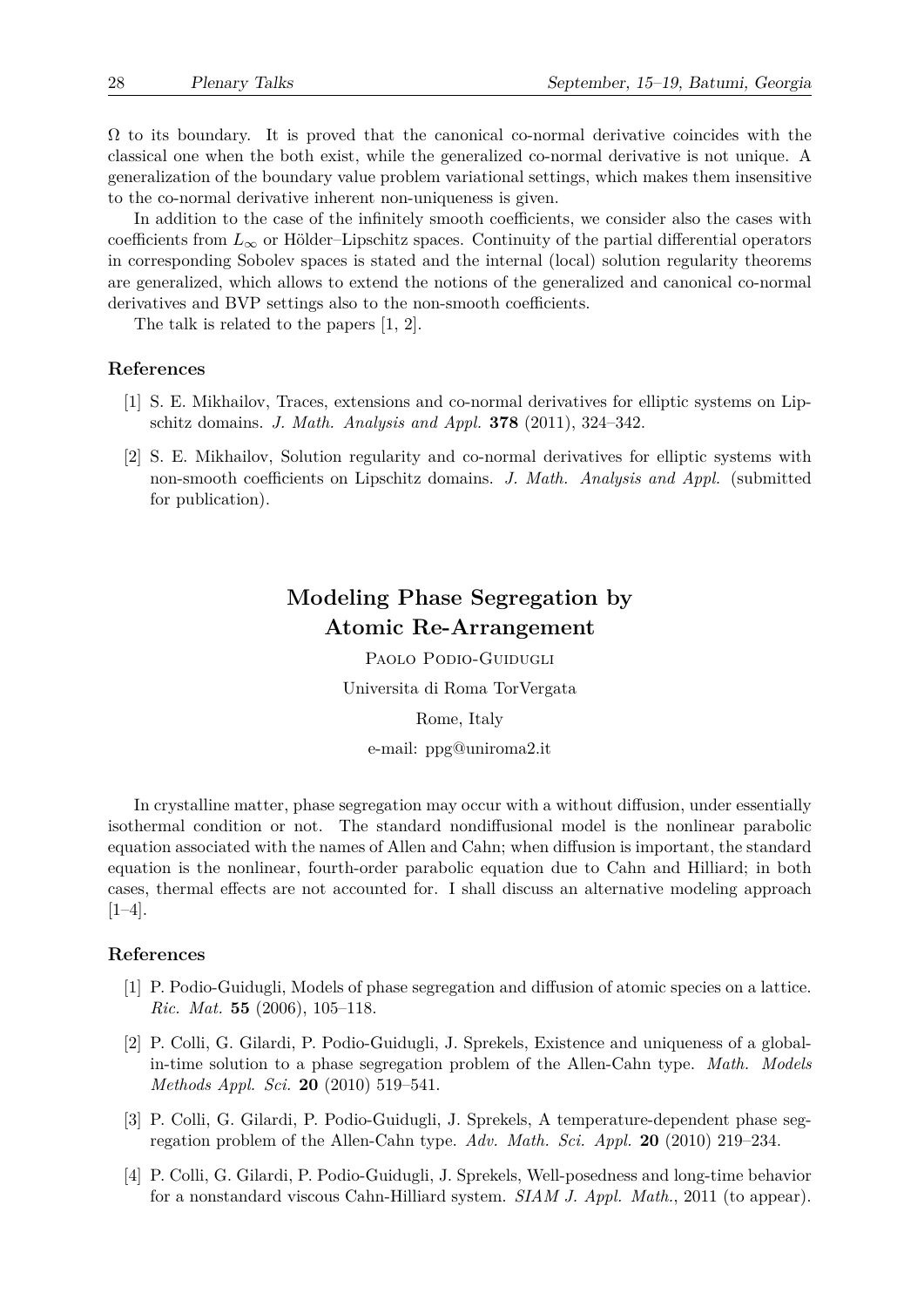$\Omega$ to its boundary. It is proved that the canonical co-normal derivative coincides with the classical one when the both exist, while the generalized co-normal derivative is not unique. A generalization of the boundary value problem variational settings, which makes them insensitive to the co-normal derivative inherent non-uniqueness is given.

In addition to the case of the infinitely smooth coefficients, we consider also the cases with coefficients from $L_\infty$ or Hölder–Lipschitz spaces. Continuity of the partial differential operators in corresponding Sobolev spaces is stated and the internal (local) solution regularity theorems are generalized, which allows to extend the notions of the generalized and canonical co-normal derivatives and BVP settings also to the non-smooth coefficients.

The talk is related to the papers [1, 2].

### References

[1] S. E. Mikhailov, Traces, extensions and co-normal derivatives for elliptic systems on Lipschitz domains. *J. Math. Analysis and Appl.* **378** (2011), 324–342.

[2] S. E. Mikhailov, Solution regularity and co-normal derivatives for elliptic systems with non-smooth coefficients on Lipschitz domains. *J. Math. Analysis and Appl.* (submitted for publication).

## Modeling Phase Segregation by Atomic Re-Arrangement

Paolo Podio-Guidugli

Universita di Roma TorVergata

Rome, Italy

e-mail: ppg@uniroma2.it

In crystalline matter, phase segregation may occur with a without diffusion, under essentially isothermal condition or not. The standard nondiffusional model is the nonlinear parabolic equation associated with the names of Allen and Cahn; when diffusion is important, the standard equation is the nonlinear, fourth-order parabolic equation due to Cahn and Hilliard; in both cases, thermal effects are not accounted for. I shall discuss an alternative modeling approach [1–4].

### References

[1] P. Podio-Guidugli, Models of phase segregation and diffusion of atomic species on a lattice. *Ric. Mat.* **55** (2006), 105–118.

[2] P. Colli, G. Gilardi, P. Podio-Guidugli, J. Sprekels, Existence and uniqueness of a global-in-time solution to a phase segregation problem of the Allen-Cahn type. *Math. Models Methods Appl. Sci.* **20** (2010) 519–541.

[3] P. Colli, G. Gilardi, P. Podio-Guidugli, J. Sprekels, A temperature-dependent phase segregation problem of the Allen-Cahn type. *Adv. Math. Sci. Appl.* **20** (2010) 219–234.

[4] P. Colli, G. Gilardi, P. Podio-Guidugli, J. Sprekels, Well-posedness and long-time behavior for a nonstandard viscous Cahn-Hilliard system. *SIAM J. Appl. Math.*, 2011 (to appear).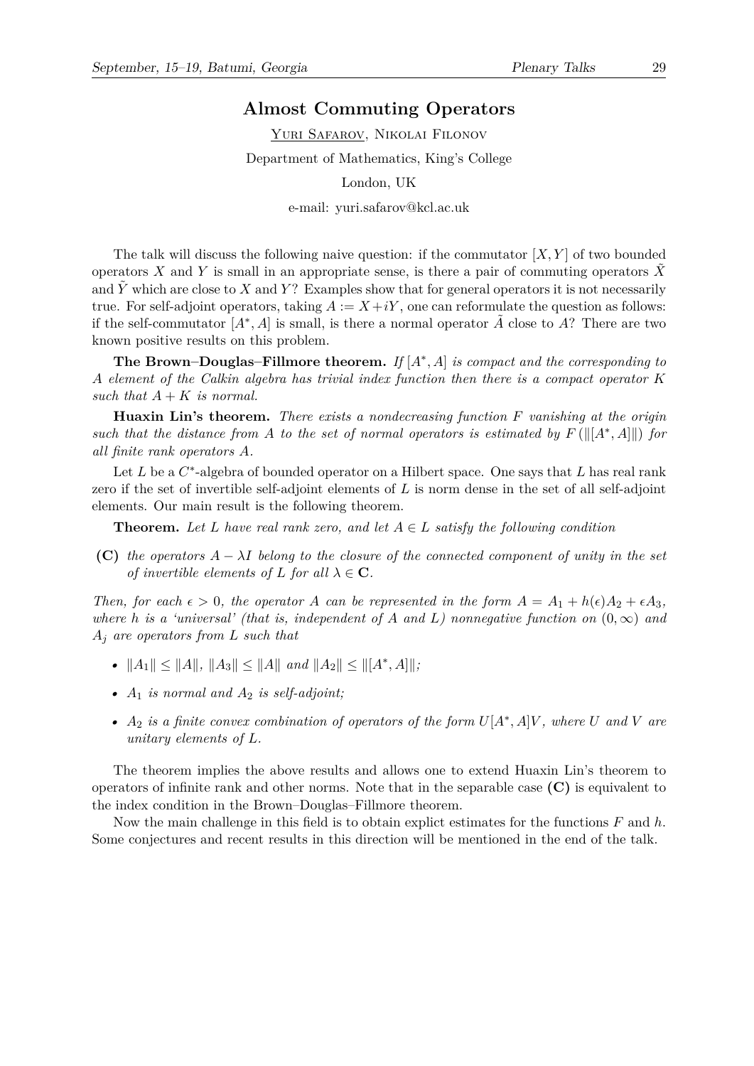## Almost Commuting Operators

Yuri Safarov, Nikolai Filonov

Department of Mathematics, King's College

London, UK

e-mail: yuri.safarov@kcl.ac.uk

The talk will discuss the following naive question: if the commutator $[X, Y]$ of two bounded operators $X$ and $Y$ is small in an appropriate sense, is there a pair of commuting operators $\tilde{X}$ and $\tilde{Y}$ which are close to $X$ and $Y$? Examples show that for general operators it is not necessarily true. For self-adjoint operators, taking $A := X + iY$, one can reformulate the question as follows: if the self-commutator $[A^*, A]$ is small, is there a normal operator $\tilde{A}$ close to $A$? There are two known positive results on this problem.

**The Brown–Douglas–Fillmore theorem.** *If $[A^*, A]$ is compact and the corresponding to $A$ element of the Calkin algebra has trivial index function then there is a compact operator $K$ such that $A + K$ is normal.*

**Huaxin Lin's theorem.** *There exists a nondecreasing function $F$ vanishing at the origin such that the distance from $A$ to the set of normal operators is estimated by $F(\|[A^*, A]\|)$ for all finite rank operators $A$.*

Let $L$ be a $C^*$-algebra of bounded operator on a Hilbert space. One says that $L$ has real rank zero if the set of invertible self-adjoint elements of $L$ is norm dense in the set of all self-adjoint elements. Our main result is the following theorem.

**Theorem.** *Let $L$ have real rank zero, and let $A \in L$ satisfy the following condition*

**(C)** *the operators $A - \lambda I$ belong to the closure of the connected component of unity in the set of invertible elements of $L$ for all $\lambda \in \mathbf{C}$.*

*Then, for each $\epsilon > 0$, the operator $A$ can be represented in the form $A = A_1 + h(\epsilon) A_2 + \epsilon A_3$, where $h$ is a 'universal' (that is, independent of $A$ and $L$) nonnegative function on $(0, \infty)$ and $A_j$ are operators from $L$ such that*

- $\|A_1\| \le \|A\|$, $\|A_3\| \le \|A\|$ *and* $\|A_2\| \le \|[A^*, A]\|$;
- $A_1$ *is normal and* $A_2$ *is self-adjoint;*
- $A_2$ *is a finite convex combination of operators of the form $U[A^*, A]V$, where $U$ and $V$ are unitary elements of $L$.*

The theorem implies the above results and allows one to extend Huaxin Lin's theorem to operators of infinite rank and other norms. Note that in the separable case **(C)** is equivalent to the index condition in the Brown–Douglas–Fillmore theorem.

Now the main challenge in this field is to obtain explict estimates for the functions $F$ and $h$. Some conjectures and recent results in this direction will be mentioned in the end of the talk.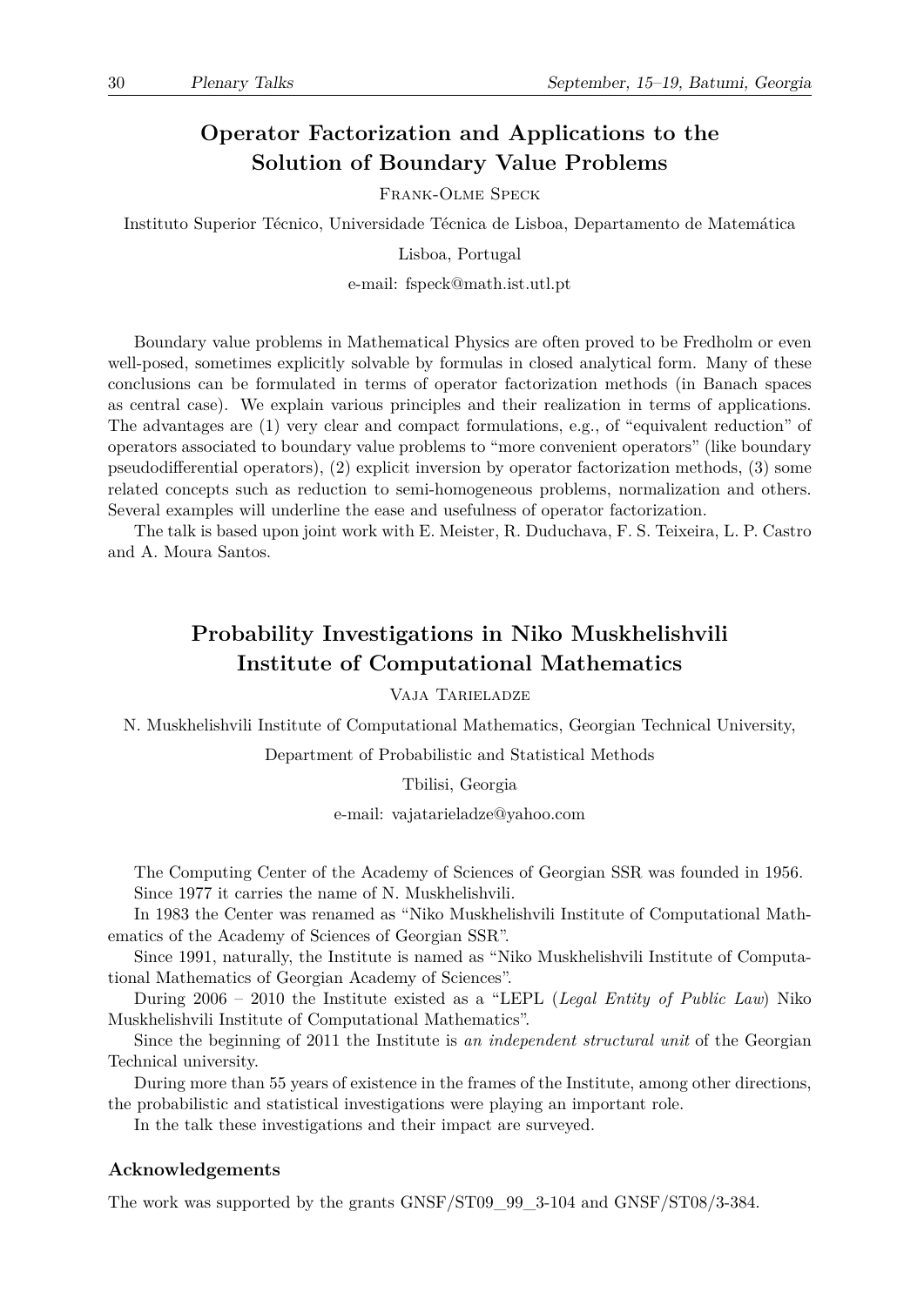## Operator Factorization and Applications to the Solution of Boundary Value Problems

Frank-Olme Speck

Instituto Superior Técnico, Universidade Técnica de Lisboa, Departamento de Matemática

Lisboa, Portugal

e-mail: fspeck@math.ist.utl.pt

Boundary value problems in Mathematical Physics are often proved to be Fredholm or even well-posed, sometimes explicitly solvable by formulas in closed analytical form. Many of these conclusions can be formulated in terms of operator factorization methods (in Banach spaces as central case). We explain various principles and their realization in terms of applications. The advantages are (1) very clear and compact formulations, e.g., of "equivalent reduction" of operators associated to boundary value problems to "more convenient operators" (like boundary pseudodifferential operators), (2) explicit inversion by operator factorization methods, (3) some related concepts such as reduction to semi-homogeneous problems, normalization and others. Several examples will underline the ease and usefulness of operator factorization.

The talk is based upon joint work with E. Meister, R. Duduchava, F. S. Teixeira, L. P. Castro and A. Moura Santos.

## Probability Investigations in Niko Muskhelishvili Institute of Computational Mathematics

Vaja Tarieladze

N. Muskhelishvili Institute of Computational Mathematics, Georgian Technical University,

Department of Probabilistic and Statistical Methods

Tbilisi, Georgia

e-mail: vajatarieladze@yahoo.com

The Computing Center of the Academy of Sciences of Georgian SSR was founded in 1956.

Since 1977 it carries the name of N. Muskhelishvili.

In 1983 the Center was renamed as "Niko Muskhelishvili Institute of Computational Mathematics of the Academy of Sciences of Georgian SSR".

Since 1991, naturally, the Institute is named as "Niko Muskhelishvili Institute of Computational Mathematics of Georgian Academy of Sciences".

During 2006 – 2010 the Institute existed as a "LEPL (*Legal Entity of Public Law*) Niko Muskhelishvili Institute of Computational Mathematics".

Since the beginning of 2011 the Institute is *an independent structural unit* of the Georgian Technical university.

During more than 55 years of existence in the frames of the Institute, among other directions, the probabilistic and statistical investigations were playing an important role.

In the talk these investigations and their impact are surveyed.

### Acknowledgements

The work was supported by the grants GNSF/ST09_99_3-104 and GNSF/ST08/3-384.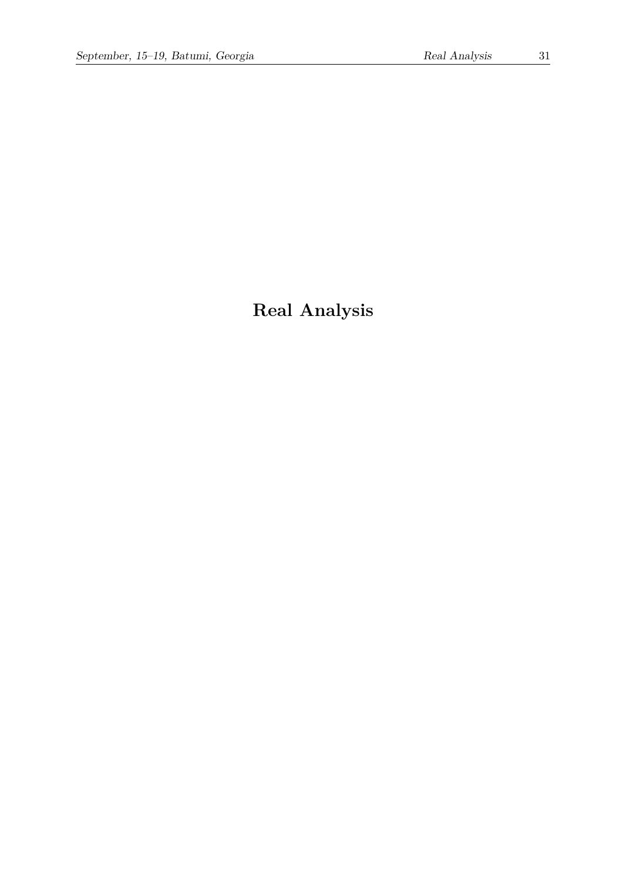# Real Analysis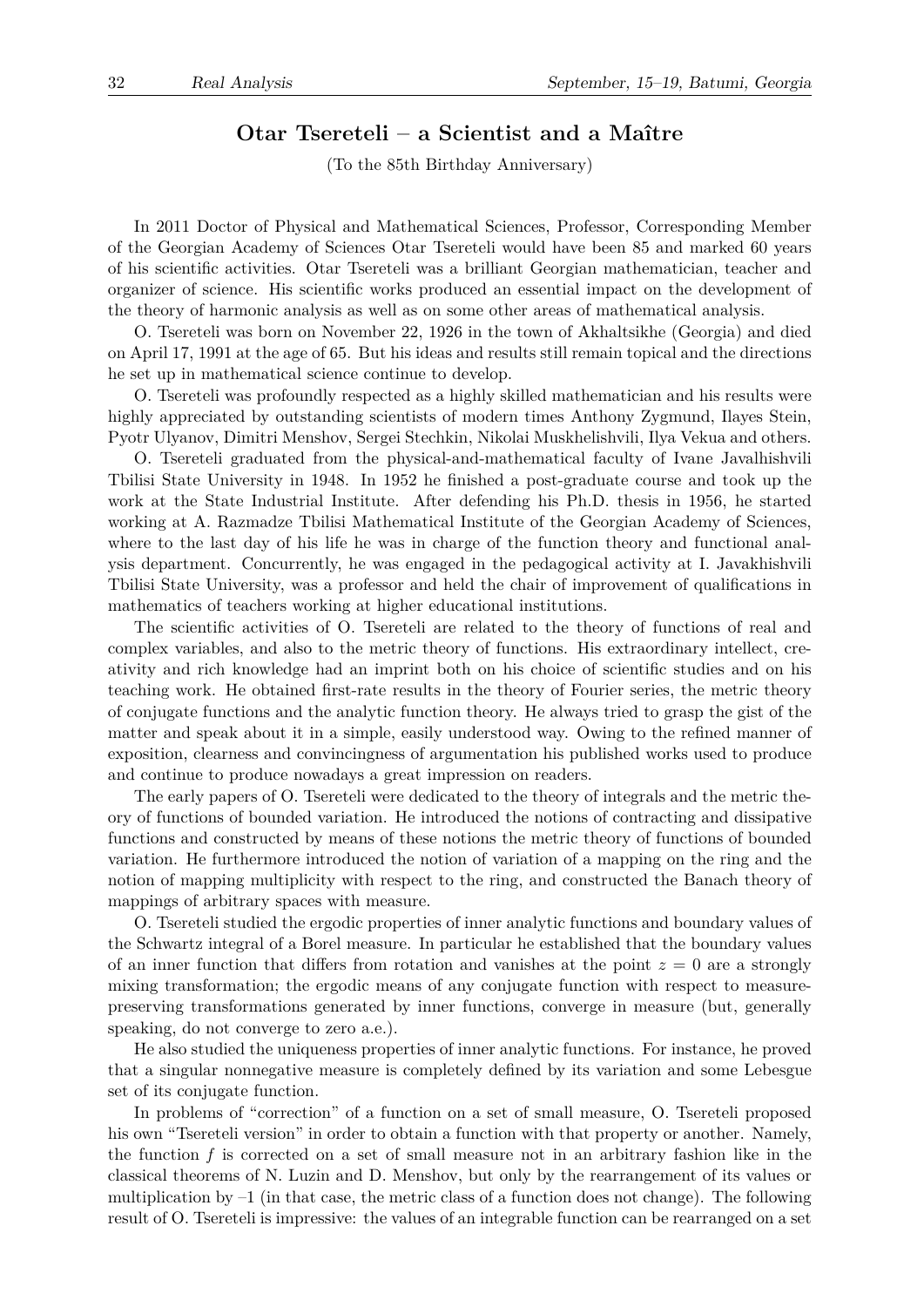## Otar Tsereteli – a Scientist and a Maître

(To the 85th Birthday Anniversary)

In 2011 Doctor of Physical and Mathematical Sciences, Professor, Corresponding Member of the Georgian Academy of Sciences Otar Tsereteli would have been 85 and marked 60 years of his scientific activities. Otar Tsereteli was a brilliant Georgian mathematician, teacher and organizer of science. His scientific works produced an essential impact on the development of the theory of harmonic analysis as well as on some other areas of mathematical analysis.

O. Tsereteli was born on November 22, 1926 in the town of Akhaltsikhe (Georgia) and died on April 17, 1991 at the age of 65. But his ideas and results still remain topical and the directions he set up in mathematical science continue to develop.

O. Tsereteli was profoundly respected as a highly skilled mathematician and his results were highly appreciated by outstanding scientists of modern times Anthony Zygmund, Ilayes Stein, Pyotr Ulyanov, Dimitri Menshov, Sergei Stechkin, Nikolai Muskhelishvili, Ilya Vekua and others.

O. Tsereteli graduated from the physical-and-mathematical faculty of Ivane Javalhishvili Tbilisi State University in 1948. In 1952 he finished a post-graduate course and took up the work at the State Industrial Institute. After defending his Ph.D. thesis in 1956, he started working at A. Razmadze Tbilisi Mathematical Institute of the Georgian Academy of Sciences, where to the last day of his life he was in charge of the function theory and functional analysis department. Concurrently, he was engaged in the pedagogical activity at I. Javakhishvili Tbilisi State University, was a professor and held the chair of improvement of qualifications in mathematics of teachers working at higher educational institutions.

The scientific activities of O. Tsereteli are related to the theory of functions of real and complex variables, and also to the metric theory of functions. His extraordinary intellect, creativity and rich knowledge had an imprint both on his choice of scientific studies and on his teaching work. He obtained first-rate results in the theory of Fourier series, the metric theory of conjugate functions and the analytic function theory. He always tried to grasp the gist of the matter and speak about it in a simple, easily understood way. Owing to the refined manner of exposition, clearness and convincingness of argumentation his published works used to produce and continue to produce nowadays a great impression on readers.

The early papers of O. Tsereteli were dedicated to the theory of integrals and the metric theory of functions of bounded variation. He introduced the notions of contracting and dissipative functions and constructed by means of these notions the metric theory of functions of bounded variation. He furthermore introduced the notion of variation of a mapping on the ring and the notion of mapping multiplicity with respect to the ring, and constructed the Banach theory of mappings of arbitrary spaces with measure.

O. Tsereteli studied the ergodic properties of inner analytic functions and boundary values of the Schwartz integral of a Borel measure. In particular he established that the boundary values of an inner function that differs from rotation and vanishes at the point $z = 0$ are a strongly mixing transformation; the ergodic means of any conjugate function with respect to measure-preserving transformations generated by inner functions, converge in measure (but, generally speaking, do not converge to zero a.e.).

He also studied the uniqueness properties of inner analytic functions. For instance, he proved that a singular nonnegative measure is completely defined by its variation and some Lebesgue set of its conjugate function.

In problems of "correction" of a function on a set of small measure, O. Tsereteli proposed his own "Tsereteli version" in order to obtain a function with that property or another. Namely, the function $f$ is corrected on a set of small measure not in an arbitrary fashion like in the classical theorems of N. Luzin and D. Menshov, but only by the rearrangement of its values or multiplication by $-1$ (in that case, the metric class of a function does not change). The following result of O. Tsereteli is impressive: the values of an integrable function can be rearranged on a set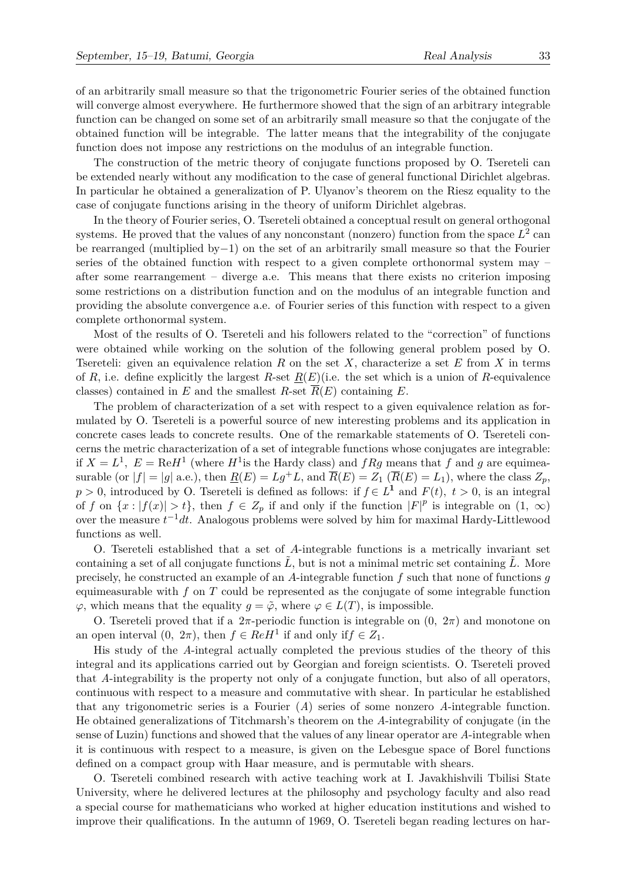of an arbitrarily small measure so that the trigonometric Fourier series of the obtained function will converge almost everywhere. He furthermore showed that the sign of an arbitrary integrable function can be changed on some set of an arbitrarily small measure so that the conjugate of the obtained function will be integrable. The latter means that the integrability of the conjugate function does not impose any restrictions on the modulus of an integrable function.

The construction of the metric theory of conjugate functions proposed by O. Tsereteli can be extended nearly without any modification to the case of general functional Dirichlet algebras. In particular he obtained a generalization of P. Ulyanov's theorem on the Riesz equality to the case of conjugate functions arising in the theory of uniform Dirichlet algebras.

In the theory of Fourier series, O. Tsereteli obtained a conceptual result on general orthogonal systems. He proved that the values of any nonconstant (nonzero) function from the space $L^2$ can be rearranged (multiplied by$-1$) on the set of an arbitrarily small measure so that the Fourier series of the obtained function with respect to a given complete orthonormal system may – after some rearrangement – diverge a.e. This means that there exists no criterion imposing some restrictions on a distribution function and on the modulus of an integrable function and providing the absolute convergence a.e. of Fourier series of this function with respect to a given complete orthonormal system.

Most of the results of O. Tsereteli and his followers related to the "correction" of functions were obtained while working on the solution of the following general problem posed by O. Tsereteli: given an equivalence relation $R$ on the set $X$, characterize a set $E$ from $X$ in terms of $R$, i.e. define explicitly the largest $R$-set $\underline{R}(E)$(i.e. the set which is a union of $R$-equivalence classes) contained in $E$ and the smallest $R$-set $\overline{R}(E)$ containing $E$.

The problem of characterization of a set with respect to a given equivalence relation as formulated by O. Tsereteli is a powerful source of new interesting problems and its application in concrete cases leads to concrete results. One of the remarkable statements of O. Tsereteli concerns the metric characterization of a set of integrable functions whose conjugates are integrable: if $X = L^1$, $E = \mathrm{Re}H^1$ (where $H^1$is the Hardy class) and $fRg$ means that $f$ and $g$ are equimeasurable (or $|f| = |g|$ a.e.), then $\underline{R}(E) = Lg^+L$, and $\overline{R}(E) = Z_1$ ($\overline{R}(E) = L_1$), where the class $Z_p$, $p > 0$, introduced by O. Tsereteli is defined as follows: if $f \in L^1$ and $F(t)$, $t > 0$, is an integral of $f$ on $\{x : |f(x)| > t\}$, then $f \in Z_p$ if and only if the function $|F|^p$ is integrable on $(1, \infty)$ over the measure $t^{-1}dt$. Analogous problems were solved by him for maximal Hardy-Littlewood functions as well.

O. Tsereteli established that a set of $A$-integrable functions is a metrically invariant set containing a set of all conjugate functions $\tilde{L}$, but is not a minimal metric set containing $\tilde{L}$. More precisely, he constructed an example of an $A$-integrable function $f$ such that none of functions $g$ equimeasurable with $f$ on $T$ could be represented as the conjugate of some integrable function $\varphi$, which means that the equality $g = \tilde{\varphi}$, where $\varphi \in L(T)$, is impossible.

O. Tsereteli proved that if a $2\pi$-periodic function is integrable on $(0, 2\pi)$ and monotone on an open interval $(0, 2\pi)$, then $f \in ReH^1$ if and only if$f \in Z_1$.

His study of the $A$-integral actually completed the previous studies of the theory of this integral and its applications carried out by Georgian and foreign scientists. O. Tsereteli proved that $A$-integrability is the property not only of a conjugate function, but also of all operators, continuous with respect to a measure and commutative with shear. In particular he established that any trigonometric series is a Fourier $(A)$ series of some nonzero $A$-integrable function. He obtained generalizations of Titchmarsh's theorem on the $A$-integrability of conjugate (in the sense of Luzin) functions and showed that the values of any linear operator are $A$-integrable when it is continuous with respect to a measure, is given on the Lebesgue space of Borel functions defined on a compact group with Haar measure, and is permutable with shears.

O. Tsereteli combined research with active teaching work at I. Javakhishvili Tbilisi State University, where he delivered lectures at the philosophy and psychology faculty and also read a special course for mathematicians who worked at higher education institutions and wished to improve their qualifications. In the autumn of 1969, O. Tsereteli began reading lectures on har-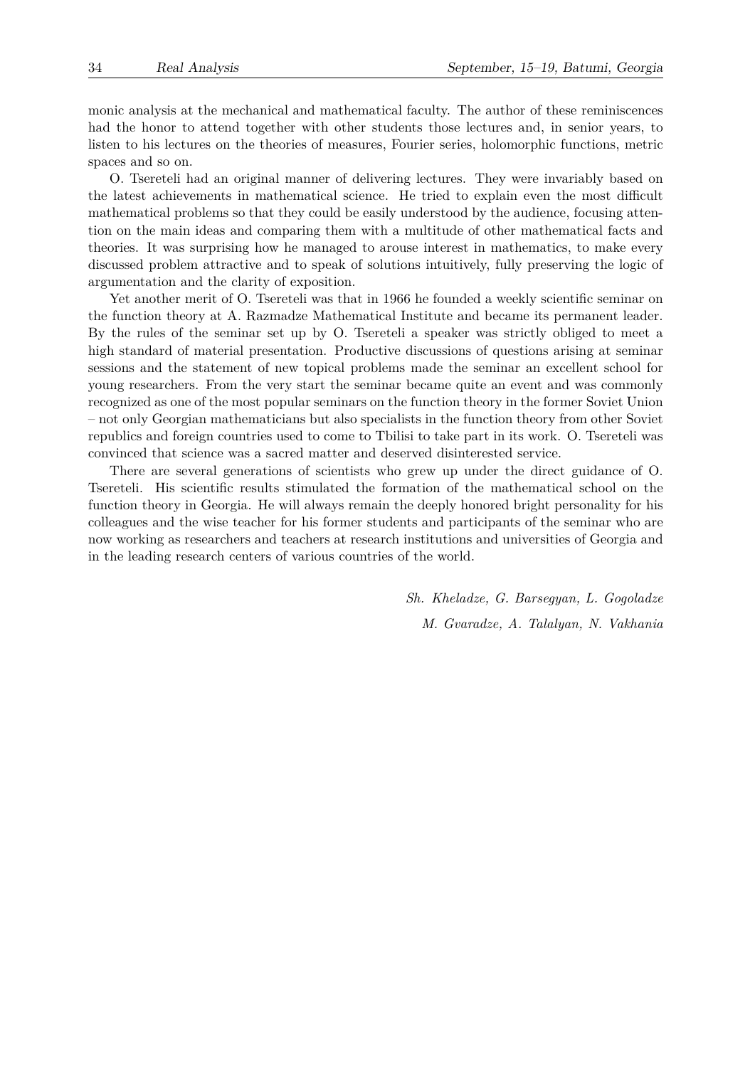monic analysis at the mechanical and mathematical faculty. The author of these reminiscences had the honor to attend together with other students those lectures and, in senior years, to listen to his lectures on the theories of measures, Fourier series, holomorphic functions, metric spaces and so on.

O. Tsereteli had an original manner of delivering lectures. They were invariably based on the latest achievements in mathematical science. He tried to explain even the most difficult mathematical problems so that they could be easily understood by the audience, focusing attention on the main ideas and comparing them with a multitude of other mathematical facts and theories. It was surprising how he managed to arouse interest in mathematics, to make every discussed problem attractive and to speak of solutions intuitively, fully preserving the logic of argumentation and the clarity of exposition.

Yet another merit of O. Tsereteli was that in 1966 he founded a weekly scientific seminar on the function theory at A. Razmadze Mathematical Institute and became its permanent leader. By the rules of the seminar set up by O. Tsereteli a speaker was strictly obliged to meet a high standard of material presentation. Productive discussions of questions arising at seminar sessions and the statement of new topical problems made the seminar an excellent school for young researchers. From the very start the seminar became quite an event and was commonly recognized as one of the most popular seminars on the function theory in the former Soviet Union – not only Georgian mathematicians but also specialists in the function theory from other Soviet republics and foreign countries used to come to Tbilisi to take part in its work. O. Tsereteli was convinced that science was a sacred matter and deserved disinterested service.

There are several generations of scientists who grew up under the direct guidance of O. Tsereteli. His scientific results stimulated the formation of the mathematical school on the function theory in Georgia. He will always remain the deeply honored bright personality for his colleagues and the wise teacher for his former students and participants of the seminar who are now working as researchers and teachers at research institutions and universities of Georgia and in the leading research centers of various countries of the world.

*Sh. Kheladze, G. Barsegyan, L. Gogoladze*
*M. Gvaradze, A. Talalyan, N. Vakhania*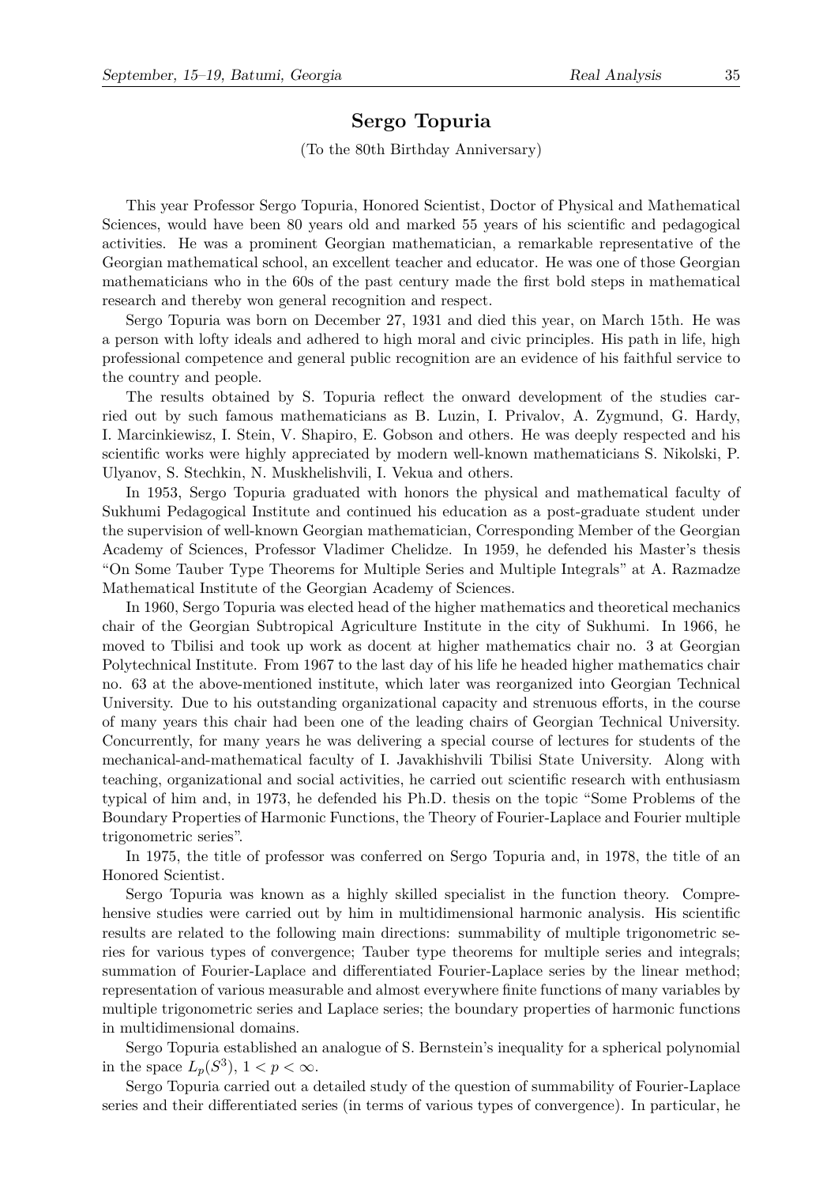## Sergo Topuria

(To the 80th Birthday Anniversary)

This year Professor Sergo Topuria, Honored Scientist, Doctor of Physical and Mathematical Sciences, would have been 80 years old and marked 55 years of his scientific and pedagogical activities. He was a prominent Georgian mathematician, a remarkable representative of the Georgian mathematical school, an excellent teacher and educator. He was one of those Georgian mathematicians who in the 60s of the past century made the first bold steps in mathematical research and thereby won general recognition and respect.

Sergo Topuria was born on December 27, 1931 and died this year, on March 15th. He was a person with lofty ideals and adhered to high moral and civic principles. His path in life, high professional competence and general public recognition are an evidence of his faithful service to the country and people.

The results obtained by S. Topuria reflect the onward development of the studies carried out by such famous mathematicians as B. Luzin, I. Privalov, A. Zygmund, G. Hardy, I. Marcinkiewisz, I. Stein, V. Shapiro, E. Gobson and others. He was deeply respected and his scientific works were highly appreciated by modern well-known mathematicians S. Nikolski, P. Ulyanov, S. Stechkin, N. Muskhelishvili, I. Vekua and others.

In 1953, Sergo Topuria graduated with honors the physical and mathematical faculty of Sukhumi Pedagogical Institute and continued his education as a post-graduate student under the supervision of well-known Georgian mathematician, Corresponding Member of the Georgian Academy of Sciences, Professor Vladimer Chelidze. In 1959, he defended his Master's thesis "On Some Tauber Type Theorems for Multiple Series and Multiple Integrals" at A. Razmadze Mathematical Institute of the Georgian Academy of Sciences.

In 1960, Sergo Topuria was elected head of the higher mathematics and theoretical mechanics chair of the Georgian Subtropical Agriculture Institute in the city of Sukhumi. In 1966, he moved to Tbilisi and took up work as docent at higher mathematics chair no. 3 at Georgian Polytechnical Institute. From 1967 to the last day of his life he headed higher mathematics chair no. 63 at the above-mentioned institute, which later was reorganized into Georgian Technical University. Due to his outstanding organizational capacity and strenuous efforts, in the course of many years this chair had been one of the leading chairs of Georgian Technical University. Concurrently, for many years he was delivering a special course of lectures for students of the mechanical-and-mathematical faculty of I. Javakhishvili Tbilisi State University. Along with teaching, organizational and social activities, he carried out scientific research with enthusiasm typical of him and, in 1973, he defended his Ph.D. thesis on the topic "Some Problems of the Boundary Properties of Harmonic Functions, the Theory of Fourier-Laplace and Fourier multiple trigonometric series".

In 1975, the title of professor was conferred on Sergo Topuria and, in 1978, the title of an Honored Scientist.

Sergo Topuria was known as a highly skilled specialist in the function theory. Comprehensive studies were carried out by him in multidimensional harmonic analysis. His scientific results are related to the following main directions: summability of multiple trigonometric series for various types of convergence; Tauber type theorems for multiple series and integrals; summation of Fourier-Laplace and differentiated Fourier-Laplace series by the linear method; representation of various measurable and almost everywhere finite functions of many variables by multiple trigonometric series and Laplace series; the boundary properties of harmonic functions in multidimensional domains.

Sergo Topuria established an analogue of S. Bernstein's inequality for a spherical polynomial in the space $L_p(S^3)$, $1 < p < \infty$.

Sergo Topuria carried out a detailed study of the question of summability of Fourier-Laplace series and their differentiated series (in terms of various types of convergence). In particular, he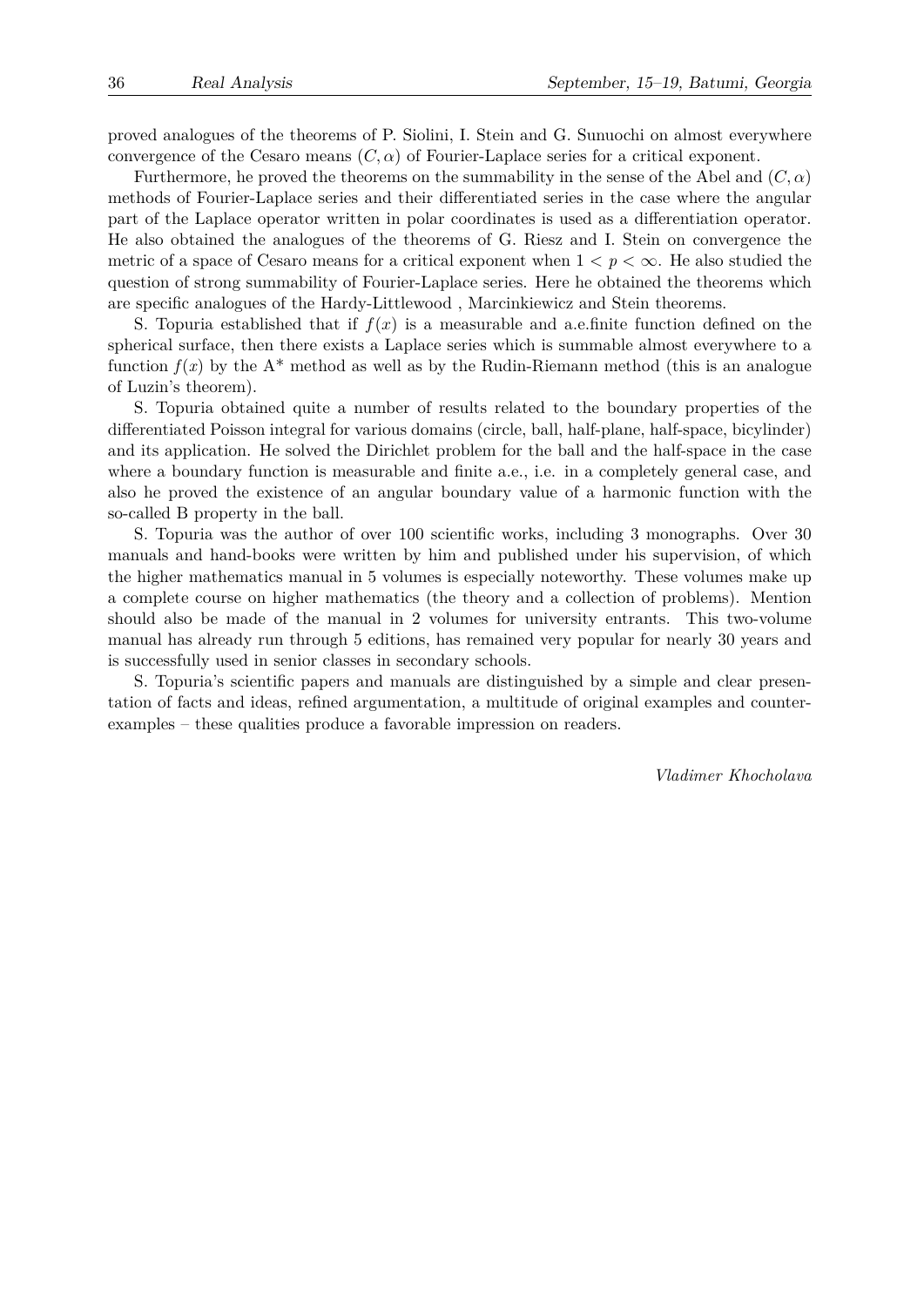proved analogues of the theorems of P. Siolini, I. Stein and G. Sunuochi on almost everywhere convergence of the Cesaro means $(C, \alpha)$ of Fourier-Laplace series for a critical exponent.

Furthermore, he proved the theorems on the summability in the sense of the Abel and $(C, \alpha)$ methods of Fourier-Laplace series and their differentiated series in the case where the angular part of the Laplace operator written in polar coordinates is used as a differentiation operator. He also obtained the analogues of the theorems of G. Riesz and I. Stein on convergence the metric of a space of Cesaro means for a critical exponent when $1 < p < \infty$. He also studied the question of strong summability of Fourier-Laplace series. Here he obtained the theorems which are specific analogues of the Hardy-Littlewood , Marcinkiewicz and Stein theorems.

S. Topuria established that if $f(x)$ is a measurable and a.e.finite function defined on the spherical surface, then there exists a Laplace series which is summable almost everywhere to a function $f(x)$ by the A* method as well as by the Rudin-Riemann method (this is an analogue of Luzin's theorem).

S. Topuria obtained quite a number of results related to the boundary properties of the differentiated Poisson integral for various domains (circle, ball, half-plane, half-space, bicylinder) and its application. He solved the Dirichlet problem for the ball and the half-space in the case where a boundary function is measurable and finite a.e., i.e. in a completely general case, and also he proved the existence of an angular boundary value of a harmonic function with the so-called B property in the ball.

S. Topuria was the author of over 100 scientific works, including 3 monographs. Over 30 manuals and hand-books were written by him and published under his supervision, of which the higher mathematics manual in 5 volumes is especially noteworthy. These volumes make up a complete course on higher mathematics (the theory and a collection of problems). Mention should also be made of the manual in 2 volumes for university entrants. This two-volume manual has already run through 5 editions, has remained very popular for nearly 30 years and is successfully used in senior classes in secondary schools.

S. Topuria's scientific papers and manuals are distinguished by a simple and clear presentation of facts and ideas, refined argumentation, a multitude of original examples and counter-examples – these qualities produce a favorable impression on readers.

*Vladimer Khocholava*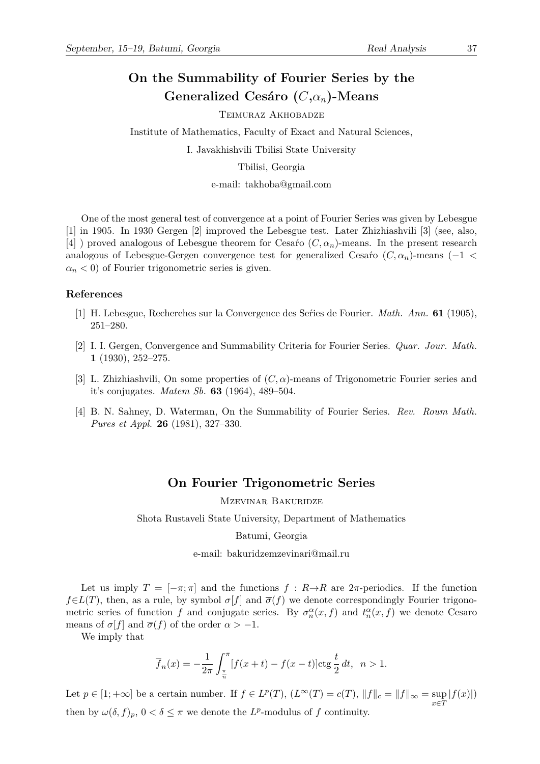## On the Summability of Fourier Series by the Generalized Cesáro $(C,\alpha_n)$-Means

Teimuraz Akhobadze

Institute of Mathematics, Faculty of Exact and Natural Sciences,

I. Javakhishvili Tbilisi State University

Tbilisi, Georgia

e-mail: takhoba@gmail.com

One of the most general test of convergence at a point of Fourier Series was given by Lebesgue [1] in 1905. In 1930 Gergen [2] improved the Lebesgue test. Later Zhizhiashvili [3] (see, also, [4] ) proved analogous of Lebesgue theorem for Cesaŕo $(C, \alpha_n)$-means. In the present research analogous of Lebesgue-Gergen convergence test for generalized Cesaŕo $(C, \alpha_n)$-means $(-1 < \alpha_n < 0)$ of Fourier trigonometric series is given.

### References

[1] H. Lebesgue, Recherehes sur la Convergence des Seŕies de Fourier. *Math. Ann.* **61** (1905), 251–280.

[2] I. I. Gergen, Convergence and Summability Criteria for Fourier Series. *Quar. Jour. Math.* **1** (1930), 252–275.

[3] L. Zhizhiashvili, On some properties of $(C, \alpha)$-means of Trigonometric Fourier series and it's conjugates. *Matem Sb.* **63** (1964), 489–504.

[4] B. N. Sahney, D. Waterman, On the Summability of Fourier Series. *Rev. Roum Math. Pures et Appl.* **26** (1981), 327–330.

## On Fourier Trigonometric Series

Mzevinar Bakuridze

Shota Rustaveli State University, Department of Mathematics

Batumi, Georgia

e-mail: bakuridzemzevinari@mail.ru

Let us imply $T = [-\pi; \pi]$ and the functions $f : R \to R$ are $2\pi$-periodics. If the function $f \in L(T)$, then, as a rule, by symbol $\sigma[f]$ and $\overline{\sigma}(f)$ we denote correspondingly Fourier trigonometric series of function $f$ and conjugate series. By $\sigma_n^\alpha(x, f)$ and $t_n^\alpha(x, f)$ we denote Cesaro means of $\sigma[f]$ and $\overline{\sigma}(f)$ of the order $\alpha > -1$.

We imply that

$$\overline{f}_n(x) = -\frac{1}{2\pi} \int_{\frac{\pi}{n}}^{\pi} [f(x+t) - f(x-t)] \operatorname{ctg} \frac{t}{2} \, dt, \quad n > 1.$$

Let $p \in [1; +\infty]$ be a certain number. If $f \in L^p(T)$, $(L^\infty(T) = c(T), \|f\|_c = \|f\|_\infty = \sup\limits_{x \in T} |f(x)|)$ then by $\omega(\delta, f)_p$, $0 < \delta \leq \pi$ we denote the $L^p$-modulus of $f$ continuity.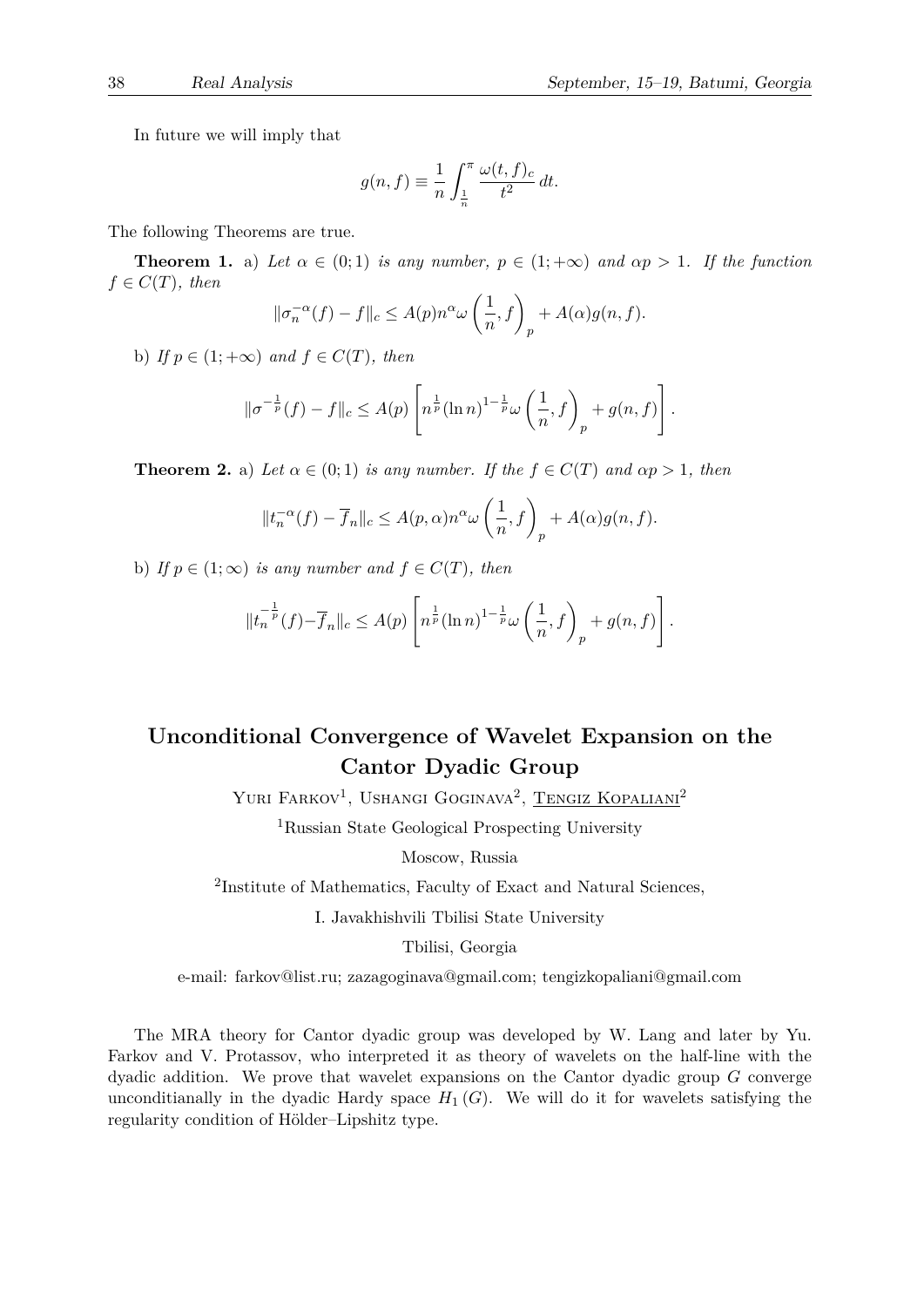In future we will imply that

$$g(n,f) \equiv \frac{1}{n} \int_{\frac{1}{n}}^{\pi} \frac{\omega(t,f)_c}{t^2}\, dt.$$

The following Theorems are true.

**Theorem 1.** a) *Let $\alpha \in (0;1)$ is any number, $p \in (1;+\infty)$ and $\alpha p > 1$. If the function $f \in C(T)$, then*

$$\|\sigma_n^{-\alpha}(f) - f\|_c \leq A(p) n^{\alpha} \omega\left(\frac{1}{n}, f\right)_p + A(\alpha) g(n,f).$$

b) *If $p \in (1;+\infty)$ and $f \in C(T)$, then*

$$\|\sigma^{-\frac{1}{p}}(f) - f\|_c \leq A(p) \left[ n^{\frac{1}{p}} (\ln n)^{1-\frac{1}{p}} \omega\left(\frac{1}{n}, f\right)_p + g(n,f) \right].$$

**Theorem 2.** a) *Let $\alpha \in (0;1)$ is any number. If the $f \in C(T)$ and $\alpha p > 1$, then*

$$\|t_n^{-\alpha}(f) - \overline{f}_n\|_c \leq A(p,\alpha) n^{\alpha} \omega\left(\frac{1}{n}, f\right)_p + A(\alpha) g(n,f).$$

b) *If $p \in (1;\infty)$ is any number and $f \in C(T)$, then*

$$\|t_n^{-\frac{1}{p}}(f) - \overline{f}_n\|_c \leq A(p) \left[ n^{\frac{1}{p}} (\ln n)^{1-\frac{1}{p}} \omega\left(\frac{1}{n}, f\right)_p + g(n,f) \right].$$

## Unconditional Convergence of Wavelet Expansion on the Cantor Dyadic Group

Yuri Farkov[1], Ushangi Goginava[2], Tengiz Kopaliani[2]

[1]Russian State Geological Prospecting University

Moscow, Russia

[2]Institute of Mathematics, Faculty of Exact and Natural Sciences,

I. Javakhishvili Tbilisi State University

Tbilisi, Georgia

e-mail: farkov@list.ru; zazagoginava@gmail.com; tengizkopaliani@gmail.com

The MRA theory for Cantor dyadic group was developed by W. Lang and later by Yu. Farkov and V. Protassov, who interpreted it as theory of wavelets on the half-line with the dyadic addition. We prove that wavelet expansions on the Cantor dyadic group $G$ converge unconditianally in the dyadic Hardy space $H_1(G)$. We will do it for wavelets satisfying the regularity condition of Hölder–Lipshitz type.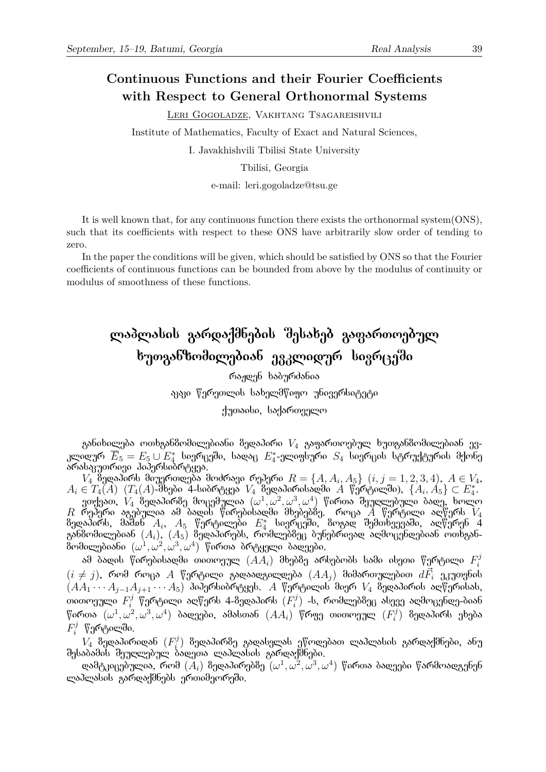## Continuous Functions and their Fourier Coefficients with Respect to General Orthonormal Systems

Leri Gogoladze, Vakhtang Tsagareishvili

Institute of Mathematics, Faculty of Exact and Natural Sciences,

I. Javakhishvili Tbilisi State University

Tbilisi, Georgia

e-mail: leri.gogoladze@tsu.ge

It is well known that, for any continuous function there exists the orthonormal system(ONS), such that its coefficients with respect to these ONS have arbitrarily slow order of tending to zero.

In the paper the conditions will be given, which should be satisfied by ONS so that the Fourier coefficients of continuous functions can be bounded from above by the modulus of continuity or modulus of smoothness of these functions.

## ლაპლასის გარდაქმნების შესახებ გაფართოებულ ხუთგანზომილებიან ევკლიდურ სივრცეში

რაჟდენ ხაბურძანია

აკაკი წერეთლის სახელმწიფო უნივერსიტეტი

ქუთაისი, საქართველო

განიხილება ოთხგანზომილებიანი ზედაპირი $V_4$ გაფართოებულ ხუთგანზომილებიან ევკლიდურ $\overline{E}_5 = E_5 \cup E_4^*$ სივრცეში, სადაც $E_4^*$-ელიფსური $S_4$ სივრცის სტრუქტურის მქონე არასაკუთრივი ჰიპერსიბრტყეა.

$V_4$ ზედაპირს მიუერთდება მოძრავი რეპერი $R = \{A, A_i, A_5\}$ $(i, j = 1, 2, 3, 4)$, $A \in V_4$, $A_i \in T_4(A)$ ($T_4(A)$-მხები 4-სიბრტყეა $V_4$ ზედაპირისადმი $A$ წერტილში), $\{A_i, A_5\} \subset E_4^*$.

ვთქვათ, $V_4$ ზედაპირზე მოცემულია $(\omega^1, \omega^2, \omega^3, \omega^4)$ წირთა შეუღლებული ბადე, ხოლო $R$ რეპერი აგებულია ამ ბადის წირებისადმი მხებებზე. როცა $A$ წერტილი აღწერს $V_4$ ზედაპირს, მაშინ $A_i$, $A_5$ წერტილები $E_4^*$ სივრცეში, ზოგად შემთხვევაში, აღწერენ 4 განზომილებიან $(A_i)$, $(A_5)$ ზედაპირებს, რომლებზეც ბუნებრივად აღმოცენდებიან ოთხგანზომილებიანი $(\omega^1, \omega^2, \omega^3, \omega^4)$ წირთა ბრტყელი ბადეები.

ამ ბადის წირებისადმი თითოეულ $(AA_i)$ მხებზე არსებობს სამი ისეთი წერტილი $F_i^j$ $(i \neq j)$, რომ როცა $A$ წერტილი გადაადგილდება $(AA_j)$ მიმართულებით $d\vec{F}_i$ ეკუთვნის $(AA_1 \cdots A_{j-1}A_{j+1} \cdots A_5)$ ჰიპერსიბრტყეს. $A$ წერტილის მიერ $V_4$ ზედაპირის აღწერისას, თითოეული $F_i^j$ წერტილი აღწერს 4-ზედაპირს $(F_i^j)$ -ს, რომლებზეც ასევე აღმოცენდე-ბიან წირთა $(\omega^1, \omega^2, \omega^3, \omega^4)$ ბადეები, ამასთან $(AA_i)$ წრფე თითოეულ $(F_i^j)$ ზედაპირს ეხება $F_i^j$ წერტილში.

$V_4$ ზედაპირიდან $(F_i^j)$ ზედაპირზე გადასვლას ეწოდებათ ლაპლასის გარდაქმნები, ანუ შესაბამის შეუღლებულ ბადეთა ლაპლასის გარდაქმნები.

დამტკიცებულია, რომ $(A_i)$ ზედაპირებზე $(\omega^1, \omega^2, \omega^3, \omega^4)$ წირთა ბადეები წარმოადგენენ ლაპლასის გარდაქმნებს ერთიმეორეში.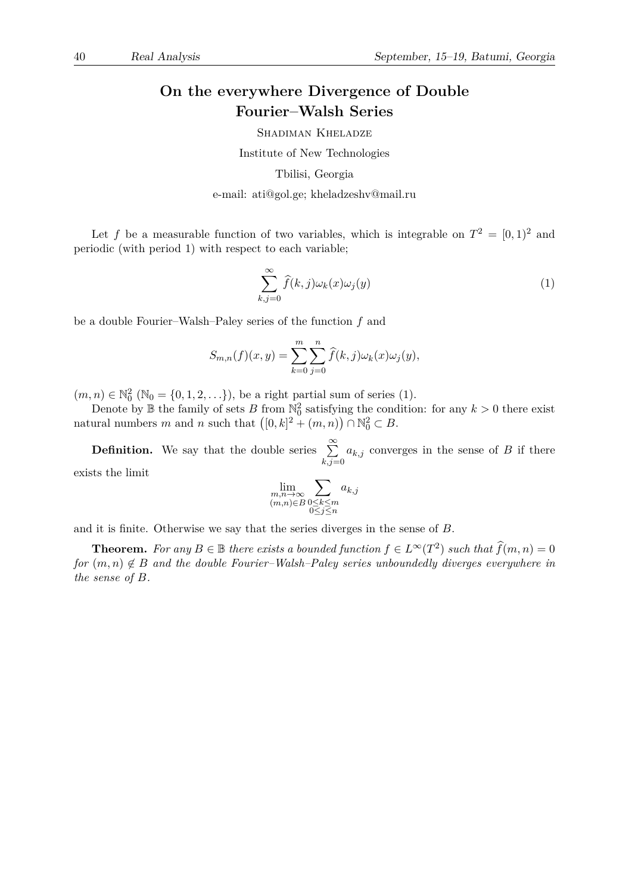## On the everywhere Divergence of Double Fourier–Walsh Series

Shadiman Kheladze

Institute of New Technologies

Tbilisi, Georgia

e-mail: ati@gol.ge; kheladzeshv@mail.ru

Let $f$ be a measurable function of two variables, which is integrable on $T^2 = [0,1)^2$ and periodic (with period 1) with respect to each variable;

$$\sum_{k,j=0}^{\infty} \widehat{f}(k,j)\omega_k(x)\omega_j(y) \tag{1}$$

be a double Fourier–Walsh–Paley series of the function $f$ and

$$S_{m,n}(f)(x,y) = \sum_{k=0}^{m}\sum_{j=0}^{n} \widehat{f}(k,j)\omega_k(x)\omega_j(y),$$

$(m,n) \in \mathbb{N}_0^2$ ($\mathbb{N}_0 = \{0,1,2,\dots\}$), be a right partial sum of series (1).

Denote by $\mathbb{B}$ the family of sets $B$ from $\mathbb{N}_0^2$ satisfying the condition: for any $k > 0$ there exist natural numbers $m$ and $n$ such that $\big([0,k]^2 + (m,n)\big) \cap \mathbb{N}_0^2 \subset B$.

**Definition.** We say that the double series $\sum\limits_{k,j=0}^{\infty} a_{k,j}$ converges in the sense of $B$ if there exists the limit

$$\lim_{\substack{m,n\to\infty \\ (m,n)\in B}} \sum_{\substack{0\le k\le m \\ 0\le j\le n}} a_{k,j}$$

and it is finite. Otherwise we say that the series diverges in the sense of $B$.

**Theorem.** *For any $B \in \mathbb{B}$ there exists a bounded function $f \in L^{\infty}(T^2)$ such that $\widehat{f}(m,n) = 0$ for $(m,n) \notin B$ and the double Fourier–Walsh–Paley series unboundedly diverges everywhere in the sense of $B$.*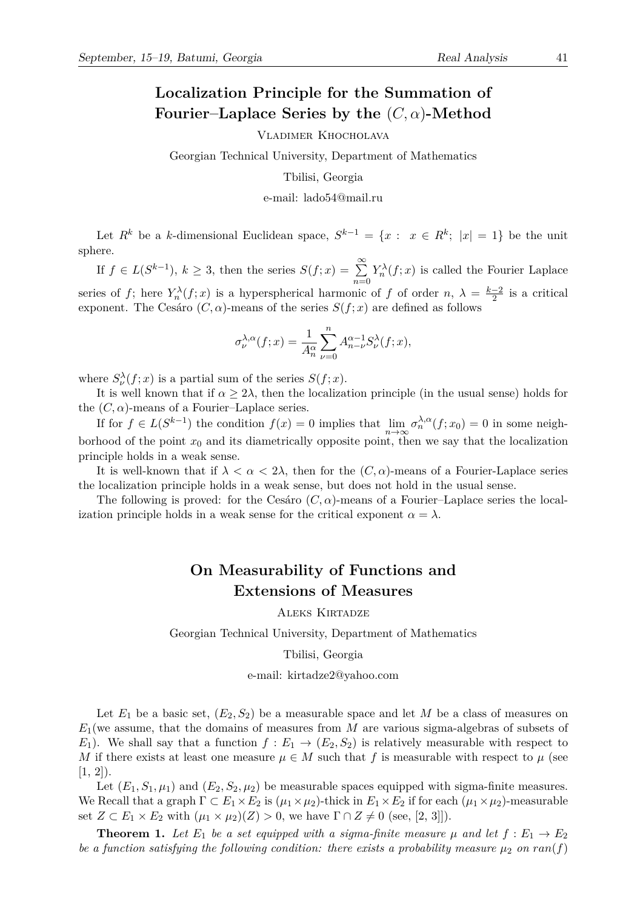## Localization Principle for the Summation of Fourier–Laplace Series by the $(C,\alpha)$-Method

Vladimer Khocholava

Georgian Technical University, Department of Mathematics

Tbilisi, Georgia

e-mail: lado54@mail.ru

Let $R^k$ be a $k$-dimensional Euclidean space, $S^{k-1} = \{x : \ x \in R^k; \ |x| = 1\}$ be the unit sphere.

If $f \in L(S^{k-1})$, $k \geq 3$, then the series $S(f;x) = \sum\limits_{n=0}^{\infty} Y_n^{\lambda}(f;x)$ is called the Fourier Laplace series of $f$; here $Y_n^{\lambda}(f;x)$ is a hyperspherical harmonic of $f$ of order $n$, $\lambda = \frac{k-2}{2}$ is a critical exponent. The Cesáro $(C,\alpha)$-means of the series $S(f;x)$ are defined as follows

$$\sigma_{\nu}^{\lambda,\alpha}(f;x) = \frac{1}{A_n^{\alpha}} \sum_{\nu=0}^{n} A_{n-\nu}^{\alpha-1} S_{\nu}^{\lambda}(f;x),$$

where $S_{\nu}^{\lambda}(f;x)$ is a partial sum of the series $S(f;x)$.

It is well known that if $\alpha \geq 2\lambda$, then the localization principle (in the usual sense) holds for the $(C,\alpha)$-means of a Fourier–Laplace series.

If for $f \in L(S^{k-1})$ the condition $f(x) = 0$ implies that $\lim\limits_{n\to\infty} \sigma_n^{\lambda,\alpha}(f;x_0) = 0$ in some neighborhood of the point $x_0$ and its diametrically opposite point, then we say that the localization principle holds in a weak sense.

It is well-known that if $\lambda < \alpha < 2\lambda$, then for the $(C,\alpha)$-means of a Fourier-Laplace series the localization principle holds in a weak sense, but does not hold in the usual sense.

The following is proved: for the Cesáro $(C,\alpha)$-means of a Fourier–Laplace series the localization principle holds in a weak sense for the critical exponent $\alpha = \lambda$.

## On Measurability of Functions and Extensions of Measures

Aleks Kirtadze

Georgian Technical University, Department of Mathematics

Tbilisi, Georgia

e-mail: kirtadze2@yahoo.com

Let $E_1$ be a basic set, $(E_2, S_2)$ be a measurable space and let $M$ be a class of measures on $E_1$(we assume, that the domains of measures from $M$ are various sigma-algebras of subsets of $E_1$). We shall say that a function $f : E_1 \to (E_2, S_2)$ is relatively measurable with respect to $M$ if there exists at least one measure $\mu \in M$ such that $f$ is measurable with respect to $\mu$ (see [1, 2]).

Let $(E_1, S_1, \mu_1)$ and $(E_2, S_2, \mu_2)$ be measurable spaces equipped with sigma-finite measures. We Recall that a graph $\Gamma \subset E_1 \times E_2$ is $(\mu_1 \times \mu_2)$-thick in $E_1 \times E_2$ if for each $(\mu_1 \times \mu_2)$-measurable set $Z \subset E_1 \times E_2$ with $(\mu_1 \times \mu_2)(Z) > 0$, we have $\Gamma \cap Z \neq 0$ (see, [2, 3]]).

**Theorem 1.** *Let $E_1$ be a set equipped with a sigma-finite measure $\mu$ and let $f : E_1 \to E_2$ be a function satisfying the following condition: there exists a probability measure $\mu_2$ on $ran(f)$*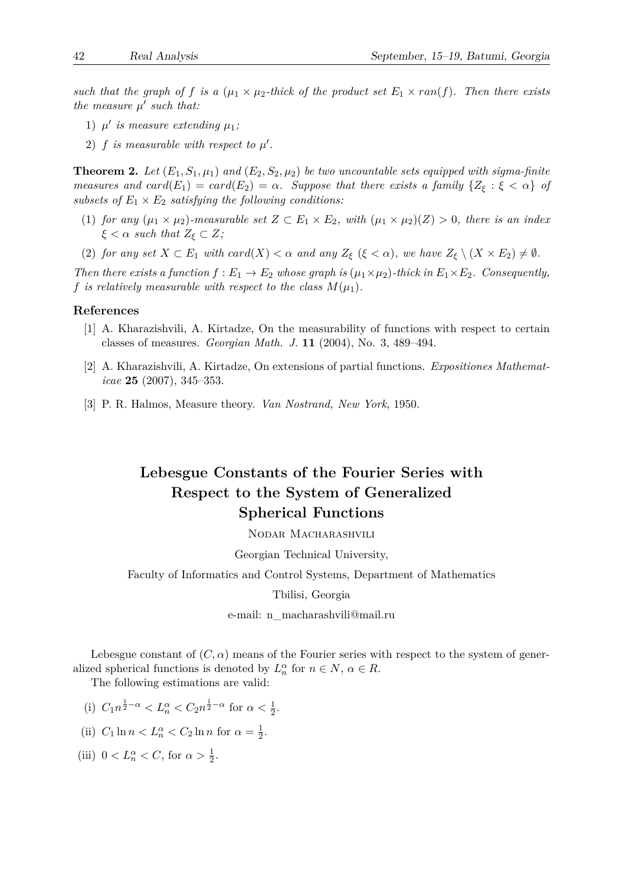*such that the graph of $f$ is a $(\mu_1 \times \mu_2$-thick of the product set $E_1 \times ran(f)$. Then there exists the measure $\mu'$ such that:*

1) *$\mu'$ is measure extending $\mu_1$;*
2) *$f$ is measurable with respect to $\mu'$.*

**Theorem 2.** *Let $(E_1, S_1, \mu_1)$ and $(E_2, S_2, \mu_2)$ be two uncountable sets equipped with sigma-finite measures and $card(E_1) = card(E_2) = \alpha$. Suppose that there exists a family $\{Z_\xi : \xi < \alpha\}$ of subsets of $E_1 \times E_2$ satisfying the following conditions:*

(1) *for any $(\mu_1 \times \mu_2)$-measurable set $Z \subset E_1 \times E_2$, with $(\mu_1 \times \mu_2)(Z) > 0$, there is an index $\xi < \alpha$ such that $Z_\xi \subset Z$;*

(2) *for any set $X \subset E_1$ with $card(X) < \alpha$ and any $Z_\xi$ $(\xi < \alpha)$, we have $Z_\xi \setminus (X \times E_2) \neq \emptyset$.*

*Then there exists a function $f : E_1 \to E_2$ whose graph is $(\mu_1 \times \mu_2)$-thick in $E_1 \times E_2$. Consequently, $f$ is relatively measurable with respect to the class $M(\mu_1)$.*

### References

[1] A. Kharazishvili, A. Kirtadze, On the measurability of functions with respect to certain classes of measures. *Georgian Math. J.* **11** (2004), No. 3, 489–494.

[2] A. Kharazishvili, A. Kirtadze, On extensions of partial functions. *Expositiones Mathematicae* **25** (2007), 345–353.

[3] P. R. Halmos, Measure theory. *Van Nostrand, New York*, 1950.

## Lebesgue Constants of the Fourier Series with Respect to the System of Generalized Spherical Functions

Nodar Macharashvili

Georgian Technical University,

Faculty of Informatics and Control Systems, Department of Mathematics

Tbilisi, Georgia

e-mail: n_macharashvili@mail.ru

Lebesgue constant of $(C, \alpha)$ means of the Fourier series with respect to the system of generalized spherical functions is denoted by $L_n^\alpha$ for $n \in N$, $\alpha \in R$.

The following estimations are valid:

(i) $C_1 n^{\frac{1}{2}-\alpha} < L_n^\alpha < C_2 n^{\frac{1}{2}-\alpha}$ for $\alpha < \frac{1}{2}$.

(ii) $C_1 \ln n < L_n^\alpha < C_2 \ln n$ for $\alpha = \frac{1}{2}$.

(iii) $0 < L_n^\alpha < C$, for $\alpha > \frac{1}{2}$.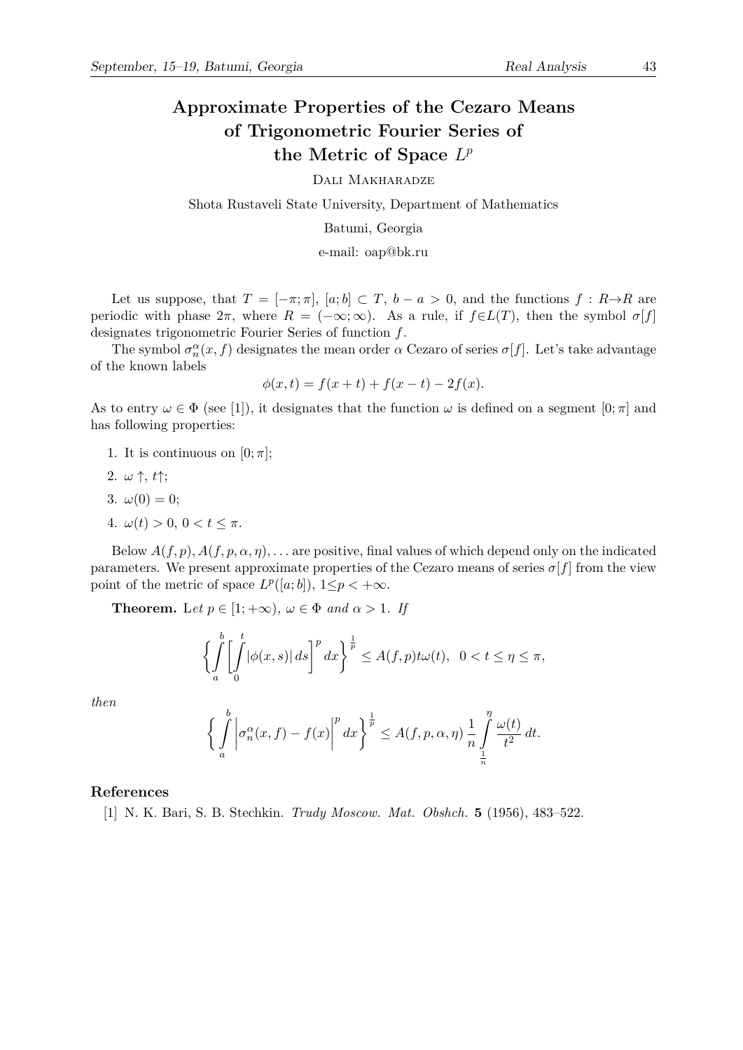# Approximate Properties of the Cezaro Means of Trigonometric Fourier Series of the Metric of Space $L^p$

Dali Makharadze

Shota Rustaveli State University, Department of Mathematics

Batumi, Georgia

e-mail: oap@bk.ru

Let us suppose, that $T = [-\pi;\pi]$, $[a;b] \subset T$, $b - a > 0$, and the functions $f : R \to R$ are periodic with phase $2\pi$, where $R = (-\infty;\infty)$. As a rule, if $f \in L(T)$, then the symbol $\sigma[f]$ designates trigonometric Fourier Series of function $f$.

The symbol $\sigma_n^\alpha(x,f)$ designates the mean order $\alpha$ Cezaro of series $\sigma[f]$. Let's take advantage of the known labels

$$\phi(x,t) = f(x+t) + f(x-t) - 2f(x).$$

As to entry $\omega \in \Phi$ (see [1]), it designates that the function $\omega$ is defined on a segment $[0;\pi]$ and has following properties:

1. It is continuous on $[0;\pi]$;
2. $\omega \uparrow$, $t\uparrow$;
3. $\omega(0) = 0$;
4. $\omega(t) > 0$, $0 < t \leq \pi$.

Below $A(f,p), A(f,p,\alpha,\eta), \ldots$ are positive, final values of which depend only on the indicated parameters. We present approximate properties of the Cezaro means of series $\sigma[f]$ from the view point of the metric of space $L^p([a;b])$, $1 \leq p < +\infty$.

**Theorem.** *Let $p \in [1;+\infty)$, $\omega \in \Phi$ and $\alpha > 1$. If*

$$\left\{ \int_a^b \left[ \int_0^t |\phi(x,s)|\, ds \right]^p dx \right\}^{\frac{1}{p}} \leq A(f,p)t\omega(t), \quad 0 < t \leq \eta \leq \pi,$$

*then*

$$\left\{ \int_a^b \left| \sigma_n^\alpha(x,f) - f(x) \right|^p dx \right\}^{\frac{1}{p}} \leq A(f,p,\alpha,\eta)\, \frac{1}{n} \int_{\frac{1}{n}}^{\eta} \frac{\omega(t)}{t^2}\, dt.$$

## References

[1] N. K. Bari, S. B. Stechkin. *Trudy Moscow. Mat. Obshch.* **5** (1956), 483–522.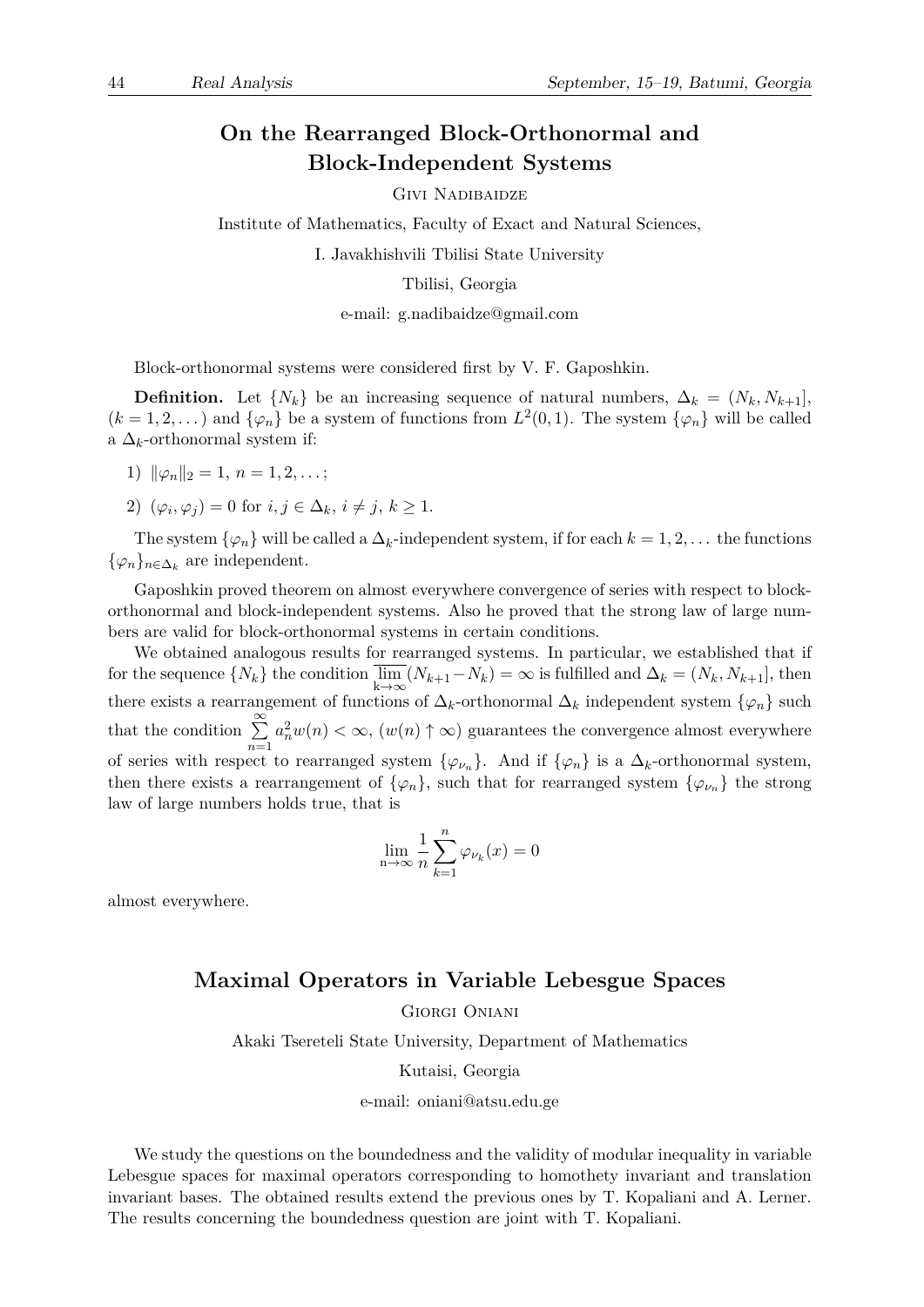## On the Rearranged Block-Orthonormal and Block-Independent Systems

Givi Nadibaidze

Institute of Mathematics, Faculty of Exact and Natural Sciences,

I. Javakhishvili Tbilisi State University

Tbilisi, Georgia

e-mail: g.nadibaidze@gmail.com

Block-orthonormal systems were considered first by V. F. Gaposhkin.

**Definition.** Let $\{N_k\}$ be an increasing sequence of natural numbers, $\Delta_k = (N_k, N_{k+1}]$, $(k = 1, 2, \dots)$ and $\{\varphi_n\}$ be a system of functions from $L^2(0,1)$. The system $\{\varphi_n\}$ will be called a $\Delta_k$-orthonormal system if:

1) $\|\varphi_n\|_2 = 1$, $n = 1, 2, \dots$;
2) $(\varphi_i, \varphi_j) = 0$ for $i, j \in \Delta_k$, $i \neq j$, $k \geq 1$.

The system $\{\varphi_n\}$ will be called a $\Delta_k$-independent system, if for each $k = 1, 2, \dots$ the functions $\{\varphi_n\}_{n \in \Delta_k}$ are independent.

Gaposhkin proved theorem on almost everywhere convergence of series with respect to block-orthonormal and block-independent systems. Also he proved that the strong law of large numbers are valid for block-orthonormal systems in certain conditions.

We obtained analogous results for rearranged systems. In particular, we established that if for the sequence $\{N_k\}$ the condition $\overline{\lim\limits_{k\to\infty}}(N_{k+1} - N_k) = \infty$ is fulfilled and $\Delta_k = (N_k, N_{k+1}]$, then there exists a rearrangement of functions of $\Delta_k$-orthonormal $\Delta_k$ independent system $\{\varphi_n\}$ such that the condition $\sum\limits_{n=1}^{\infty} a_n^2 w(n) < \infty$, $(w(n) \uparrow \infty)$ guarantees the convergence almost everywhere of series with respect to rearranged system $\{\varphi_{\nu_n}\}$. And if $\{\varphi_n\}$ is a $\Delta_k$-orthonormal system, then there exists a rearrangement of $\{\varphi_n\}$, such that for rearranged system $\{\varphi_{\nu_n}\}$ the strong law of large numbers holds true, that is

$$\lim_{n\to\infty} \frac{1}{n} \sum_{k=1}^{n} \varphi_{\nu_k}(x) = 0$$

almost everywhere.

## Maximal Operators in Variable Lebesgue Spaces

Giorgi Oniani

Akaki Tsereteli State University, Department of Mathematics

Kutaisi, Georgia

e-mail: oniani@atsu.edu.ge

We study the questions on the boundedness and the validity of modular inequality in variable Lebesgue spaces for maximal operators corresponding to homothety invariant and translation invariant bases. The obtained results extend the previous ones by T. Kopaliani and A. Lerner. The results concerning the boundedness question are joint with T. Kopaliani.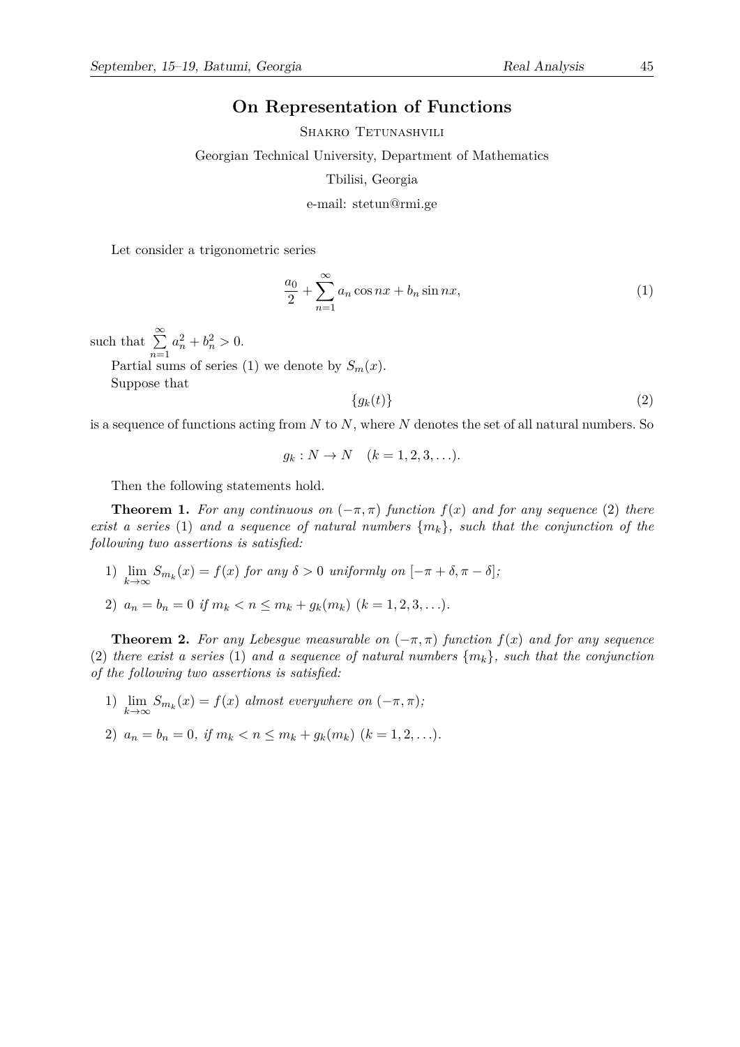## On Representation of Functions

Shakro Tetunashvili

Georgian Technical University, Department of Mathematics

Tbilisi, Georgia

e-mail: stetun@rmi.ge

Let consider a trigonometric series

$$\frac{a_0}{2} + \sum_{n=1}^{\infty} a_n \cos nx + b_n \sin nx, \tag{1}$$

such that $\sum\limits_{n=1}^{\infty} a_n^2 + b_n^2 > 0$.

Partial sums of series (1) we denote by $S_m(x)$.

Suppose that

$$\{g_k(t)\} \tag{2}$$

is a sequence of functions acting from $N$ to $N$, where $N$ denotes the set of all natural numbers. So

$$g_k : N \to N \quad (k = 1, 2, 3, \ldots).$$

Then the following statements hold.

**Theorem 1.** *For any continuous on $(-\pi, \pi)$ function $f(x)$ and for any sequence* (2) *there exist a series* (1) *and a sequence of natural numbers $\{m_k\}$, such that the conjunction of the following two assertions is satisfied:*

1) $\lim\limits_{k\to\infty} S_{m_k}(x) = f(x)$ *for any $\delta > 0$ uniformly on $[-\pi + \delta, \pi - \delta]$;*

2) $a_n = b_n = 0$ *if $m_k < n \le m_k + g_k(m_k)$ $(k = 1, 2, 3, \ldots)$.*

**Theorem 2.** *For any Lebesgue measurable on $(-\pi, \pi)$ function $f(x)$ and for any sequence* (2) *there exist a series* (1) *and a sequence of natural numbers $\{m_k\}$, such that the conjunction of the following two assertions is satisfied:*

1) $\lim\limits_{k\to\infty} S_{m_k}(x) = f(x)$ *almost everywhere on $(-\pi, \pi)$;*

2) $a_n = b_n = 0$, *if $m_k < n \le m_k + g_k(m_k)$ $(k = 1, 2, \ldots)$.*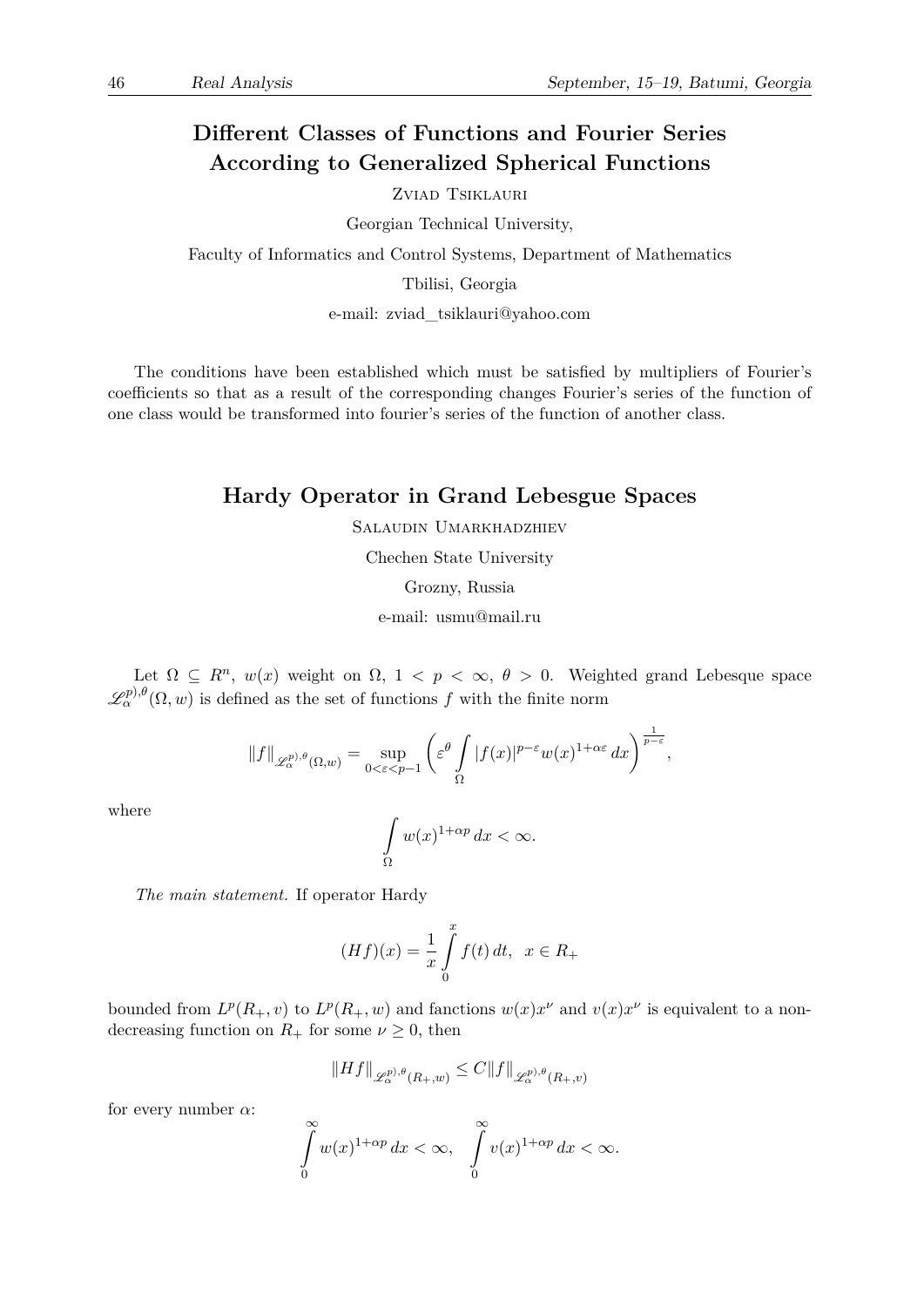## Different Classes of Functions and Fourier Series According to Generalized Spherical Functions

Zviad Tsiklauri

Georgian Technical University,

Faculty of Informatics and Control Systems, Department of Mathematics

Tbilisi, Georgia

e-mail: zviad_tsiklauri@yahoo.com

The conditions have been established which must be satisfied by multipliers of Fourier's coefficients so that as a result of the corresponding changes Fourier's series of the function of one class would be transformed into fourier's series of the function of another class.

## Hardy Operator in Grand Lebesgue Spaces

Salaudin Umarkhadzhiev

Chechen State University

Grozny, Russia

e-mail: usmu@mail.ru

Let $\Omega \subseteq R^n$, $w(x)$ weight on $\Omega$, $1 < p < \infty$, $\theta > 0$. Weighted grand Lebesque space $\mathscr{L}_{\alpha}^{p),\theta}(\Omega, w)$ is defined as the set of functions $f$ with the finite norm

$$\|f\|_{\mathscr{L}_{\alpha}^{p),\theta}(\Omega,w)} = \sup_{0<\varepsilon<p-1} \left( \varepsilon^{\theta} \int\limits_{\Omega} |f(x)|^{p-\varepsilon} w(x)^{1+\alpha\varepsilon} \, dx \right)^{\frac{1}{p-\varepsilon}},$$

where

$$\int\limits_{\Omega} w(x)^{1+\alpha p} \, dx < \infty.$$

*The main statement.* If operator Hardy

$$(Hf)(x) = \frac{1}{x} \int\limits_{0}^{x} f(t) \, dt, \ \ x \in R_+$$

bounded from $L^p(R_+, v)$ to $L^p(R_+, w)$ and fanctions $w(x)x^{\nu}$ and $v(x)x^{\nu}$ is equivalent to a non-decreasing function on $R_+$ for some $\nu \geq 0$, then

$$\|Hf\|_{\mathscr{L}_{\alpha}^{p),\theta}(R_+,w)} \leq C\|f\|_{\mathscr{L}_{\alpha}^{p),\theta}(R_+,v)}$$

for every number $\alpha$:

$$\int\limits_{0}^{\infty} w(x)^{1+\alpha p} \, dx < \infty, \quad \int\limits_{0}^{\infty} v(x)^{1+\alpha p} \, dx < \infty.$$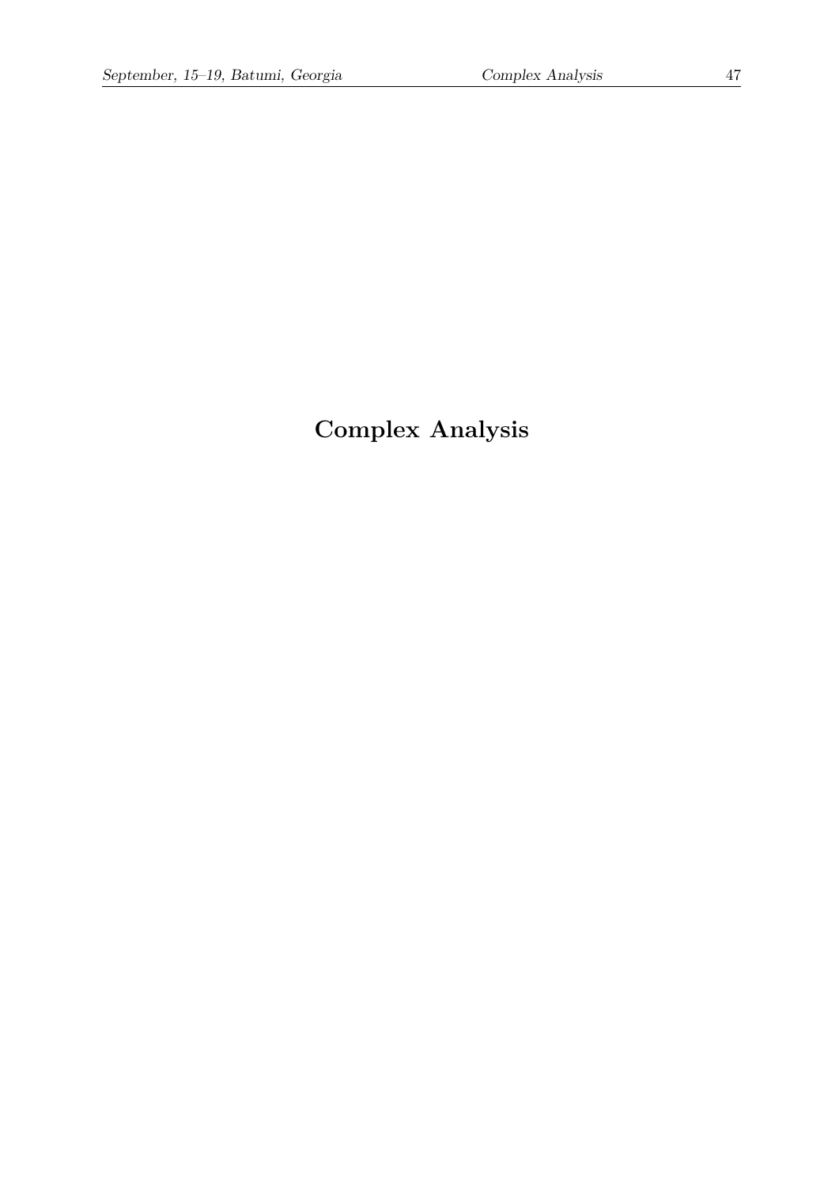# Complex Analysis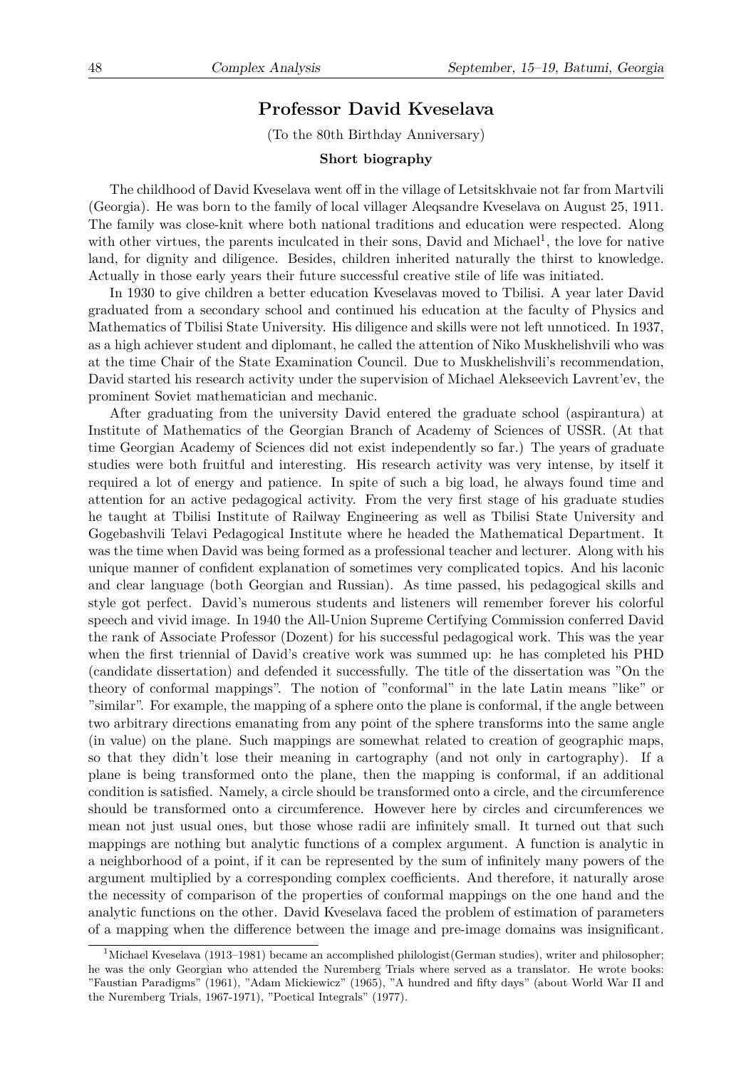## Professor David Kveselava

(To the 80th Birthday Anniversary)

**Short biography**

The childhood of David Kveselava went off in the village of Letsitskhvaie not far from Martvili (Georgia). He was born to the family of local villager Aleqsandre Kveselava on August 25, 1911. The family was close-knit where both national traditions and education were respected. Along with other virtues, the parents inculcated in their sons, David and Michael[1], the love for native land, for dignity and diligence. Besides, children inherited naturally the thirst to knowledge. Actually in those early years their future successful creative stile of life was initiated.

In 1930 to give children a better education Kveselavas moved to Tbilisi. A year later David graduated from a secondary school and continued his education at the faculty of Physics and Mathematics of Tbilisi State University. His diligence and skills were not left unnoticed. In 1937, as a high achiever student and diplomant, he called the attention of Niko Muskhelishvili who was at the time Chair of the State Examination Council. Due to Muskhelishvili's recommendation, David started his research activity under the supervision of Michael Alekseevich Lavrent'ev, the prominent Soviet mathematician and mechanic.

After graduating from the university David entered the graduate school (aspirantura) at Institute of Mathematics of the Georgian Branch of Academy of Sciences of USSR. (At that time Georgian Academy of Sciences did not exist independently so far.) The years of graduate studies were both fruitful and interesting. His research activity was very intense, by itself it required a lot of energy and patience. In spite of such a big load, he always found time and attention for an active pedagogical activity. From the very first stage of his graduate studies he taught at Tbilisi Institute of Railway Engineering as well as Tbilisi State University and Gogebashvili Telavi Pedagogical Institute where he headed the Mathematical Department. It was the time when David was being formed as a professional teacher and lecturer. Along with his unique manner of confident explanation of sometimes very complicated topics. And his laconic and clear language (both Georgian and Russian). As time passed, his pedagogical skills and style got perfect. David's numerous students and listeners will remember forever his colorful speech and vivid image. In 1940 the All-Union Supreme Certifying Commission conferred David the rank of Associate Professor (Dozent) for his successful pedagogical work. This was the year when the first triennial of David's creative work was summed up: he has completed his PHD (candidate dissertation) and defended it successfully. The title of the dissertation was "On the theory of conformal mappings". The notion of "conformal" in the late Latin means "like" or "similar". For example, the mapping of a sphere onto the plane is conformal, if the angle between two arbitrary directions emanating from any point of the sphere transforms into the same angle (in value) on the plane. Such mappings are somewhat related to creation of geographic maps, so that they didn't lose their meaning in cartography (and not only in cartography). If a plane is being transformed onto the plane, then the mapping is conformal, if an additional condition is satisfied. Namely, a circle should be transformed onto a circle, and the circumference should be transformed onto a circumference. However here by circles and circumferences we mean not just usual ones, but those whose radii are infinitely small. It turned out that such mappings are nothing but analytic functions of a complex argument. A function is analytic in a neighborhood of a point, if it can be represented by the sum of infinitely many powers of the argument multiplied by a corresponding complex coefficients. And therefore, it naturally arose the necessity of comparison of the properties of conformal mappings on the one hand and the analytic functions on the other. David Kveselava faced the problem of estimation of parameters of a mapping when the difference between the image and pre-image domains was insignificant.

---

[1] Michael Kveselava (1913–1981) became an accomplished philologist(German studies), writer and philosopher; he was the only Georgian who attended the Nuremberg Trials where served as a translator. He wrote books: "Faustian Paradigms" (1961), "Adam Mickiewicz" (1965), "A hundred and fifty days" (about World War II and the Nuremberg Trials, 1967-1971), "Poetical Integrals" (1977).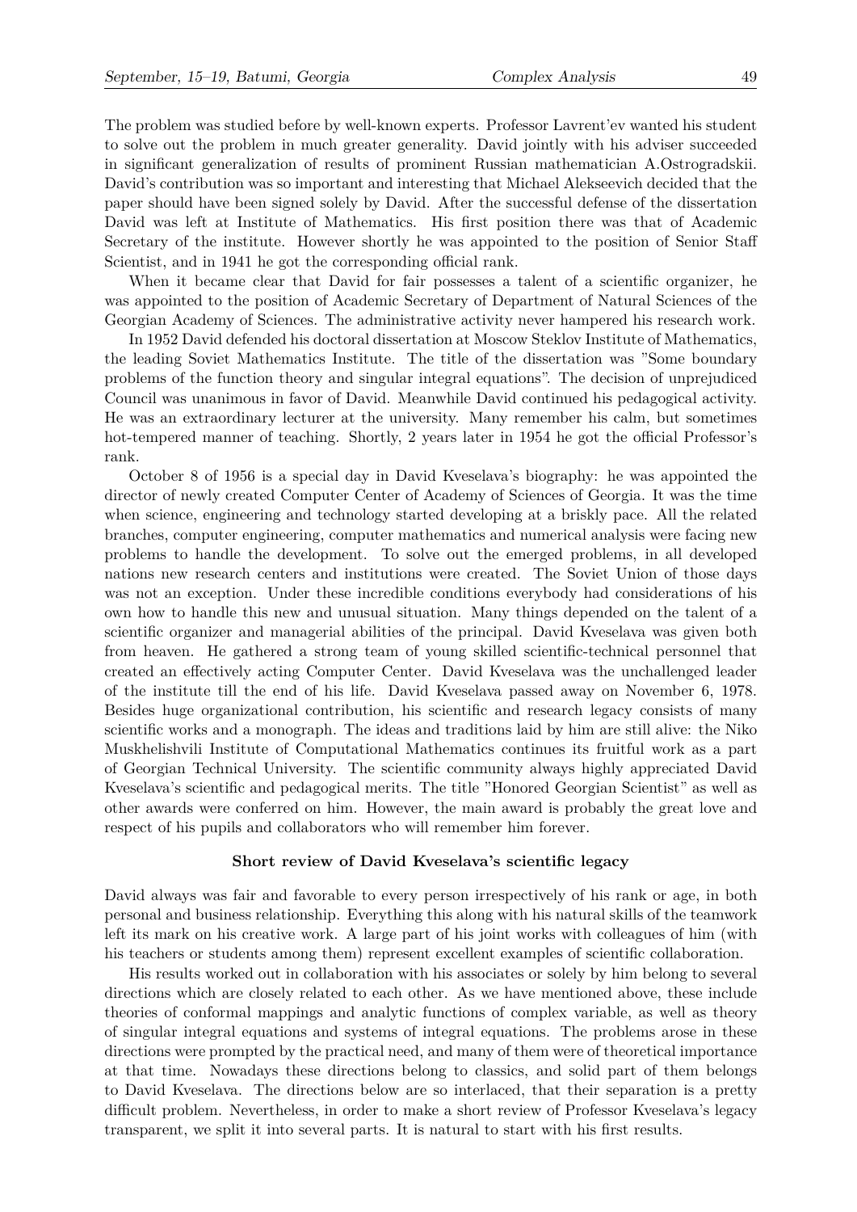The problem was studied before by well-known experts. Professor Lavrent'ev wanted his student to solve out the problem in much greater generality. David jointly with his adviser succeeded in significant generalization of results of prominent Russian mathematician A.Ostrogradskii. David's contribution was so important and interesting that Michael Alekseevich decided that the paper should have been signed solely by David. After the successful defense of the dissertation David was left at Institute of Mathematics. His first position there was that of Academic Secretary of the institute. However shortly he was appointed to the position of Senior Staff Scientist, and in 1941 he got the corresponding official rank.

When it became clear that David for fair possesses a talent of a scientific organizer, he was appointed to the position of Academic Secretary of Department of Natural Sciences of the Georgian Academy of Sciences. The administrative activity never hampered his research work.

In 1952 David defended his doctoral dissertation at Moscow Steklov Institute of Mathematics, the leading Soviet Mathematics Institute. The title of the dissertation was "Some boundary problems of the function theory and singular integral equations". The decision of unprejudiced Council was unanimous in favor of David. Meanwhile David continued his pedagogical activity. He was an extraordinary lecturer at the university. Many remember his calm, but sometimes hot-tempered manner of teaching. Shortly, 2 years later in 1954 he got the official Professor's rank.

October 8 of 1956 is a special day in David Kveselava's biography: he was appointed the director of newly created Computer Center of Academy of Sciences of Georgia. It was the time when science, engineering and technology started developing at a briskly pace. All the related branches, computer engineering, computer mathematics and numerical analysis were facing new problems to handle the development. To solve out the emerged problems, in all developed nations new research centers and institutions were created. The Soviet Union of those days was not an exception. Under these incredible conditions everybody had considerations of his own how to handle this new and unusual situation. Many things depended on the talent of a scientific organizer and managerial abilities of the principal. David Kveselava was given both from heaven. He gathered a strong team of young skilled scientific-technical personnel that created an effectively acting Computer Center. David Kveselava was the unchallenged leader of the institute till the end of his life. David Kveselava passed away on November 6, 1978. Besides huge organizational contribution, his scientific and research legacy consists of many scientific works and a monograph. The ideas and traditions laid by him are still alive: the Niko Muskhelishvili Institute of Computational Mathematics continues its fruitful work as a part of Georgian Technical University. The scientific community always highly appreciated David Kveselava's scientific and pedagogical merits. The title "Honored Georgian Scientist" as well as other awards were conferred on him. However, the main award is probably the great love and respect of his pupils and collaborators who will remember him forever.

**Short review of David Kveselava's scientific legacy**

David always was fair and favorable to every person irrespectively of his rank or age, in both personal and business relationship. Everything this along with his natural skills of the teamwork left its mark on his creative work. A large part of his joint works with colleagues of him (with his teachers or students among them) represent excellent examples of scientific collaboration.

His results worked out in collaboration with his associates or solely by him belong to several directions which are closely related to each other. As we have mentioned above, these include theories of conformal mappings and analytic functions of complex variable, as well as theory of singular integral equations and systems of integral equations. The problems arose in these directions were prompted by the practical need, and many of them were of theoretical importance at that time. Nowadays these directions belong to classics, and solid part of them belongs to David Kveselava. The directions below are so interlaced, that their separation is a pretty difficult problem. Nevertheless, in order to make a short review of Professor Kveselava's legacy transparent, we split it into several parts. It is natural to start with his first results.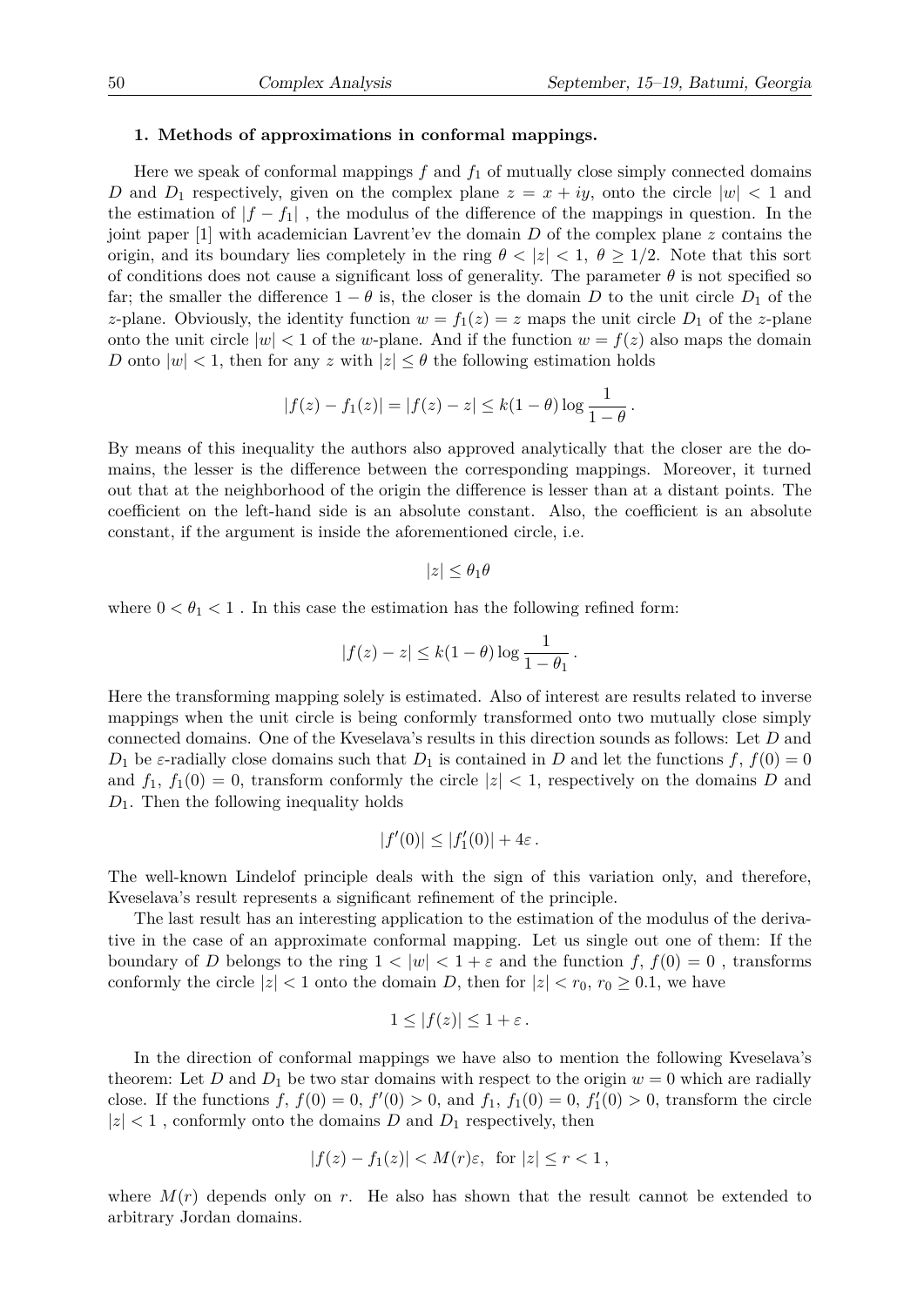### 1. Methods of approximations in conformal mappings.

Here we speak of conformal mappings $f$ and $f_1$ of mutually close simply connected domains $D$ and $D_1$ respectively, given on the complex plane $z = x + iy$, onto the circle $|w| < 1$ and the estimation of $|f - f_1|$ , the modulus of the difference of the mappings in question. In the joint paper [1] with academician Lavrent'ev the domain $D$ of the complex plane $z$ contains the origin, and its boundary lies completely in the ring $\theta < |z| < 1$, $\theta \geq 1/2$. Note that this sort of conditions does not cause a significant loss of generality. The parameter $\theta$ is not specified so far; the smaller the difference $1 - \theta$ is, the closer is the domain $D$ to the unit circle $D_1$ of the $z$-plane. Obviously, the identity function $w = f_1(z) = z$ maps the unit circle $D_1$ of the $z$-plane onto the unit circle $|w| < 1$ of the $w$-plane. And if the function $w = f(z)$ also maps the domain $D$ onto $|w| < 1$, then for any $z$ with $|z| \leq \theta$ the following estimation holds

$$|f(z) - f_1(z)| = |f(z) - z| \leq k(1 - \theta) \log \frac{1}{1 - \theta}\,.$$

By means of this inequality the authors also approved analytically that the closer are the domains, the lesser is the difference between the corresponding mappings. Moreover, it turned out that at the neighborhood of the origin the difference is lesser than at a distant points. The coefficient on the left-hand side is an absolute constant. Also, the coefficient is an absolute constant, if the argument is inside the aforementioned circle, i.e.

$$|z| \leq \theta_1 \theta$$

where $0 < \theta_1 < 1$ . In this case the estimation has the following refined form:

$$|f(z) - z| \leq k(1 - \theta) \log \frac{1}{1 - \theta_1}\,.$$

Here the transforming mapping solely is estimated. Also of interest are results related to inverse mappings when the unit circle is being conformly transformed onto two mutually close simply connected domains. One of the Kveselava's results in this direction sounds as follows: Let $D$ and $D_1$ be $\varepsilon$-radially close domains such that $D_1$ is contained in $D$ and let the functions $f$, $f(0) = 0$ and $f_1$, $f_1(0) = 0$, transform conformly the circle $|z| < 1$, respectively on the domains $D$ and $D_1$. Then the following inequality holds

$$|f'(0)| \leq |f_1'(0)| + 4\varepsilon\,.$$

The well-known Lindelof principle deals with the sign of this variation only, and therefore, Kveselava's result represents a significant refinement of the principle.

The last result has an interesting application to the estimation of the modulus of the derivative in the case of an approximate conformal mapping. Let us single out one of them: If the boundary of $D$ belongs to the ring $1 < |w| < 1 + \varepsilon$ and the function $f$, $f(0) = 0$ , transforms conformly the circle $|z| < 1$ onto the domain $D$, then for $|z| < r_0$, $r_0 \geq 0.1$, we have

$$1 \leq |f(z)| \leq 1 + \varepsilon\,.$$

In the direction of conformal mappings we have also to mention the following Kveselava's theorem: Let $D$ and $D_1$ be two star domains with respect to the origin $w = 0$ which are radially close. If the functions $f$, $f(0) = 0$, $f'(0) > 0$, and $f_1$, $f_1(0) = 0$, $f_1'(0) > 0$, transform the circle $|z| < 1$ , conformly onto the domains $D$ and $D_1$ respectively, then

$$|f(z) - f_1(z)| < M(r)\varepsilon, \text{ for } |z| \leq r < 1\,,$$

where $M(r)$ depends only on $r$. He also has shown that the result cannot be extended to arbitrary Jordan domains.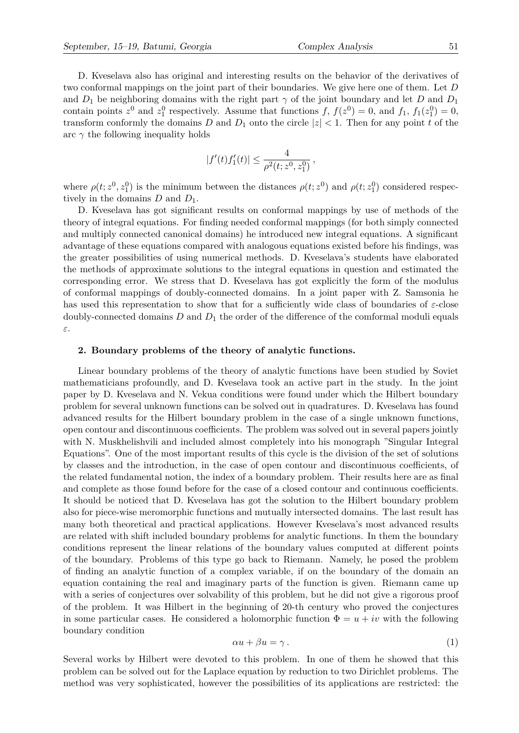D. Kveselava also has original and interesting results on the behavior of the derivatives of two conformal mappings on the joint part of their boundaries. We give here one of them. Let $D$ and $D_1$ be neighboring domains with the right part $\gamma$ of the joint boundary and let $D$ and $D_1$ contain points $z^0$ and $z_1^0$ respectively. Assume that functions $f$, $f(z^0)=0$, and $f_1$, $f_1(z_1^0)=0$, transform conformly the domains $D$ and $D_1$ onto the circle $|z|<1$. Then for any point $t$ of the arc $\gamma$ the following inequality holds

$$|f'(t)f_1'(t)| \le \frac{4}{\rho^2(t;z^0,z_1^0)}\,,$$

where $\rho(t;z^0,z_1^0)$ is the minimum between the distances $\rho(t;z^0)$ and $\rho(t;z_1^0)$ considered respectively in the domains $D$ and $D_1$.

D. Kveselava has got significant results on conformal mappings by use of methods of the theory of integral equations. For finding needed conformal mappings (for both simply connected and multiply connected canonical domains) he introduced new integral equations. A significant advantage of these equations compared with analogous equations existed before his findings, was the greater possibilities of using numerical methods. D. Kveselava's students have elaborated the methods of approximate solutions to the integral equations in question and estimated the corresponding error. We stress that D. Kveselava has got explicitly the form of the modulus of conformal mappings of doubly-connected domains. In a joint paper with Z. Samsonia he has used this representation to show that for a sufficiently wide class of boundaries of $\varepsilon$-close doubly-connected domains $D$ and $D_1$ the order of the difference of the comformal moduli equals $\varepsilon$.

**2. Boundary problems of the theory of analytic functions.**

Linear boundary problems of the theory of analytic functions have been studied by Soviet mathematicians profoundly, and D. Kveselava took an active part in the study. In the joint paper by D. Kveselava and N. Vekua conditions were found under which the Hilbert boundary problem for several unknown functions can be solved out in quadratures. D. Kveselava has found advanced results for the Hilbert boundary problem in the case of a single unknown functions, open contour and discontinuous coefficients. The problem was solved out in several papers jointly with N. Muskhelishvili and included almost completely into his monograph "Singular Integral Equations". One of the most important results of this cycle is the division of the set of solutions by classes and the introduction, in the case of open contour and discontinuous coefficients, of the related fundamental notion, the index of a boundary problem. Their results here are as final and complete as those found before for the case of a closed contour and continuous coefficients. It should be noticed that D. Kveselava has got the solution to the Hilbert boundary problem also for piece-wise meromorphic functions and mutually intersected domains. The last result has many both theoretical and practical applications. However Kveselava's most advanced results are related with shift included boundary problems for analytic functions. In them the boundary conditions represent the linear relations of the boundary values computed at different points of the boundary. Problems of this type go back to Riemann. Namely, he posed the problem of finding an analytic function of a complex variable, if on the boundary of the domain an equation containing the real and imaginary parts of the function is given. Riemann came up with a series of conjectures over solvability of this problem, but he did not give a rigorous proof of the problem. It was Hilbert in the beginning of 20-th century who proved the conjectures in some particular cases. He considered a holomorphic function $\Phi = u + iv$ with the following boundary condition

$$\alpha u + \beta u = \gamma\,. \tag{1}$$

Several works by Hilbert were devoted to this problem. In one of them he showed that this problem can be solved out for the Laplace equation by reduction to two Dirichlet problems. The method was very sophisticated, however the possibilities of its applications are restricted: the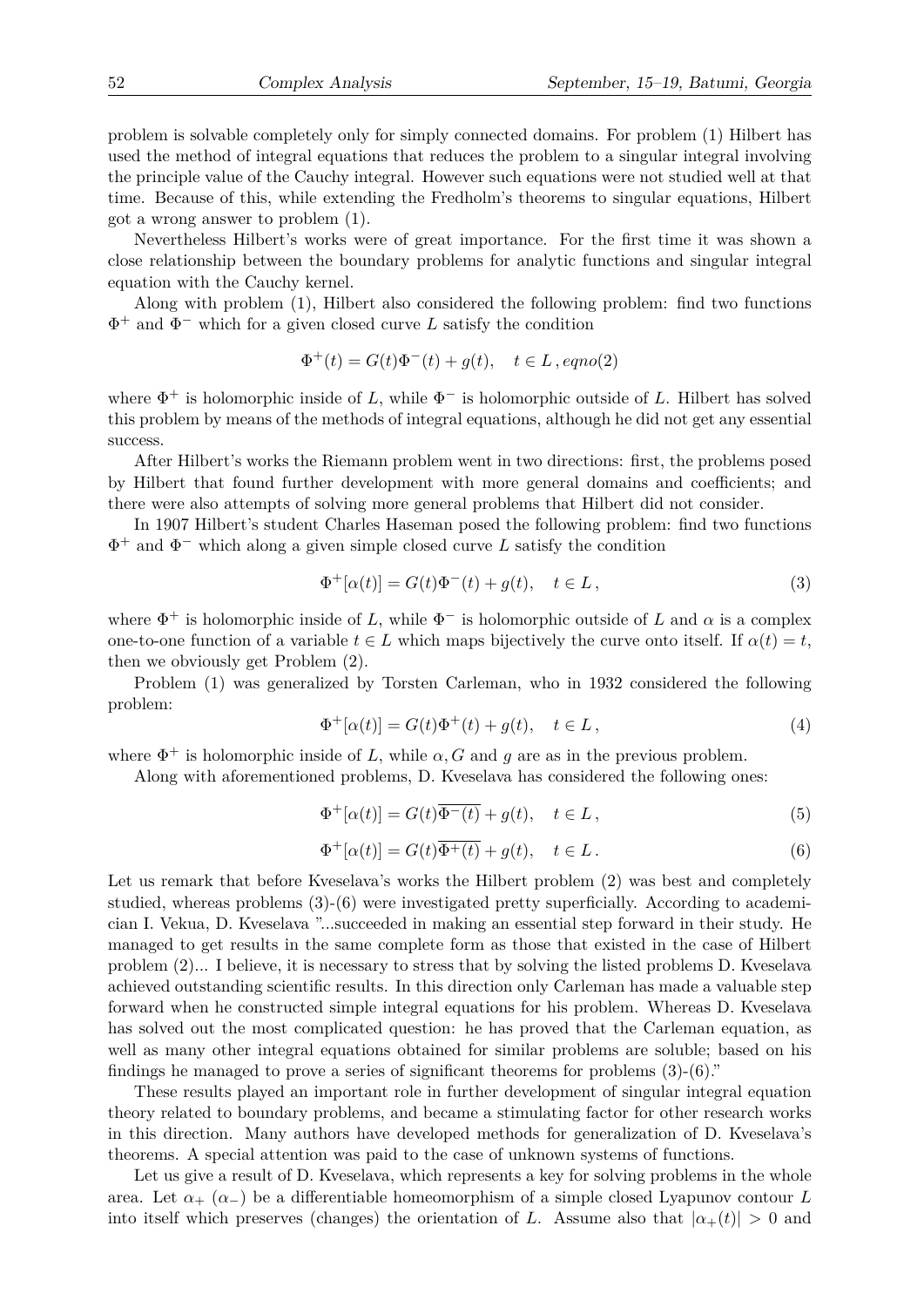problem is solvable completely only for simply connected domains. For problem (1) Hilbert has used the method of integral equations that reduces the problem to a singular integral involving the principle value of the Cauchy integral. However such equations were not studied well at that time. Because of this, while extending the Fredholm's theorems to singular equations, Hilbert got a wrong answer to problem (1).

Nevertheless Hilbert's works were of great importance. For the first time it was shown a close relationship between the boundary problems for analytic functions and singular integral equation with the Cauchy kernel.

Along with problem (1), Hilbert also considered the following problem: find two functions $\Phi^+$ and $\Phi^-$ which for a given closed curve $L$ satisfy the condition

$$\Phi^+(t) = G(t)\Phi^-(t) + g(t), \quad t \in L \,, eqno(2)$$

where $\Phi^+$ is holomorphic inside of $L$, while $\Phi^-$ is holomorphic outside of $L$. Hilbert has solved this problem by means of the methods of integral equations, although he did not get any essential success.

After Hilbert's works the Riemann problem went in two directions: first, the problems posed by Hilbert that found further development with more general domains and coefficients; and there were also attempts of solving more general problems that Hilbert did not consider.

In 1907 Hilbert's student Charles Haseman posed the following problem: find two functions $\Phi^+$ and $\Phi^-$ which along a given simple closed curve $L$ satisfy the condition

$$\Phi^+[\alpha(t)] = G(t)\Phi^-(t) + g(t), \quad t \in L \,, \tag{3}$$

where $\Phi^+$ is holomorphic inside of $L$, while $\Phi^-$ is holomorphic outside of $L$ and $\alpha$ is a complex one-to-one function of a variable $t \in L$ which maps bijectively the curve onto itself. If $\alpha(t) = t$, then we obviously get Problem (2).

Problem (1) was generalized by Torsten Carleman, who in 1932 considered the following problem:

$$\Phi^+[\alpha(t)] = G(t)\Phi^+(t) + g(t), \quad t \in L \,, \tag{4}$$

where $\Phi^+$ is holomorphic inside of $L$, while $\alpha, G$ and $g$ are as in the previous problem.

Along with aforementioned problems, D. Kveselava has considered the following ones:

$$\Phi^+[\alpha(t)] = G(t)\overline{\Phi^-(t)} + g(t), \quad t \in L \,, \tag{5}$$

$$\Phi^+[\alpha(t)] = G(t)\overline{\Phi^+(t)} + g(t), \quad t \in L \,. \tag{6}$$

Let us remark that before Kveselava's works the Hilbert problem (2) was best and completely studied, whereas problems (3)-(6) were investigated pretty superficially. According to academician I. Vekua, D. Kveselava "...succeeded in making an essential step forward in their study. He managed to get results in the same complete form as those that existed in the case of Hilbert problem (2)... I believe, it is necessary to stress that by solving the listed problems D. Kveselava achieved outstanding scientific results. In this direction only Carleman has made a valuable step forward when he constructed simple integral equations for his problem. Whereas D. Kveselava has solved out the most complicated question: he has proved that the Carleman equation, as well as many other integral equations obtained for similar problems are soluble; based on his findings he managed to prove a series of significant theorems for problems (3)-(6)."

These results played an important role in further development of singular integral equation theory related to boundary problems, and became a stimulating factor for other research works in this direction. Many authors have developed methods for generalization of D. Kveselava's theorems. A special attention was paid to the case of unknown systems of functions.

Let us give a result of D. Kveselava, which represents a key for solving problems in the whole area. Let $\alpha_+$ ($\alpha_-$) be a differentiable homeomorphism of a simple closed Lyapunov contour $L$ into itself which preserves (changes) the orientation of $L$. Assume also that $|\alpha_+(t)| > 0$ and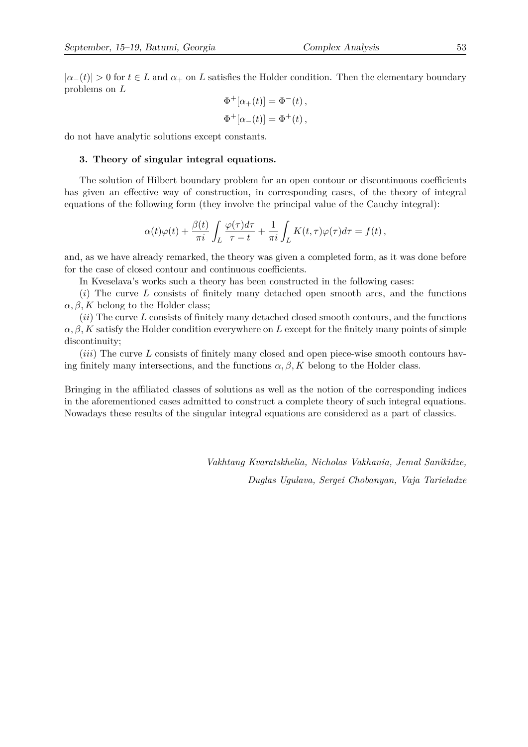$|\alpha_-(t)| > 0$ for $t \in L$ and $\alpha_+$ on $L$ satisfies the Holder condition. Then the elementary boundary problems on $L$

$$\Phi^+[\alpha_+(t)] = \Phi^-(t)\,,$$

$$\Phi^+[\alpha_-(t)] = \Phi^+(t)\,,$$

do not have analytic solutions except constants.

### 3. Theory of singular integral equations.

The solution of Hilbert boundary problem for an open contour or discontinuous coefficients has given an effective way of construction, in corresponding cases, of the theory of integral equations of the following form (they involve the principal value of the Cauchy integral):

$$\alpha(t)\varphi(t) + \frac{\beta(t)}{\pi i}\int_L \frac{\varphi(\tau)d\tau}{\tau - t} + \frac{1}{\pi i}\int_L K(t,\tau)\varphi(\tau)d\tau = f(t)\,,$$

and, as we have already remarked, the theory was given a completed form, as it was done before for the case of closed contour and continuous coefficients.

In Kveselava's works such a theory has been constructed in the following cases:

(*i*) The curve $L$ consists of finitely many detached open smooth arcs, and the functions $\alpha, \beta, K$ belong to the Holder class;

(*ii*) The curve $L$ consists of finitely many detached closed smooth contours, and the functions $\alpha, \beta, K$ satisfy the Holder condition everywhere on $L$ except for the finitely many points of simple discontinuity;

(*iii*) The curve $L$ consists of finitely many closed and open piece-wise smooth contours having finitely many intersections, and the functions $\alpha, \beta, K$ belong to the Holder class.

Bringing in the affiliated classes of solutions as well as the notion of the corresponding indices in the aforementioned cases admitted to construct a complete theory of such integral equations. Nowadays these results of the singular integral equations are considered as a part of classics.

*Vakhtang Kvaratskhelia, Nicholas Vakhania, Jemal Sanikidze,*

*Duglas Ugulava, Sergei Chobanyan, Vaja Tarieladze*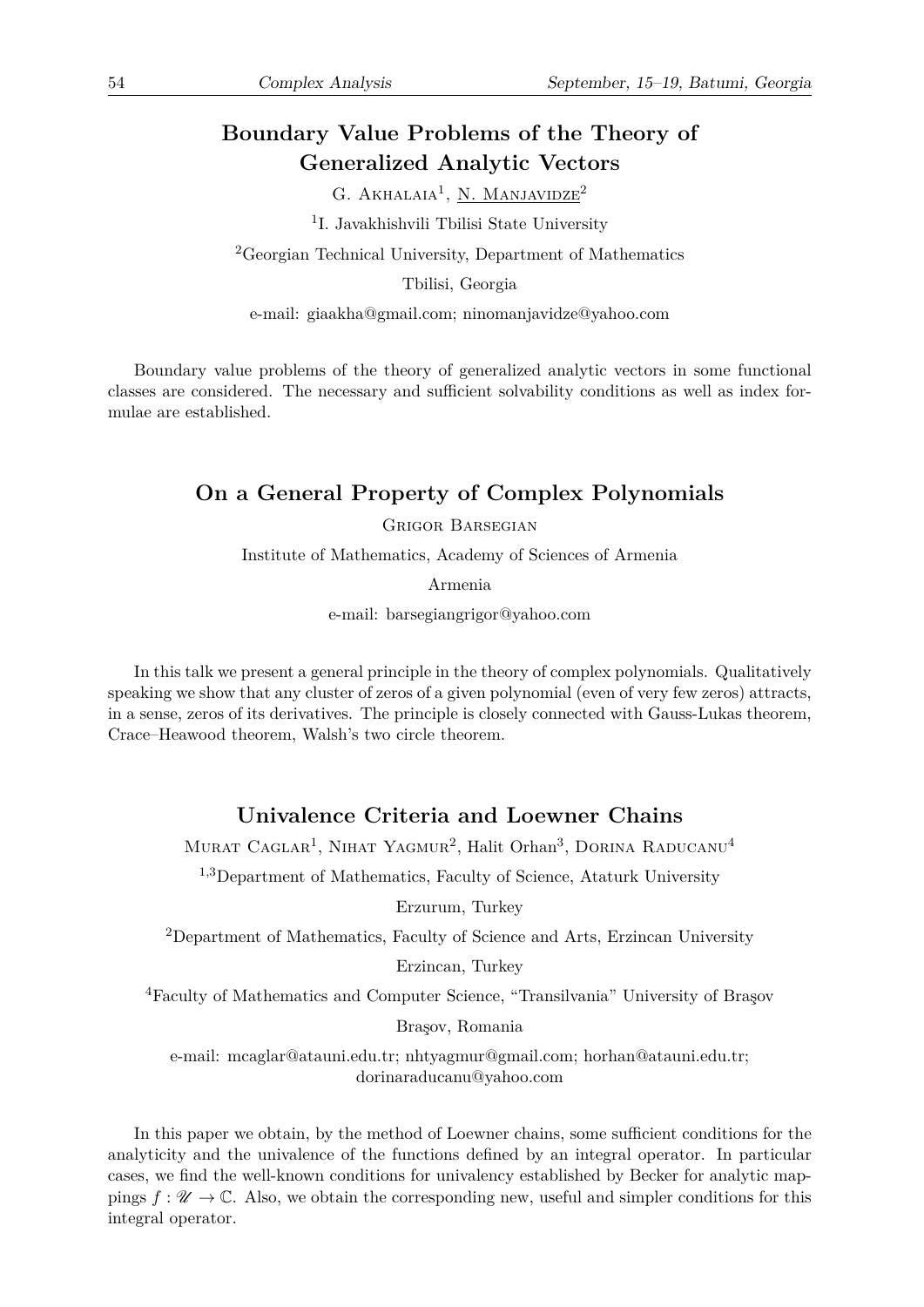## Boundary Value Problems of the Theory of Generalized Analytic Vectors

G. Akhalaia[1], N. Manjavidze[2]

[1]I. Javakhishvili Tbilisi State University

[2]Georgian Technical University, Department of Mathematics

Tbilisi, Georgia

e-mail: giaakha@gmail.com; ninomanjavidze@yahoo.com

Boundary value problems of the theory of generalized analytic vectors in some functional classes are considered. The necessary and sufficient solvability conditions as well as index formulae are established.

## On a General Property of Complex Polynomials

Grigor Barsegian

Institute of Mathematics, Academy of Sciences of Armenia

Armenia

e-mail: barsegiangrigor@yahoo.com

In this talk we present a general principle in the theory of complex polynomials. Qualitatively speaking we show that any cluster of zeros of a given polynomial (even of very few zeros) attracts, in a sense, zeros of its derivatives. The principle is closely connected with Gauss-Lukas theorem, Crace–Heawood theorem, Walsh's two circle theorem.

## Univalence Criteria and Loewner Chains

Murat Caglar[1], Nihat Yagmur[2], Halit Orhan[3], Dorina Raducanu[4]

[1,3]Department of Mathematics, Faculty of Science, Ataturk University

Erzurum, Turkey

[2]Department of Mathematics, Faculty of Science and Arts, Erzincan University

Erzincan, Turkey

[4]Faculty of Mathematics and Computer Science, "Transilvania" University of Braşov

Braşov, Romania

e-mail: mcaglar@atauni.edu.tr; nhtyagmur@gmail.com; horhan@atauni.edu.tr; dorinaraducanu@yahoo.com

In this paper we obtain, by the method of Loewner chains, some sufficient conditions for the analyticity and the univalence of the functions defined by an integral operator. In particular cases, we find the well-known conditions for univalency established by Becker for analytic mappings $f : \mathscr{U} \to \mathbb{C}$. Also, we obtain the corresponding new, useful and simpler conditions for this integral operator.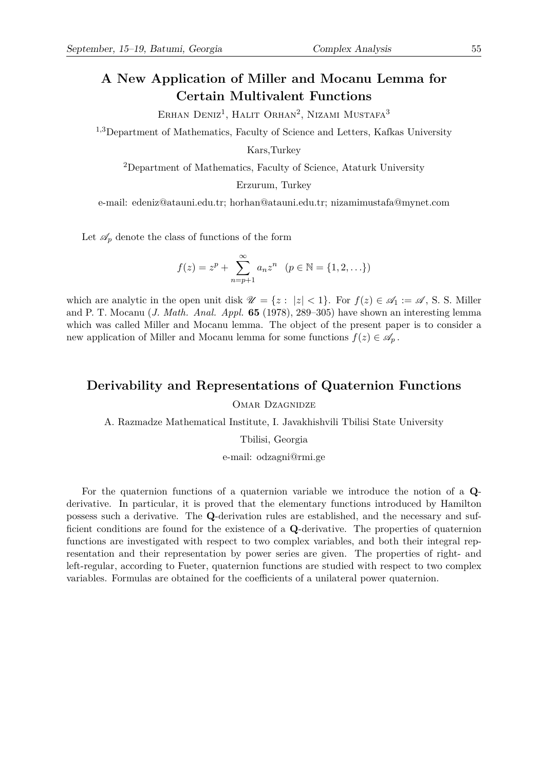## A New Application of Miller and Mocanu Lemma for Certain Multivalent Functions

Erhan Deniz[1], Halit Orhan[2], Nizami Mustafa[3]

[1,3]Department of Mathematics, Faculty of Science and Letters, Kafkas University

Kars,Turkey

[2]Department of Mathematics, Faculty of Science, Ataturk University

Erzurum, Turkey

e-mail: edeniz@atauni.edu.tr; horhan@atauni.edu.tr; nizamimustafa@mynet.com

Let $\mathscr{A}_p$ denote the class of functions of the form

$$f(z) = z^p + \sum_{n=p+1}^{\infty} a_n z^n \quad (p \in \mathbb{N} = \{1, 2, \dots\})$$

which are analytic in the open unit disk $\mathscr{U} = \{z : \ |z| < 1\}$. For $f(z) \in \mathscr{A}_1 := \mathscr{A}$, S. S. Miller and P. T. Mocanu (*J. Math. Anal. Appl.* **65** (1978), 289–305) have shown an interesting lemma which was called Miller and Mocanu lemma. The object of the present paper is to consider a new application of Miller and Mocanu lemma for some functions $f(z) \in \mathscr{A}_p$.

## Derivability and Representations of Quaternion Functions

Omar Dzagnidze

A. Razmadze Mathematical Institute, I. Javakhishvili Tbilisi State University

Tbilisi, Georgia

e-mail: odzagni@rmi.ge

For the quaternion functions of a quaternion variable we introduce the notion of a **Q**-derivative. In particular, it is proved that the elementary functions introduced by Hamilton possess such a derivative. The **Q**-derivation rules are established, and the necessary and sufficient conditions are found for the existence of a **Q**-derivative. The properties of quaternion functions are investigated with respect to two complex variables, and both their integral representation and their representation by power series are given. The properties of right- and left-regular, according to Fueter, quaternion functions are studied with respect to two complex variables. Formulas are obtained for the coefficients of a unilateral power quaternion.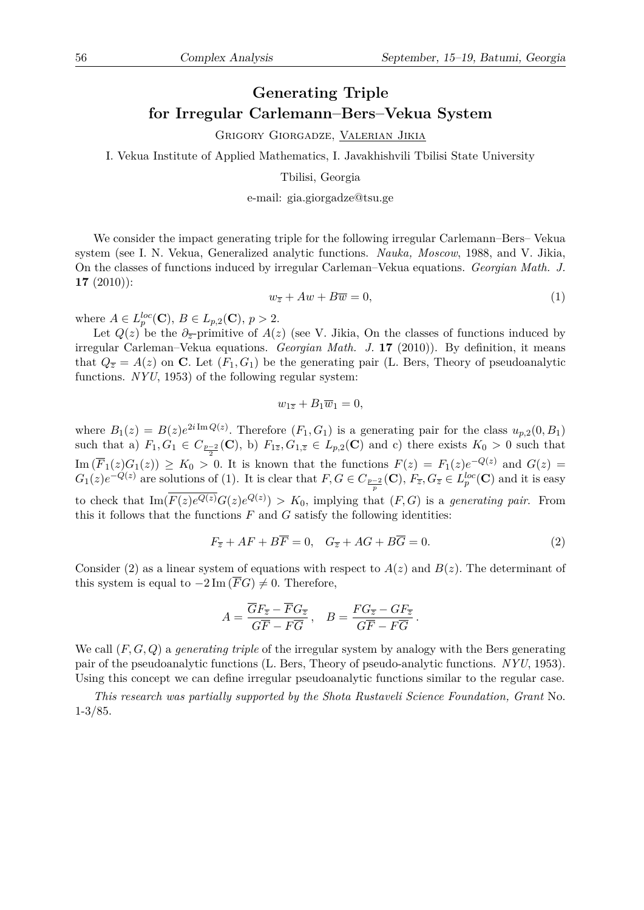# Generating Triple for Irregular Carlemann–Bers–Vekua System

Grigory Giorgadze, Valerian Jikia

I. Vekua Institute of Applied Mathematics, I. Javakhishvili Tbilisi State University

Tbilisi, Georgia

e-mail: gia.giorgadze@tsu.ge

We consider the impact generating triple for the following irregular Carlemann–Bers– Vekua system (see I. N. Vekua, Generalized analytic functions. *Nauka, Moscow*, 1988, and V. Jikia, On the classes of functions induced by irregular Carleman–Vekua equations. *Georgian Math. J.* **17** (2010)):

$$w_{\overline{z}} + Aw + B\overline{w} = 0, \tag{1}$$

where $A \in L_p^{loc}(\mathbf{C})$, $B \in L_{p,2}(\mathbf{C})$, $p > 2$.

Let $Q(z)$ be the $\partial_{\overline{z}}$-primitive of $A(z)$ (see V. Jikia, On the classes of functions induced by irregular Carleman–Vekua equations. *Georgian Math. J.* **17** (2010)). By definition, it means that $Q_{\overline{z}} = A(z)$ on $\mathbf{C}$. Let $(F_1, G_1)$ be the generating pair (L. Bers, Theory of pseudoanalytic functions. *NYU*, 1953) of the following regular system:

$$w_{1\overline{z}} + B_1\overline{w}_1 = 0,$$

where $B_1(z) = B(z)e^{2i\operatorname{Im}Q(z)}$. Therefore $(F_1, G_1)$ is a generating pair for the class $u_{p,2}(0, B_1)$ such that a) $F_1, G_1 \in C_{\frac{p-2}{2}}(\mathbf{C})$, b) $F_{1\overline{z}}, G_{1,\overline{z}} \in L_{p,2}(\mathbf{C})$ and c) there exists $K_0 > 0$ such that $\operatorname{Im}(\overline{F}_1(z)G_1(z)) \geq K_0 > 0$. It is known that the functions $F(z) = F_1(z)e^{-Q(z)}$ and $G(z) = G_1(z)e^{-Q(z)}$ are solutions of (1). It is clear that $F, G \in C_{\frac{p-2}{p}}(\mathbf{C})$, $F_{\overline{z}}, G_{\overline{z}} \in L_p^{loc}(\mathbf{C})$ and it is easy to check that $\operatorname{Im}(\overline{F(z)e^{Q(z)}}G(z)e^{Q(z)}) > K_0$, implying that $(F, G)$ is a *generating pair*. From this it follows that the functions $F$ and $G$ satisfy the following identities:

$$F_{\overline{z}} + AF + B\overline{F} = 0, \quad G_{\overline{z}} + AG + B\overline{G} = 0. \tag{2}$$

Consider (2) as a linear system of equations with respect to $A(z)$ and $B(z)$. The determinant of this system is equal to $-2\operatorname{Im}(\overline{F}G) \neq 0$. Therefore,

$$A = \frac{\overline{G}F_{\overline{z}} - \overline{F}G_{\overline{z}}}{G\overline{F} - F\overline{G}}, \quad B = \frac{FG_{\overline{z}} - GF_{\overline{z}}}{G\overline{F} - F\overline{G}}.$$

We call $(F, G, Q)$ a *generating triple* of the irregular system by analogy with the Bers generating pair of the pseudoanalytic functions (L. Bers, Theory of pseudo-analytic functions. *NYU*, 1953). Using this concept we can define irregular pseudoanalytic functions similar to the regular case.

*This research was partially supported by the Shota Rustaveli Science Foundation, Grant* No. 1-3/85.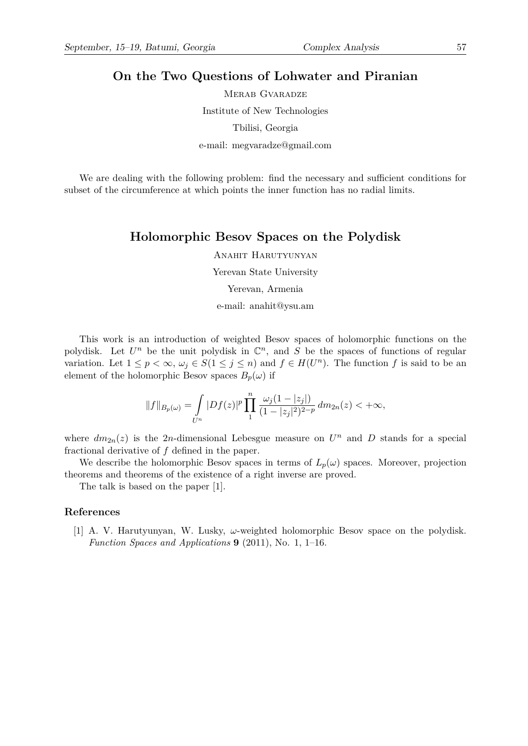## On the Two Questions of Lohwater and Piranian

Merab Gvaradze

Institute of New Technologies

Tbilisi, Georgia

e-mail: megvaradze@gmail.com

We are dealing with the following problem: find the necessary and sufficient conditions for subset of the circumference at which points the inner function has no radial limits.

## Holomorphic Besov Spaces on the Polydisk

Anahit Harutyunyan

Yerevan State University

Yerevan, Armenia

e-mail: anahit@ysu.am

This work is an introduction of weighted Besov spaces of holomorphic functions on the polydisk. Let $U^n$ be the unit polydisk in $\mathbb{C}^n$, and $S$ be the spaces of functions of regular variation. Let $1 \le p < \infty$, $\omega_j \in S (1 \le j \le n)$ and $f \in H(U^n)$. The function $f$ is said to be an element of the holomorphic Besov spaces $B_p(\omega)$ if

$$\|f\|_{B_p(\omega)} = \int\limits_{U^n} |Df(z)|^p \prod_{1}^{n} \frac{\omega_j(1-|z_j|)}{(1-|z_j|^2)^{2-p}} \, dm_{2n}(z) < +\infty,$$

where $dm_{2n}(z)$ is the $2n$-dimensional Lebesgue measure on $U^n$ and $D$ stands for a special fractional derivative of $f$ defined in the paper.

We describe the holomorphic Besov spaces in terms of $L_p(\omega)$ spaces. Moreover, projection theorems and theorems of the existence of a right inverse are proved.

The talk is based on the paper [1].

### References

[1] A. V. Harutyunyan, W. Lusky, $\omega$-weighted holomorphic Besov space on the polydisk. *Function Spaces and Applications* **9** (2011), No. 1, 1–16.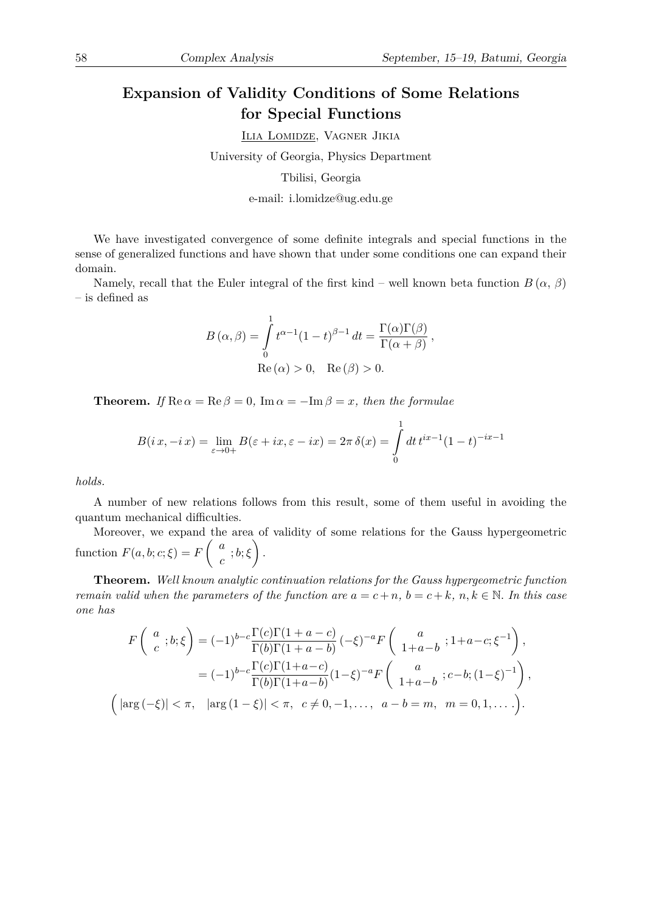# Expansion of Validity Conditions of Some Relations for Special Functions

Ilia Lomidze, Vagner Jikia

University of Georgia, Physics Department

Tbilisi, Georgia

e-mail: i.lomidze@ug.edu.ge

We have investigated convergence of some definite integrals and special functions in the sense of generalized functions and have shown that under some conditions one can expand their domain.

Namely, recall that the Euler integral of the first kind – well known beta function $B(\alpha, \beta)$ – is defined as

$$B(\alpha,\beta) = \int_0^1 t^{\alpha-1}(1-t)^{\beta-1}\,dt = \frac{\Gamma(\alpha)\Gamma(\beta)}{\Gamma(\alpha+\beta)}\,,$$
$$\operatorname{Re}(\alpha) > 0, \quad \operatorname{Re}(\beta) > 0.$$

**Theorem.** *If $\operatorname{Re}\alpha = \operatorname{Re}\beta = 0$, $\operatorname{Im}\alpha = -\operatorname{Im}\beta = x$, then the formulae*

$$B(i\,x, -i\,x) = \lim_{\varepsilon\to 0+} B(\varepsilon + ix, \varepsilon - ix) = 2\pi\,\delta(x) = \int_0^1 dt\, t^{ix-1}(1-t)^{-ix-1}$$

*holds.*

A number of new relations follows from this result, some of them useful in avoiding the quantum mechanical difficulties.

Moreover, we expand the area of validity of some relations for the Gauss hypergeometric function $F(a,b;c;\xi) = F\left(\begin{array}{c} a \\ c \end{array};b;\xi\right)$.

**Theorem.** *Well known analytic continuation relations for the Gauss hypergeometric function remain valid when the parameters of the function are $a = c+n$, $b = c+k$, $n,k \in \mathbb{N}$. In this case one has*

$$F\left(\begin{array}{c} a \\ c \end{array};b;\xi\right) = (-1)^{b-c}\frac{\Gamma(c)\Gamma(1+a-c)}{\Gamma(b)\Gamma(1+a-b)}\,(-\xi)^{-a}F\left(\begin{array}{c} a \\ 1{+}a{-}b \end{array};1{+}a{-}c;\xi^{-1}\right),$$
$$= (-1)^{b-c}\frac{\Gamma(c)\Gamma(1{+}a{-}c)}{\Gamma(b)\Gamma(1{+}a{-}b)}(1{-}\xi)^{-a}F\left(\begin{array}{c} a \\ 1{+}a{-}b \end{array};c{-}b;(1{-}\xi)^{-1}\right),$$
$$\Big(\,|\arg(-\xi)| < \pi, \quad |\arg(1-\xi)| < \pi, \quad c \neq 0,-1,\dots, \quad a-b = m, \quad m = 0,1,\dots\Big).$$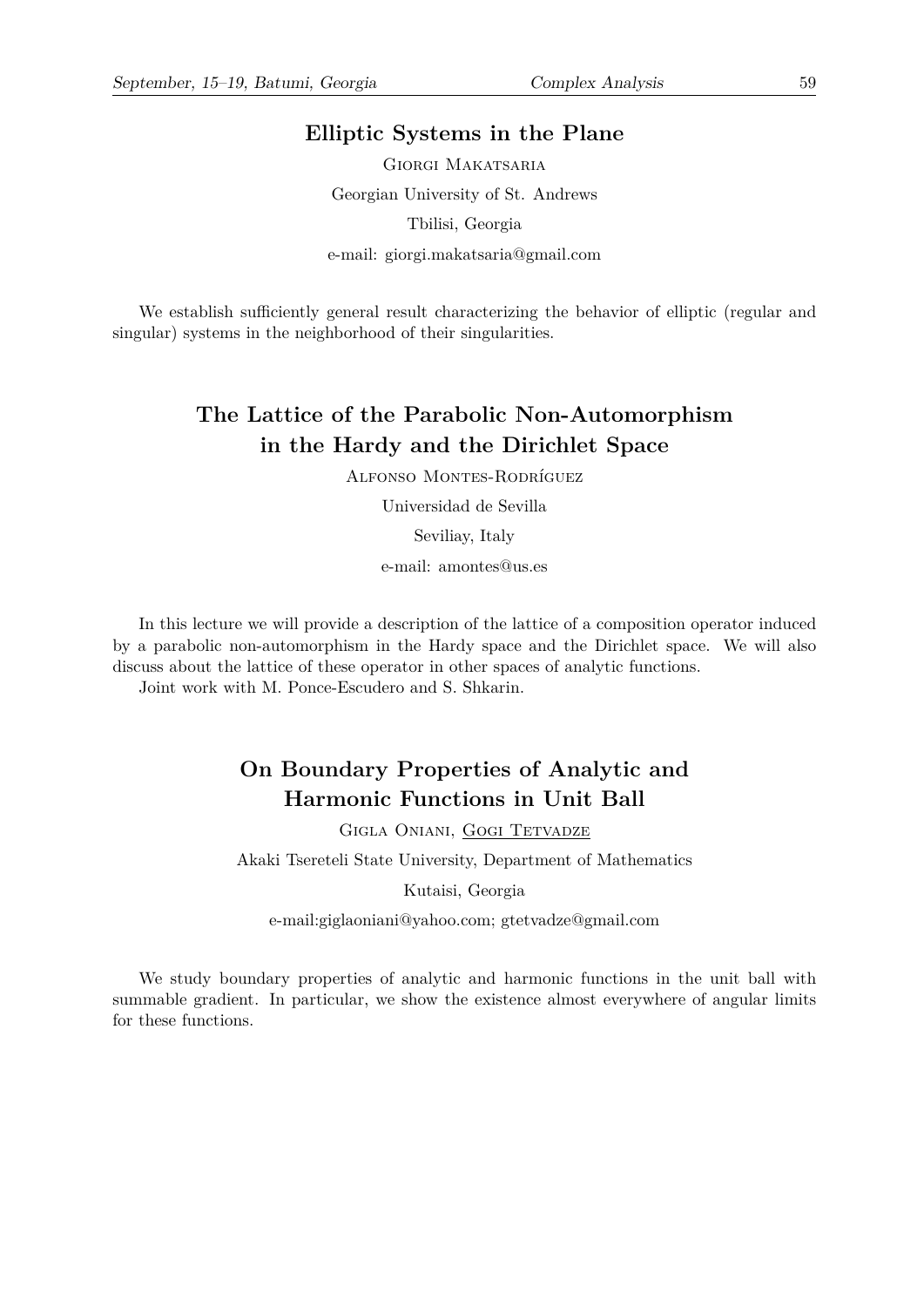## Elliptic Systems in the Plane

Giorgi Makatsaria

Georgian University of St. Andrews

Tbilisi, Georgia

e-mail: giorgi.makatsaria@gmail.com

We establish sufficiently general result characterizing the behavior of elliptic (regular and singular) systems in the neighborhood of their singularities.

## The Lattice of the Parabolic Non-Automorphism in the Hardy and the Dirichlet Space

Alfonso Montes-Rodríguez

Universidad de Sevilla

Seviliay, Italy

e-mail: amontes@us.es

In this lecture we will provide a description of the lattice of a composition operator induced by a parabolic non-automorphism in the Hardy space and the Dirichlet space. We will also discuss about the lattice of these operator in other spaces of analytic functions.

Joint work with M. Ponce-Escudero and S. Shkarin.

## On Boundary Properties of Analytic and Harmonic Functions in Unit Ball

Gigla Oniani, Gogi Tetvadze

Akaki Tsereteli State University, Department of Mathematics

Kutaisi, Georgia

e-mail:giglaoniani@yahoo.com; gtetvadze@gmail.com

We study boundary properties of analytic and harmonic functions in the unit ball with summable gradient. In particular, we show the existence almost everywhere of angular limits for these functions.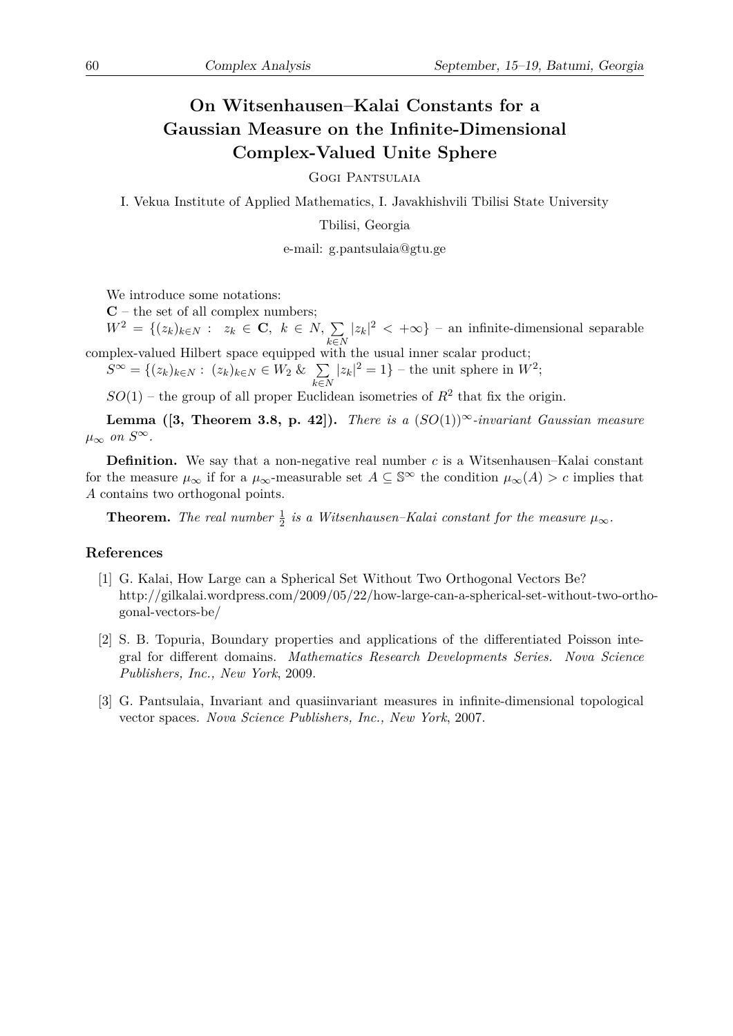# On Witsenhausen–Kalai Constants for a Gaussian Measure on the Infinite-Dimensional Complex-Valued Unite Sphere

Gogi Pantsulaia

I. Vekua Institute of Applied Mathematics, I. Javakhishvili Tbilisi State University

Tbilisi, Georgia

e-mail: g.pantsulaia@gtu.ge

We introduce some notations:

$\mathbf{C}$ – the set of all complex numbers;

$W^2 = \{(z_k)_{k\in N}: \ z_k \in \mathbf{C}, \ k \in N, \sum\limits_{k\in N} |z_k|^2 < +\infty\}$ – an infinite-dimensional separable complex-valued Hilbert space equipped with the usual inner scalar product;

$S^\infty = \{(z_k)_{k\in N}: \ (z_k)_{k\in N} \in W_2 \ \& \ \sum\limits_{k\in N} |z_k|^2 = 1\}$ – the unit sphere in $W^2$;

$SO(1)$ – the group of all proper Euclidean isometries of $R^2$ that fix the origin.

**Lemma ([3, Theorem 3.8, p. 42]).** *There is a $(SO(1))^\infty$-invariant Gaussian measure $\mu_\infty$ on $S^\infty$.*

**Definition.** We say that a non-negative real number $c$ is a Witsenhausen–Kalai constant for the measure $\mu_\infty$ if for a $\mu_\infty$-measurable set $A \subseteq \mathbb{S}^\infty$ the condition $\mu_\infty(A) > c$ implies that $A$ contains two orthogonal points.

**Theorem.** *The real number $\frac{1}{2}$ is a Witsenhausen–Kalai constant for the measure $\mu_\infty$.*

## References

[1] G. Kalai, How Large can a Spherical Set Without Two Orthogonal Vectors Be? http://gilkalai.wordpress.com/2009/05/22/how-large-can-a-spherical-set-without-two-orthogonal-vectors-be/

[2] S. B. Topuria, Boundary properties and applications of the differentiated Poisson integral for different domains. *Mathematics Research Developments Series. Nova Science Publishers, Inc., New York*, 2009.

[3] G. Pantsulaia, Invariant and quasiinvariant measures in infinite-dimensional topological vector spaces. *Nova Science Publishers, Inc., New York*, 2007.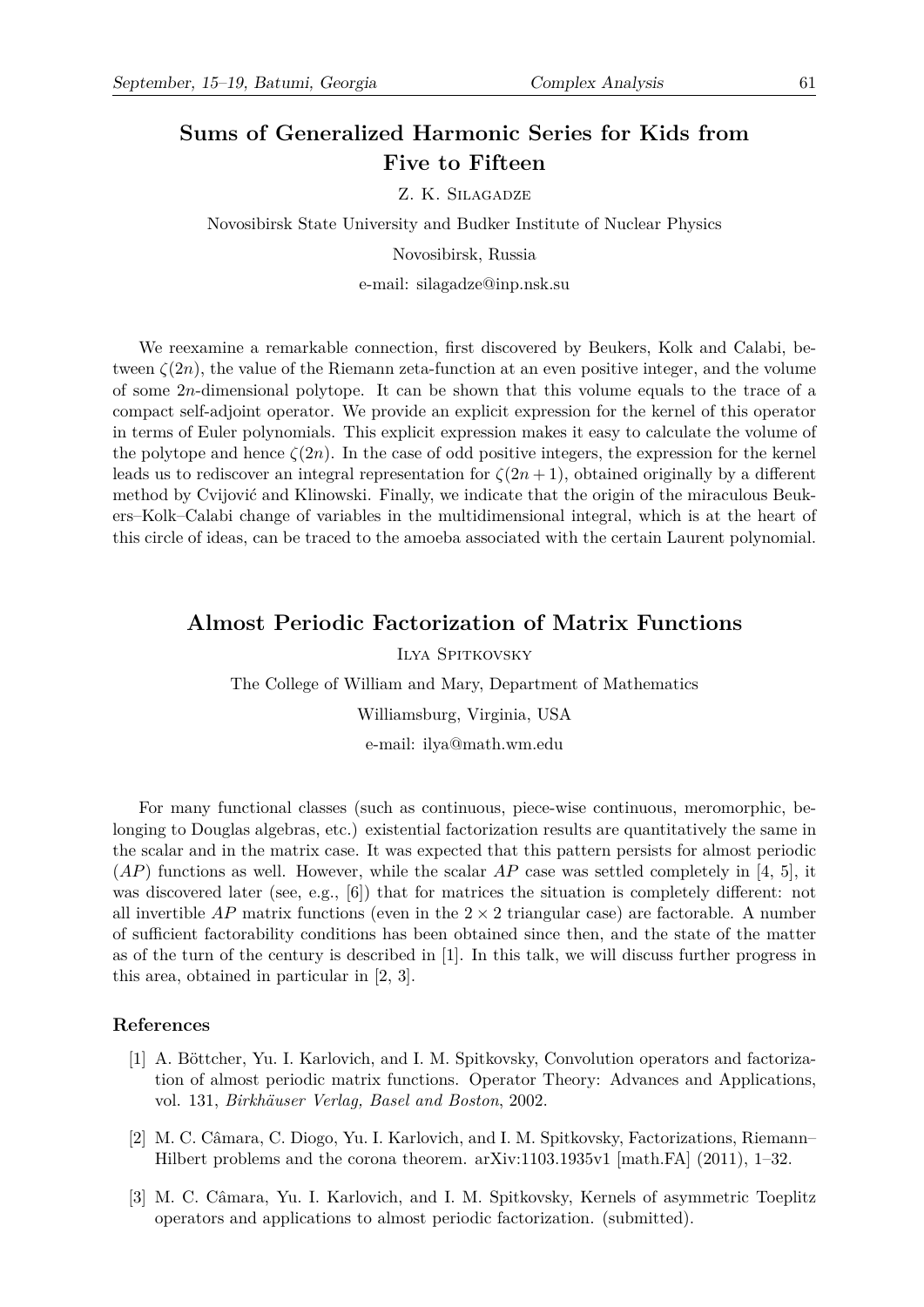## Sums of Generalized Harmonic Series for Kids from Five to Fifteen

Z. K. Silagadze

Novosibirsk State University and Budker Institute of Nuclear Physics

Novosibirsk, Russia

e-mail: silagadze@inp.nsk.su

We reexamine a remarkable connection, first discovered by Beukers, Kolk and Calabi, between $\zeta(2n)$, the value of the Riemann zeta-function at an even positive integer, and the volume of some $2n$-dimensional polytope. It can be shown that this volume equals to the trace of a compact self-adjoint operator. We provide an explicit expression for the kernel of this operator in terms of Euler polynomials. This explicit expression makes it easy to calculate the volume of the polytope and hence $\zeta(2n)$. In the case of odd positive integers, the expression for the kernel leads us to rediscover an integral representation for $\zeta(2n+1)$, obtained originally by a different method by Cvijović and Klinowski. Finally, we indicate that the origin of the miraculous Beukers–Kolk–Calabi change of variables in the multidimensional integral, which is at the heart of this circle of ideas, can be traced to the amoeba associated with the certain Laurent polynomial.

## Almost Periodic Factorization of Matrix Functions

Ilya Spitkovsky

The College of William and Mary, Department of Mathematics

Williamsburg, Virginia, USA

e-mail: ilya@math.wm.edu

For many functional classes (such as continuous, piece-wise continuous, meromorphic, belonging to Douglas algebras, etc.) existential factorization results are quantitatively the same in the scalar and in the matrix case. It was expected that this pattern persists for almost periodic ($AP$) functions as well. However, while the scalar $AP$ case was settled completely in [4, 5], it was discovered later (see, e.g., [6]) that for matrices the situation is completely different: not all invertible $AP$ matrix functions (even in the $2 \times 2$ triangular case) are factorable. A number of sufficient factorability conditions has been obtained since then, and the state of the matter as of the turn of the century is described in [1]. In this talk, we will discuss further progress in this area, obtained in particular in [2, 3].

### References

[1] A. Böttcher, Yu. I. Karlovich, and I. M. Spitkovsky, Convolution operators and factorization of almost periodic matrix functions. Operator Theory: Advances and Applications, vol. 131, *Birkhäuser Verlag, Basel and Boston*, 2002.

[2] M. C. Câmara, C. Diogo, Yu. I. Karlovich, and I. M. Spitkovsky, Factorizations, Riemann–Hilbert problems and the corona theorem. arXiv:1103.1935v1 [math.FA] (2011), 1–32.

[3] M. C. Câmara, Yu. I. Karlovich, and I. M. Spitkovsky, Kernels of asymmetric Toeplitz operators and applications to almost periodic factorization. (submitted).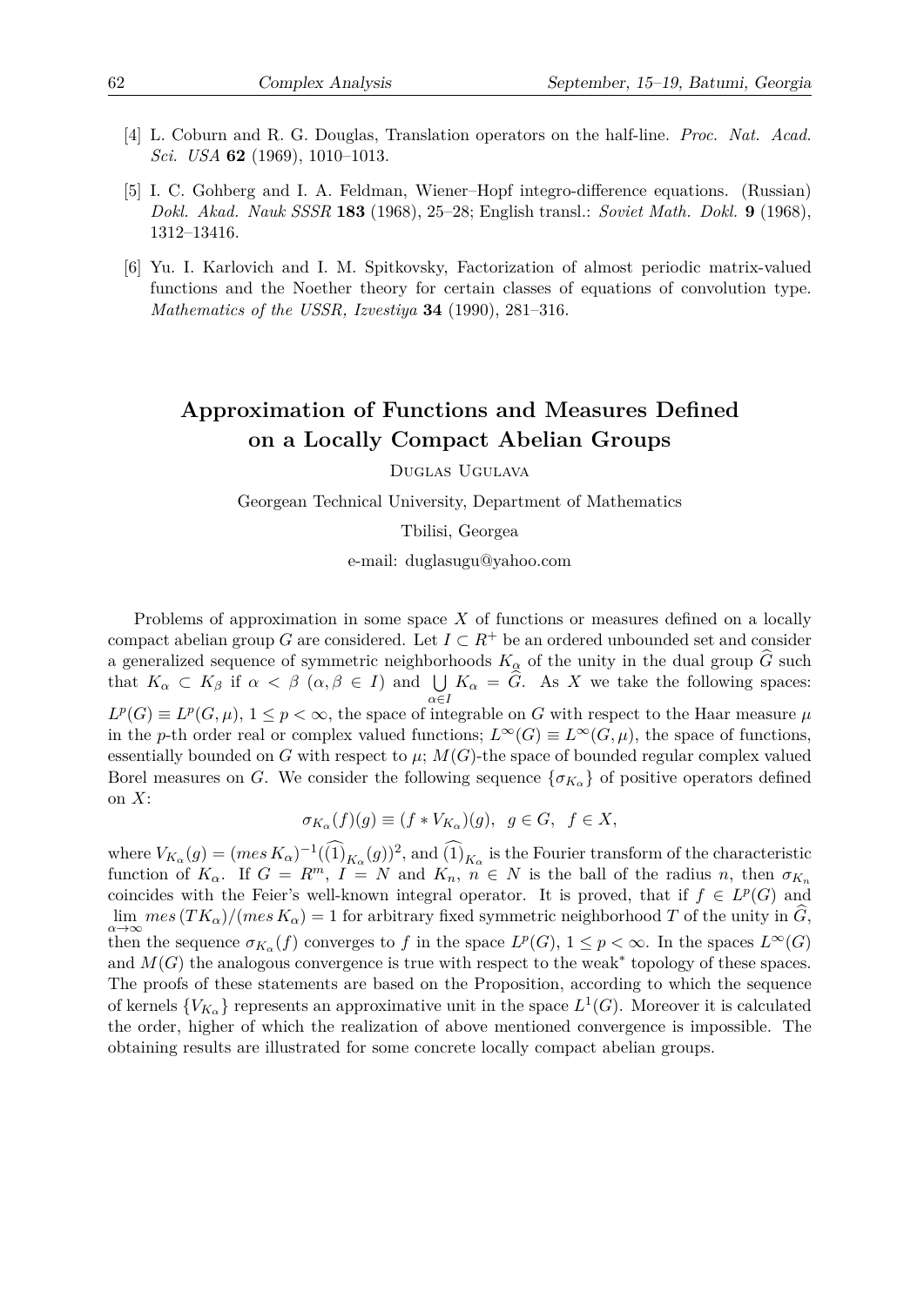[4] L. Coburn and R. G. Douglas, Translation operators on the half-line. *Proc. Nat. Acad. Sci. USA* **62** (1969), 1010–1013.

[5] I. C. Gohberg and I. A. Feldman, Wiener–Hopf integro-difference equations. (Russian) *Dokl. Akad. Nauk SSSR* **183** (1968), 25–28; English transl.: *Soviet Math. Dokl.* **9** (1968), 1312–13416.

[6] Yu. I. Karlovich and I. M. Spitkovsky, Factorization of almost periodic matrix-valued functions and the Noether theory for certain classes of equations of convolution type. *Mathematics of the USSR, Izvestiya* **34** (1990), 281–316.

## Approximation of Functions and Measures Defined on a Locally Compact Abelian Groups

Duglas Ugulava

Georgean Technical University, Department of Mathematics

Tbilisi, Georgea

e-mail: duglasugu@yahoo.com

Problems of approximation in some space $X$ of functions or measures defined on a locally compact abelian group $G$ are considered. Let $I \subset R^+$ be an ordered unbounded set and consider a generalized sequence of symmetric neighborhoods $K_\alpha$ of the unity in the dual group $\widehat{G}$ such that $K_\alpha \subset K_\beta$ if $\alpha < \beta$ $(\alpha, \beta \in I)$ and $\bigcup\limits_{\alpha \in I} K_\alpha = \widehat{G}$. As $X$ we take the following spaces: $L^p(G) \equiv L^p(G, \mu)$, $1 \le p < \infty$, the space of integrable on $G$ with respect to the Haar measure $\mu$ in the $p$-th order real or complex valued functions; $L^\infty(G) \equiv L^\infty(G, \mu)$, the space of functions, essentially bounded on $G$ with respect to $\mu$; $M(G)$-the space of bounded regular complex valued Borel measures on $G$. We consider the following sequence $\{\sigma_{K_\alpha}\}$ of positive operators defined on $X$:

$$\sigma_{K_\alpha}(f)(g) \equiv (f * V_{K_\alpha})(g), \ \ g \in G, \ \ f \in X,$$

where $V_{K_\alpha}(g) = (mes\, K_\alpha)^{-1}(\widehat{(1)}_{K_\alpha}(g))^2$, and $\widehat{(1)}_{K_\alpha}$ is the Fourier transform of the characteristic function of $K_\alpha$. If $G = R^m$, $I = N$ and $K_n$, $n \in N$ is the ball of the radius $n$, then $\sigma_{K_n}$ coincides with the Feier's well-known integral operator. It is proved, that if $f \in L^p(G)$ and $\lim\limits_{\alpha \to \infty} mes\,(TK_\alpha)/(mes\, K_\alpha) = 1$ for arbitrary fixed symmetric neighborhood $T$ of the unity in $\widehat{G}$, then the sequence $\sigma_{K_\alpha}(f)$ converges to $f$ in the space $L^p(G)$, $1 \le p < \infty$. In the spaces $L^\infty(G)$ and $M(G)$ the analogous convergence is true with respect to the weak$^*$ topology of these spaces. The proofs of these statements are based on the Proposition, according to which the sequence of kernels $\{V_{K_\alpha}\}$ represents an approximative unit in the space $L^1(G)$. Moreover it is calculated the order, higher of which the realization of above mentioned convergence is impossible. The obtaining results are illustrated for some concrete locally compact abelian groups.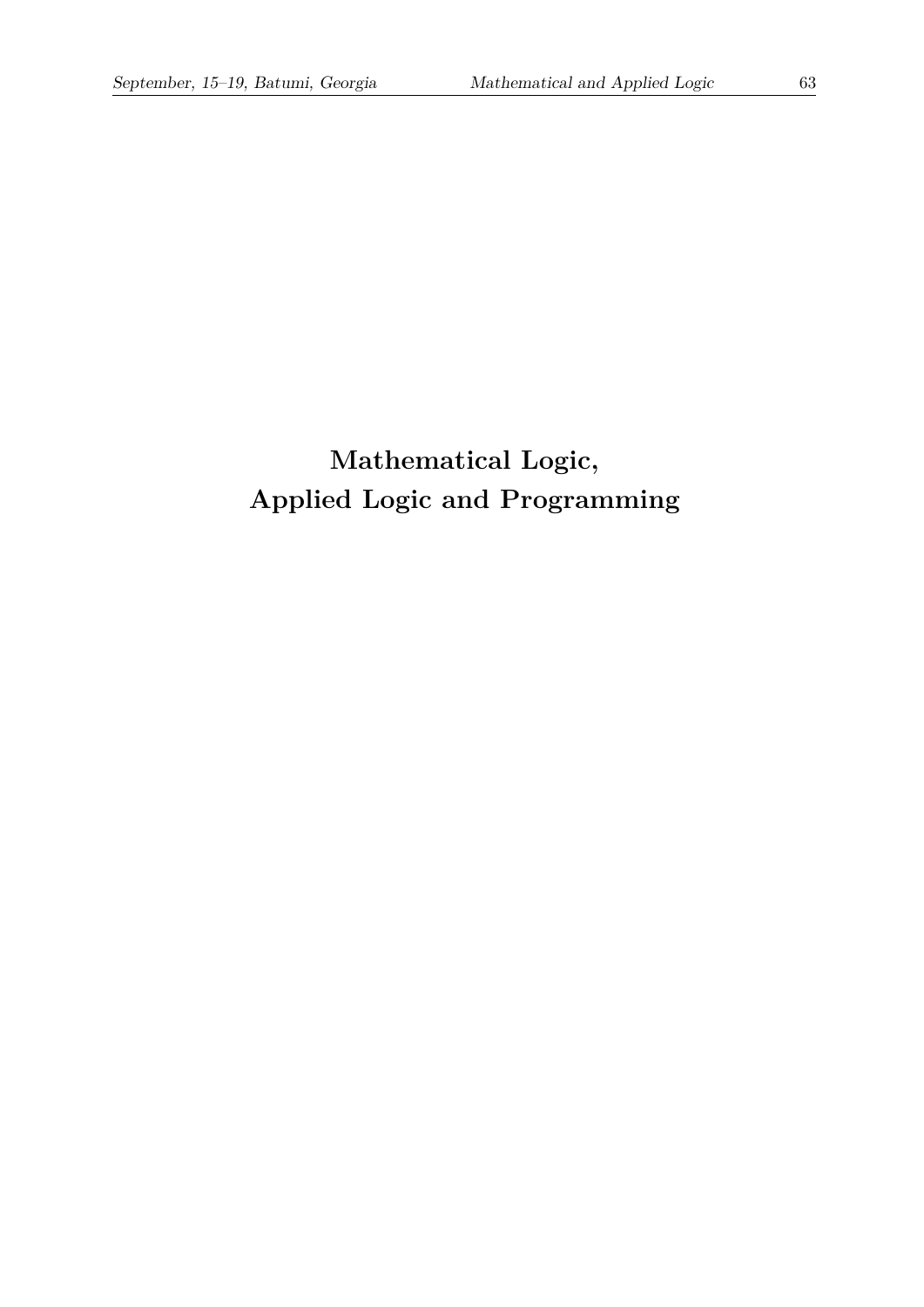# Mathematical Logic, Applied Logic and Programming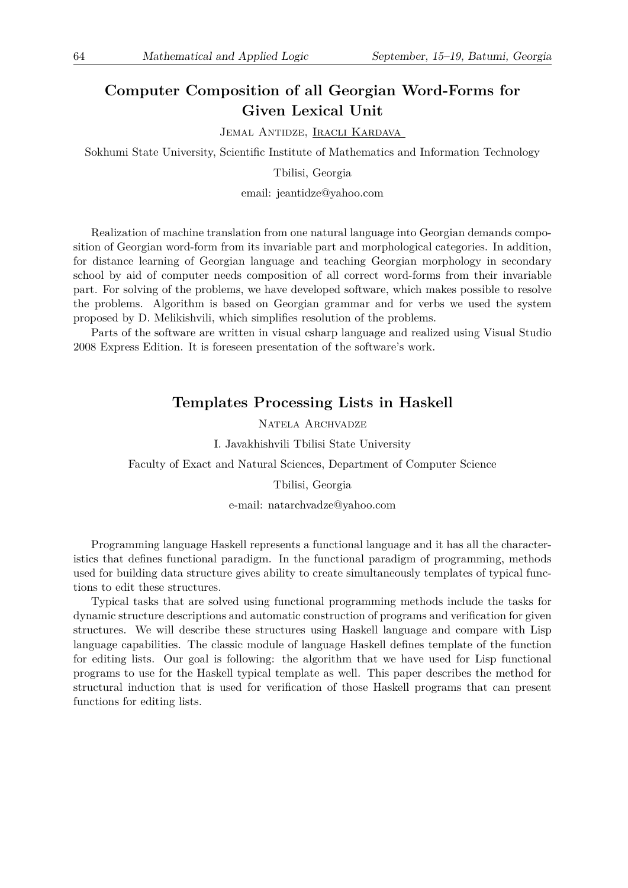## Computer Composition of all Georgian Word-Forms for Given Lexical Unit

Jemal Antidze, Iracli Kardava

Sokhumi State University, Scientific Institute of Mathematics and Information Technology

Tbilisi, Georgia

email: jeantidze@yahoo.com

Realization of machine translation from one natural language into Georgian demands composition of Georgian word-form from its invariable part and morphological categories. In addition, for distance learning of Georgian language and teaching Georgian morphology in secondary school by aid of computer needs composition of all correct word-forms from their invariable part. For solving of the problems, we have developed software, which makes possible to resolve the problems. Algorithm is based on Georgian grammar and for verbs we used the system proposed by D. Melikishvili, which simplifies resolution of the problems.

Parts of the software are written in visual csharp language and realized using Visual Studio 2008 Express Edition. It is foreseen presentation of the software's work.

## Templates Processing Lists in Haskell

Natela Archvadze

I. Javakhishvili Tbilisi State University

Faculty of Exact and Natural Sciences, Department of Computer Science

Tbilisi, Georgia

e-mail: natarchvadze@yahoo.com

Programming language Haskell represents a functional language and it has all the characteristics that defines functional paradigm. In the functional paradigm of programming, methods used for building data structure gives ability to create simultaneously templates of typical functions to edit these structures.

Typical tasks that are solved using functional programming methods include the tasks for dynamic structure descriptions and automatic construction of programs and verification for given structures. We will describe these structures using Haskell language and compare with Lisp language capabilities. The classic module of language Haskell defines template of the function for editing lists. Our goal is following: the algorithm that we have used for Lisp functional programs to use for the Haskell typical template as well. This paper describes the method for structural induction that is used for verification of those Haskell programs that can present functions for editing lists.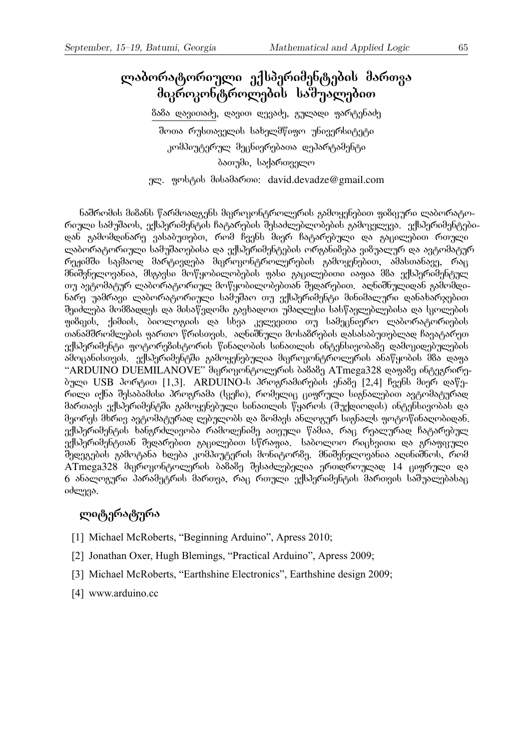# ლაბორატორიული ექსპერიმენტების მართვა მიკროკონტროლების საშუალებით

<u>ზაზა დავითაძე</u>, დავით დევაძე, გულადი ფარტენაძე

შოთა რუსთაველის სახელმწიფო უნივერსიტეტი

კომპიუტერულ მეცნიერებათა დეპარტამენტი

ბათუმი, საქართველო

ელ. ფოსტის მისამართი: david.devadze@gmail.com

ნაშრომის მიზანს წარმოადგენს მიკროკონტროლერის გამოყენებით ფიზიკური ლაბორატორიული სამუშაოს, ექსპერიმენტის ჩატარების შესაძლებლობების გამოკვლევა. ექსპერიმენტებიდან გამომდინარე ვასაბუთებთ, რომ ჩვენს მიერ ჩატარებული და გაცილებით რთული ლაბორატორიული სამუშაოებისა და ექსპერიმენტების ორგანიზება ვიზუალურ და ავტომატურ რეჟიმში სავსებით მარტივდება მიკროკონტროლერების გამოყენებით, ამასთანავე, რაც მნიშვნელოვანია, მსგავსი მოწყობილობების ფასი გაცილებითი იაფია მზა ექსპერიმენტულ თუ ავტომატურ ლაბორატორიულ მოწყობილობებთან შედარებით. აღნიშნულიდან გამომდინარე უამრავი ლაბორატორიული სამუშაო თუ ექსპერიმენტი მინიმალური დანახარჯებით შეიძლება მომზადდეს და მისაწვდომი გავხადოთ უმაღლესი სასწავლებლებისა და სკოლების ფიზიკის, ქიმიის, ბიოლოგიის და სხვა კვლევითი თუ სამეცნიერო ლაბორატორიების თანამშრომლების ფართო წრისთვის. აღნიშნული მოსაზრების დასასაბუთებლად ჩავატარეთ ექსპერიმენტი ფოტორეზისტორის წინაღობის სინათლის ინტენსივობაზე დამოკიდებულების ამოცანისთვის. ექსპერიმენტში გამოყენებულია მიკროკონტროლერის ანაწყობის მზა დაფა "ARDUINO DUEMILANOVE" მიკროკონტოლერის ბაზაზე ATmega328 დაფაზე ინტეგრირებული USB პორტით [1,3]. ARDUINO-ს პროგრამირების ენაზე [2,4] ჩვენს მიერ დაწერილი იქნა შესაბამისი პროგრამა (სკეჩი), რომელიც ციფრული სიგნალებით ავტომატურად მართავს ექსპერიმენტში გამოყენებული სინათლის წყაროს (შუქდიოდის) ინტენსივობას და მეორეს მხრივ ავტომატურად ღებულობს და ზომავს ანალოგურ სიგნალს ფოტოწინაღობიდან. ექსპერიმენტის ხანგრძლივობა რამოდენიმე ათეული წამია, რაც რეალურად ჩატარებულ ექსპერიმენტთან შედარებით გაცილებით სწრაფია. საბოლოო რიცხვითი და გრაფიკული შედეგების გამოტანა ხდება კომპიუტერის მონიტორზე. მნიშვნელოვანია აღინიშნოს, რომ ATmega328 მიკროკონტოლერის ბაზაზე შესაძლებელია ერთდროულად 14 ციფრული და 6 ანალოგური პარამეტრის მართვა, რაც რთული ექსპერიმენტის მართვის საშუალებასაც იძლევა.

## ლიტერატურა

[1] Michael McRoberts, "Beginning Arduino", Apress 2010;

[2] Jonathan Oxer, Hugh Blemings, "Practical Arduino", Apress 2009;

[3] Michael McRoberts, "Earthshine Electronics", Earthshine design 2009;

[4] www.arduino.cc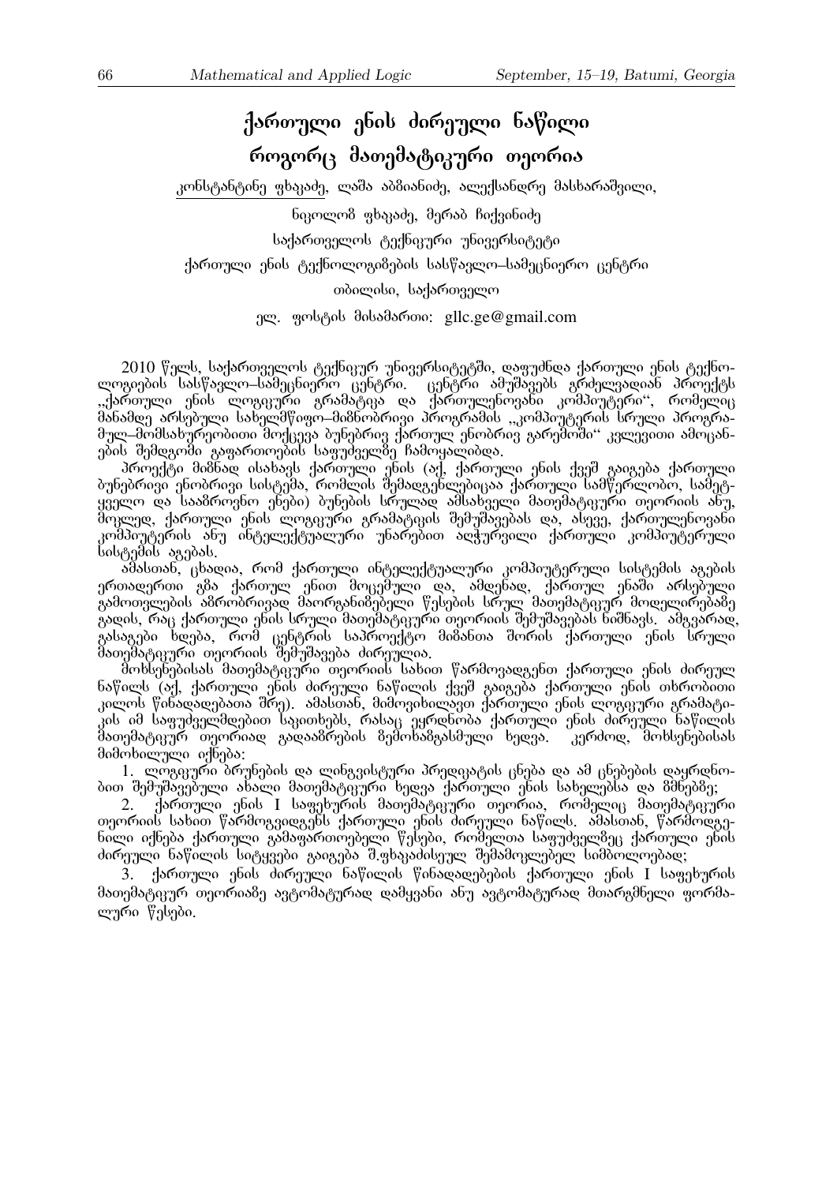# ქართული ენის ძირეული ნაწილი როგორც მათემატიკური თეორია

კონსტანტინე ფხაკაძე, ლაშა აბზიანიძე, ალექსანდრე მასხარაშვილი,

ნიკოლოზ ფხაკაძე, მერაბ ჩიქვინიძე

საქართველოს ტექნიკური უნივერსიტეტი

ქართული ენის ტექნოლოგიზების სასწავლო–სამეცნიერო ცენტრი

თბილისი, საქართველო

ელ. ფოსტის მისამართი: gllc.ge@gmail.com

2010 წელს, საქართველოს ტექნიკურ უნივერსიტეტში, დაფუძნდა ქართული ენის ტექნოლოგიზების სასწავლო–სამეცნიერო ცენტრი. ცენტრი ამუშავებს გრძელვადიან პროექტს „ქართული ენის ლოგიკური გრამატიკა და ქართულენოვანი კომპიუტერი", რომელიც მანამდე არსებული სახელმწიფო–მიზნობრივი პროგრამის „კომპიუტერის სრული პროგრამულ–მომსახურეობითი მოქცევა ბუნებრივ ქართულ ენობრივ გარემოში" კვლევითი ამოცანების შემდგომი გაფართოების საფუძველზე ჩამოყალიბდა.

პროექტი მიზნად ისახავს ქართული ენის (აქ, ქართული ენის ქვეშ გაიგება ქართული ბუნებრივი ენობრივი სისტემა, რომლის შემადგენლებიცაა ქართული სამწერლობო, სამეტყველო და სააზროვნო ენები) ბუნების სრულად ამსახველი მათემატიკური თეორიის ანუ, მოკლედ, ქართული ენის ლოგიკური გრამატიკის შემუშავებას და, ასევე, ქართულენოვანი კომპიუტერის ანუ ინტელექტუალური უნარებით აღჭურვილი ქართული კომპიუტერული სისტემის აგებას.

ამასთან, ცხადია, რომ ქართული ინტელექტუალური კომპიუტერული სისტემის აგების ერთადერთი გზა ქართულ ენით მოცემული და, ამდენად, ქართულ ენაში არსებული გამოთვლების აზრობრივად მაორგანიზებელი წესების სრულ მათემატიკურ მოდელირებაზე გადის, რაც ქართული ენის სრული მათემატიკური თეორიის შემუშავებას ნიშნავს. ამგვარად, გასაგები ხდება, რომ ცენტრის საპროექტო მიზანთა შორის ქართული ენის სრული მათემატიკური თეორიის შემუშავება ძირეულია.

მოხსენებისას მათემატიკური თეორიის სახით წარმოვადგენთ ქართული ენის ძირეულ ნაწილს (აქ, ქართული ენის ძირეული ნაწილის ქვეშ გაიგება ქართული ენის თხრობითი კილოს წინადადებათა შრე). ამასთან, მიმოვიხილავთ ქართული ენის ლოგიკური გრამატიკის იმ საფუძველმდებით საკითხებს, რასაც ეყრდნობა ქართული ენის ძირეული ნაწილის მათემატიკურ თეორიად გადააზრების ზემოხსენებული ხედვა. კერძოდ, მოხსენებისას მიმოხილული იქნება:

1. ლოგიკური ბრუნების და ლინგვისტური პრედიკატის ცნება და ამ ცნებების დაყრდნობით შემუშავებული ახალი მათემატიკური ხედვა ქართული ენის სახელებსა და ზმნებზე;

2. ქართული ენის I საფეხურის მათემატიკური თეორია, რომელიც მათემატიკური თეორიის სახით წარმოგვიდგენს ქართული ენის ძირეულ ნაწილს. ამასთან, წარმოდგენილი იქნება ქართული გამაფართოებელი წესები, რომელთა საფუძველზეც ქართული ენის ძირეული ნაწილის სიტყვები გაიგება შ.ფხაკაძისეულ შემამოკლებელ სიმბოლოებად;

3. ქართული ენის ძირეული ნაწილის წინადადებების ქართული ენის I საფეხურის მათემატიკურ თეორიაზე ავტომატურად დამყვანი ანუ ავტომატურად მთარგმნელი ფორმალური წესები.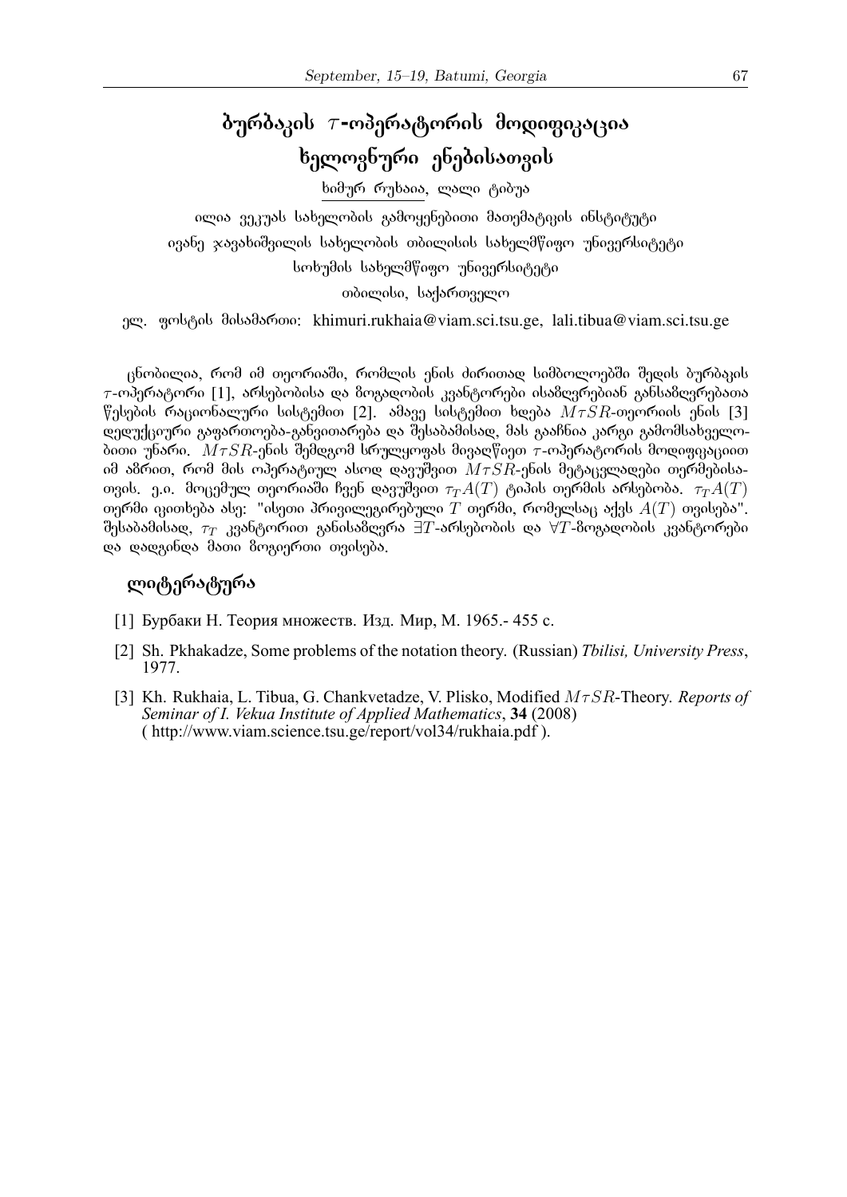# ბურბაკის $\tau$-ოპერატორის მოდიფიკაცია ხელოვნური ენებისათვის

ხიმურ რუხაია, ლალი ტიბუა

ილია ვეკუას სახელობის გამოყენებითი მათემატიკის ინსტიტუტი
ივანე ჯავახიშვილის სახელობის თბილისის სახელმწიფო უნივერსიტეტი
სოხუმის სახელმწიფო უნივერსიტეტი
თბილისი, საქართველო

ელ. ფოსტის მისამართი: khimuri.rukhaia@viam.sci.tsu.ge, lali.tibua@viam.sci.tsu.ge

ცნობილია, რომ იმ თეორიაში, რომლის ენის ძირითად სიმბოლოებში შედის ბურბაკის $\tau$-ოპერატორი [1], არსებობისა და ზოგადობის კვანტორები ისაზღვრებიან განსაზღვრებათა წესების რაციონალური სისტემით [2]. ამავე სისტემით ხდება $M\tau SR$-თეორიის ენის [3] დედუქციური გაფართოება-განვითარება და შესაბამისად, მას გააჩნია კარგი გამომსახველობითი უნარი. $M\tau SR$-ენის შემდგომ სრულყოფას მივაღწიეთ $\tau$-ოპერატორის მოდიფიკაციით იმ აზრით, რომ მის ოპერატიულ ასოდ დავუშვით $M\tau SR$-ენის მეტაცვლადები თერმებისათვის. ე.ი. მოცემულ თეორიაში ჩვენ დავუშვით $\tau_T A(T)$ ტიპის თერმის არსებობა. $\tau_T A(T)$ თერმი იკითხება ასე: "ისეთი პრივილეგირებული $T$ თერმი, რომელსაც აქვს $A(T)$ თვისება". შესაბამისად, $\tau_T$ კვანტორით განისაზღვრა $\exists T$-არსებობის და $\forall T$-ზოგადობის კვანტორები და დადგინდა მათი ზოგიერთი თვისება.

## ლიტერატურა

[1] Бурбаки Н. Теория множеств. Изд. Мир, М. 1965.- 455 с.

[2] Sh. Pkhakadze, Some problems of the notation theory. (Russian) *Tbilisi, University Press*, 1977.

[3] Kh. Rukhaia, L. Tibua, G. Chankvetadze, V. Plisko, Modified $M\tau SR$-Theory. *Reports of Seminar of I. Vekua Institute of Applied Mathematics*, **34** (2008) ( http://www.viam.science.tsu.ge/report/vol34/rukhaia.pdf ).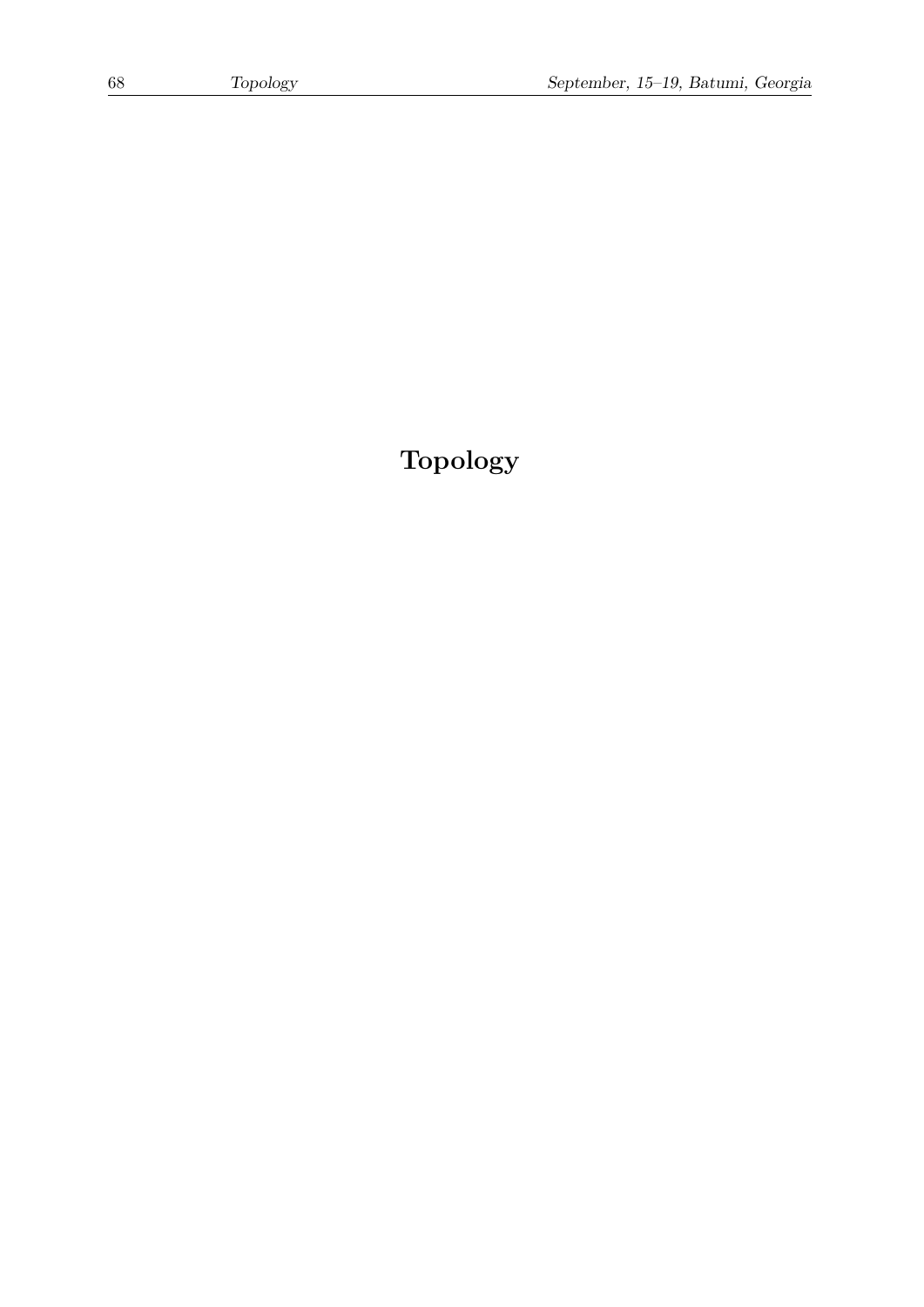# Topology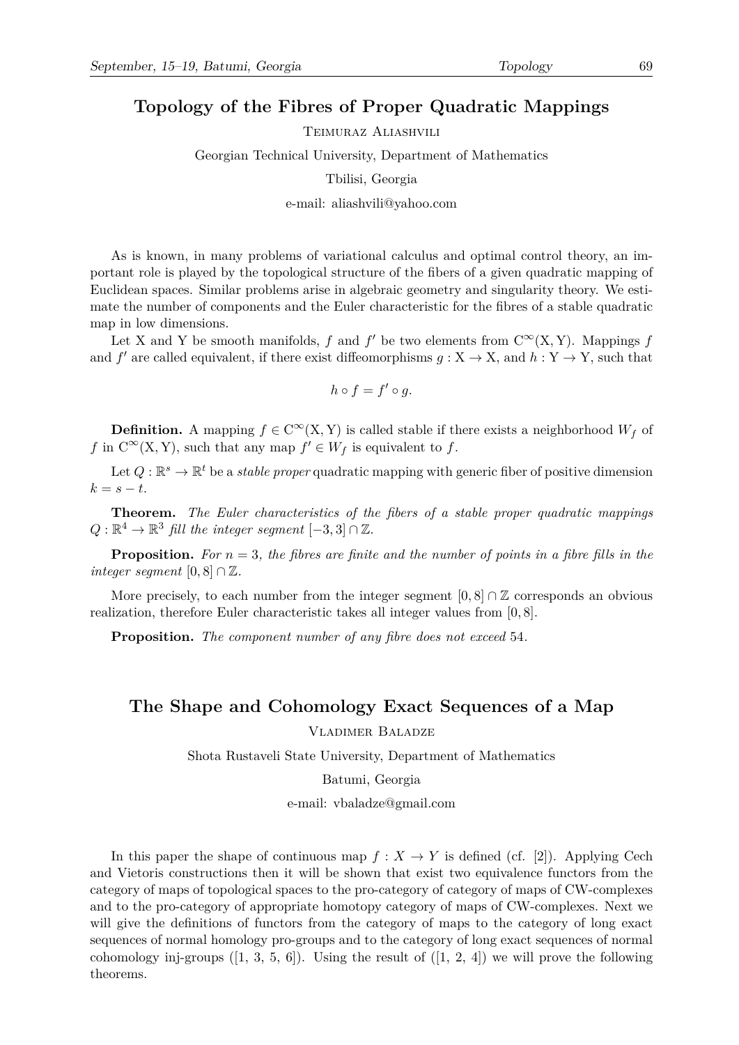## Topology of the Fibres of Proper Quadratic Mappings

Teimuraz Aliashvili

Georgian Technical University, Department of Mathematics

Tbilisi, Georgia

e-mail: aliashvili@yahoo.com

As is known, in many problems of variational calculus and optimal control theory, an important role is played by the topological structure of the fibers of a given quadratic mapping of Euclidean spaces. Similar problems arise in algebraic geometry and singularity theory. We estimate the number of components and the Euler characteristic for the fibres of a stable quadratic map in low dimensions.

Let X and Y be smooth manifolds, $f$ and $f'$ be two elements from $\mathrm{C}^{\infty}(\mathrm{X},\mathrm{Y})$. Mappings $f$ and $f'$ are called equivalent, if there exist diffeomorphisms $g:\mathrm{X}\to\mathrm{X}$, and $h:\mathrm{Y}\to\mathrm{Y}$, such that

$$h\circ f=f'\circ g.$$

**Definition.** A mapping $f\in\mathrm{C}^{\infty}(\mathrm{X},\mathrm{Y})$ is called stable if there exists a neighborhood $W_f$ of $f$ in $\mathrm{C}^{\infty}(\mathrm{X},\mathrm{Y})$, such that any map $f'\in W_f$ is equivalent to $f$.

Let $Q:\mathbb{R}^s\to\mathbb{R}^t$ be a *stable proper* quadratic mapping with generic fiber of positive dimension $k=s-t$.

**Theorem.** *The Euler characteristics of the fibers of a stable proper quadratic mappings $Q:\mathbb{R}^4\to\mathbb{R}^3$ fill the integer segment $[-3,3]\cap\mathbb{Z}$.*

**Proposition.** *For $n=3$, the fibres are finite and the number of points in a fibre fills in the integer segment $[0,8]\cap\mathbb{Z}$.*

More precisely, to each number from the integer segment $[0,8]\cap\mathbb{Z}$ corresponds an obvious realization, therefore Euler characteristic takes all integer values from $[0,8]$.

**Proposition.** *The component number of any fibre does not exceed* 54.

## The Shape and Cohomology Exact Sequences of a Map

Vladimer Baladze

Shota Rustaveli State University, Department of Mathematics

Batumi, Georgia

e-mail: vbaladze@gmail.com

In this paper the shape of continuous map $f:X\to Y$ is defined (cf. [2]). Applying Cech and Vietoris constructions then it will be shown that exist two equivalence functors from the category of maps of topological spaces to the pro-category of category of maps of CW-complexes and to the pro-category of appropriate homotopy category of maps of CW-complexes. Next we will give the definitions of functors from the category of maps to the category of long exact sequences of normal homology pro-groups and to the category of long exact sequences of normal cohomology inj-groups ([1, 3, 5, 6]). Using the result of ([1, 2, 4]) we will prove the following theorems.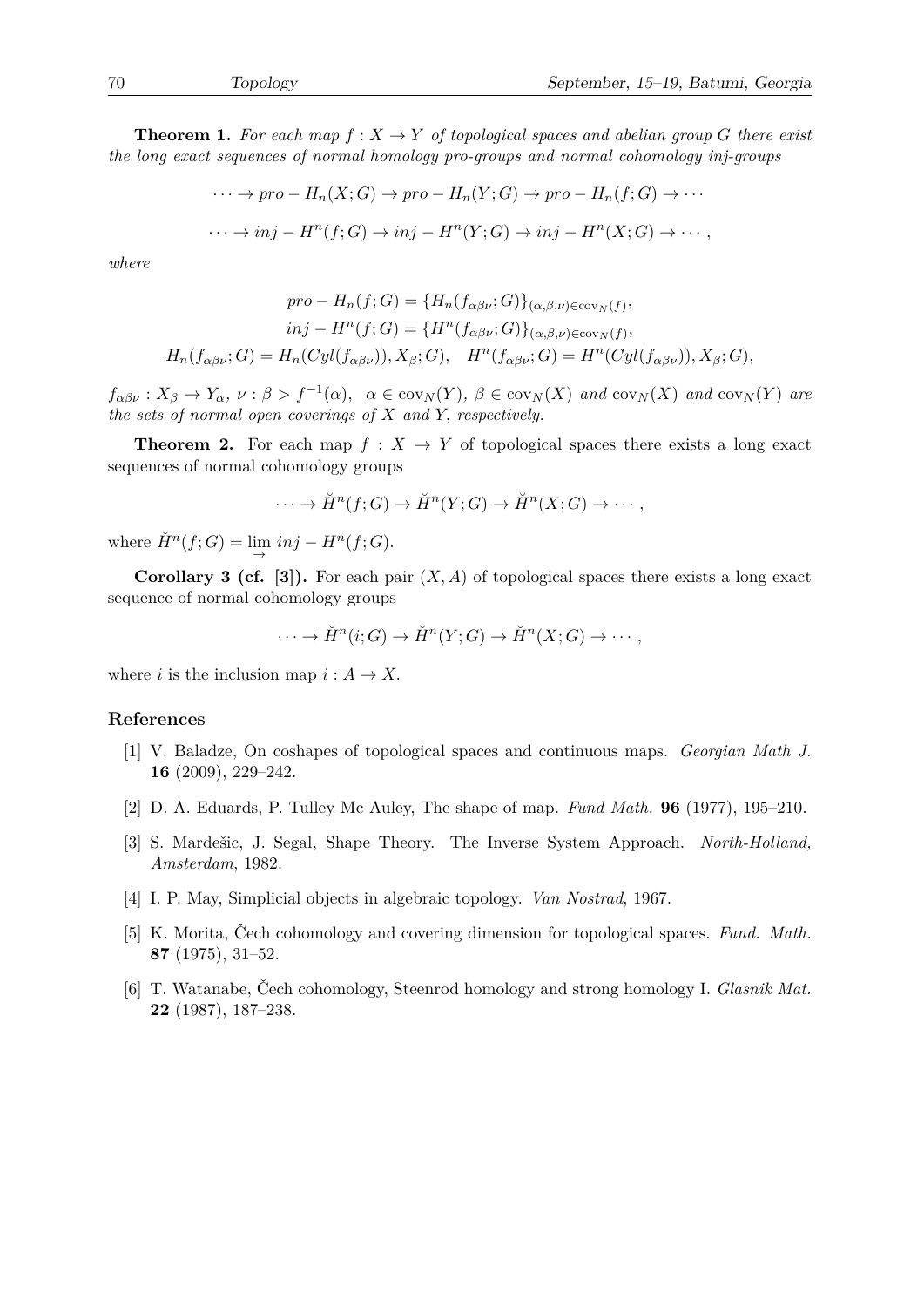**Theorem 1.** *For each map $f : X \to Y$ of topological spaces and abelian group $G$ there exist the long exact sequences of normal homology pro-groups and normal cohomology inj-groups*

$$\cdots \to pro - H_n(X;G) \to pro - H_n(Y;G) \to pro - H_n(f;G) \to \cdots$$

$$\cdots \to inj - H^n(f;G) \to inj - H^n(Y;G) \to inj - H^n(X;G) \to \cdots,$$

*where*

$$pro - H_n(f;G) = \{H_n(f_{\alpha\beta\nu};G)\}_{(\alpha,\beta,\nu)\in \mathrm{cov}_N(f)},$$

$$inj - H^n(f;G) = \{H^n(f_{\alpha\beta\nu};G)\}_{(\alpha,\beta,\nu)\in \mathrm{cov}_N(f)},$$

$$H_n(f_{\alpha\beta\nu};G) = H_n(Cyl(f_{\alpha\beta\nu})), X_\beta; G), \quad H^n(f_{\alpha\beta\nu};G) = H^n(Cyl(f_{\alpha\beta\nu})), X_\beta; G),$$

*$f_{\alpha\beta\nu} : X_\beta \to Y_\alpha$, $\nu : \beta > f^{-1}(\alpha)$, $\alpha \in \mathrm{cov}_N(Y)$, $\beta \in \mathrm{cov}_N(X)$ and $\mathrm{cov}_N(X)$ and $\mathrm{cov}_N(Y)$ are the sets of normal open coverings of $X$ and $Y$, respectively.*

**Theorem 2.** For each map $f : X \to Y$ of topological spaces there exists a long exact sequences of normal cohomology groups

$$\cdots \to \check{H}^n(f;G) \to \check{H}^n(Y;G) \to \check{H}^n(X;G) \to \cdots,$$

where $\check{H}^n(f;G) = \lim\limits_{\to} inj - H^n(f;G)$.

**Corollary 3 (cf. [3]).** For each pair $(X, A)$ of topological spaces there exists a long exact sequence of normal cohomology groups

$$\cdots \to \check{H}^n(i;G) \to \check{H}^n(Y;G) \to \check{H}^n(X;G) \to \cdots,$$

where $i$ is the inclusion map $i : A \to X$.

## References

[1] V. Baladze, On coshapes of topological spaces and continuous maps. *Georgian Math J.* **16** (2009), 229–242.

[2] D. A. Eduards, P. Tulley Mc Auley, The shape of map. *Fund Math.* **96** (1977), 195–210.

[3] S. Mardešic, J. Segal, Shape Theory. The Inverse System Approach. *North-Holland, Amsterdam*, 1982.

[4] I. P. May, Simplicial objects in algebraic topology. *Van Nostrad*, 1967.

[5] K. Morita, Čech cohomology and covering dimension for topological spaces. *Fund. Math.* **87** (1975), 31–52.

[6] T. Watanabe, Čech cohomology, Steenrod homology and strong homology I. *Glasnik Mat.* **22** (1987), 187–238.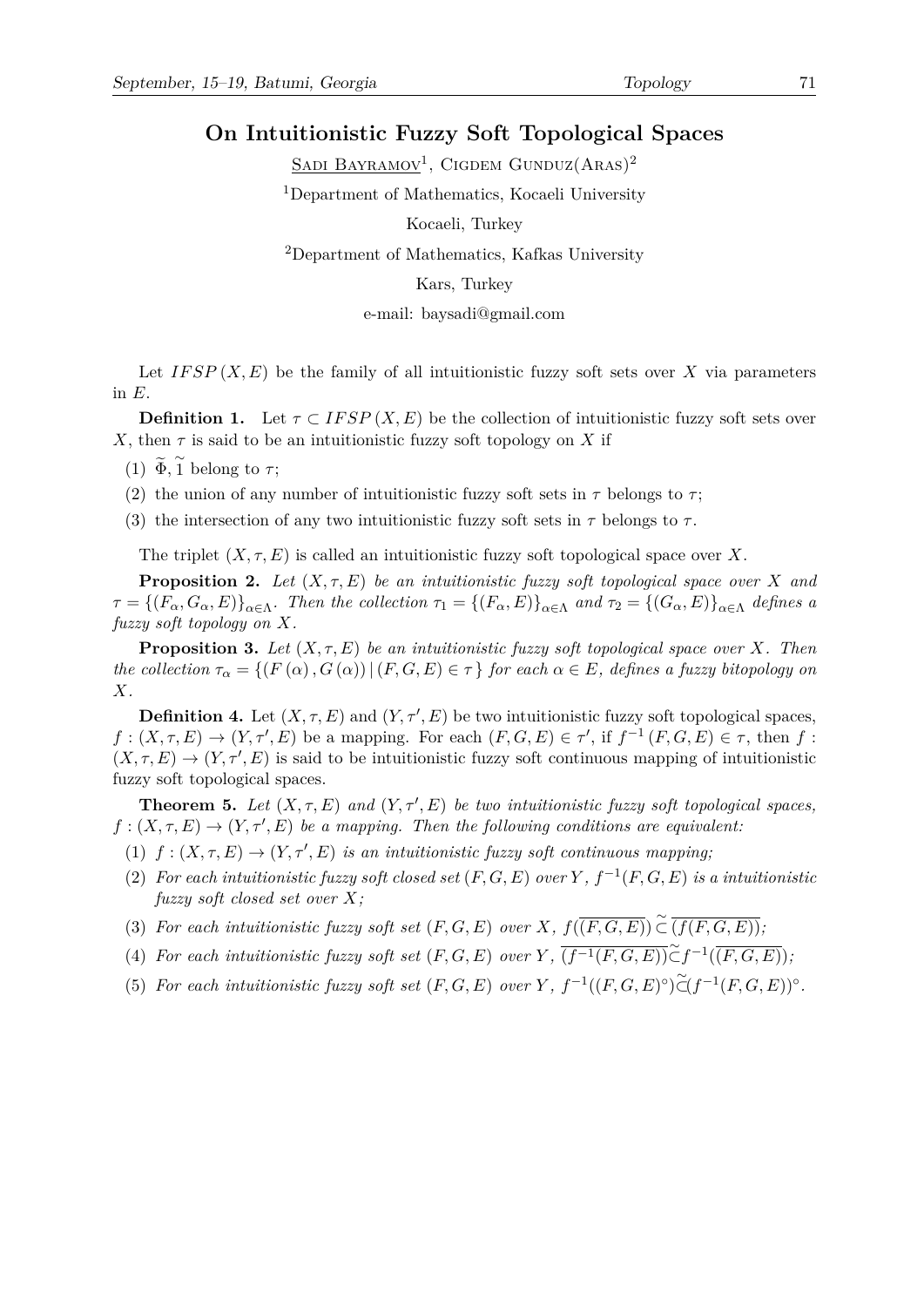## On Intuitionistic Fuzzy Soft Topological Spaces

Sadi Bayramov[1], Cigdem Gunduz(Aras)[2]

[1]Department of Mathematics, Kocaeli University

Kocaeli, Turkey

[2]Department of Mathematics, Kafkas University

Kars, Turkey

e-mail: baysadi@gmail.com

Let $IFSP(X,E)$ be the family of all intuitionistic fuzzy soft sets over $X$ via parameters in $E$.

**Definition 1.** Let $\tau \subset IFSP(X,E)$ be the collection of intuitionistic fuzzy soft sets over $X$, then $\tau$ is said to be an intuitionistic fuzzy soft topology on $X$ if

(1) $\widetilde{\Phi}, \widetilde{1}$ belong to $\tau$;

(2) the union of any number of intuitionistic fuzzy soft sets in $\tau$ belongs to $\tau$;

(3) the intersection of any two intuitionistic fuzzy soft sets in $\tau$ belongs to $\tau$.

The triplet $(X,\tau,E)$ is called an intuitionistic fuzzy soft topological space over $X$.

**Proposition 2.** *Let $(X,\tau,E)$ be an intuitionistic fuzzy soft topological space over $X$ and $\tau = \{(F_\alpha, G_\alpha, E)\}_{\alpha\in\Lambda}$. Then the collection $\tau_1 = \{(F_\alpha, E)\}_{\alpha\in\Lambda}$ and $\tau_2 = \{(G_\alpha, E)\}_{\alpha\in\Lambda}$ defines a fuzzy soft topology on $X$.*

**Proposition 3.** *Let $(X,\tau,E)$ be an intuitionistic fuzzy soft topological space over $X$. Then the collection $\tau_\alpha = \{(F(\alpha), G(\alpha)) \,|\, (F,G,E) \in \tau\}$ for each $\alpha \in E$, defines a fuzzy bitopology on $X$.*

**Definition 4.** Let $(X,\tau,E)$ and $(Y,\tau',E)$ be two intuitionistic fuzzy soft topological spaces, $f : (X,\tau,E) \to (Y,\tau',E)$ be a mapping. For each $(F,G,E) \in \tau'$, if $f^{-1}(F,G,E) \in \tau$, then $f : (X,\tau,E) \to (Y,\tau',E)$ is said to be intuitionistic fuzzy soft continuous mapping of intuitionistic fuzzy soft topological spaces.

**Theorem 5.** *Let $(X,\tau,E)$ and $(Y,\tau',E)$ be two intuitionistic fuzzy soft topological spaces, $f : (X,\tau,E) \to (Y,\tau',E)$ be a mapping. Then the following conditions are equivalent:*

(1) *$f : (X,\tau,E) \to (Y,\tau',E)$ is an intuitionistic fuzzy soft continuous mapping;*

(2) *For each intuitionistic fuzzy soft closed set $(F,G,E)$ over $Y$, $f^{-1}(F,G,E)$ is a intuitionistic fuzzy soft closed set over $X$;*

(3) *For each intuitionistic fuzzy soft set $(F,G,E)$ over $X$, $f(\overline{(F,G,E)}) \,\widetilde{\subset}\, \overline{(f(F,G,E))}$;*

(4) *For each intuitionistic fuzzy soft set $(F,G,E)$ over $Y$, $\overline{(f^{-1}(F,G,E))} \widetilde{\subset} f^{-1}(\overline{(F,G,E)})$;*

(5) *For each intuitionistic fuzzy soft set $(F,G,E)$ over $Y$, $f^{-1}((F,G,E)^{\circ}) \widetilde{\subset} (f^{-1}(F,G,E))^{\circ}$.*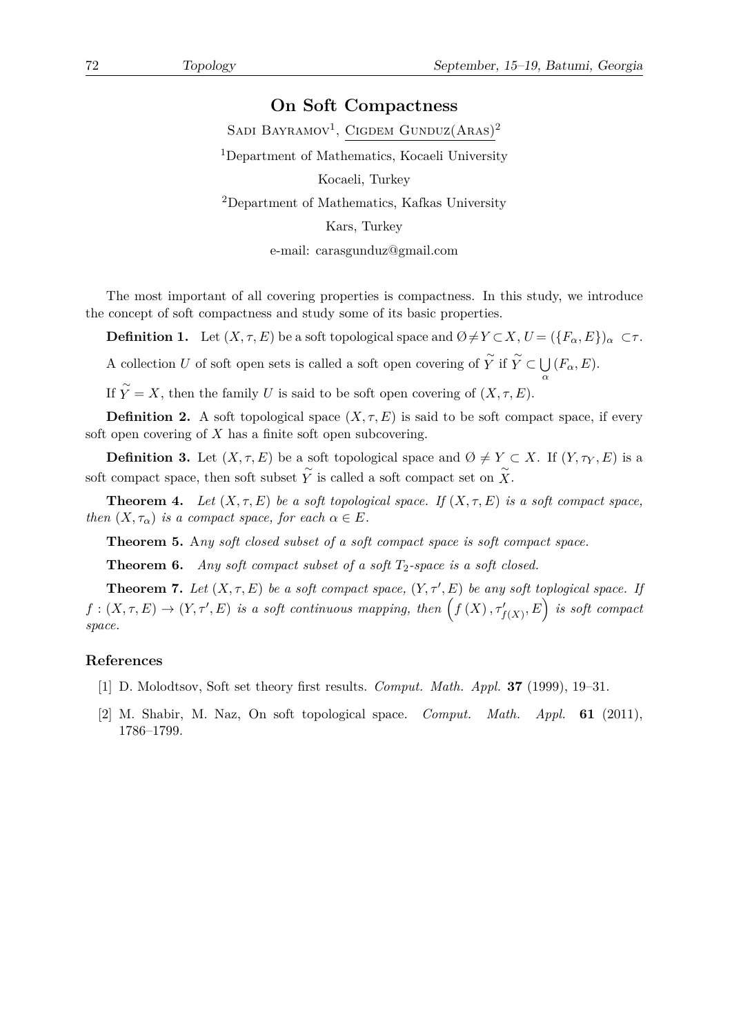# On Soft Compactness

Sadi Bayramov[1], Cigdem Gunduz(Aras)[2]

[1]Department of Mathematics, Kocaeli University

Kocaeli, Turkey

[2]Department of Mathematics, Kafkas University

Kars, Turkey

e-mail: carasgunduz@gmail.com

The most important of all covering properties is compactness. In this study, we introduce the concept of soft compactness and study some of its basic properties.

**Definition 1.** Let $(X,\tau,E)$ be a soft topological space and $\emptyset \neq Y \subset X$, $U = (\{F_\alpha, E\})_\alpha \subset \tau$. A collection $U$ of soft open sets is called a soft open covering of $\widetilde{Y}$ if $\widetilde{Y} \subset \bigcup\limits_\alpha (F_\alpha, E)$.
If $\widetilde{Y} = X$, then the family $U$ is said to be soft open covering of $(X,\tau,E)$.

**Definition 2.** A soft topological space $(X,\tau,E)$ is said to be soft compact space, if every soft open covering of $X$ has a finite soft open subcovering.

**Definition 3.** Let $(X,\tau,E)$ be a soft topological space and $\emptyset \neq Y \subset X$. If $(Y,\tau_Y,E)$ is a soft compact space, then soft subset $\widetilde{Y}$ is called a soft compact set on $\widetilde{X}$.

**Theorem 4.** *Let $(X,\tau,E)$ be a soft topological space. If $(X,\tau,E)$ is a soft compact space, then $(X,\tau_\alpha)$ is a compact space, for each $\alpha \in E$.*

**Theorem 5.** A*ny soft closed subset of a soft compact space is soft compact space.*

**Theorem 6.** *Any soft compact subset of a soft $T_2$-space is a soft closed.*

**Theorem 7.** *Let $(X,\tau,E)$ be a soft compact space, $(Y,\tau',E)$ be any soft toplogical space. If $f : (X,\tau,E) \to (Y,\tau',E)$ is a soft continuous mapping, then $\left(f(X), \tau'_{f(X)}, E\right)$ is soft compact space.*

## References

[1] D. Molodtsov, Soft set theory first results. *Comput. Math. Appl.* **37** (1999), 19–31.

[2] M. Shabir, M. Naz, On soft topological space. *Comput. Math. Appl.* **61** (2011), 1786–1799.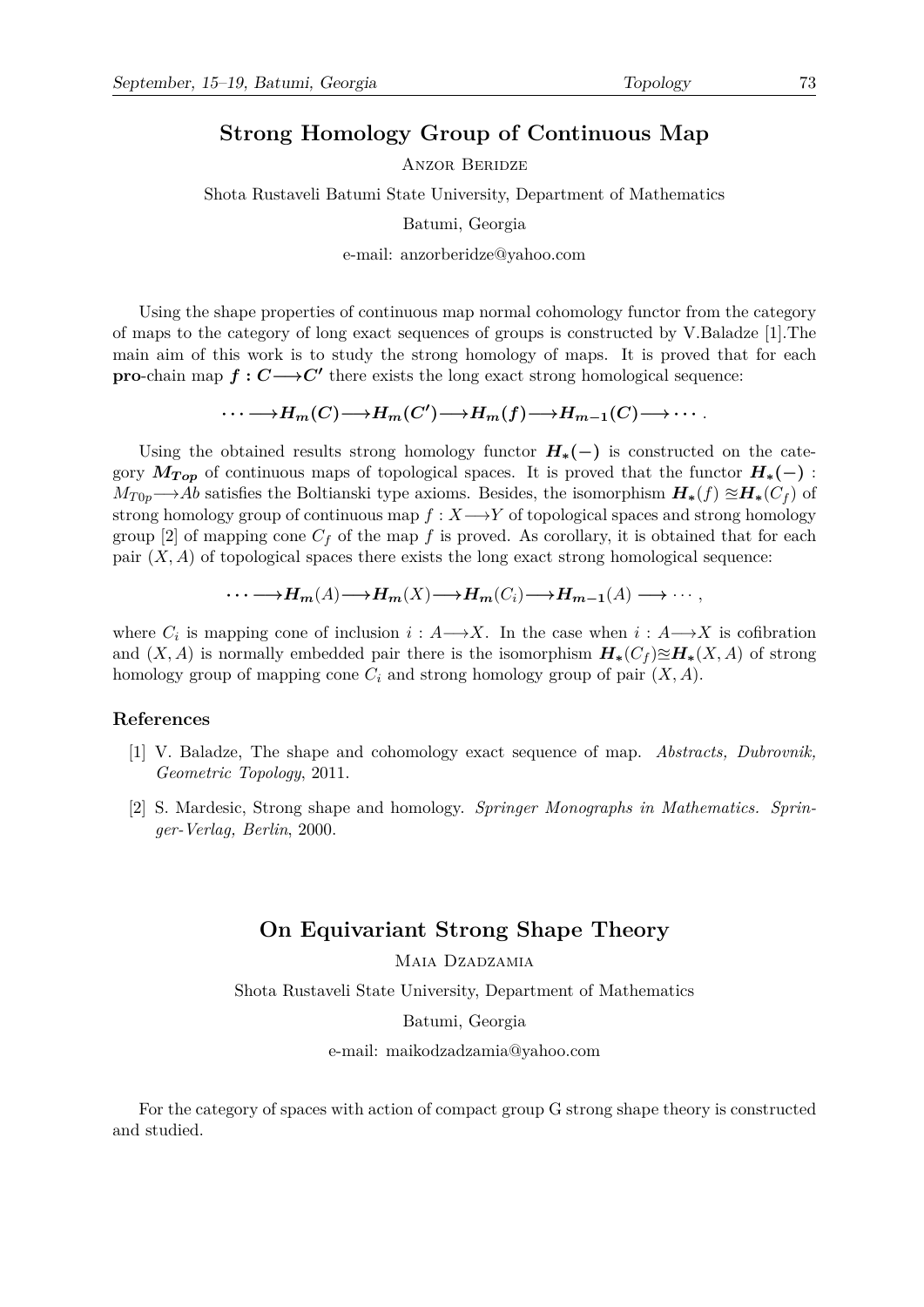## Strong Homology Group of Continuous Map

Anzor Beridze

Shota Rustaveli Batumi State University, Department of Mathematics

Batumi, Georgia

e-mail: anzorberidze@yahoo.com

Using the shape properties of continuous map normal cohomology functor from the category of maps to the category of long exact sequences of groups is constructed by V.Baladze [1].The main aim of this work is to study the strong homology of maps. It is proved that for each **pro**-chain map $\boldsymbol{f : C \longrightarrow C'}$ there exists the long exact strong homological sequence:

$$\cdots \longrightarrow \boldsymbol{H_m(C)} \longrightarrow \boldsymbol{H_m(C')} \longrightarrow \boldsymbol{H_m(f)} \longrightarrow \boldsymbol{H_{m-1}(C)} \longrightarrow \cdots .$$

Using the obtained results strong homology functor $\boldsymbol{H_*(-)}$ is constructed on the category $\boldsymbol{M_{Top}}$ of continuous maps of topological spaces. It is proved that the functor $\boldsymbol{H_*(-)}$ : $M_{T0p} \longrightarrow Ab$ satisfies the Boltianski type axioms. Besides, the isomorphism $\boldsymbol{H_*}(f) \approx \boldsymbol{H_*}(C_f)$ of strong homology group of continuous map $f : X \longrightarrow Y$ of topological spaces and strong homology group [2] of mapping cone $C_f$ of the map $f$ is proved. As corollary, it is obtained that for each pair $(X, A)$ of topological spaces there exists the long exact strong homological sequence:

$$\cdots \longrightarrow \boldsymbol{H_m}(A) \longrightarrow \boldsymbol{H_m}(X) \longrightarrow \boldsymbol{H_m}(C_i) \longrightarrow \boldsymbol{H_{m-1}}(A) \longrightarrow \cdots ,$$

where $C_i$ is mapping cone of inclusion $i : A \longrightarrow X$. In the case when $i : A \longrightarrow X$ is cofibration and $(X, A)$ is normally embedded pair there is the isomorphism $\boldsymbol{H_*}(C_f) \approx \boldsymbol{H_*}(X, A)$ of strong homology group of mapping cone $C_i$ and strong homology group of pair $(X, A)$.

### References

[1] V. Baladze, The shape and cohomology exact sequence of map. *Abstracts, Dubrovnik, Geometric Topology*, 2011.

[2] S. Mardesic, Strong shape and homology. *Springer Monographs in Mathematics. Springer-Verlag, Berlin*, 2000.

## On Equivariant Strong Shape Theory

Maia Dzadzamia

Shota Rustaveli State University, Department of Mathematics

Batumi, Georgia

e-mail: maikodzadzamia@yahoo.com

For the category of spaces with action of compact group G strong shape theory is constructed and studied.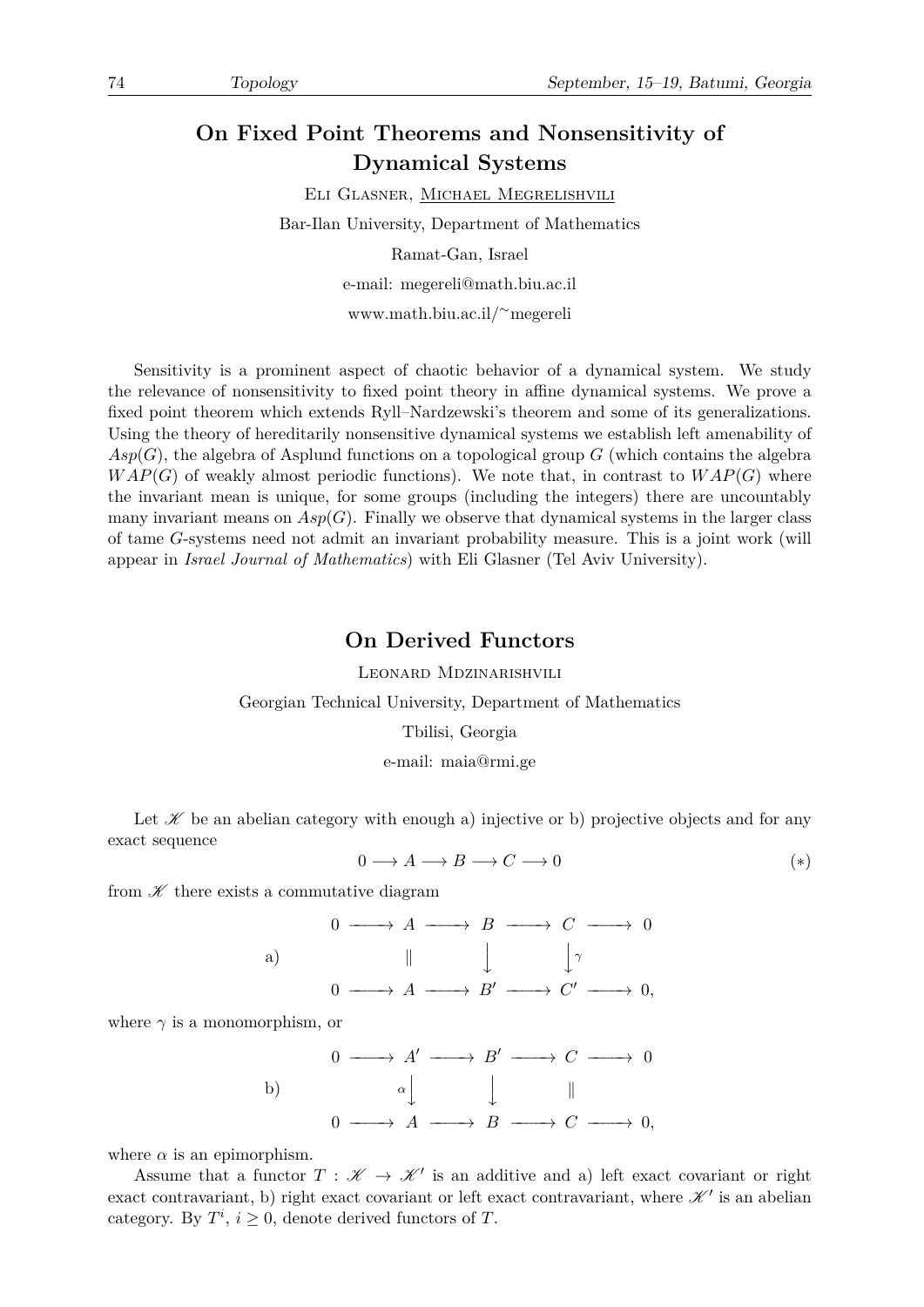## On Fixed Point Theorems and Nonsensitivity of Dynamical Systems

Eli Glasner, Michael Megrelishvili

Bar-Ilan University, Department of Mathematics

Ramat-Gan, Israel

e-mail: megereli@math.biu.ac.il

www.math.biu.ac.il/~megereli

Sensitivity is a prominent aspect of chaotic behavior of a dynamical system. We study the relevance of nonsensitivity to fixed point theory in affine dynamical systems. We prove a fixed point theorem which extends Ryll–Nardzewski's theorem and some of its generalizations. Using the theory of hereditarily nonsensitive dynamical systems we establish left amenability of $Asp(G)$, the algebra of Asplund functions on a topological group $G$ (which contains the algebra $WAP(G)$ of weakly almost periodic functions). We note that, in contrast to $WAP(G)$ where the invariant mean is unique, for some groups (including the integers) there are uncountably many invariant means on $Asp(G)$. Finally we observe that dynamical systems in the larger class of tame $G$-systems need not admit an invariant probability measure. This is a joint work (will appear in *Israel Journal of Mathematics*) with Eli Glasner (Tel Aviv University).

## On Derived Functors

Leonard Mdzinarishvili

Georgian Technical University, Department of Mathematics

Tbilisi, Georgia

e-mail: maia@rmi.ge

Let $\mathscr{K}$ be an abelian category with enough a) injective or b) projective objects and for any exact sequence

$$0 \longrightarrow A \longrightarrow B \longrightarrow C \longrightarrow 0 \qquad (*)$$

from $\mathscr{K}$ there exists a commutative diagram

$$\text{a)} \qquad \begin{array}{ccccccccc} 0 & \longrightarrow & A & \longrightarrow & B & \longrightarrow & C & \longrightarrow & 0 \\ & & \| & & \downarrow & & \downarrow{\scriptstyle\gamma} & & \\ 0 & \longrightarrow & A & \longrightarrow & B' & \longrightarrow & C' & \longrightarrow & 0, \end{array}$$

where $\gamma$ is a monomorphism, or

$$\text{b)} \qquad \begin{array}{ccccccccc} 0 & \longrightarrow & A' & \longrightarrow & B' & \longrightarrow & C & \longrightarrow & 0 \\ & & {\scriptstyle\alpha}\downarrow & & \downarrow & & \| & & \\ 0 & \longrightarrow & A & \longrightarrow & B & \longrightarrow & C & \longrightarrow & 0, \end{array}$$

where $\alpha$ is an epimorphism.

Assume that a functor $T : \mathscr{K} \to \mathscr{K}'$ is an additive and a) left exact covariant or right exact contravariant, b) right exact covariant or left exact contravariant, where $\mathscr{K}'$ is an abelian category. By $T^i$, $i \geq 0$, denote derived functors of $T$.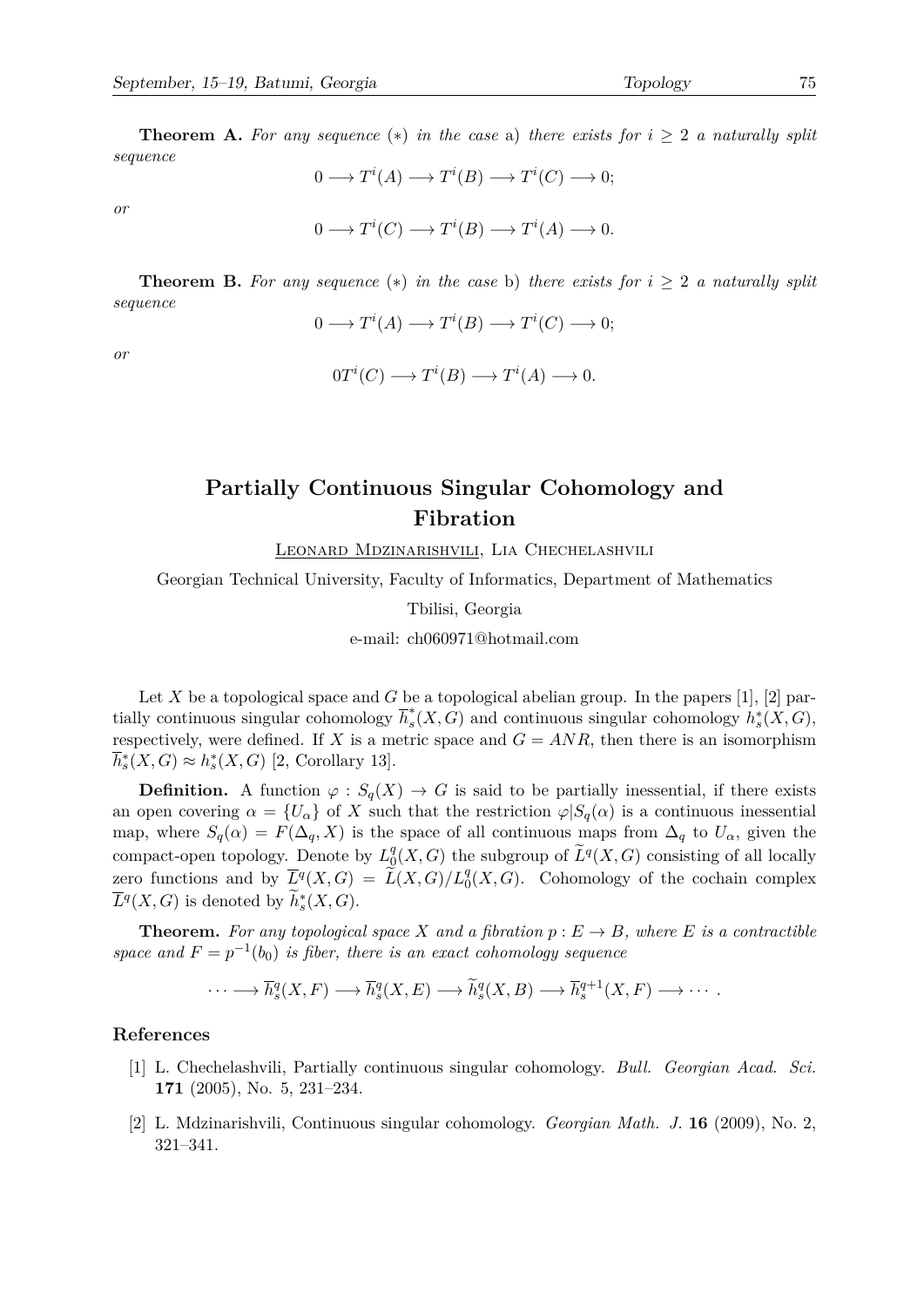**Theorem A.** *For any sequence* $(*)$ *in the case* a) *there exists for* $i \geq 2$ *a naturally split sequence*

$$0 \longrightarrow T^i(A) \longrightarrow T^i(B) \longrightarrow T^i(C) \longrightarrow 0;$$

*or*

$$0 \longrightarrow T^i(C) \longrightarrow T^i(B) \longrightarrow T^i(A) \longrightarrow 0.$$

**Theorem B.** *For any sequence* $(*)$ *in the case* b) *there exists for* $i \geq 2$ *a naturally split sequence*

$$0 \longrightarrow T^i(A) \longrightarrow T^i(B) \longrightarrow T^i(C) \longrightarrow 0;$$

*or*

$$0T^i(C) \longrightarrow T^i(B) \longrightarrow T^i(A) \longrightarrow 0.$$

## Partially Continuous Singular Cohomology and Fibration

Leonard Mdzinarishvili, Lia Chechelashvili

Georgian Technical University, Faculty of Informatics, Department of Mathematics

Tbilisi, Georgia

e-mail: ch060971@hotmail.com

Let $X$ be a topological space and $G$ be a topological abelian group. In the papers [1], [2] partially continuous singular cohomology $\overline{h}_s^*(X,G)$ and continuous singular cohomology $h_s^*(X,G)$, respectively, were defined. If $X$ is a metric space and $G = ANR$, then there is an isomorphism $\overline{h}_s^*(X,G) \approx h_s^*(X,G)$ [2, Corollary 13].

**Definition.** A function $\varphi : S_q(X) \to G$ is said to be partially inessential, if there exists an open covering $\alpha = \{U_\alpha\}$ of $X$ such that the restriction $\varphi | S_q(\alpha)$ is a continuous inessential map, where $S_q(\alpha) = F(\Delta_q, X)$ is the space of all continuous maps from $\Delta_q$ to $U_\alpha$, given the compact-open topology. Denote by $L_0^q(X,G)$ the subgroup of $\widetilde{L}^q(X,G)$ consisting of all locally zero functions and by $\overline{L}^q(X,G) = \widetilde{L}(X,G)/L_0^q(X,G)$. Cohomology of the cochain complex $\overline{L}^q(X,G)$ is denoted by $\widetilde{h}_s^*(X,G)$.

**Theorem.** *For any topological space* $X$ *and a fibration* $p : E \to B$*, where* $E$ *is a contractible space and* $F = p^{-1}(b_0)$ *is fiber, there is an exact cohomology sequence*

$$\cdots \longrightarrow \overline{h}_s^q(X,F) \longrightarrow \overline{h}_s^q(X,E) \longrightarrow \widetilde{h}_s^q(X,B) \longrightarrow \overline{h}_s^{q+1}(X,F) \longrightarrow \cdots .$$

### References

[1] L. Chechelashvili, Partially continuous singular cohomology. *Bull. Georgian Acad. Sci.* **171** (2005), No. 5, 231–234.

[2] L. Mdzinarishvili, Continuous singular cohomology. *Georgian Math. J.* **16** (2009), No. 2, 321–341.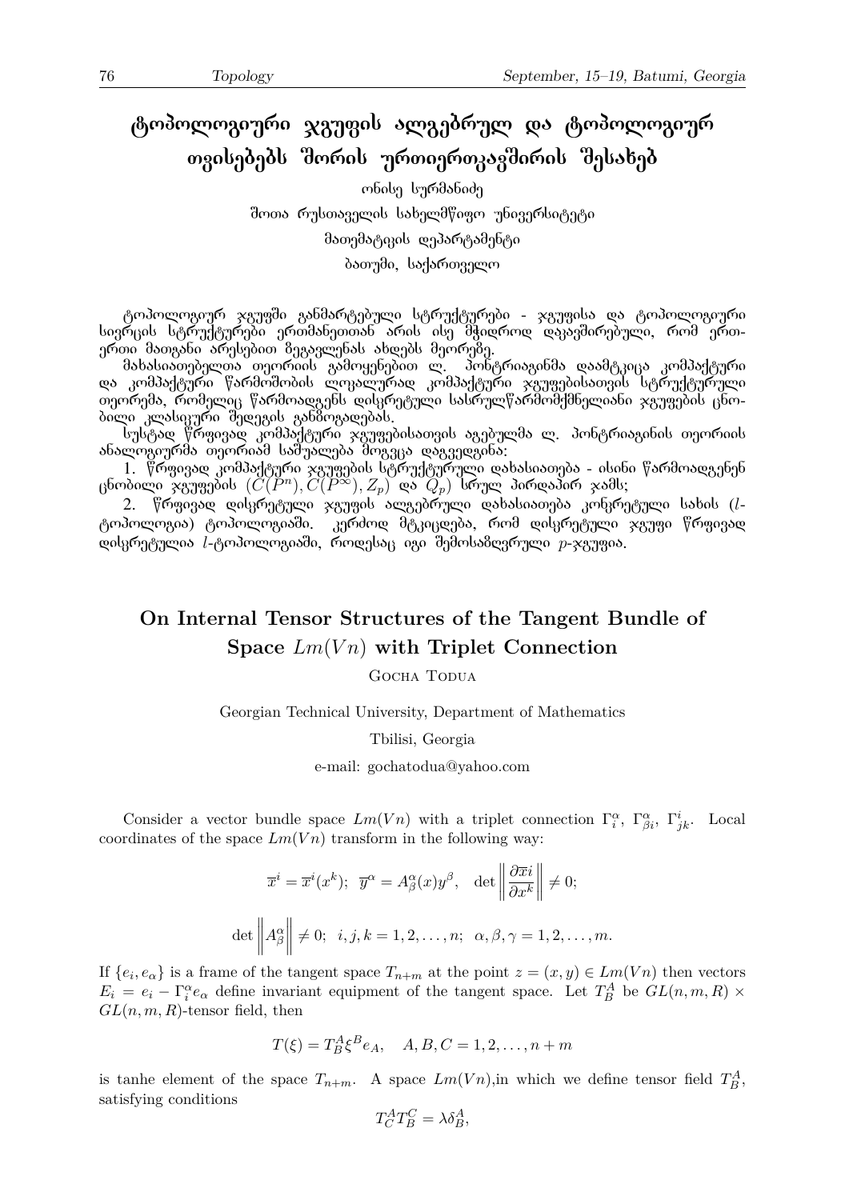# ტოპოლოგიური ჯგუფის ალგებრულ და ტოპოლოგიურ თვისებებს შორის ურთიერთკავშირის შესახებ

ონისე სურმანიძე

შოთა რუსთაველის სახელმწიფო უნივერსიტეტი

მათემატიკის დეპარტამენტი

ბათუმი, საქართველო

ტოპოლოგიურ ჯგუფში განმარტებული სტრუქტურები - ჯგუფისა და ტოპოლოგიური სივრცის სტრუქტურები ერთმანეთთან არის ისე მჭიდროდ დაკავშირებული, რომ ერთ-ერთი მათგანი არსებით ზეგავლენას ახდენს მეორეზე.

მახასიათებელთა თეორიის გამოყენებით ლ. პონტრიაგინმა დაამტკიცა კომპაქტური და კომპაქტური წარმოშობის ლოკალურად კომპაქტური ჯგუფებისათვის სტრუქტურული თეორემა, რომელიც წარმოადგენს დისკრეტული სასრულწარმომქმნელიანი ჯგუფების ცნობილი კლასიკური შედეგის განზოგადებას.

სუსტად წრფივად კომპაქტური ჯგუფებისათვის აგებულმა ლ. პონტრიაგინის თეორიის ანალოგიურმა თეორიამ საშუალება მოგვცა დაგვედგინა:

1. წრფივად კომპაქტური ჯგუფების სტრუქტურული დახასიათება - ისინი წარმოადგენენ ცნობილი ჯგუფების $(C(P^n), C(P^\infty), Z_p)$ და $Q_p)$ სრულ პირდაპირ ჯამს;

2. წრფივად დისკრეტული ჯგუფის ალგებრული დახასიათება კონკრეტული სახის ($l$-ტოპოლოგია) ტოპოლოგიაში. კერძოდ მტკიცდება, რომ დისკრეტული ჯგუფი წრფივად დისკრეტულია $l$-ტოპოლოგიაში, როდესაც იგი შემოსაზღვრული $p$-ჯგუფია.

# On Internal Tensor Structures of the Tangent Bundle of Space $Lm(Vn)$ with Triplet Connection

Gocha Todua

Georgian Technical University, Department of Mathematics

Tbilisi, Georgia

e-mail: gochatodua@yahoo.com

Consider a vector bundle space $Lm(Vn)$ with a triplet connection $\Gamma_i^\alpha$, $\Gamma_{\beta i}^\alpha$, $\Gamma_{jk}^i$. Local coordinates of the space $Lm(Vn)$ transform in the following way:

$$\overline{x}^i = \overline{x}^i(x^k); \;\; \overline{y}^\alpha = A_\beta^\alpha(x)y^\beta, \;\;\; \det\left\|\frac{\partial \overline{x}i}{\partial x^k}\right\| \neq 0;$$

$$\det\left\|A_\beta^\alpha\right\| \neq 0; \;\; i,j,k = 1,2,\dots,n; \;\; \alpha,\beta,\gamma = 1,2,\dots,m.$$

If $\{e_i, e_\alpha\}$ is a frame of the tangent space $T_{n+m}$ at the point $z = (x,y) \in Lm(Vn)$ then vectors $E_i = e_i - \Gamma_i^\alpha e_\alpha$ define invariant equipment of the tangent space. Let $T_B^A$ be $GL(n,m,R) \times GL(n,m,R)$-tensor field, then

$$T(\xi) = T_B^A \xi^B e_A, \quad A,B,C = 1,2,\dots,n+m$$

is tanhe element of the space $T_{n+m}$. A space $Lm(Vn)$,in which we define tensor field $T_B^A$, satisfying conditions

$$T_C^A T_B^C = \lambda \delta_B^A,$$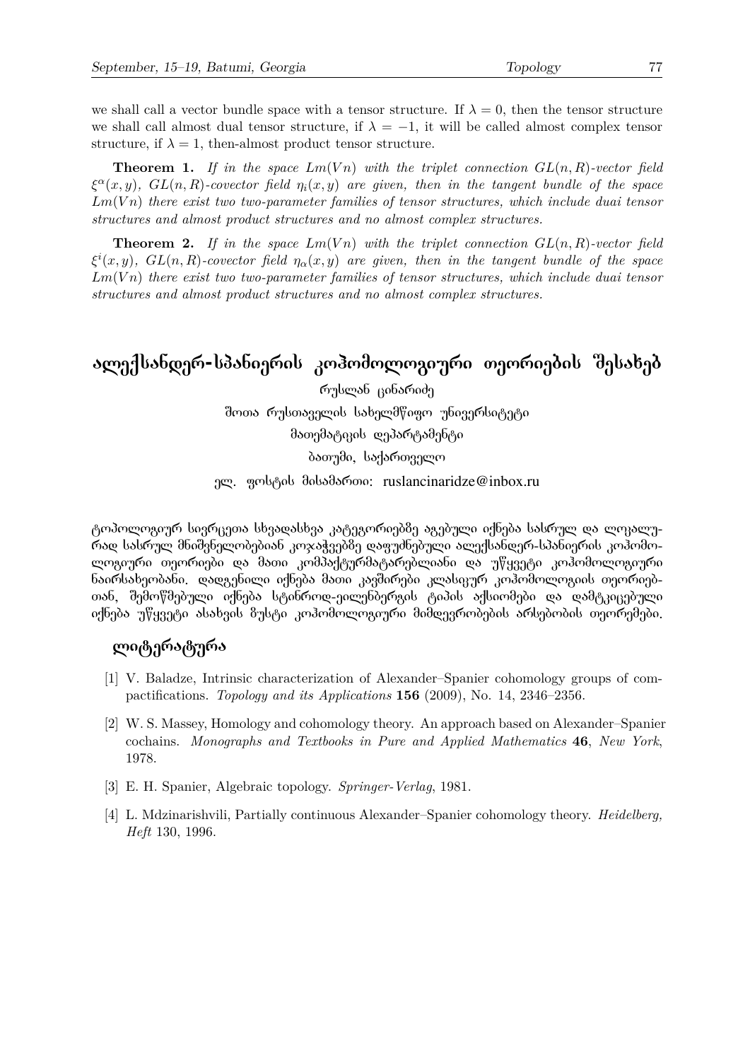we shall call a vector bundle space with a tensor structure. If $\lambda = 0$, then the tensor structure we shall call almost dual tensor structure, if $\lambda = -1$, it will be called almost complex tensor structure, if $\lambda = 1$, then-almost product tensor structure.

**Theorem 1.** *If in the space $Lm(Vn)$ with the triplet connection $GL(n,R)$-vector field $\xi^\alpha(x,y)$, $GL(n,R)$-covector field $\eta_i(x,y)$ are given, then in the tangent bundle of the space $Lm(Vn)$ there exist two two-parameter families of tensor structures, which include duai tensor structures and almost product structures and no almost complex structures.*

**Theorem 2.** *If in the space $Lm(Vn)$ with the triplet connection $GL(n,R)$-vector field $\xi^i(x,y)$, $GL(n,R)$-covector field $\eta_\alpha(x,y)$ are given, then in the tangent bundle of the space $Lm(Vn)$ there exist two two-parameter families of tensor structures, which include duai tensor structures and almost product structures and no almost complex structures.*

# ალექსანდერ-სპანიერის კოჰომოლოგიური თეორიების შესახებ

რუსლან ცინარიძე

შოთა რუსთაველის სახელმწიფო უნივერსიტეტი

მათემატიკის დეპარტამენტი

ბათუმი, საქართველო

ელ. ფოსტის მისამართი: ruslancinaridze@inbox.ru

ტოპოლოგიურ სივრცეთა სხვადასხვა კატეგორიებზე აგებული იქნება სასრულ და ლოკალურად სასრულ მნიშვნელობებიან კოჯაჭვებზე დაფუძნებული ალექსანდერ-სპანიერის კოჰომოლოგიური თეორიები და მათი კომპაქტურმატარებლიანი და უწყვეტი კოჰომოლოგიური ნაირსახეობანი. დადგენილი იქნება მათი კავშირები კლასიკურ კოჰომოლოგიის თეორიებთან, შემოწმებული იქნება სტინროდ-ეილენბერგის ტიპის აქსიომები და დამტკიცებული იქნება უწყვეტი ასახვის ზუსტი კოჰომოლოგიური მიმდევრობების არსებობის თეორემები.

## ლიტერატურა

[1] V. Baladze, Intrinsic characterization of Alexander–Spanier cohomology groups of compactifications. *Topology and its Applications* **156** (2009), No. 14, 2346–2356.

[2] W. S. Massey, Homology and cohomology theory. An approach based on Alexander–Spanier cochains. *Monographs and Textbooks in Pure and Applied Mathematics* **46**, *New York*, 1978.

[3] E. H. Spanier, Algebraic topology. *Springer-Verlag*, 1981.

[4] L. Mdzinarishvili, Partially continuous Alexander–Spanier cohomology theory. *Heidelberg, Heft* 130, 1996.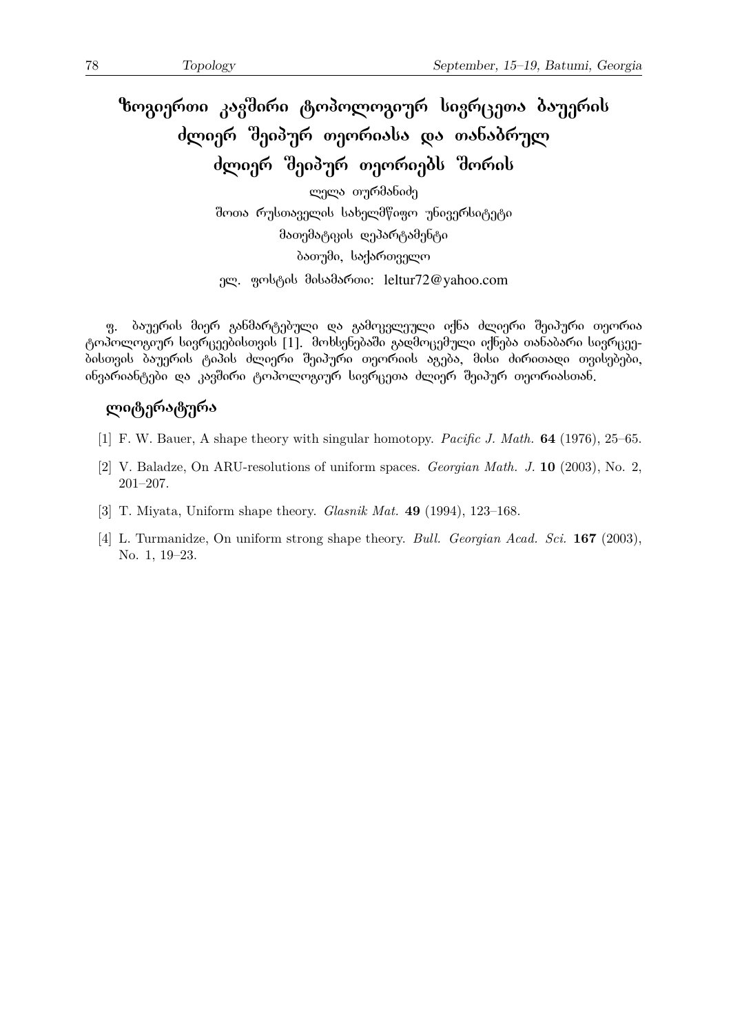# ზოგიერთი კავშირი ტოპოლოგიურ სივრცეთა ბაუერის ძლიერ შეიპურ თეორიასა და თანაბრულ ძლიერ შეიპურ თეორიებს შორის

ლელა თურმანიძე

შოთა რუსთაველის სახელმწიფო უნივერსიტეტი

მათემატიკის დეპარტამენტი

ბათუმი, საქართველო

ელ. ფოსტის მისამართი: leltur72@yahoo.com

ფ. ბაუერის მიერ განმარტებული და გამოკვლეული იქნა ძლიერი შეიპური თეორია ტოპოლოგიურ სივრცეებისთვის [1]. მოხსენებაში გადმოცემული იქნება თანაბარი სივრცეებისთვის ბაუერის ტიპის ძლიერი შეიპური თეორიის აგება, მისი ძირითადი თვისებები, ინვარიანტები და კავშირი ტოპოლოგიურ სივრცეთა ძლიერ შეიპურ თეორიასთან.

## ლიტერატურა

[1] F. W. Bauer, A shape theory with singular homotopy. *Pacific J. Math.* **64** (1976), 25–65.

[2] V. Baladze, On ARU-resolutions of uniform spaces. *Georgian Math. J.* **10** (2003), No. 2, 201–207.

[3] T. Miyata, Uniform shape theory. *Glasnik Mat.* **49** (1994), 123–168.

[4] L. Turmanidze, On uniform strong shape theory. *Bull. Georgian Acad. Sci.* **167** (2003), No. 1, 19–23.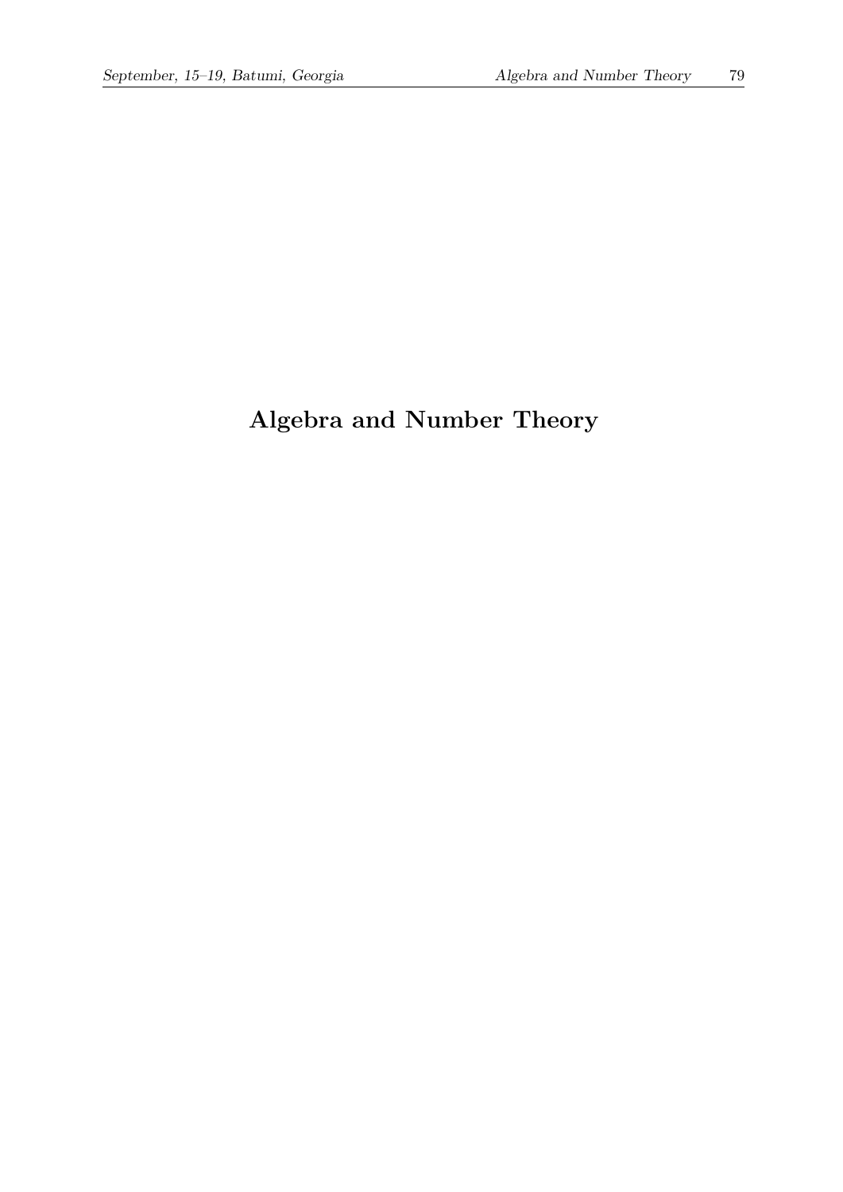# Algebra and Number Theory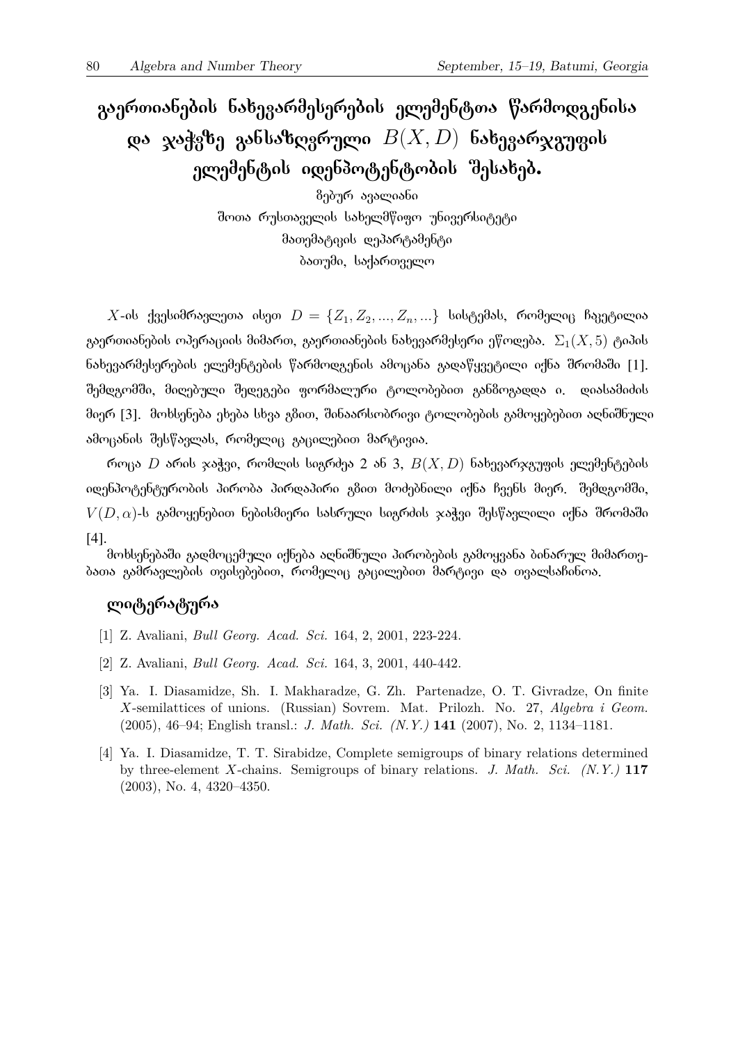# გაერთიანების ნახევარმესერების ელემენტთა წარმოდგენისა და ჯაჭვზე განსაზღვრული $B(X,D)$ ნახევარჯგუფის ელემენტის იდემპოტენტობის შესახებ.

ზებურ ავალიანი
შოთა რუსთაველის სახელმწიფო უნივერსიტეტი
მათემატიკის დეპარტამენტი
ბათუმი, საქართველო

$X$-ის ქვესიმრავლეთა ისეთ $D = \{Z_1, Z_2, ..., Z_n, ...\}$ სისტემას, რომელიც ჩაკეტილია გაერთიანების ოპერაციის მიმართ, გაერთიანების ნახევარმესერი ეწოდება. $\Sigma_1(X,5)$ ტიპის ნახევარმესერების ელემენტების წარმოდგენის ამოცანა გადაწყვეტილი იქნა შრომაში [1]. შემდგომში, მიღებული შედეგები ფორმალური ტოლობებით განზოგადდა ი. დიასამიძის მიერ [3]. მოხსენება ეხება სხვა გზით, შინაარსობრივი ტოლობების გამოყენებით აღნიშნული ამოცანის შესწავლას, რომელიც გაცილებით მარტივია.

როცა $D$ არის ჯაჭვი, რომლის სიგრძეა 2 ან 3, $B(X,D)$ ნახევარჯგუფის ელემენტების იდემპოტენტურობის პირობა პირდაპირი გზით მოძებნილი იქნა ჩვენს მიერ. შემდგომში, $V(D,\alpha)$-ს გამოყენებით ნებისმიერი სასრული სიგრძის ჯაჭვი შესწავლილი იქნა შრომაში [4].

მოხსენებაში გადმოცემული იქნება აღნიშნული პირობების გამოყვანა ბინარულ მიმართებათა გამრავლების თვისებებით, რომელიც გაცილებით მარტივი და თვალსაჩინოა.

## ლიტერატურა

[1] Z. Avaliani, *Bull Georg. Acad. Sci.* 164, 2, 2001, 223-224.

[2] Z. Avaliani, *Bull Georg. Acad. Sci.* 164, 3, 2001, 440-442.

[3] Ya. I. Diasamidze, Sh. I. Makharadze, G. Zh. Partenadze, O. T. Givradze, On finite $X$-semilattices of unions. (Russian) Sovrem. Mat. Prilozh. No. 27, *Algebra i Geom.* (2005), 46–94; English transl.: *J. Math. Sci. (N.Y.)* **141** (2007), No. 2, 1134–1181.

[4] Ya. I. Diasamidze, T. T. Sirabidze, Complete semigroups of binary relations determined by three-element $X$-chains. Semigroups of binary relations. *J. Math. Sci. (N.Y.)* **117** (2003), No. 4, 4320–4350.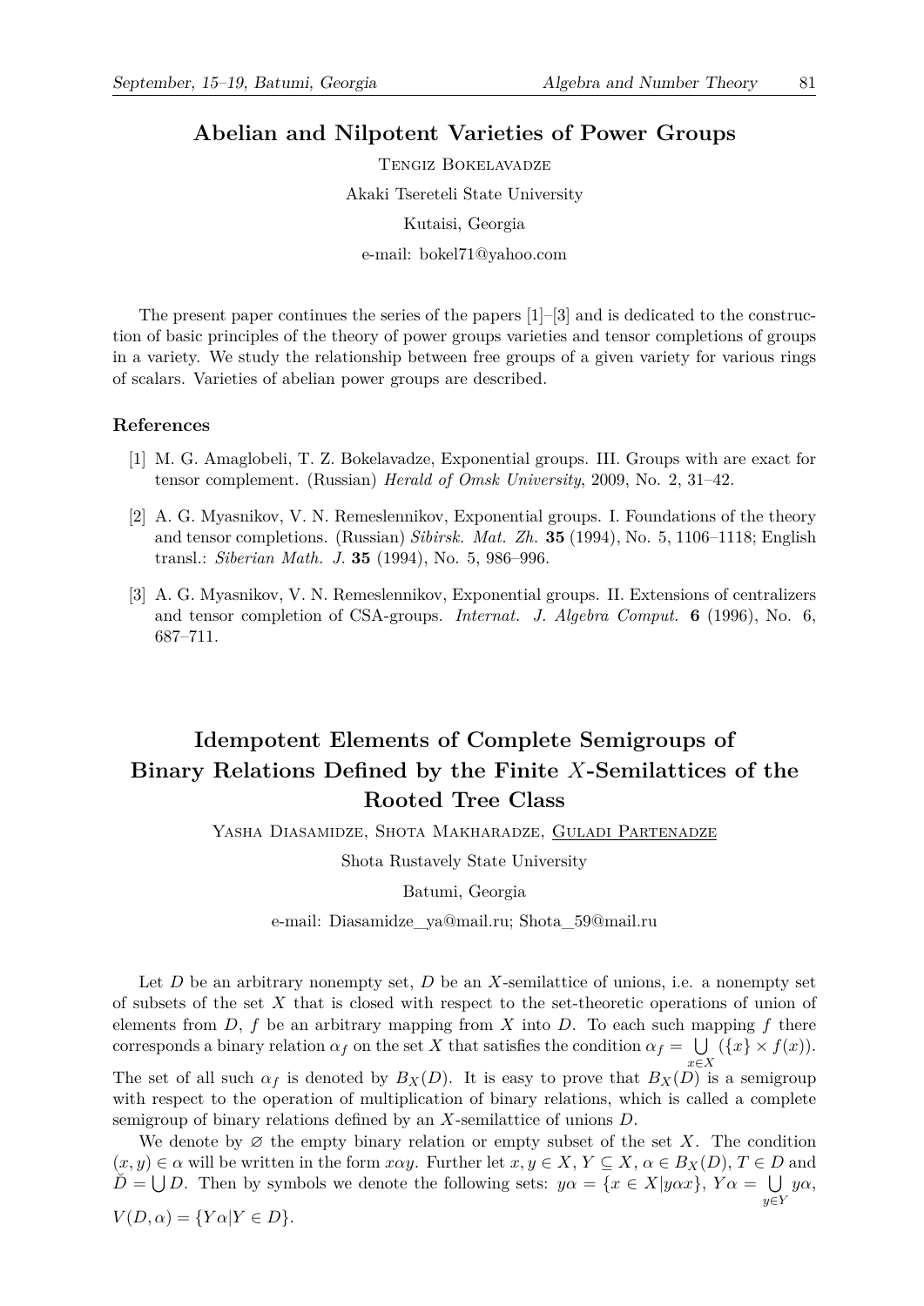## Abelian and Nilpotent Varieties of Power Groups

Tengiz Bokelavadze

Akaki Tsereteli State University

Kutaisi, Georgia

e-mail: bokel71@yahoo.com

The present paper continues the series of the papers [1]–[3] and is dedicated to the construction of basic principles of the theory of power groups varieties and tensor completions of groups in a variety. We study the relationship between free groups of a given variety for various rings of scalars. Varieties of abelian power groups are described.

### References

[1] M. G. Amaglobeli, T. Z. Bokelavadze, Exponential groups. III. Groups with are exact for tensor complement. (Russian) *Herald of Omsk University*, 2009, No. 2, 31–42.

[2] A. G. Myasnikov, V. N. Remeslennikov, Exponential groups. I. Foundations of the theory and tensor completions. (Russian) *Sibirsk. Mat. Zh.* **35** (1994), No. 5, 1106–1118; English transl.: *Siberian Math. J.* **35** (1994), No. 5, 986–996.

[3] A. G. Myasnikov, V. N. Remeslennikov, Exponential groups. II. Extensions of centralizers and tensor completion of CSA-groups. *Internat. J. Algebra Comput.* **6** (1996), No. 6, 687–711.

## Idempotent Elements of Complete Semigroups of Binary Relations Defined by the Finite $X$-Semilattices of the Rooted Tree Class

Yasha Diasamidze, Shota Makharadze, Guladi Partenadze

Shota Rustavely State University

Batumi, Georgia

e-mail: Diasamidze_ya@mail.ru; Shota_59@mail.ru

Let $D$ be an arbitrary nonempty set, $D$ be an $X$-semilattice of unions, i.e. a nonempty set of subsets of the set $X$ that is closed with respect to the set-theoretic operations of union of elements from $D$, $f$ be an arbitrary mapping from $X$ into $D$. To each such mapping $f$ there corresponds a binary relation $\alpha_f$ on the set $X$ that satisfies the condition $\alpha_f = \bigcup\limits_{x \in X} (\{x\} \times f(x))$. The set of all such $\alpha_f$ is denoted by $B_X(D)$. It is easy to prove that $B_X(D)$ is a semigroup with respect to the operation of multiplication of binary relations, which is called a complete semigroup of binary relations defined by an $X$-semilattice of unions $D$.

We denote by $\varnothing$ the empty binary relation or empty subset of the set $X$. The condition $(x, y) \in \alpha$ will be written in the form $x\alpha y$. Further let $x, y \in X$, $Y \subseteq X$, $\alpha \in B_X(D)$, $T \in D$ and $\breve{D} = \bigcup D$. Then by symbols we denote the following sets: $y\alpha = \{x \in X | y\alpha x\}$, $Y\alpha = \bigcup\limits_{y \in Y} y\alpha$, $V(D, \alpha) = \{Y\alpha | Y \in D\}$.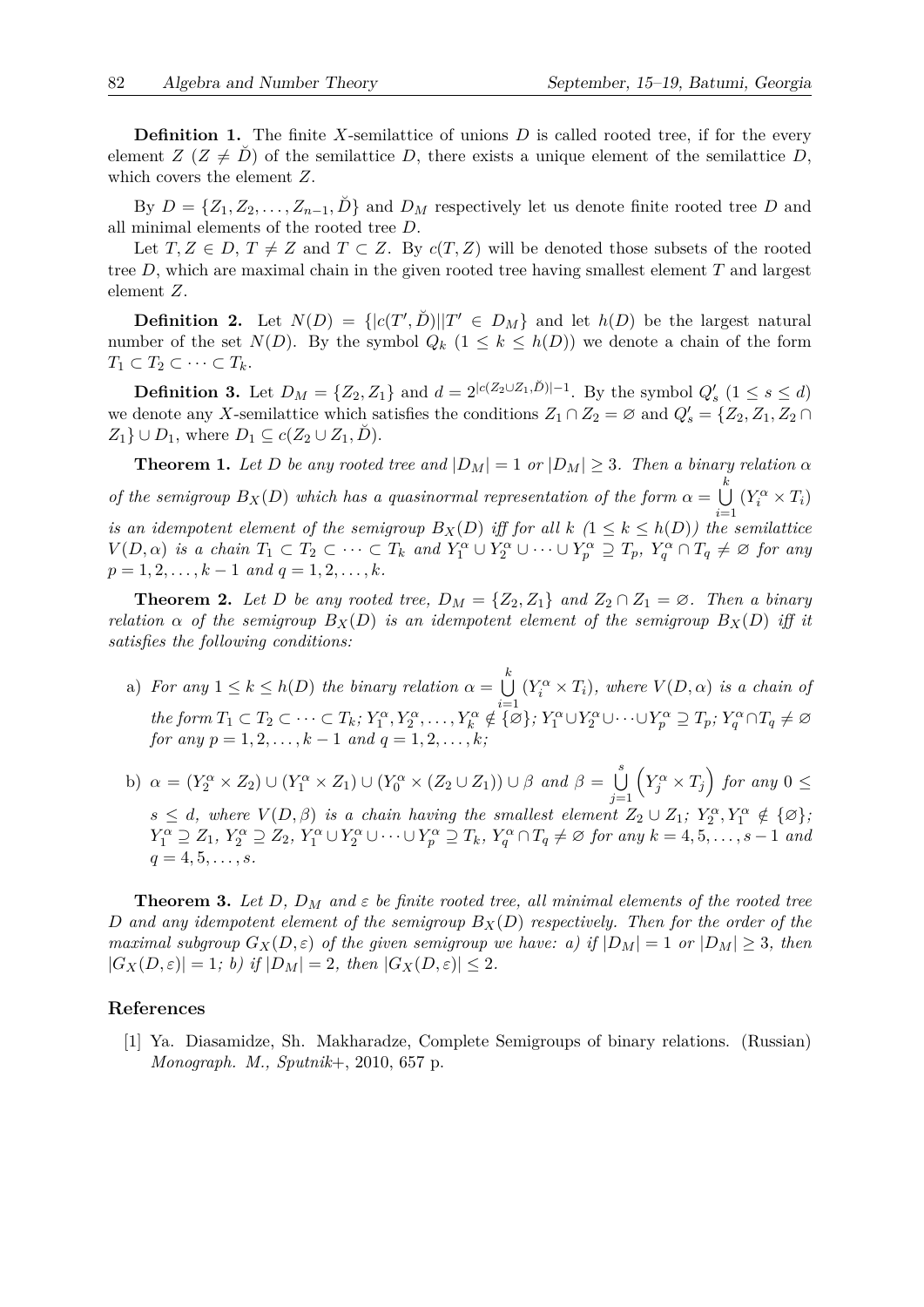**Definition 1.** The finite $X$-semilattice of unions $D$ is called rooted tree, if for the every element $Z$ $(Z \neq \breve{D})$ of the semilattice $D$, there exists a unique element of the semilattice $D$, which covers the element $Z$.

By $D = \{Z_1, Z_2, \dots, Z_{n-1}, \breve{D}\}$ and $D_M$ respectively let us denote finite rooted tree $D$ and all minimal elements of the rooted tree $D$.

Let $T, Z \in D$, $T \neq Z$ and $T \subset Z$. By $c(T, Z)$ will be denoted those subsets of the rooted tree $D$, which are maximal chain in the given rooted tree having smallest element $T$ and largest element $Z$.

**Definition 2.** Let $N(D) = \{|c(T', \breve{D})| | T' \in D_M\}$ and let $h(D)$ be the largest natural number of the set $N(D)$. By the symbol $Q_k$ $(1 \leq k \leq h(D))$ we denote a chain of the form $T_1 \subset T_2 \subset \dots \subset T_k$.

**Definition 3.** Let $D_M = \{Z_2, Z_1\}$ and $d = 2^{|c(Z_2 \cup Z_1, \breve{D})|-1}$. By the symbol $Q'_s$ $(1 \leq s \leq d)$ we denote any $X$-semilattice which satisfies the conditions $Z_1 \cap Z_2 = \varnothing$ and $Q'_s = \{Z_2, Z_1, Z_2 \cap Z_1\} \cup D_1$, where $D_1 \subseteq c(Z_2 \cup Z_1, \breve{D})$.

**Theorem 1.** *Let $D$ be any rooted tree and $|D_M| = 1$ or $|D_M| \geq 3$. Then a binary relation $\alpha$ of the semigroup $B_X(D)$ which has a quasinormal representation of the form $\alpha = \bigcup\limits_{i=1}^{k} (Y_i^\alpha \times T_i)$ is an idempotent element of the semigroup $B_X(D)$ iff for all $k$ $(1 \leq k \leq h(D))$ the semilattice $V(D, \alpha)$ is a chain $T_1 \subset T_2 \subset \dots \subset T_k$ and $Y_1^\alpha \cup Y_2^\alpha \cup \dots \cup Y_p^\alpha \supseteq T_p$, $Y_q^\alpha \cap T_q \neq \varnothing$ for any $p = 1, 2, \dots, k-1$ and $q = 1, 2, \dots, k$.*

**Theorem 2.** *Let $D$ be any rooted tree, $D_M = \{Z_2, Z_1\}$ and $Z_2 \cap Z_1 = \varnothing$. Then a binary relation $\alpha$ of the semigroup $B_X(D)$ is an idempotent element of the semigroup $B_X(D)$ iff it satisfies the following conditions:*

a) *For any $1 \leq k \leq h(D)$ the binary relation $\alpha = \bigcup\limits_{i=1}^{k} (Y_i^\alpha \times T_i)$, where $V(D, \alpha)$ is a chain of the form $T_1 \subset T_2 \subset \dots \subset T_k$; $Y_1^\alpha, Y_2^\alpha, \dots, Y_k^\alpha \notin \{\varnothing\}$; $Y_1^\alpha \cup Y_2^\alpha \cup \dots \cup Y_p^\alpha \supseteq T_p$; $Y_q^\alpha \cap T_q \neq \varnothing$ for any $p = 1, 2, \dots, k-1$ and $q = 1, 2, \dots, k$;*

b) *$\alpha = (Y_2^\alpha \times Z_2) \cup (Y_1^\alpha \times Z_1) \cup (Y_0^\alpha \times (Z_2 \cup Z_1)) \cup \beta$ and $\beta = \bigcup\limits_{j=1}^{s} \left(Y_j^\alpha \times T_j\right)$ for any $0 \leq s \leq d$, where $V(D, \beta)$ is a chain having the smallest element $Z_2 \cup Z_1$; $Y_2^\alpha, Y_1^\alpha \notin \{\varnothing\}$; $Y_1^\alpha \supseteq Z_1$, $Y_2^\alpha \supseteq Z_2$, $Y_1^\alpha \cup Y_2^\alpha \cup \dots \cup Y_p^\alpha \supseteq T_k$, $Y_q^\alpha \cap T_q \neq \varnothing$ for any $k = 4, 5, \dots, s-1$ and $q = 4, 5, \dots, s$.*

**Theorem 3.** *Let $D$, $D_M$ and $\varepsilon$ be finite rooted tree, all minimal elements of the rooted tree $D$ and any idempotent element of the semigroup $B_X(D)$ respectively. Then for the order of the maximal subgroup $G_X(D, \varepsilon)$ of the given semigroup we have: a) if $|D_M| = 1$ or $|D_M| \geq 3$, then $|G_X(D, \varepsilon)| = 1$; b) if $|D_M| = 2$, then $|G_X(D, \varepsilon)| \leq 2$.*

## References

[1] Ya. Diasamidze, Sh. Makharadze, Complete Semigroups of binary relations. (Russian) *Monograph. M., Sputnik+*, 2010, 657 p.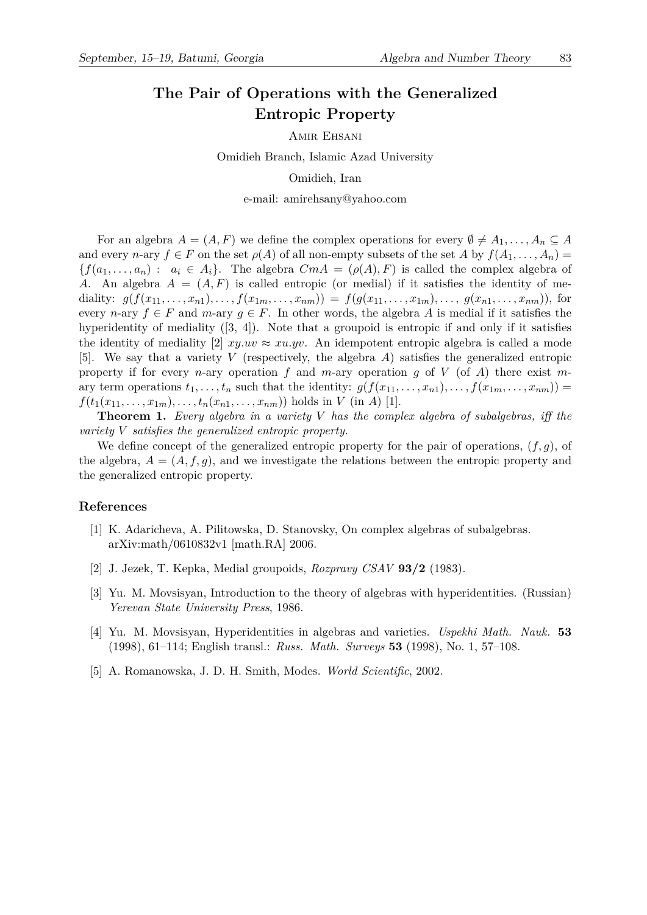# The Pair of Operations with the Generalized Entropic Property

Amir Ehsani

Omidieh Branch, Islamic Azad University

Omidieh, Iran

e-mail: amirehsany@yahoo.com

For an algebra $A = (A, F)$ we define the complex operations for every $\emptyset \neq A_1, \dots, A_n \subseteq A$ and every $n$-ary $f \in F$ on the set $\rho(A)$ of all non-empty subsets of the set $A$ by $f(A_1, \dots, A_n) = \{f(a_1, \dots, a_n) : \ a_i \in A_i\}$. The algebra $CmA = (\rho(A), F)$ is called the complex algebra of $A$. An algebra $A = (A, F)$ is called entropic (or medial) if it satisfies the identity of mediality: $g(f(x_{11}, \dots, x_{n1}), \dots, f(x_{1m}, \dots, x_{nm})) = f(g(x_{11}, \dots, x_{1m}), \dots, \ g(x_{n1}, \dots, x_{nm}))$, for every $n$-ary $f \in F$ and $m$-ary $g \in F$. In other words, the algebra $A$ is medial if it satisfies the hyperidentity of mediality ([3, 4]). Note that a groupoid is entropic if and only if it satisfies the identity of mediality [2] $xy.uv \approx xu.yv$. An idempotent entropic algebra is called a mode [5]. We say that a variety $V$ (respectively, the algebra $A$) satisfies the generalized entropic property if for every $n$-ary operation $f$ and $m$-ary operation $g$ of $V$ (of $A$) there exist $m$-ary term operations $t_1, \dots, t_n$ such that the identity: $g(f(x_{11}, \dots, x_{n1}), \dots, f(x_{1m}, \dots, x_{nm})) = f(t_1(x_{11}, \dots, x_{1m}), \dots, t_n(x_{n1}, \dots, x_{nm}))$ holds in $V$ (in $A$) [1].

**Theorem 1.** *Every algebra in a variety $V$ has the complex algebra of subalgebras, iff the variety $V$ satisfies the generalized entropic property.*

We define concept of the generalized entropic property for the pair of operations, $(f, g)$, of the algebra, $A = (A, f, g)$, and we investigate the relations between the entropic property and the generalized entropic property.

## References

[1] K. Adaricheva, A. Pilitowska, D. Stanovsky, On complex algebras of subalgebras. arXiv:math/0610832v1 [math.RA] 2006.

[2] J. Jezek, T. Kepka, Medial groupoids, *Rozpravy CSAV* **93/2** (1983).

[3] Yu. M. Movsisyan, Introduction to the theory of algebras with hyperidentities. (Russian) *Yerevan State University Press*, 1986.

[4] Yu. M. Movsisyan, Hyperidentities in algebras and varieties. *Uspekhi Math. Nauk.* **53** (1998), 61–114; English transl.: *Russ. Math. Surveys* **53** (1998), No. 1, 57–108.

[5] A. Romanowska, J. D. H. Smith, Modes. *World Scientific*, 2002.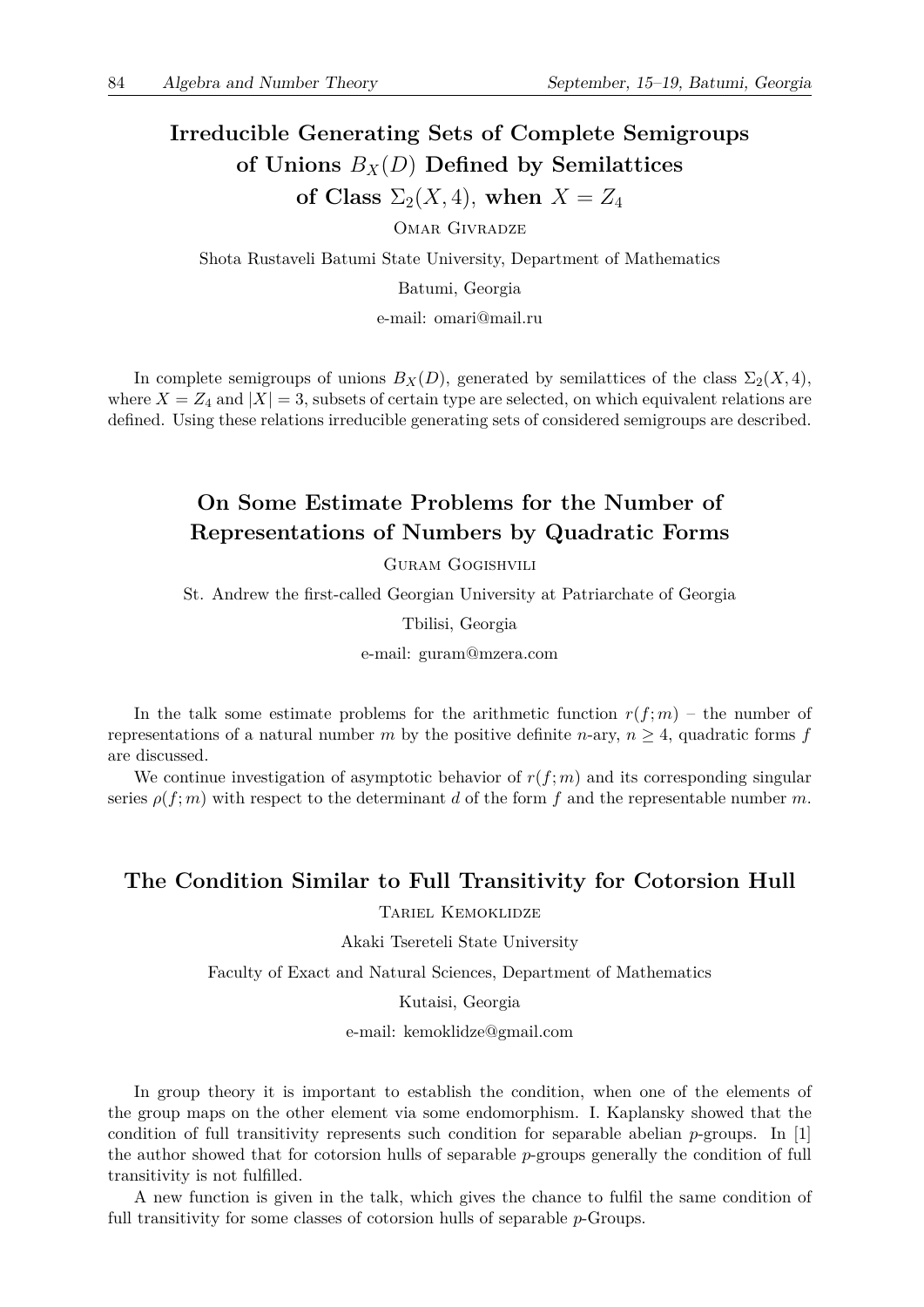## Irreducible Generating Sets of Complete Semigroups of Unions $B_X(D)$ Defined by Semilattices of Class $\Sigma_2(X, 4)$, when $X = Z_4$

Omar Givradze

Shota Rustaveli Batumi State University, Department of Mathematics

Batumi, Georgia

e-mail: omari@mail.ru

In complete semigroups of unions $B_X(D)$, generated by semilattices of the class $\Sigma_2(X, 4)$, where $X = Z_4$ and $|X| = 3$, subsets of certain type are selected, on which equivalent relations are defined. Using these relations irreducible generating sets of considered semigroups are described.

## On Some Estimate Problems for the Number of Representations of Numbers by Quadratic Forms

Guram Gogishvili

St. Andrew the first-called Georgian University at Patriarchate of Georgia

Tbilisi, Georgia

e-mail: guram@mzera.com

In the talk some estimate problems for the arithmetic function $r(f; m)$ – the number of representations of a natural number $m$ by the positive definite $n$-ary, $n \geq 4$, quadratic forms $f$ are discussed.

We continue investigation of asymptotic behavior of $r(f; m)$ and its corresponding singular series $\rho(f; m)$ with respect to the determinant $d$ of the form $f$ and the representable number $m$.

## The Condition Similar to Full Transitivity for Cotorsion Hull

Tariel Kemoklidze

Akaki Tsereteli State University

Faculty of Exact and Natural Sciences, Department of Mathematics

Kutaisi, Georgia

e-mail: kemoklidze@gmail.com

In group theory it is important to establish the condition, when one of the elements of the group maps on the other element via some endomorphism. I. Kaplansky showed that the condition of full transitivity represents such condition for separable abelian $p$-groups. In [1] the author showed that for cotorsion hulls of separable $p$-groups generally the condition of full transitivity is not fulfilled.

A new function is given in the talk, which gives the chance to fulfil the same condition of full transitivity for some classes of cotorsion hulls of separable $p$-Groups.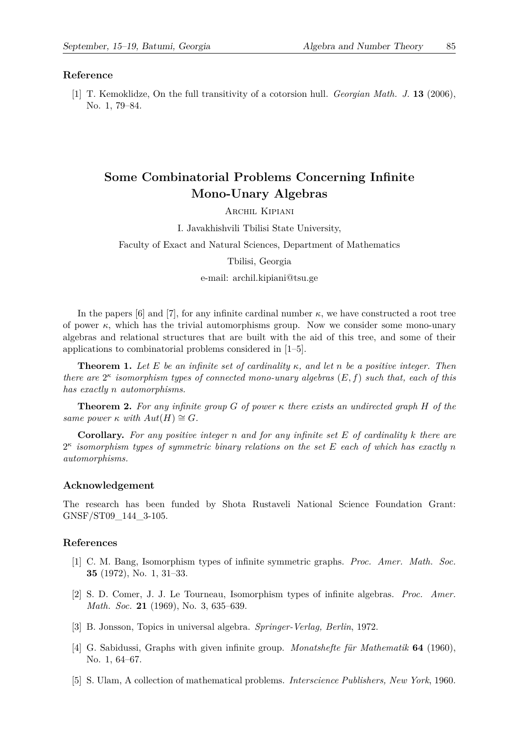### Reference

[1] T. Kemoklidze, On the full transitivity of a cotorsion hull. *Georgian Math. J.* **13** (2006), No. 1, 79–84.

## Some Combinatorial Problems Concerning Infinite Mono-Unary Algebras

Archil Kipiani

I. Javakhishvili Tbilisi State University,

Faculty of Exact and Natural Sciences, Department of Mathematics

Tbilisi, Georgia

e-mail: archil.kipiani@tsu.ge

In the papers [6] and [7], for any infinite cardinal number $\kappa$, we have constructed a root tree of power $\kappa$, which has the trivial automorphisms group. Now we consider some mono-unary algebras and relational structures that are built with the aid of this tree, and some of their applications to combinatorial problems considered in [1–5].

**Theorem 1.** *Let $E$ be an infinite set of cardinality $\kappa$, and let $n$ be a positive integer. Then there are $2^\kappa$ isomorphism types of connected mono-unary algebras $(E, f)$ such that, each of this has exactly $n$ automorphisms.*

**Theorem 2.** *For any infinite group $G$ of power $\kappa$ there exists an undirected graph $H$ of the same power $\kappa$ with $Aut(H) \cong G$.*

**Corollary.** *For any positive integer $n$ and for any infinite set $E$ of cardinality $k$ there are $2^\kappa$ isomorphism types of symmetric binary relations on the set $E$ each of which has exactly $n$ automorphisms.*

### Acknowledgement

The research has been funded by Shota Rustaveli National Science Foundation Grant: GNSF/ST09_144_3-105.

### References

[1] C. M. Bang, Isomorphism types of infinite symmetric graphs. *Proc. Amer. Math. Soc.* **35** (1972), No. 1, 31–33.

[2] S. D. Comer, J. J. Le Tourneau, Isomorphism types of infinite algebras. *Proc. Amer. Math. Soc.* **21** (1969), No. 3, 635–639.

[3] B. Jonsson, Topics in universal algebra. *Springer-Verlag, Berlin*, 1972.

[4] G. Sabidussi, Graphs with given infinite group. *Monatshefte für Mathematik* **64** (1960), No. 1, 64–67.

[5] S. Ulam, A collection of mathematical problems. *Interscience Publishers, New York*, 1960.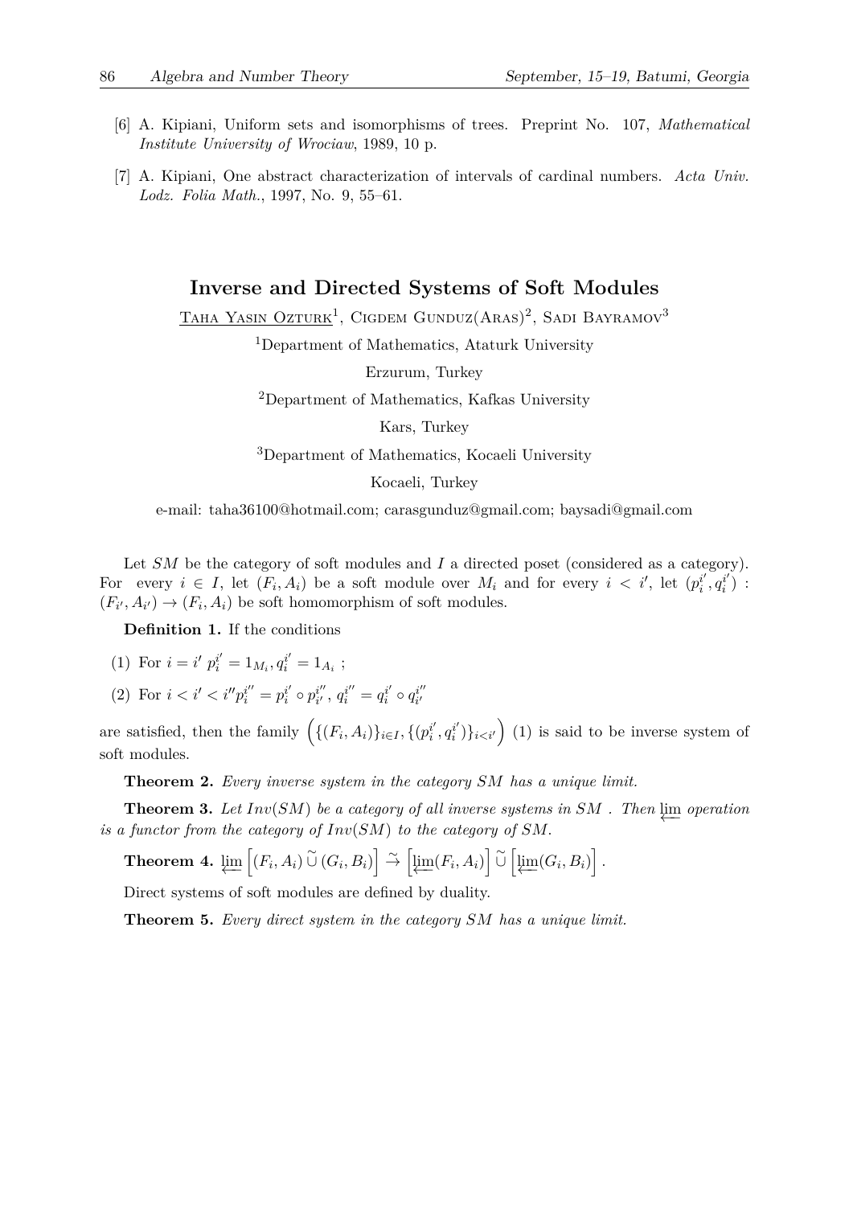[6] A. Kipiani, Uniform sets and isomorphisms of trees. Preprint No. 107, *Mathematical Institute University of Wrociaw*, 1989, 10 p.

[7] A. Kipiani, One abstract characterization of intervals of cardinal numbers. *Acta Univ. Lodz. Folia Math.*, 1997, No. 9, 55–61.

## Inverse and Directed Systems of Soft Modules

<u>Taha Yasin Ozturk</u>[1], Cigdem Gunduz(Aras)[2], Sadi Bayramov[3]

[1]Department of Mathematics, Ataturk University

Erzurum, Turkey

[2]Department of Mathematics, Kafkas University

Kars, Turkey

[3]Department of Mathematics, Kocaeli University

Kocaeli, Turkey

e-mail: taha36100@hotmail.com; carasgunduz@gmail.com; baysadi@gmail.com

Let $SM$ be the category of soft modules and $I$ a directed poset (considered as a category). For every $i \in I$, let $(F_i, A_i)$ be a soft module over $M_i$ and for every $i < i'$, let $(p_i^{i'}, q_i^{i'}) : (F_{i'}, A_{i'}) \to (F_i, A_i)$ be soft homomorphism of soft modules.

**Definition 1.** If the conditions

(1) For $i = i'$ $p_i^{i'} = 1_{M_i}, q_i^{i'} = 1_{A_i}$ ;

(2) For $i < i' < i''$ $p_i^{i''} = p_i^{i'} \circ p_{i'}^{i''}$, $q_i^{i''} = q_i^{i'} \circ q_{i'}^{i''}$

are satisfied, then the family $\left(\{(F_i, A_i)\}_{i\in I}, \{(p_i^{i'}, q_i^{i'})\}_{i<i'}\right)$ (1) is said to be inverse system of soft modules.

**Theorem 2.** *Every inverse system in the category $SM$ has a unique limit.*

**Theorem 3.** *Let $Inv(SM)$ be a category of all inverse systems in $SM$. Then $\varprojlim$ operation is a functor from the category of $Inv(SM)$ to the category of $SM$.*

**Theorem 4.** $\varprojlim \left[(F_i, A_i) \mathbin{\widetilde{\cup}} (G_i, B_i)\right] \mathbin{\widetilde{\to}} \left[\varprojlim (F_i, A_i)\right] \mathbin{\widetilde{\cup}} \left[\varprojlim (G_i, B_i)\right]$.

Direct systems of soft modules are defined by duality.

**Theorem 5.** *Every direct system in the category $SM$ has a unique limit.*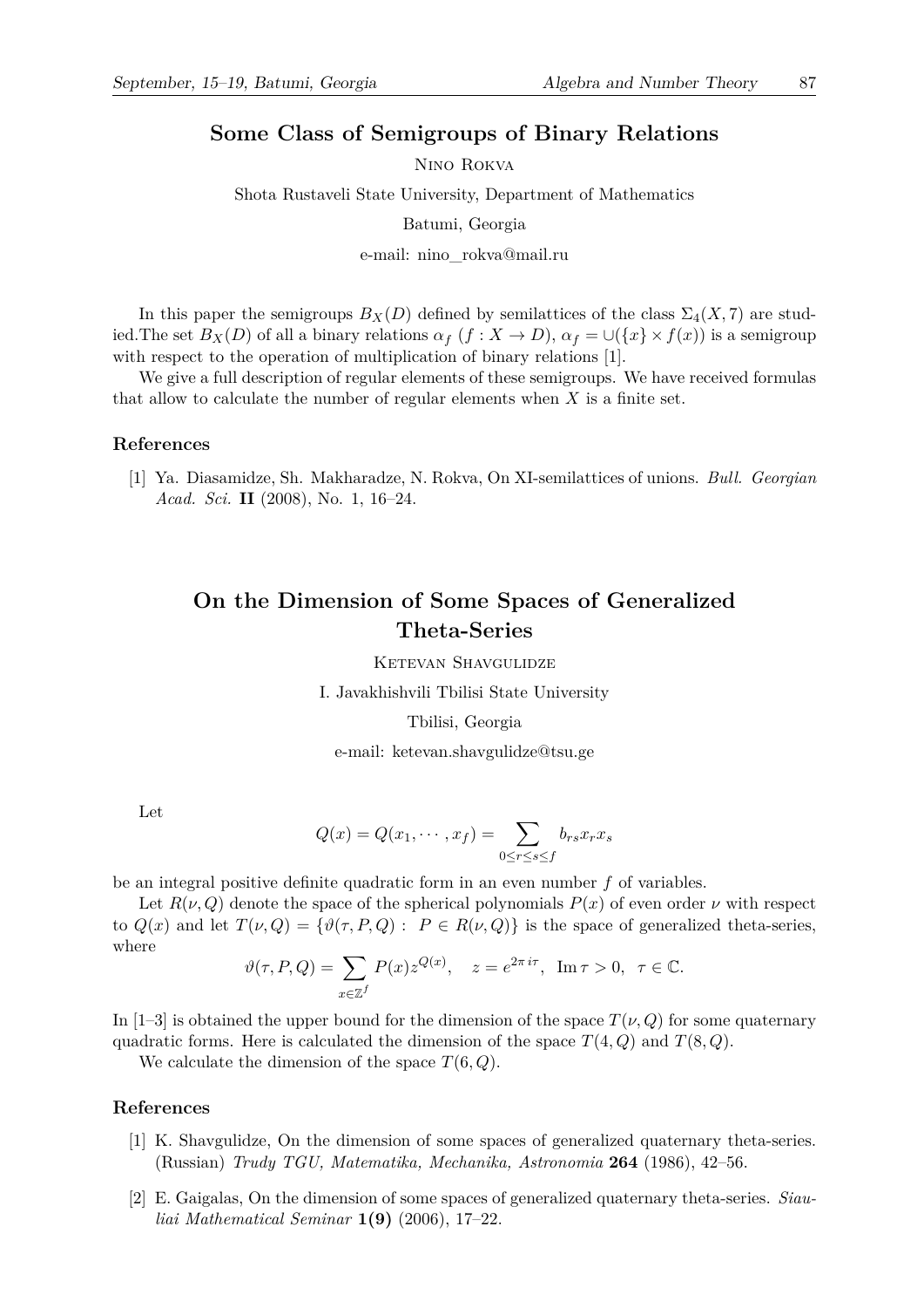## Some Class of Semigroups of Binary Relations

Nino Rokva

Shota Rustaveli State University, Department of Mathematics

Batumi, Georgia

e-mail: nino_rokva@mail.ru

In this paper the semigroups $B_X(D)$ defined by semilattices of the class $\Sigma_4(X,7)$ are studied.The set $B_X(D)$ of all a binary relations $\alpha_f$ $(f : X \to D)$, $\alpha_f = \cup(\{x\} \times f(x))$ is a semigroup with respect to the operation of multiplication of binary relations [1].

We give a full description of regular elements of these semigroups. We have received formulas that allow to calculate the number of regular elements when $X$ is a finite set.

### References

[1] Ya. Diasamidze, Sh. Makharadze, N. Rokva, On XI-semilattices of unions. *Bull. Georgian Acad. Sci.* **II** (2008), No. 1, 16–24.

## On the Dimension of Some Spaces of Generalized Theta-Series

Ketevan Shavgulidze

I. Javakhishvili Tbilisi State University

Tbilisi, Georgia

e-mail: ketevan.shavgulidze@tsu.ge

Let

$$Q(x) = Q(x_1, \cdots, x_f) = \sum_{0 \le r \le s \le f} b_{rs} x_r x_s$$

be an integral positive definite quadratic form in an even number $f$ of variables.

Let $R(\nu, Q)$ denote the space of the spherical polynomials $P(x)$ of even order $\nu$ with respect to $Q(x)$ and let $T(\nu, Q) = \{\vartheta(\tau, P, Q) : \ P \in R(\nu, Q)\}$ is the space of generalized theta-series, where

$$\vartheta(\tau, P, Q) = \sum_{x \in \mathbb{Z}^f} P(x) z^{Q(x)}, \quad z = e^{2\pi i \tau}, \ \operatorname{Im} \tau > 0, \ \tau \in \mathbb{C}.$$

In [1–3] is obtained the upper bound for the dimension of the space $T(\nu, Q)$ for some quaternary quadratic forms. Here is calculated the dimension of the space $T(4, Q)$ and $T(8, Q)$.

We calculate the dimension of the space $T(6, Q)$.

### References

[1] K. Shavgulidze, On the dimension of some spaces of generalized quaternary theta-series. (Russian) *Trudy TGU, Matematika, Mechanika, Astronomia* **264** (1986), 42–56.

[2] E. Gaigalas, On the dimension of some spaces of generalized quaternary theta-series. *Siauliai Mathematical Seminar* **1(9)** (2006), 17–22.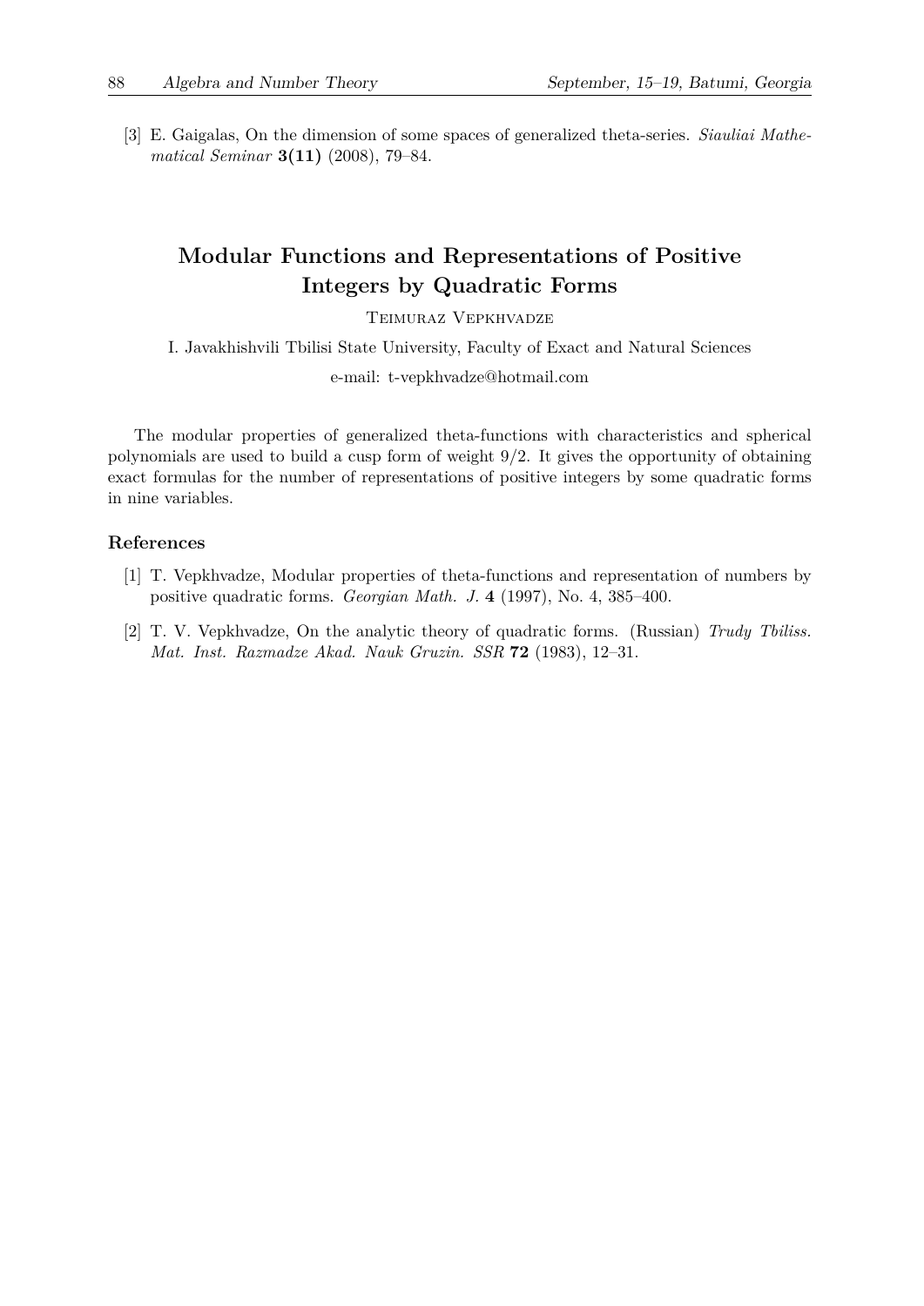[3] E. Gaigalas, On the dimension of some spaces of generalized theta-series. *Siauliai Mathematical Seminar* **3(11)** (2008), 79–84.

## Modular Functions and Representations of Positive Integers by Quadratic Forms

Teimuraz Vepkhvadze

I. Javakhishvili Tbilisi State University, Faculty of Exact and Natural Sciences

e-mail: t-vepkhvadze@hotmail.com

The modular properties of generalized theta-functions with characteristics and spherical polynomials are used to build a cusp form of weight $9/2$. It gives the opportunity of obtaining exact formulas for the number of representations of positive integers by some quadratic forms in nine variables.

### References

[1] T. Vepkhvadze, Modular properties of theta-functions and representation of numbers by positive quadratic forms. *Georgian Math. J.* **4** (1997), No. 4, 385–400.

[2] T. V. Vepkhvadze, On the analytic theory of quadratic forms. (Russian) *Trudy Tbiliss. Mat. Inst. Razmadze Akad. Nauk Gruzin. SSR* **72** (1983), 12–31.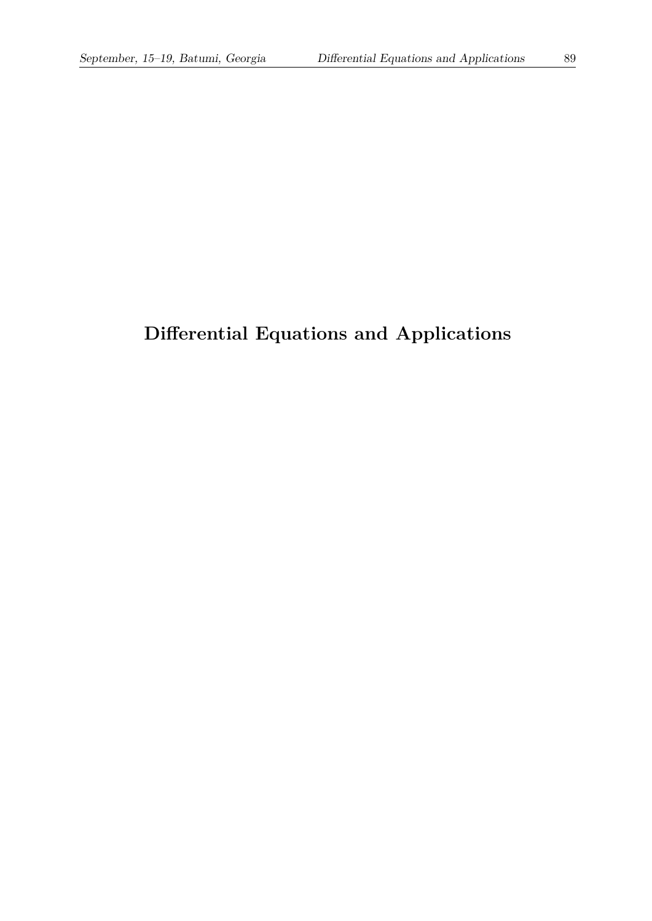# Differential Equations and Applications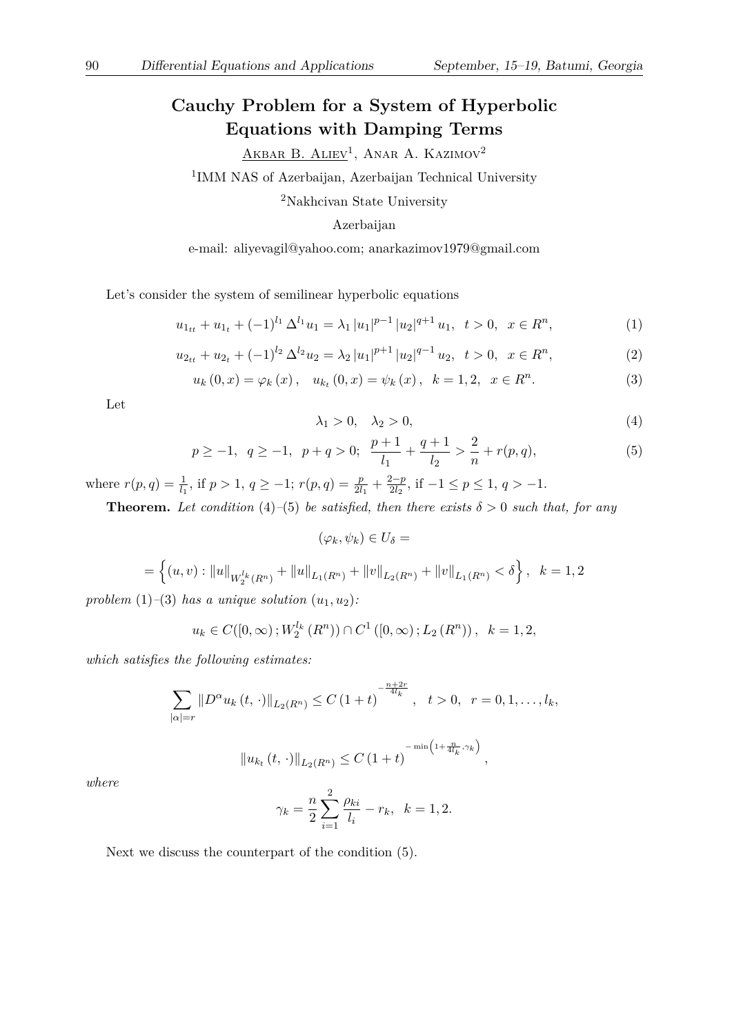# Cauchy Problem for a System of Hyperbolic Equations with Damping Terms

Akbar B. Aliev[1], Anar A. Kazimov[2]

[1]IMM NAS of Azerbaijan, Azerbaijan Technical University

[2]Nakhcivan State University

Azerbaijan

e-mail: aliyevagil@yahoo.com; anarkazimov1979@gmail.com

Let's consider the system of semilinear hyperbolic equations

$$u_{1_{tt}} + u_{1_t} + (-1)^{l_1} \Delta^{l_1} u_1 = \lambda_1 |u_1|^{p-1} |u_2|^{q+1} u_1, \quad t > 0, \quad x \in R^n, \tag{1}$$

$$u_{2_{tt}} + u_{2_t} + (-1)^{l_2} \Delta^{l_2} u_2 = \lambda_2 |u_1|^{p+1} |u_2|^{q-1} u_2, \quad t > 0, \quad x \in R^n, \tag{2}$$

$$u_k(0,x) = \varphi_k(x), \quad u_{k_t}(0,x) = \psi_k(x), \quad k = 1,2, \quad x \in R^n. \tag{3}$$

Let

$$\lambda_1 > 0, \quad \lambda_2 > 0, \tag{4}$$

$$p \geq -1, \quad q \geq -1, \quad p + q > 0; \quad \frac{p+1}{l_1} + \frac{q+1}{l_2} > \frac{2}{n} + r(p,q), \tag{5}$$

where $r(p,q) = \frac{1}{l_1}$, if $p > 1$, $q \geq -1$; $r(p,q) = \frac{p}{2l_1} + \frac{2-p}{2l_2}$, if $-1 \leq p \leq 1$, $q > -1$.

**Theorem.** *Let condition* (4)–(5) *be satisfied, then there exists $\delta > 0$ such that, for any*

$$(\varphi_k, \psi_k) \in U_\delta =$$

$$= \left\{ (u,v) : \|u\|_{W_2^{l_k}(R^n)} + \|u\|_{L_1(R^n)} + \|v\|_{L_2(R^n)} + \|v\|_{L_1(R^n)} < \delta \right\}, \quad k = 1,2$$

*problem* (1)–(3) *has a unique solution $(u_1, u_2)$:*

$$u_k \in C([0,\infty); W_2^{l_k}(R^n)) \cap C^1([0,\infty); L_2(R^n)), \quad k = 1,2,$$

*which satisfies the following estimates:*

$$\sum_{|\alpha|=r} \|D^\alpha u_k(t,\cdot)\|_{L_2(R^n)} \leq C(1+t)^{-\frac{n+2r}{4l_k}}, \quad t > 0, \quad r = 0,1,\ldots,l_k,$$

$$\|u_{k_t}(t,\cdot)\|_{L_2(R^n)} \leq C(1+t)^{-\min\left(1+\frac{n}{4l_k}, \gamma_k\right)},$$

*where*

$$\gamma_k = \frac{n}{2} \sum_{i=1}^{2} \frac{\rho_{ki}}{l_i} - r_k, \quad k = 1,2.$$

Next we discuss the counterpart of the condition (5).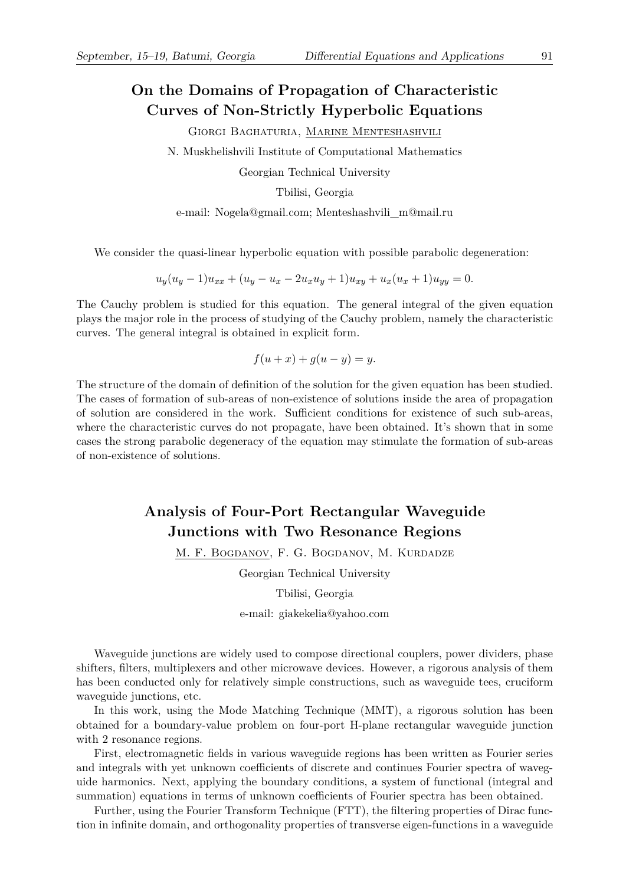## On the Domains of Propagation of Characteristic Curves of Non-Strictly Hyperbolic Equations

Giorgi Baghaturia, Marine Menteshashvili

N. Muskhelishvili Institute of Computational Mathematics

Georgian Technical University

Tbilisi, Georgia

e-mail: Nogela@gmail.com; Menteshashvili_m@mail.ru

We consider the quasi-linear hyperbolic equation with possible parabolic degeneration:

$$u_y(u_y-1)u_{xx}+(u_y-u_x-2u_xu_y+1)u_{xy}+u_x(u_x+1)u_{yy}=0.$$

The Cauchy problem is studied for this equation. The general integral of the given equation plays the major role in the process of studying of the Cauchy problem, namely the characteristic curves. The general integral is obtained in explicit form.

$$f(u+x)+g(u-y)=y.$$

The structure of the domain of definition of the solution for the given equation has been studied. The cases of formation of sub-areas of non-existence of solutions inside the area of propagation of solution are considered in the work. Sufficient conditions for existence of such sub-areas, where the characteristic curves do not propagate, have been obtained. It's shown that in some cases the strong parabolic degeneracy of the equation may stimulate the formation of sub-areas of non-existence of solutions.

## Analysis of Four-Port Rectangular Waveguide Junctions with Two Resonance Regions

M. F. Bogdanov, F. G. Bogdanov, M. Kurdadze

Georgian Technical University

Tbilisi, Georgia

e-mail: giakekelia@yahoo.com

Waveguide junctions are widely used to compose directional couplers, power dividers, phase shifters, filters, multiplexers and other microwave devices. However, a rigorous analysis of them has been conducted only for relatively simple constructions, such as waveguide tees, cruciform waveguide junctions, etc.

In this work, using the Mode Matching Technique (MMT), a rigorous solution has been obtained for a boundary-value problem on four-port H-plane rectangular waveguide junction with 2 resonance regions.

First, electromagnetic fields in various waveguide regions has been written as Fourier series and integrals with yet unknown coefficients of discrete and continues Fourier spectra of waveguide harmonics. Next, applying the boundary conditions, a system of functional (integral and summation) equations in terms of unknown coefficients of Fourier spectra has been obtained.

Further, using the Fourier Transform Technique (FTT), the filtering properties of Dirac function in infinite domain, and orthogonality properties of transverse eigen-functions in a waveguide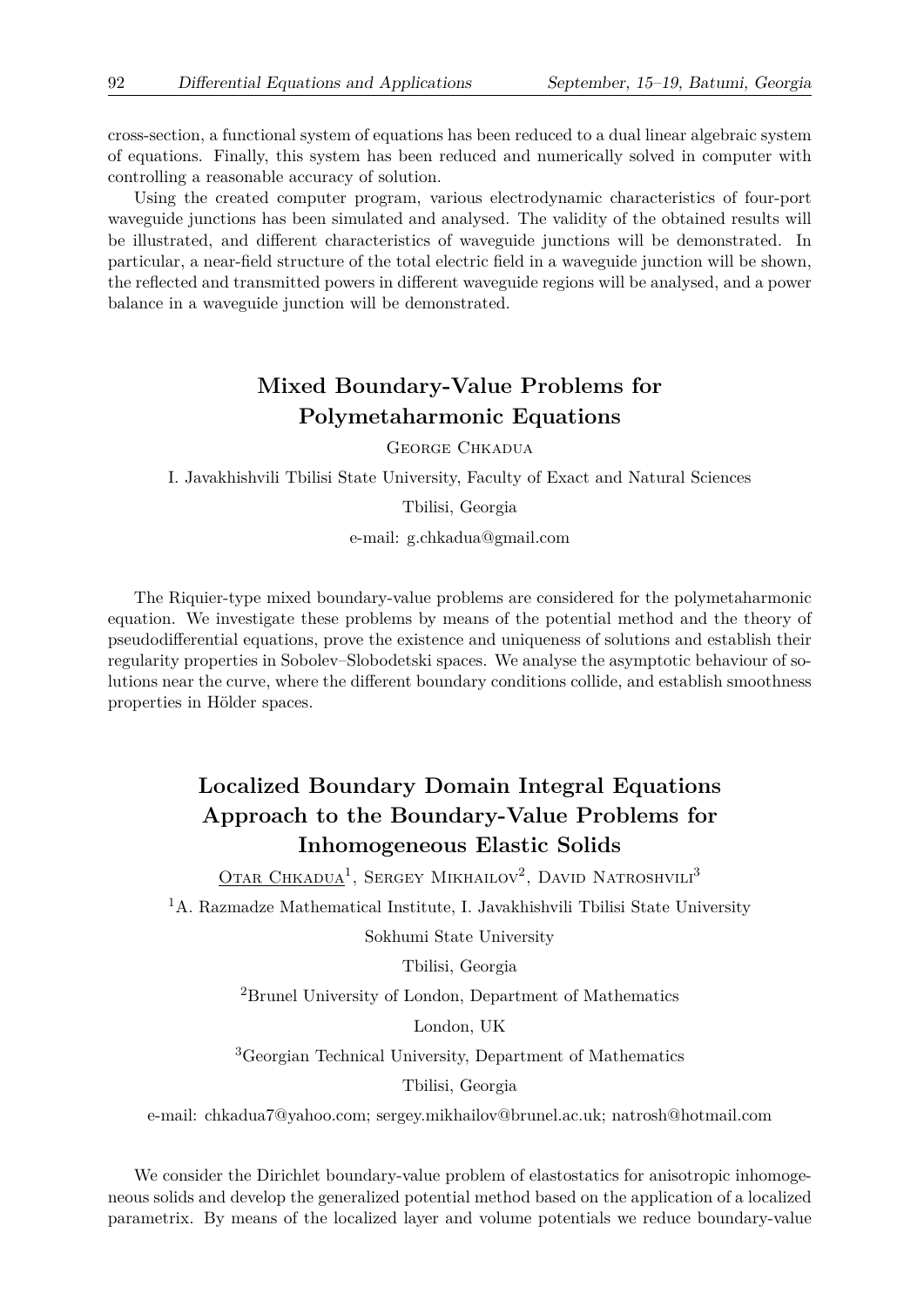cross-section, a functional system of equations has been reduced to a dual linear algebraic system of equations. Finally, this system has been reduced and numerically solved in computer with controlling a reasonable accuracy of solution.

Using the created computer program, various electrodynamic characteristics of four-port waveguide junctions has been simulated and analysed. The validity of the obtained results will be illustrated, and different characteristics of waveguide junctions will be demonstrated. In particular, a near-field structure of the total electric field in a waveguide junction will be shown, the reflected and transmitted powers in different waveguide regions will be analysed, and a power balance in a waveguide junction will be demonstrated.

## Mixed Boundary-Value Problems for Polymetaharmonic Equations

George Chkadua

I. Javakhishvili Tbilisi State University, Faculty of Exact and Natural Sciences

Tbilisi, Georgia

e-mail: g.chkadua@gmail.com

The Riquier-type mixed boundary-value problems are considered for the polymetaharmonic equation. We investigate these problems by means of the potential method and the theory of pseudodifferential equations, prove the existence and uniqueness of solutions and establish their regularity properties in Sobolev–Slobodetski spaces. We analyse the asymptotic behaviour of solutions near the curve, where the different boundary conditions collide, and establish smoothness properties in Hölder spaces.

## Localized Boundary Domain Integral Equations Approach to the Boundary-Value Problems for Inhomogeneous Elastic Solids

Otar Chkadua[1], Sergey Mikhailov[2], David Natroshvili[3]

[1]A. Razmadze Mathematical Institute, I. Javakhishvili Tbilisi State University

Sokhumi State University

Tbilisi, Georgia

[2]Brunel University of London, Department of Mathematics

London, UK

[3]Georgian Technical University, Department of Mathematics

Tbilisi, Georgia

e-mail: chkadua7@yahoo.com; sergey.mikhailov@brunel.ac.uk; natrosh@hotmail.com

We consider the Dirichlet boundary-value problem of elastostatics for anisotropic inhomogeneous solids and develop the generalized potential method based on the application of a localized parametrix. By means of the localized layer and volume potentials we reduce boundary-value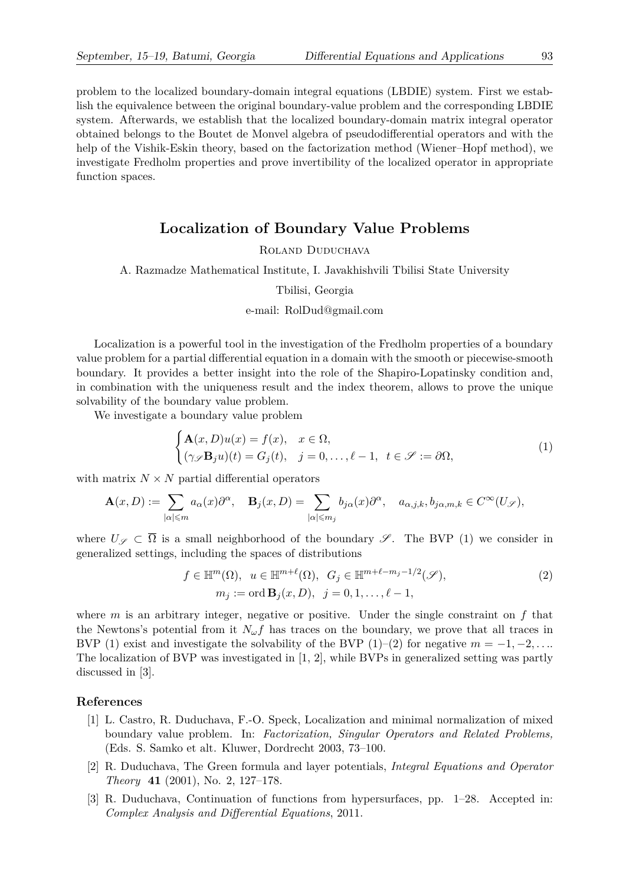problem to the localized boundary-domain integral equations (LBDIE) system. First we establish the equivalence between the original boundary-value problem and the corresponding LBDIE system. Afterwards, we establish that the localized boundary-domain matrix integral operator obtained belongs to the Boutet de Monvel algebra of pseudodifferential operators and with the help of the Vishik-Eskin theory, based on the factorization method (Wiener–Hopf method), we investigate Fredholm properties and prove invertibility of the localized operator in appropriate function spaces.

## Localization of Boundary Value Problems

Roland Duduchava

A. Razmadze Mathematical Institute, I. Javakhishvili Tbilisi State University

Tbilisi, Georgia

e-mail: RolDud@gmail.com

Localization is a powerful tool in the investigation of the Fredholm properties of a boundary value problem for a partial differential equation in a domain with the smooth or piecewise-smooth boundary. It provides a better insight into the role of the Shapiro-Lopatinsky condition and, in combination with the uniqueness result and the index theorem, allows to prove the unique solvability of the boundary value problem.

We investigate a boundary value problem

$$\begin{cases} \mathbf{A}(x,D)u(x) = f(x), & x \in \Omega, \\ (\gamma_{\mathscr{S}} \mathbf{B}_j u)(t) = G_j(t), & j = 0, \dots, \ell-1, \ \ t \in \mathscr{S} := \partial\Omega, \end{cases} \tag{1}$$

with matrix $N \times N$ partial differential operators

$$\mathbf{A}(x,D) := \sum_{|\alpha| \leqslant m} a_\alpha(x)\partial^\alpha, \quad \mathbf{B}_j(x,D) = \sum_{|\alpha| \leqslant m_j} b_{j\alpha}(x)\partial^\alpha, \quad a_{\alpha,j,k}, b_{j\alpha,m,k} \in C^\infty(U_{\mathscr{S}}),$$

where $U_{\mathscr{S}} \subset \overline{\Omega}$ is a small neighborhood of the boundary $\mathscr{S}$. The BVP (1) we consider in generalized settings, including the spaces of distributions

$$\begin{gathered} f \in \mathbb{H}^m(\Omega), \ \ u \in \mathbb{H}^{m+\ell}(\Omega), \ \ G_j \in \mathbb{H}^{m+\ell-m_j-1/2}(\mathscr{S}), \\ m_j := \operatorname{ord} \mathbf{B}_j(x,D), \ \ j = 0, 1, \dots, \ell-1, \end{gathered} \tag{2}$$

where $m$ is an arbitrary integer, negative or positive. Under the single constraint on $f$ that the Newtons's potential from it $N_\omega f$ has traces on the boundary, we prove that all traces in BVP (1) exist and investigate the solvability of the BVP (1)–(2) for negative $m = -1, -2, \dots$. The localization of BVP was investigated in [1, 2], while BVPs in generalized setting was partly discussed in [3].

### References

[1] L. Castro, R. Duduchava, F.-O. Speck, Localization and minimal normalization of mixed boundary value problem. In: *Factorization, Singular Operators and Related Problems,* (Eds. S. Samko et alt. Kluwer, Dordrecht 2003, 73–100.

[2] R. Duduchava, The Green formula and layer potentials, *Integral Equations and Operator Theory* **41** (2001), No. 2, 127–178.

[3] R. Duduchava, Continuation of functions from hypersurfaces, pp. 1–28. Accepted in: *Complex Analysis and Differential Equations*, 2011.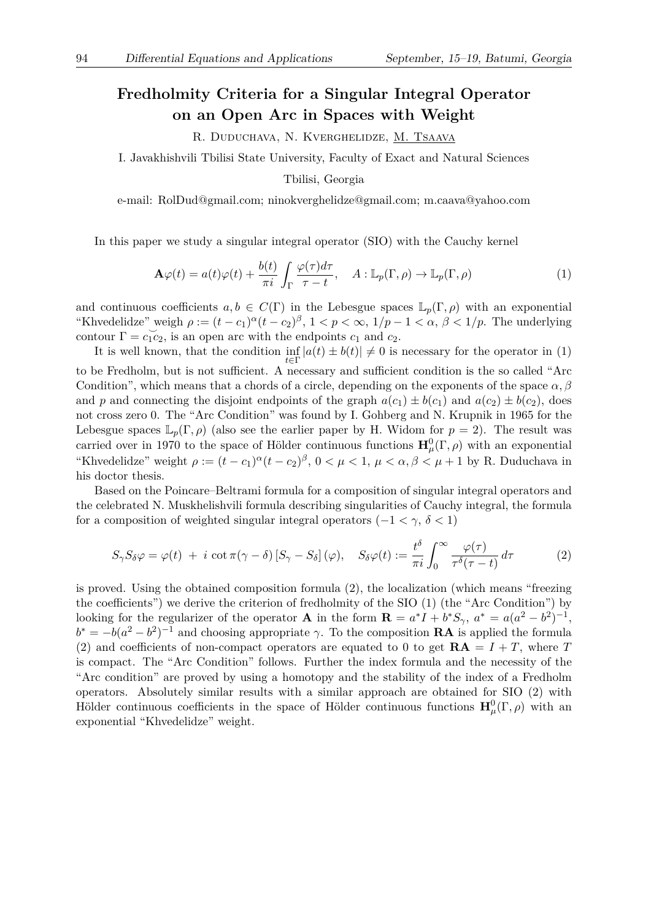# Fredholmity Criteria for a Singular Integral Operator on an Open Arc in Spaces with Weight

R. Duduchava, N. Kverghelidze, M. Tsaava

I. Javakhishvili Tbilisi State University, Faculty of Exact and Natural Sciences

Tbilisi, Georgia

e-mail: RolDud@gmail.com; ninokverghelidze@gmail.com; m.caava@yahoo.com

In this paper we study a singular integral operator (SIO) with the Cauchy kernel

$$\mathbf{A}\varphi(t) = a(t)\varphi(t) + \frac{b(t)}{\pi i}\int_\Gamma \frac{\varphi(\tau)d\tau}{\tau - t}, \quad A : \mathbb{L}_p(\Gamma,\rho) \to \mathbb{L}_p(\Gamma,\rho) \tag{1}$$

and continuous coefficients $a, b \in C(\Gamma)$ in the Lebesgue spaces $\mathbb{L}_p(\Gamma,\rho)$ with an exponential "Khvedelidze" weigh $\rho := (t-c_1)^\alpha(t-c_2)^\beta$, $1<p<\infty$, $1/p-1<\alpha,\ \beta<1/p$. The underlying contour $\Gamma = \overset{\smile}{c_1c_2}$, is an open arc with the endpoints $c_1$ and $c_2$.

It is well known, that the condition $\inf\limits_{t\in\Gamma}|a(t)\pm b(t)| \neq 0$ is necessary for the operator in (1) to be Fredholm, but is not sufficient. A necessary and sufficient condition is the so called "Arc Condition", which means that a chords of a circle, depending on the exponents of the space $\alpha, \beta$ and $p$ and connecting the disjoint endpoints of the graph $a(c_1) \pm b(c_1)$ and $a(c_2) \pm b(c_2)$, does not cross zero 0. The "Arc Condition" was found by I. Gohberg and N. Krupnik in 1965 for the Lebesgue spaces $\mathbb{L}_p(\Gamma,\rho)$ (also see the earlier paper by H. Widom for $p=2$). The result was carried over in 1970 to the space of Hölder continuous functions $\mathbf{H}^0_\mu(\Gamma,\rho)$ with an exponential "Khvedelidze" weight $\rho := (t-c_1)^\alpha(t-c_2)^\beta$, $0<\mu<1$, $\mu<\alpha, \beta<\mu+1$ by R. Duduchava in his doctor thesis.

Based on the Poincare–Beltrami formula for a composition of singular integral operators and the celebrated N. Muskhelishvili formula describing singularities of Cauchy integral, the formula for a composition of weighted singular integral operators ($-1<\gamma,\ \delta<1$)

$$S_\gamma S_\delta\varphi = \varphi(t) \ + \ i\,\cot\pi(\gamma-\delta)\,[S_\gamma - S_\delta]\,(\varphi), \quad S_\delta\varphi(t) := \frac{t^\delta}{\pi i}\int_0^\infty \frac{\varphi(\tau)}{\tau^\delta(\tau-t)}\,d\tau \tag{2}$$

is proved. Using the obtained composition formula (2), the localization (which means "freezing the coefficients") we derive the criterion of fredholmity of the SIO (1) (the "Arc Condition") by looking for the regularizer of the operator $\mathbf{A}$ in the form $\mathbf{R} = a^*I + b^*S_\gamma$, $a^* = a(a^2-b^2)^{-1}$, $b^* = -b(a^2-b^2)^{-1}$ and choosing appropriate $\gamma$. To the composition $\mathbf{RA}$ is applied the formula (2) and coefficients of non-compact operators are equated to 0 to get $\mathbf{RA} = I + T$, where $T$ is compact. The "Arc Condition" follows. Further the index formula and the necessity of the "Arc condition" are proved by using a homotopy and the stability of the index of a Fredholm operators. Absolutely similar results with a similar approach are obtained for SIO (2) with Hölder continuous coefficients in the space of Hölder continuous functions $\mathbf{H}^0_\mu(\Gamma,\rho)$ with an exponential "Khvedelidze" weight.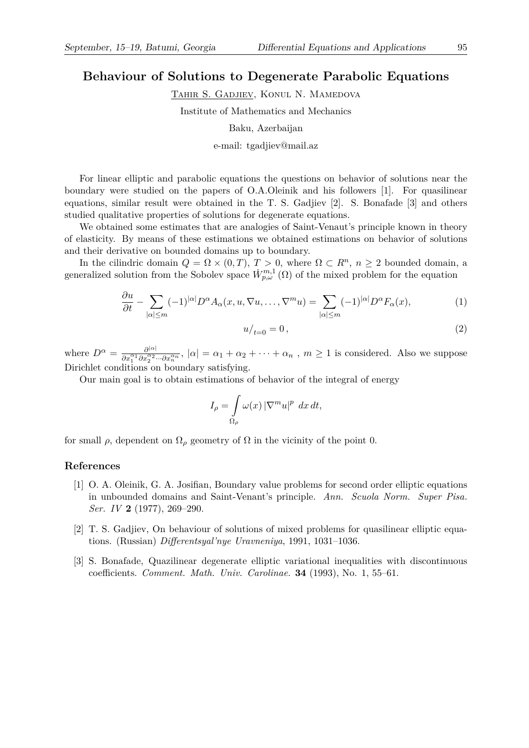# Behaviour of Solutions to Degenerate Parabolic Equations

Tahir S. Gadjiev, Konul N. Mamedova

Institute of Mathematics and Mechanics

Baku, Azerbaijan

e-mail: tgadjiev@mail.az

For linear elliptic and parabolic equations the questions on behavior of solutions near the boundary were studied on the papers of O.A.Oleinik and his followers [1]. For quasilinear equations, similar result were obtained in the T. S. Gadjiev [2]. S. Bonafade [3] and others studied qualitative properties of solutions for degenerate equations.

We obtained some estimates that are analogies of Saint-Venaut's principle known in theory of elasticity. By means of these estimations we obtained estimations on behavior of solutions and their derivative on bounded domains up to boundary.

In the cilindric domain $Q = \Omega \times (0,T)$, $T > 0$, where $\Omega \subset R^n$, $n \geq 2$ bounded domain, a generalized solution from the Sobolev space $\dot{W}^{m,1}_{p,\omega}(\Omega)$ of the mixed problem for the equation

$$\frac{\partial u}{\partial t} - \sum_{|\alpha| \leq m} (-1)^{|\alpha|} D^{\alpha} A_{\alpha}(x, u, \nabla u, \dots, \nabla^m u) = \sum_{|\alpha| \leq m} (-1)^{|\alpha|} D^{\alpha} F_{\alpha}(x), \tag{1}$$

$$u/_{t=0} = 0\,, \tag{2}$$

where $D^{\alpha} = \frac{\partial^{|\alpha|}}{\partial x_1^{\alpha_1} \partial x_2^{\alpha_2} \cdots \partial x_n^{\alpha_n}}$, $|\alpha| = \alpha_1 + \alpha_2 + \dots + \alpha_n$ , $m \geq 1$ is considered. Also we suppose Dirichlet conditions on boundary satisfying.

Our main goal is to obtain estimations of behavior of the integral of energy

$$I_{\rho} = \int\limits_{\Omega_{\rho}} \omega(x) \, |\nabla^m u|^p \, \, dx \, dt,$$

for small $\rho$, dependent on $\Omega_{\rho}$ geometry of $\Omega$ in the vicinity of the point 0.

## References

[1] O. A. Oleinik, G. A. Josifian, Boundary value problems for second order elliptic equations in unbounded domains and Saint-Venant's principle. *Ann. Scuola Norm. Super Pisa. Ser. IV* **2** (1977), 269–290.

[2] T. S. Gadjiev, On behaviour of solutions of mixed problems for quasilinear elliptic equations. (Russian) *Differentsyal'nye Uravneniya*, 1991, 1031–1036.

[3] S. Bonafade, Quazilinear degenerate elliptic variational inequalities with discontinuous coefficients. *Comment. Math. Univ. Carolinae.* **34** (1993), No. 1, 55–61.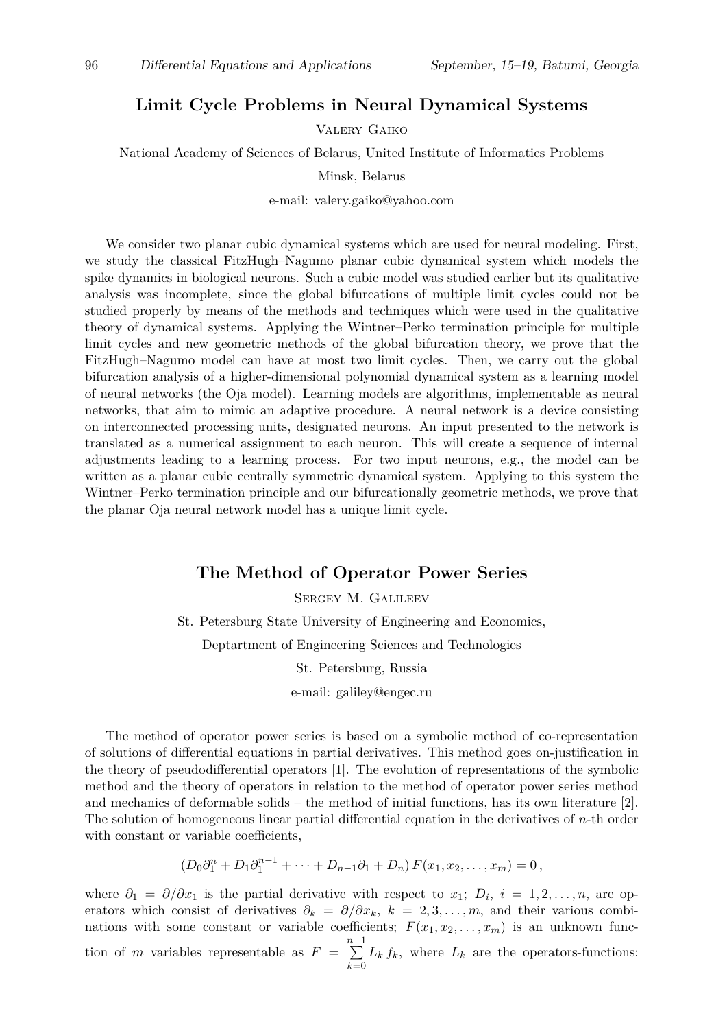## Limit Cycle Problems in Neural Dynamical Systems

Valery Gaiko

National Academy of Sciences of Belarus, United Institute of Informatics Problems

Minsk, Belarus

e-mail: valery.gaiko@yahoo.com

We consider two planar cubic dynamical systems which are used for neural modeling. First, we study the classical FitzHugh–Nagumo planar cubic dynamical system which models the spike dynamics in biological neurons. Such a cubic model was studied earlier but its qualitative analysis was incomplete, since the global bifurcations of multiple limit cycles could not be studied properly by means of the methods and techniques which were used in the qualitative theory of dynamical systems. Applying the Wintner–Perko termination principle for multiple limit cycles and new geometric methods of the global bifurcation theory, we prove that the FitzHugh–Nagumo model can have at most two limit cycles. Then, we carry out the global bifurcation analysis of a higher-dimensional polynomial dynamical system as a learning model of neural networks (the Oja model). Learning models are algorithms, implementable as neural networks, that aim to mimic an adaptive procedure. A neural network is a device consisting on interconnected processing units, designated neurons. An input presented to the network is translated as a numerical assignment to each neuron. This will create a sequence of internal adjustments leading to a learning process. For two input neurons, e.g., the model can be written as a planar cubic centrally symmetric dynamical system. Applying to this system the Wintner–Perko termination principle and our bifurcationally geometric methods, we prove that the planar Oja neural network model has a unique limit cycle.

## The Method of Operator Power Series

Sergey M. Galileev

St. Petersburg State University of Engineering and Economics,

Deptartment of Engineering Sciences and Technologies

St. Petersburg, Russia

e-mail: galiley@engec.ru

The method of operator power series is based on a symbolic method of co-representation of solutions of differential equations in partial derivatives. This method goes on-justification in the theory of pseudodifferential operators [1]. The evolution of representations of the symbolic method and the theory of operators in relation to the method of operator power series method and mechanics of deformable solids – the method of initial functions, has its own literature [2]. The solution of homogeneous linear partial differential equation in the derivatives of $n$-th order with constant or variable coefficients,

$$(D_0\partial_1^n + D_1\partial_1^{n-1} + \cdots + D_{n-1}\partial_1 + D_n)\,F(x_1, x_2, \dots, x_m) = 0\,,$$

where $\partial_1 = \partial/\partial x_1$ is the partial derivative with respect to $x_1$; $D_i$, $i = 1, 2, \dots, n$, are operators which consist of derivatives $\partial_k = \partial/\partial x_k$, $k = 2, 3, \dots, m$, and their various combinations with some constant or variable coefficients; $F(x_1, x_2, \dots, x_m)$ is an unknown function of $m$ variables representable as $F = \sum\limits_{k=0}^{n-1} L_k\, f_k$, where $L_k$ are the operators-functions: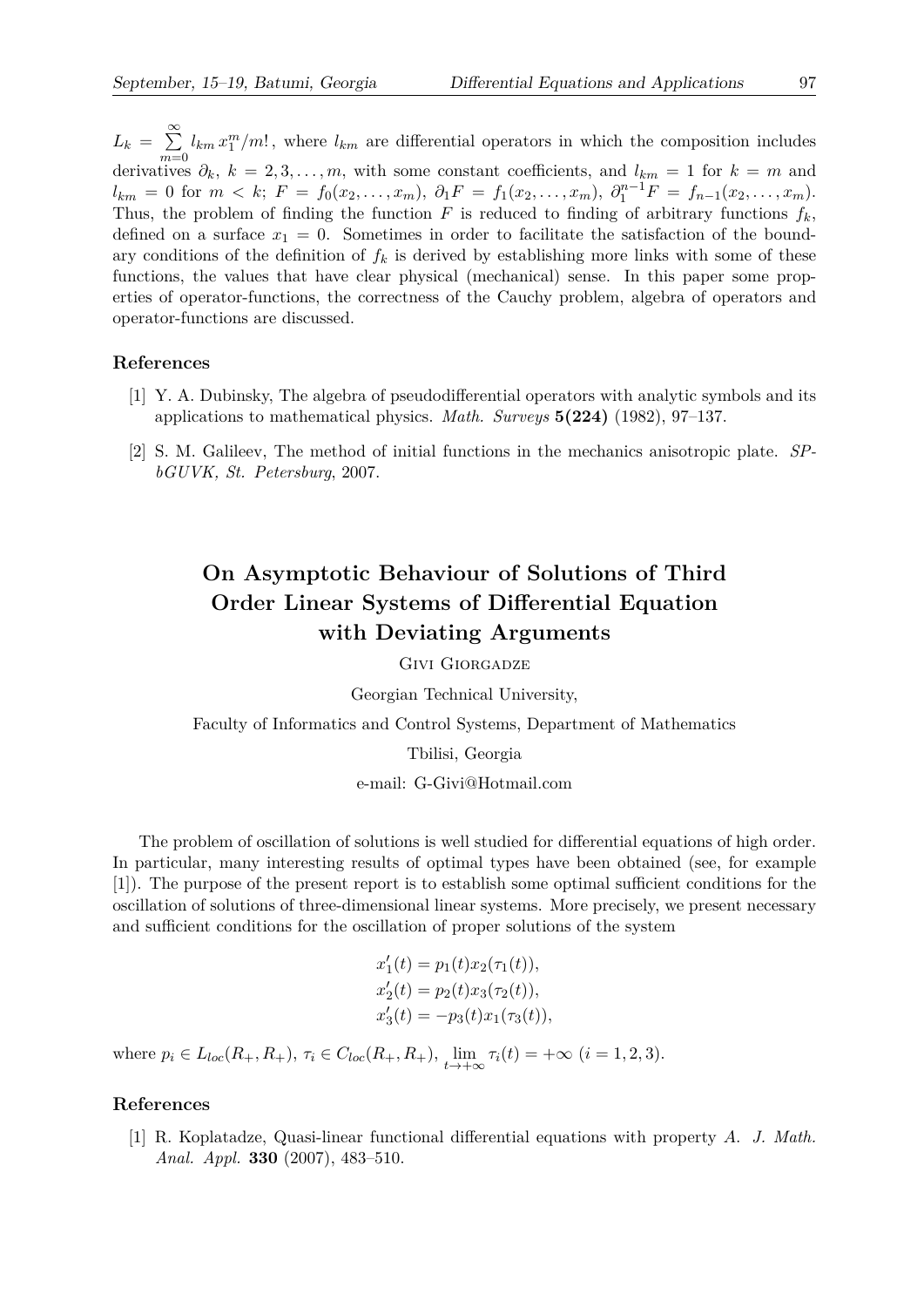$L_k = \sum\limits_{m=0}^{\infty} l_{km}\, x_1^m/m!$, where $l_{km}$ are differential operators in which the composition includes derivatives $\partial_k$, $k = 2, 3, \dots, m$, with some constant coefficients, and $l_{km} = 1$ for $k = m$ and $l_{km} = 0$ for $m < k$; $F = f_0(x_2, \dots, x_m)$, $\partial_1 F = f_1(x_2, \dots, x_m)$, $\partial_1^{n-1} F = f_{n-1}(x_2, \dots, x_m)$. Thus, the problem of finding the function $F$ is reduced to finding of arbitrary functions $f_k$, defined on a surface $x_1 = 0$. Sometimes in order to facilitate the satisfaction of the boundary conditions of the definition of $f_k$ is derived by establishing more links with some of these functions, the values that have clear physical (mechanical) sense. In this paper some properties of operator-functions, the correctness of the Cauchy problem, algebra of operators and operator-functions are discussed.

### References

[1] Y. A. Dubinsky, The algebra of pseudodifferential operators with analytic symbols and its applications to mathematical physics. *Math. Surveys* **5(224)** (1982), 97–137.

[2] S. M. Galileev, The method of initial functions in the mechanics anisotropic plate. *SPbGUVK, St. Petersburg*, 2007.

## On Asymptotic Behaviour of Solutions of Third Order Linear Systems of Differential Equation with Deviating Arguments

Givi Giorgadze

Georgian Technical University,

Faculty of Informatics and Control Systems, Department of Mathematics

Tbilisi, Georgia

e-mail: G-Givi@Hotmail.com

The problem of oscillation of solutions is well studied for differential equations of high order. In particular, many interesting results of optimal types have been obtained (see, for example [1]). The purpose of the present report is to establish some optimal sufficient conditions for the oscillation of solutions of three-dimensional linear systems. More precisely, we present necessary and sufficient conditions for the oscillation of proper solutions of the system

$$
\begin{aligned}
x_1'(t) &= p_1(t)x_2(\tau_1(t)),\\
x_2'(t) &= p_2(t)x_3(\tau_2(t)),\\
x_3'(t) &= -p_3(t)x_1(\tau_3(t)),
\end{aligned}
$$

where $p_i \in L_{loc}(R_+, R_+)$, $\tau_i \in C_{loc}(R_+, R_+)$, $\lim\limits_{t\to+\infty} \tau_i(t) = +\infty$ $(i = 1, 2, 3)$.

### References

[1] R. Koplatadze, Quasi-linear functional differential equations with property *A. J. Math. Anal. Appl.* **330** (2007), 483–510.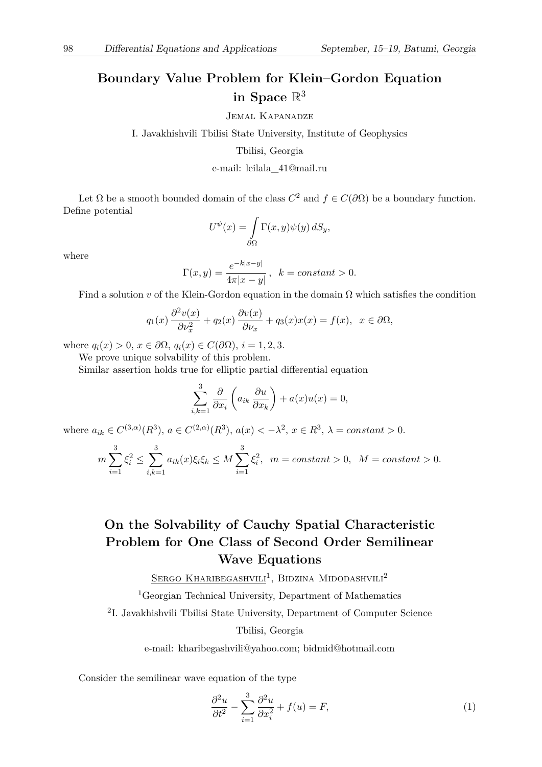## Boundary Value Problem for Klein–Gordon Equation in Space $\mathbb{R}^3$

Jemal Kapanadze

I. Javakhishvili Tbilisi State University, Institute of Geophysics

Tbilisi, Georgia

e-mail: leilala_41@mail.ru

Let $\Omega$ be a smooth bounded domain of the class $C^2$ and $f \in C(\partial\Omega)$ be a boundary function. Define potential

$$U^{\psi}(x) = \int\limits_{\partial\Omega} \Gamma(x,y)\psi(y)\,dS_y,$$

where

$$\Gamma(x,y) = \frac{e^{-k|x-y|}}{4\pi|x-y|}\,, \;\; k = constant > 0.$$

Find a solution $v$ of the Klein-Gordon equation in the domain $\Omega$ which satisfies the condition

$$q_1(x)\,\frac{\partial^2 v(x)}{\partial \nu_x^2} + q_2(x)\,\frac{\partial v(x)}{\partial \nu_x} + q_3(x)x(x) = f(x), \;\; x \in \partial\Omega,$$

where $q_i(x) > 0$, $x \in \partial\Omega$, $q_i(x) \in C(\partial\Omega)$, $i = 1, 2, 3$.

We prove unique solvability of this problem.

Similar assertion holds true for elliptic partial differential equation

$$\sum_{i,k=1}^{3} \frac{\partial}{\partial x_i}\left(a_{ik}\,\frac{\partial u}{\partial x_k}\right) + a(x)u(x) = 0,$$

where $a_{ik} \in C^{(3,\alpha)}(R^3)$, $a \in C^{(2,\alpha)}(R^3)$, $a(x) < -\lambda^2$, $x \in R^3$, $\lambda = constant > 0$.

$$m\sum_{i=1}^{3}\xi_i^2 \le \sum_{i,k=1}^{3} a_{ik}(x)\xi_i\xi_k \le M\sum_{i=1}^{3}\xi_i^2, \;\; m = constant > 0, \;\; M = constant > 0.$$

## On the Solvability of Cauchy Spatial Characteristic Problem for One Class of Second Order Semilinear Wave Equations

Sergo Kharibegashvili[1], Bidzina Midodashvili[2]

[1]Georgian Technical University, Department of Mathematics

[2]I. Javakhishvili Tbilisi State University, Department of Computer Science

Tbilisi, Georgia

e-mail: kharibegashvili@yahoo.com; bidmid@hotmail.com

Consider the semilinear wave equation of the type

$$\frac{\partial^2 u}{\partial t^2} - \sum_{i=1}^{3}\frac{\partial^2 u}{\partial x_i^2} + f(u) = F, \tag{1}$$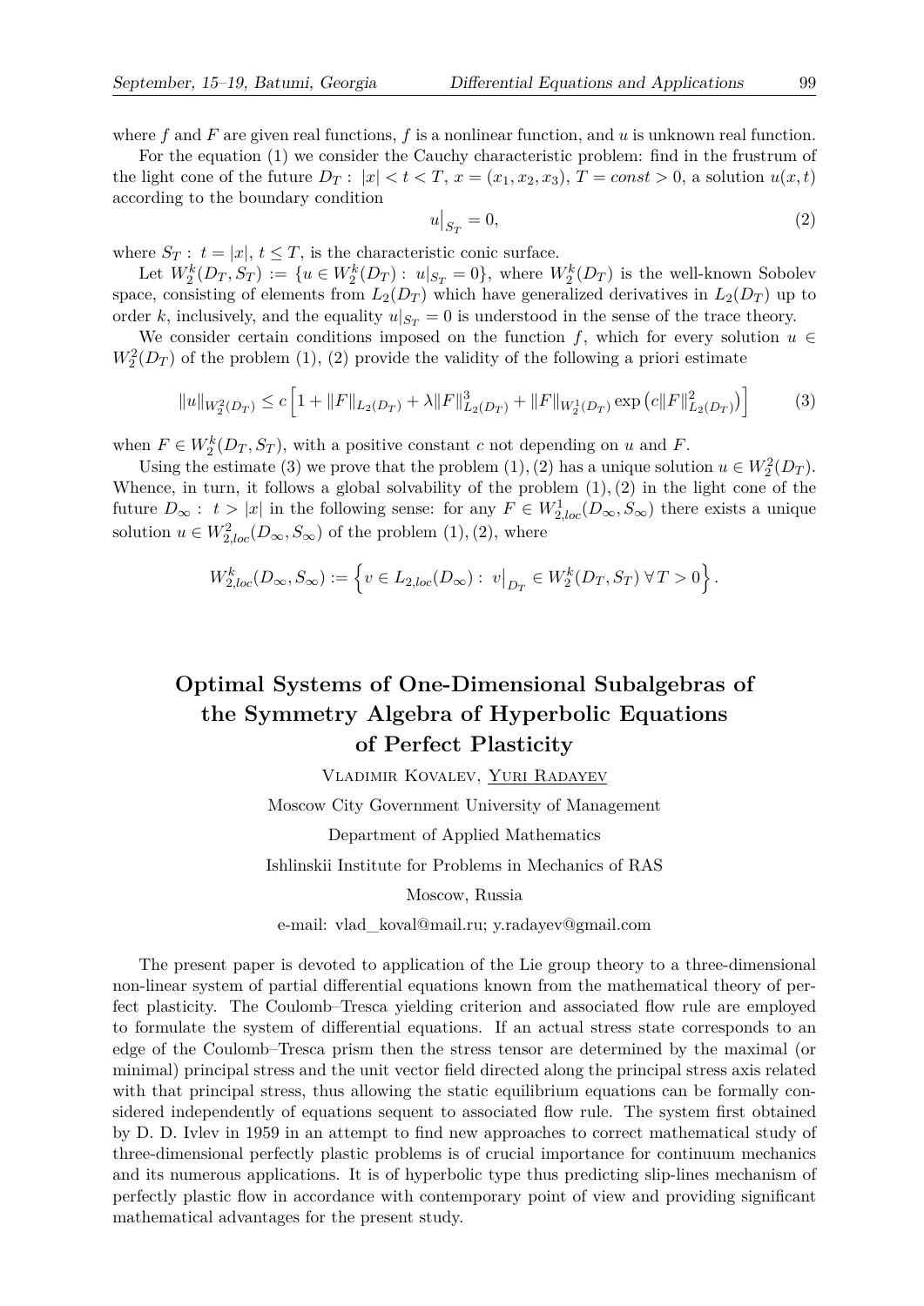where $f$ and $F$ are given real functions, $f$ is a nonlinear function, and $u$ is unknown real function.

For the equation (1) we consider the Cauchy characteristic problem: find in the frustrum of the light cone of the future $D_T: |x| < t < T$, $x = (x_1, x_2, x_3)$, $T = const > 0$, a solution $u(x,t)$ according to the boundary condition

$$u\big|_{S_T} = 0, \tag{2}$$

where $S_T: t = |x|$, $t \leq T$, is the characteristic conic surface.

Let $W_2^k(D_T, S_T) := \{u \in W_2^k(D_T): u|_{S_T} = 0\}$, where $W_2^k(D_T)$ is the well-known Sobolev space, consisting of elements from $L_2(D_T)$ which have generalized derivatives in $L_2(D_T)$ up to order $k$, inclusively, and the equality $u|_{S_T} = 0$ is understood in the sense of the trace theory.

We consider certain conditions imposed on the function $f$, which for every solution $u \in W_2^2(D_T)$ of the problem (1), (2) provide the validity of the following a priori estimate

$$\|u\|_{W_2^2(D_T)} \leq c\Big[1 + \|F\|_{L_2(D_T)} + \lambda\|F\|^3_{L_2(D_T)} + \|F\|_{W_2^1(D_T)} \exp\big(c\|F\|^2_{L_2(D_T)}\big)\Big] \tag{3}$$

when $F \in W_2^k(D_T, S_T)$, with a positive constant $c$ not depending on $u$ and $F$.

Using the estimate (3) we prove that the problem (1), (2) has a unique solution $u \in W_2^2(D_T)$. Whence, in turn, it follows a global solvability of the problem (1), (2) in the light cone of the future $D_\infty: t > |x|$ in the following sense: for any $F \in W^1_{2,loc}(D_\infty, S_\infty)$ there exists a unique solution $u \in W^2_{2,loc}(D_\infty, S_\infty)$ of the problem (1), (2), where

$$W^k_{2,loc}(D_\infty, S_\infty) := \Big\{v \in L_{2,loc}(D_\infty): v\big|_{D_T} \in W_2^k(D_T, S_T)\ \forall\, T > 0\Big\}.$$

## Optimal Systems of One-Dimensional Subalgebras of the Symmetry Algebra of Hyperbolic Equations of Perfect Plasticity

Vladimir Kovalev, Yuri Radayev

Moscow City Government University of Management

Department of Applied Mathematics

Ishlinskii Institute for Problems in Mechanics of RAS

Moscow, Russia

e-mail: vlad_koval@mail.ru; y.radayev@gmail.com

The present paper is devoted to application of the Lie group theory to a three-dimensional non-linear system of partial differential equations known from the mathematical theory of perfect plasticity. The Coulomb–Tresca yielding criterion and associated flow rule are employed to formulate the system of differential equations. If an actual stress state corresponds to an edge of the Coulomb–Tresca prism then the stress tensor are determined by the maximal (or minimal) principal stress and the unit vector field directed along the principal stress axis related with that principal stress, thus allowing the static equilibrium equations can be formally considered independently of equations sequent to associated flow rule. The system first obtained by D. D. Ivlev in 1959 in an attempt to find new approaches to correct mathematical study of three-dimensional perfectly plastic problems is of crucial importance for continuum mechanics and its numerous applications. It is of hyperbolic type thus predicting slip-lines mechanism of perfectly plastic flow in accordance with contemporary point of view and providing significant mathematical advantages for the present study.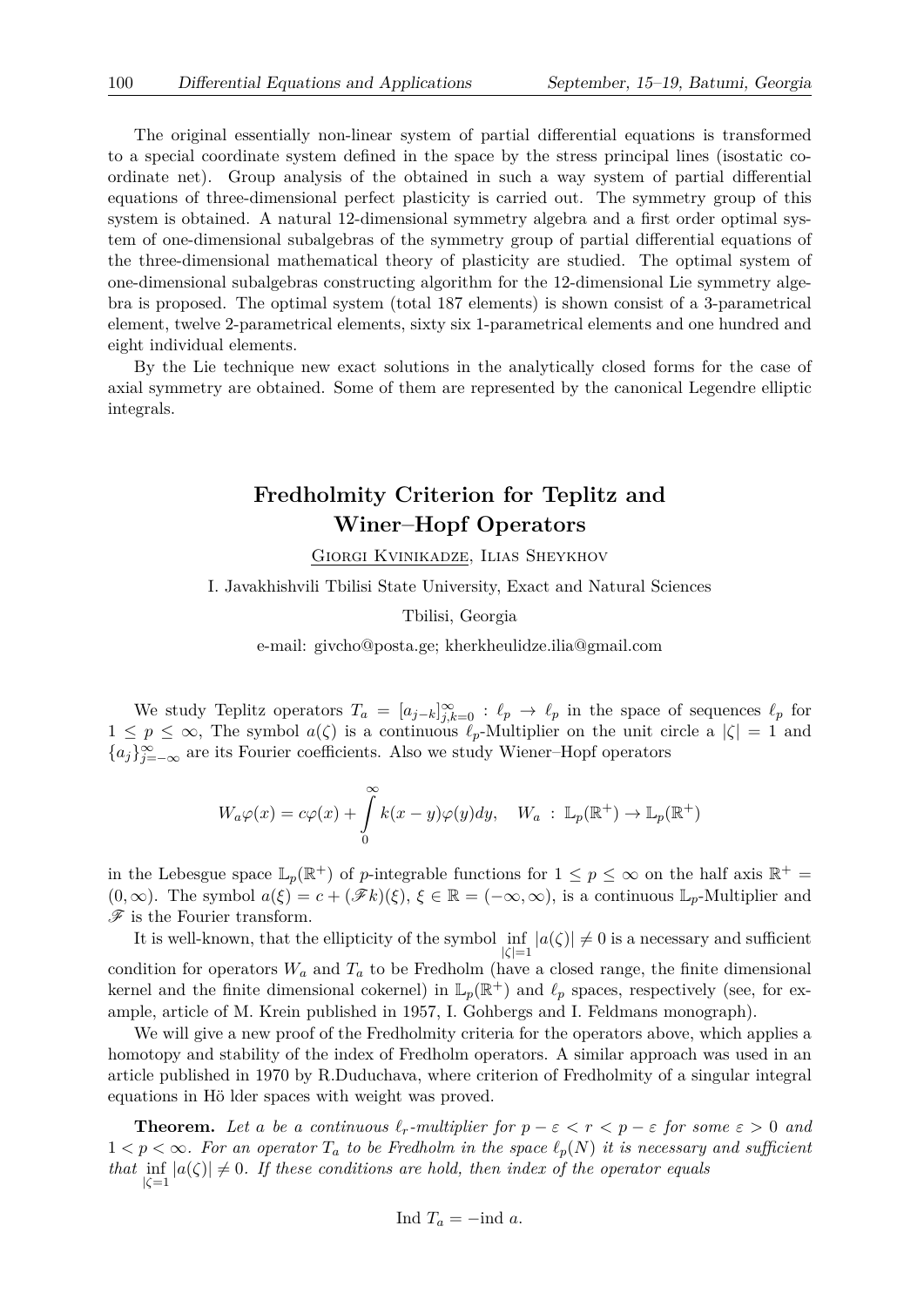The original essentially non-linear system of partial differential equations is transformed to a special coordinate system defined in the space by the stress principal lines (isostatic coordinate net). Group analysis of the obtained in such a way system of partial differential equations of three-dimensional perfect plasticity is carried out. The symmetry group of this system is obtained. A natural 12-dimensional symmetry algebra and a first order optimal system of one-dimensional subalgebras of the symmetry group of partial differential equations of the three-dimensional mathematical theory of plasticity are studied. The optimal system of one-dimensional subalgebras constructing algorithm for the 12-dimensional Lie symmetry algebra is proposed. The optimal system (total 187 elements) is shown consist of a 3-parametrical element, twelve 2-parametrical elements, sixty six 1-parametrical elements and one hundred and eight individual elements.

By the Lie technique new exact solutions in the analytically closed forms for the case of axial symmetry are obtained. Some of them are represented by the canonical Legendre elliptic integrals.

## Fredholmity Criterion for Teplitz and Winer–Hopf Operators

<u>Giorgi Kvinikadze</u>, Ilias Sheykhov

I. Javakhishvili Tbilisi State University, Exact and Natural Sciences

Tbilisi, Georgia

e-mail: givcho@posta.ge; kherkheulidze.ilia@gmail.com

We study Teplitz operators $T_a = [a_{j-k}]_{j,k=0}^{\infty} : \ell_p \to \ell_p$ in the space of sequences $\ell_p$ for $1 \leq p \leq \infty$, The symbol $a(\zeta)$ is a continuous $\ell_p$-Multiplier on the unit circle a $|\zeta| = 1$ and $\{a_j\}_{j=-\infty}^{\infty}$ are its Fourier coefficients. Also we study Wiener–Hopf operators

$$W_a\varphi(x) = c\varphi(x) + \int_0^{\infty} k(x-y)\varphi(y)dy, \quad W_a \,:\, \mathbb{L}_p(\mathbb{R}^+) \to \mathbb{L}_p(\mathbb{R}^+)$$

in the Lebesgue space $\mathbb{L}_p(\mathbb{R}^+)$ of $p$-integrable functions for $1 \leq p \leq \infty$ on the half axis $\mathbb{R}^+ = (0, \infty)$. The symbol $a(\xi) = c + (\mathscr{F}k)(\xi)$, $\xi \in \mathbb{R} = (-\infty, \infty)$, is a continuous $\mathbb{L}_p$-Multiplier and $\mathscr{F}$ is the Fourier transform.

It is well-known, that the ellipticity of the symbol $\inf\limits_{|\zeta|=1} |a(\zeta)| \neq 0$ is a necessary and sufficient condition for operators $W_a$ and $T_a$ to be Fredholm (have a closed range, the finite dimensional kernel and the finite dimensional cokernel) in $\mathbb{L}_p(\mathbb{R}^+)$ and $\ell_p$ spaces, respectively (see, for example, article of M. Krein published in 1957, I. Gohbergs and I. Feldmans monograph).

We will give a new proof of the Fredholmity criteria for the operators above, which applies a homotopy and stability of the index of Fredholm operators. A similar approach was used in an article published in 1970 by R.Duduchava, where criterion of Fredholmity of a singular integral equations in Hö lder spaces with weight was proved.

**Theorem.** *Let $a$ be a continuous $\ell_r$-multiplier for $p - \varepsilon < r < p - \varepsilon$ for some $\varepsilon > 0$ and $1 < p < \infty$. For an operator $T_a$ to be Fredholm in the space $\ell_p(N)$ it is necessary and sufficient that $\inf\limits_{|\zeta=1} |a(\zeta)| \neq 0$. If these conditions are hold, then index of the operator equals*

$$\text{Ind}\; T_a = -\text{ind}\; a.$$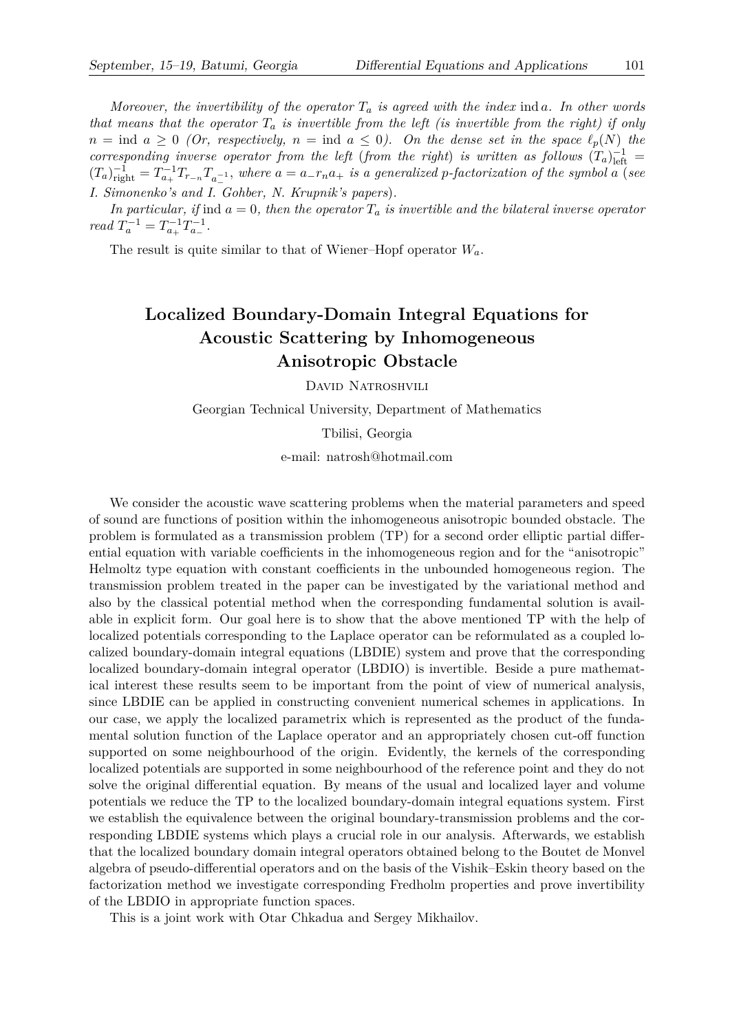*Moreover, the invertibility of the operator $T_a$ is agreed with the index* $\operatorname{ind} a$. *In other words that means that the operator $T_a$ is invertible from the left (is invertible from the right) if only $n = \operatorname{ind} a \geq 0$ (Or, respectively, $n = \operatorname{ind} a \leq 0$). On the dense set in the space $\ell_p(N)$ the corresponding inverse operator from the left (from the right) is written as follows $(T_a)^{-1}_{\text{left}} = (T_a)^{-1}_{\text{right}} = T^{-1}_{a_+} T_{r_{-n}} T_{a_-^{-1}}$, where $a = a_- r_n a_+$ is a generalized p-factorization of the symbol $a$ (see I. Simonenko's and I. Gohber, N. Krupnik's papers).*

*In particular, if* $\operatorname{ind} a = 0$, *then the operator $T_a$ is invertible and the bilateral inverse operator read $T_a^{-1} = T^{-1}_{a_+} T^{-1}_{a_-}$.*

The result is quite similar to that of Wiener–Hopf operator $W_a$.

## Localized Boundary-Domain Integral Equations for Acoustic Scattering by Inhomogeneous Anisotropic Obstacle

David Natroshvili

Georgian Technical University, Department of Mathematics

Tbilisi, Georgia

e-mail: natrosh@hotmail.com

We consider the acoustic wave scattering problems when the material parameters and speed of sound are functions of position within the inhomogeneous anisotropic bounded obstacle. The problem is formulated as a transmission problem (TP) for a second order elliptic partial differential equation with variable coefficients in the inhomogeneous region and for the "anisotropic" Helmoltz type equation with constant coefficients in the unbounded homogeneous region. The transmission problem treated in the paper can be investigated by the variational method and also by the classical potential method when the corresponding fundamental solution is available in explicit form. Our goal here is to show that the above mentioned TP with the help of localized potentials corresponding to the Laplace operator can be reformulated as a coupled localized boundary-domain integral equations (LBDIE) system and prove that the corresponding localized boundary-domain integral operator (LBDIO) is invertible. Beside a pure mathematical interest these results seem to be important from the point of view of numerical analysis, since LBDIE can be applied in constructing convenient numerical schemes in applications. In our case, we apply the localized parametrix which is represented as the product of the fundamental solution function of the Laplace operator and an appropriately chosen cut-off function supported on some neighbourhood of the origin. Evidently, the kernels of the corresponding localized potentials are supported in some neighbourhood of the reference point and they do not solve the original differential equation. By means of the usual and localized layer and volume potentials we reduce the TP to the localized boundary-domain integral equations system. First we establish the equivalence between the original boundary-transmission problems and the corresponding LBDIE systems which plays a crucial role in our analysis. Afterwards, we establish that the localized boundary domain integral operators obtained belong to the Boutet de Monvel algebra of pseudo-differential operators and on the basis of the Vishik–Eskin theory based on the factorization method we investigate corresponding Fredholm properties and prove invertibility of the LBDIO in appropriate function spaces.

This is a joint work with Otar Chkadua and Sergey Mikhailov.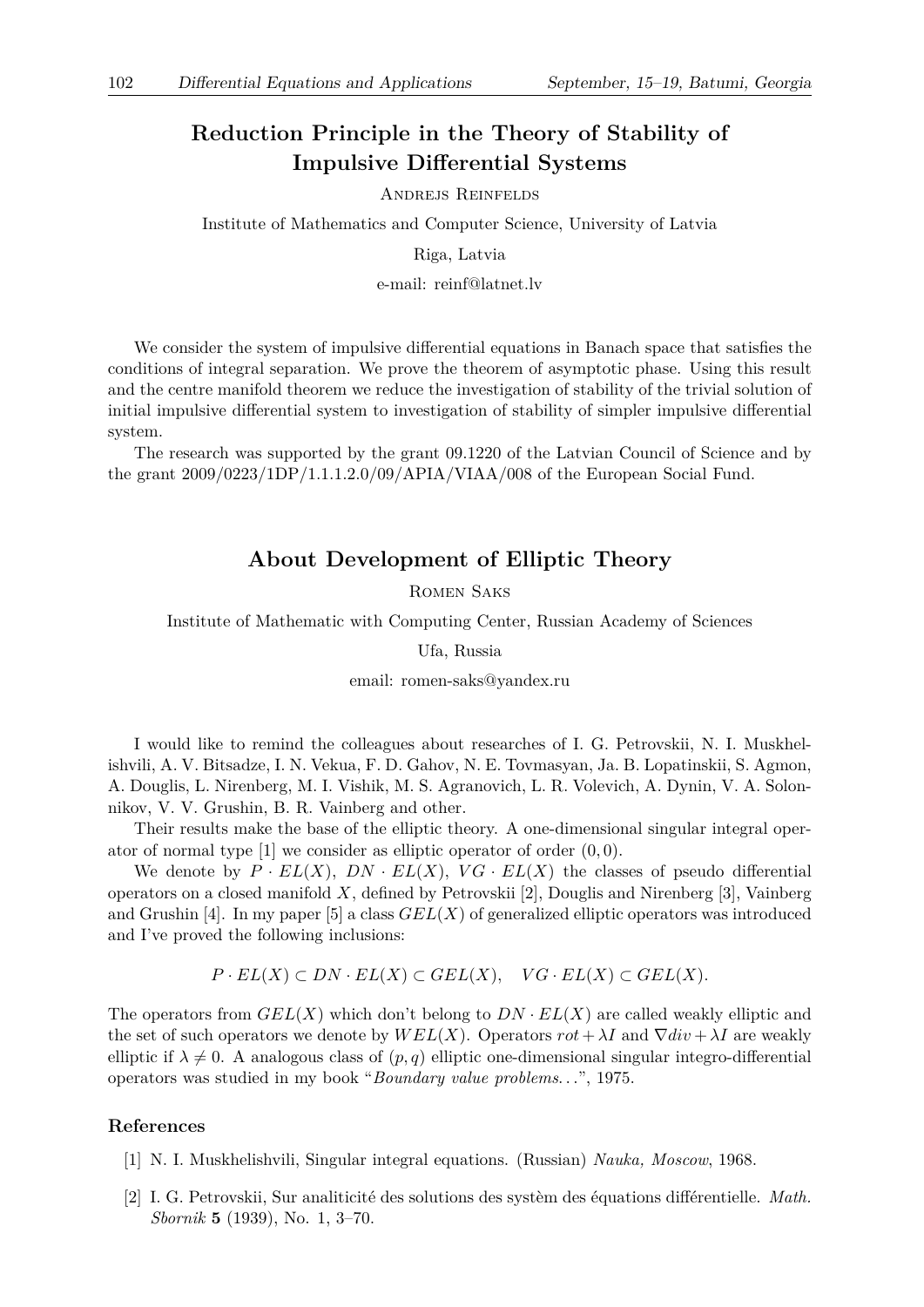## Reduction Principle in the Theory of Stability of Impulsive Differential Systems

Andrejs Reinfelds

Institute of Mathematics and Computer Science, University of Latvia

Riga, Latvia

e-mail: reinf@latnet.lv

We consider the system of impulsive differential equations in Banach space that satisfies the conditions of integral separation. We prove the theorem of asymptotic phase. Using this result and the centre manifold theorem we reduce the investigation of stability of the trivial solution of initial impulsive differential system to investigation of stability of simpler impulsive differential system.

The research was supported by the grant 09.1220 of the Latvian Council of Science and by the grant 2009/0223/1DP/1.1.1.2.0/09/APIA/VIAA/008 of the European Social Fund.

## About Development of Elliptic Theory

Romen Saks

Institute of Mathematic with Computing Center, Russian Academy of Sciences

Ufa, Russia

email: romen-saks@yandex.ru

I would like to remind the colleagues about researches of I. G. Petrovskii, N. I. Muskhelishvili, A. V. Bitsadze, I. N. Vekua, F. D. Gahov, N. E. Tovmasyan, Ja. B. Lopatinskii, S. Agmon, A. Douglis, L. Nirenberg, M. I. Vishik, M. S. Agranovich, L. R. Volevich, A. Dynin, V. A. Solonnikov, V. V. Grushin, B. R. Vainberg and other.

Their results make the base of the elliptic theory. A one-dimensional singular integral operator of normal type [1] we consider as elliptic operator of order $(0,0)$.

We denote by $P\cdot EL(X)$, $DN\cdot EL(X)$, $VG\cdot EL(X)$ the classes of pseudo differential operators on a closed manifold $X$, defined by Petrovskii [2], Douglis and Nirenberg [3], Vainberg and Grushin [4]. In my paper [5] a class $GEL(X)$ of generalized elliptic operators was introduced and I've proved the following inclusions:

$$P\cdot EL(X)\subset DN\cdot EL(X)\subset GEL(X),\quad VG\cdot EL(X)\subset GEL(X).$$

The operators from $GEL(X)$ which don't belong to $DN\cdot EL(X)$ are called weakly elliptic and the set of such operators we denote by $WEL(X)$. Operators $rot+\lambda I$ and $\nabla div+\lambda I$ are weakly elliptic if $\lambda\neq 0$. A analogous class of $(p,q)$ elliptic one-dimensional singular integro-differential operators was studied in my book "*Boundary value problems...*", 1975.

### References

[1] N. I. Muskhelishvili, Singular integral equations. (Russian) *Nauka, Moscow*, 1968.

[2] I. G. Petrovskii, Sur analiticité des solutions des systèm des équations différentielle. *Math. Sbornik* **5** (1939), No. 1, 3–70.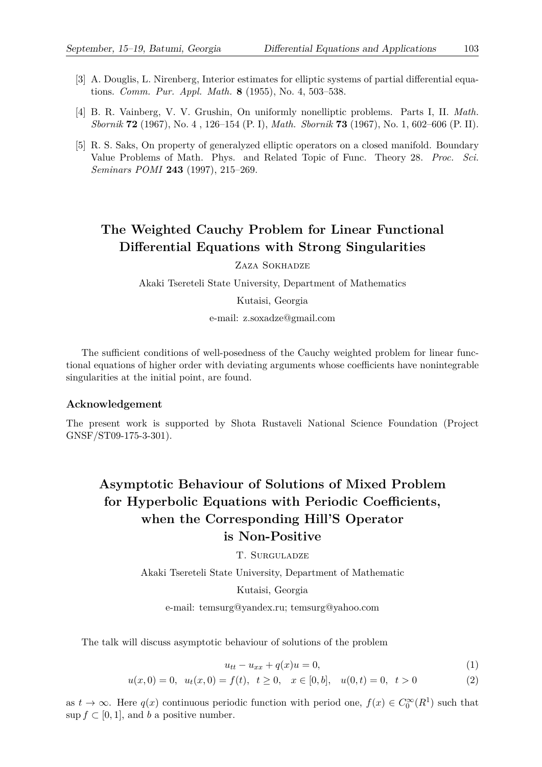[3] A. Douglis, L. Nirenberg, Interior estimates for elliptic systems of partial differential equations. *Comm. Pur. Appl. Math.* **8** (1955), No. 4, 503–538.

[4] B. R. Vainberg, V. V. Grushin, On uniformly nonelliptic problems. Parts I, II. *Math. Sbornik* **72** (1967), No. 4 , 126–154 (P. I), *Math. Sbornik* **73** (1967), No. 1, 602–606 (P. II).

[5] R. S. Saks, On property of generalyzed elliptic operators on a closed manifold. Boundary Value Problems of Math. Phys. and Related Topic of Func. Theory 28. *Proc. Sci. Seminars POMI* **243** (1997), 215–269.

## The Weighted Cauchy Problem for Linear Functional Differential Equations with Strong Singularities

Zaza Sokhadze

Akaki Tsereteli State University, Department of Mathematics

Kutaisi, Georgia

e-mail: z.soxadze@gmail.com

The sufficient conditions of well-posedness of the Cauchy weighted problem for linear functional equations of higher order with deviating arguments whose coefficients have nonintegrable singularities at the initial point, are found.

### Acknowledgement

The present work is supported by Shota Rustaveli National Science Foundation (Project GNSF/ST09-175-3-301).

## Asymptotic Behaviour of Solutions of Mixed Problem for Hyperbolic Equations with Periodic Coefficients, when the Corresponding Hill'S Operator is Non-Positive

T. Surguladze

Akaki Tsereteli State University, Department of Mathematic

Kutaisi, Georgia

e-mail: temsurg@yandex.ru; temsurg@yahoo.com

The talk will discuss asymptotic behaviour of solutions of the problem

$$u_{tt} - u_{xx} + q(x)u = 0, \tag{1}$$

$$u(x,0) = 0, \;\; u_t(x,0) = f(t), \;\; t \geq 0, \quad x \in [0,b], \quad u(0,t) = 0, \;\; t > 0 \tag{2}$$

as $t \to \infty$. Here $q(x)$ continuous periodic function with period one, $f(x) \in C_0^\infty(R^1)$ such that $\sup f \subset [0,1]$, and $b$ a positive number.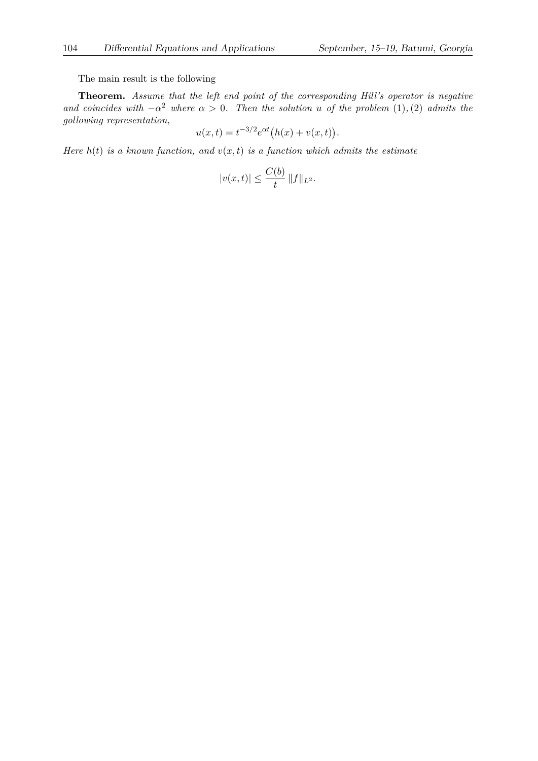The main result is the following

**Theorem.** *Assume that the left end point of the corresponding Hill's operator is negative and coincides with $-\alpha^2$ where $\alpha > 0$. Then the solution $u$ of the problem* (1), (2) *admits the gollowing representation,*

$$u(x,t) = t^{-3/2} e^{\alpha t} \big( h(x) + v(x,t) \big).$$

*Here $h(t)$ is a known function, and $v(x,t)$ is a function which admits the estimate*

$$|v(x,t)| \leq \frac{C(b)}{t} \, \|f\|_{L^2}.$$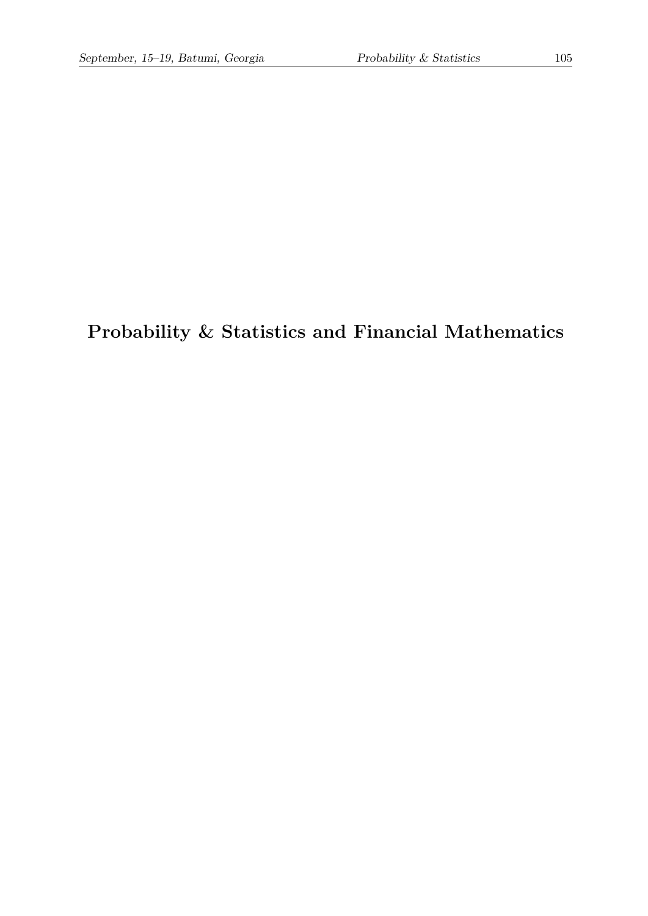# Probability & Statistics and Financial Mathematics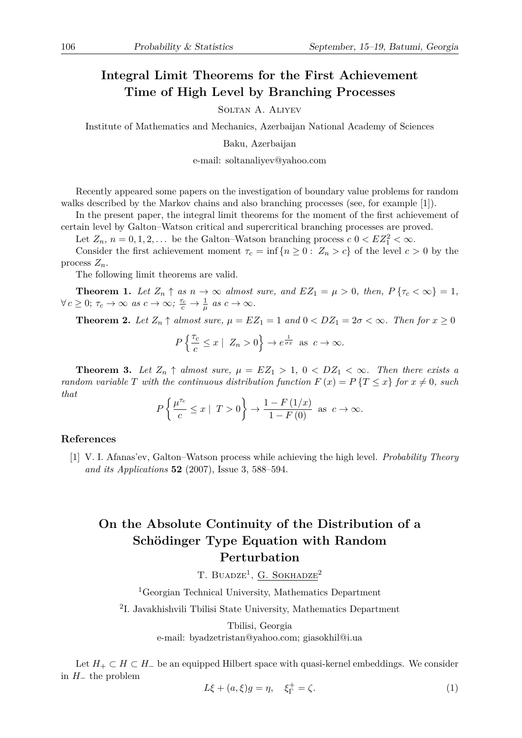## Integral Limit Theorems for the First Achievement Time of High Level by Branching Processes

Soltan A. Aliyev

Institute of Mathematics and Mechanics, Azerbaijan National Academy of Sciences

Baku, Azerbaijan

e-mail: soltanaliyev@yahoo.com

Recently appeared some papers on the investigation of boundary value problems for random walks described by the Markov chains and also branching processes (see, for example [1]).

In the present paper, the integral limit theorems for the moment of the first achievement of certain level by Galton–Watson critical and supercritical branching processes are proved.

Let $Z_n$, $n = 0, 1, 2, \dots$ be the Galton–Watson branching process $c$ $0 < EZ_1^2 < \infty$.

Consider the first achievement moment $\tau_c = \inf\{n \geq 0 : Z_n > c\}$ of the level $c > 0$ by the process $Z_n$.

The following limit theorems are valid.

**Theorem 1.** *Let $Z_n \uparrow$ as $n \to \infty$ almost sure, and $EZ_1 = \mu > 0$, then, $P\{\tau_c < \infty\} = 1$, $\forall\, c \geq 0$; $\tau_c \to \infty$ as $c \to \infty$; $\frac{\tau_c}{c} \to \frac{1}{\mu}$ as $c \to \infty$.*

**Theorem 2.** *Let $Z_n \uparrow$ almost sure, $\mu = EZ_1 = 1$ and $0 < DZ_1 = 2\sigma < \infty$. Then for $x \geq 0$*

$$P\left\{\frac{\tau_c}{c} \leq x \mid Z_n > 0\right\} \to e^{\frac{1}{\sigma x}} \text{ as } c \to \infty.$$

**Theorem 3.** *Let $Z_n \uparrow$ almost sure, $\mu = EZ_1 > 1$, $0 < DZ_1 < \infty$. Then there exists a random variable $T$ with the continuous distribution function $F(x) = P\{T \leq x\}$ for $x \neq 0$, such that*

$$P\left\{\frac{\mu^{\tau_c}}{c} \leq x \mid T > 0\right\} \to \frac{1 - F(1/x)}{1 - F(0)} \text{ as } c \to \infty.$$

### References

[1] V. I. Afanas'ev, Galton–Watson process while achieving the high level. *Probability Theory and its Applications* **52** (2007), Issue 3, 588–594.

## On the Absolute Continuity of the Distribution of a Schödinger Type Equation with Random Perturbation

T. Buadze[1], G. Sokhadze[2]

[1]Georgian Technical University, Mathematics Department

[2]I. Javakhishvili Tbilisi State University, Mathematics Department

Tbilisi, Georgia

e-mail: byadzetristan@yahoo.com; giasokhil@i.ua

Let $H_+ \subset H \subset H_-$ be an equipped Hilbert space with quasi-kernel embeddings. We consider in $H_-$ the problem

$$L\xi + (a, \xi)g = \eta, \quad \xi_\Gamma^+ = \zeta. \tag{1}$$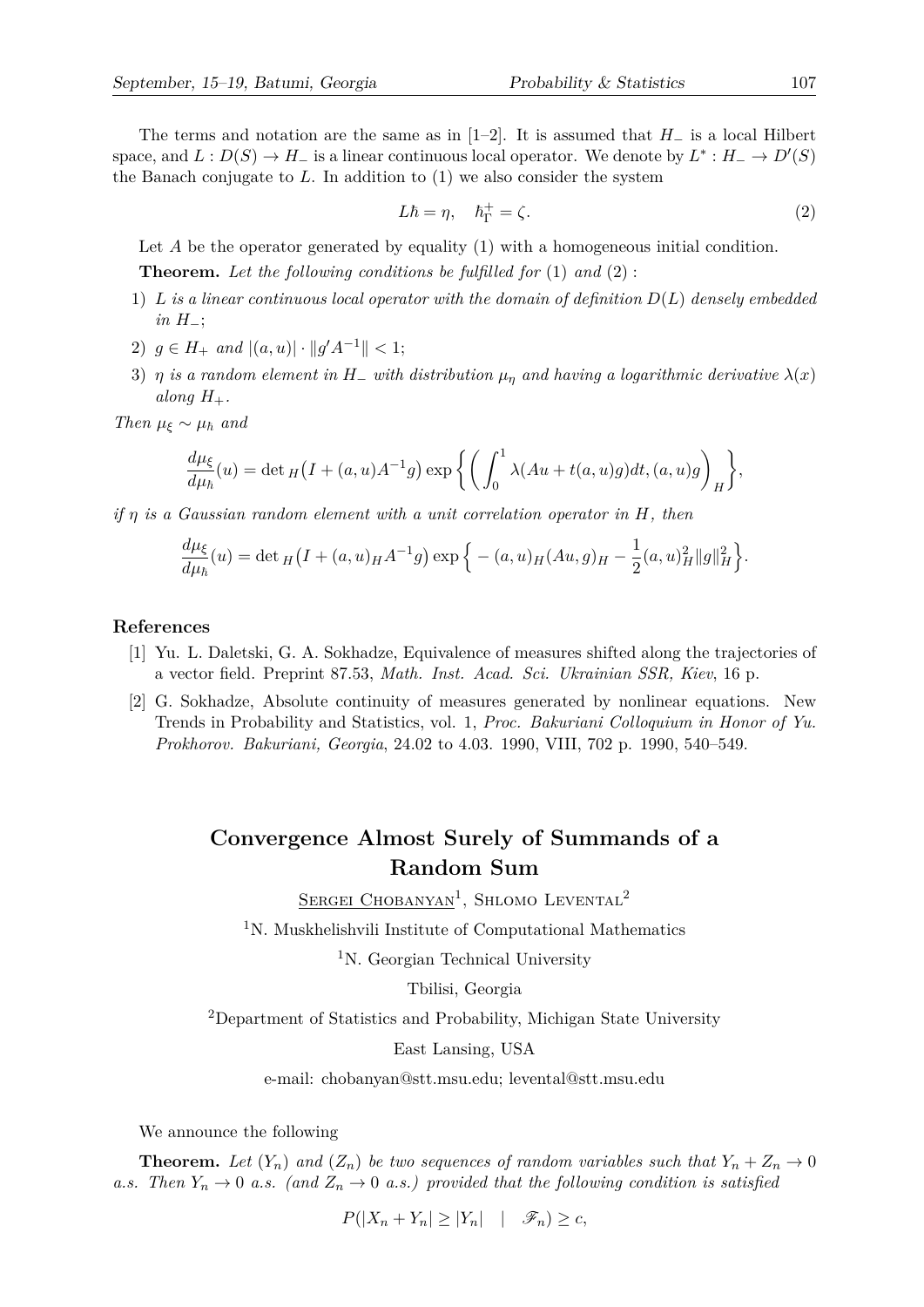The terms and notation are the same as in [1–2]. It is assumed that $H_-$ is a local Hilbert space, and $L : D(S) \to H_-$ is a linear continuous local operator. We denote by $L^* : H_- \to D'(S)$ the Banach conjugate to $L$. In addition to (1) we also consider the system

$$L\hbar = \eta, \quad \hbar_\Gamma^+ = \zeta. \tag{2}$$

Let $A$ be the operator generated by equality (1) with a homogeneous initial condition.

**Theorem.** *Let the following conditions be fulfilled for* (1) *and* (2) :

1) *$L$ is a linear continuous local operator with the domain of definition $D(L)$ densely embedded in $H_-$;*
2) *$g \in H_+$ and $|(a,u)| \cdot \|g' A^{-1}\| < 1$;*
3) *$\eta$ is a random element in $H_-$ with distribution $\mu_\eta$ and having a logarithmic derivative $\lambda(x)$ along $H_+$.*

*Then $\mu_\xi \sim \mu_\hbar$ and*

$$\frac{d\mu_\xi}{d\mu_\hbar}(u) = \det{}_H\big(I + (a,u)A^{-1}g\big) \exp\left\{ \left( \int_0^1 \lambda(Au + t(a,u)g)dt, (a,u)g \right)_H \right\},$$

*if $\eta$ is a Gaussian random element with a unit correlation operator in $H$, then*

$$\frac{d\mu_\xi}{d\mu_\hbar}(u) = \det{}_H\big(I + (a,u)_H A^{-1}g\big) \exp\Big\{ -(a,u)_H (Au, g)_H - \frac{1}{2}(a,u)_H^2 \|g\|_H^2 \Big\}.$$

## References

[1] Yu. L. Daletski, G. A. Sokhadze, Equivalence of measures shifted along the trajectories of a vector field. Preprint 87.53, *Math. Inst. Acad. Sci. Ukrainian SSR, Kiev*, 16 p.

[2] G. Sokhadze, Absolute continuity of measures generated by nonlinear equations. New Trends in Probability and Statistics, vol. 1, *Proc. Bakuriani Colloquium in Honor of Yu. Prokhorov. Bakuriani, Georgia*, 24.02 to 4.03. 1990, VIII, 702 p. 1990, 540–549.

# Convergence Almost Surely of Summands of a Random Sum

Sergei Chobanyan[1], Shlomo Levental[2]

[1]N. Muskhelishvili Institute of Computational Mathematics

[1]N. Georgian Technical University

Tbilisi, Georgia

[2]Department of Statistics and Probability, Michigan State University

East Lansing, USA

e-mail: chobanyan@stt.msu.edu; levental@stt.msu.edu

We announce the following

**Theorem.** *Let $(Y_n)$ and $(Z_n)$ be two sequences of random variables such that $Y_n + Z_n \to 0$ a.s. Then $Y_n \to 0$ a.s. (and $Z_n \to 0$ a.s.) provided that the following condition is satisfied*

$$P(|X_n + Y_n| \geq |Y_n| \quad | \quad \mathscr{F}_n) \geq c,$$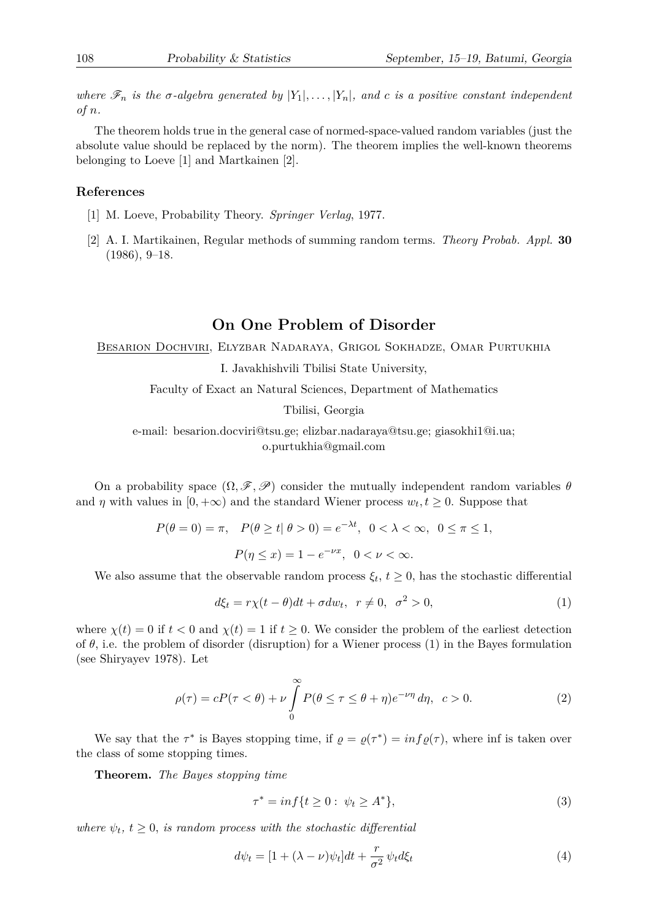*where $\mathscr{F}_n$ is the $\sigma$-algebra generated by $|Y_1|, \dots, |Y_n|$, and $c$ is a positive constant independent of $n$.*

The theorem holds true in the general case of normed-space-valued random variables (just the absolute value should be replaced by the norm). The theorem implies the well-known theorems belonging to Loeve [1] and Martkainen [2].

### References

[1] M. Loeve, Probability Theory. *Springer Verlag*, 1977.

[2] A. I. Martikainen, Regular methods of summing random terms. *Theory Probab. Appl.* **30** (1986), 9–18.

## On One Problem of Disorder

Besarion Dochviri, Elyzbar Nadaraya, Grigol Sokhadze, Omar Purtukhia

I. Javakhishvili Tbilisi State University,

Faculty of Exact an Natural Sciences, Department of Mathematics

Tbilisi, Georgia

e-mail: besarion.docviri@tsu.ge; elizbar.nadaraya@tsu.ge; giasokhi1@i.ua; o.purtukhia@gmail.com

On a probability space $(\Omega, \mathscr{F}, \mathscr{P})$ consider the mutually independent random variables $\theta$ and $\eta$ with values in $[0, +\infty)$ and the standard Wiener process $w_t, t \geq 0$. Suppose that

$$P(\theta = 0) = \pi, \quad P(\theta \geq t | \, \theta > 0) = e^{-\lambda t}, \;\; 0 < \lambda < \infty, \;\; 0 \leq \pi \leq 1,$$

$$P(\eta \leq x) = 1 - e^{-\nu x}, \;\; 0 < \nu < \infty.$$

We also assume that the observable random process $\xi_t$, $t \geq 0$, has the stochastic differential

$$d\xi_t = r\chi(t - \theta)dt + \sigma dw_t, \;\; r \neq 0, \;\; \sigma^2 > 0, \tag{1}$$

where $\chi(t) = 0$ if $t < 0$ and $\chi(t) = 1$ if $t \geq 0$. We consider the problem of the earliest detection of $\theta$, i.e. the problem of disorder (disruption) for a Wiener process (1) in the Bayes formulation (see Shiryayev 1978). Let

$$\rho(\tau) = cP(\tau < \theta) + \nu \int\limits_0^\infty P(\theta \leq \tau \leq \theta + \eta) e^{-\nu\eta} \, d\eta, \;\; c > 0. \tag{2}$$

We say that the $\tau^*$ is Bayes stopping time, if $\varrho = \varrho(\tau^*) = inf \, \varrho(\tau)$, where inf is taken over the class of some stopping times.

**Theorem.** *The Bayes stopping time*

$$\tau^* = inf\{t \geq 0 : \; \psi_t \geq A^*\}, \tag{3}$$

*where $\psi_t$, $t \geq 0$, is random process with the stochastic differential*

$$d\psi_t = [1 + (\lambda - \nu)\psi_t]dt + \frac{r}{\sigma^2} \, \psi_t d\xi_t \tag{4}$$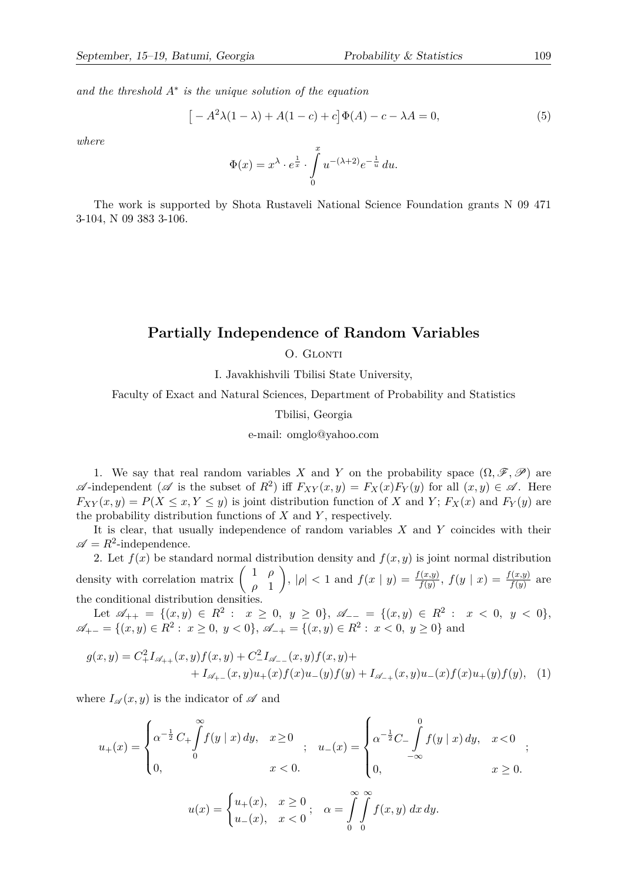*and the threshold $A^*$ is the unique solution of the equation*

$$\big[-A^2\lambda(1-\lambda)+A(1-c)+c\big]\Phi(A)-c-\lambda A=0, \tag{5}$$

*where*

$$\Phi(x)=x^{\lambda}\cdot e^{\frac{1}{x}}\cdot\int\limits_0^x u^{-(\lambda+2)}e^{-\frac{1}{u}}\,du.$$

The work is supported by Shota Rustaveli National Science Foundation grants N 09 471 3-104, N 09 383 3-106.

# Partially Independence of Random Variables

O. Glonti

I. Javakhishvili Tbilisi State University,

Faculty of Exact and Natural Sciences, Department of Probability and Statistics

Tbilisi, Georgia

e-mail: omglo@yahoo.com

1. We say that real random variables $X$ and $Y$ on the probability space $(\Omega,\mathscr{F},\mathscr{P})$ are $\mathscr{A}$-independent ($\mathscr{A}$ is the subset of $R^2$) iff $F_{XY}(x,y)=F_X(x)F_Y(y)$ for all $(x,y)\in\mathscr{A}$. Here $F_{XY}(x,y)=P(X\le x,Y\le y)$ is joint distribution function of $X$ and $Y$; $F_X(x)$ and $F_Y(y)$ are the probability distribution functions of $X$ and $Y$, respectively.

It is clear, that usually independence of random variables $X$ and $Y$ coincides with their $\mathscr{A}=R^2$-independence.

2. Let $f(x)$ be standard normal distribution density and $f(x,y)$ is joint normal distribution density with correlation matrix $\begin{pmatrix}1 & \rho\\ \rho & 1\end{pmatrix}$, $|\rho|<1$ and $f(x\mid y)=\frac{f(x,y)}{f(y)}$, $f(y\mid x)=\frac{f(x,y)}{f(y)}$ are the conditional distribution densities.

Let $\mathscr{A}_{++}=\{(x,y)\in R^2:\ x\ge 0,\ y\ge 0\}$, $\mathscr{A}_{--}=\{(x,y)\in R^2:\ x<0,\ y<0\}$, $\mathscr{A}_{+-}=\{(x,y)\in R^2:\ x\ge 0,\ y<0\}$, $\mathscr{A}_{-+}=\{(x,y)\in R^2:\ x<0,\ y\ge 0\}$ and

$$\begin{aligned}g(x,y)=C_+^2 I_{\mathscr{A}_{++}}(x,y)f(x,y)+C_-^2 I_{\mathscr{A}_{--}}(x,y)f(x,y)+\\ +I_{\mathscr{A}_{+-}}(x,y)u_+(x)f(x)u_-(y)f(y)+I_{\mathscr{A}_{-+}}(x,y)u_-(x)f(x)u_+(y)f(y),\end{aligned} \tag{1}$$

where $I_{\mathscr{A}}(x,y)$ is the indicator of $\mathscr{A}$ and

$$u_+(x)=\begin{cases}\alpha^{-\frac{1}{2}}C_+\displaystyle\int\limits_0^\infty f(y\mid x)\,dy, & x\ge 0\\ 0, & x<0.\end{cases};\quad u_-(x)=\begin{cases}\alpha^{-\frac{1}{2}}C_-\displaystyle\int\limits_{-\infty}^0 f(y\mid x)\,dy, & x<0\\ 0, & x\ge 0.\end{cases};$$

$$u(x)=\begin{cases}u_+(x), & x\ge 0\\ u_-(x), & x<0\end{cases};\quad \alpha=\int\limits_0^\infty\int\limits_0^\infty f(x,y)\,dx\,dy.$$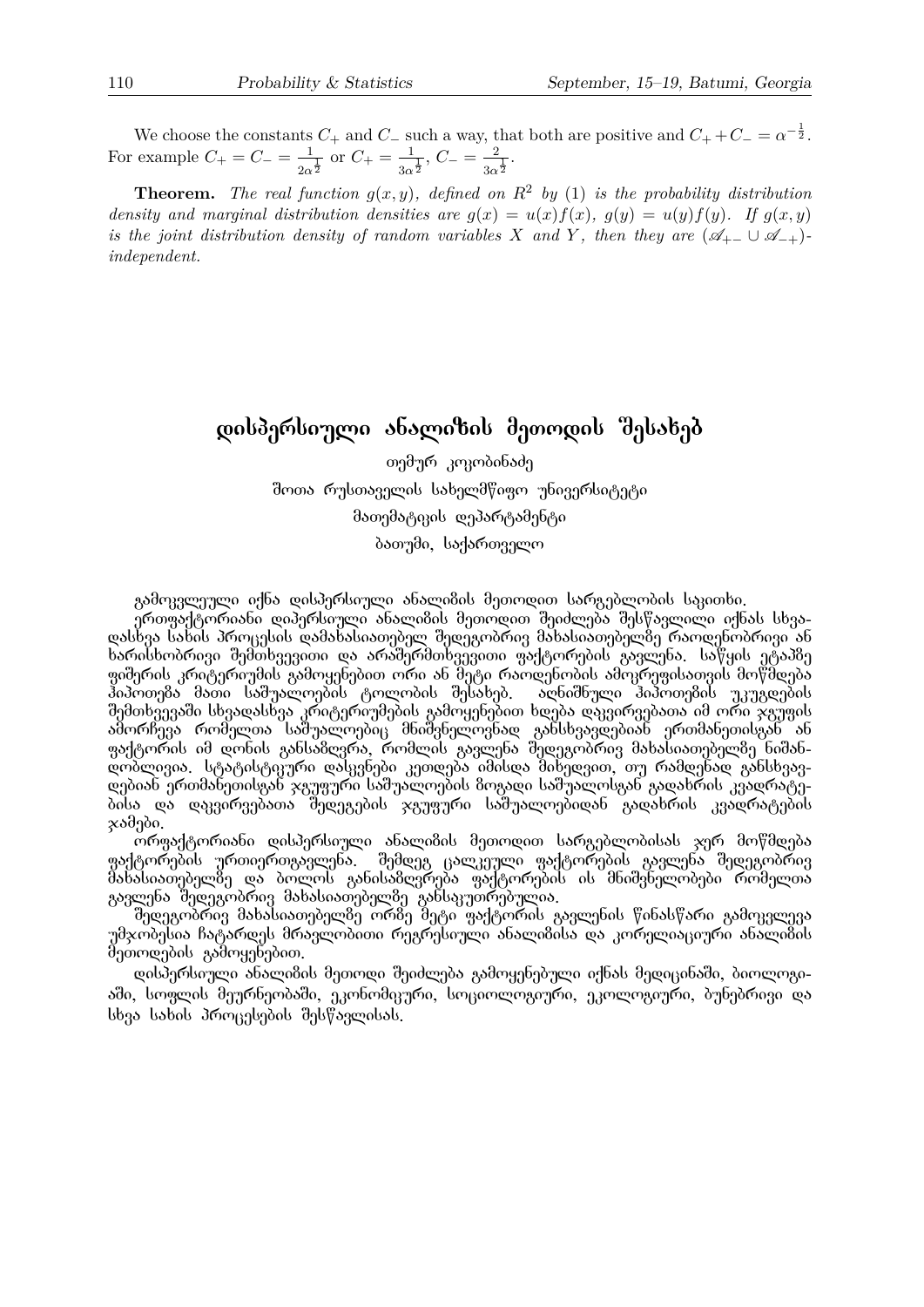We choose the constants $C_+$ and $C_-$ such a way, that both are positive and $C_+ + C_- = \alpha^{-\frac{1}{2}}$. For example $C_+ = C_- = \frac{1}{2\alpha^{\frac{1}{2}}}$ or $C_+ = \frac{1}{3\alpha^{\frac{1}{2}}}$, $C_- = \frac{2}{3\alpha^{\frac{1}{2}}}$.

**Theorem.** *The real function $g(x,y)$, defined on $R^2$ by* (1) *is the probability distribution density and marginal distribution densities are $g(x) = u(x)f(x)$, $g(y) = u(y)f(y)$. If $g(x,y)$ is the joint distribution density of random variables $X$ and $Y$, then they are $(\mathscr{A}_{+-} \cup \mathscr{A}_{-+})$-independent.*

## დისპერსიული ანალიზის მეთოდის შესახებ

თემურ კოკობინაძე

შოთა რუსთაველის სახელმწიფო უნივერსიტეტი
მათემატიკის დეპარტამენტი
ბათუმი, საქართველო

გამოკვლეული იქნა დისპერსიული ანალიზის მეთოდით სარგებლობის საკითხი.

ერთფაქტორიანი დისპერსიული ანალიზის მეთოდით შეიძლება შესწავლილი იქნას სხვადასხვა სახის პროცესის დამახასიათებელ შედეგობრივ მახასიათებელზე რაოდენობრივი ან ხარისხობრივი შემთხვევითი და არაშემთხვევითი ფაქტორების გავლენა. საწყის ეტაპზე ფიშერის კრიტერიუმის გამოყენებით ორი ან მეტი რაოდენობის ამოკრეფისათვის მოწმდება ჰიპოთეზა მათი საშუალოების ტოლობის შესახებ. აღნიშნული ჰიპოთეზის უკუგდების შემთხვევაში სხვადასხვა კრიტერიუმების გამოყენებით ხდება დაკვირვებათა იმ ორი ჯგუფის ამორჩევა რომელთა საშუალოებიც მნიშვნელოვნად განსხვავდებიან ერთმანეთისგან ან ფაქტორის იმ დონის განსაზღვრა, რომლის გავლენა შედეგობრივ მახასიათებელზე ნიშანდობლივია. სტატისტიკური დასკვნები კეთდება იმისდა მიხედვით, თუ რამდენად განსხვავდებიან ერთმანეთისგან ჯგუფური საშუალოების ზოგადი საშუალოსგან გადახრის კვადრატებისა და დაკვირვებათა შედეგების ჯგუფური საშუალოებიდან გადახრის კვადრატების ჯამები.

ორფაქტორიანი დისპერსიული ანალიზის მეთოდით სარგებლობისას ჯერ მოწმდება ფაქტორების ურთიერთგავლენა. შემდეგ ცალკეული ფაქტორების გავლენა შედეგობრივ მახასიათებელზე და ბოლოს განისაზღვრება ფაქტორების ის მნიშვნელობები რომელთა გავლენა შედეგობრივ მახასიათებელზე განსაკუთრებულია.

შედეგობრივ მახასიათებელზე ორზე მეტი ფაქტორის გავლენის წინასწარი გამოკვლევა უმჯობესია ჩატარდეს მრავლობითი რეგრესიული ანალიზისა და კორელიაციური ანალიზის მეთოდების გამოყენებით.

დისპერსიული ანალიზის მეთოდი შეიძლება გამოყენებული იქნას მედიცინაში, ბიოლოგიაში, სოფლის მეურნეობაში, ეკონომიკური, სოციოლოგიური, ეკოლოგიური, ბუნებრივი და სხვა სახის პროცესების შესწავლისას.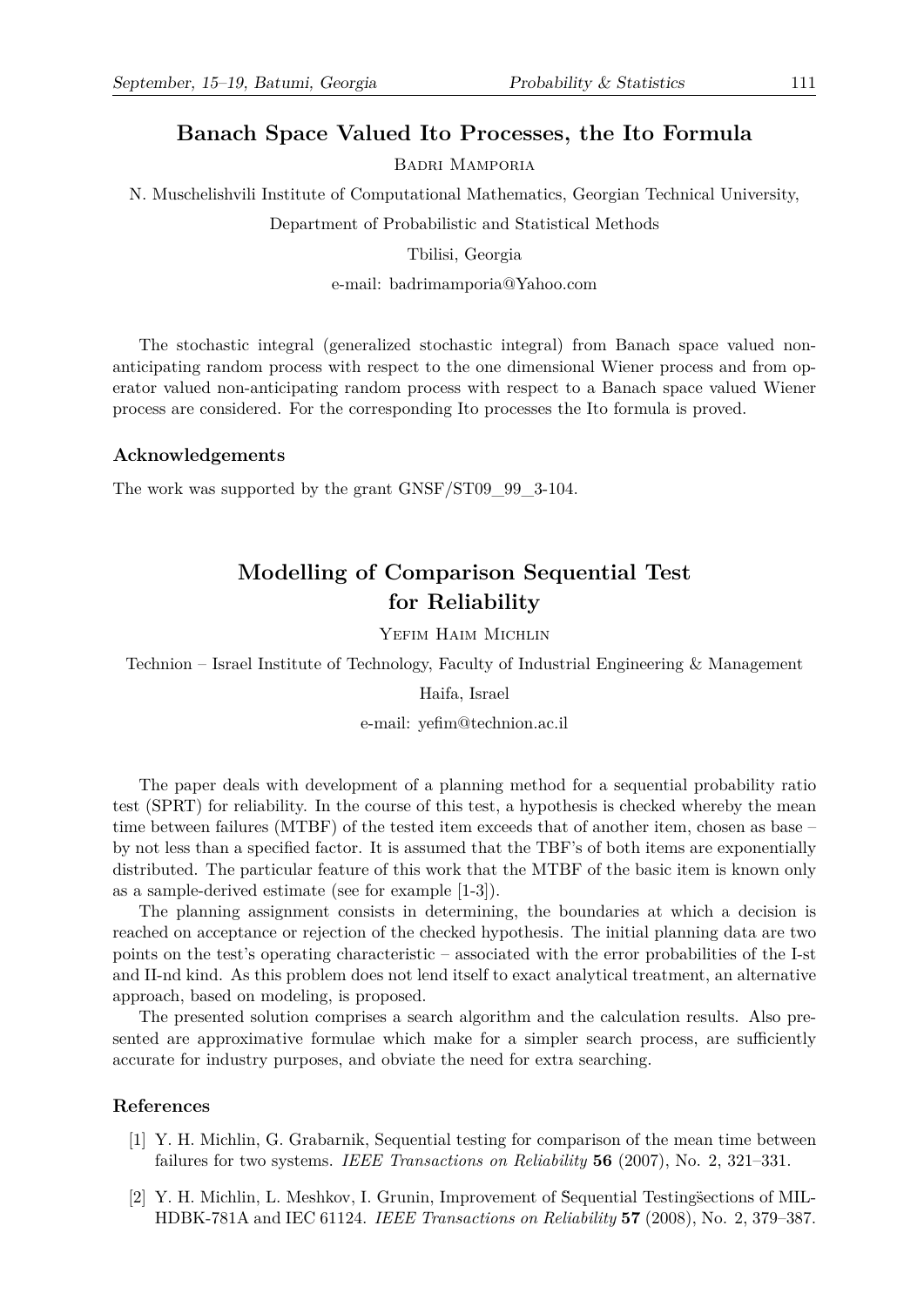## Banach Space Valued Ito Processes, the Ito Formula

Badri Mamporia

N. Muschelishvili Institute of Computational Mathematics, Georgian Technical University,

Department of Probabilistic and Statistical Methods

Tbilisi, Georgia

e-mail: badrimamporia@Yahoo.com

The stochastic integral (generalized stochastic integral) from Banach space valued non-anticipating random process with respect to the one dimensional Wiener process and from operator valued non-anticipating random process with respect to a Banach space valued Wiener process are considered. For the corresponding Ito processes the Ito formula is proved.

### Acknowledgements

The work was supported by the grant GNSF/ST09_99_3-104.

## Modelling of Comparison Sequential Test for Reliability

Yefim Haim Michlin

Technion – Israel Institute of Technology, Faculty of Industrial Engineering & Management

Haifa, Israel

e-mail: yefim@technion.ac.il

The paper deals with development of a planning method for a sequential probability ratio test (SPRT) for reliability. In the course of this test, a hypothesis is checked whereby the mean time between failures (MTBF) of the tested item exceeds that of another item, chosen as base – by not less than a specified factor. It is assumed that the TBF's of both items are exponentially distributed. The particular feature of this work that the MTBF of the basic item is known only as a sample-derived estimate (see for example [1-3]).

The planning assignment consists in determining, the boundaries at which a decision is reached on acceptance or rejection of the checked hypothesis. The initial planning data are two points on the test's operating characteristic – associated with the error probabilities of the I-st and II-nd kind. As this problem does not lend itself to exact analytical treatment, an alternative approach, based on modeling, is proposed.

The presented solution comprises a search algorithm and the calculation results. Also presented are approximative formulae which make for a simpler search process, are sufficiently accurate for industry purposes, and obviate the need for extra searching.

### References

[1] Y. H. Michlin, G. Grabarnik, Sequential testing for comparison of the mean time between failures for two systems. *IEEE Transactions on Reliability* **56** (2007), No. 2, 321–331.

[2] Y. H. Michlin, L. Meshkov, I. Grunin, Improvement of Sequential Testingsections of MIL-HDBK-781A and IEC 61124. *IEEE Transactions on Reliability* **57** (2008), No. 2, 379–387.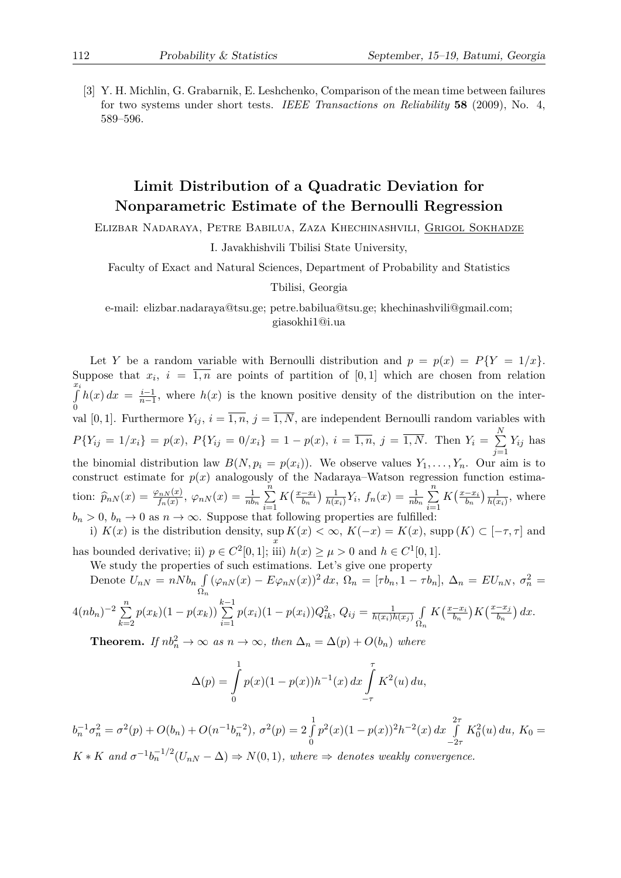[3] Y. H. Michlin, G. Grabarnik, E. Leshchenko, Comparison of the mean time between failures for two systems under short tests. *IEEE Transactions on Reliability* **58** (2009), No. 4, 589–596.

## Limit Distribution of a Quadratic Deviation for Nonparametric Estimate of the Bernoulli Regression

Elizbar Nadaraya, Petre Babilua, Zaza Khechinashvili, Grigol Sokhadze

I. Javakhishvili Tbilisi State University,

Faculty of Exact and Natural Sciences, Department of Probability and Statistics

Tbilisi, Georgia

e-mail: elizbar.nadaraya@tsu.ge; petre.babilua@tsu.ge; khechinashvili@gmail.com; giasokhi1@i.ua

Let $Y$ be a random variable with Bernoulli distribution and $p = p(x) = P\{Y = 1/x\}$. Suppose that $x_i$, $i = \overline{1,n}$ are points of partition of $[0,1]$ which are chosen from relation $\int\limits_0^{x_i} h(x)\,dx = \frac{i-1}{n-1}$, where $h(x)$ is the known positive density of the distribution on the interval $[0,1]$. Furthermore $Y_{ij}$, $i = \overline{1,n}$, $j = \overline{1,N}$, are independent Bernoulli random variables with $P\{Y_{ij} = 1/x_i\} = p(x)$, $P\{Y_{ij} = 0/x_i\} = 1 - p(x)$, $i = \overline{1,n}$, $j = \overline{1,N}$. Then $Y_i = \sum\limits_{j=1}^{N} Y_{ij}$ has the binomial distribution law $B(N, p_i = p(x_i))$. We observe values $Y_1, \dots, Y_n$. Our aim is to construct estimate for $p(x)$ analogously of the Nadaraya–Watson regression function estimation: $\widehat{p}_{nN}(x) = \frac{\varphi_{nN}(x)}{f_n(x)}$, $\varphi_{nN}(x) = \frac{1}{nb_n} \sum\limits_{i=1}^{n} K\big(\frac{x-x_i}{b_n}\big) \frac{1}{h(x_i)} Y_i$, $f_n(x) = \frac{1}{nb_n} \sum\limits_{i=1}^{n} K\big(\frac{x-x_i}{b_n}\big) \frac{1}{h(x_i)}$, where $b_n > 0$, $b_n \to 0$ as $n \to \infty$. Suppose that following properties are fulfilled:

i) $K(x)$ is the distribution density, $\sup\limits_x K(x) < \infty$, $K(-x) = K(x)$, $\operatorname{supp}(K) \subset [-\tau, \tau]$ and has bounded derivative; ii) $p \in C^2[0,1]$; iii) $h(x) \geq \mu > 0$ and $h \in C^1[0,1]$.

We study the properties of such estimations. Let's give one property

Denote $U_{nN} = nNb_n \int\limits_{\Omega_n} (\varphi_{nN}(x) - E\varphi_{nN}(x))^2\,dx$, $\Omega_n = [\tau b_n, 1 - \tau b_n]$, $\Delta_n = EU_{nN}$, $\sigma_n^2 = 4(nb_n)^{-2} \sum\limits_{k=2}^{n} p(x_k)(1-p(x_k)) \sum\limits_{i=1}^{k-1} p(x_i)(1-p(x_i)) Q_{ik}^2$, $Q_{ij} = \frac{1}{h(x_i)h(x_j)} \int\limits_{\Omega_n} K\big(\frac{x-x_i}{b_n}\big) K\big(\frac{x-x_j}{b_n}\big)\,dx$.

**Theorem.** *If $nb_n^2 \to \infty$ as $n \to \infty$, then $\Delta_n = \Delta(p) + O(b_n)$ where*

$$\Delta(p) = \int\limits_0^1 p(x)(1-p(x))h^{-1}(x)\,dx \int\limits_{-\tau}^{\tau} K^2(u)\,du,$$

$b_n^{-1}\sigma_n^2 = \sigma^2(p) + O(b_n) + O(n^{-1}b_n^{-2})$, $\sigma^2(p) = 2\int\limits_0^1 p^2(x)(1-p(x))^2 h^{-2}(x)\,dx \int\limits_{-2\tau}^{2\tau} K_0^2(u)\,du$, $K_0 = K * K$ *and* $\sigma^{-1}b_n^{-1/2}(U_{nN} - \Delta) \Rightarrow N(0,1)$, *where* $\Rightarrow$ *denotes weakly convergence.*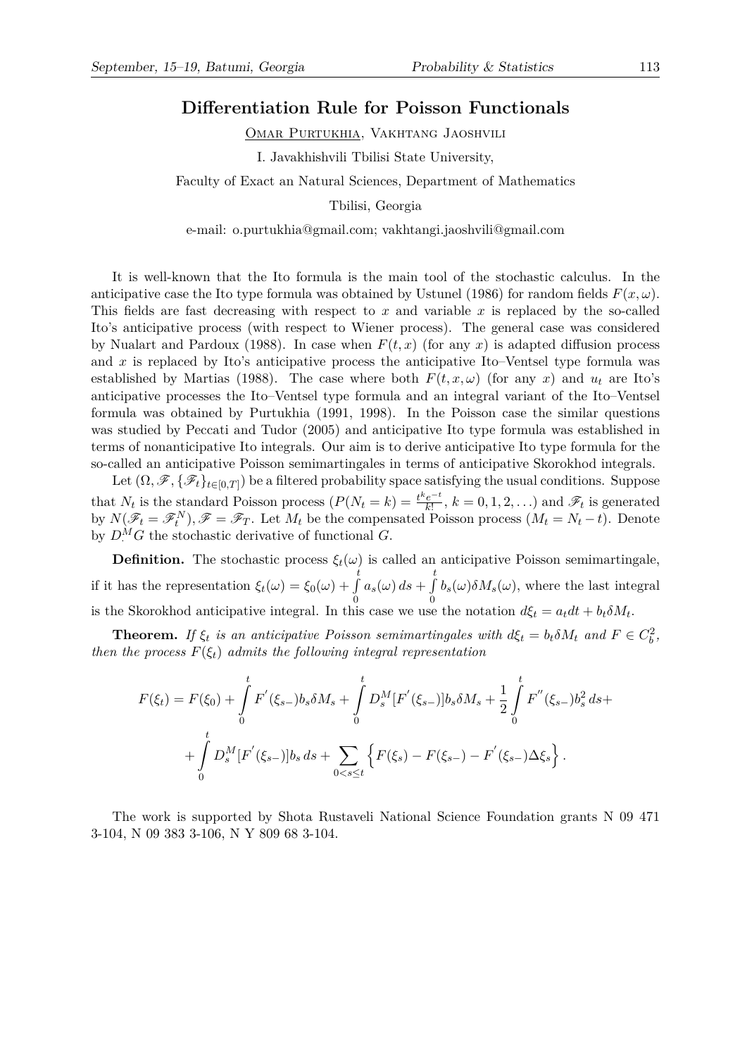## Differentiation Rule for Poisson Functionals

Omar Purtukhia, Vakhtang Jaoshvili

I. Javakhishvili Tbilisi State University,

Faculty of Exact an Natural Sciences, Department of Mathematics

Tbilisi, Georgia

e-mail: o.purtukhia@gmail.com; vakhtangi.jaoshvili@gmail.com

It is well-known that the Ito formula is the main tool of the stochastic calculus. In the anticipative case the Ito type formula was obtained by Ustunel (1986) for random fields $F(x, \omega)$. This fields are fast decreasing with respect to $x$ and variable $x$ is replaced by the so-called Ito's anticipative process (with respect to Wiener process). The general case was considered by Nualart and Pardoux (1988). In case when $F(t, x)$ (for any $x$) is adapted diffusion process and $x$ is replaced by Ito's anticipative process the anticipative Ito–Ventsel type formula was established by Martias (1988). The case where both $F(t, x, \omega)$ (for any $x$) and $u_t$ are Ito's anticipative processes the Ito–Ventsel type formula and an integral variant of the Ito–Ventsel formula was obtained by Purtukhia (1991, 1998). In the Poisson case the similar questions was studied by Peccati and Tudor (2005) and anticipative Ito type formula was established in terms of nonanticipative Ito integrals. Our aim is to derive anticipative Ito type formula for the so-called an anticipative Poisson semimartingales in terms of anticipative Skorokhod integrals.

Let $(\Omega, \mathscr{F}, \{\mathscr{F}_t\}_{t\in[0,T]})$ be a filtered probability space satisfying the usual conditions. Suppose that $N_t$ is the standard Poisson process ($P(N_t = k) = \frac{t^k e^{-t}}{k!}$, $k = 0, 1, 2, \ldots$) and $\mathscr{F}_t$ is generated by $N (\mathscr{F}_t = \mathscr{F}_t^N), \mathscr{F} = \mathscr{F}_T$. Let $M_t$ be the compensated Poisson process ($M_t = N_t - t$). Denote by $D_{\cdot}^M G$ the stochastic derivative of functional $G$.

**Definition.** The stochastic process $\xi_t(\omega)$ is called an anticipative Poisson semimartingale, if it has the representation $\xi_t(\omega) = \xi_0(\omega) + \int_0^t a_s(\omega)\, ds + \int_0^t b_s(\omega) \delta M_s(\omega)$, where the last integral is the Skorokhod anticipative integral. In this case we use the notation $d\xi_t = a_t dt + b_t \delta M_t$.

**Theorem.** *If $\xi_t$ is an anticipative Poisson semimartingales with $d\xi_t = b_t \delta M_t$ and $F \in C_b^2$, then the process $F(\xi_t)$ admits the following integral representation*

$$
F(\xi_t) = F(\xi_0) + \int_0^t F'(\xi_{s-}) b_s \delta M_s + \int_0^t D_s^M [F'(\xi_{s-})] b_s \delta M_s + \frac{1}{2}\int_0^t F''(\xi_{s-}) b_s^2\, ds +
$$

$$
+ \int_0^t D_s^M [F'(\xi_{s-})] b_s\, ds + \sum_{0<s\le t} \Big\{ F(\xi_s) - F(\xi_{s-}) - F'(\xi_{s-}) \Delta\xi_s \Big\}.
$$

The work is supported by Shota Rustaveli National Science Foundation grants N 09 471 3-104, N 09 383 3-106, N Y 809 68 3-104.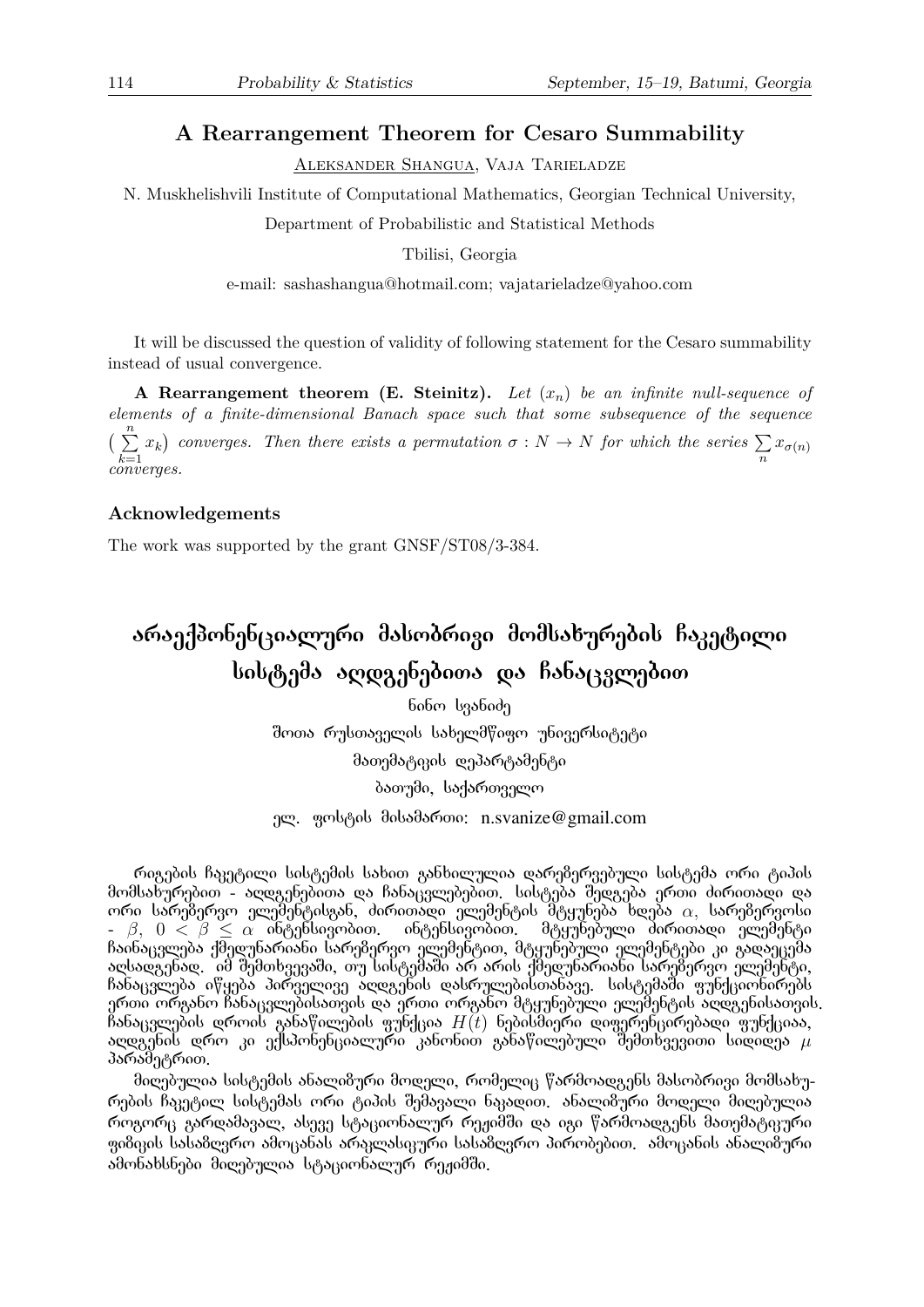## A Rearrangement Theorem for Cesaro Summability

Aleksander Shangua, Vaja Tarieladze

N. Muskhelishvili Institute of Computational Mathematics, Georgian Technical University,

Department of Probabilistic and Statistical Methods

Tbilisi, Georgia

e-mail: sashashangua@hotmail.com; vajatarieladze@yahoo.com

It will be discussed the question of validity of following statement for the Cesaro summability instead of usual convergence.

**A Rearrangement theorem (E. Steinitz).** *Let $(x_n)$ be an infinite null-sequence of elements of a finite-dimensional Banach space such that some subsequence of the sequence $\big(\sum\limits_{k=1}^{n} x_k\big)$ converges. Then there exists a permutation $\sigma : N \to N$ for which the series $\sum\limits_n x_{\sigma(n)}$ converges.*

### Acknowledgements

The work was supported by the grant GNSF/ST08/3-384.

## არაექპონენციალური მასობრივი მომსახურების ჩაკეტილი სისტემა აღდგენებითა და ჩანაცვლებით

ნინო სვანიძე

შოთა რუსთაველის სახელმწიფო უნივერსიტეტი

მათემატიკის დეპარტამენტი

ბათუმი, საქართველო

ელ. ფოსტის მისამართი: n.svanize@gmail.com

რიგების ჩაკეტილი სისტემის სახით განხილულია დარეზერვებული სისტემა ორი ტიპის მომსახურებით - აღდგენებითა და ჩანაცვლებებით. სისტემა შედგება ერთი ძირითადი და ორი სარეზერვო ელემენტისგან, ძირითადი ელემენტის მტყუნება ხდება $\alpha$, სარეზერვოსი - $\beta$, $0 < \beta \leq \alpha$ ინტენსივობით. ინტენსივობით. მტყუნებული ძირითადი ელემენტი ჩაინაცვლება ქმედუნარიანი სარეზერვო ელემენტით, მტყუნებული ელემენტები კი გადაეცემა აღსადგენად. იმ შემთხვევაში, თუ სისტემაში არ არის ქმედუნარიანი სარეზერვო ელემენტი, ჩანაცვლება იწყება პირველივე აღდგენის დასრულებისთანავე. სისტემაში ფუნქციონირებს ერთი ორგანო ჩანაცვლებისათვის და ერთი ორგანო მტყუნებული ელემენტის აღდგენისათვის. ჩანაცვლების დროის განაწილების ფუნქცია $H(t)$ ნებისმიერი დიფერენცირებადი ფუნქციაა, აღდგენის დრო კი ექსპონენციალური კანონით განაწილებული შემთხვევითი სიდიდეა $\mu$ პარამეტრით.

მიღებულია სისტემის ანალიზური მოდელი, რომელიც წარმოადგენს მასობრივი მომსახურების ჩაკეტილ სისტემას ორი ტიპის შემავალი ნაკადით. ანალიზური მოდელი მიღებულია როგორც გარდამავალ, ასევე სტაციონალურ რეჟიმში და იგი წარმოადგენს მათემატიკური ფიზიკის სასაზღვრო ამოცანას არაკლასიკური სასაზღვრო პირობებით. ამოცანის ანალიზური ამონახსნები მიღებულია სტაციონალურ რეჟიმში.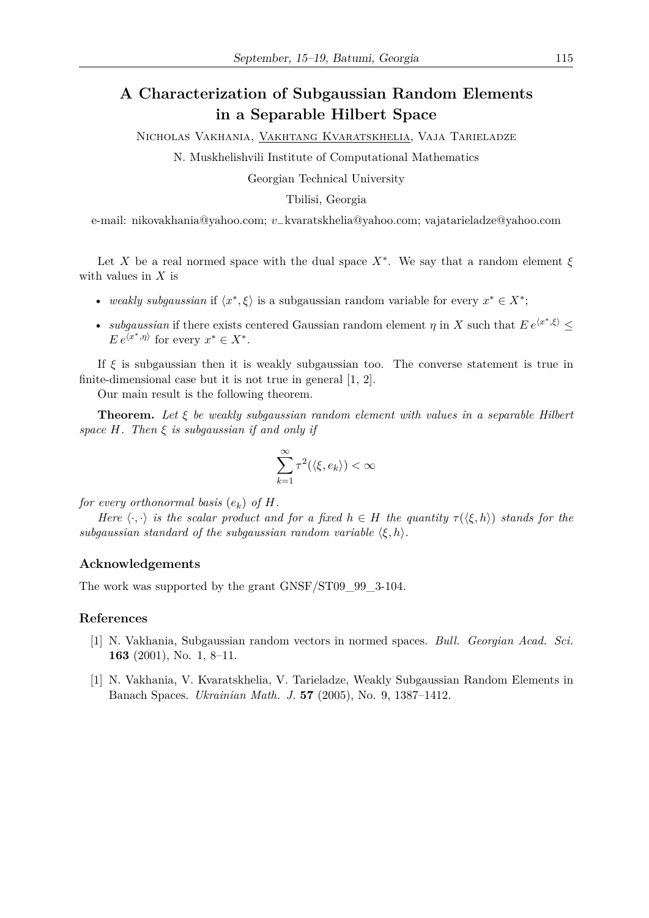# A Characterization of Subgaussian Random Elements in a Separable Hilbert Space

Nicholas Vakhania, Vakhtang Kvaratskhelia, Vaja Tarieladze

N. Muskhelishvili Institute of Computational Mathematics

Georgian Technical University

Tbilisi, Georgia

e-mail: nikovakhania@yahoo.com; v_kvaratskhelia@yahoo.com; vajatarieladze@yahoo.com

Let $X$ be a real normed space with the dual space $X^*$. We say that a random element $\xi$ with values in $X$ is

- *weakly subgaussian* if $\langle x^*, \xi \rangle$ is a subgaussian random variable for every $x^* \in X^*$;
- *subgaussian* if there exists centered Gaussian random element $\eta$ in $X$ such that $E\, e^{\langle x^*, \xi \rangle} \leq E\, e^{\langle x^*, \eta \rangle}$ for every $x^* \in X^*$.

If $\xi$ is subgaussian then it is weakly subgaussian too. The converse statement is true in finite-dimensional case but it is not true in general [1, 2].

Our main result is the following theorem.

**Theorem.** *Let $\xi$ be weakly subgaussian random element with values in a separable Hilbert space $H$. Then $\xi$ is subgaussian if and only if*

$$\sum_{k=1}^{\infty} \tau^2(\langle \xi, e_k \rangle) < \infty$$

*for every orthonormal basis $(e_k)$ of $H$.*

*Here $\langle \cdot, \cdot \rangle$ is the scalar product and for a fixed $h \in H$ the quantity $\tau(\langle \xi, h \rangle)$ stands for the subgaussian standard of the subgaussian random variable $\langle \xi, h \rangle$.*

## Acknowledgements

The work was supported by the grant GNSF/ST09_99_3-104.

## References

[1] N. Vakhania, Subgaussian random vectors in normed spaces. *Bull. Georgian Acad. Sci.* **163** (2001), No. 1, 8–11.

[1] N. Vakhania, V. Kvaratskhelia, V. Tarieladze, Weakly Subgaussian Random Elements in Banach Spaces. *Ukrainian Math. J.* **57** (2005), No. 9, 1387–1412.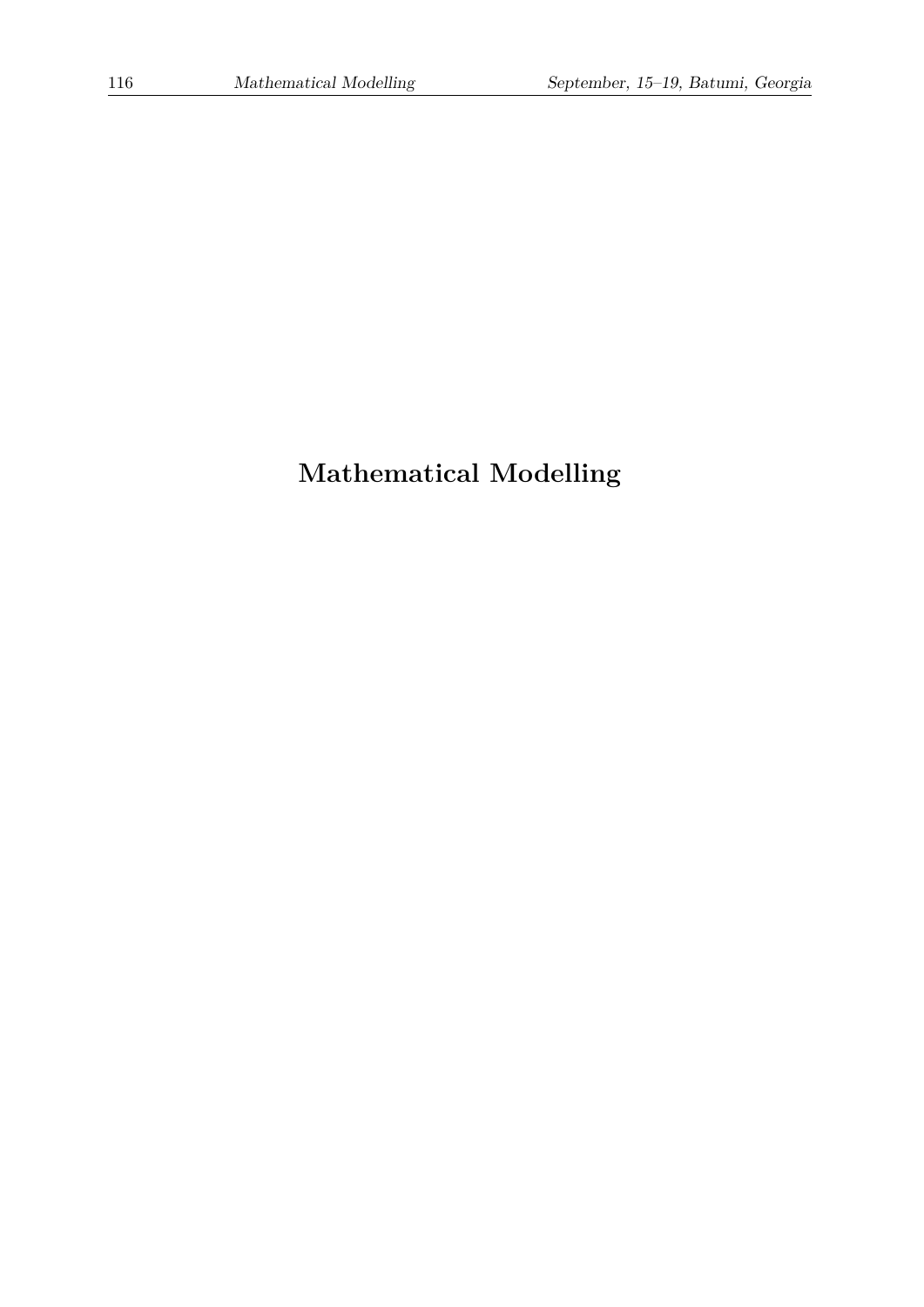# Mathematical Modelling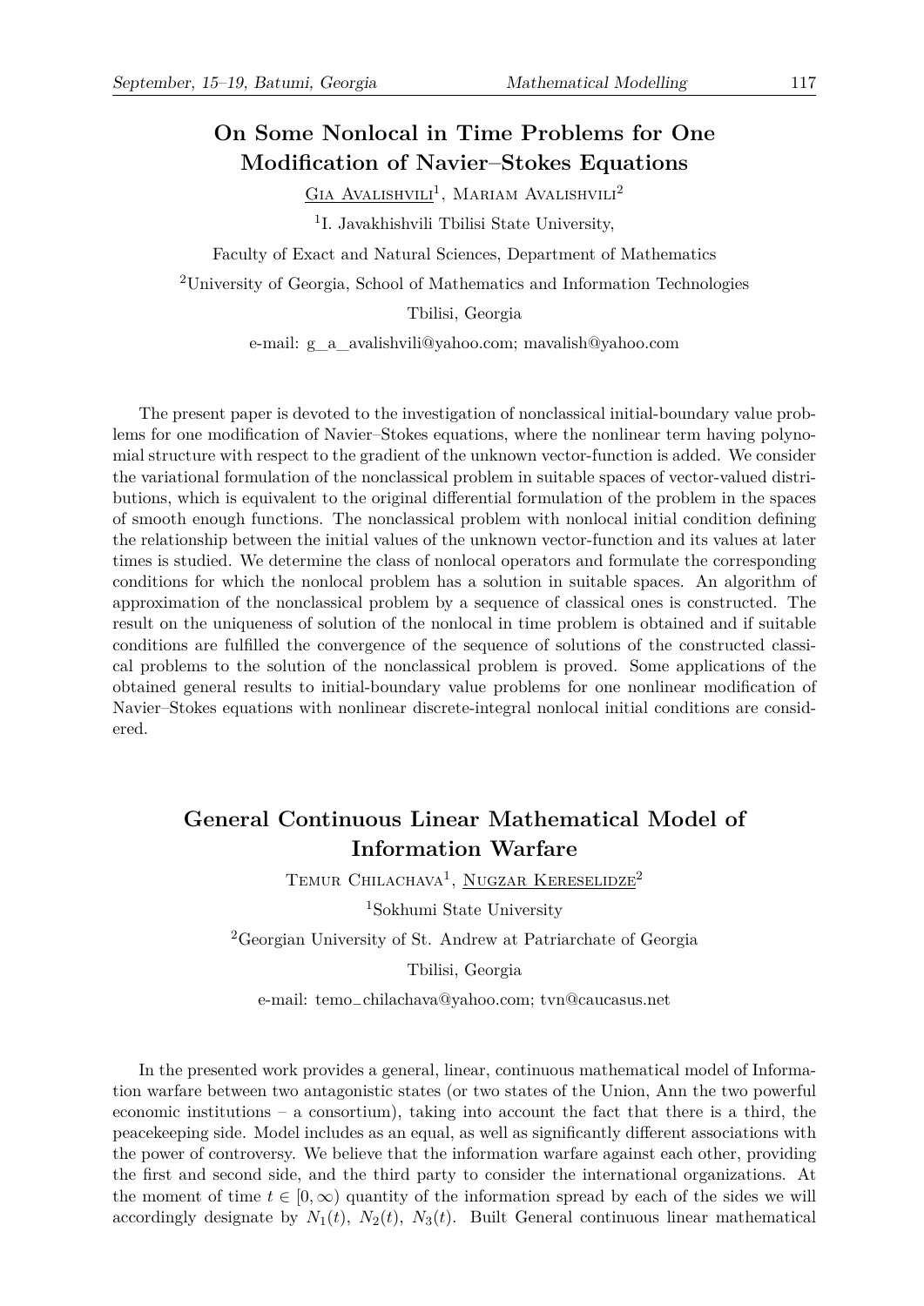## On Some Nonlocal in Time Problems for One Modification of Navier–Stokes Equations

Gia Avalishvili[1], Mariam Avalishvili[2]

[1]I. Javakhishvili Tbilisi State University,

Faculty of Exact and Natural Sciences, Department of Mathematics

[2]University of Georgia, School of Mathematics and Information Technologies

Tbilisi, Georgia

e-mail: g_a_avalishvili@yahoo.com; mavalish@yahoo.com

The present paper is devoted to the investigation of nonclassical initial-boundary value problems for one modification of Navier–Stokes equations, where the nonlinear term having polynomial structure with respect to the gradient of the unknown vector-function is added. We consider the variational formulation of the nonclassical problem in suitable spaces of vector-valued distributions, which is equivalent to the original differential formulation of the problem in the spaces of smooth enough functions. The nonclassical problem with nonlocal initial condition defining the relationship between the initial values of the unknown vector-function and its values at later times is studied. We determine the class of nonlocal operators and formulate the corresponding conditions for which the nonlocal problem has a solution in suitable spaces. An algorithm of approximation of the nonclassical problem by a sequence of classical ones is constructed. The result on the uniqueness of solution of the nonlocal in time problem is obtained and if suitable conditions are fulfilled the convergence of the sequence of solutions of the constructed classical problems to the solution of the nonclassical problem is proved. Some applications of the obtained general results to initial-boundary value problems for one nonlinear modification of Navier–Stokes equations with nonlinear discrete-integral nonlocal initial conditions are considered.

## General Continuous Linear Mathematical Model of Information Warfare

Temur Chilachava[1], Nugzar Kereselidze[2]

[1]Sokhumi State University

[2]Georgian University of St. Andrew at Patriarchate of Georgia

Tbilisi, Georgia

e-mail: temo_chilachava@yahoo.com; tvn@caucasus.net

In the presented work provides a general, linear, continuous mathematical model of Information warfare between two antagonistic states (or two states of the Union, Ann the two powerful economic institutions – a consortium), taking into account the fact that there is a third, the peacekeeping side. Model includes as an equal, as well as significantly different associations with the power of controversy. We believe that the information warfare against each other, providing the first and second side, and the third party to consider the international organizations. At the moment of time $t \in [0, \infty)$ quantity of the information spread by each of the sides we will accordingly designate by $N_1(t)$, $N_2(t)$, $N_3(t)$. Built General continuous linear mathematical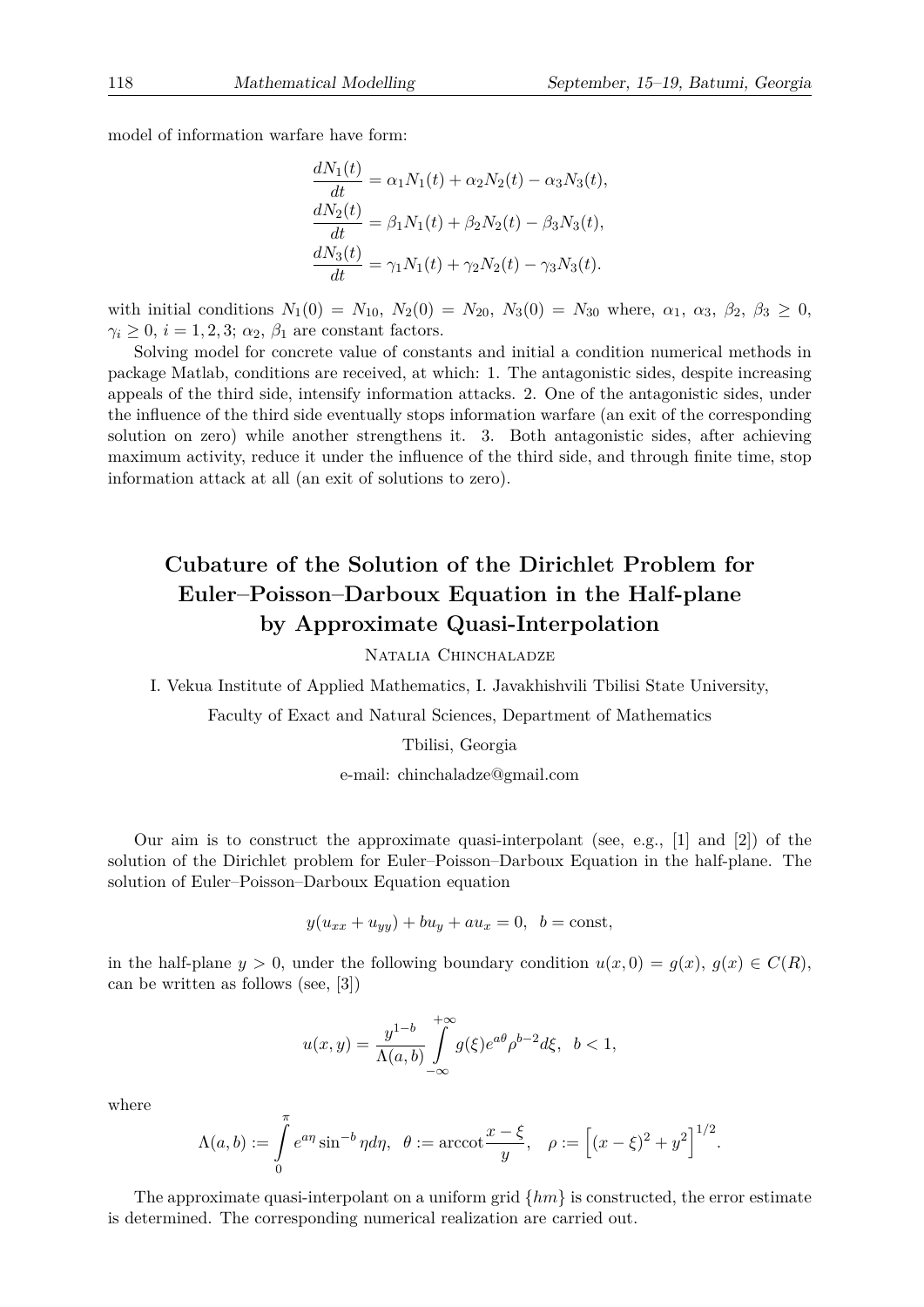model of information warfare have form:

$$
\begin{aligned}
\frac{dN_1(t)}{dt} &= \alpha_1 N_1(t) + \alpha_2 N_2(t) - \alpha_3 N_3(t),\\
\frac{dN_2(t)}{dt} &= \beta_1 N_1(t) + \beta_2 N_2(t) - \beta_3 N_3(t),\\
\frac{dN_3(t)}{dt} &= \gamma_1 N_1(t) + \gamma_2 N_2(t) - \gamma_3 N_3(t).
\end{aligned}
$$

with initial conditions $N_1(0) = N_{10}$, $N_2(0) = N_{20}$, $N_3(0) = N_{30}$ where, $\alpha_1$, $\alpha_3$, $\beta_2$, $\beta_3 \geq 0$, $\gamma_i \geq 0$, $i = 1, 2, 3$; $\alpha_2$, $\beta_1$ are constant factors.

Solving model for concrete value of constants and initial a condition numerical methods in package Matlab, conditions are received, at which: 1. The antagonistic sides, despite increasing appeals of the third side, intensify information attacks. 2. One of the antagonistic sides, under the influence of the third side eventually stops information warfare (an exit of the corresponding solution on zero) while another strengthens it. 3. Both antagonistic sides, after achieving maximum activity, reduce it under the influence of the third side, and through finite time, stop information attack at all (an exit of solutions to zero).

## Cubature of the Solution of the Dirichlet Problem for Euler–Poisson–Darboux Equation in the Half-plane by Approximate Quasi-Interpolation

Natalia Chinchaladze

I. Vekua Institute of Applied Mathematics, I. Javakhishvili Tbilisi State University,

Faculty of Exact and Natural Sciences, Department of Mathematics

Tbilisi, Georgia

e-mail: chinchaladze@gmail.com

Our aim is to construct the approximate quasi-interpolant (see, e.g., [1] and [2]) of the solution of the Dirichlet problem for Euler–Poisson–Darboux Equation in the half-plane. The solution of Euler–Poisson–Darboux Equation equation

$$
y(u_{xx} + u_{yy}) + bu_y + au_x = 0, \quad b = \text{const},
$$

in the half-plane $y > 0$, under the following boundary condition $u(x, 0) = g(x)$, $g(x) \in C(R)$, can be written as follows (see, [3])

$$
u(x, y) = \frac{y^{1-b}}{\Lambda(a, b)} \int\limits_{-\infty}^{+\infty} g(\xi) e^{a\theta} \rho^{b-2} d\xi, \quad b < 1,
$$

where

$$
\Lambda(a, b) := \int\limits_0^{\pi} e^{a\eta} \sin^{-b} \eta d\eta, \quad \theta := \operatorname{arccot} \frac{x - \xi}{y}, \quad \rho := \Big[(x - \xi)^2 + y^2\Big]^{1/2}.
$$

The approximate quasi-interpolant on a uniform grid $\{hm\}$ is constructed, the error estimate is determined. The corresponding numerical realization are carried out.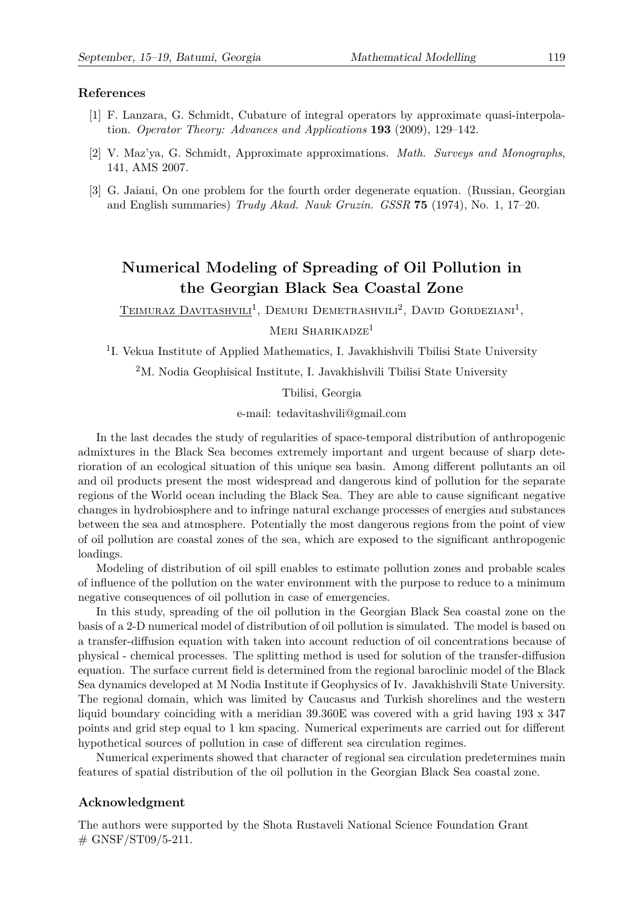### References

[1] F. Lanzara, G. Schmidt, Cubature of integral operators by approximate quasi-interpolation. *Operator Theory: Advances and Applications* **193** (2009), 129–142.

[2] V. Maz'ya, G. Schmidt, Approximate approximations. *Math. Surveys and Monographs*, 141, AMS 2007.

[3] G. Jaiani, On one problem for the fourth order degenerate equation. (Russian, Georgian and English summaries) *Trudy Akad. Nauk Gruzin. GSSR* **75** (1974), No. 1, 17–20.

## Numerical Modeling of Spreading of Oil Pollution in the Georgian Black Sea Coastal Zone

Teimuraz Davitashvili[1], Demuri Demetrashvili[2], David Gordeziani[1], Meri Sharikadze[1]

[1]I. Vekua Institute of Applied Mathematics, I. Javakhishvili Tbilisi State University

[2]M. Nodia Geophisical Institute, I. Javakhishvili Tbilisi State University

Tbilisi, Georgia

e-mail: tedavitashvili@gmail.com

In the last decades the study of regularities of space-temporal distribution of anthropogenic admixtures in the Black Sea becomes extremely important and urgent because of sharp deterioration of an ecological situation of this unique sea basin. Among different pollutants an oil and oil products present the most widespread and dangerous kind of pollution for the separate regions of the World ocean including the Black Sea. They are able to cause significant negative changes in hydrobiosphere and to infringe natural exchange processes of energies and substances between the sea and atmosphere. Potentially the most dangerous regions from the point of view of oil pollution are coastal zones of the sea, which are exposed to the significant anthropogenic loadings.

Modeling of distribution of oil spill enables to estimate pollution zones and probable scales of influence of the pollution on the water environment with the purpose to reduce to a minimum negative consequences of oil pollution in case of emergencies.

In this study, spreading of the oil pollution in the Georgian Black Sea coastal zone on the basis of a 2-D numerical model of distribution of oil pollution is simulated. The model is based on a transfer-diffusion equation with taken into account reduction of oil concentrations because of physical - chemical processes. The splitting method is used for solution of the transfer-diffusion equation. The surface current field is determined from the regional baroclinic model of the Black Sea dynamics developed at M Nodia Institute if Geophysics of Iv. Javakhishvili State University. The regional domain, which was limited by Caucasus and Turkish shorelines and the western liquid boundary coinciding with a meridian 39.360E was covered with a grid having 193 x 347 points and grid step equal to 1 km spacing. Numerical experiments are carried out for different hypothetical sources of pollution in case of different sea circulation regimes.

Numerical experiments showed that character of regional sea circulation predetermines main features of spatial distribution of the oil pollution in the Georgian Black Sea coastal zone.

### Acknowledgment

The authors were supported by the Shota Rustaveli National Science Foundation Grant # GNSF/ST09/5-211.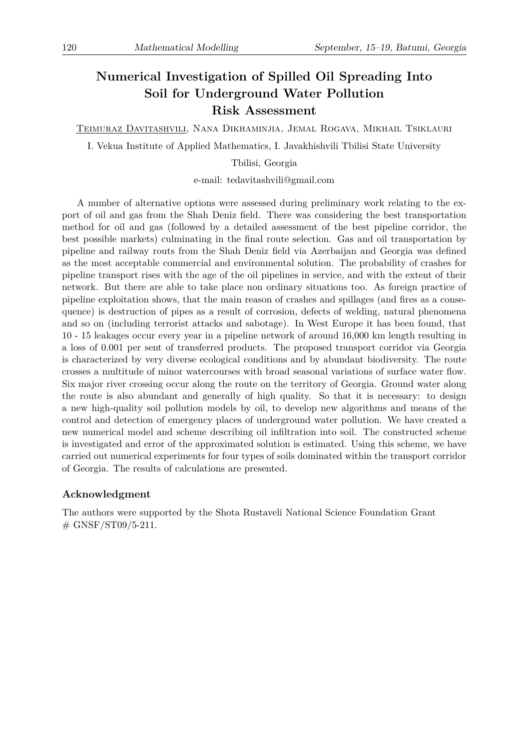# Numerical Investigation of Spilled Oil Spreading Into Soil for Underground Water Pollution Risk Assessment

<u>Teimuraz Davitashvili</u>, Nana Dikhaminjia, Jemal Rogava, Mikhail Tsiklauri

I. Vekua Institute of Applied Mathematics, I. Javakhishvili Tbilisi State University

Tbilisi, Georgia

e-mail: tedavitashvili@gmail.com

A number of alternative options were assessed during preliminary work relating to the export of oil and gas from the Shah Deniz field. There was considering the best transportation method for oil and gas (followed by a detailed assessment of the best pipeline corridor, the best possible markets) culminating in the final route selection. Gas and oil transportation by pipeline and railway routs from the Shah Deniz field via Azerbaijan and Georgia was defined as the most acceptable commercial and environmental solution. The probability of crashes for pipeline transport rises with the age of the oil pipelines in service, and with the extent of their network. But there are able to take place non ordinary situations too. As foreign practice of pipeline exploitation shows, that the main reason of crashes and spillages (and fires as a consequence) is destruction of pipes as a result of corrosion, defects of welding, natural phenomena and so on (including terrorist attacks and sabotage). In West Europe it has been found, that 10 - 15 leakages occur every year in a pipeline network of around 16,000 km length resulting in a loss of 0.001 per sent of transferred products. The proposed transport corridor via Georgia is characterized by very diverse ecological conditions and by abundant biodiversity. The route crosses a multitude of minor watercourses with broad seasonal variations of surface water flow. Six major river crossing occur along the route on the territory of Georgia. Ground water along the route is also abundant and generally of high quality. So that it is necessary: to design a new high-quality soil pollution models by oil, to develop new algorithms and means of the control and detection of emergency places of underground water pollution. We have created a new numerical model and scheme describing oil infiltration into soil. The constructed scheme is investigated and error of the approximated solution is estimated. Using this scheme, we have carried out numerical experiments for four types of soils dominated within the transport corridor of Georgia. The results of calculations are presented.

## Acknowledgment

The authors were supported by the Shota Rustaveli National Science Foundation Grant # GNSF/ST09/5-211.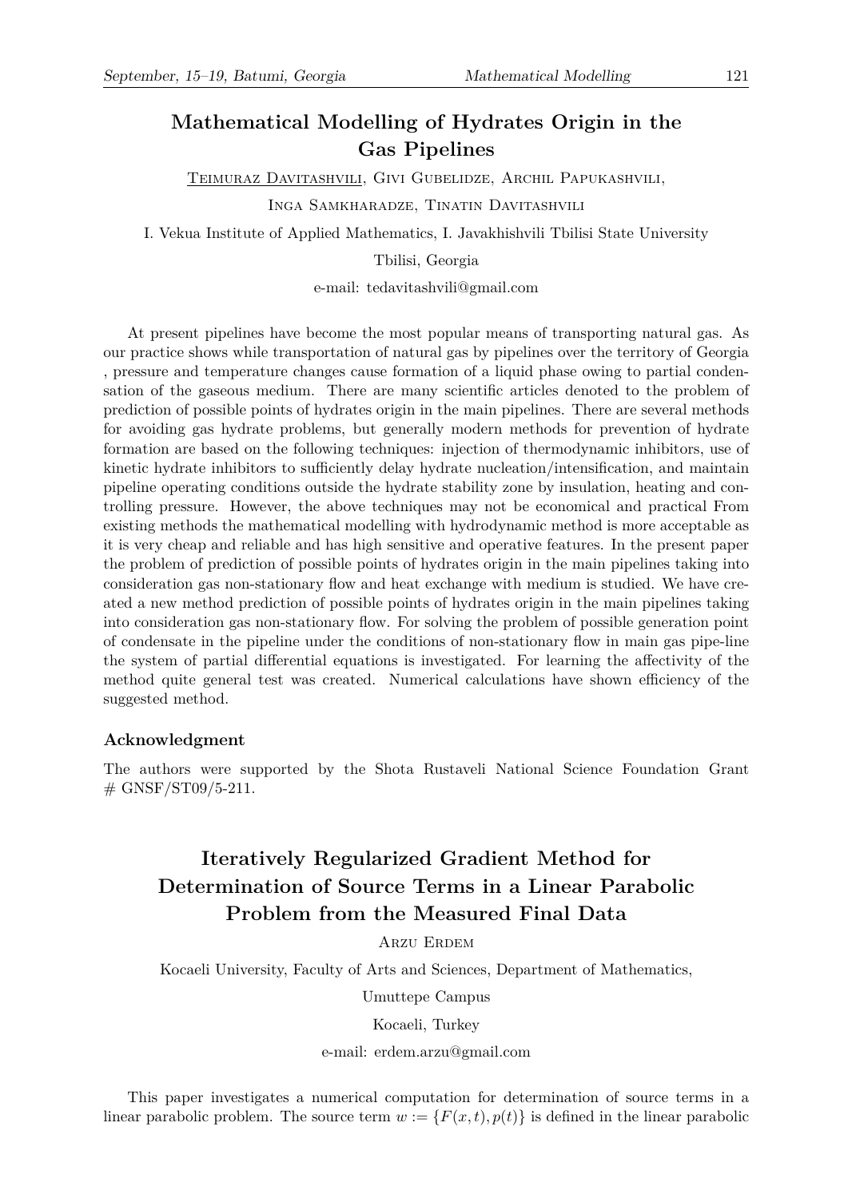## Mathematical Modelling of Hydrates Origin in the Gas Pipelines

Teimuraz Davitashvili, Givi Gubelidze, Archil Papukashvili, Inga Samkharadze, Tinatin Davitashvili

I. Vekua Institute of Applied Mathematics, I. Javakhishvili Tbilisi State University

Tbilisi, Georgia

e-mail: tedavitashvili@gmail.com

At present pipelines have become the most popular means of transporting natural gas. As our practice shows while transportation of natural gas by pipelines over the territory of Georgia , pressure and temperature changes cause formation of a liquid phase owing to partial condensation of the gaseous medium. There are many scientific articles denoted to the problem of prediction of possible points of hydrates origin in the main pipelines. There are several methods for avoiding gas hydrate problems, but generally modern methods for prevention of hydrate formation are based on the following techniques: injection of thermodynamic inhibitors, use of kinetic hydrate inhibitors to sufficiently delay hydrate nucleation/intensification, and maintain pipeline operating conditions outside the hydrate stability zone by insulation, heating and controlling pressure. However, the above techniques may not be economical and practical From existing methods the mathematical modelling with hydrodynamic method is more acceptable as it is very cheap and reliable and has high sensitive and operative features. In the present paper the problem of prediction of possible points of hydrates origin in the main pipelines taking into consideration gas non-stationary flow and heat exchange with medium is studied. We have created a new method prediction of possible points of hydrates origin in the main pipelines taking into consideration gas non-stationary flow. For solving the problem of possible generation point of condensate in the pipeline under the conditions of non-stationary flow in main gas pipe-line the system of partial differential equations is investigated. For learning the affectivity of the method quite general test was created. Numerical calculations have shown efficiency of the suggested method.

### Acknowledgment

The authors were supported by the Shota Rustaveli National Science Foundation Grant # GNSF/ST09/5-211.

## Iteratively Regularized Gradient Method for Determination of Source Terms in a Linear Parabolic Problem from the Measured Final Data

Arzu Erdem

Kocaeli University, Faculty of Arts and Sciences, Department of Mathematics,

Umuttepe Campus

Kocaeli, Turkey

e-mail: erdem.arzu@gmail.com

This paper investigates a numerical computation for determination of source terms in a linear parabolic problem. The source term $w := \{F(x,t), p(t)\}$ is defined in the linear parabolic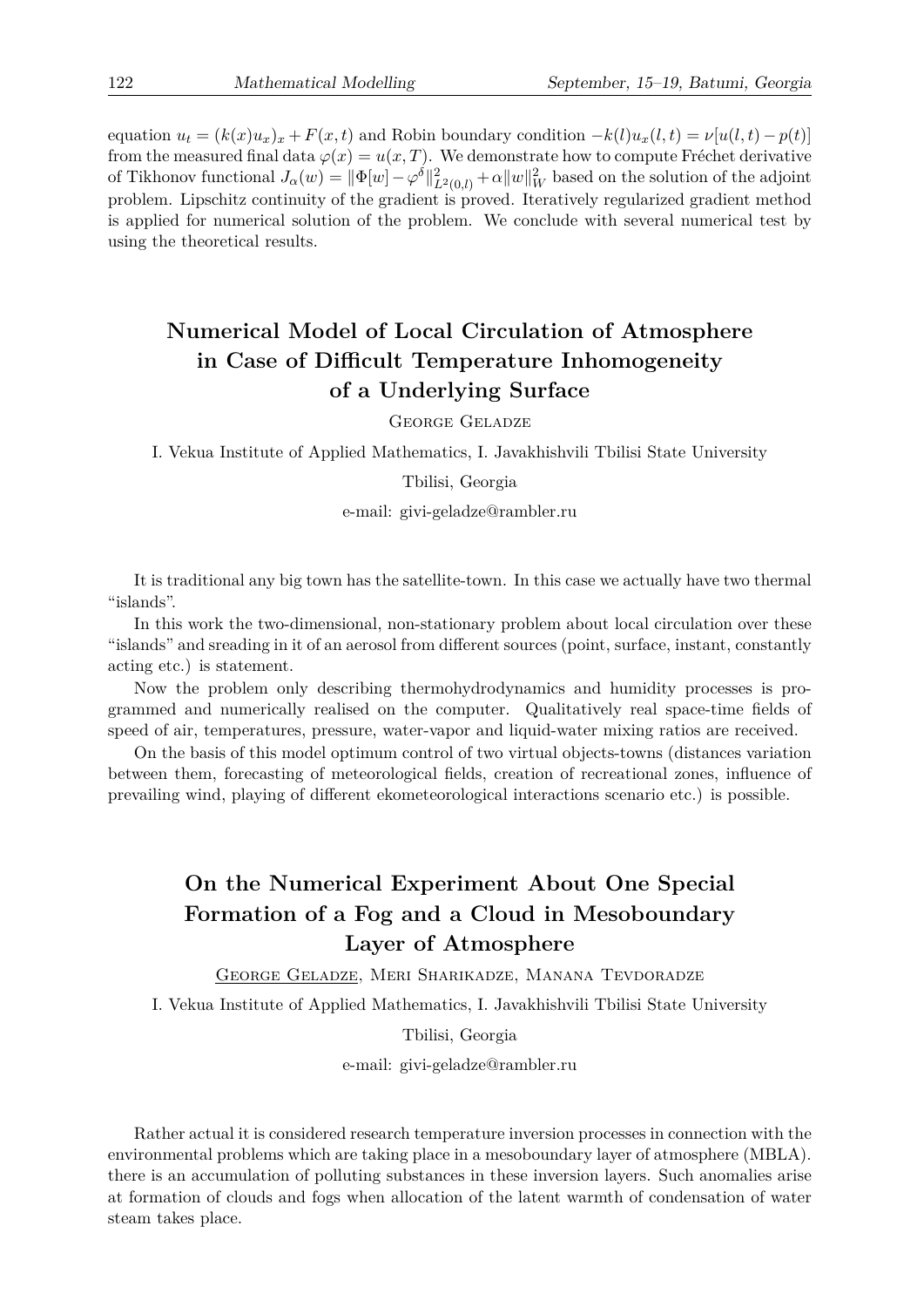equation $u_t = (k(x)u_x)_x + F(x,t)$ and Robin boundary condition $-k(l)u_x(l,t) = \nu[u(l,t) - p(t)]$ from the measured final data $\varphi(x) = u(x,T)$. We demonstrate how to compute Fréchet derivative of Tikhonov functional $J_\alpha(w) = \|\Phi[w] - \varphi^\delta\|^2_{L^2(0,l)} + \alpha\|w\|^2_W$ based on the solution of the adjoint problem. Lipschitz continuity of the gradient is proved. Iteratively regularized gradient method is applied for numerical solution of the problem. We conclude with several numerical test by using the theoretical results.

## Numerical Model of Local Circulation of Atmosphere in Case of Difficult Temperature Inhomogeneity of a Underlying Surface

George Geladze

I. Vekua Institute of Applied Mathematics, I. Javakhishvili Tbilisi State University

Tbilisi, Georgia

e-mail: givi-geladze@rambler.ru

It is traditional any big town has the satellite-town. In this case we actually have two thermal "islands".

In this work the two-dimensional, non-stationary problem about local circulation over these "islands" and sreading in it of an aerosol from different sources (point, surface, instant, constantly acting etc.) is statement.

Now the problem only describing thermohydrodynamics and humidity processes is programmed and numerically realised on the computer. Qualitatively real space-time fields of speed of air, temperatures, pressure, water-vapor and liquid-water mixing ratios are received.

On the basis of this model optimum control of two virtual objects-towns (distances variation between them, forecasting of meteorological fields, creation of recreational zones, influence of prevailing wind, playing of different ekometeorological interactions scenario etc.) is possible.

## On the Numerical Experiment About One Special Formation of a Fog and a Cloud in Mesoboundary Layer of Atmosphere

George Geladze, Meri Sharikadze, Manana Tevdoradze

I. Vekua Institute of Applied Mathematics, I. Javakhishvili Tbilisi State University

Tbilisi, Georgia

e-mail: givi-geladze@rambler.ru

Rather actual it is considered research temperature inversion processes in connection with the environmental problems which are taking place in a mesoboundary layer of atmosphere (MBLA). there is an accumulation of polluting substances in these inversion layers. Such anomalies arise at formation of clouds and fogs when allocation of the latent warmth of condensation of water steam takes place.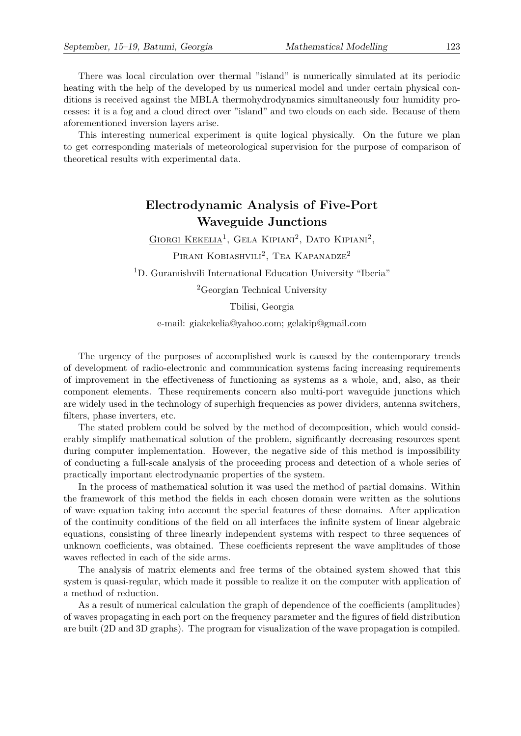There was local circulation over thermal "island" is numerically simulated at its periodic heating with the help of the developed by us numerical model and under certain physical conditions is received against the MBLA thermohydrodynamics simultaneously four humidity processes: it is a fog and a cloud direct over "island" and two clouds on each side. Because of them aforementioned inversion layers arise.

This interesting numerical experiment is quite logical physically. On the future we plan to get corresponding materials of meteorological supervision for the purpose of comparison of theoretical results with experimental data.

## Electrodynamic Analysis of Five-Port Waveguide Junctions

Giorgi Kekelia[1], Gela Kipiani[2], Dato Kipiani[2], Pirani Kobiashvili[2], Tea Kapanadze[2]

[1]D. Guramishvili International Education University "Iberia"

[2]Georgian Technical University

Tbilisi, Georgia

e-mail: giakekelia@yahoo.com; gelakip@gmail.com

The urgency of the purposes of accomplished work is caused by the contemporary trends of development of radio-electronic and communication systems facing increasing requirements of improvement in the effectiveness of functioning as systems as a whole, and, also, as their component elements. These requirements concern also multi-port waveguide junctions which are widely used in the technology of superhigh frequencies as power dividers, antenna switchers, filters, phase inverters, etc.

The stated problem could be solved by the method of decomposition, which would considerably simplify mathematical solution of the problem, significantly decreasing resources spent during computer implementation. However, the negative side of this method is impossibility of conducting a full-scale analysis of the proceeding process and detection of a whole series of practically important electrodynamic properties of the system.

In the process of mathematical solution it was used the method of partial domains. Within the framework of this method the fields in each chosen domain were written as the solutions of wave equation taking into account the special features of these domains. After application of the continuity conditions of the field on all interfaces the infinite system of linear algebraic equations, consisting of three linearly independent systems with respect to three sequences of unknown coefficients, was obtained. These coefficients represent the wave amplitudes of those waves reflected in each of the side arms.

The analysis of matrix elements and free terms of the obtained system showed that this system is quasi-regular, which made it possible to realize it on the computer with application of a method of reduction.

As a result of numerical calculation the graph of dependence of the coefficients (amplitudes) of waves propagating in each port on the frequency parameter and the figures of field distribution are built (2D and 3D graphs). The program for visualization of the wave propagation is compiled.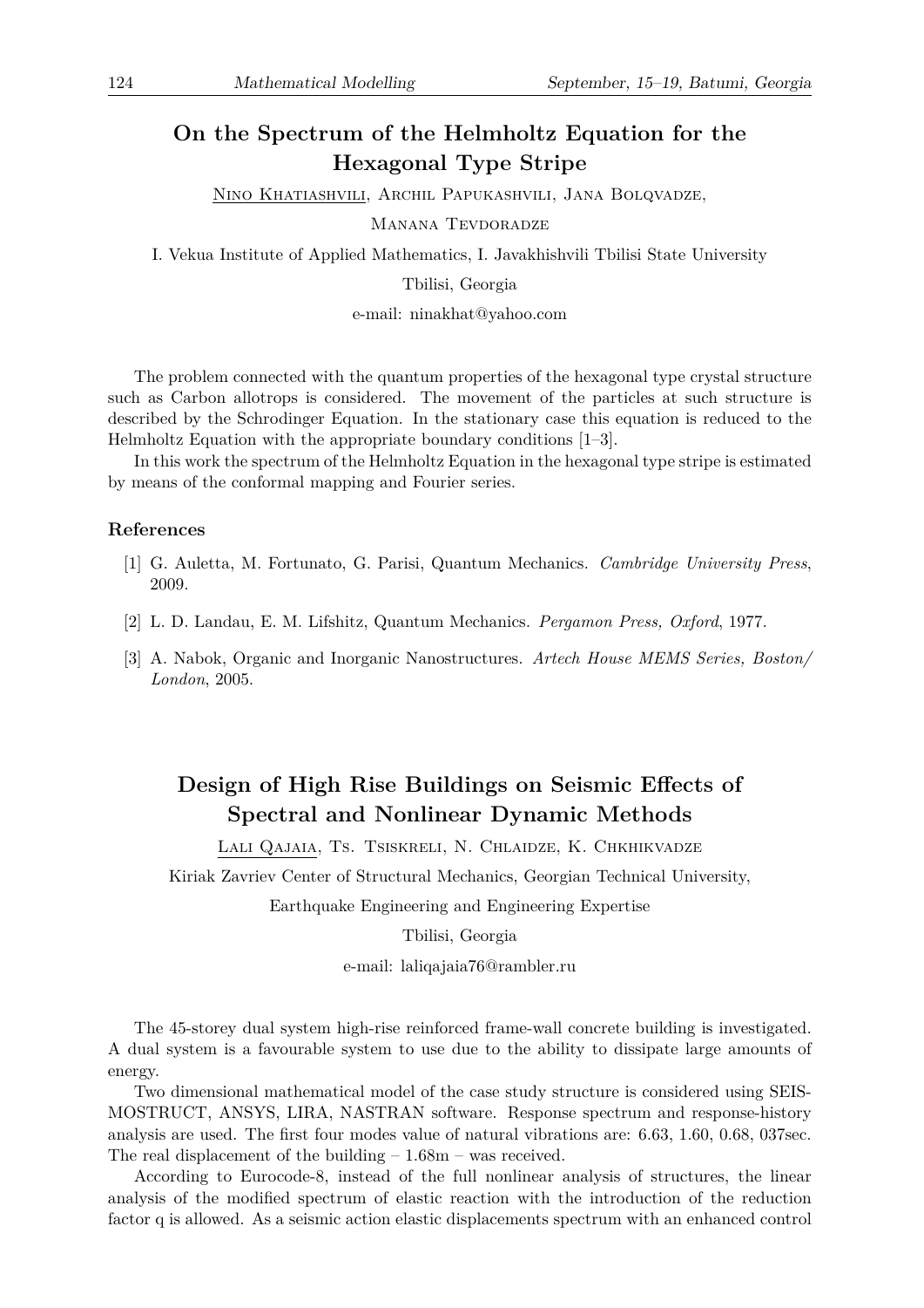## On the Spectrum of the Helmholtz Equation for the Hexagonal Type Stripe

Nino Khatiashvili, Archil Papukashvili, Jana Bolqvadze, Manana Tevdoradze

I. Vekua Institute of Applied Mathematics, I. Javakhishvili Tbilisi State University

Tbilisi, Georgia

e-mail: ninakhat@yahoo.com

The problem connected with the quantum properties of the hexagonal type crystal structure such as Carbon allotrops is considered. The movement of the particles at such structure is described by the Schrodinger Equation. In the stationary case this equation is reduced to the Helmholtz Equation with the appropriate boundary conditions [1–3].

In this work the spectrum of the Helmholtz Equation in the hexagonal type stripe is estimated by means of the conformal mapping and Fourier series.

### References

[1] G. Auletta, M. Fortunato, G. Parisi, Quantum Mechanics. *Cambridge University Press*, 2009.

[2] L. D. Landau, E. M. Lifshitz, Quantum Mechanics. *Pergamon Press, Oxford*, 1977.

[3] A. Nabok, Organic and Inorganic Nanostructures. *Artech House MEMS Series, Boston/ London*, 2005.

## Design of High Rise Buildings on Seismic Effects of Spectral and Nonlinear Dynamic Methods

Lali Qajaia, Ts. Tsiskreli, N. Chlaidze, K. Chkhikvadze

Kiriak Zavriev Center of Structural Mechanics, Georgian Technical University,

Earthquake Engineering and Engineering Expertise

Tbilisi, Georgia

e-mail: laliqajaia76@rambler.ru

The 45-storey dual system high-rise reinforced frame-wall concrete building is investigated. A dual system is a favourable system to use due to the ability to dissipate large amounts of energy.

Two dimensional mathematical model of the case study structure is considered using SEISMOSTRUCT, ANSYS, LIRA, NASTRAN software. Response spectrum and response-history analysis are used. The first four modes value of natural vibrations are: 6.63, 1.60, 0.68, 037sec. The real displacement of the building – 1.68m – was received.

According to Eurocode-8, instead of the full nonlinear analysis of structures, the linear analysis of the modified spectrum of elastic reaction with the introduction of the reduction factor q is allowed. As a seismic action elastic displacements spectrum with an enhanced control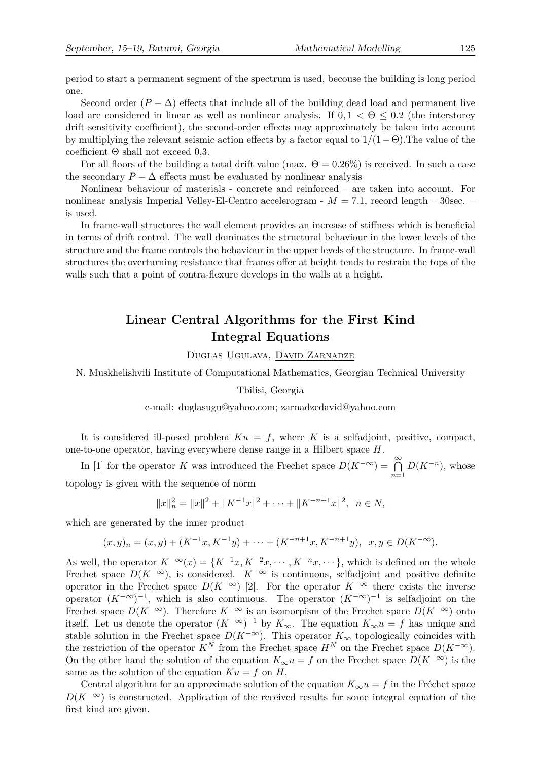period to start a permanent segment of the spectrum is used, becouse the building is long period one.

Second order $(P - \Delta)$ effects that include all of the building dead load and permanent live load are considered in linear as well as nonlinear analysis. If $0,1 < \Theta \leq 0.2$ (the interstorey drift sensitivity coefficient), the second-order effects may approximately be taken into account by multiplying the relevant seismic action effects by a factor equal to $1/(1-\Theta)$.The value of the coefficient $\Theta$ shall not exceed 0,3.

For all floors of the building a total drift value (max. $\Theta = 0.26\%$) is received. In such a case the secondary $P - \Delta$ effects must be evaluated by nonlinear analysis

Nonlinear behaviour of materials - concrete and reinforced – are taken into account. For nonlinear analysis Imperial Velley-El-Centro accelerogram - $M = 7.1$, record length – 30sec. – is used.

In frame-wall structures the wall element provides an increase of stiffness which is beneficial in terms of drift control. The wall dominates the structural behaviour in the lower levels of the structure and the frame controls the behaviour in the upper levels of the structure. In frame-wall structures the overturning resistance that frames offer at height tends to restrain the tops of the walls such that a point of contra-flexure develops in the walls at a height.

## Linear Central Algorithms for the First Kind Integral Equations

Duglas Ugulava, David Zarnadze

N. Muskhelishvili Institute of Computational Mathematics, Georgian Technical University

Tbilisi, Georgia

e-mail: duglasugu@yahoo.com; zarnadzedavid@yahoo.com

It is considered ill-posed problem $Ku = f$, where $K$ is a selfadjoint, positive, compact, one-to-one operator, having everywhere dense range in a Hilbert space $H$.

In [1] for the operator $K$ was introduced the Frechet space $D(K^{-\infty}) = \bigcap\limits_{n=1}^{\infty} D(K^{-n})$, whose topology is given with the sequence of norm

$$\|x\|_n^2 = \|x\|^2 + \|K^{-1}x\|^2 + \cdots + \|K^{-n+1}x\|^2, \ \ n \in N,$$

which are generated by the inner product

$$(x,y)_n = (x,y) + (K^{-1}x, K^{-1}y) + \cdots + (K^{-n+1}x, K^{-n+1}y), \ \ x, y \in D(K^{-\infty}).$$

As well, the operator $K^{-\infty}(x) = \{K^{-1}x, K^{-2}x, \cdots, K^{-n}x, \cdots\}$, which is defined on the whole Frechet space $D(K^{-\infty})$, is considered. $K^{-\infty}$ is continuous, selfadjoint and positive definite operator in the Frechet space $D(K^{-\infty})$ [2]. For the operator $K^{-\infty}$ there exists the inverse operator $(K^{-\infty})^{-1}$, which is also continuous. The operator $(K^{-\infty})^{-1}$ is selfadjoint on the Frechet space $D(K^{-\infty})$. Therefore $K^{-\infty}$ is an isomorpism of the Frechet space $D(K^{-\infty})$ onto itself. Let us denote the operator $(K^{-\infty})^{-1}$ by $K_\infty$. The equation $K_\infty u = f$ has unique and stable solution in the Frechet space $D(K^{-\infty})$. This operator $K_\infty$ topologically coincides with the restriction of the operator $K^N$ from the Frechet space $H^N$ on the Frechet space $D(K^{-\infty})$. On the other hand the solution of the equation $K_\infty u = f$ on the Frechet space $D(K^{-\infty})$ is the same as the solution of the equation $Ku = f$ on $H$.

Central algorithm for an approximate solution of the equation $K_\infty u = f$ in the Fréchet space $D(K^{-\infty})$ is constructed. Application of the received results for some integral equation of the first kind are given.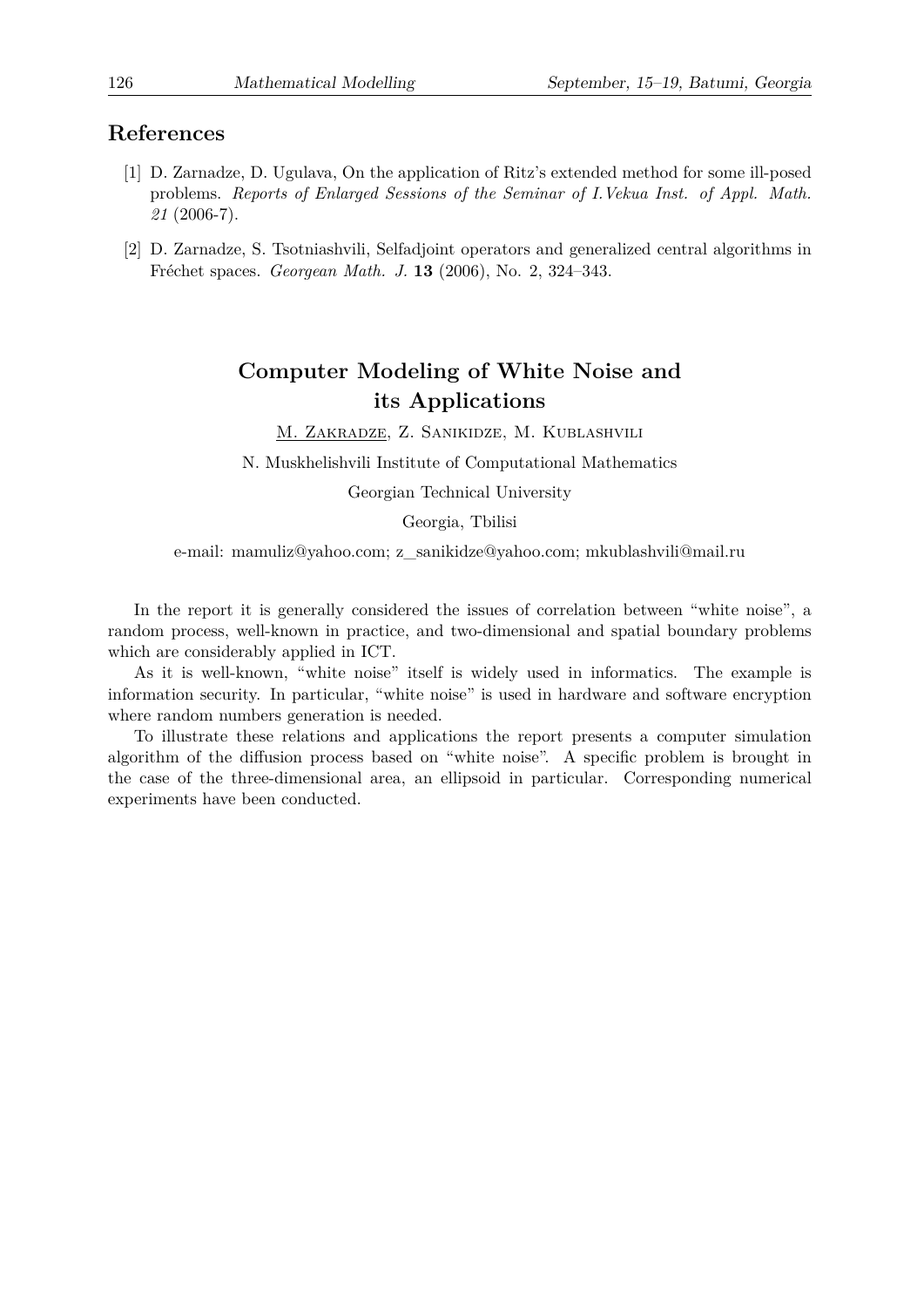## References

[1] D. Zarnadze, D. Ugulava, On the application of Ritz's extended method for some ill-posed problems. *Reports of Enlarged Sessions of the Seminar of I.Vekua Inst. of Appl. Math. 21* (2006-7).

[2] D. Zarnadze, S. Tsotniashvili, Selfadjoint operators and generalized central algorithms in Fréchet spaces. *Georgean Math. J.* **13** (2006), No. 2, 324–343.

## Computer Modeling of White Noise and its Applications

M. Zakradze, Z. Sanikidze, M. Kublashvili

N. Muskhelishvili Institute of Computational Mathematics

Georgian Technical University

Georgia, Tbilisi

e-mail: mamuliz@yahoo.com; z_sanikidze@yahoo.com; mkublashvili@mail.ru

In the report it is generally considered the issues of correlation between "white noise", a random process, well-known in practice, and two-dimensional and spatial boundary problems which are considerably applied in ICT.

As it is well-known, "white noise" itself is widely used in informatics. The example is information security. In particular, "white noise" is used in hardware and software encryption where random numbers generation is needed.

To illustrate these relations and applications the report presents a computer simulation algorithm of the diffusion process based on "white noise". A specific problem is brought in the case of the three-dimensional area, an ellipsoid in particular. Corresponding numerical experiments have been conducted.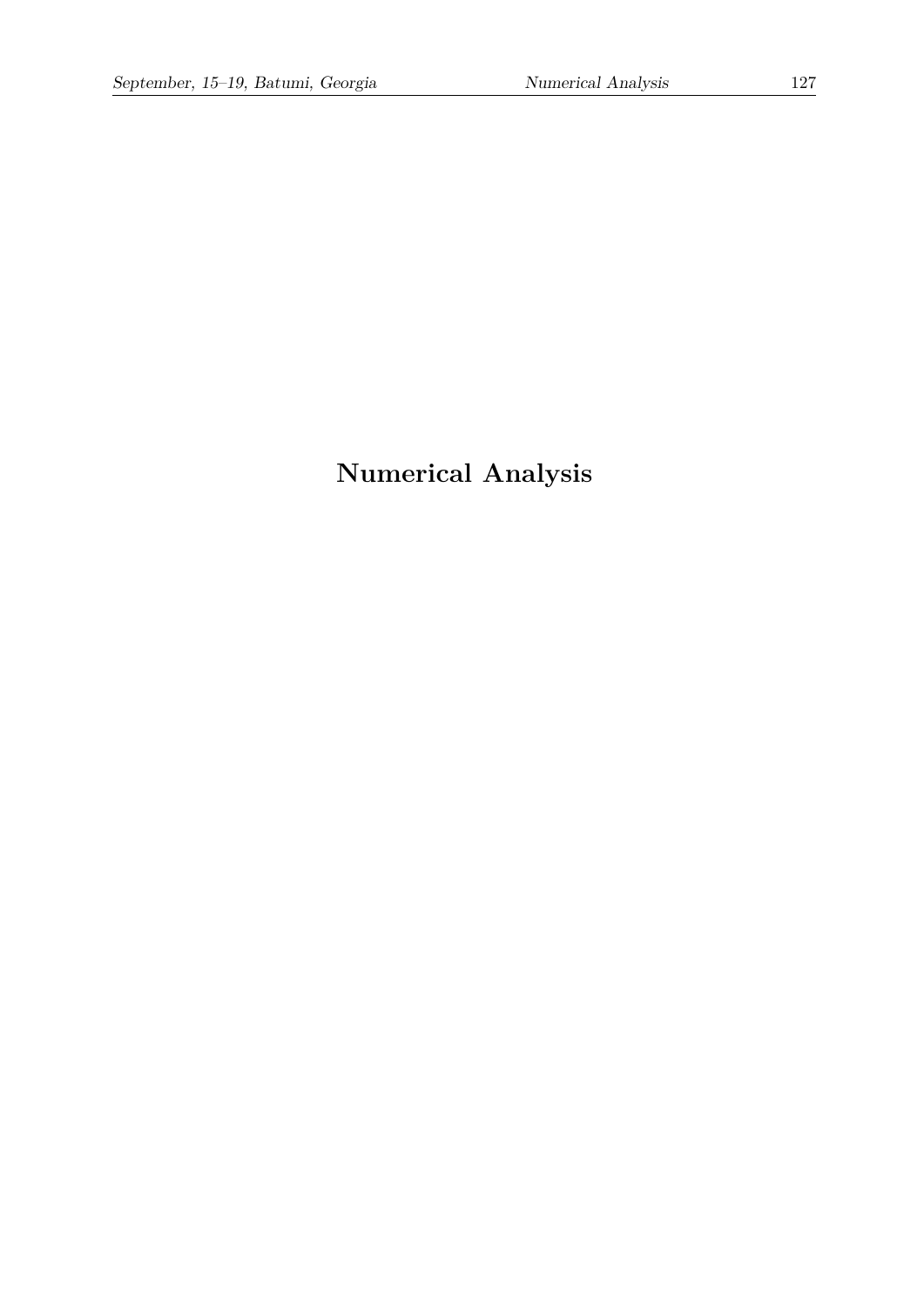# Numerical Analysis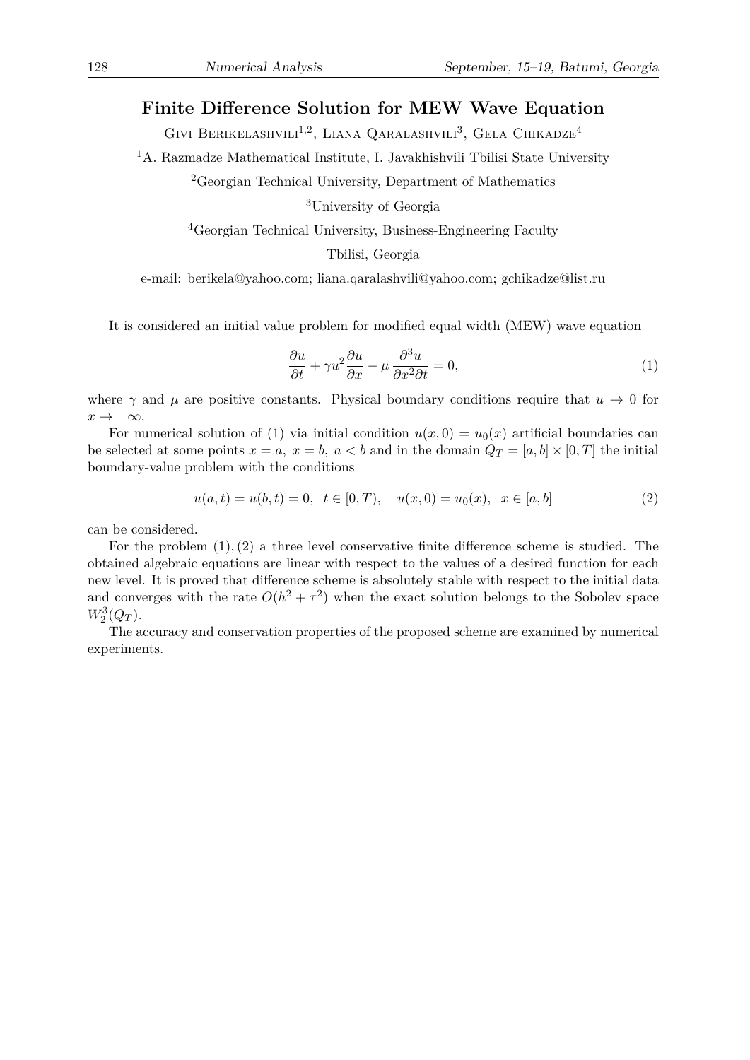# Finite Difference Solution for MEW Wave Equation

Givi Berikelashvili[1,2], Liana Qaralashvili[3], Gela Chikadze[4]

[1]A. Razmadze Mathematical Institute, I. Javakhishvili Tbilisi State University

[2]Georgian Technical University, Department of Mathematics

[3]University of Georgia

[4]Georgian Technical University, Business-Engineering Faculty

Tbilisi, Georgia

e-mail: berikela@yahoo.com; liana.qaralashvili@yahoo.com; gchikadze@list.ru

It is considered an initial value problem for modified equal width (MEW) wave equation

$$\frac{\partial u}{\partial t} + \gamma u^2 \frac{\partial u}{\partial x} - \mu \frac{\partial^3 u}{\partial x^2 \partial t} = 0, \tag{1}$$

where $\gamma$ and $\mu$ are positive constants. Physical boundary conditions require that $u \to 0$ for $x \to \pm\infty$.

For numerical solution of (1) via initial condition $u(x,0) = u_0(x)$ artificial boundaries can be selected at some points $x = a,\ x = b,\ a < b$ and in the domain $Q_T = [a,b] \times [0,T]$ the initial boundary-value problem with the conditions

$$u(a,t) = u(b,t) = 0, \ \ t \in [0,T), \quad u(x,0) = u_0(x), \ \ x \in [a,b] \tag{2}$$

can be considered.

For the problem (1), (2) a three level conservative finite difference scheme is studied. The obtained algebraic equations are linear with respect to the values of a desired function for each new level. It is proved that difference scheme is absolutely stable with respect to the initial data and converges with the rate $O(h^2 + \tau^2)$ when the exact solution belongs to the Sobolev space $W_2^3(Q_T)$.

The accuracy and conservation properties of the proposed scheme are examined by numerical experiments.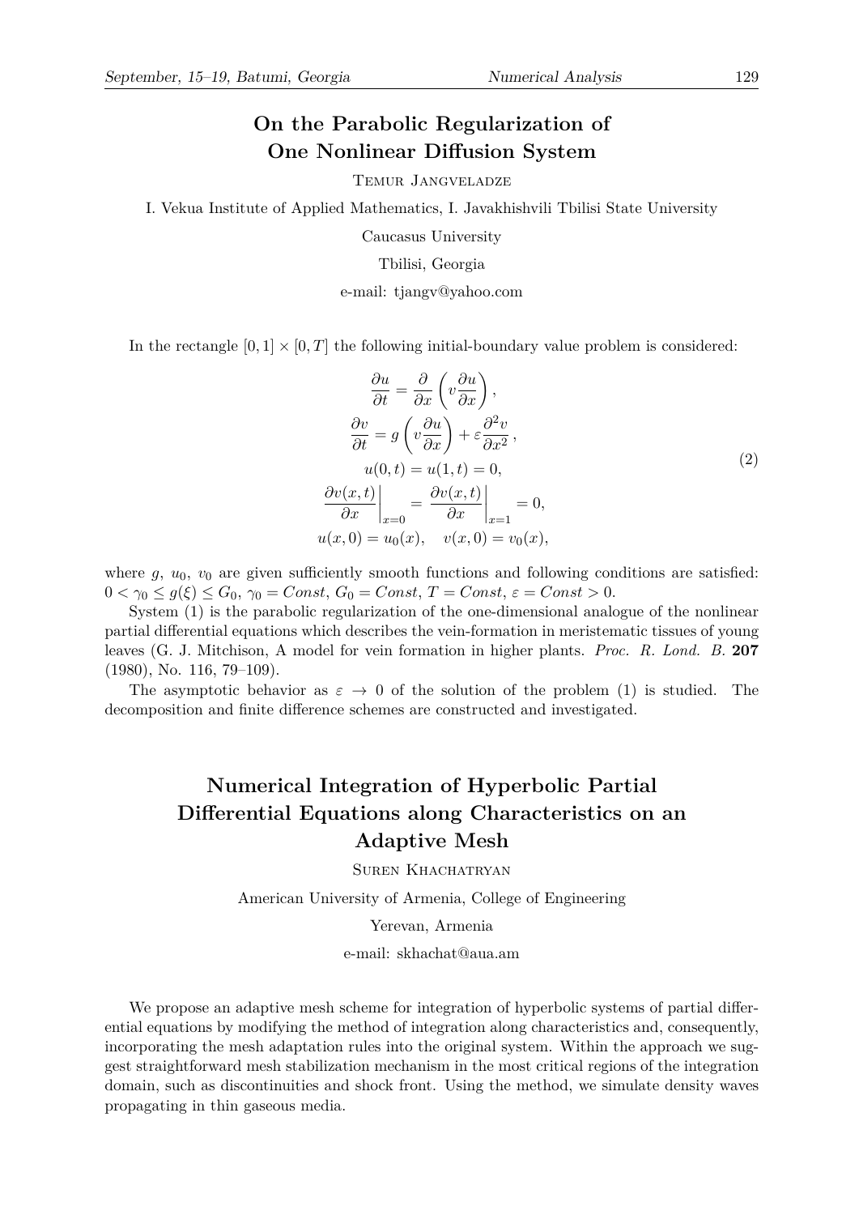## On the Parabolic Regularization of One Nonlinear Diffusion System

Temur Jangveladze

I. Vekua Institute of Applied Mathematics, I. Javakhishvili Tbilisi State University

Caucasus University

Tbilisi, Georgia

e-mail: tjangv@yahoo.com

In the rectangle $[0,1]\times[0,T]$ the following initial-boundary value problem is considered:

$$
\begin{gathered}
\frac{\partial u}{\partial t}=\frac{\partial}{\partial x}\left(v\frac{\partial u}{\partial x}\right),\\
\frac{\partial v}{\partial t}=g\left(v\frac{\partial u}{\partial x}\right)+\varepsilon\frac{\partial^2 v}{\partial x^2}\,,\\
u(0,t)=u(1,t)=0,\\
\left.\frac{\partial v(x,t)}{\partial x}\right|_{x=0}=\left.\frac{\partial v(x,t)}{\partial x}\right|_{x=1}=0,\\
u(x,0)=u_0(x),\quad v(x,0)=v_0(x),
\end{gathered}
\tag{2}
$$

where $g$, $u_0$, $v_0$ are given sufficiently smooth functions and following conditions are satisfied: $0<\gamma_0\le g(\xi)\le G_0$, $\gamma_0=Const$, $G_0=Const$, $T=Const$, $\varepsilon=Const>0$.

System (1) is the parabolic regularization of the one-dimensional analogue of the nonlinear partial differential equations which describes the vein-formation in meristematic tissues of young leaves (G. J. Mitchison, A model for vein formation in higher plants. *Proc. R. Lond. B.* **207** (1980), No. 116, 79–109).

The asymptotic behavior as $\varepsilon\to 0$ of the solution of the problem (1) is studied. The decomposition and finite difference schemes are constructed and investigated.

## Numerical Integration of Hyperbolic Partial Differential Equations along Characteristics on an Adaptive Mesh

Suren Khachatryan

American University of Armenia, College of Engineering

Yerevan, Armenia

e-mail: skhachat@aua.am

We propose an adaptive mesh scheme for integration of hyperbolic systems of partial differential equations by modifying the method of integration along characteristics and, consequently, incorporating the mesh adaptation rules into the original system. Within the approach we suggest straightforward mesh stabilization mechanism in the most critical regions of the integration domain, such as discontinuities and shock front. Using the method, we simulate density waves propagating in thin gaseous media.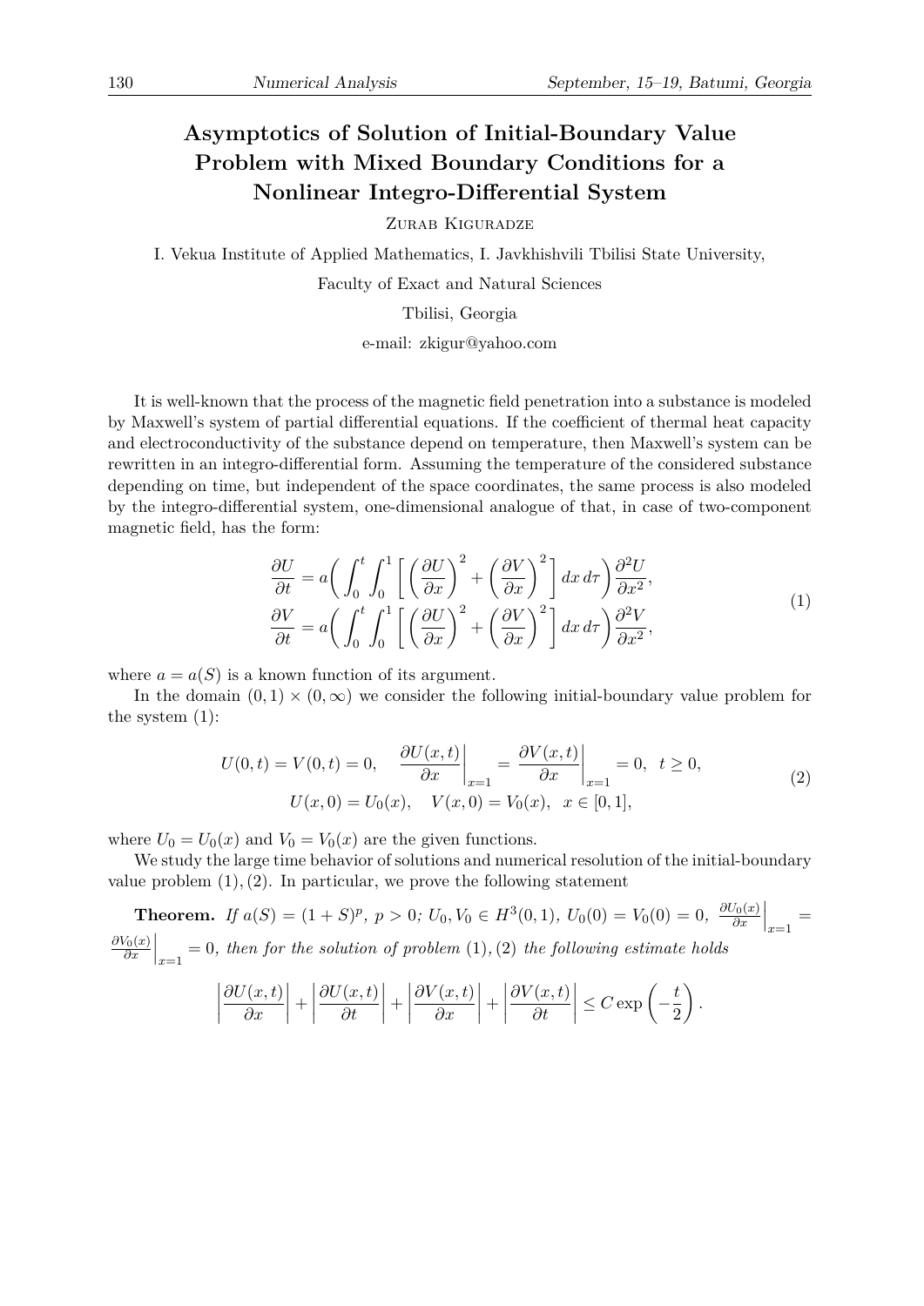# Asymptotics of Solution of Initial-Boundary Value Problem with Mixed Boundary Conditions for a Nonlinear Integro-Differential System

Zurab Kiguradze

I. Vekua Institute of Applied Mathematics, I. Javkhishvili Tbilisi State University,

Faculty of Exact and Natural Sciences

Tbilisi, Georgia

e-mail: zkigur@yahoo.com

It is well-known that the process of the magnetic field penetration into a substance is modeled by Maxwell's system of partial differential equations. If the coefficient of thermal heat capacity and electroconductivity of the substance depend on temperature, then Maxwell's system can be rewritten in an integro-differential form. Assuming the temperature of the considered substance depending on time, but independent of the space coordinates, the same process is also modeled by the integro-differential system, one-dimensional analogue of that, in case of two-component magnetic field, has the form:

$$
\begin{aligned}
\frac{\partial U}{\partial t} &= a\bigg( \int_0^t \int_0^1 \bigg[ \Big(\frac{\partial U}{\partial x}\Big)^2 + \Big(\frac{\partial V}{\partial x}\Big)^2 \bigg] \, dx \, d\tau \bigg) \frac{\partial^2 U}{\partial x^2}, \\
\frac{\partial V}{\partial t} &= a\bigg( \int_0^t \int_0^1 \bigg[ \Big(\frac{\partial U}{\partial x}\Big)^2 + \Big(\frac{\partial V}{\partial x}\Big)^2 \bigg] \, dx \, d\tau \bigg) \frac{\partial^2 V}{\partial x^2},
\end{aligned} \tag{1}
$$

where $a = a(S)$ is a known function of its argument.

In the domain $(0,1) \times (0,\infty)$ we consider the following initial-boundary value problem for the system (1):

$$
\begin{gathered}
U(0,t) = V(0,t) = 0, \quad \frac{\partial U(x,t)}{\partial x}\bigg|_{x=1} = \frac{\partial V(x,t)}{\partial x}\bigg|_{x=1} = 0, \ \ t \geq 0, \\
U(x,0) = U_0(x), \quad V(x,0) = V_0(x), \ \ x \in [0,1],
\end{gathered} \tag{2}
$$

where $U_0 = U_0(x)$ and $V_0 = V_0(x)$ are the given functions.

We study the large time behavior of solutions and numerical resolution of the initial-boundary value problem (1), (2). In particular, we prove the following statement

**Theorem.** *If $a(S) = (1+S)^p$, $p > 0$; $U_0, V_0 \in H^3(0,1)$, $U_0(0) = V_0(0) = 0$, $\frac{\partial U_0(x)}{\partial x}\Big|_{x=1} = \frac{\partial V_0(x)}{\partial x}\Big|_{x=1} = 0$, then for the solution of problem (1), (2) the following estimate holds*

$$
\left| \frac{\partial U(x,t)}{\partial x} \right| + \left| \frac{\partial U(x,t)}{\partial t} \right| + \left| \frac{\partial V(x,t)}{\partial x} \right| + \left| \frac{\partial V(x,t)}{\partial t} \right| \leq C \exp\left( -\frac{t}{2} \right).
$$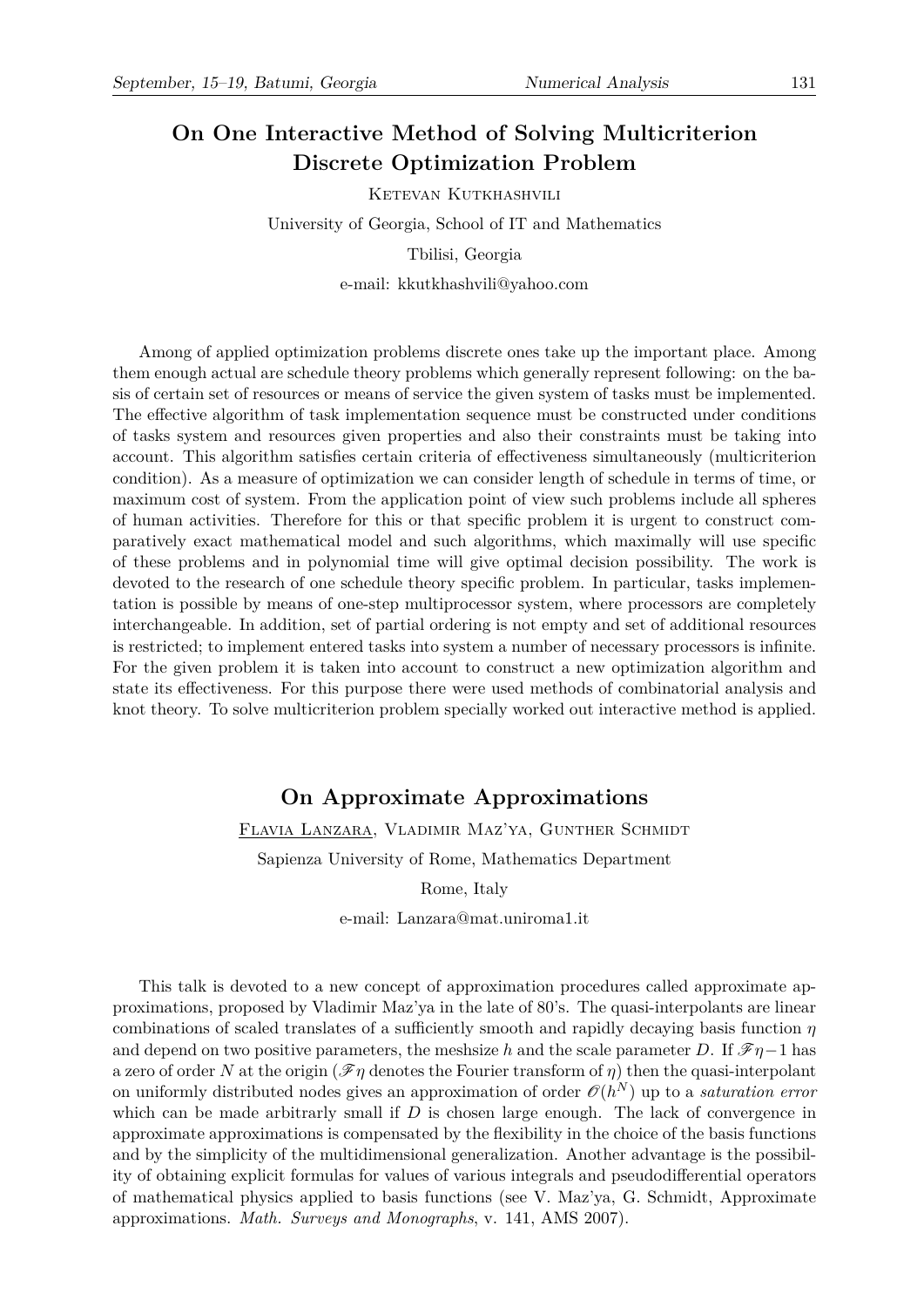## On One Interactive Method of Solving Multicriterion Discrete Optimization Problem

Ketevan Kutkhashvili

University of Georgia, School of IT and Mathematics

Tbilisi, Georgia

e-mail: kkutkhashvili@yahoo.com

Among of applied optimization problems discrete ones take up the important place. Among them enough actual are schedule theory problems which generally represent following: on the basis of certain set of resources or means of service the given system of tasks must be implemented. The effective algorithm of task implementation sequence must be constructed under conditions of tasks system and resources given properties and also their constraints must be taking into account. This algorithm satisfies certain criteria of effectiveness simultaneously (multicriterion condition). As a measure of optimization we can consider length of schedule in terms of time, or maximum cost of system. From the application point of view such problems include all spheres of human activities. Therefore for this or that specific problem it is urgent to construct comparatively exact mathematical model and such algorithms, which maximally will use specific of these problems and in polynomial time will give optimal decision possibility. The work is devoted to the research of one schedule theory specific problem. In particular, tasks implementation is possible by means of one-step multiprocessor system, where processors are completely interchangeable. In addition, set of partial ordering is not empty and set of additional resources is restricted; to implement entered tasks into system a number of necessary processors is infinite. For the given problem it is taken into account to construct a new optimization algorithm and state its effectiveness. For this purpose there were used methods of combinatorial analysis and knot theory. To solve multicriterion problem specially worked out interactive method is applied.

## On Approximate Approximations

Flavia Lanzara, Vladimir Maz'ya, Gunther Schmidt

Sapienza University of Rome, Mathematics Department

Rome, Italy

e-mail: Lanzara@mat.uniroma1.it

This talk is devoted to a new concept of approximation procedures called approximate approximations, proposed by Vladimir Maz'ya in the late of 80's. The quasi-interpolants are linear combinations of scaled translates of a sufficiently smooth and rapidly decaying basis function $\eta$ and depend on two positive parameters, the meshsize $h$ and the scale parameter $D$. If $\mathscr{F}\eta - 1$ has a zero of order $N$ at the origin ($\mathscr{F}\eta$ denotes the Fourier transform of $\eta$) then the quasi-interpolant on uniformly distributed nodes gives an approximation of order $\mathscr{O}(h^N)$ up to a *saturation error* which can be made arbitrarily small if $D$ is chosen large enough. The lack of convergence in approximate approximations is compensated by the flexibility in the choice of the basis functions and by the simplicity of the multidimensional generalization. Another advantage is the possibility of obtaining explicit formulas for values of various integrals and pseudodifferential operators of mathematical physics applied to basis functions (see V. Maz'ya, G. Schmidt, Approximate approximations. *Math. Surveys and Monographs*, v. 141, AMS 2007).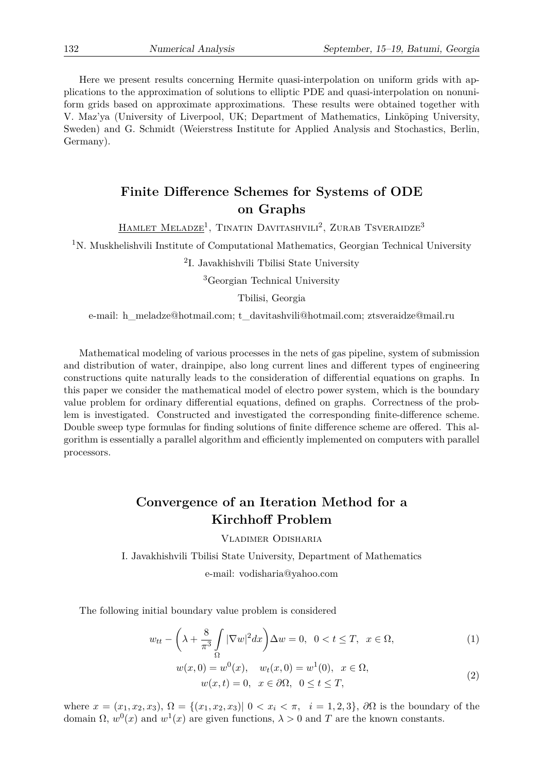Here we present results concerning Hermite quasi-interpolation on uniform grids with applications to the approximation of solutions to elliptic PDE and quasi-interpolation on nonuniform grids based on approximate approximations. These results were obtained together with V. Maz'ya (University of Liverpool, UK; Department of Mathematics, Linköping University, Sweden) and G. Schmidt (Weierstress Institute for Applied Analysis and Stochastics, Berlin, Germany).

## Finite Difference Schemes for Systems of ODE on Graphs

<u>Hamlet Meladze</u>[1], Tinatin Davitashvili[2], Zurab Tsveraidze[3]

[1]N. Muskhelishvili Institute of Computational Mathematics, Georgian Technical University

[2]I. Javakhishvili Tbilisi State University

[3]Georgian Technical University

Tbilisi, Georgia

e-mail: h_meladze@hotmail.com; t_davitashvili@hotmail.com; ztsveraidze@mail.ru

Mathematical modeling of various processes in the nets of gas pipeline, system of submission and distribution of water, drainpipe, also long current lines and different types of engineering constructions quite naturally leads to the consideration of differential equations on graphs. In this paper we consider the mathematical model of electro power system, which is the boundary value problem for ordinary differential equations, defined on graphs. Correctness of the problem is investigated. Constructed and investigated the corresponding finite-difference scheme. Double sweep type formulas for finding solutions of finite difference scheme are offered. This algorithm is essentially a parallel algorithm and efficiently implemented on computers with parallel processors.

## Convergence of an Iteration Method for a Kirchhoff Problem

Vladimer Odisharia

I. Javakhishvili Tbilisi State University, Department of Mathematics

e-mail: vodisharia@yahoo.com

The following initial boundary value problem is considered

$$w_{tt} - \left(\lambda + \frac{8}{\pi^3}\int\limits_{\Omega} |\nabla w|^2 dx\right)\Delta w = 0, \quad 0 < t \leq T, \quad x \in \Omega, \tag{1}$$

$$\begin{gathered} w(x,0) = w^0(x), \quad w_t(x,0) = w^1(0), \quad x \in \Omega, \\ w(x,t) = 0, \quad x \in \partial\Omega, \quad 0 \leq t \leq T, \end{gathered} \tag{2}$$

where $x = (x_1, x_2, x_3)$, $\Omega = \{(x_1, x_2, x_3) |\ 0 < x_i < \pi, \quad i = 1, 2, 3\}$, $\partial\Omega$ is the boundary of the domain $\Omega$, $w^0(x)$ and $w^1(x)$ are given functions, $\lambda > 0$ and $T$ are the known constants.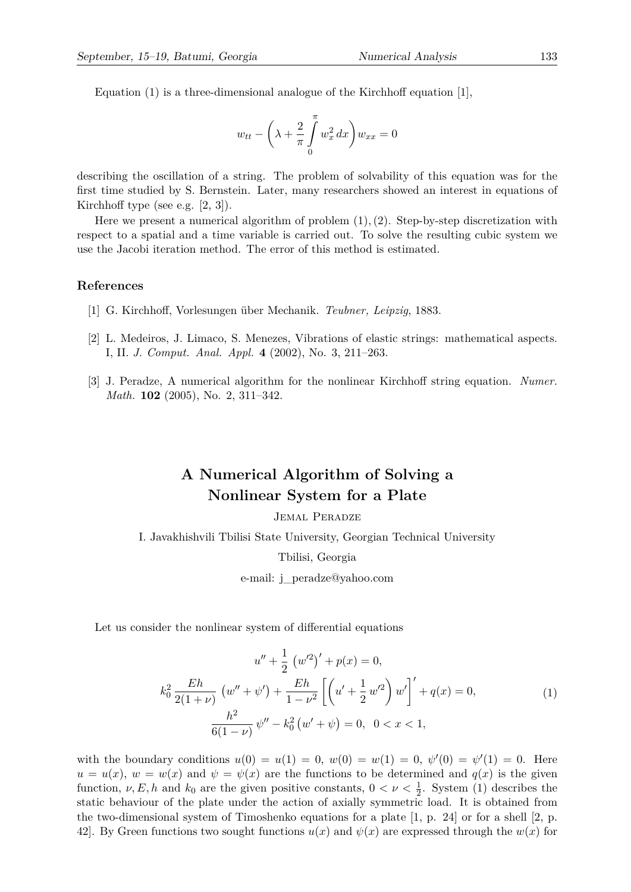Equation (1) is a three-dimensional analogue of the Kirchhoff equation [1],

$$w_{tt} - \left( \lambda + \frac{2}{\pi} \int\limits_0^\pi w_x^2 \, dx \right) w_{xx} = 0$$

describing the oscillation of a string. The problem of solvability of this equation was for the first time studied by S. Bernstein. Later, many researchers showed an interest in equations of Kirchhoff type (see e.g. [2, 3]).

Here we present a numerical algorithm of problem (1), (2). Step-by-step discretization with respect to a spatial and a time variable is carried out. To solve the resulting cubic system we use the Jacobi iteration method. The error of this method is estimated.

## References

[1] G. Kirchhoff, Vorlesungen über Mechanik. *Teubner, Leipzig*, 1883.

[2] L. Medeiros, J. Limaco, S. Menezes, Vibrations of elastic strings: mathematical aspects. I, II. *J. Comput. Anal. Appl.* **4** (2002), No. 3, 211–263.

[3] J. Peradze, A numerical algorithm for the nonlinear Kirchhoff string equation. *Numer. Math.* **102** (2005), No. 2, 311–342.

# A Numerical Algorithm of Solving a Nonlinear System for a Plate

Jemal Peradze

I. Javakhishvili Tbilisi State University, Georgian Technical University

Tbilisi, Georgia

e-mail: j_peradze@yahoo.com

Let us consider the nonlinear system of differential equations

$$
\begin{gathered}
u'' + \frac{1}{2} \left( w'^2 \right)' + p(x) = 0, \\
k_0^2 \, \frac{Eh}{2(1+\nu)} \, \left( w'' + \psi' \right) + \frac{Eh}{1-\nu^2} \left[ \left( u' + \frac{1}{2} \, w'^2 \right) w' \right]' + q(x) = 0, \\
\frac{h^2}{6(1-\nu)} \, \psi'' - k_0^2 \left( w' + \psi \right) = 0, \ \ 0 < x < 1,
\end{gathered}
\tag{1}
$$

with the boundary conditions $u(0) = u(1) = 0$, $w(0) = w(1) = 0$, $\psi'(0) = \psi'(1) = 0$. Here $u = u(x)$, $w = w(x)$ and $\psi = \psi(x)$ are the functions to be determined and $q(x)$ is the given function, $\nu, E, h$ and $k_0$ are the given positive constants, $0 < \nu < \frac{1}{2}$. System (1) describes the static behaviour of the plate under the action of axially symmetric load. It is obtained from the two-dimensional system of Timoshenko equations for a plate [1, p. 24] or for a shell [2, p. 42]. By Green functions two sought functions $u(x)$ and $\psi(x)$ are expressed through the $w(x)$ for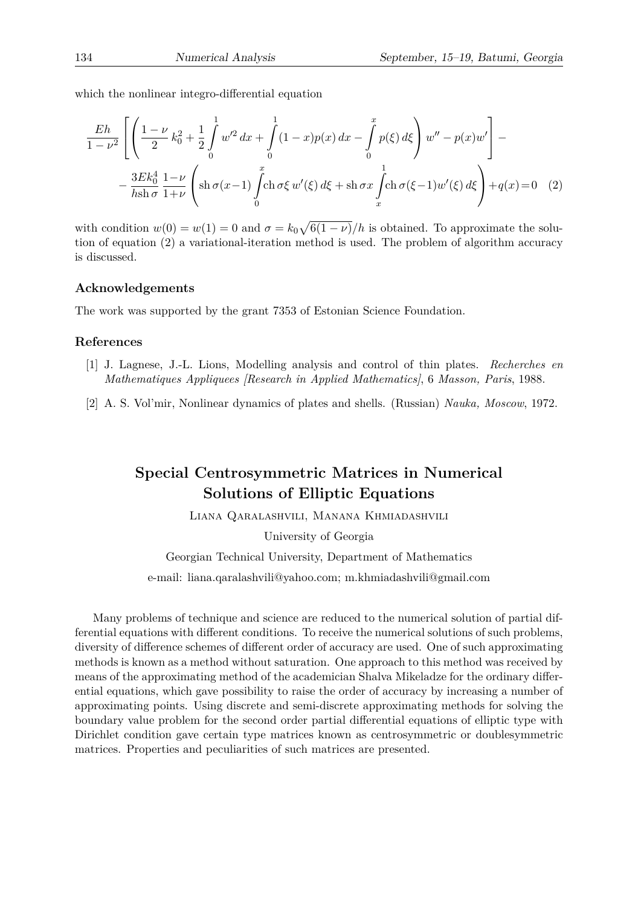which the nonlinear integro-differential equation

$$
\frac{Eh}{1-\nu^2}\left[\left(\frac{1-\nu}{2}\,k_0^2+\frac{1}{2}\int\limits_0^1 w'^2\,dx+\int\limits_0^1(1-x)p(x)\,dx-\int\limits_0^x p(\xi)\,d\xi\right)w''-p(x)w'\right]-
$$

$$
-\frac{3Ek_0^4}{h\,\mathrm{sh}\,\sigma}\,\frac{1-\nu}{1+\nu}\left(\mathrm{sh}\,\sigma(x-1)\int\limits_0^x\mathrm{ch}\,\sigma\xi\,w'(\xi)\,d\xi+\mathrm{sh}\,\sigma x\int\limits_x^1\mathrm{ch}\,\sigma(\xi-1)w'(\xi)\,d\xi\right)+q(x)=0 \quad (2)
$$

with condition $w(0)=w(1)=0$ and $\sigma=k_0\sqrt{6(1-\nu)}/h$ is obtained. To approximate the solution of equation (2) a variational-iteration method is used. The problem of algorithm accuracy is discussed.

### Acknowledgements

The work was supported by the grant 7353 of Estonian Science Foundation.

### References

[1] J. Lagnese, J.-L. Lions, Modelling analysis and control of thin plates. *Recherches en Mathematiques Appliquees [Research in Applied Mathematics]*, 6 *Masson, Paris*, 1988.

[2] A. S. Vol'mir, Nonlinear dynamics of plates and shells. (Russian) *Nauka, Moscow*, 1972.

## Special Centrosymmetric Matrices in Numerical Solutions of Elliptic Equations

Liana Qaralashvili, Manana Khmiadashvili

University of Georgia

Georgian Technical University, Department of Mathematics

e-mail: liana.qaralashvili@yahoo.com; m.khmiadashvili@gmail.com

Many problems of technique and science are reduced to the numerical solution of partial differential equations with different conditions. To receive the numerical solutions of such problems, diversity of difference schemes of different order of accuracy are used. One of such approximating methods is known as a method without saturation. One approach to this method was received by means of the approximating method of the academician Shalva Mikeladze for the ordinary differential equations, which gave possibility to raise the order of accuracy by increasing a number of approximating points. Using discrete and semi-discrete approximating methods for solving the boundary value problem for the second order partial differential equations of elliptic type with Dirichlet condition gave certain type matrices known as centrosymmetric or doublesymmetric matrices. Properties and peculiarities of such matrices are presented.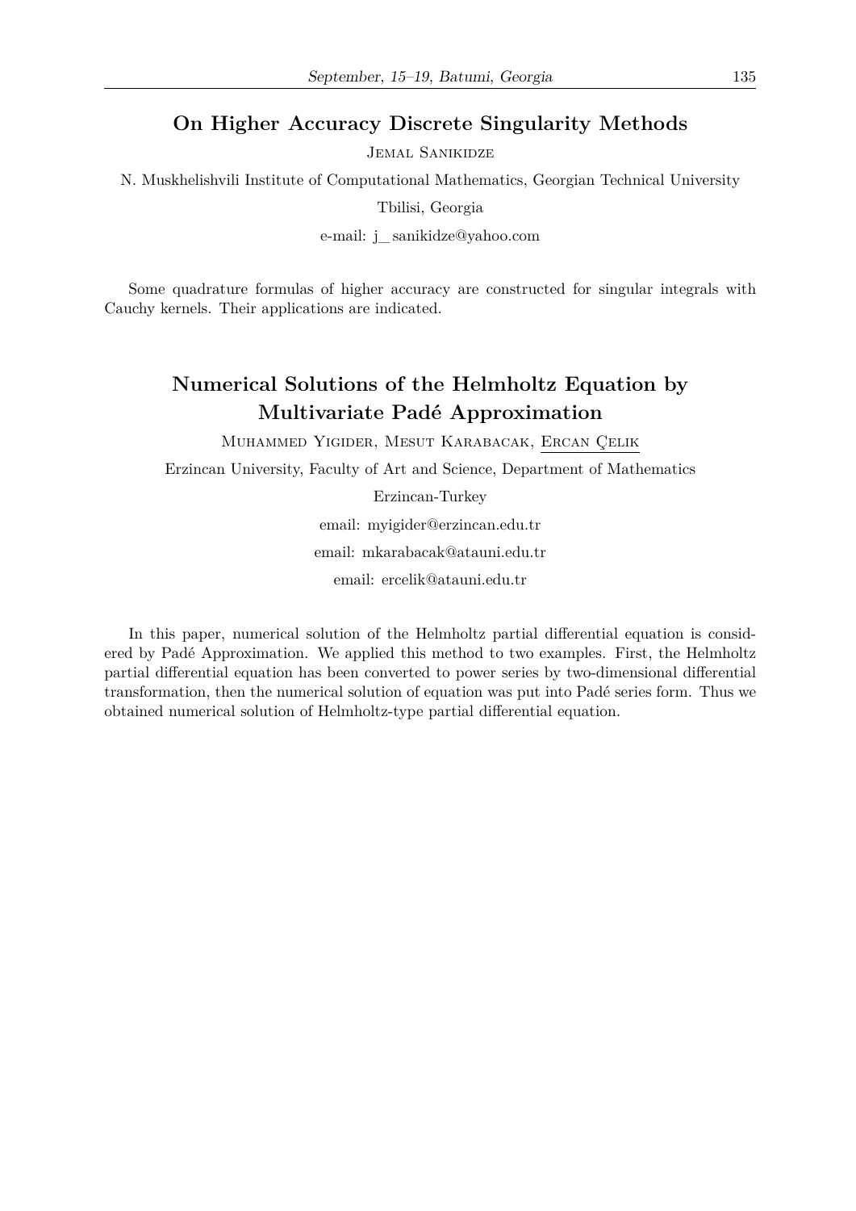## On Higher Accuracy Discrete Singularity Methods

Jemal Sanikidze

N. Muskhelishvili Institute of Computational Mathematics, Georgian Technical University

Tbilisi, Georgia

e-mail: j_sanikidze@yahoo.com

Some quadrature formulas of higher accuracy are constructed for singular integrals with Cauchy kernels. Their applications are indicated.

## Numerical Solutions of the Helmholtz Equation by Multivariate Padé Approximation

Muhammed Yigider, Mesut Karabacak, Ercan Çelik

Erzincan University, Faculty of Art and Science, Department of Mathematics

Erzincan-Turkey

email: myigider@erzincan.edu.tr

email: mkarabacak@atauni.edu.tr

email: ercelik@atauni.edu.tr

In this paper, numerical solution of the Helmholtz partial differential equation is considered by Padé Approximation. We applied this method to two examples. First, the Helmholtz partial differential equation has been converted to power series by two-dimensional differential transformation, then the numerical solution of equation was put into Padé series form. Thus we obtained numerical solution of Helmholtz-type partial differential equation.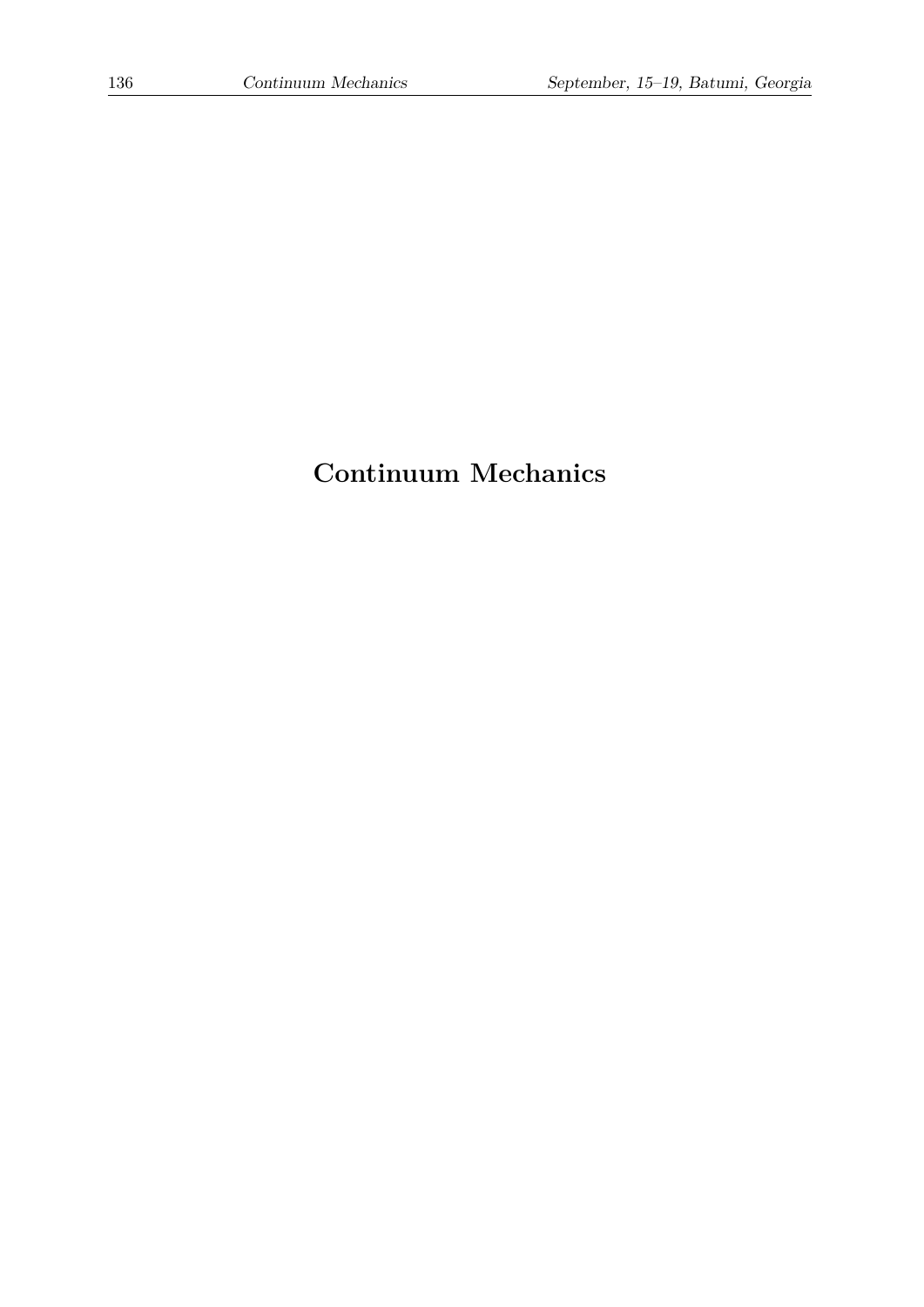# Continuum Mechanics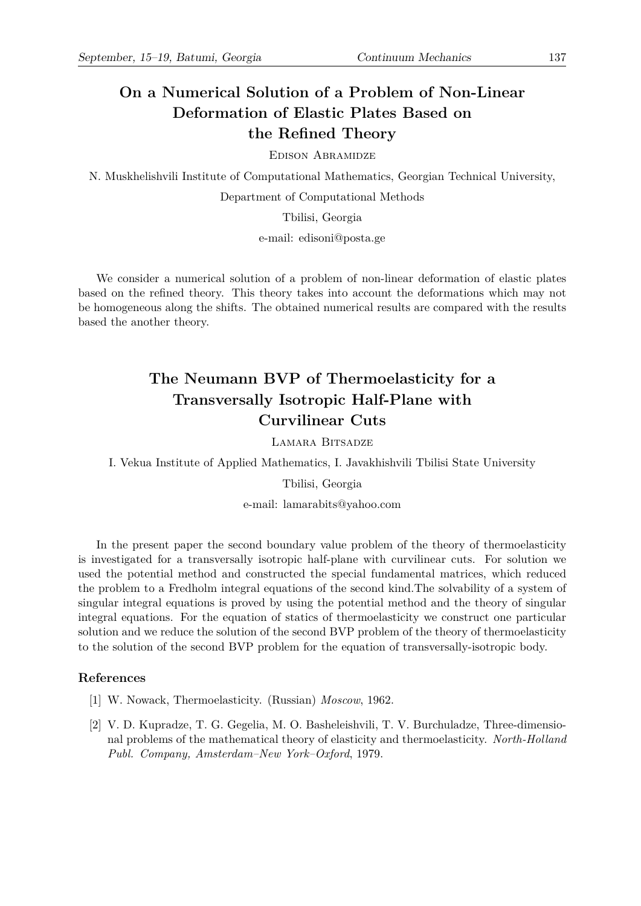## On a Numerical Solution of a Problem of Non-Linear Deformation of Elastic Plates Based on the Refined Theory

Edison Abramidze

N. Muskhelishvili Institute of Computational Mathematics, Georgian Technical University,

Department of Computational Methods

Tbilisi, Georgia

e-mail: edisoni@posta.ge

We consider a numerical solution of a problem of non-linear deformation of elastic plates based on the refined theory. This theory takes into account the deformations which may not be homogeneous along the shifts. The obtained numerical results are compared with the results based the another theory.

## The Neumann BVP of Thermoelasticity for a Transversally Isotropic Half-Plane with Curvilinear Cuts

Lamara Bitsadze

I. Vekua Institute of Applied Mathematics, I. Javakhishvili Tbilisi State University

Tbilisi, Georgia

e-mail: lamarabits@yahoo.com

In the present paper the second boundary value problem of the theory of thermoelasticity is investigated for a transversally isotropic half-plane with curvilinear cuts. For solution we used the potential method and constructed the special fundamental matrices, which reduced the problem to a Fredholm integral equations of the second kind.The solvability of a system of singular integral equations is proved by using the potential method and the theory of singular integral equations. For the equation of statics of thermoelasticity we construct one particular solution and we reduce the solution of the second BVP problem of the theory of thermoelasticity to the solution of the second BVP problem for the equation of transversally-isotropic body.

### References

[1] W. Nowack, Thermoelasticity. (Russian) *Moscow*, 1962.

[2] V. D. Kupradze, T. G. Gegelia, M. O. Basheleishvili, T. V. Burchuladze, Three-dimensional problems of the mathematical theory of elasticity and thermoelasticity. *North-Holland Publ. Company, Amsterdam–New York–Oxford*, 1979.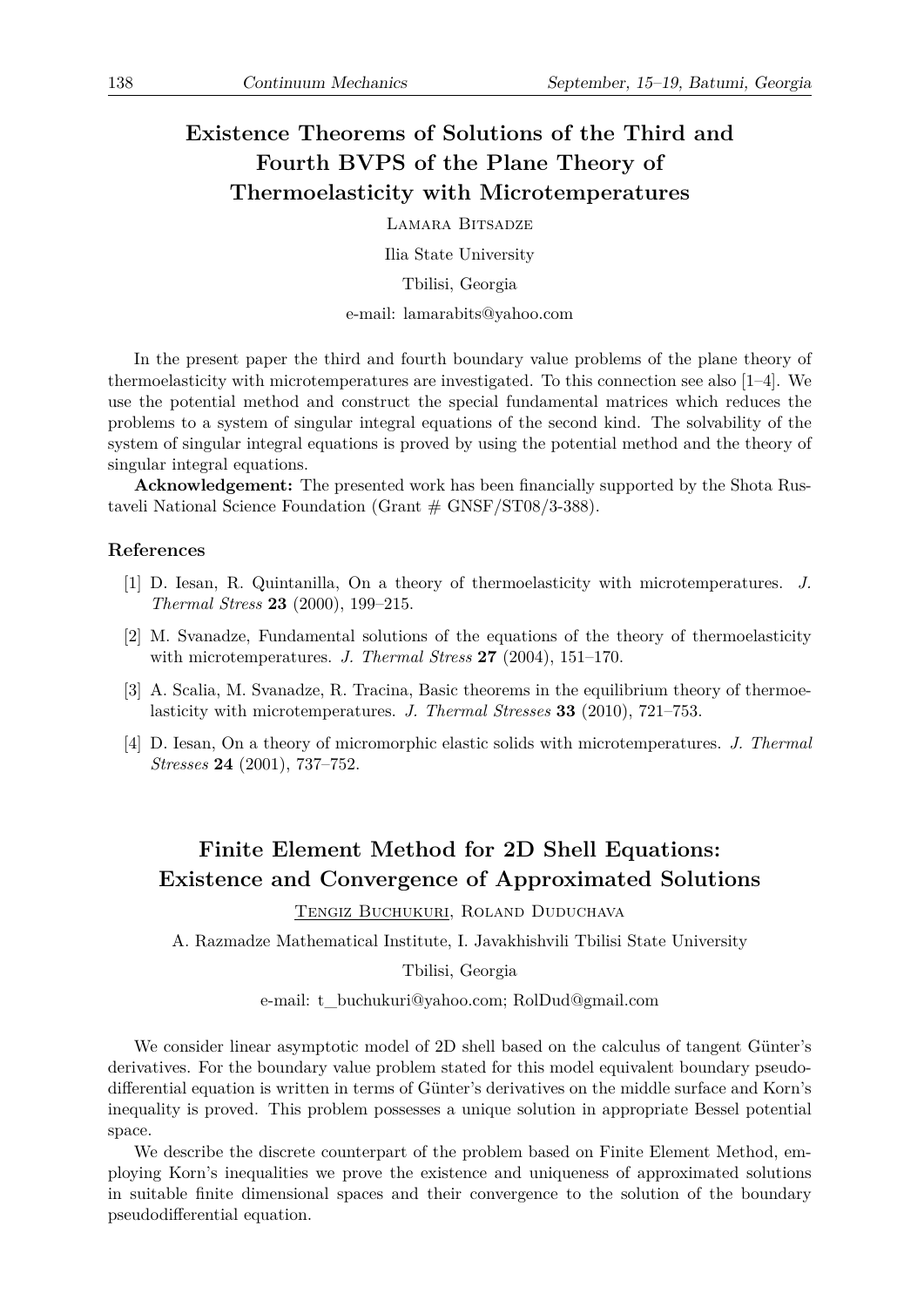## Existence Theorems of Solutions of the Third and Fourth BVPS of the Plane Theory of Thermoelasticity with Microtemperatures

Lamara Bitsadze

Ilia State University

Tbilisi, Georgia

e-mail: lamarabits@yahoo.com

In the present paper the third and fourth boundary value problems of the plane theory of thermoelasticity with microtemperatures are investigated. To this connection see also [1–4]. We use the potential method and construct the special fundamental matrices which reduces the problems to a system of singular integral equations of the second kind. The solvability of the system of singular integral equations is proved by using the potential method and the theory of singular integral equations.

**Acknowledgement:** The presented work has been financially supported by the Shota Rustaveli National Science Foundation (Grant # GNSF/ST08/3-388).

### References

[1] D. Iesan, R. Quintanilla, On a theory of thermoelasticity with microtemperatures. *J. Thermal Stress* **23** (2000), 199–215.

[2] M. Svanadze, Fundamental solutions of the equations of the theory of thermoelasticity with microtemperatures. *J. Thermal Stress* **27** (2004), 151–170.

[3] A. Scalia, M. Svanadze, R. Tracina, Basic theorems in the equilibrium theory of thermoelasticity with microtemperatures. *J. Thermal Stresses* **33** (2010), 721–753.

[4] D. Iesan, On a theory of micromorphic elastic solids with microtemperatures. *J. Thermal Stresses* **24** (2001), 737–752.

## Finite Element Method for 2D Shell Equations: Existence and Convergence of Approximated Solutions

Tengiz Buchukuri, Roland Duduchava

A. Razmadze Mathematical Institute, I. Javakhishvili Tbilisi State University

Tbilisi, Georgia

e-mail: t_buchukuri@yahoo.com; RolDud@gmail.com

We consider linear asymptotic model of 2D shell based on the calculus of tangent Günter's derivatives. For the boundary value problem stated for this model equivalent boundary pseudodifferential equation is written in terms of Günter's derivatives on the middle surface and Korn's inequality is proved. This problem possesses a unique solution in appropriate Bessel potential space.

We describe the discrete counterpart of the problem based on Finite Element Method, employing Korn's inequalities we prove the existence and uniqueness of approximated solutions in suitable finite dimensional spaces and their convergence to the solution of the boundary pseudodifferential equation.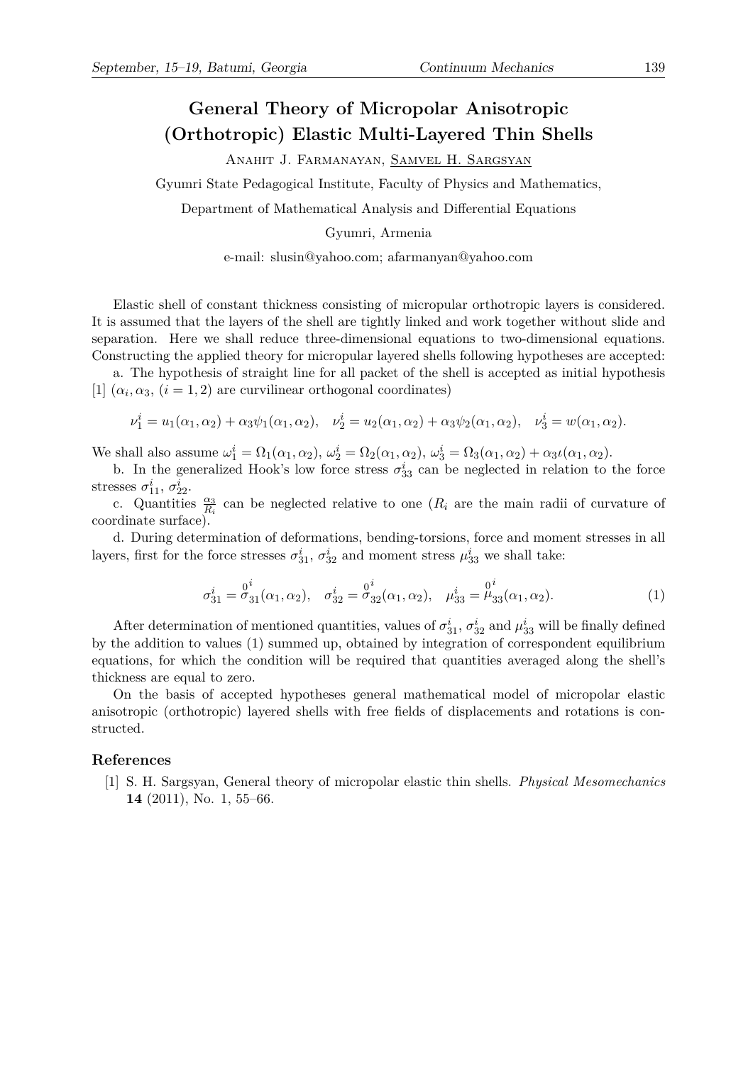# General Theory of Micropolar Anisotropic (Orthotropic) Elastic Multi-Layered Thin Shells

Anahit J. Farmanayan, Samvel H. Sargsyan

Gyumri State Pedagogical Institute, Faculty of Physics and Mathematics,

Department of Mathematical Analysis and Differential Equations

Gyumri, Armenia

e-mail: slusin@yahoo.com; afarmanyan@yahoo.com

Elastic shell of constant thickness consisting of micropular orthotropic layers is considered. It is assumed that the layers of the shell are tightly linked and work together without slide and separation. Here we shall reduce three-dimensional equations to two-dimensional equations. Constructing the applied theory for micropular layered shells following hypotheses are accepted:

a. The hypothesis of straight line for all packet of the shell is accepted as initial hypothesis [1] ($\alpha_i, \alpha_3$, $(i = 1, 2)$ are curvilinear orthogonal coordinates)

$$\nu_1^i = u_1(\alpha_1, \alpha_2) + \alpha_3 \psi_1(\alpha_1, \alpha_2), \quad \nu_2^i = u_2(\alpha_1, \alpha_2) + \alpha_3 \psi_2(\alpha_1, \alpha_2), \quad \nu_3^i = w(\alpha_1, \alpha_2).$$

We shall also assume $\omega_1^i = \Omega_1(\alpha_1, \alpha_2)$, $\omega_2^i = \Omega_2(\alpha_1, \alpha_2)$, $\omega_3^i = \Omega_3(\alpha_1, \alpha_2) + \alpha_3 \iota(\alpha_1, \alpha_2)$.

b. In the generalized Hook's low force stress $\sigma_{33}^i$ can be neglected in relation to the force stresses $\sigma_{11}^i$, $\sigma_{22}^i$.

c. Quantities $\frac{\alpha_3}{R_i}$ can be neglected relative to one ($R_i$ are the main radii of curvature of coordinate surface).

d. During determination of deformations, bending-torsions, force and moment stresses in all layers, first for the force stresses $\sigma_{31}^i$, $\sigma_{32}^i$ and moment stress $\mu_{33}^i$ we shall take:

$$\sigma_{31}^i = \overset{0}{\sigma}{}^i_{31}(\alpha_1, \alpha_2), \quad \sigma_{32}^i = \overset{0}{\sigma}{}^i_{32}(\alpha_1, \alpha_2), \quad \mu_{33}^i = \overset{0}{\mu}{}^i_{33}(\alpha_1, \alpha_2). \tag{1}$$

After determination of mentioned quantities, values of $\sigma_{31}^i$, $\sigma_{32}^i$ and $\mu_{33}^i$ will be finally defined by the addition to values (1) summed up, obtained by integration of correspondent equilibrium equations, for which the condition will be required that quantities averaged along the shell's thickness are equal to zero.

On the basis of accepted hypotheses general mathematical model of micropolar elastic anisotropic (orthotropic) layered shells with free fields of displacements and rotations is constructed.

## References

[1] S. H. Sargsyan, General theory of micropolar elastic thin shells. *Physical Mesomechanics* **14** (2011), No. 1, 55–66.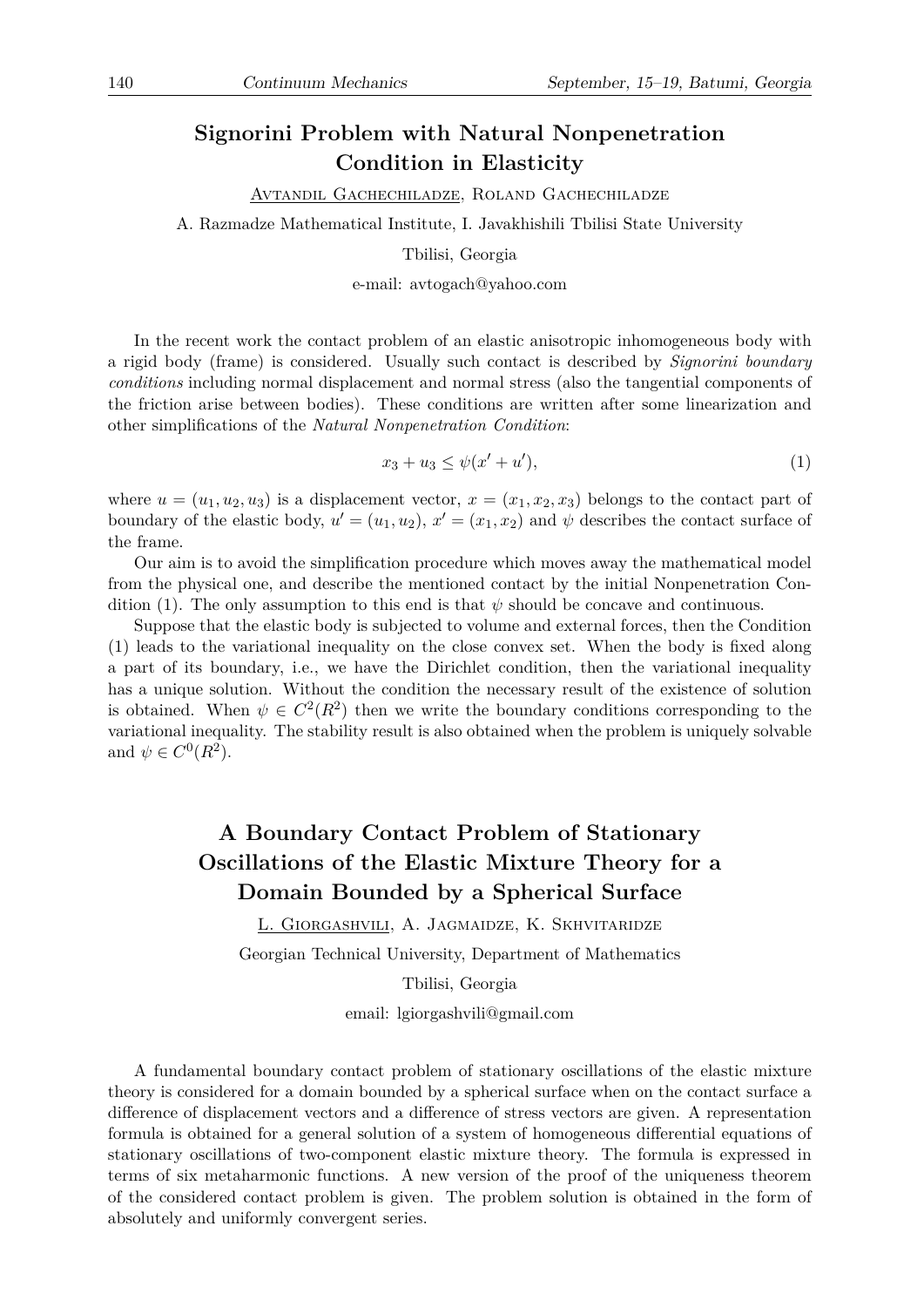## Signorini Problem with Natural Nonpenetration Condition in Elasticity

Avtandil Gachechiladze, Roland Gachechiladze

A. Razmadze Mathematical Institute, I. Javakhishili Tbilisi State University

Tbilisi, Georgia

e-mail: avtogach@yahoo.com

In the recent work the contact problem of an elastic anisotropic inhomogeneous body with a rigid body (frame) is considered. Usually such contact is described by *Signorini boundary conditions* including normal displacement and normal stress (also the tangential components of the friction arise between bodies). These conditions are written after some linearization and other simplifications of the *Natural Nonpenetration Condition*:

$$x_3 + u_3 \le \psi(x' + u'), \tag{1}$$

where $u = (u_1, u_2, u_3)$ is a displacement vector, $x = (x_1, x_2, x_3)$ belongs to the contact part of boundary of the elastic body, $u' = (u_1, u_2)$, $x' = (x_1, x_2)$ and $\psi$ describes the contact surface of the frame.

Our aim is to avoid the simplification procedure which moves away the mathematical model from the physical one, and describe the mentioned contact by the initial Nonpenetration Condition (1). The only assumption to this end is that $\psi$ should be concave and continuous.

Suppose that the elastic body is subjected to volume and external forces, then the Condition (1) leads to the variational inequality on the close convex set. When the body is fixed along a part of its boundary, i.e., we have the Dirichlet condition, then the variational inequality has a unique solution. Without the condition the necessary result of the existence of solution is obtained. When $\psi \in C^2(R^2)$ then we write the boundary conditions corresponding to the variational inequality. The stability result is also obtained when the problem is uniquely solvable and $\psi \in C^0(R^2)$.

## A Boundary Contact Problem of Stationary Oscillations of the Elastic Mixture Theory for a Domain Bounded by a Spherical Surface

L. Giorgashvili, A. Jagmaidze, K. Skhvitaridze

Georgian Technical University, Department of Mathematics

Tbilisi, Georgia

email: lgiorgashvili@gmail.com

A fundamental boundary contact problem of stationary oscillations of the elastic mixture theory is considered for a domain bounded by a spherical surface when on the contact surface a difference of displacement vectors and a difference of stress vectors are given. A representation formula is obtained for a general solution of a system of homogeneous differential equations of stationary oscillations of two-component elastic mixture theory. The formula is expressed in terms of six metaharmonic functions. A new version of the proof of the uniqueness theorem of the considered contact problem is given. The problem solution is obtained in the form of absolutely and uniformly convergent series.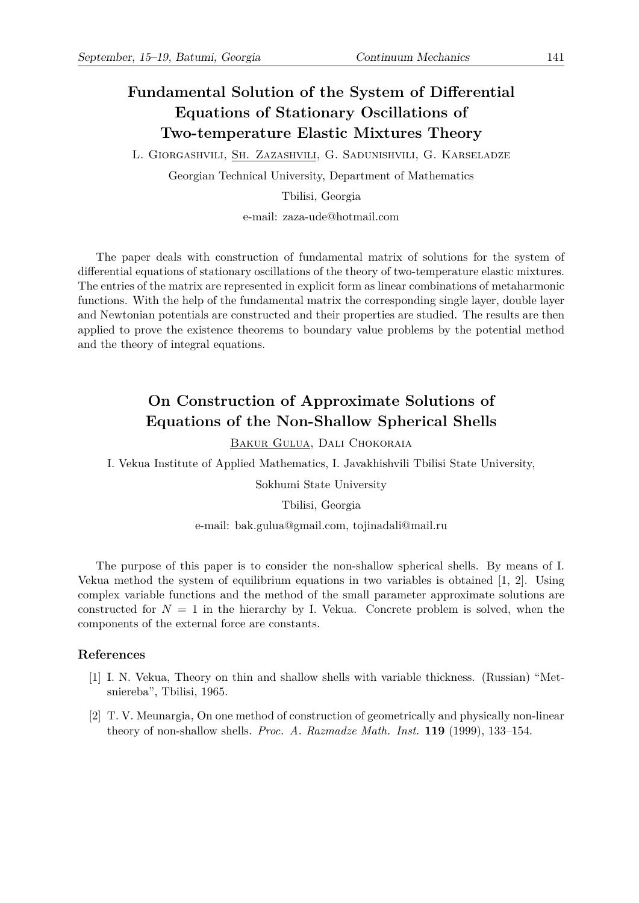## Fundamental Solution of the System of Differential Equations of Stationary Oscillations of Two-temperature Elastic Mixtures Theory

L. Giorgashvili, Sh. Zazashvili, G. Sadunishvili, G. Karseladze

Georgian Technical University, Department of Mathematics

Tbilisi, Georgia

e-mail: zaza-ude@hotmail.com

The paper deals with construction of fundamental matrix of solutions for the system of differential equations of stationary oscillations of the theory of two-temperature elastic mixtures. The entries of the matrix are represented in explicit form as linear combinations of metaharmonic functions. With the help of the fundamental matrix the corresponding single layer, double layer and Newtonian potentials are constructed and their properties are studied. The results are then applied to prove the existence theorems to boundary value problems by the potential method and the theory of integral equations.

## On Construction of Approximate Solutions of Equations of the Non-Shallow Spherical Shells

Bakur Gulua, Dali Chokoraia

I. Vekua Institute of Applied Mathematics, I. Javakhishvili Tbilisi State University,

Sokhumi State University

Tbilisi, Georgia

e-mail: bak.gulua@gmail.com, tojinadali@mail.ru

The purpose of this paper is to consider the non-shallow spherical shells. By means of I. Vekua method the system of equilibrium equations in two variables is obtained [1, 2]. Using complex variable functions and the method of the small parameter approximate solutions are constructed for $N = 1$ in the hierarchy by I. Vekua. Concrete problem is solved, when the components of the external force are constants.

### References

[1] I. N. Vekua, Theory on thin and shallow shells with variable thickness. (Russian) "Metsniereba", Tbilisi, 1965.

[2] T. V. Meunargia, On one method of construction of geometrically and physically non-linear theory of non-shallow shells. *Proc. A. Razmadze Math. Inst.* **119** (1999), 133–154.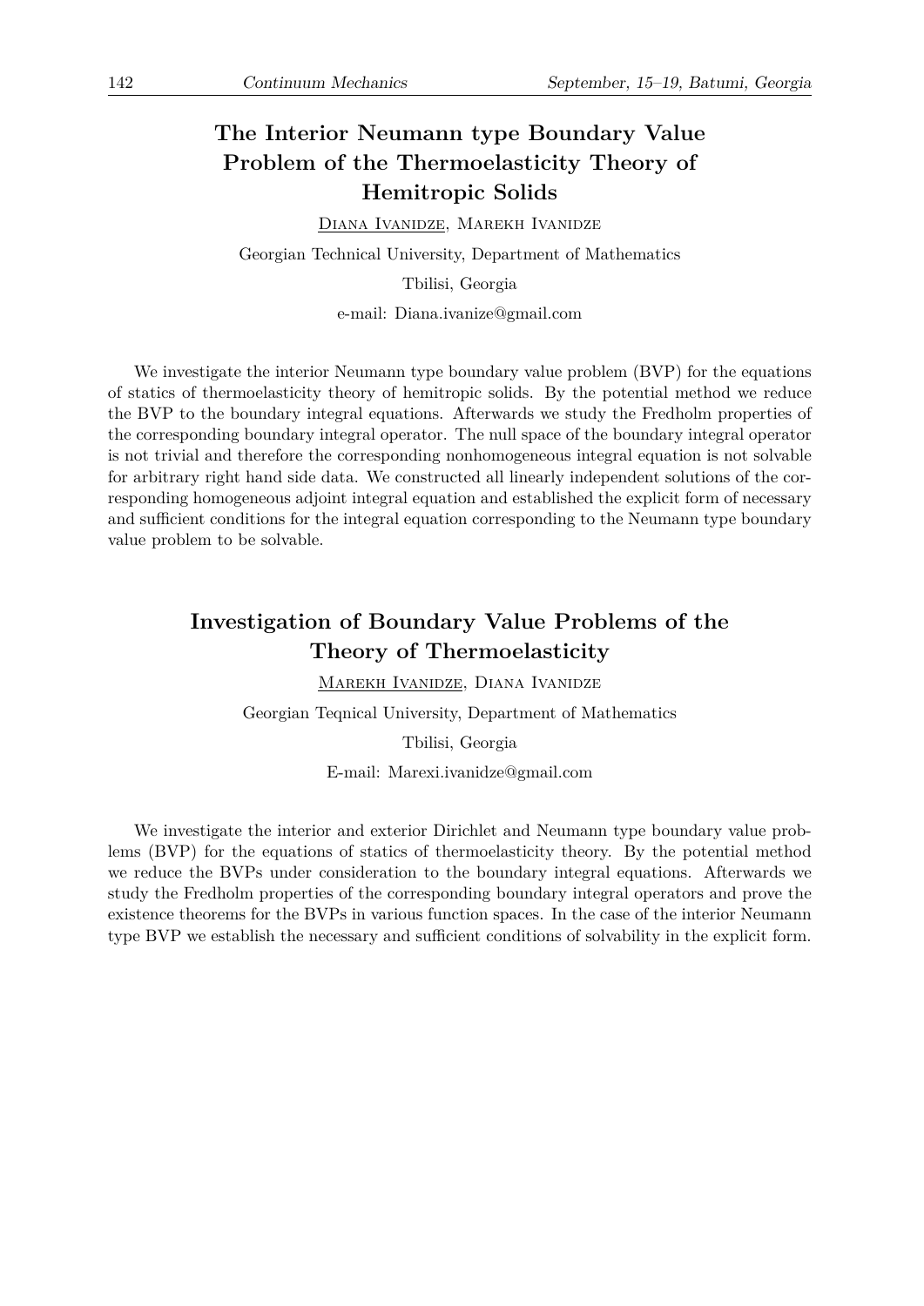## The Interior Neumann type Boundary Value Problem of the Thermoelasticity Theory of Hemitropic Solids

Diana Ivanidze, Marekh Ivanidze

Georgian Technical University, Department of Mathematics

Tbilisi, Georgia

e-mail: Diana.ivanize@gmail.com

We investigate the interior Neumann type boundary value problem (BVP) for the equations of statics of thermoelasticity theory of hemitropic solids. By the potential method we reduce the BVP to the boundary integral equations. Afterwards we study the Fredholm properties of the corresponding boundary integral operator. The null space of the boundary integral operator is not trivial and therefore the corresponding nonhomogeneous integral equation is not solvable for arbitrary right hand side data. We constructed all linearly independent solutions of the corresponding homogeneous adjoint integral equation and established the explicit form of necessary and sufficient conditions for the integral equation corresponding to the Neumann type boundary value problem to be solvable.

## Investigation of Boundary Value Problems of the Theory of Thermoelasticity

Marekh Ivanidze, Diana Ivanidze

Georgian Teqnical University, Department of Mathematics

Tbilisi, Georgia

E-mail: Marexi.ivanidze@gmail.com

We investigate the interior and exterior Dirichlet and Neumann type boundary value problems (BVP) for the equations of statics of thermoelasticity theory. By the potential method we reduce the BVPs under consideration to the boundary integral equations. Afterwards we study the Fredholm properties of the corresponding boundary integral operators and prove the existence theorems for the BVPs in various function spaces. In the case of the interior Neumann type BVP we establish the necessary and sufficient conditions of solvability in the explicit form.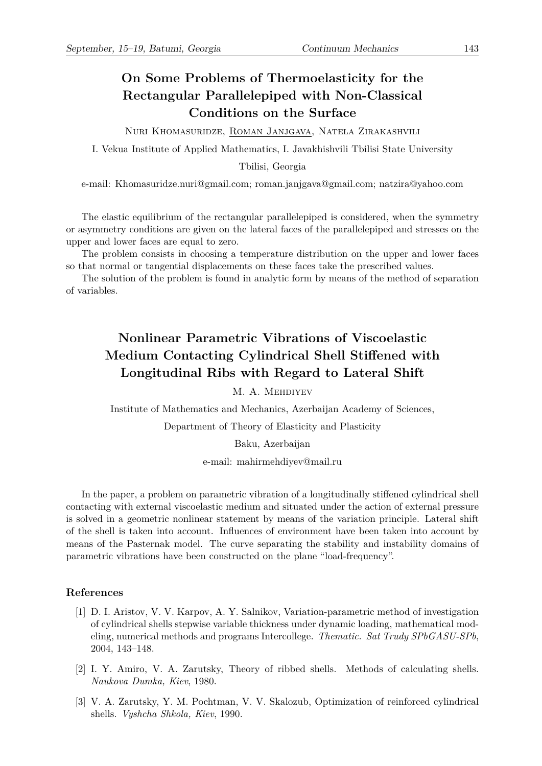## On Some Problems of Thermoelasticity for the Rectangular Parallelepiped with Non-Classical Conditions on the Surface

Nuri Khomasuridze, Roman Janjgava, Natela Zirakashvili

I. Vekua Institute of Applied Mathematics, I. Javakhishvili Tbilisi State University

Tbilisi, Georgia

e-mail: Khomasuridze.nuri@gmail.com; roman.janjgava@gmail.com; natzira@yahoo.com

The elastic equilibrium of the rectangular parallelepiped is considered, when the symmetry or asymmetry conditions are given on the lateral faces of the parallelepiped and stresses on the upper and lower faces are equal to zero.

The problem consists in choosing a temperature distribution on the upper and lower faces so that normal or tangential displacements on these faces take the prescribed values.

The solution of the problem is found in analytic form by means of the method of separation of variables.

## Nonlinear Parametric Vibrations of Viscoelastic Medium Contacting Cylindrical Shell Stiffened with Longitudinal Ribs with Regard to Lateral Shift

M. A. Mehdiyev

Institute of Mathematics and Mechanics, Azerbaijan Academy of Sciences,

Department of Theory of Elasticity and Plasticity

Baku, Azerbaijan

e-mail: mahirmehdiyev@mail.ru

In the paper, a problem on parametric vibration of a longitudinally stiffened cylindrical shell contacting with external viscoelastic medium and situated under the action of external pressure is solved in a geometric nonlinear statement by means of the variation principle. Lateral shift of the shell is taken into account. Influences of environment have been taken into account by means of the Pasternak model. The curve separating the stability and instability domains of parametric vibrations have been constructed on the plane "load-frequency".

### References

[1] D. I. Aristov, V. V. Karpov, A. Y. Salnikov, Variation-parametric method of investigation of cylindrical shells stepwise variable thickness under dynamic loading, mathematical modeling, numerical methods and programs Intercollege. *Thematic. Sat Trudy SPbGASU-SPb*, 2004, 143–148.

[2] I. Y. Amiro, V. A. Zarutsky, Theory of ribbed shells. Methods of calculating shells. *Naukova Dumka, Kiev*, 1980.

[3] V. A. Zarutsky, Y. M. Pochtman, V. V. Skalozub, Optimization of reinforced cylindrical shells. *Vyshcha Shkola, Kiev*, 1990.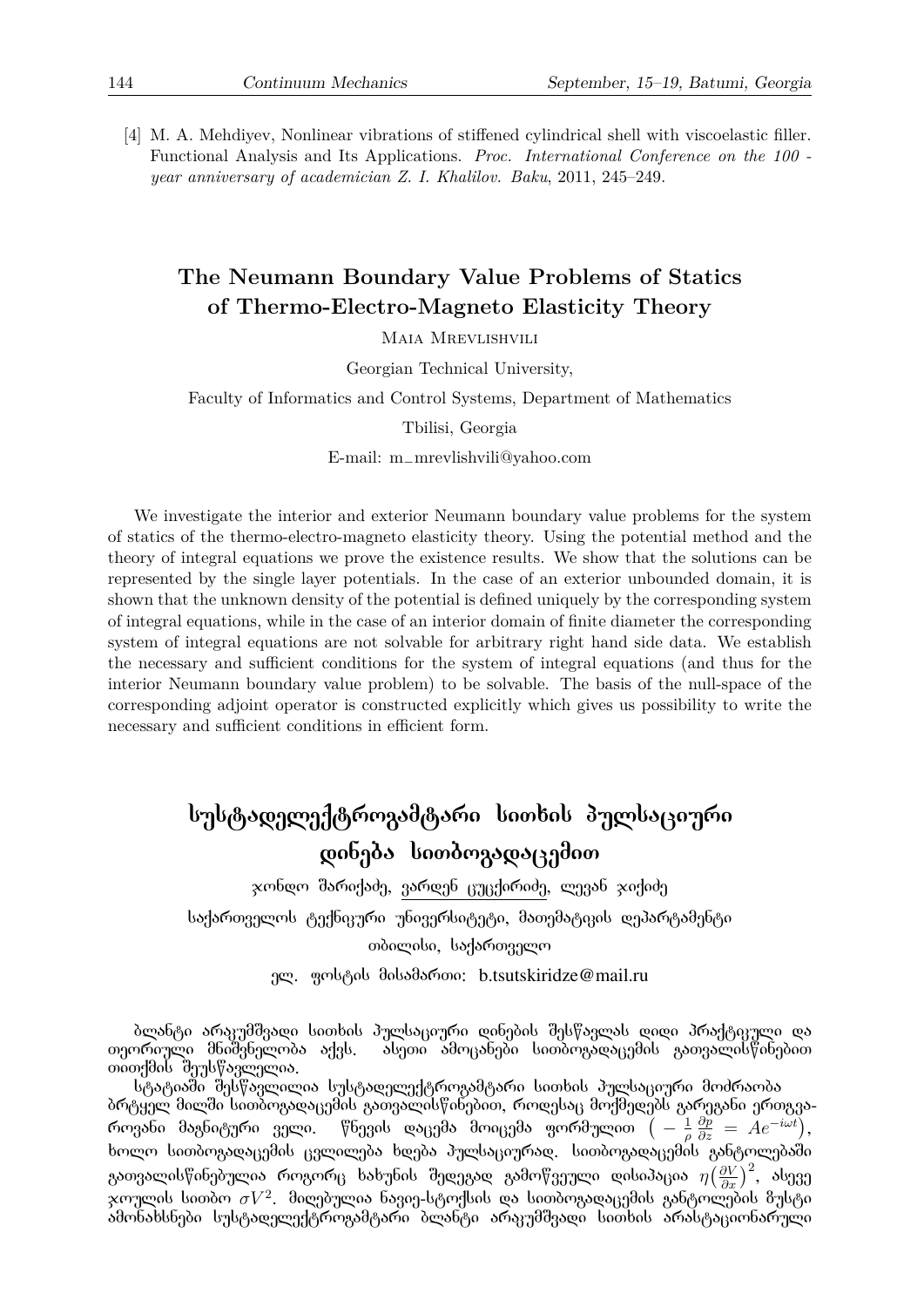[4] M. A. Mehdiyev, Nonlinear vibrations of stiffened cylindrical shell with viscoelastic filler. Functional Analysis and Its Applications. *Proc. International Conference on the 100 - year anniversary of academician Z. I. Khalilov. Baku*, 2011, 245–249.

## The Neumann Boundary Value Problems of Statics of Thermo-Electro-Magneto Elasticity Theory

Maia Mrevlishvili

Georgian Technical University,

Faculty of Informatics and Control Systems, Department of Mathematics

Tbilisi, Georgia

E-mail: m_mrevlishvili@yahoo.com

We investigate the interior and exterior Neumann boundary value problems for the system of statics of the thermo-electro-magneto elasticity theory. Using the potential method and the theory of integral equations we prove the existence results. We show that the solutions can be represented by the single layer potentials. In the case of an exterior unbounded domain, it is shown that the unknown density of the potential is defined uniquely by the corresponding system of integral equations, while in the case of an interior domain of finite diameter the corresponding system of integral equations are not solvable for arbitrary right hand side data. We establish the necessary and sufficient conditions for the system of integral equations (and thus for the interior Neumann boundary value problem) to be solvable. The basis of the null-space of the corresponding adjoint operator is constructed explicitly which gives us possibility to write the necessary and sufficient conditions in efficient form.

## სუსტადელექტროგამტარი სითხის პულსაციური დინება სითბოგადაცემით

ჯონდო შარიქაძე, ვარდენ ცუცქირიძე, ლევან ჯიქიძე

საქართველოს ტექნიკური უნივერსიტეტი, მათემატიკის დეპარტამენტი

თბილისი, საქართველო

ელ. ფოსტის მისამართი: b.tsutskiridze@mail.ru

ბლანტი არაკუმშვადი სითხის პულსაციური დინების შესწავლას დიდი პრაქტიკული და თეორიული მნიშვნელობა აქვს. ასეთი ამოცანები სითბოგადაცემის გათვალისწინებით თითქმის შეუსწავლელია.

სტატიაში შესწავლილია სუსტადელექტროგამტარი სითხის პულსაციური მოძრაობა ბრტყელ მილში სითბოგადაცემის გათვალისწინებით, როდესაც მოქმედებს გარეგანი ერთგვაროვანი მაგნიტური ველი. წნევის დაცემა მოიცემა ფორმულით $\left(-\frac{1}{\rho}\frac{\partial p}{\partial z} = Ae^{-i\omega t}\right)$, ხოლო სითბოგადაცემის ცვლილება ხდება პულსაციურად. სითბოგადაცემის განტოლებაში გათვალისწინებულია როგორც ხახუნის შედეგად გამოწვეული დისიპაცია $\eta\left(\frac{\partial V}{\partial x}\right)^2$, ასევე ჯოულის სითბო $\sigma V^2$. მიღებულია ნავიე-სტოქსის და სითბოგადაცემის განტოლების ზუსტი ამონახსნები სუსტადელექტროგამტარი ბლანტი არაკუმშვადი სითხის არასტაციონარული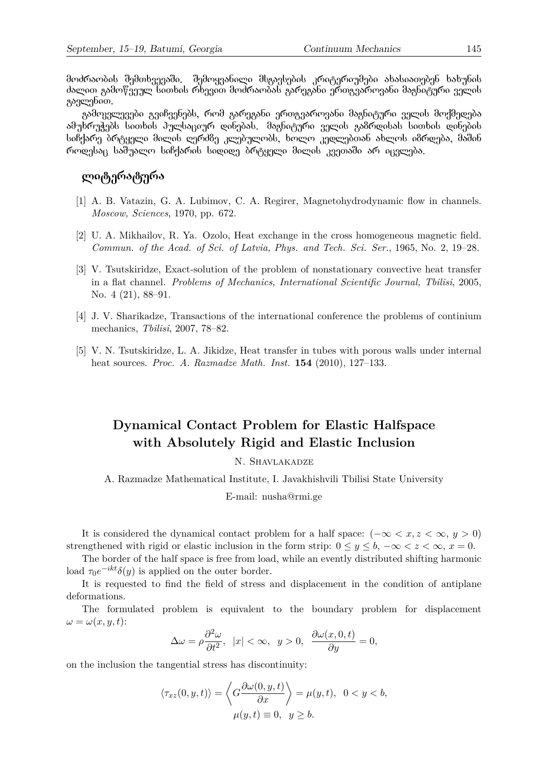მოძრაობის შემთხვევაში. შემოყვანილი მსგავსების კრიტერიუმები ახასიათებენ ხახუნის ძალით გამოწვეულ სითხის რხევით მოძრაობას გარეგანი ერთგვაროვანი მაგნიტური ველის გავლენით.

გამოკვლევები გვიჩვენებს, რომ გარეგანი ერთგვაროვანი მაგნიტური ველის მოქმედება ამუხრუჭებს სითხის პულსაციურ დინებას. მაგნიტური ველის გაზრდისას სითხის დინების სიჩქარე ბრტყელი მილის ღერძზე კლებულობს, ხოლო კედლებთან ახლოს იზრდება, მაშინ როდესაც საშუალო სიჩქარის სიდიდე ბრტყელი მილის კვეთაში არ იცვლება.

## ლიტერატურა

[1] A. B. Vatazin, G. A. Lubimov, C. A. Regirer, Magnetohydrodynamic flow in channels. *Moscow, Sciences*, 1970, pp. 672.

[2] U. A. Mikhailov, R. Ya. Ozolo, Heat exchange in the cross homogeneous magnetic field. *Commun. of the Acad. of Sci. of Latvia, Phys. and Tech. Sci. Ser.*, 1965, No. 2, 19–28.

[3] V. Tsutskiridze, Exact-solution of the problem of nonstationary convective heat transfer in a flat channel. *Problems of Mechanics, International Scientific Journal, Tbilisi*, 2005, No. 4 (21), 88–91.

[4] J. V. Sharikadze, Transactions of the international conference the problems of continium mechanics, *Tbilisi*, 2007, 78–82.

[5] V. N. Tsutskiridze, L. A. Jikidze, Heat transfer in tubes with porous walls under internal heat sources. *Proc. A. Razmadze Math. Inst.* **154** (2010), 127–133.

# Dynamical Contact Problem for Elastic Halfspace with Absolutely Rigid and Elastic Inclusion

N. Shavlakadze

A. Razmadze Mathematical Institute, I. Javakhishvili Tbilisi State University

E-mail: nusha@rmi.ge

It is considered the dynamical contact problem for a half space: $(-\infty < x, z < \infty,\ y > 0)$ strengthened with rigid or elastic inclusion in the form strip: $0 \le y \le b$, $-\infty < z < \infty$, $x = 0$.

The border of the half space is free from load, while an evently distributed shifting harmonic load $\tau_0 e^{-ikt}\delta(y)$ is applied on the outer border.

It is requested to find the field of stress and displacement in the condition of antiplane deformations.

The formulated problem is equivalent to the boundary problem for displacement $\omega = \omega(x, y, t)$:

$$\Delta\omega = \rho\frac{\partial^2\omega}{\partial t^2},\ \ |x| < \infty,\ \ y > 0,\ \ \frac{\partial\omega(x, 0, t)}{\partial y} = 0,$$

on the inclusion the tangential stress has discontinuity:

$$\langle\tau_{xz}(0, y, t)\rangle = \left\langle G\frac{\partial\omega(0, y, t)}{\partial x}\right\rangle = \mu(y, t),\ \ 0 < y < b,$$

$$\mu(y, t) \equiv 0,\ \ y \ge b.$$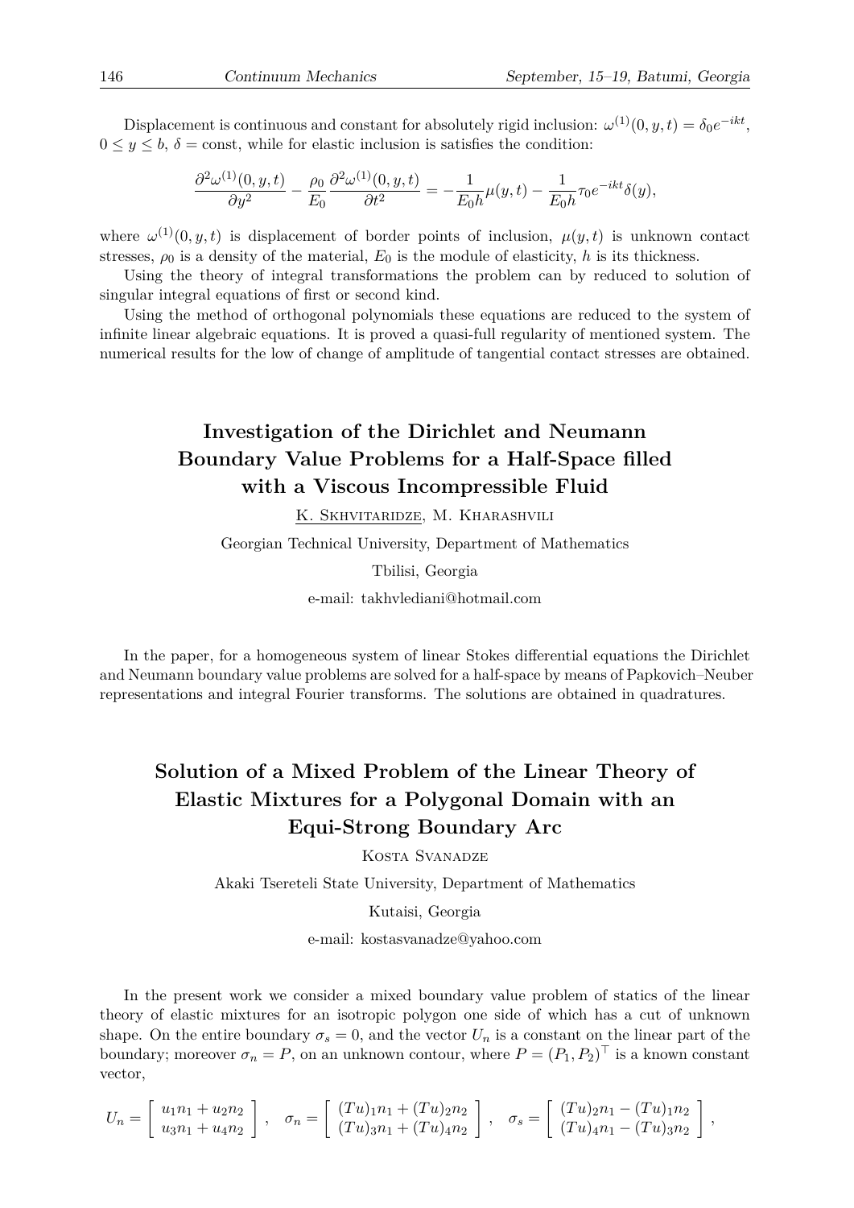Displacement is continuous and constant for absolutely rigid inclusion: $\omega^{(1)}(0,y,t) = \delta_0 e^{-ikt}$, $0 \le y \le b$, $\delta = \text{const}$, while for elastic inclusion is satisfies the condition:

$$\frac{\partial^2 \omega^{(1)}(0,y,t)}{\partial y^2} - \frac{\rho_0}{E_0}\frac{\partial^2 \omega^{(1)}(0,y,t)}{\partial t^2} = -\frac{1}{E_0 h}\mu(y,t) - \frac{1}{E_0 h}\tau_0 e^{-ikt}\delta(y),$$

where $\omega^{(1)}(0,y,t)$ is displacement of border points of inclusion, $\mu(y,t)$ is unknown contact stresses, $\rho_0$ is a density of the material, $E_0$ is the module of elasticity, $h$ is its thickness.

Using the theory of integral transformations the problem can by reduced to solution of singular integral equations of first or second kind.

Using the method of orthogonal polynomials these equations are reduced to the system of infinite linear algebraic equations. It is proved a quasi-full regularity of mentioned system. The numerical results for the low of change of amplitude of tangential contact stresses are obtained.

## Investigation of the Dirichlet and Neumann Boundary Value Problems for a Half-Space filled with a Viscous Incompressible Fluid

K. Skhvitaridze, M. Kharashvili

Georgian Technical University, Department of Mathematics

Tbilisi, Georgia

e-mail: takhvlediani@hotmail.com

In the paper, for a homogeneous system of linear Stokes differential equations the Dirichlet and Neumann boundary value problems are solved for a half-space by means of Papkovich–Neuber representations and integral Fourier transforms. The solutions are obtained in quadratures.

## Solution of a Mixed Problem of the Linear Theory of Elastic Mixtures for a Polygonal Domain with an Equi-Strong Boundary Arc

Kosta Svanadze

Akaki Tsereteli State University, Department of Mathematics

Kutaisi, Georgia

e-mail: kostasvanadze@yahoo.com

In the present work we consider a mixed boundary value problem of statics of the linear theory of elastic mixtures for an isotropic polygon one side of which has a cut of unknown shape. On the entire boundary $\sigma_s = 0$, and the vector $U_n$ is a constant on the linear part of the boundary; moreover $\sigma_n = P$, on an unknown contour, where $P = (P_1, P_2)^\top$ is a known constant vector,

$$U_n = \begin{bmatrix} u_1 n_1 + u_2 n_2 \\ u_3 n_1 + u_4 n_2 \end{bmatrix}, \quad \sigma_n = \begin{bmatrix} (Tu)_1 n_1 + (Tu)_2 n_2 \\ (Tu)_3 n_1 + (Tu)_4 n_2 \end{bmatrix}, \quad \sigma_s = \begin{bmatrix} (Tu)_2 n_1 - (Tu)_1 n_2 \\ (Tu)_4 n_1 - (Tu)_3 n_2 \end{bmatrix},$$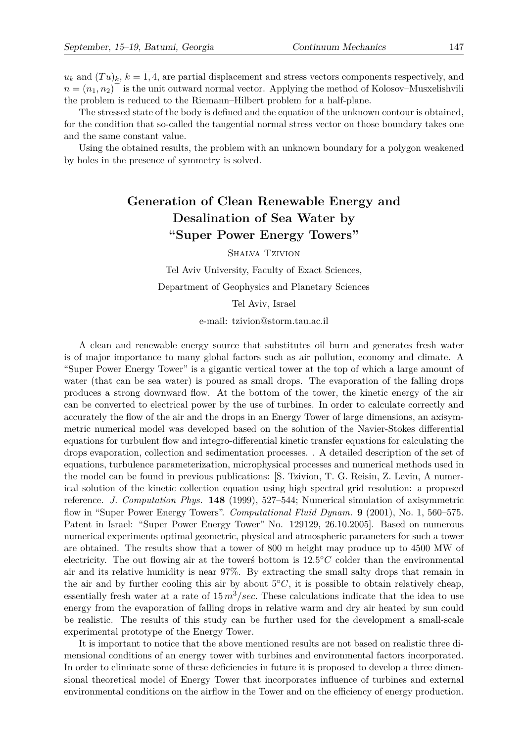$u_k$ and $(Tu)_k$, $k = \overline{1,4}$, are partial displacement and stress vectors components respectively, and $n = (n_1, n_2)^\top$ is the unit outward normal vector. Applying the method of Kolosov–Musxelishvili the problem is reduced to the Riemann–Hilbert problem for a half-plane.

The stressed state of the body is defined and the equation of the unknown contour is obtained, for the condition that so-called the tangential normal stress vector on those boundary takes one and the same constant value.

Using the obtained results, the problem with an unknown boundary for a polygon weakened by holes in the presence of symmetry is solved.

## Generation of Clean Renewable Energy and Desalination of Sea Water by "Super Power Energy Towers"

Shalva Tzivion

Tel Aviv University, Faculty of Exact Sciences,

Department of Geophysics and Planetary Sciences

Tel Aviv, Israel

e-mail: tzivion@storm.tau.ac.il

A clean and renewable energy source that substitutes oil burn and generates fresh water is of major importance to many global factors such as air pollution, economy and climate. A "Super Power Energy Tower" is a gigantic vertical tower at the top of which a large amount of water (that can be sea water) is poured as small drops. The evaporation of the falling drops produces a strong downward flow. At the bottom of the tower, the kinetic energy of the air can be converted to electrical power by the use of turbines. In order to calculate correctly and accurately the flow of the air and the drops in an Energy Tower of large dimensions, an axisymmetric numerical model was developed based on the solution of the Navier-Stokes differential equations for turbulent flow and integro-differential kinetic transfer equations for calculating the drops evaporation, collection and sedimentation processes. . A detailed description of the set of equations, turbulence parameterization, microphysical processes and numerical methods used in the model can be found in previous publications: [S. Tzivion, T. G. Reisin, Z. Levin, A numerical solution of the kinetic collection equation using high spectral grid resolution: a proposed reference. *J. Computation Phys.* **148** (1999), 527–544; Numerical simulation of axisymmetric flow in "Super Power Energy Towers". *Computational Fluid Dynam.* **9** (2001), No. 1, 560–575. Patent in Israel: "Super Power Energy Tower" No. 129129, 26.10.2005]. Based on numerous numerical experiments optimal geometric, physical and atmospheric parameters for such a tower are obtained. The results show that a tower of 800 m height may produce up to 4500 MW of electricity. The out flowing air at the towerś bottom is $12.5°C$ colder than the environmental air and its relative humidity is near 97%. By extracting the small salty drops that remain in the air and by further cooling this air by about $5°C$, it is possible to obtain relatively cheap, essentially fresh water at a rate of $15\,m^3/sec$. These calculations indicate that the idea to use energy from the evaporation of falling drops in relative warm and dry air heated by sun could be realistic. The results of this study can be further used for the development a small-scale experimental prototype of the Energy Tower.

It is important to notice that the above mentioned results are not based on realistic three dimensional conditions of an energy tower with turbines and environmental factors incorporated. In order to eliminate some of these deficiencies in future it is proposed to develop a three dimensional theoretical model of Energy Tower that incorporates influence of turbines and external environmental conditions on the airflow in the Tower and on the efficiency of energy production.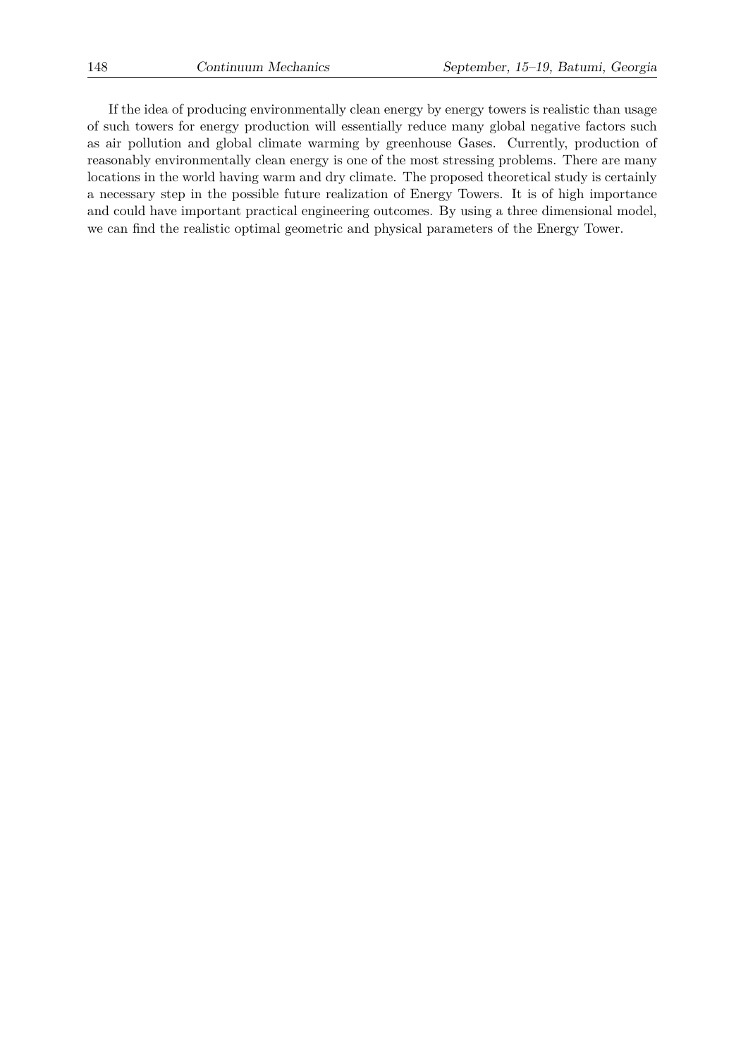If the idea of producing environmentally clean energy by energy towers is realistic than usage of such towers for energy production will essentially reduce many global negative factors such as air pollution and global climate warming by greenhouse Gases. Currently, production of reasonably environmentally clean energy is one of the most stressing problems. There are many locations in the world having warm and dry climate. The proposed theoretical study is certainly a necessary step in the possible future realization of Energy Towers. It is of high importance and could have important practical engineering outcomes. By using a three dimensional model, we can find the realistic optimal geometric and physical parameters of the Energy Tower.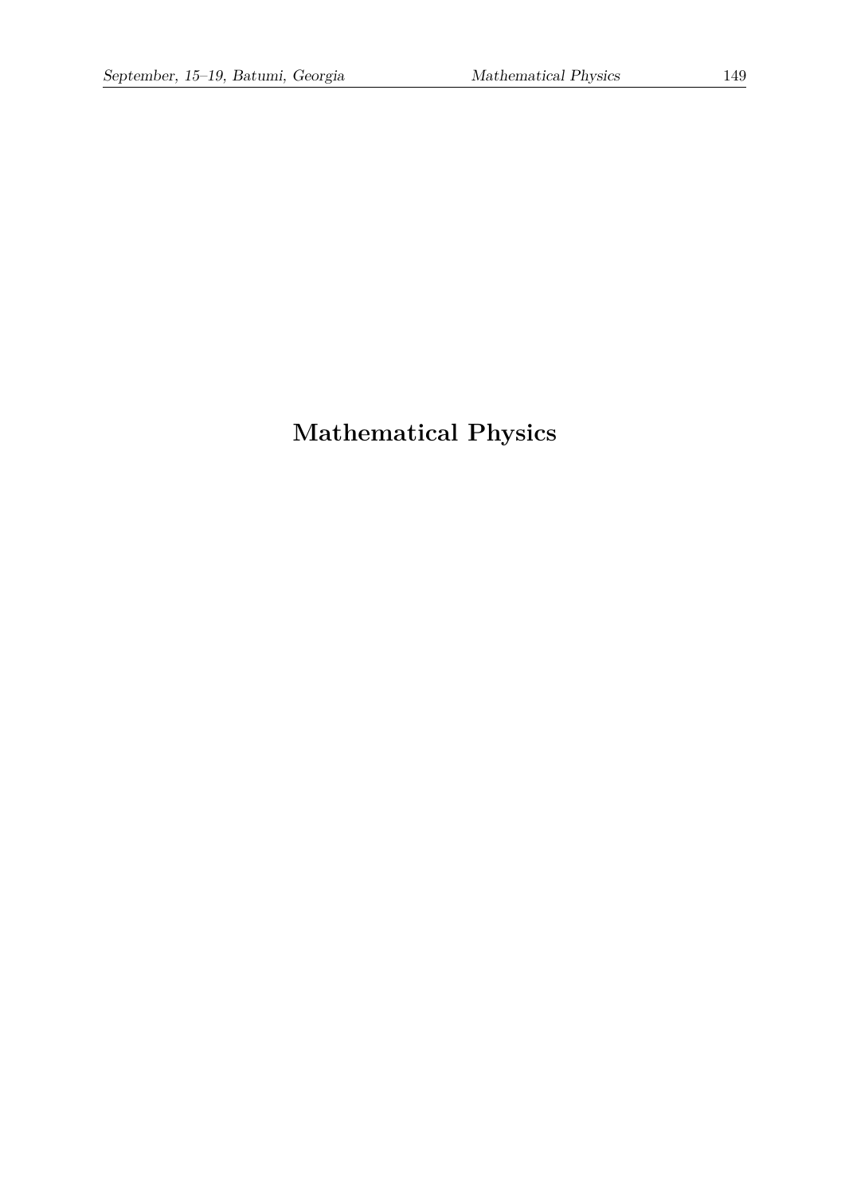# Mathematical Physics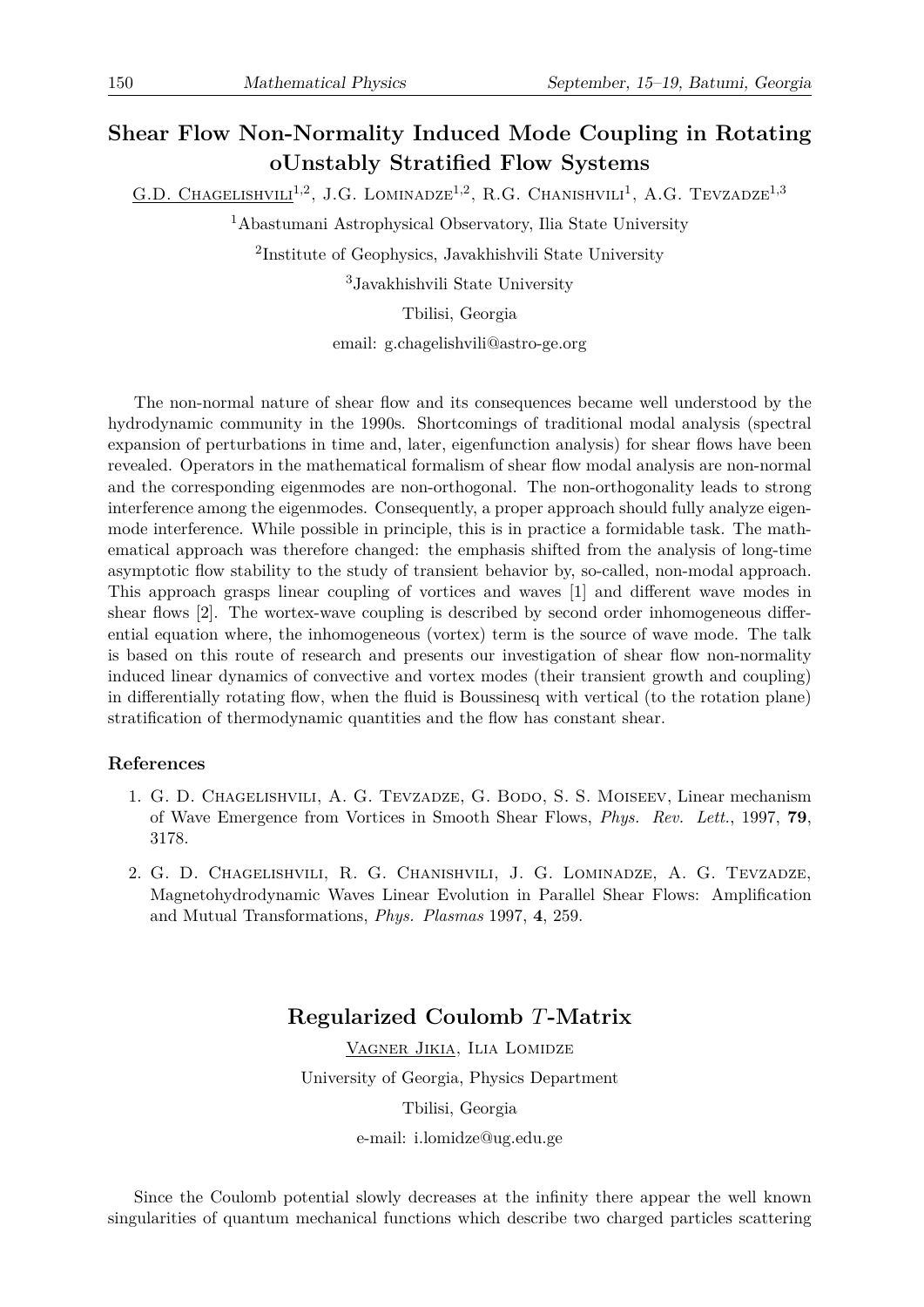## Shear Flow Non-Normality Induced Mode Coupling in Rotating oUnstably Stratified Flow Systems

G.D. Chagelishvili[1,2], J.G. Lominadze[1,2], R.G. Chanishvili[1], A.G. Tevzadze[1,3]

[1]Abastumani Astrophysical Observatory, Ilia State University

[2]Institute of Geophysics, Javakhishvili State University

[3]Javakhishvili State University

Tbilisi, Georgia

email: g.chagelishvili@astro-ge.org

The non-normal nature of shear flow and its consequences became well understood by the hydrodynamic community in the 1990s. Shortcomings of traditional modal analysis (spectral expansion of perturbations in time and, later, eigenfunction analysis) for shear flows have been revealed. Operators in the mathematical formalism of shear flow modal analysis are non-normal and the corresponding eigenmodes are non-orthogonal. The non-orthogonality leads to strong interference among the eigenmodes. Consequently, a proper approach should fully analyze eigenmode interference. While possible in principle, this is in practice a formidable task. The mathematical approach was therefore changed: the emphasis shifted from the analysis of long-time asymptotic flow stability to the study of transient behavior by, so-called, non-modal approach. This approach grasps linear coupling of vortices and waves [1] and different wave modes in shear flows [2]. The wortex-wave coupling is described by second order inhomogeneous differential equation where, the inhomogeneous (vortex) term is the source of wave mode. The talk is based on this route of research and presents our investigation of shear flow non-normality induced linear dynamics of convective and vortex modes (their transient growth and coupling) in differentially rotating flow, when the fluid is Boussinesq with vertical (to the rotation plane) stratification of thermodynamic quantities and the flow has constant shear.

### References

1. G. D. Chagelishvili, A. G. Tevzadze, G. Bodo, S. S. Moiseev, Linear mechanism of Wave Emergence from Vortices in Smooth Shear Flows, *Phys. Rev. Lett.*, 1997, **79**, 3178.
2. G. D. Chagelishvili, R. G. Chanishvili, J. G. Lominadze, A. G. Tevzadze, Magnetohydrodynamic Waves Linear Evolution in Parallel Shear Flows: Amplification and Mutual Transformations, *Phys. Plasmas* 1997, **4**, 259.

## Regularized Coulomb $T$-Matrix

Vagner Jikia, Ilia Lomidze

University of Georgia, Physics Department

Tbilisi, Georgia

e-mail: i.lomidze@ug.edu.ge

Since the Coulomb potential slowly decreases at the infinity there appear the well known singularities of quantum mechanical functions which describe two charged particles scattering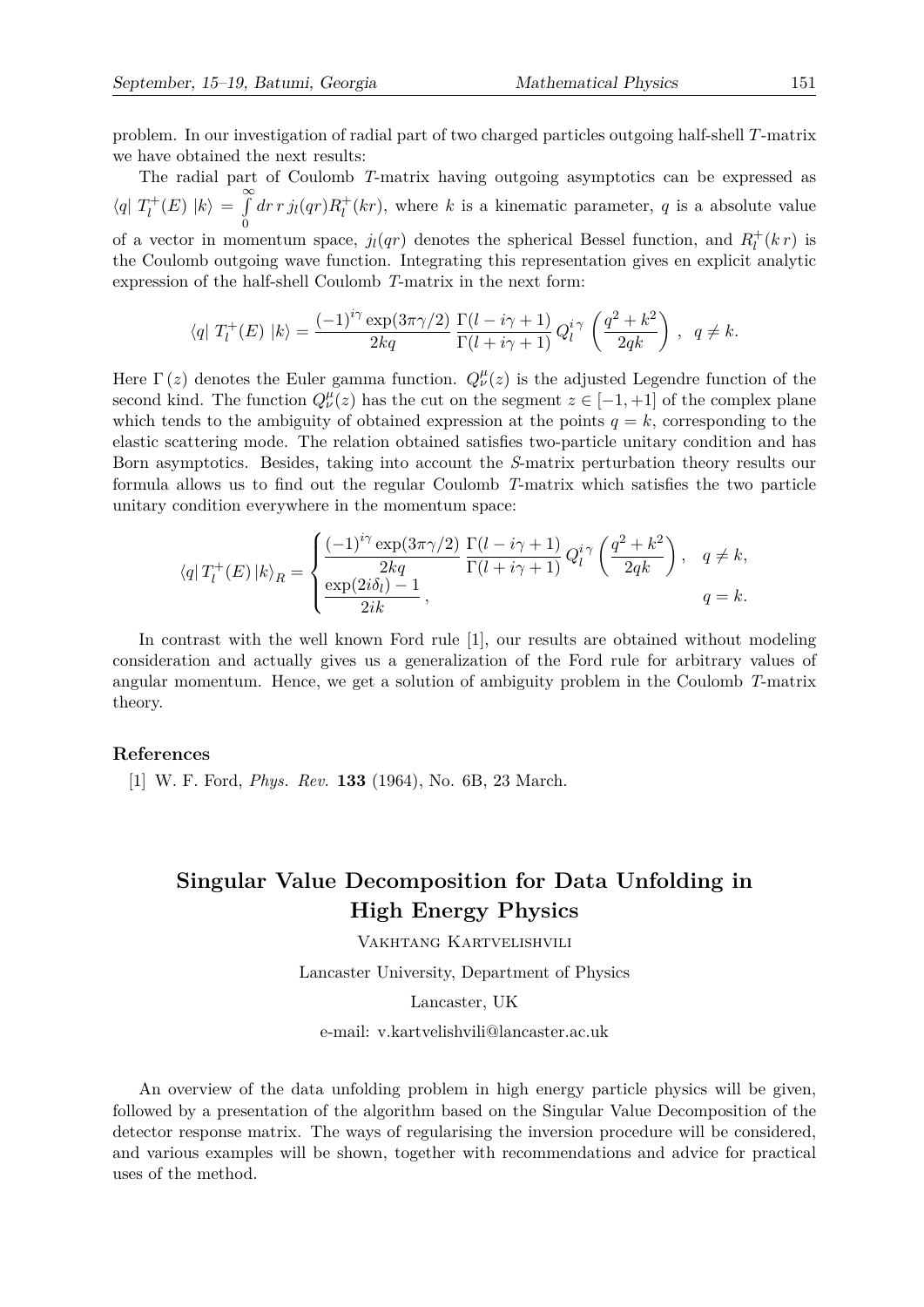problem. In our investigation of radial part of two charged particles outgoing half-shell $T$-matrix we have obtained the next results:

The radial part of Coulomb $T$-matrix having outgoing asymptotics can be expressed as $\langle q|\ T_l^+(E)\ |k\rangle = \int\limits_0^\infty dr\, r\, j_l(qr) R_l^+(kr)$, where $k$ is a kinematic parameter, $q$ is a absolute value of a vector in momentum space, $j_l(qr)$ denotes the spherical Bessel function, and $R_l^+(k\,r)$ is the Coulomb outgoing wave function. Integrating this representation gives en explicit analytic expression of the half-shell Coulomb $T$-matrix in the next form:

$$\langle q|\ T_l^+(E)\ |k\rangle = \frac{(-1)^{i\gamma}\exp(3\pi\gamma/2)}{2kq}\,\frac{\Gamma(l-i\gamma+1)}{\Gamma(l+i\gamma+1)}\,Q_l^{i\gamma}\left(\frac{q^2+k^2}{2qk}\right),\quad q\neq k.$$

Here $\Gamma(z)$ denotes the Euler gamma function. $Q_\nu^\mu(z)$ is the adjusted Legendre function of the second kind. The function $Q_\nu^\mu(z)$ has the cut on the segment $z\in[-1,+1]$ of the complex plane which tends to the ambiguity of obtained expression at the points $q=k$, corresponding to the elastic scattering mode. The relation obtained satisfies two-particle unitary condition and has Born asymptotics. Besides, taking into account the $S$-matrix perturbation theory results our formula allows us to find out the regular Coulomb $T$-matrix which satisfies the two particle unitary condition everywhere in the momentum space:

$$\langle q|\, T_l^+(E)\, |k\rangle_R = \begin{cases} \dfrac{(-1)^{i\gamma}\exp(3\pi\gamma/2)}{2kq}\,\dfrac{\Gamma(l-i\gamma+1)}{\Gamma(l+i\gamma+1)}\,Q_l^{i\gamma}\left(\dfrac{q^2+k^2}{2qk}\right), & q\neq k,\\[2ex] \dfrac{\exp(2i\delta_l)-1}{2ik}\,, & q=k. \end{cases}$$

In contrast with the well known Ford rule [1], our results are obtained without modeling consideration and actually gives us a generalization of the Ford rule for arbitrary values of angular momentum. Hence, we get a solution of ambiguity problem in the Coulomb $T$-matrix theory.

### References

[1] W. F. Ford, *Phys. Rev.* **133** (1964), No. 6B, 23 March.

## Singular Value Decomposition for Data Unfolding in High Energy Physics

Vakhtang Kartvelishvili

Lancaster University, Department of Physics

Lancaster, UK

e-mail: v.kartvelishvili@lancaster.ac.uk

An overview of the data unfolding problem in high energy particle physics will be given, followed by a presentation of the algorithm based on the Singular Value Decomposition of the detector response matrix. The ways of regularising the inversion procedure will be considered, and various examples will be shown, together with recommendations and advice for practical uses of the method.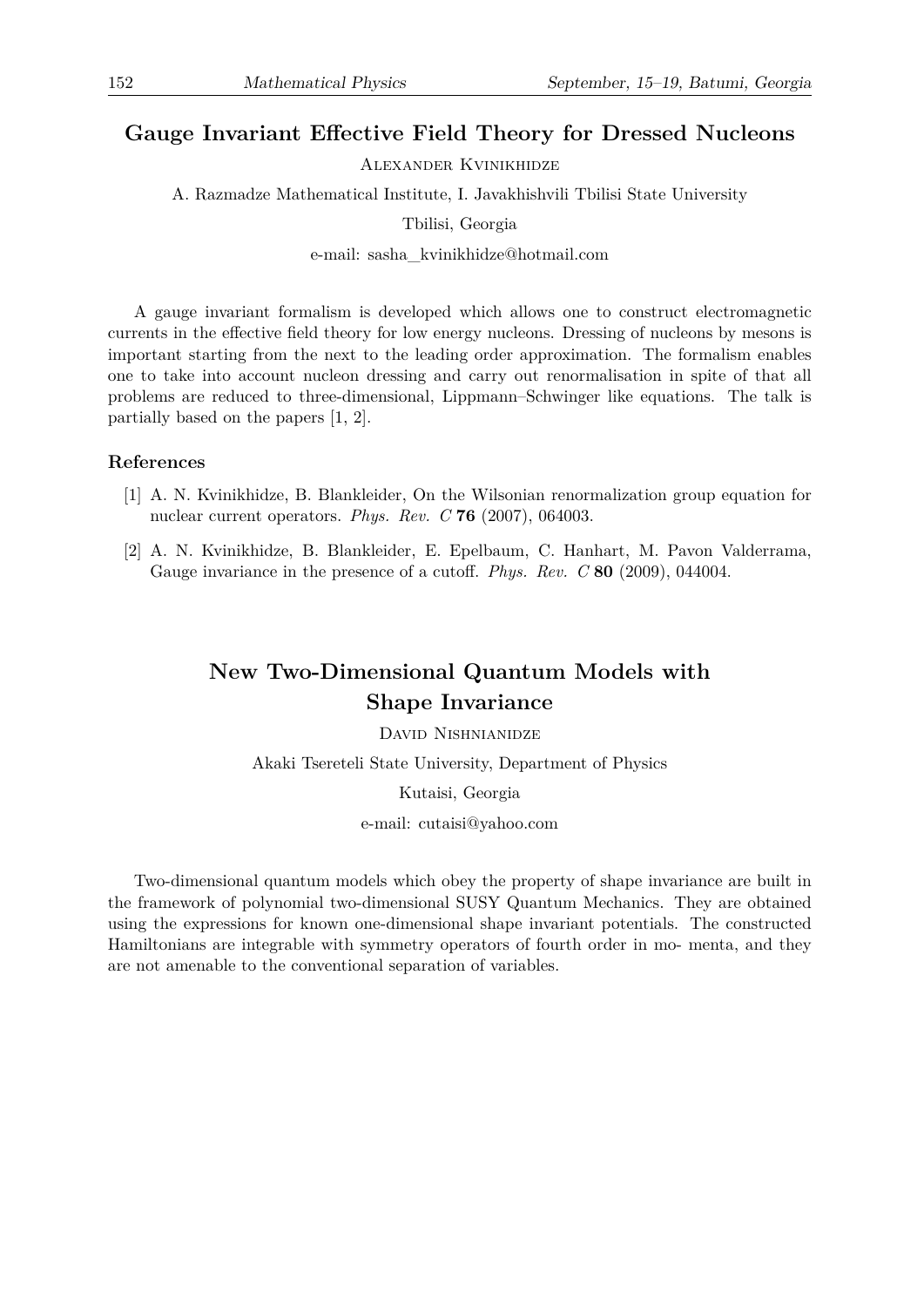## Gauge Invariant Effective Field Theory for Dressed Nucleons

Alexander Kvinikhidze

A. Razmadze Mathematical Institute, I. Javakhishvili Tbilisi State University

Tbilisi, Georgia

e-mail: sasha_kvinikhidze@hotmail.com

A gauge invariant formalism is developed which allows one to construct electromagnetic currents in the effective field theory for low energy nucleons. Dressing of nucleons by mesons is important starting from the next to the leading order approximation. The formalism enables one to take into account nucleon dressing and carry out renormalisation in spite of that all problems are reduced to three-dimensional, Lippmann–Schwinger like equations. The talk is partially based on the papers [1, 2].

### References

[1] A. N. Kvinikhidze, B. Blankleider, On the Wilsonian renormalization group equation for nuclear current operators. *Phys. Rev. C* **76** (2007), 064003.

[2] A. N. Kvinikhidze, B. Blankleider, E. Epelbaum, C. Hanhart, M. Pavon Valderrama, Gauge invariance in the presence of a cutoff. *Phys. Rev. C* **80** (2009), 044004.

## New Two-Dimensional Quantum Models with Shape Invariance

David Nishnianidze

Akaki Tsereteli State University, Department of Physics

Kutaisi, Georgia

e-mail: cutaisi@yahoo.com

Two-dimensional quantum models which obey the property of shape invariance are built in the framework of polynomial two-dimensional SUSY Quantum Mechanics. They are obtained using the expressions for known one-dimensional shape invariant potentials. The constructed Hamiltonians are integrable with symmetry operators of fourth order in mo- menta, and they are not amenable to the conventional separation of variables.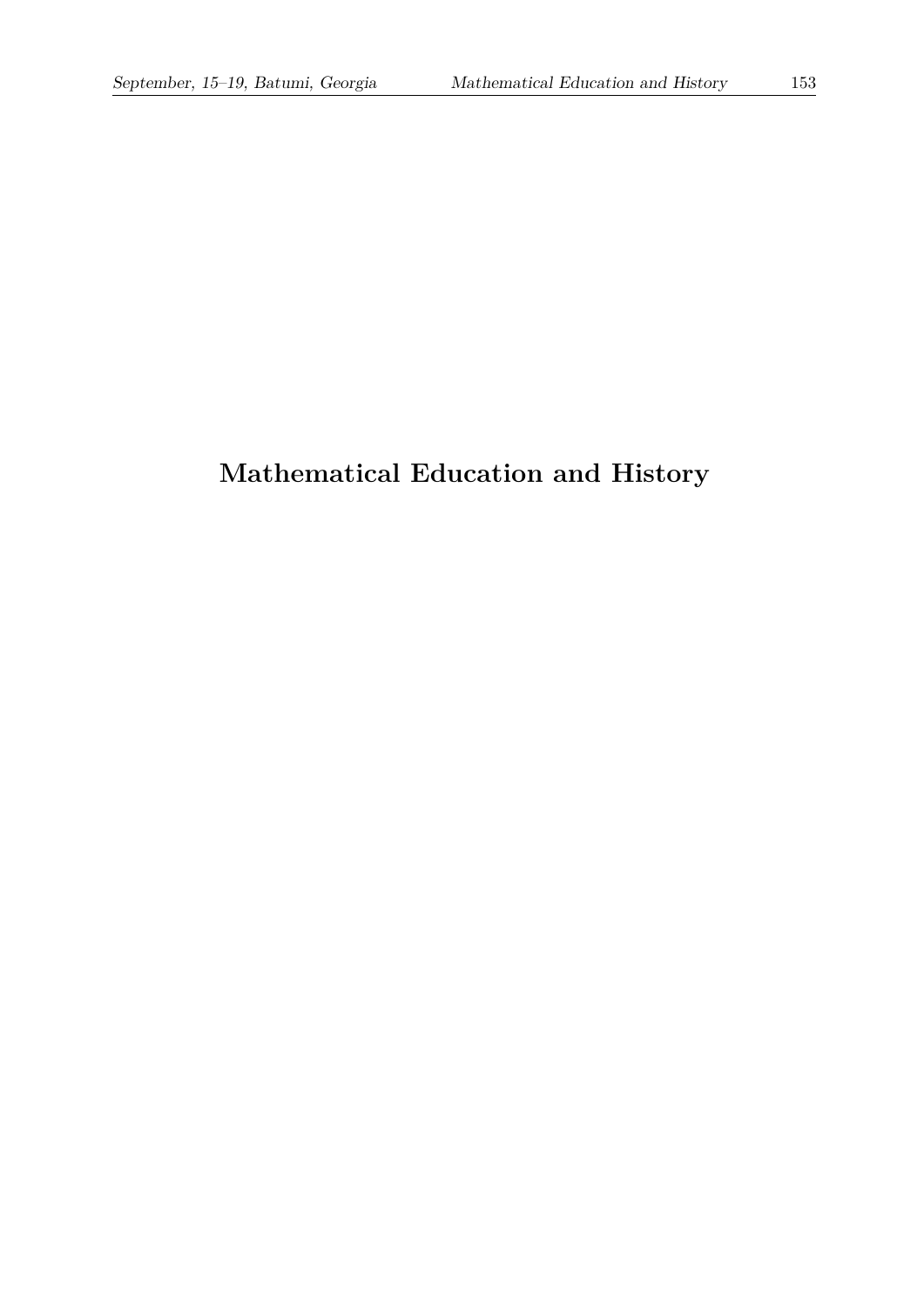# Mathematical Education and History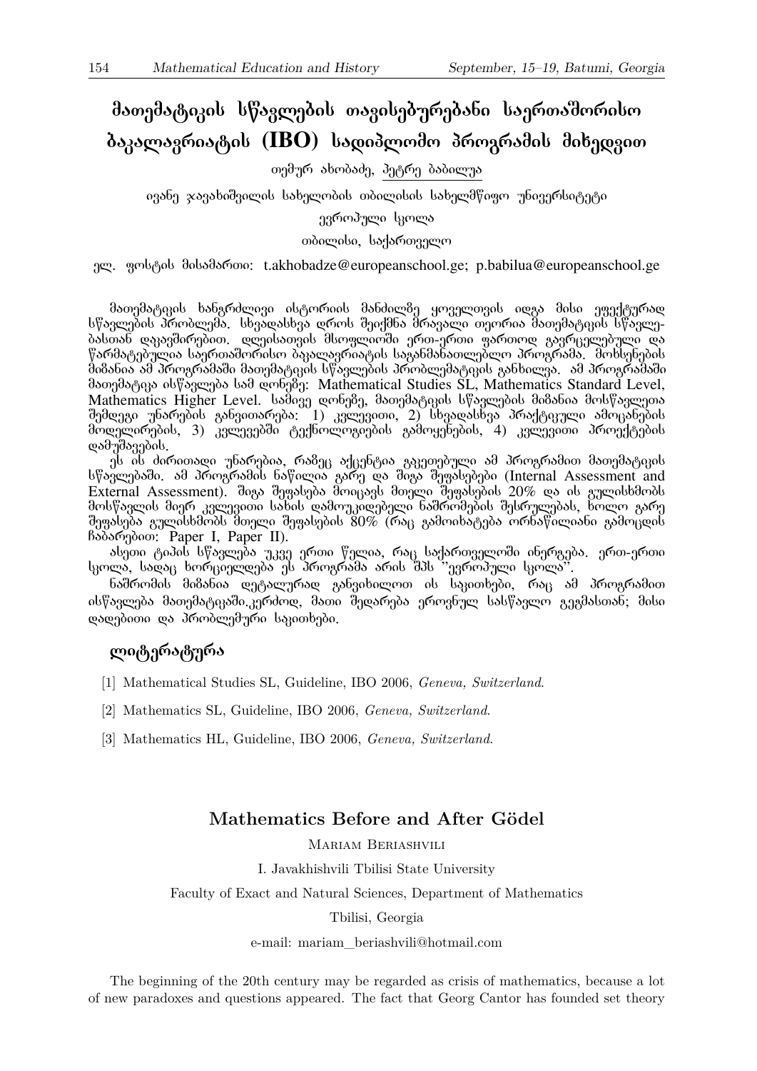## მათემატიკის სწავლების თავისებურებანი საერთაშორისო ბაკალავრიატის (IBO) სადიპლომო პროგრამის მიხედვით

თეიმურ ახობაძე, პეტრე ბაბილუა

ივანე ჯავახიშვილის სახელობის თბილისის სახელმწიფო უნივერსიტეტი

ევროპული სკოლა

თბილისი, საქართველო

ელ. ფოსტის მისამართი: t.akhobadze@europeanschool.ge; p.babilua@europeanschool.ge

მათემატიკის ხანგრძლივი ისტორიის მანძილზე ყოველთვის იდგა მისი ეფექტურად სწავლების პრობლემა. სხვადასხვა დროს შეიქმნა მრავალი თეორია მათემატიკის სწავლებასთან დაკავშირებით. დღეისათვის მსოფლიოში ერთ-ერთი ფართოდ გავრცელებული და წარმატებულია საერთაშორისო ბაკალავრიატის საგანმანათლებლო პროგრამა. მოხსენების მიზანია ამ პროგრამაში მათემატიკის სწავლების პრობლემატიკის განხილვა. ამ პროგრამაში მათემატიკა ისწავლება სამ დონეზე: Mathematical Studies SL, Mathematics Standard Level, Mathematics Higher Level. სამივე დონეზე, მათემატიკის სწავლების მიზანია მოსწავლეთა შემდეგი უნარების განვითარება: 1) კვლევითი, 2) სხვადასხვა პრაქტიკული ამოცანების მოდელირების, 3) კვლევებში ტექნოლოგიების გამოყენების, 4) კვლევითი პროექტების დამუშავების.

ეს ის ძირითადი უნარებია, რაზეც აქცენტია გაკეთებული ამ პროგრამით მათემატიკის სწავლებაში. ამ პროგრამის ნაწილია გარე და შიგა შეფასებები (Internal Assessment and External Assessment). შიგა შეფასება მოიცავს მთელი შეფასების 20% და ის გულისხმობს მოსწავლის მიერ კვლევითი სახის დამოუკიდებელი ნაშრომების შესრულებას, ხოლო გარე შეფასება გულისხმობს მთელი შეფასების 80% (რაც გამოიხატება ორნაწილიანი გამოცდის ჩაბარებით: Paper I, Paper II).

ასეთი ტიპის სწავლება უკვე ერთი წელია, რაც საქართველოში ინერგება. ერთ-ერთი სკოლა, სადაც ხორციელდება ეს პროგრამა არის შპს "ევროპული სკოლა".

ნაშრომის მიზანია დეტალურად განვიხილოთ ის საკითხები, რაც ამ პროგრამით ისწავლება მათემატიკაში,კერძოდ, მათი შედარება ეროვნულ სასწავლო გეგმასთან; მისი დადებითი და პრობლემური საკითხები.

### ლიტერატურა

[1] Mathematical Studies SL, Guideline, IBO 2006, *Geneva, Switzerland.*

[2] Mathematics SL, Guideline, IBO 2006, *Geneva, Switzerland.*

[3] Mathematics HL, Guideline, IBO 2006, *Geneva, Switzerland.*

## Mathematics Before and After Gödel

Mariam Beriashvili

I. Javakhishvili Tbilisi State University

Faculty of Exact and Natural Sciences, Department of Mathematics

Tbilisi, Georgia

e-mail: mariam_beriashvili@hotmail.com

The beginning of the 20th century may be regarded as crisis of mathematics, because a lot of new paradoxes and questions appeared. The fact that Georg Cantor has founded set theory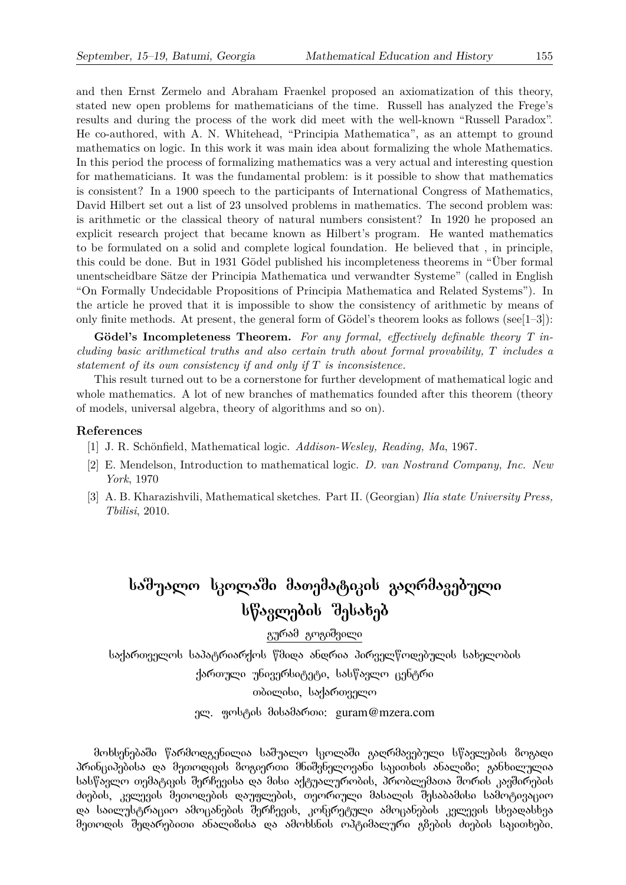and then Ernst Zermelo and Abraham Fraenkel proposed an axiomatization of this theory, stated new open problems for mathematicians of the time. Russell has analyzed the Frege's results and during the process of the work did meet with the well-known "Russell Paradox". He co-authored, with A. N. Whitehead, "Principia Mathematica", as an attempt to ground mathematics on logic. In this work it was main idea about formalizing the whole Mathematics. In this period the process of formalizing mathematics was a very actual and interesting question for mathematicians. It was the fundamental problem: is it possible to show that mathematics is consistent? In a 1900 speech to the participants of International Congress of Mathematics, David Hilbert set out a list of 23 unsolved problems in mathematics. The second problem was: is arithmetic or the classical theory of natural numbers consistent? In 1920 he proposed an explicit research project that became known as Hilbert's program. He wanted mathematics to be formulated on a solid and complete logical foundation. He believed that , in principle, this could be done. But in 1931 Gödel published his incompleteness theorems in "Über formal unentscheidbare Sätze der Principia Mathematica und verwandter Systeme" (called in English "On Formally Undecidable Propositions of Principia Mathematica and Related Systems"). In the article he proved that it is impossible to show the consistency of arithmetic by means of only finite methods. At present, the general form of Gödel's theorem looks as follows (see[1–3]):

**Gödel's Incompleteness Theorem.** *For any formal, effectively definable theory T including basic arithmetical truths and also certain truth about formal provability, T includes a statement of its own consistency if and only if T is inconsistence.*

This result turned out to be a cornerstone for further development of mathematical logic and whole mathematics. A lot of new branches of mathematics founded after this theorem (theory of models, universal algebra, theory of algorithms and so on).

**References**

[1] J. R. Schönfield, Mathematical logic. *Addison-Wesley, Reading, Ma*, 1967.

[2] E. Mendelson, Introduction to mathematical logic. *D. van Nostrand Company, Inc. New York*, 1970

[3] A. B. Kharazishvili, Mathematical sketches. Part II. (Georgian) *Ilia state University Press, Tbilisi*, 2010.

# საშუალო სკოლაში მათემატიკის გაღრმავებული სწავლების შესახებ

გურამ გოგიშვილი

საქართველოს საპატრიარქოს წმიდა ანდრია პირველწოდებულის სახელობის ქართული უნივერსიტეტი, სასწავლო ცენტრი

თბილისი, საქართველო

ელ. ფოსტის მისამართი: guram@mzera.com

მოხსენებაში წარმოდგენილია საშუალო სკოლაში გაღრმავებული სწავლების ზოგადი პრინციპებისა და მეთოდიკის ზოგიერთი მნიშვნელოვანი საკითხის ანალიზი; განხილულია სასწავლო თემატიკის შერჩევისა და მისი აქტუალურობის, პრობლემათა შორის კავშირების ძიების, კვლევის მეთოდების დაუფლების, თეორიული მასალის შესაბამისი სამოტივაციო და საილუსტრაციო ამოცანების შერჩევის, კონკრეტული ამოცანების კვლევის სხვადასხვა მეთოდის შედარებითი ანალიზისა და ამოხსნის ოპტიმალური გზების ძიების საკითხები.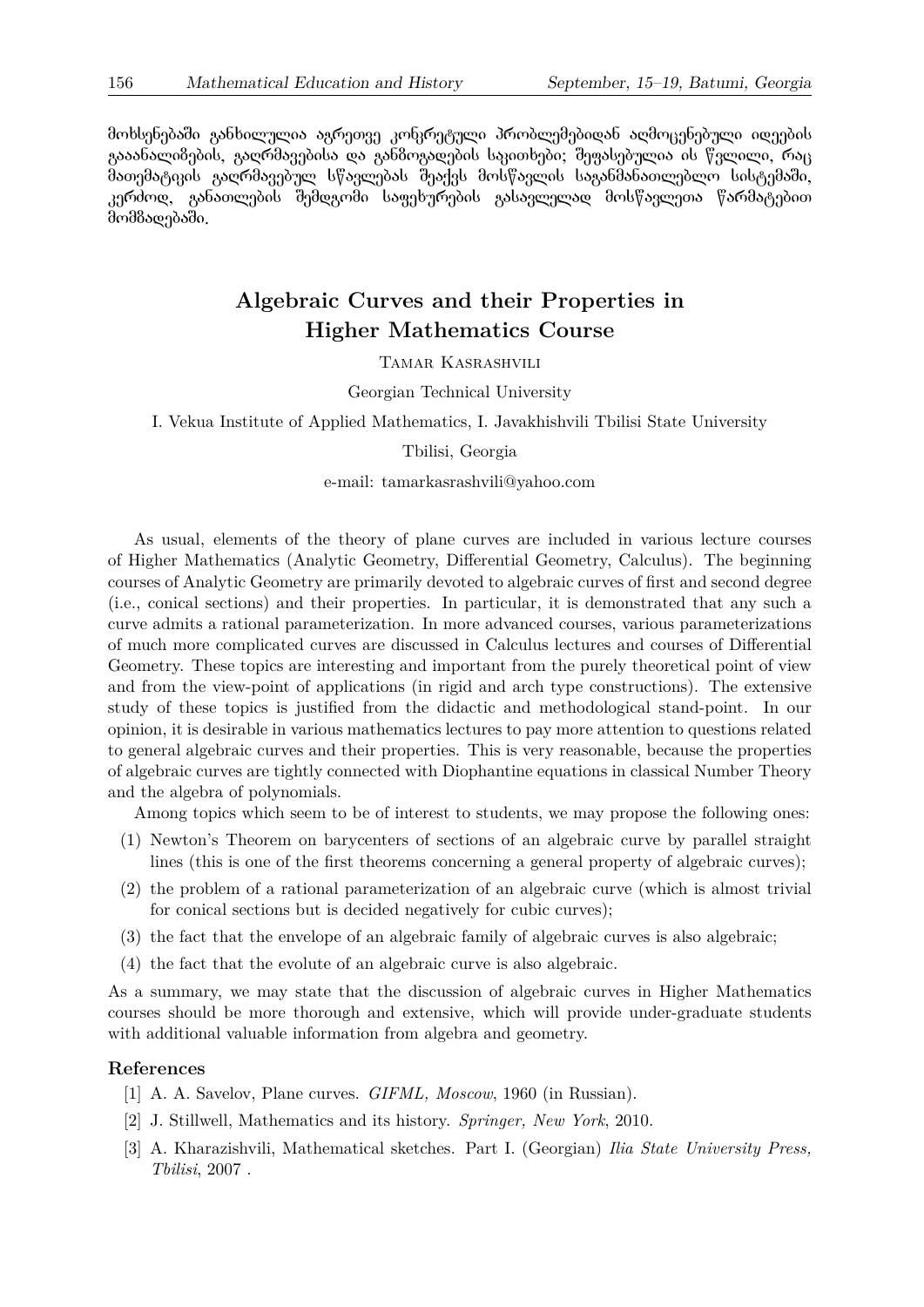მოხსენებაში განხილულია აგრეთვე კონკრეტული პრობლემებიდან აღმოცენებული იდეების გააანალიზების, გაღრმავებისა და განზოგადების საკითხები; შეფასებულია ის წვლილი, რაც მათემატიკის გაღრმავებულ სწავლებას შეაქვს მოსწავლის საგანმანათლებლო სისტემაში, კერძოდ, განათლების შემდგომი საფეხურების გასავლელად მოსწავლეთა წარმატებით მომზადებაში.

## Algebraic Curves and their Properties in Higher Mathematics Course

Tamar Kasrashvili

Georgian Technical University

I. Vekua Institute of Applied Mathematics, I. Javakhishvili Tbilisi State University

Tbilisi, Georgia

e-mail: tamarkasrashvili@yahoo.com

As usual, elements of the theory of plane curves are included in various lecture courses of Higher Mathematics (Analytic Geometry, Differential Geometry, Calculus). The beginning courses of Analytic Geometry are primarily devoted to algebraic curves of first and second degree (i.e., conical sections) and their properties. In particular, it is demonstrated that any such a curve admits a rational parameterization. In more advanced courses, various parameterizations of much more complicated curves are discussed in Calculus lectures and courses of Differential Geometry. These topics are interesting and important from the purely theoretical point of view and from the view-point of applications (in rigid and arch type constructions). The extensive study of these topics is justified from the didactic and methodological stand-point. In our opinion, it is desirable in various mathematics lectures to pay more attention to questions related to general algebraic curves and their properties. This is very reasonable, because the properties of algebraic curves are tightly connected with Diophantine equations in classical Number Theory and the algebra of polynomials.

Among topics which seem to be of interest to students, we may propose the following ones:

1. Newton's Theorem on barycenters of sections of an algebraic curve by parallel straight lines (this is one of the first theorems concerning a general property of algebraic curves);
2. the problem of a rational parameterization of an algebraic curve (which is almost trivial for conical sections but is decided negatively for cubic curves);
3. the fact that the envelope of an algebraic family of algebraic curves is also algebraic;
4. the fact that the evolute of an algebraic curve is also algebraic.

As a summary, we may state that the discussion of algebraic curves in Higher Mathematics courses should be more thorough and extensive, which will provide under-graduate students with additional valuable information from algebra and geometry.

### References

[1] A. A. Savelov, Plane curves. *GIFML, Moscow*, 1960 (in Russian).

[2] J. Stillwell, Mathematics and its history. *Springer, New York*, 2010.

[3] A. Kharazishvili, Mathematical sketches. Part I. (Georgian) *Ilia State University Press, Tbilisi*, 2007 .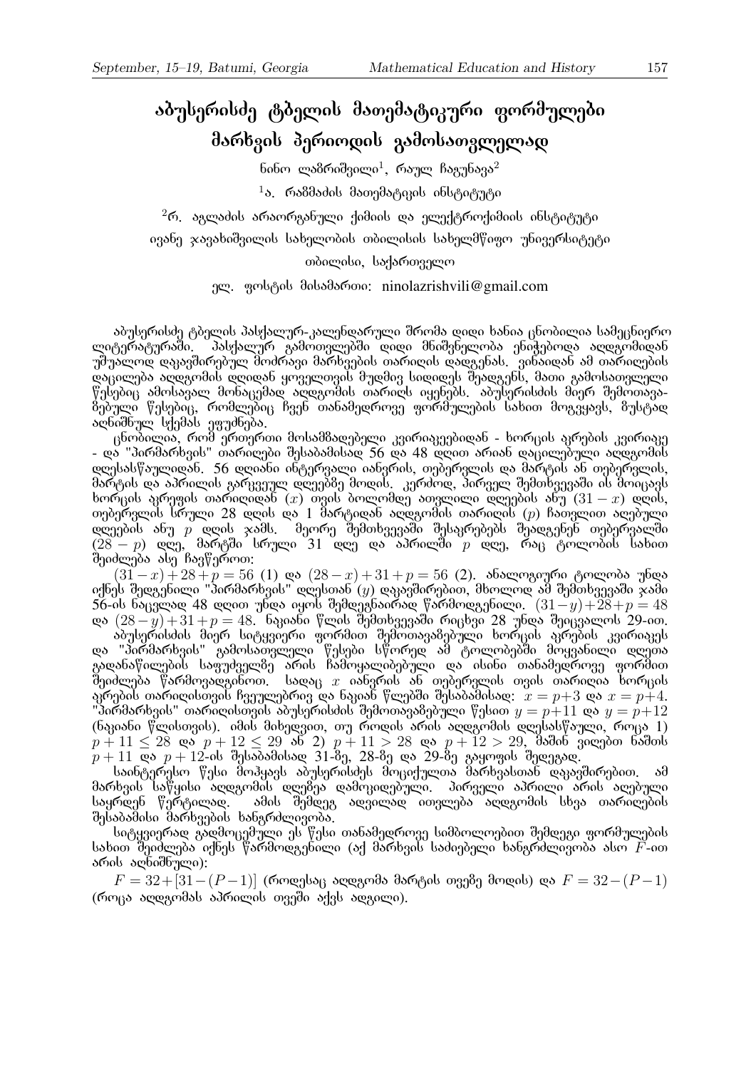# აბუსერისძე ტბელის მათემატიკური ფორმულები მარხვის პერიოდის გამოსათვლელად

ნინო ლაზრიშვილი[1], რაულ ჩაგუნავა[2]

[1]ა. რაზმაძის მათემატიკის ინსტიტუტი

[2]რ. აგლაძის არაორგანული ქიმიის და ელექტროქიმიის ინსტიტუტი

ივანე ჯავახიშვილის სახელობის თბილისის სახელმწიფო უნივერსიტეტი

თბილისი, საქართველო

ელ. ფოსტის მისამართი: ninolazrishvili@gmail.com

აბუსერისძე ტბელის პასქალურ-კალენდარული შრომა დიდი ხანია ცნობილია სამეცნიერო ლიტერატურაში. პასქალურ გამოთვლებში დიდი მნიშვნელობა ენიჭებოდა აღდგომიდან უშუალოდ დაკავშირებულ მოძრავი მარხვების თარიღის დადგენას. ვინაიდან ამ თარიღების დაცილება აღდგომის დღიდან ყოველთვის მუდმივ სიდიდეს შეადგენს, მათი გამოსათვლელი წესებიც ამოსავალ მონაცემად აღდგომის თარიღს იყენებს. აბუსერისძის მიერ შემოთავაზებული წესებიც, რომლებიც ჩვენ თანამედროვე ფორმულების სახით მოგვყავს, ზუსტად აღნიშნულ სქემას ეფუძნება.

ცნობილია, რომ ერთერთი მოსამზადებელი კვირიაკეებიდან - ხორცის აკრების კვირიაკე - და "პირმარხვის" თარიღები შესაბამისად 56 და 48 დღით არიან დაცილებული აღდგომის დღესასწაულიდან. 56 დღიანი ინტერვალი იანვრის, თებერვლის და მარტის ან თებერვლის, მარტის და აპრილის გარკვეულ დღეებზე მოდის. კერძოდ, პირველ შემთხვევაში ის მოიცავს ხორცის აკრეფის თარიღიდან ($x$) თვის ბოლომდე ათვლილი დღეების ანუ $(31-x)$ დღის, თებერვლის სრული 28 დღის და 1 მარტიდან აღდგომის თარიღის ($p$) ჩათვლით აღებული დღეების ანუ $p$ დღის ჯამს. მეორე შემთხვევაში შესაკრებებს შეადგენენ თებერვალში $(28-p)$ დღე, მარტში სრული 31 დღე და აპრილში $p$ დღე, რაც ტოლობის სახით შეიძლება ასე ჩავწეროთ:

$(31-x)+28+p=56$ (1) და $(28-x)+31+p=56$ (2). ანალოგიური ტოლობა უნდა იქნეს შედგენილი "პირმარხვის" დღესთან ($y$) დაკავშირებით, მხოლოდ ამ შემთხვევაში ჯამი 56-ის ნაცვლად 48 დღით უნდა იყოს შემდეგნაირად წარმოდგენილი. $(31-y)+28+p=48$ და $(28-y)+31+p=48$. ნაკიანი წლის შემთხვევაში რიცხვი 28 უნდა შეიცვალოს 29-ით.

აბუსერისძის მიერ სიტყვიერი ფორმით შემოთავაზებული ხორცის აკრების კვირიაკეს და "პირმარხვის" გამოსათვლელი წესები სწორედ ამ ტოლობებში მოყვანილი დღითა გადანაწილების საფუძველზე არის ჩამოყალიბებული და ისინი თანამედროვე ფორმით შეიძლება წარმოვადგინოთ. სადაც $x$ იანვრის ან თებერვლის თვის თარიღია ხორცის აკრების თარიღისთვის ჩვეულებრივ და ნაკიან წლებში შესაბამისად: $x=p+3$ და $x=p+4$. "პირმარხვის" თარიღისთვის აბუსერისძის შემოთავაზებული წესით $y=p+11$ და $y=p+12$ (ნაკიანი წლისთვის). იმის მიხედვით, თუ როდის არის აღდგომის დღესასწაული, როცა 1) $p+11\le 28$ და $p+12\le 29$ ან 2) $p+11>28$ და $p+12>29$, მაშინ ვიღებთ ნაშთს $p+11$ და $p+12$-ის შესაბამისად 31-ზე, 28-ზე და 29-ზე გაყოფის შედეგად.

საინტერესო წესი მოჰყავს აბუსერისძეს მოციქულთა მარხვასთან დაკავშირებით. ამ მარხვის საწყისი აღდგომის დღეზეა დამოკიდებული. პირველი აპრილი არის აღებული საყრდენ წერტილად. ამის შემდეგ ადვილად ითვლება აღდგომის სხვა თარიღების შესაბამისი მარხვების ხანგრძლივობა.

სიტყვიერად გადმოცემული ეს წესი თანამედროვე სიმბოლოებით შემდეგი ფორმულების სახით შეიძლება იქნეს წარმოდგენილი (აქ მარხვის საძიებელი ხანგრძლივობა ასო $F$-ით არის აღნიშნული):

$F=32+[31-(P-1)]$ (როდესაც აღდგომა მარტის თვეზე მოდის) და $F=32-(P-1)$ (როცა აღდგომას აპრილის თვეში აქვს ადგილი).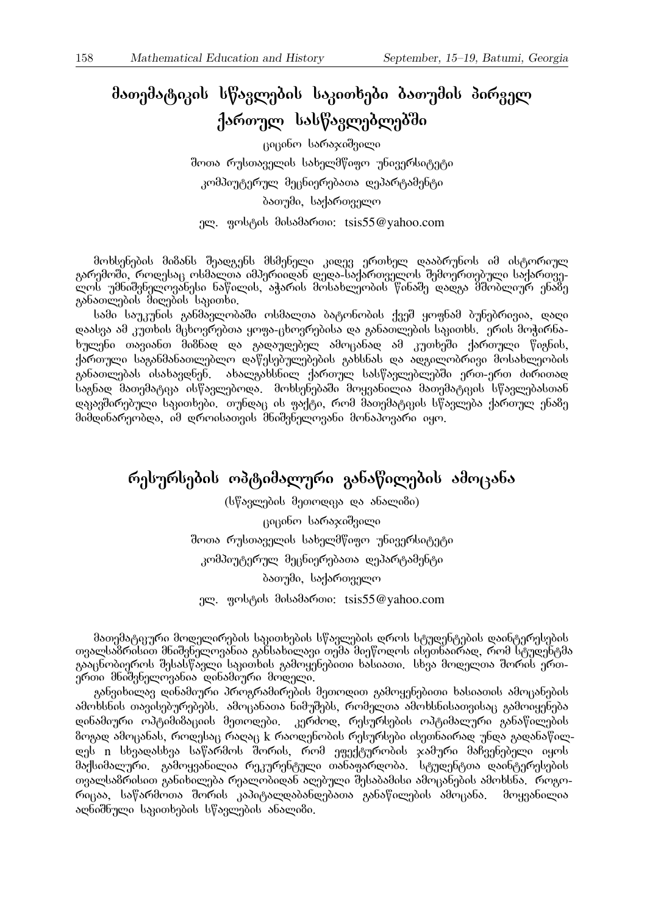## მათემატიკის სწავლების საკითხები ბათუმის პირველ ქართულ სასწავლებლებში

ციცინო სარაჯიშვილი

შოთა რუსთაველის სახელმწიფო უნივერსიტეტი

კომპიუტერულ მეცნიერებათა დეპარტამენტი

ბათუმი, საქართველო

ელ. ფოსტის მისამართი: tsis55@yahoo.com

მოხსენების მიზანს შეადგენს მსმენელი კიდევ ერთხელ დააბრუნოს იმ ისტორიულ გარემოში, როდესაც ოსმალთა იმპერიიდან დედა-საქართველოს შემოერთებული საქართველოს უმნიშვნელოვანესი ნაწილის, აჭარის მოსახლეობის წინაშე დადგა მშობლიურ ენაზე განათლების მიღების საკითხი.

სამი საუკუნის განმავლობაში ოსმალთა ბატონობის ქვეშ ყოფნამ ბუნებრივია, დაღი დაასვა ამ კუთხის მცხოვრებთა ყოფა-ცხოვრებისა და განათლების საკითხს. ერის მოჭირნახულენი თავიანთ მიზნად და გადაუდებელ ამოცანად ამ კუთხეში ქართული წიგნის, ქართული საგანმანათლებლო დაწესებულებების გახსნას და ადგილობრივი მოსახლეობის განათლებას ისახავდნენ. ახალგახსნილ ქართულ სასწავლებლებში ერთ-ერთ ძირითად საგნად მათემატიკა ისწავლებოდა. მოხსენებაში მოყვანილია მათემატიკის სწავლებასთან დაკავშირებული საკითხები. თუნდაც ის ფაქტი, რომ მათემატიკის სწავლება ქართულ ენაზე მიმდინარეობდა, იმ დროისათვის მნიშვნელოვანი მონაპოვარი იყო.

## რესურსების ოპტიმალური განაწილების ამოცანა

(სწავლების მეთოდიკა და ანალიზი)

ციცინო სარაჯიშვილი

შოთა რუსთაველის სახელმწიფო უნივერსიტეტი

კომპიუტერულ მეცნიერებათა დეპარტამენტი

ბათუმი, საქართველო

ელ. ფოსტის მისამართი: tsis55@yahoo.com

მათემატიკური მოდელირების საკითხების სწავლების დროს სტუდენტების დაინტერესების თვალსაზრისით მნიშვნელოვანია განსახილავი თემა მიეწოდოს ისეთნაირად, რომ სტუდენტმა გააცნობიეროს შესასწავლი საკითხის გამოყენებითი ხასიათი. სხვა მოდელთა შორის ერთ-ერთი მნიშვნელოვანია დინამიური მოდელი.

განვიხილავ დინამიური პროგრამირების მეთოდით გამოყენებითი ხასიათის ამოცანების ამოხსნის თავისებურებებს. ამოცანათა ნიმუშებს, რომელთა ამოხსნისათვისაც გამოიყენება დინამიური ოპტიმიზაციის მეთოდები. კერძოდ, რესურსების ოპტიმალური განაწილების ზოგად ამოცანას, როდესაც რაღაც $k$ რაოდენობის რესურსები ისეთნაირად უნდა გადანაწილდეს $n$ სხვადასხვა საწარმოს შორის, რომ ეფექტურობის ჯამური მაჩვენებელი იყოს მაქსიმალური. გამოყვანილია რეკურენტული თანაფარდობა. სტუდენტთა დაინტერესების თვალსაზრისით განიხილება რეალობიდან აღებული შესაბამისი ამოცანების ამოხსნა. როგორიცაა, საწარმოთა შორის კაპიტალდაბანდებათა განაწილების ამოცანა. მოყვანილია აღნიშნული საკითხების სწავლების ანალიზი.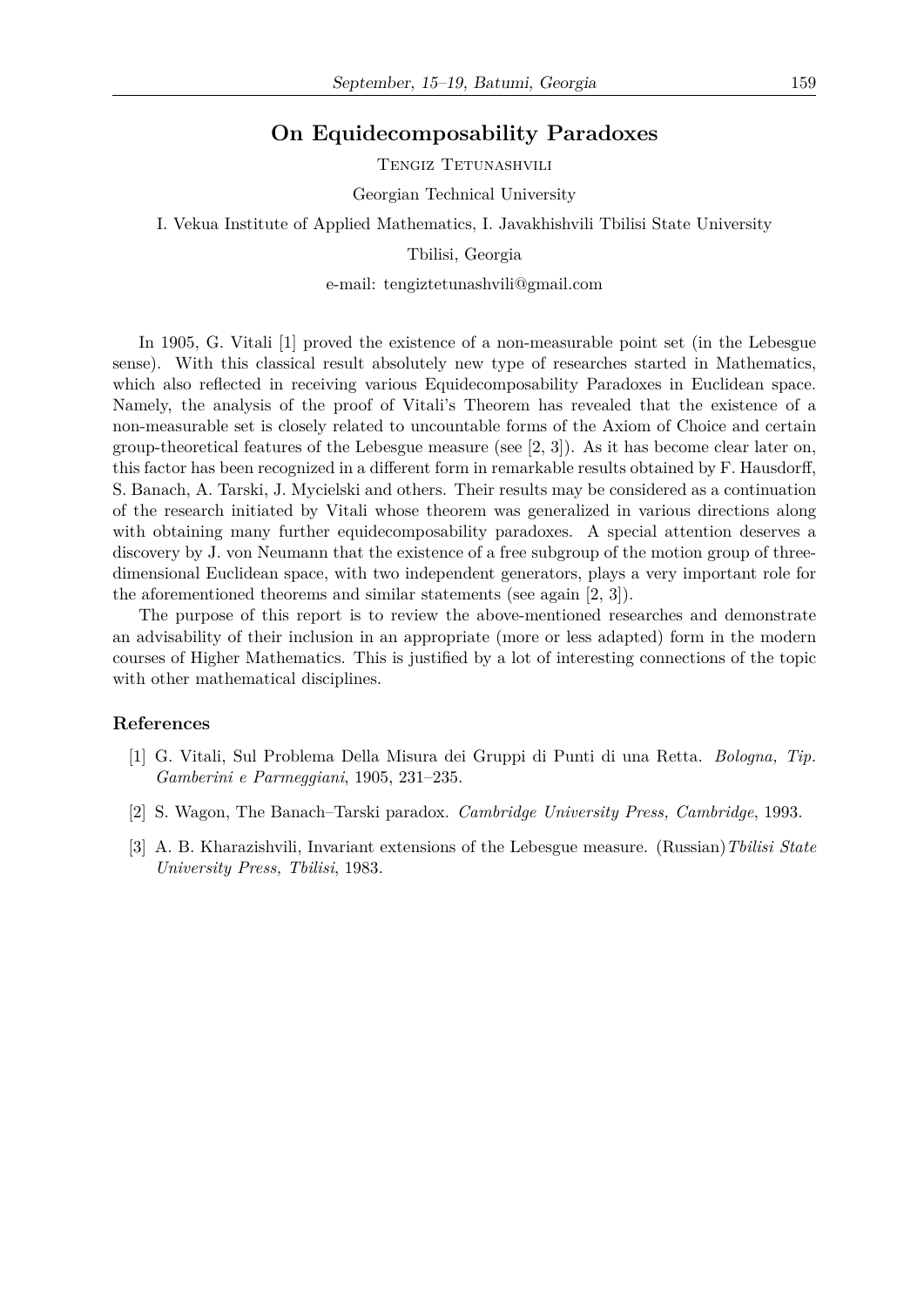## On Equidecomposability Paradoxes

Tengiz Tetunashvili

Georgian Technical University

I. Vekua Institute of Applied Mathematics, I. Javakhishvili Tbilisi State University

Tbilisi, Georgia

e-mail: tengiztetunashvili@gmail.com

In 1905, G. Vitali [1] proved the existence of a non-measurable point set (in the Lebesgue sense). With this classical result absolutely new type of researches started in Mathematics, which also reflected in receiving various Equidecomposability Paradoxes in Euclidean space. Namely, the analysis of the proof of Vitali's Theorem has revealed that the existence of a non-measurable set is closely related to uncountable forms of the Axiom of Choice and certain group-theoretical features of the Lebesgue measure (see [2, 3]). As it has become clear later on, this factor has been recognized in a different form in remarkable results obtained by F. Hausdorff, S. Banach, A. Tarski, J. Mycielski and others. Their results may be considered as a continuation of the research initiated by Vitali whose theorem was generalized in various directions along with obtaining many further equidecomposability paradoxes. A special attention deserves a discovery by J. von Neumann that the existence of a free subgroup of the motion group of three-dimensional Euclidean space, with two independent generators, plays a very important role for the aforementioned theorems and similar statements (see again [2, 3]).

The purpose of this report is to review the above-mentioned researches and demonstrate an advisability of their inclusion in an appropriate (more or less adapted) form in the modern courses of Higher Mathematics. This is justified by a lot of interesting connections of the topic with other mathematical disciplines.

### References

[1] G. Vitali, Sul Problema Della Misura dei Gruppi di Punti di una Retta. *Bologna, Tip. Gamberini e Parmeggiani*, 1905, 231–235.

[2] S. Wagon, The Banach–Tarski paradox. *Cambridge University Press, Cambridge*, 1993.

[3] A. B. Kharazishvili, Invariant extensions of the Lebesgue measure. (Russian) *Tbilisi State University Press, Tbilisi*, 1983.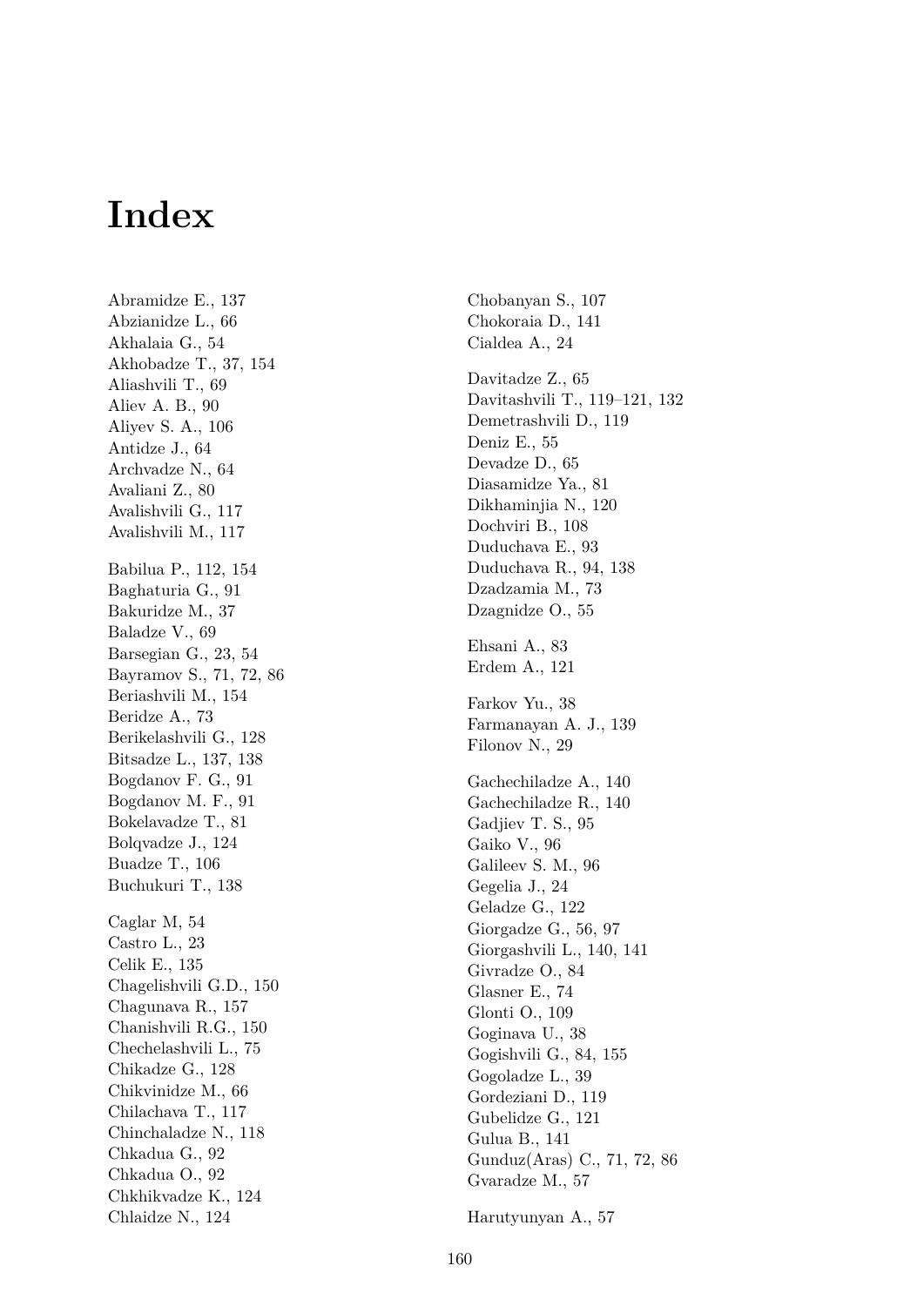# Index

Abramidze E., 137
Abzianidze L., 66
Akhalaia G., 54
Akhobadze T., 37, 154
Aliashvili T., 69
Aliev A. B., 90
Aliyev S. A., 106
Antidze J., 64
Archvadze N., 64
Avaliani Z., 80
Avalishvili G., 117
Avalishvili M., 117

Babilua P., 112, 154
Baghaturia G., 91
Bakuridze M., 37
Baladze V., 69
Barsegian G., 23, 54
Bayramov S., 71, 72, 86
Beriashvili M., 154
Beridze A., 73
Berikelashvili G., 128
Bitsadze L., 137, 138
Bogdanov F. G., 91
Bogdanov M. F., 91
Bokelavadze T., 81
Bolqvadze J., 124
Buadze T., 106
Buchukuri T., 138

Caglar M, 54
Castro L., 23
Celik E., 135
Chagelishvili G.D., 150
Chagunava R., 157
Chanishvili R.G., 150
Chechelashvili L., 75
Chikadze G., 128
Chikvinidze M., 66
Chilachava T., 117
Chinchaladze N., 118
Chkadua G., 92
Chkadua O., 92
Chkhikvadze K., 124
Chlaidze N., 124
Chobanyan S., 107
Chokoraia D., 141
Cialdea A., 24

Davitadze Z., 65
Davitashvili T., 119–121, 132
Demetrashvili D., 119
Deniz E., 55
Devadze D., 65
Diasamidze Ya., 81
Dikhaminjia N., 120
Dochviri B., 108
Duduchava E., 93
Duduchava R., 94, 138
Dzadzamia M., 73
Dzagnidze O., 55

Ehsani A., 83
Erdem A., 121

Farkov Yu., 38
Farmanayan A. J., 139
Filonov N., 29

Gachechiladze A., 140
Gachechiladze R., 140
Gadjiev T. S., 95
Gaiko V., 96
Galileev S. M., 96
Gegelia J., 24
Geladze G., 122
Giorgadze G., 56, 97
Giorgashvili L., 140, 141
Givradze O., 84
Glasner E., 74
Glonti O., 109
Goginava U., 38
Gogishvili G., 84, 155
Gogoladze L., 39
Gordeziani D., 119
Gubelidze G., 121
Gulua B., 141
Gunduz(Aras) C., 71, 72, 86
Gvaradze M., 57

Harutyunyan A., 57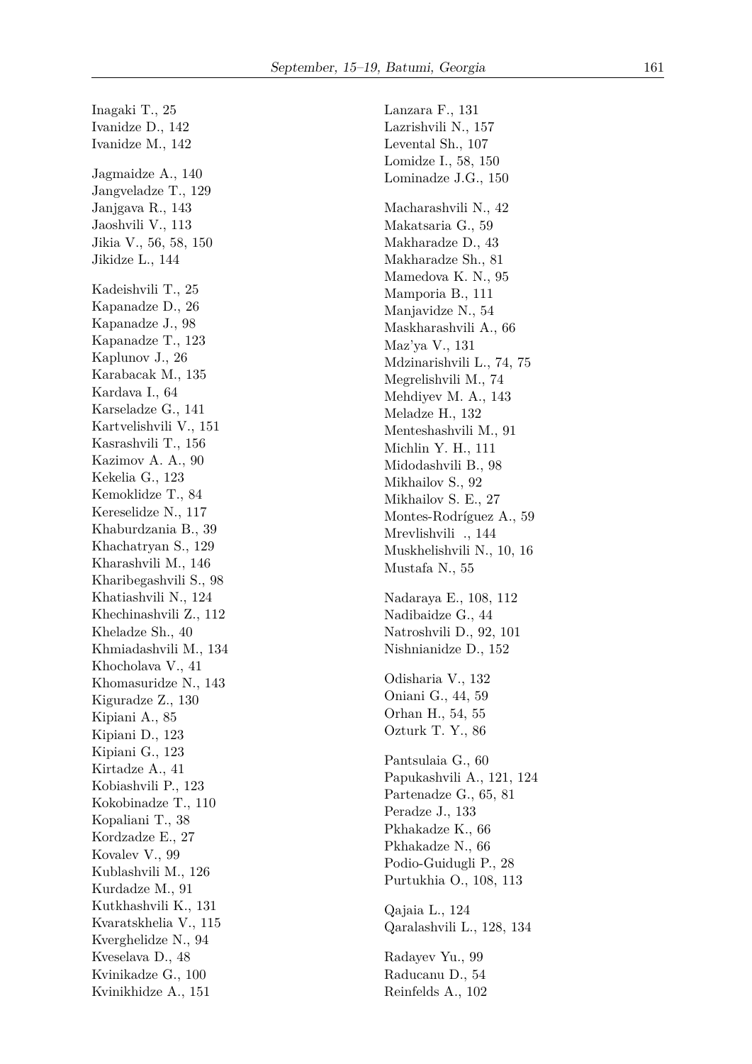Inagaki T., 25
Ivanidze D., 142
Ivanidze M., 142

Jagmaidze A., 140
Jangveladze T., 129
Janjgava R., 143
Jaoshvili V., 113
Jikia V., 56, 58, 150
Jikidze L., 144

Kadeishvili T., 25
Kapanadze D., 26
Kapanadze J., 98
Kapanadze T., 123
Kaplunov J., 26
Karabacak M., 135
Kardava I., 64
Karseladze G., 141
Kartvelishvili V., 151
Kasrashvili T., 156
Kazimov A. A., 90
Kekelia G., 123
Kemoklidze T., 84
Kereselidze N., 117
Khaburdzania B., 39
Khachatryan S., 129
Kharashvili M., 146
Kharibegashvili S., 98
Khatiashvili N., 124
Khechinashvili Z., 112
Kheladze Sh., 40
Khmiadashvili M., 134
Khocholava V., 41
Khomasuridze N., 143
Kiguradze Z., 130
Kipiani A., 85
Kipiani D., 123
Kipiani G., 123
Kirtadze A., 41
Kobiashvili P., 123
Kokobinadze T., 110
Kopaliani T., 38
Kordzadze E., 27
Kovalev V., 99
Kublashvili M., 126
Kurdadze M., 91
Kutkhashvili K., 131
Kvaratskhelia V., 115
Kverghelidze N., 94
Kveselava D., 48
Kvinikadze G., 100
Kvinikhidze A., 151

Lanzara F., 131
Lazrishvili N., 157
Levental Sh., 107
Lomidze I., 58, 150
Lominadze J.G., 150

Macharashvili N., 42
Makatsaria G., 59
Makharadze D., 43
Makharadze Sh., 81
Mamedova K. N., 95
Mamporia B., 111
Manjavidze N., 54
Maskharashvili A., 66
Maz'ya V., 131
Mdzinarishvili L., 74, 75
Megrelishvili M., 74
Mehdiyev M. A., 143
Meladze H., 132
Menteshashvili M., 91
Michlin Y. H., 111
Midodashvili B., 98
Mikhailov S., 92
Mikhailov S. E., 27
Montes-Rodríguez A., 59
Mrevlishvili ., 144
Muskhelishvili N., 10, 16
Mustafa N., 55

Nadaraya E., 108, 112
Nadibaidze G., 44
Natroshvili D., 92, 101
Nishnianidze D., 152

Odisharia V., 132
Oniani G., 44, 59
Orhan H., 54, 55
Ozturk T. Y., 86

Pantsulaia G., 60
Papukashvili A., 121, 124
Partenadze G., 65, 81
Peradze J., 133
Pkhakadze K., 66
Pkhakadze N., 66
Podio-Guidugli P., 28
Purtukhia O., 108, 113

Qajaia L., 124
Qaralashvili L., 128, 134

Radayev Yu., 99
Raducanu D., 54
Reinfelds A., 102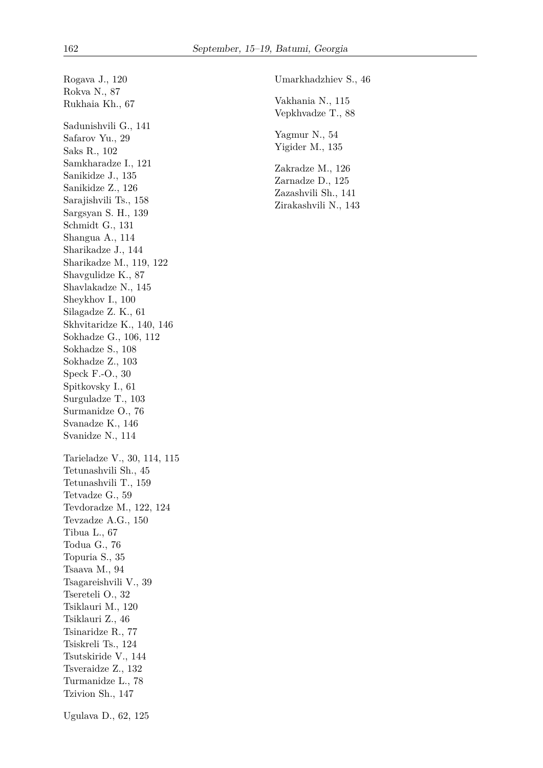Rogava J., 120
Rokva N., 87
Rukhaia Kh., 67

Sadunishvili G., 141
Safarov Yu., 29
Saks R., 102
Samkharadze I., 121
Sanikidze J., 135
Sanikidze Z., 126
Sarajishvili Ts., 158
Sargsyan S. H., 139
Schmidt G., 131
Shangua A., 114
Sharikadze J., 144
Sharikadze M., 119, 122
Shavgulidze K., 87
Shavlakadze N., 145
Sheykhov I., 100
Silagadze Z. K., 61
Skhvitaridze K., 140, 146
Sokhadze G., 106, 112
Sokhadze S., 108
Sokhadze Z., 103
Speck F.-O., 30
Spitkovsky I., 61
Surguladze T., 103
Surmanidze O., 76
Svanadze K., 146
Svanidze N., 114

Tarieladze V., 30, 114, 115
Tetunashvili Sh., 45
Tetunashvili T., 159
Tetvadze G., 59
Tevdoradze M., 122, 124
Tevzadze A.G., 150
Tibua L., 67
Todua G., 76
Topuria S., 35
Tsaava M., 94
Tsagareishvili V., 39
Tsereteli O., 32
Tsiklauri M., 120
Tsiklauri Z., 46
Tsinaridze R., 77
Tsiskreli Ts., 124
Tsutskiride V., 144
Tsveraidze Z., 132
Turmanidze L., 78
Tzivion Sh., 147

Ugulava D., 62, 125

Umarkhadzhiev S., 46

Vakhania N., 115
Vepkhvadze T., 88

Yagmur N., 54
Yigider M., 135

Zakradze M., 126
Zarnadze D., 125
Zazashvili Sh., 141
Zirakashvili N., 143